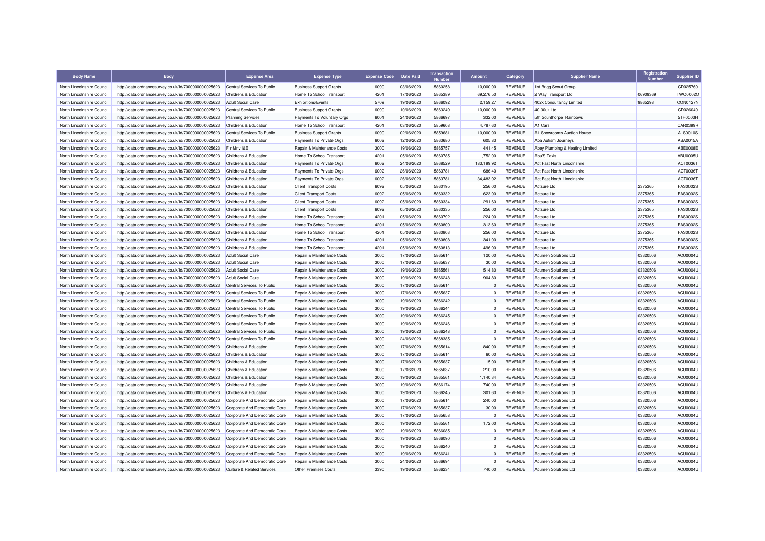| Body Name | Body | Expense Area | Expense Type | Expense Code | Date Paid | Transaction Number | Amount | Category | Supplier Name | Registration Number | Supplier ID |
|---|---|---|---|---|---|---|---|---|---|---|---|
| North Lincolnshire Council | http://data.ordnancesurvey.co.uk/id/7000000000025623 | Central Services To Public | Business Support Grants | 6090 | 03/06/2020 | 5860258 | 10,000.00 | REVENUE | 1st Brigg Scout Group | | CD025760 |
| North Lincolnshire Council | http://data.ordnancesurvey.co.uk/id/7000000000025623 | Childrens & Education | Home To School Transport | 4201 | 17/06/2020 | 5865389 | 69,276.50 | REVENUE | 2 Way Transport Ltd | 06909369 | TWO0002O |
| North Lincolnshire Council | http://data.ordnancesurvey.co.uk/id/7000000000025623 | Adult Social Care | Exhibitions/Events | 5709 | 19/06/2020 | 5866092 | 2,159.27 | REVENUE | 402k Consultancy Limited | 9865298 | CON0127N |
| North Lincolnshire Council | http://data.ordnancesurvey.co.uk/id/7000000000025623 | Central Services To Public | Business Support Grants | 6090 | 10/06/2020 | 5863249 | 10,000.00 | REVENUE | 40-30uk Ltd | | CD026040 |
| North Lincolnshire Council | http://data.ordnancesurvey.co.uk/id/7000000000025623 | Planning Services | Payments To Voluntary Orgs | 6001 | 24/06/2020 | 5866697 | 332.00 | REVENUE | 5th Scunthorpe Rainbows | | 5TH0003H |
| North Lincolnshire Council | http://data.ordnancesurvey.co.uk/id/7000000000025623 | Childrens & Education | Home To School Transport | 4201 | 03/06/2020 | 5859608 | 4,787.60 | REVENUE | A1 Cars | | CAR0399R |
| North Lincolnshire Council | http://data.ordnancesurvey.co.uk/id/7000000000025623 | Central Services To Public | Business Support Grants | 6090 | 02/06/2020 | 5859681 | 10,000.00 | REVENUE | A1 Showrooms Auction House | | A1S0010S |
| North Lincolnshire Council | http://data.ordnancesurvey.co.uk/id/7000000000025623 | Childrens & Education | Payments To Private Orgs | 6002 | 12/06/2020 | 5863680 | 605.83 | REVENUE | Aba Autism Journeys | | ABA0015A |
| North Lincolnshire Council | http://data.ordnancesurvey.co.uk/id/7000000000025623 | Fin&Inv I&E | Repair & Maintenance Costs | 3000 | 19/06/2020 | 5865757 | 441.45 | REVENUE | Abey Plumbing & Heating Limited | | ABE0008E |
| North Lincolnshire Council | http://data.ordnancesurvey.co.uk/id/7000000000025623 | Childrens & Education | Home To School Transport | 4201 | 05/06/2020 | 5860785 | 1,752.00 | REVENUE | Abu'S Taxis | | ABU0005U |
| North Lincolnshire Council | http://data.ordnancesurvey.co.uk/id/7000000000025623 | Childrens & Education | Payments To Private Orgs | 6002 | 24/06/2020 | 5868529 | 183,199.92 | REVENUE | Act Fast North Lincolnshire | | ACT0036T |
| North Lincolnshire Council | http://data.ordnancesurvey.co.uk/id/7000000000025623 | Childrens & Education | Payments To Private Orgs | 6002 | 26/06/2020 | 5863781 | 686.40 | REVENUE | Act Fast North Lincolnshire | | ACT0036T |
| North Lincolnshire Council | http://data.ordnancesurvey.co.uk/id/7000000000025623 | Childrens & Education | Payments To Private Orgs | 6002 | 26/06/2020 | 5863781 | 34,483.02 | REVENUE | Act Fast North Lincolnshire | | ACT0036T |
| North Lincolnshire Council | http://data.ordnancesurvey.co.uk/id/7000000000025623 | Childrens & Education | Client Transport Costs | 6092 | 05/06/2020 | 5860195 | 256.00 | REVENUE | Actsure Ltd | 2375365 | FAS0002S |
| North Lincolnshire Council | http://data.ordnancesurvey.co.uk/id/7000000000025623 | Childrens & Education | Client Transport Costs | 6092 | 05/06/2020 | 5860332 | 623.00 | REVENUE | Actsure Ltd | 2375365 | FAS0002S |
| North Lincolnshire Council | http://data.ordnancesurvey.co.uk/id/7000000000025623 | Childrens & Education | Client Transport Costs | 6092 | 05/06/2020 | 5860334 | 291.60 | REVENUE | Actsure Ltd | 2375365 | FAS0002S |
| North Lincolnshire Council | http://data.ordnancesurvey.co.uk/id/7000000000025623 | Childrens & Education | Client Transport Costs | 6092 | 05/06/2020 | 5860335 | 256.00 | REVENUE | Actsure Ltd | 2375365 | FAS0002S |
| North Lincolnshire Council | http://data.ordnancesurvey.co.uk/id/7000000000025623 | Childrens & Education | Home To School Transport | 4201 | 05/06/2020 | 5860792 | 224.00 | REVENUE | Actsure Ltd | 2375365 | FAS0002S |
| North Lincolnshire Council | http://data.ordnancesurvey.co.uk/id/7000000000025623 | Childrens & Education | Home To School Transport | 4201 | 05/06/2020 | 5860800 | 313.60 | REVENUE | Actsure Ltd | 2375365 | FAS0002S |
| North Lincolnshire Council | http://data.ordnancesurvey.co.uk/id/7000000000025623 | Childrens & Education | Home To School Transport | 4201 | 05/06/2020 | 5860803 | 256.00 | REVENUE | Actsure Ltd | 2375365 | FAS0002S |
| North Lincolnshire Council | http://data.ordnancesurvey.co.uk/id/7000000000025623 | Childrens & Education | Home To School Transport | 4201 | 05/06/2020 | 5860808 | 341.00 | REVENUE | Actsure Ltd | 2375365 | FAS0002S |
| North Lincolnshire Council | http://data.ordnancesurvey.co.uk/id/7000000000025623 | Childrens & Education | Home To School Transport | 4201 | 05/06/2020 | 5860813 | 496.00 | REVENUE | Actsure Ltd | 2375365 | FAS0002S |
| North Lincolnshire Council | http://data.ordnancesurvey.co.uk/id/7000000000025623 | Adult Social Care | Repair & Maintenance Costs | 3000 | 17/06/2020 | 5865614 | 120.00 | REVENUE | Acumen Solutions Ltd | 03320506 | ACU0004U |
| North Lincolnshire Council | http://data.ordnancesurvey.co.uk/id/7000000000025623 | Adult Social Care | Repair & Maintenance Costs | 3000 | 17/06/2020 | 5865637 | 30.00 | REVENUE | Acumen Solutions Ltd | 03320506 | ACU0004U |
| North Lincolnshire Council | http://data.ordnancesurvey.co.uk/id/7000000000025623 | Adult Social Care | Repair & Maintenance Costs | 3000 | 19/06/2020 | 5865561 | 514.80 | REVENUE | Acumen Solutions Ltd | 03320506 | ACU0004U |
| North Lincolnshire Council | http://data.ordnancesurvey.co.uk/id/7000000000025623 | Adult Social Care | Repair & Maintenance Costs | 3000 | 19/06/2020 | 5866248 | 904.80 | REVENUE | Acumen Solutions Ltd | 03320506 | ACU0004U |
| North Lincolnshire Council | http://data.ordnancesurvey.co.uk/id/7000000000025623 | Central Services To Public | Repair & Maintenance Costs | 3000 | 17/06/2020 | 5865614 | 0 | REVENUE | Acumen Solutions Ltd | 03320506 | ACU0004U |
| North Lincolnshire Council | http://data.ordnancesurvey.co.uk/id/7000000000025623 | Central Services To Public | Repair & Maintenance Costs | 3000 | 17/06/2020 | 5865637 | 0 | REVENUE | Acumen Solutions Ltd | 03320506 | ACU0004U |
| North Lincolnshire Council | http://data.ordnancesurvey.co.uk/id/7000000000025623 | Central Services To Public | Repair & Maintenance Costs | 3000 | 19/06/2020 | 5866242 | 0 | REVENUE | Acumen Solutions Ltd | 03320506 | ACU0004U |
| North Lincolnshire Council | http://data.ordnancesurvey.co.uk/id/7000000000025623 | Central Services To Public | Repair & Maintenance Costs | 3000 | 19/06/2020 | 5866244 | 0 | REVENUE | Acumen Solutions Ltd | 03320506 | ACU0004U |
| North Lincolnshire Council | http://data.ordnancesurvey.co.uk/id/7000000000025623 | Central Services To Public | Repair & Maintenance Costs | 3000 | 19/06/2020 | 5866245 | 0 | REVENUE | Acumen Solutions Ltd | 03320506 | ACU0004U |
| North Lincolnshire Council | http://data.ordnancesurvey.co.uk/id/7000000000025623 | Central Services To Public | Repair & Maintenance Costs | 3000 | 19/06/2020 | 5866246 | 0 | REVENUE | Acumen Solutions Ltd | 03320506 | ACU0004U |
| North Lincolnshire Council | http://data.ordnancesurvey.co.uk/id/7000000000025623 | Central Services To Public | Repair & Maintenance Costs | 3000 | 19/06/2020 | 5866248 | 0 | REVENUE | Acumen Solutions Ltd | 03320506 | ACU0004U |
| North Lincolnshire Council | http://data.ordnancesurvey.co.uk/id/7000000000025623 | Central Services To Public | Repair & Maintenance Costs | 3000 | 24/06/2020 | 5868385 | 0 | REVENUE | Acumen Solutions Ltd | 03320506 | ACU0004U |
| North Lincolnshire Council | http://data.ordnancesurvey.co.uk/id/7000000000025623 | Childrens & Education | Repair & Maintenance Costs | 3000 | 17/06/2020 | 5865614 | 840.00 | REVENUE | Acumen Solutions Ltd | 03320506 | ACU0004U |
| North Lincolnshire Council | http://data.ordnancesurvey.co.uk/id/7000000000025623 | Childrens & Education | Repair & Maintenance Costs | 3000 | 17/06/2020 | 5865614 | 60.00 | REVENUE | Acumen Solutions Ltd | 03320506 | ACU0004U |
| North Lincolnshire Council | http://data.ordnancesurvey.co.uk/id/7000000000025623 | Childrens & Education | Repair & Maintenance Costs | 3000 | 17/06/2020 | 5865637 | 15.00 | REVENUE | Acumen Solutions Ltd | 03320506 | ACU0004U |
| North Lincolnshire Council | http://data.ordnancesurvey.co.uk/id/7000000000025623 | Childrens & Education | Repair & Maintenance Costs | 3000 | 17/06/2020 | 5865637 | 210.00 | REVENUE | Acumen Solutions Ltd | 03320506 | ACU0004U |
| North Lincolnshire Council | http://data.ordnancesurvey.co.uk/id/7000000000025623 | Childrens & Education | Repair & Maintenance Costs | 3000 | 19/06/2020 | 5865561 | 1,140.34 | REVENUE | Acumen Solutions Ltd | 03320506 | ACU0004U |
| North Lincolnshire Council | http://data.ordnancesurvey.co.uk/id/7000000000025623 | Childrens & Education | Repair & Maintenance Costs | 3000 | 19/06/2020 | 5866174 | 740.00 | REVENUE | Acumen Solutions Ltd | 03320506 | ACU0004U |
| North Lincolnshire Council | http://data.ordnancesurvey.co.uk/id/7000000000025623 | Childrens & Education | Repair & Maintenance Costs | 3000 | 19/06/2020 | 5866245 | 301.60 | REVENUE | Acumen Solutions Ltd | 03320506 | ACU0004U |
| North Lincolnshire Council | http://data.ordnancesurvey.co.uk/id/7000000000025623 | Corporate And Democratic Core | Repair & Maintenance Costs | 3000 | 17/06/2020 | 5865614 | 240.00 | REVENUE | Acumen Solutions Ltd | 03320506 | ACU0004U |
| North Lincolnshire Council | http://data.ordnancesurvey.co.uk/id/7000000000025623 | Corporate And Democratic Core | Repair & Maintenance Costs | 3000 | 17/06/2020 | 5865637 | 30.00 | REVENUE | Acumen Solutions Ltd | 03320506 | ACU0004U |
| North Lincolnshire Council | http://data.ordnancesurvey.co.uk/id/7000000000025623 | Corporate And Democratic Core | Repair & Maintenance Costs | 3000 | 17/06/2020 | 5865658 | 0 | REVENUE | Acumen Solutions Ltd | 03320506 | ACU0004U |
| North Lincolnshire Council | http://data.ordnancesurvey.co.uk/id/7000000000025623 | Corporate And Democratic Core | Repair & Maintenance Costs | 3000 | 19/06/2020 | 5865561 | 172.00 | REVENUE | Acumen Solutions Ltd | 03320506 | ACU0004U |
| North Lincolnshire Council | http://data.ordnancesurvey.co.uk/id/7000000000025623 | Corporate And Democratic Core | Repair & Maintenance Costs | 3000 | 19/06/2020 | 5866085 | 0 | REVENUE | Acumen Solutions Ltd | 03320506 | ACU0004U |
| North Lincolnshire Council | http://data.ordnancesurvey.co.uk/id/7000000000025623 | Corporate And Democratic Core | Repair & Maintenance Costs | 3000 | 19/06/2020 | 5866090 | 0 | REVENUE | Acumen Solutions Ltd | 03320506 | ACU0004U |
| North Lincolnshire Council | http://data.ordnancesurvey.co.uk/id/7000000000025623 | Corporate And Democratic Core | Repair & Maintenance Costs | 3000 | 19/06/2020 | 5866240 | 0 | REVENUE | Acumen Solutions Ltd | 03320506 | ACU0004U |
| North Lincolnshire Council | http://data.ordnancesurvey.co.uk/id/7000000000025623 | Corporate And Democratic Core | Repair & Maintenance Costs | 3000 | 19/06/2020 | 5866241 | 0 | REVENUE | Acumen Solutions Ltd | 03320506 | ACU0004U |
| North Lincolnshire Council | http://data.ordnancesurvey.co.uk/id/7000000000025623 | Corporate And Democratic Core | Repair & Maintenance Costs | 3000 | 24/06/2020 | 5866694 | 0 | REVENUE | Acumen Solutions Ltd | 03320506 | ACU0004U |
| North Lincolnshire Council | http://data.ordnancesurvey.co.uk/id/7000000000025623 | Culture & Related Services | Other Premises Costs | 3390 | 19/06/2020 | 5866234 | 740.00 | REVENUE | Acumen Solutions Ltd | 03320506 | ACU0004U |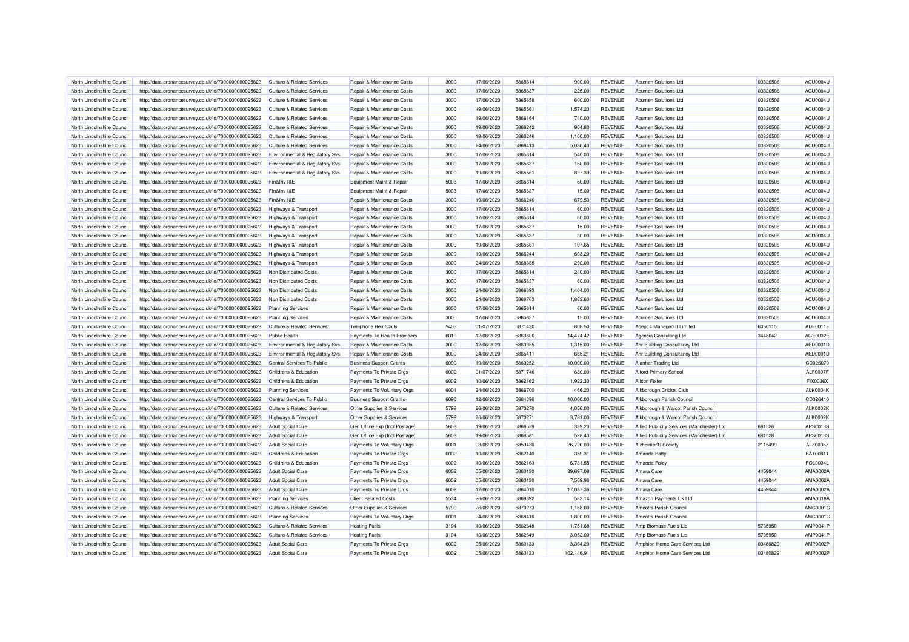| North Lincolnshire Council | http://data.ordnancesurvey.co.uk/id/7000000000025623 | Culture & Related Services | Repair & Maintenance Costs | 3000 | 17/06/2020 | 5865614 | 900.00 | REVENUE | Acumen Solutions Ltd | 03320506 | ACU0004U |
|---|---|---|---|---|---|---|---|---|---|---|---|
| North Lincolnshire Council | http://data.ordnancesurvey.co.uk/id/7000000000025623 | Culture & Related Services | Repair & Maintenance Costs | 3000 | 17/06/2020 | 5865637 | 225.00 | REVENUE | Acumen Solutions Ltd | 03320506 | ACU0004U |
| North Lincolnshire Council | http://data.ordnancesurvey.co.uk/id/7000000000025623 | Culture & Related Services | Repair & Maintenance Costs | 3000 | 17/06/2020 | 5865658 | 600.00 | REVENUE | Acumen Solutions Ltd | 03320506 | ACU0004U |
| North Lincolnshire Council | http://data.ordnancesurvey.co.uk/id/7000000000025623 | Culture & Related Services | Repair & Maintenance Costs | 3000 | 19/06/2020 | 5865561 | 1,574.23 | REVENUE | Acumen Solutions Ltd | 03320506 | ACU0004U |
| North Lincolnshire Council | http://data.ordnancesurvey.co.uk/id/7000000000025623 | Culture & Related Services | Repair & Maintenance Costs | 3000 | 19/06/2020 | 5866164 | 740.00 | REVENUE | Acumen Solutions Ltd | 03320506 | ACU0004U |
| North Lincolnshire Council | http://data.ordnancesurvey.co.uk/id/7000000000025623 | Culture & Related Services | Repair & Maintenance Costs | 3000 | 19/06/2020 | 5866242 | 904.80 | REVENUE | Acumen Solutions Ltd | 03320506 | ACU0004U |
| North Lincolnshire Council | http://data.ordnancesurvey.co.uk/id/7000000000025623 | Culture & Related Services | Repair & Maintenance Costs | 3000 | 19/06/2020 | 5866246 | 1,100.00 | REVENUE | Acumen Solutions Ltd | 03320506 | ACU0004U |
| North Lincolnshire Council | http://data.ordnancesurvey.co.uk/id/7000000000025623 | Culture & Related Services | Repair & Maintenance Costs | 3000 | 24/06/2020 | 5868413 | 5,030.40 | REVENUE | Acumen Solutions Ltd | 03320506 | ACU0004U |
| North Lincolnshire Council | http://data.ordnancesurvey.co.uk/id/7000000000025623 | Environmental & Regulatory Svs | Repair & Maintenance Costs | 3000 | 17/06/2020 | 5865614 | 540.00 | REVENUE | Acumen Solutions Ltd | 03320506 | ACU0004U |
| North Lincolnshire Council | http://data.ordnancesurvey.co.uk/id/7000000000025623 | Environmental & Regulatory Svs | Repair & Maintenance Costs | 3000 | 17/06/2020 | 5865637 | 150.00 | REVENUE | Acumen Solutions Ltd | 03320506 | ACU0004U |
| North Lincolnshire Council | http://data.ordnancesurvey.co.uk/id/7000000000025623 | Environmental & Regulatory Svs | Repair & Maintenance Costs | 3000 | 19/06/2020 | 5865561 | 827.39 | REVENUE | Acumen Solutions Ltd | 03320506 | ACU0004U |
| North Lincolnshire Council | http://data.ordnancesurvey.co.uk/id/7000000000025623 | Fin&Inv I&E | Equipment Maint.& Repair | 5003 | 17/06/2020 | 5865614 | 60.00 | REVENUE | Acumen Solutions Ltd | 03320506 | ACU0004U |
| North Lincolnshire Council | http://data.ordnancesurvey.co.uk/id/7000000000025623 | Fin&Inv I&E | Equipment Maint.& Repair | 5003 | 17/06/2020 | 5865637 | 15.00 | REVENUE | Acumen Solutions Ltd | 03320506 | ACU0004U |
| North Lincolnshire Council | http://data.ordnancesurvey.co.uk/id/7000000000025623 | Fin&Inv I&E | Repair & Maintenance Costs | 3000 | 19/06/2020 | 5866240 | 679.53 | REVENUE | Acumen Solutions Ltd | 03320506 | ACU0004U |
| North Lincolnshire Council | http://data.ordnancesurvey.co.uk/id/7000000000025623 | Highways & Transport | Repair & Maintenance Costs | 3000 | 17/06/2020 | 5865614 | 60.00 | REVENUE | Acumen Solutions Ltd | 03320506 | ACU0004U |
| North Lincolnshire Council | http://data.ordnancesurvey.co.uk/id/7000000000025623 | Highways & Transport | Repair & Maintenance Costs | 3000 | 17/06/2020 | 5865614 | 60.00 | REVENUE | Acumen Solutions Ltd | 03320506 | ACU0004U |
| North Lincolnshire Council | http://data.ordnancesurvey.co.uk/id/7000000000025623 | Highways & Transport | Repair & Maintenance Costs | 3000 | 17/06/2020 | 5865637 | 15.00 | REVENUE | Acumen Solutions Ltd | 03320506 | ACU0004U |
| North Lincolnshire Council | http://data.ordnancesurvey.co.uk/id/7000000000025623 | Highways & Transport | Repair & Maintenance Costs | 3000 | 17/06/2020 | 5865637 | 30.00 | REVENUE | Acumen Solutions Ltd | 03320506 | ACU0004U |
| North Lincolnshire Council | http://data.ordnancesurvey.co.uk/id/7000000000025623 | Highways & Transport | Repair & Maintenance Costs | 3000 | 19/06/2020 | 5865561 | 197.65 | REVENUE | Acumen Solutions Ltd | 03320506 | ACU0004U |
| North Lincolnshire Council | http://data.ordnancesurvey.co.uk/id/7000000000025623 | Highways & Transport | Repair & Maintenance Costs | 3000 | 19/06/2020 | 5866244 | 603.20 | REVENUE | Acumen Solutions Ltd | 03320506 | ACU0004U |
| North Lincolnshire Council | http://data.ordnancesurvey.co.uk/id/7000000000025623 | Highways & Transport | Repair & Maintenance Costs | 3000 | 24/06/2020 | 5868385 | 290.00 | REVENUE | Acumen Solutions Ltd | 03320506 | ACU0004U |
| North Lincolnshire Council | http://data.ordnancesurvey.co.uk/id/7000000000025623 | Non Distributed Costs | Repair & Maintenance Costs | 3000 | 17/06/2020 | 5865614 | 240.00 | REVENUE | Acumen Solutions Ltd | 03320506 | ACU0004U |
| North Lincolnshire Council | http://data.ordnancesurvey.co.uk/id/7000000000025623 | Non Distributed Costs | Repair & Maintenance Costs | 3000 | 17/06/2020 | 5865637 | 60.00 | REVENUE | Acumen Solutions Ltd | 03320506 | ACU0004U |
| North Lincolnshire Council | http://data.ordnancesurvey.co.uk/id/7000000000025623 | Non Distributed Costs | Repair & Maintenance Costs | 3000 | 24/06/2020 | 5866693 | 1,404.00 | REVENUE | Acumen Solutions Ltd | 03320506 | ACU0004U |
| North Lincolnshire Council | http://data.ordnancesurvey.co.uk/id/7000000000025623 | Non Distributed Costs | Repair & Maintenance Costs | 3000 | 24/06/2020 | 5866703 | 1,863.60 | REVENUE | Acumen Solutions Ltd | 03320506 | ACU0004U |
| North Lincolnshire Council | http://data.ordnancesurvey.co.uk/id/7000000000025623 | Planning Services | Repair & Maintenance Costs | 3000 | 17/06/2020 | 5865614 | 60.00 | REVENUE | Acumen Solutions Ltd | 03320506 | ACU0004U |
| North Lincolnshire Council | http://data.ordnancesurvey.co.uk/id/7000000000025623 | Planning Services | Repair & Maintenance Costs | 3000 | 17/06/2020 | 5865637 | 15.00 | REVENUE | Acumen Solutions Ltd | 03320506 | ACU0004U |
| North Lincolnshire Council | http://data.ordnancesurvey.co.uk/id/7000000000025623 | Culture & Related Services | Telephone Rent/Calls | 5403 | 01/07/2020 | 5871430 | 808.50 | REVENUE | Adept 4 Managed It Limited | 6056115 | ADE0011E |
| North Lincolnshire Council | http://data.ordnancesurvey.co.uk/id/7000000000025623 | Public Health | Payments To Health Providers | 6019 | 12/06/2020 | 5863600 | 14,474.42 | REVENUE | Agencia Consulting Ltd | 3448042 | AGE0032E |
| North Lincolnshire Council | http://data.ordnancesurvey.co.uk/id/7000000000025623 | Environmental & Regulatory Svs | Repair & Maintenance Costs | 3000 | 12/06/2020 | 5863985 | 1,315.00 | REVENUE | Ahr Building Consultancy Ltd | | AED0001D |
| North Lincolnshire Council | http://data.ordnancesurvey.co.uk/id/7000000000025623 | Environmental & Regulatory Svs | Repair & Maintenance Costs | 3000 | 24/06/2020 | 5865411 | 665.21 | REVENUE | Ahr Building Consultancy Ltd | | AED0001D |
| North Lincolnshire Council | http://data.ordnancesurvey.co.uk/id/7000000000025623 | Central Services To Public | Business Support Grants | 6090 | 10/06/2020 | 5863252 | 10,000.00 | REVENUE | Alanhar Trading Ltd | | CD026070 |
| North Lincolnshire Council | http://data.ordnancesurvey.co.uk/id/7000000000025623 | Childrens & Education | Payments To Private Orgs | 6002 | 01/07/2020 | 5871746 | 630.00 | REVENUE | Alford Primary School | | ALF0007F |
| North Lincolnshire Council | http://data.ordnancesurvey.co.uk/id/7000000000025623 | Childrens & Education | Payments To Private Orgs | 6002 | 10/06/2020 | 5862162 | 1,922.30 | REVENUE | Alison Fixter | | FIX0036X |
| North Lincolnshire Council | http://data.ordnancesurvey.co.uk/id/7000000000025623 | Planning Services | Payments To Voluntary Orgs | 6001 | 24/06/2020 | 5866700 | 466.20 | REVENUE | Alkborough Cricket Club | | ALK0004K |
| North Lincolnshire Council | http://data.ordnancesurvey.co.uk/id/7000000000025623 | Central Services To Public | Business Support Grants | 6090 | 12/06/2020 | 5864396 | 10,000.00 | REVENUE | Alkborough Parish Council | | CD026410 |
| North Lincolnshire Council | http://data.ordnancesurvey.co.uk/id/7000000000025623 | Culture & Related Services | Other Supplies & Services | 5799 | 26/06/2020 | 5870270 | 4,056.00 | REVENUE | Alkborough & Walcot Parish Council | | ALK0002K |
| North Lincolnshire Council | http://data.ordnancesurvey.co.uk/id/7000000000025623 | Highways & Transport | Other Supplies & Services | 5799 | 26/06/2020 | 5870271 | 3,781.00 | REVENUE | Alkborough & Walcot Parish Council | | ALK0002K |
| North Lincolnshire Council | http://data.ordnancesurvey.co.uk/id/7000000000025623 | Adult Social Care | Gen Office Exp (Incl Postage) | 5603 | 19/06/2020 | 5866539 | 339.20 | REVENUE | Allied Publicity Services (Manchester) Ltd | 681528 | APS0013S |
| North Lincolnshire Council | http://data.ordnancesurvey.co.uk/id/7000000000025623 | Adult Social Care | Gen Office Exp (Incl Postage) | 5603 | 19/06/2020 | 5866581 | 528.40 | REVENUE | Allied Publicity Services (Manchester) Ltd | 681528 | APS0013S |
| North Lincolnshire Council | http://data.ordnancesurvey.co.uk/id/7000000000025623 | Adult Social Care | Payments To Voluntary Orgs | 6001 | 03/06/2020 | 5859436 | 26,720.00 | REVENUE | Alzheimer'S Society | 2115499 | ALZ0008Z |
| North Lincolnshire Council | http://data.ordnancesurvey.co.uk/id/7000000000025623 | Childrens & Education | Payments To Private Orgs | 6002 | 10/06/2020 | 5862140 | 359.31 | REVENUE | Amanda Batty | | BAT0081T |
| North Lincolnshire Council | http://data.ordnancesurvey.co.uk/id/7000000000025623 | Childrens & Education | Payments To Private Orgs | 6002 | 10/06/2020 | 5862163 | 6,781.55 | REVENUE | Amanda Foley | | FOL0034L |
| North Lincolnshire Council | http://data.ordnancesurvey.co.uk/id/7000000000025623 | Adult Social Care | Payments To Private Orgs | 6002 | 05/06/2020 | 5860130 | 39,697.08 | REVENUE | Amara Care | 4459044 | AMA0002A |
| North Lincolnshire Council | http://data.ordnancesurvey.co.uk/id/7000000000025623 | Adult Social Care | Payments To Private Orgs | 6002 | 05/06/2020 | 5860130 | 7,509.96 | REVENUE | Amara Care | 4459044 | AMA0002A |
| North Lincolnshire Council | http://data.ordnancesurvey.co.uk/id/7000000000025623 | Adult Social Care | Payments To Private Orgs | 6002 | 12/06/2020 | 5864010 | 17,037.36 | REVENUE | Amara Care | 4459044 | AMA0002A |
| North Lincolnshire Council | http://data.ordnancesurvey.co.uk/id/7000000000025623 | Planning Services | Client Related Costs | 5534 | 26/06/2020 | 5869392 | 583.14 | REVENUE | Amazon Payments Uk Ltd | | AMA0016A |
| North Lincolnshire Council | http://data.ordnancesurvey.co.uk/id/7000000000025623 | Culture & Related Services | Other Supplies & Services | 5799 | 26/06/2020 | 5870273 | 1,168.00 | REVENUE | Amcotts Parish Council | | AMC0001C |
| North Lincolnshire Council | http://data.ordnancesurvey.co.uk/id/7000000000025623 | Planning Services | Payments To Voluntary Orgs | 6001 | 24/06/2020 | 5868416 | 1,800.00 | REVENUE | Amcotts Parish Council | | AMC0001C |
| North Lincolnshire Council | http://data.ordnancesurvey.co.uk/id/7000000000025623 | Culture & Related Services | Heating Fuels | 3104 | 10/06/2020 | 5862648 | 1,751.68 | REVENUE | Amp Biomass Fuels Ltd | 5735950 | AMP0041P |
| North Lincolnshire Council | http://data.ordnancesurvey.co.uk/id/7000000000025623 | Culture & Related Services | Heating Fuels | 3104 | 10/06/2020 | 5862649 | 3,052.00 | REVENUE | Amp Biomass Fuels Ltd | 5735950 | AMP0041P |
| North Lincolnshire Council | http://data.ordnancesurvey.co.uk/id/7000000000025623 | Adult Social Care | Payments To Private Orgs | 6002 | 05/06/2020 | 5860133 | 3,364.20 | REVENUE | Amphion Home Care Services Ltd | 03480829 | AMP0002P |
| North Lincolnshire Council | http://data.ordnancesurvey.co.uk/id/7000000000025623 | Adult Social Care | Payments To Private Orgs | 6002 | 05/06/2020 | 5860133 | 102,146.91 | REVENUE | Amphion Home Care Services Ltd | 03480829 | AMP0002P |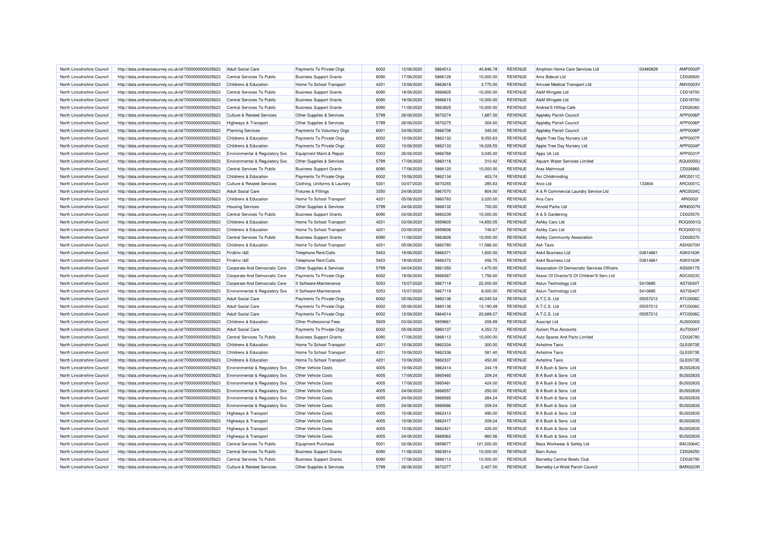| North Lincolnshire Council | http://data.ordnancesurvey.co.uk/id/7000000000025623 | Adult Social Care | Payments To Private Orgs | 6002 | 12/06/2020 | 5864012 | 40,846.78 | REVENUE | Amphion Home Care Services Ltd | 03480829 | AMP0002P |
|---|---|---|---|---|---|---|---|---|---|---|---|
| North Lincolnshire Council | http://data.ordnancesurvey.co.uk/id/7000000000025623 | Central Services To Public | Business Support Grants | 6090 | 17/06/2020 | 5866126 | 10,000.00 | REVENUE | Ams Bobcat Ltd | | CD026920 |
| North Lincolnshire Council | http://data.ordnancesurvey.co.uk/id/7000000000025623 | Childrens & Education | Home To School Transport | 4201 | 12/06/2020 | 5863618 | 3,770.00 | REVENUE | Amvale Medical Transport Ltd | | AMV0003V |
| North Lincolnshire Council | http://data.ordnancesurvey.co.uk/id/7000000000025623 | Central Services To Public | Business Support Grants | 6090 | 18/06/2020 | 5866605 | -10,000.00 | REVENUE | A&M Wingate Ltd | | CD018700 |
| North Lincolnshire Council | http://data.ordnancesurvey.co.uk/id/7000000000025623 | Central Services To Public | Business Support Grants | 6090 | 18/06/2020 | 5866615 | 10,000.00 | REVENUE | A&M Wingate Ltd | | CD018700 |
| North Lincolnshire Council | http://data.ordnancesurvey.co.uk/id/7000000000025623 | Central Services To Public | Business Support Grants | 6090 | 11/06/2020 | 5863825 | 10,000.00 | REVENUE | Andrea'S Hilltop Cafe | | CD026360 |
| North Lincolnshire Council | http://data.ordnancesurvey.co.uk/id/7000000000025623 | Culture & Related Services | Other Supplies & Services | 5799 | 26/06/2020 | 5870274 | 1,687.00 | REVENUE | Appleby Parish Council | | APP0006P |
| North Lincolnshire Council | http://data.ordnancesurvey.co.uk/id/7000000000025623 | Highways & Transport | Other Supplies & Services | 5799 | 26/06/2020 | 5870275 | 304.00 | REVENUE | Appleby Parish Council | | APP0006P |
| North Lincolnshire Council | http://data.ordnancesurvey.co.uk/id/7000000000025623 | Planning Services | Payments To Voluntary Orgs | 6001 | 24/06/2020 | 5866708 | 345.00 | REVENUE | Appleby Parish Council | | APP0006P |
| North Lincolnshire Council | http://data.ordnancesurvey.co.uk/id/7000000000025623 | Childrens & Education | Payments To Private Orgs | 6002 | 10/06/2020 | 5862132 | 9,050.63 | REVENUE | Apple Tree Day Nursery Ltd | | APP0007P |
| North Lincolnshire Council | http://data.ordnancesurvey.co.uk/id/7000000000025623 | Childrens & Education | Payments To Private Orgs | 6002 | 10/06/2020 | 5862133 | 16,028.55 | REVENUE | Apple Tree Day Nursery Ltd | | APP0024P |
| North Lincolnshire Council | http://data.ordnancesurvey.co.uk/id/7000000000025623 | Environmental & Regulatory Svs | Equipment Maint.& Repair | 5003 | 26/06/2020 | 5866768 | 3,045.00 | REVENUE | Apps Uk Ltd. | | APP0031P |
| North Lincolnshire Council | http://data.ordnancesurvey.co.uk/id/7000000000025623 | Environmental & Regulatory Svs | Other Supplies & Services | 5799 | 17/06/2020 | 5860116 | 310.42 | REVENUE | Aquam Water Services Limited | | AQU0050U |
| North Lincolnshire Council | http://data.ordnancesurvey.co.uk/id/7000000000025623 | Central Services To Public | Business Support Grants | 6090 | 17/06/2020 | 5866120 | 10,000.00 | REVENUE | Aras Mahmoud | | CD026860 |
| North Lincolnshire Council | http://data.ordnancesurvey.co.uk/id/7000000000025623 | Childrens & Education | Payments To Private Orgs | 6002 | 10/06/2020 | 5862134 | 403.74 | REVENUE | Arc Childminding | | ARC0011C |
| North Lincolnshire Council | http://data.ordnancesurvey.co.uk/id/7000000000025623 | Culture & Related Services | Clothing, Uniforms & Laundry | 5301 | 03/07/2020 | 5870255 | 285.83 | REVENUE | Arco Ltd | 133804 | ARC0001C |
| North Lincolnshire Council | http://data.ordnancesurvey.co.uk/id/7000000000025623 | Adult Social Care | Fixtures & Fittings | 3350 | 24/06/2020 | 5867070 | 804.00 | REVENUE | A & R Commercial Laundry Service Ltd | | ARC0024C |
| North Lincolnshire Council | http://data.ordnancesurvey.co.uk/id/7000000000025623 | Childrens & Education | Home To School Transport | 4201 | 05/06/2020 | 5860783 | 3,020.00 | REVENUE | Aria Cars | | ARI0002I |
| North Lincolnshire Council | http://data.ordnancesurvey.co.uk/id/7000000000025623 | Housing Services | Other Supplies & Services | 5799 | 24/06/2020 | 5868132 | 700.00 | REVENUE | Arnold Parks Ltd | | ARN0007N |
| North Lincolnshire Council | http://data.ordnancesurvey.co.uk/id/7000000000025623 | Central Services To Public | Business Support Grants | 6090 | 03/06/2020 | 5860239 | 10,000.00 | REVENUE | A & S Gardening | | CD025570 |
| North Lincolnshire Council | http://data.ordnancesurvey.co.uk/id/7000000000025623 | Childrens & Education | Home To School Transport | 4201 | 03/06/2020 | 5859605 | 14,650.05 | REVENUE | Ashby Cars Ltd | | ROQ0001Q |
| North Lincolnshire Council | http://data.ordnancesurvey.co.uk/id/7000000000025623 | Childrens & Education | Home To School Transport | 4201 | 03/06/2020 | 5859606 | 746.67 | REVENUE | Ashby Cars Ltd | | ROQ0001Q |
| North Lincolnshire Council | http://data.ordnancesurvey.co.uk/id/7000000000025623 | Central Services To Public | Business Support Grants | 6090 | 11/06/2020 | 5863826 | 10,000.00 | REVENUE | Ashby Community Association | | CD026370 |
| North Lincolnshire Council | http://data.ordnancesurvey.co.uk/id/7000000000025623 | Childrens & Education | Home To School Transport | 4201 | 05/06/2020 | 5860780 | 11,586.00 | REVENUE | Ash Taxis | | ASH0070H |
| North Lincolnshire Council | http://data.ordnancesurvey.co.uk/id/7000000000025623 | Fin&Inv I&E | Telephone Rent/Calls | 5403 | 19/06/2020 | 5866371 | 1,600.00 | REVENUE | Ask4 Business Ltd | 03614661 | ASK0163K |
| North Lincolnshire Council | http://data.ordnancesurvey.co.uk/id/7000000000025623 | Fin&Inv I&E | Telephone Rent/Calls | 5403 | 19/06/2020 | 5866372 | 456.75 | REVENUE | Ask4 Business Ltd | 03614661 | ASK0163K |
| North Lincolnshire Council | http://data.ordnancesurvey.co.uk/id/7000000000025623 | Corporate And Democratic Core | Other Supplies & Services | 5799 | 04/04/2020 | 5861350 | -1,470.00 | REVENUE | Association Of Democratic Services Officers | | ASS0017S |
| North Lincolnshire Council | http://data.ordnancesurvey.co.uk/id/7000000000025623 | Corporate And Democratic Core | Payments To Private Orgs | 6002 | 19/06/2020 | 5866587 | 1,756.00 | REVENUE | Assoc Of Director'S Of Children'S Serv Ltd | | ADC0023C |
| North Lincolnshire Council | http://data.ordnancesurvey.co.uk/id/7000000000025623 | Corporate And Democratic Core | It Software-Maintenance | 5053 | 15/07/2020 | 5867119 | 22,000.00 | REVENUE | Astun Technology Ltd | 5410695 | AST0040T |
| North Lincolnshire Council | http://data.ordnancesurvey.co.uk/id/7000000000025623 | Environmental & Regulatory Svs | It Software-Maintenance | 5053 | 15/07/2020 | 5867119 | 8,000.00 | REVENUE | Astun Technology Ltd | 5410695 | AST0040T |
| North Lincolnshire Council | http://data.ordnancesurvey.co.uk/id/7000000000025623 | Adult Social Care | Payments To Private Orgs | 6002 | 05/06/2020 | 5860136 | 40,045.54 | REVENUE | A.T.C.S. Ltd | 05057212 | ATC0006C |
| North Lincolnshire Council | http://data.ordnancesurvey.co.uk/id/7000000000025623 | Adult Social Care | Payments To Private Orgs | 6002 | 05/06/2020 | 5860136 | 13,190.49 | REVENUE | A.T.C.S. Ltd | 05057212 | ATC0006C |
| North Lincolnshire Council | http://data.ordnancesurvey.co.uk/id/7000000000025623 | Adult Social Care | Payments To Private Orgs | 6002 | 12/06/2020 | 5864014 | 20,689.07 | REVENUE | A.T.C.S. Ltd | 05057212 | ATC0006C |
| North Lincolnshire Council | http://data.ordnancesurvey.co.uk/id/7000000000025623 | Childrens & Education | Other Professional Fees | 5829 | 03/06/2020 | 5859661 | 208.89 | REVENUE | Auscript Ltd | | AUS0006S |
| North Lincolnshire Council | http://data.ordnancesurvey.co.uk/id/7000000000025623 | Adult Social Care | Payments To Private Orgs | 6002 | 05/06/2020 | 5860137 | 4,353.72 | REVENUE | Autism Plus Accounts | | AUT0004T |
| North Lincolnshire Council | http://data.ordnancesurvey.co.uk/id/7000000000025623 | Central Services To Public | Business Support Grants | 6090 | 17/06/2020 | 5866112 | 10,000.00 | REVENUE | Auto Spares And Parts Limited | | CD026780 |
| North Lincolnshire Council | http://data.ordnancesurvey.co.uk/id/7000000000025623 | Childrens & Education | Home To School Transport | 4201 | 10/06/2020 | 5862334 | 300.00 | REVENUE | Axholme Taxis | | GLE0073E |
| North Lincolnshire Council | http://data.ordnancesurvey.co.uk/id/7000000000025623 | Childrens & Education | Home To School Transport | 4201 | 10/06/2020 | 5862336 | 581.40 | REVENUE | Axholme Taxis | | GLE0073E |
| North Lincolnshire Council | http://data.ordnancesurvey.co.uk/id/7000000000025623 | Childrens & Education | Home To School Transport | 4201 | 10/06/2020 | 5862337 | 450.00 | REVENUE | Axholme Taxis | | GLE0073E |
| North Lincolnshire Council | http://data.ordnancesurvey.co.uk/id/7000000000025623 | Environmental & Regulatory Svs | Other Vehicle Costs | 4005 | 10/06/2020 | 5862414 | 244.19 | REVENUE | B A Bush & Sons Ltd | | BUS0283S |
| North Lincolnshire Council | http://data.ordnancesurvey.co.uk/id/7000000000025623 | Environmental & Regulatory Svs | Other Vehicle Costs | 4005 | 17/06/2020 | 5865460 | 209.24 | REVENUE | B A Bush & Sons Ltd | | BUS0283S |
| North Lincolnshire Council | http://data.ordnancesurvey.co.uk/id/7000000000025623 | Environmental & Regulatory Svs | Other Vehicle Costs | 4005 | 17/06/2020 | 5865461 | 424.00 | REVENUE | B A Bush & Sons Ltd | | BUS0283S |
| North Lincolnshire Council | http://data.ordnancesurvey.co.uk/id/7000000000025623 | Environmental & Regulatory Svs | Other Vehicle Costs | 4005 | 24/06/2020 | 5868557 | 250.00 | REVENUE | B A Bush & Sons Ltd | | BUS0283S |
| North Lincolnshire Council | http://data.ordnancesurvey.co.uk/id/7000000000025623 | Environmental & Regulatory Svs | Other Vehicle Costs | 4005 | 24/06/2020 | 5868565 | 284.24 | REVENUE | B A Bush & Sons Ltd | | BUS0283S |
| North Lincolnshire Council | http://data.ordnancesurvey.co.uk/id/7000000000025623 | Environmental & Regulatory Svs | Other Vehicle Costs | 4005 | 24/06/2020 | 5868566 | 209.24 | REVENUE | B A Bush & Sons Ltd | | BUS0283S |
| North Lincolnshire Council | http://data.ordnancesurvey.co.uk/id/7000000000025623 | Highways & Transport | Other Vehicle Costs | 4005 | 10/06/2020 | 5862413 | 490.00 | REVENUE | B A Bush & Sons Ltd | | BUS0283S |
| North Lincolnshire Council | http://data.ordnancesurvey.co.uk/id/7000000000025623 | Highways & Transport | Other Vehicle Costs | 4005 | 10/06/2020 | 5862417 | 209.24 | REVENUE | B A Bush & Sons Ltd | | BUS0283S |
| North Lincolnshire Council | http://data.ordnancesurvey.co.uk/id/7000000000025623 | Highways & Transport | Other Vehicle Costs | 4005 | 10/06/2020 | 5862421 | 426.00 | REVENUE | B A Bush & Sons Ltd | | BUS0283S |
| North Lincolnshire Council | http://data.ordnancesurvey.co.uk/id/7000000000025623 | Highways & Transport | Other Vehicle Costs | 4005 | 24/06/2020 | 5868563 | 860.56 | REVENUE | B A Bush & Sons Ltd | | BUS0283S |
| North Lincolnshire Council | http://data.ordnancesurvey.co.uk/id/7000000000025623 | Central Services To Public | Equipment Purchase | 5001 | 02/06/2020 | 5859677 | 121,500.00 | REVENUE | Baca Workwear & Safety Ltd | | BAC0064C |
| North Lincolnshire Council | http://data.ordnancesurvey.co.uk/id/7000000000025623 | Central Services To Public | Business Support Grants | 6090 | 11/06/2020 | 5863814 | 10,000.00 | REVENUE | Barn Autos | | CD026250 |
| North Lincolnshire Council | http://data.ordnancesurvey.co.uk/id/7000000000025623 | Central Services To Public | Business Support Grants | 6090 | 17/06/2020 | 5866113 | 10,000.00 | REVENUE | Barnetby Central Bowls Club | | CD026790 |
| North Lincolnshire Council | http://data.ordnancesurvey.co.uk/id/7000000000025623 | Culture & Related Services | Other Supplies & Services | 5799 | 26/06/2020 | 5870277 | 2,407.00 | REVENUE | Barnetby-Le-Wold Parish Council | | BAR0023R |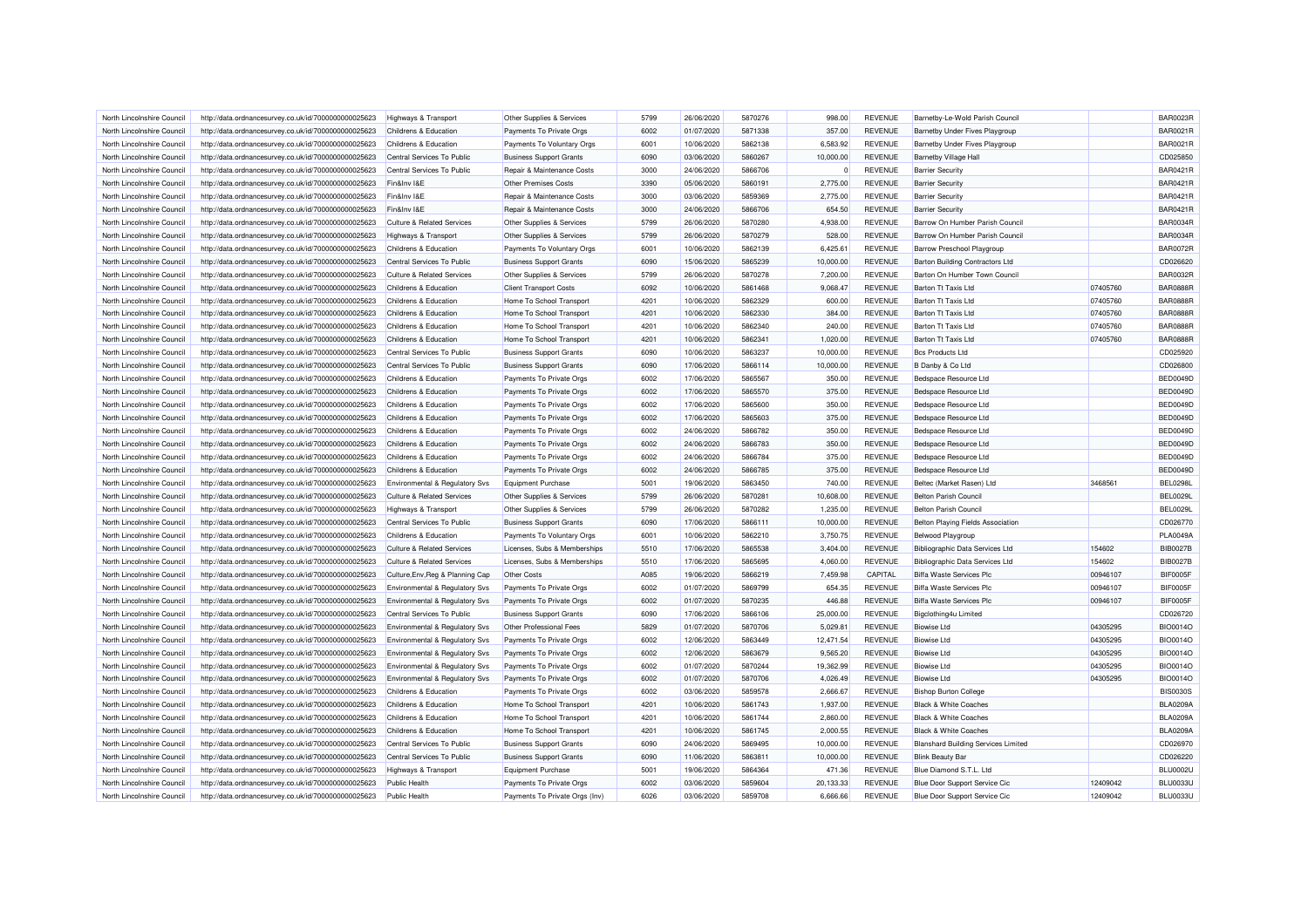| North Lincolnshire Council | http://data.ordnancesurvey.co.uk/id/7000000000025623 | Highways & Transport | Other Supplies & Services | 5799 | 26/06/2020 | 5870276 | 998.00 | REVENUE | Barnetby-Le-Wold Parish Council | | BAR0023R |
|---|---|---|---|---|---|---|---|---|---|---|---|
| North Lincolnshire Council | http://data.ordnancesurvey.co.uk/id/7000000000025623 | Childrens & Education | Payments To Private Orgs | 6002 | 01/07/2020 | 5871338 | 357.00 | REVENUE | Barnetby Under Fives Playgroup | | BAR0021R |
| North Lincolnshire Council | http://data.ordnancesurvey.co.uk/id/7000000000025623 | Childrens & Education | Payments To Voluntary Orgs | 6001 | 10/06/2020 | 5862138 | 6,583.92 | REVENUE | Barnetby Under Fives Playgroup | | BAR0021R |
| North Lincolnshire Council | http://data.ordnancesurvey.co.uk/id/7000000000025623 | Central Services To Public | Business Support Grants | 6090 | 03/06/2020 | 5860267 | 10,000.00 | REVENUE | Barnetby Village Hall | | CD025850 |
| North Lincolnshire Council | http://data.ordnancesurvey.co.uk/id/7000000000025623 | Central Services To Public | Repair & Maintenance Costs | 3000 | 24/06/2020 | 5866706 | 0 | REVENUE | Barrier Security | | BAR0421R |
| North Lincolnshire Council | http://data.ordnancesurvey.co.uk/id/7000000000025623 | Fin&Inv I&E | Other Premises Costs | 3390 | 05/06/2020 | 5860191 | 2,775.00 | REVENUE | Barrier Security | | BAR0421R |
| North Lincolnshire Council | http://data.ordnancesurvey.co.uk/id/7000000000025623 | Fin&Inv I&E | Repair & Maintenance Costs | 3000 | 03/06/2020 | 5859369 | 2,775.00 | REVENUE | Barrier Security | | BAR0421R |
| North Lincolnshire Council | http://data.ordnancesurvey.co.uk/id/7000000000025623 | Fin&Inv I&E | Repair & Maintenance Costs | 3000 | 24/06/2020 | 5866706 | 654.50 | REVENUE | Barrier Security | | BAR0421R |
| North Lincolnshire Council | http://data.ordnancesurvey.co.uk/id/7000000000025623 | Culture & Related Services | Other Supplies & Services | 5799 | 26/06/2020 | 5870280 | 4,938.00 | REVENUE | Barrow On Humber Parish Council | | BAR0034R |
| North Lincolnshire Council | http://data.ordnancesurvey.co.uk/id/7000000000025623 | Highways & Transport | Other Supplies & Services | 5799 | 26/06/2020 | 5870279 | 528.00 | REVENUE | Barrow On Humber Parish Council | | BAR0034R |
| North Lincolnshire Council | http://data.ordnancesurvey.co.uk/id/7000000000025623 | Childrens & Education | Payments To Voluntary Orgs | 6001 | 10/06/2020 | 5862139 | 6,425.61 | REVENUE | Barrow Preschool Playgroup | | BAR0072R |
| North Lincolnshire Council | http://data.ordnancesurvey.co.uk/id/7000000000025623 | Central Services To Public | Business Support Grants | 6090 | 15/06/2020 | 5865239 | 10,000.00 | REVENUE | Barton Building Contractors Ltd | | CD026620 |
| North Lincolnshire Council | http://data.ordnancesurvey.co.uk/id/7000000000025623 | Culture & Related Services | Other Supplies & Services | 5799 | 26/06/2020 | 5870278 | 7,200.00 | REVENUE | Barton On Humber Town Council | | BAR0032R |
| North Lincolnshire Council | http://data.ordnancesurvey.co.uk/id/7000000000025623 | Childrens & Education | Client Transport Costs | 6092 | 10/06/2020 | 5861468 | 9,068.47 | REVENUE | Barton Tt Taxis Ltd | 07405760 | BAR0888R |
| North Lincolnshire Council | http://data.ordnancesurvey.co.uk/id/7000000000025623 | Childrens & Education | Home To School Transport | 4201 | 10/06/2020 | 5862329 | 600.00 | REVENUE | Barton Tt Taxis Ltd | 07405760 | BAR0888R |
| North Lincolnshire Council | http://data.ordnancesurvey.co.uk/id/7000000000025623 | Childrens & Education | Home To School Transport | 4201 | 10/06/2020 | 5862330 | 384.00 | REVENUE | Barton Tt Taxis Ltd | 07405760 | BAR0888R |
| North Lincolnshire Council | http://data.ordnancesurvey.co.uk/id/7000000000025623 | Childrens & Education | Home To School Transport | 4201 | 10/06/2020 | 5862340 | 240.00 | REVENUE | Barton Tt Taxis Ltd | 07405760 | BAR0888R |
| North Lincolnshire Council | http://data.ordnancesurvey.co.uk/id/7000000000025623 | Childrens & Education | Home To School Transport | 4201 | 10/06/2020 | 5862341 | 1,020.00 | REVENUE | Barton Tt Taxis Ltd | 07405760 | BAR0888R |
| North Lincolnshire Council | http://data.ordnancesurvey.co.uk/id/7000000000025623 | Central Services To Public | Business Support Grants | 6090 | 10/06/2020 | 5863237 | 10,000.00 | REVENUE | Bcs Products Ltd | | CD025920 |
| North Lincolnshire Council | http://data.ordnancesurvey.co.uk/id/7000000000025623 | Central Services To Public | Business Support Grants | 6090 | 17/06/2020 | 5866114 | 10,000.00 | REVENUE | B Danby & Co Ltd | | CD026800 |
| North Lincolnshire Council | http://data.ordnancesurvey.co.uk/id/7000000000025623 | Childrens & Education | Payments To Private Orgs | 6002 | 17/06/2020 | 5865567 | 350.00 | REVENUE | Bedspace Resource Ltd | | BED0049D |
| North Lincolnshire Council | http://data.ordnancesurvey.co.uk/id/7000000000025623 | Childrens & Education | Payments To Private Orgs | 6002 | 17/06/2020 | 5865570 | 375.00 | REVENUE | Bedspace Resource Ltd | | BED0049D |
| North Lincolnshire Council | http://data.ordnancesurvey.co.uk/id/7000000000025623 | Childrens & Education | Payments To Private Orgs | 6002 | 17/06/2020 | 5865600 | 350.00 | REVENUE | Bedspace Resource Ltd | | BED0049D |
| North Lincolnshire Council | http://data.ordnancesurvey.co.uk/id/7000000000025623 | Childrens & Education | Payments To Private Orgs | 6002 | 17/06/2020 | 5865603 | 375.00 | REVENUE | Bedspace Resource Ltd | | BED0049D |
| North Lincolnshire Council | http://data.ordnancesurvey.co.uk/id/7000000000025623 | Childrens & Education | Payments To Private Orgs | 6002 | 24/06/2020 | 5866782 | 350.00 | REVENUE | Bedspace Resource Ltd | | BED0049D |
| North Lincolnshire Council | http://data.ordnancesurvey.co.uk/id/7000000000025623 | Childrens & Education | Payments To Private Orgs | 6002 | 24/06/2020 | 5866783 | 350.00 | REVENUE | Bedspace Resource Ltd | | BED0049D |
| North Lincolnshire Council | http://data.ordnancesurvey.co.uk/id/7000000000025623 | Childrens & Education | Payments To Private Orgs | 6002 | 24/06/2020 | 5866784 | 375.00 | REVENUE | Bedspace Resource Ltd | | BED0049D |
| North Lincolnshire Council | http://data.ordnancesurvey.co.uk/id/7000000000025623 | Childrens & Education | Payments To Private Orgs | 6002 | 24/06/2020 | 5866785 | 375.00 | REVENUE | Bedspace Resource Ltd | | BED0049D |
| North Lincolnshire Council | http://data.ordnancesurvey.co.uk/id/7000000000025623 | Environmental & Regulatory Svs | Equipment Purchase | 5001 | 19/06/2020 | 5863450 | 740.00 | REVENUE | Beltec (Market Rasen) Ltd | 3468561 | BEL0298L |
| North Lincolnshire Council | http://data.ordnancesurvey.co.uk/id/7000000000025623 | Culture & Related Services | Other Supplies & Services | 5799 | 26/06/2020 | 5870281 | 10,608.00 | REVENUE | Belton Parish Council | | BEL0029L |
| North Lincolnshire Council | http://data.ordnancesurvey.co.uk/id/7000000000025623 | Highways & Transport | Other Supplies & Services | 5799 | 26/06/2020 | 5870282 | 1,235.00 | REVENUE | Belton Parish Council | | BEL0029L |
| North Lincolnshire Council | http://data.ordnancesurvey.co.uk/id/7000000000025623 | Central Services To Public | Business Support Grants | 6090 | 17/06/2020 | 5866111 | 10,000.00 | REVENUE | Belton Playing Fields Association | | CD026770 |
| North Lincolnshire Council | http://data.ordnancesurvey.co.uk/id/7000000000025623 | Childrens & Education | Payments To Voluntary Orgs | 6001 | 10/06/2020 | 5862210 | 3,750.75 | REVENUE | Belwood Playgroup | | PLA0049A |
| North Lincolnshire Council | http://data.ordnancesurvey.co.uk/id/7000000000025623 | Culture & Related Services | Licenses, Subs & Memberships | 5510 | 17/06/2020 | 5865538 | 3,404.00 | REVENUE | Bibliographic Data Services Ltd | 154602 | BIB0027B |
| North Lincolnshire Council | http://data.ordnancesurvey.co.uk/id/7000000000025623 | Culture & Related Services | Licenses, Subs & Memberships | 5510 | 17/06/2020 | 5865695 | 4,060.00 | REVENUE | Bibliographic Data Services Ltd | 154602 | BIB0027B |
| North Lincolnshire Council | http://data.ordnancesurvey.co.uk/id/7000000000025623 | Culture,Env,Reg & Planning Cap | Other Costs | A085 | 19/06/2020 | 5866219 | 7,459.98 | CAPITAL | Biffa Waste Services Plc | 00946107 | BIF0005F |
| North Lincolnshire Council | http://data.ordnancesurvey.co.uk/id/7000000000025623 | Environmental & Regulatory Svs | Payments To Private Orgs | 6002 | 01/07/2020 | 5869799 | 654.35 | REVENUE | Biffa Waste Services Plc | 00946107 | BIF0005F |
| North Lincolnshire Council | http://data.ordnancesurvey.co.uk/id/7000000000025623 | Environmental & Regulatory Svs | Payments To Private Orgs | 6002 | 01/07/2020 | 5870235 | 446.88 | REVENUE | Biffa Waste Services Plc | 00946107 | BIF0005F |
| North Lincolnshire Council | http://data.ordnancesurvey.co.uk/id/7000000000025623 | Central Services To Public | Business Support Grants | 6090 | 17/06/2020 | 5866106 | 25,000.00 | REVENUE | Bigclothing4u Limited | | CD026720 |
| North Lincolnshire Council | http://data.ordnancesurvey.co.uk/id/7000000000025623 | Environmental & Regulatory Svs | Other Professional Fees | 5829 | 01/07/2020 | 5870706 | 5,029.81 | REVENUE | Biowise Ltd | 04305295 | BIO0014O |
| North Lincolnshire Council | http://data.ordnancesurvey.co.uk/id/7000000000025623 | Environmental & Regulatory Svs | Payments To Private Orgs | 6002 | 12/06/2020 | 5863449 | 12,471.54 | REVENUE | Biowise Ltd | 04305295 | BIO0014O |
| North Lincolnshire Council | http://data.ordnancesurvey.co.uk/id/7000000000025623 | Environmental & Regulatory Svs | Payments To Private Orgs | 6002 | 12/06/2020 | 5863679 | 9,565.20 | REVENUE | Biowise Ltd | 04305295 | BIO0014O |
| North Lincolnshire Council | http://data.ordnancesurvey.co.uk/id/7000000000025623 | Environmental & Regulatory Svs | Payments To Private Orgs | 6002 | 01/07/2020 | 5870244 | 19,362.99 | REVENUE | Biowise Ltd | 04305295 | BIO0014O |
| North Lincolnshire Council | http://data.ordnancesurvey.co.uk/id/7000000000025623 | Environmental & Regulatory Svs | Payments To Private Orgs | 6002 | 01/07/2020 | 5870706 | 4,026.49 | REVENUE | Biowise Ltd | 04305295 | BIO0014O |
| North Lincolnshire Council | http://data.ordnancesurvey.co.uk/id/7000000000025623 | Childrens & Education | Payments To Private Orgs | 6002 | 03/06/2020 | 5859578 | 2,666.67 | REVENUE | Bishop Burton College | | BIS0030S |
| North Lincolnshire Council | http://data.ordnancesurvey.co.uk/id/7000000000025623 | Childrens & Education | Home To School Transport | 4201 | 10/06/2020 | 5861743 | 1,937.00 | REVENUE | Black & White Coaches | | BLA0209A |
| North Lincolnshire Council | http://data.ordnancesurvey.co.uk/id/7000000000025623 | Childrens & Education | Home To School Transport | 4201 | 10/06/2020 | 5861744 | 2,860.00 | REVENUE | Black & White Coaches | | BLA0209A |
| North Lincolnshire Council | http://data.ordnancesurvey.co.uk/id/7000000000025623 | Childrens & Education | Home To School Transport | 4201 | 10/06/2020 | 5861745 | 2,000.55 | REVENUE | Black & White Coaches | | BLA0209A |
| North Lincolnshire Council | http://data.ordnancesurvey.co.uk/id/7000000000025623 | Central Services To Public | Business Support Grants | 6090 | 24/06/2020 | 5869495 | 10,000.00 | REVENUE | Blanshard Building Services Limited | | CD026970 |
| North Lincolnshire Council | http://data.ordnancesurvey.co.uk/id/7000000000025623 | Central Services To Public | Business Support Grants | 6090 | 11/06/2020 | 5863811 | 10,000.00 | REVENUE | Blink Beauty Bar | | CD026220 |
| North Lincolnshire Council | http://data.ordnancesurvey.co.uk/id/7000000000025623 | Highways & Transport | Equipment Purchase | 5001 | 19/06/2020 | 5864364 | 471.36 | REVENUE | Blue Diamond S.T.L. Ltd | | BLU0002U |
| North Lincolnshire Council | http://data.ordnancesurvey.co.uk/id/7000000000025623 | Public Health | Payments To Private Orgs | 6002 | 03/06/2020 | 5859604 | 20,133.33 | REVENUE | Blue Door Support Service Cic | 12409042 | BLU0033U |
| North Lincolnshire Council | http://data.ordnancesurvey.co.uk/id/7000000000025623 | Public Health | Payments To Private Orgs (Inv) | 6026 | 03/06/2020 | 5859708 | 6,666.66 | REVENUE | Blue Door Support Service Cic | 12409042 | BLU0033U |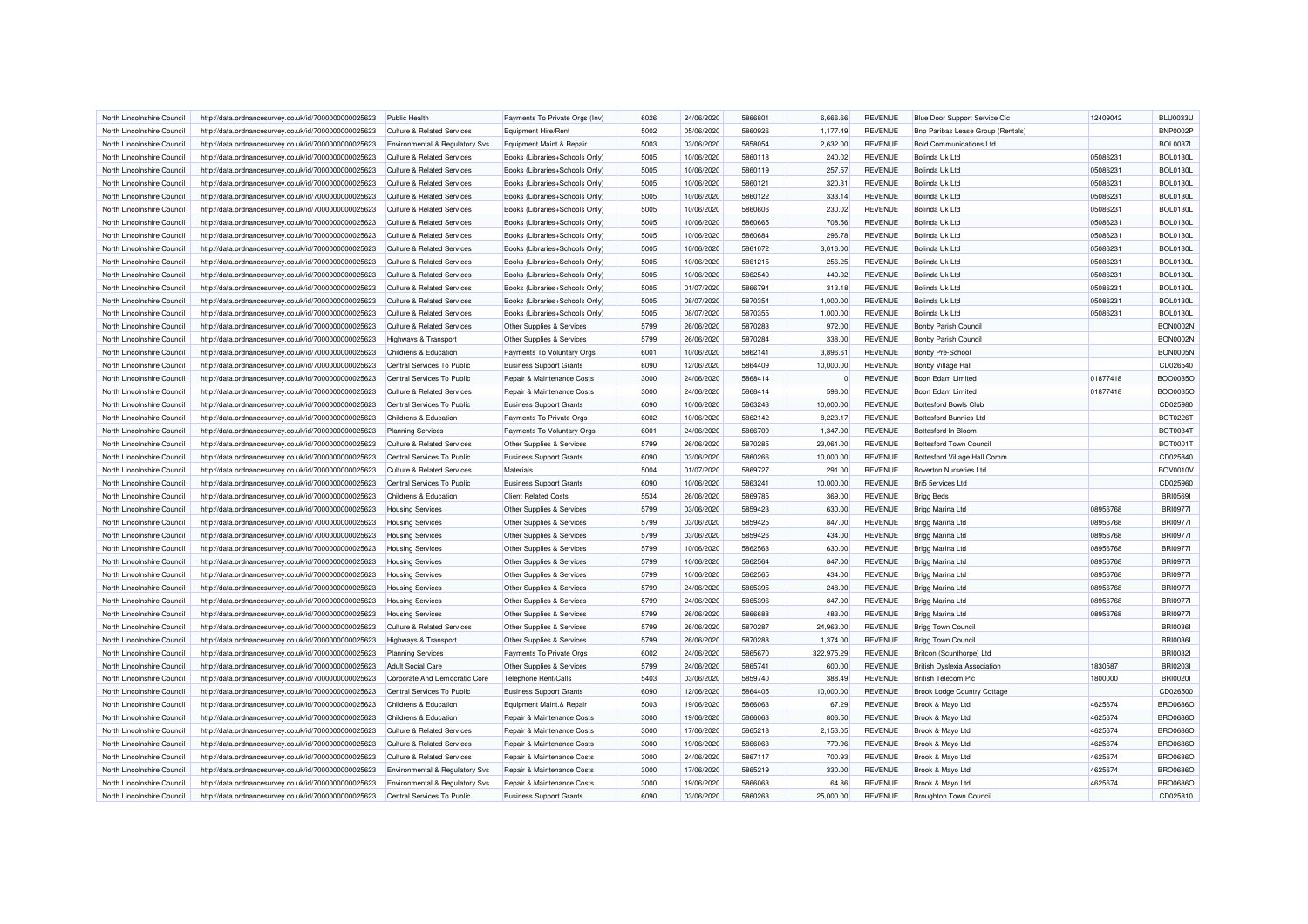| North Lincolnshire Council | http://data.ordnancesurvey.co.uk/id/7000000000025623 | Public Health | Payments To Private Orgs (Inv) | 6026 | 24/06/2020 | 5866801 | 6,666.66 | REVENUE | Blue Door Support Service Cic | 12409042 | BLU0033U |
|---|---|---|---|---|---|---|---|---|---|---|---|
| North Lincolnshire Council | http://data.ordnancesurvey.co.uk/id/7000000000025623 | Culture & Related Services | Equipment Hire/Rent | 5002 | 05/06/2020 | 5860926 | 1,177.49 | REVENUE | Bnp Paribas Lease Group (Rentals) | | BNP0002P |
| North Lincolnshire Council | http://data.ordnancesurvey.co.uk/id/7000000000025623 | Environmental & Regulatory Svs | Equipment Maint.& Repair | 5003 | 03/06/2020 | 5858054 | 2,632.00 | REVENUE | Bold Communications Ltd | | BOL0037L |
| North Lincolnshire Council | http://data.ordnancesurvey.co.uk/id/7000000000025623 | Culture & Related Services | Books (Libraries+Schools Only) | 5005 | 10/06/2020 | 5860118 | 240.02 | REVENUE | Bolinda Uk Ltd | 05086231 | BOL0130L |
| North Lincolnshire Council | http://data.ordnancesurvey.co.uk/id/7000000000025623 | Culture & Related Services | Books (Libraries+Schools Only) | 5005 | 10/06/2020 | 5860119 | 257.57 | REVENUE | Bolinda Uk Ltd | 05086231 | BOL0130L |
| North Lincolnshire Council | http://data.ordnancesurvey.co.uk/id/7000000000025623 | Culture & Related Services | Books (Libraries+Schools Only) | 5005 | 10/06/2020 | 5860121 | 320.31 | REVENUE | Bolinda Uk Ltd | 05086231 | BOL0130L |
| North Lincolnshire Council | http://data.ordnancesurvey.co.uk/id/7000000000025623 | Culture & Related Services | Books (Libraries+Schools Only) | 5005 | 10/06/2020 | 5860122 | 333.14 | REVENUE | Bolinda Uk Ltd | 05086231 | BOL0130L |
| North Lincolnshire Council | http://data.ordnancesurvey.co.uk/id/7000000000025623 | Culture & Related Services | Books (Libraries+Schools Only) | 5005 | 10/06/2020 | 5860606 | 230.02 | REVENUE | Bolinda Uk Ltd | 05086231 | BOL0130L |
| North Lincolnshire Council | http://data.ordnancesurvey.co.uk/id/7000000000025623 | Culture & Related Services | Books (Libraries+Schools Only) | 5005 | 10/06/2020 | 5860665 | 708.56 | REVENUE | Bolinda Uk Ltd | 05086231 | BOL0130L |
| North Lincolnshire Council | http://data.ordnancesurvey.co.uk/id/7000000000025623 | Culture & Related Services | Books (Libraries+Schools Only) | 5005 | 10/06/2020 | 5860684 | 296.78 | REVENUE | Bolinda Uk Ltd | 05086231 | BOL0130L |
| North Lincolnshire Council | http://data.ordnancesurvey.co.uk/id/7000000000025623 | Culture & Related Services | Books (Libraries+Schools Only) | 5005 | 10/06/2020 | 5861072 | 3,016.00 | REVENUE | Bolinda Uk Ltd | 05086231 | BOL0130L |
| North Lincolnshire Council | http://data.ordnancesurvey.co.uk/id/7000000000025623 | Culture & Related Services | Books (Libraries+Schools Only) | 5005 | 10/06/2020 | 5861215 | 256.25 | REVENUE | Bolinda Uk Ltd | 05086231 | BOL0130L |
| North Lincolnshire Council | http://data.ordnancesurvey.co.uk/id/7000000000025623 | Culture & Related Services | Books (Libraries+Schools Only) | 5005 | 10/06/2020 | 5862540 | 440.02 | REVENUE | Bolinda Uk Ltd | 05086231 | BOL0130L |
| North Lincolnshire Council | http://data.ordnancesurvey.co.uk/id/7000000000025623 | Culture & Related Services | Books (Libraries+Schools Only) | 5005 | 01/07/2020 | 5866794 | 313.18 | REVENUE | Bolinda Uk Ltd | 05086231 | BOL0130L |
| North Lincolnshire Council | http://data.ordnancesurvey.co.uk/id/7000000000025623 | Culture & Related Services | Books (Libraries+Schools Only) | 5005 | 08/07/2020 | 5870354 | 1,000.00 | REVENUE | Bolinda Uk Ltd | 05086231 | BOL0130L |
| North Lincolnshire Council | http://data.ordnancesurvey.co.uk/id/7000000000025623 | Culture & Related Services | Books (Libraries+Schools Only) | 5005 | 08/07/2020 | 5870355 | 1,000.00 | REVENUE | Bolinda Uk Ltd | 05086231 | BOL0130L |
| North Lincolnshire Council | http://data.ordnancesurvey.co.uk/id/7000000000025623 | Culture & Related Services | Other Supplies & Services | 5799 | 26/06/2020 | 5870283 | 972.00 | REVENUE | Bonby Parish Council | | BON0002N |
| North Lincolnshire Council | http://data.ordnancesurvey.co.uk/id/7000000000025623 | Highways & Transport | Other Supplies & Services | 5799 | 26/06/2020 | 5870284 | 338.00 | REVENUE | Bonby Parish Council | | BON0002N |
| North Lincolnshire Council | http://data.ordnancesurvey.co.uk/id/7000000000025623 | Childrens & Education | Payments To Voluntary Orgs | 6001 | 10/06/2020 | 5862141 | 3,896.61 | REVENUE | Bonby Pre-School | | BON0005N |
| North Lincolnshire Council | http://data.ordnancesurvey.co.uk/id/7000000000025623 | Central Services To Public | Business Support Grants | 6090 | 12/06/2020 | 5864409 | 10,000.00 | REVENUE | Bonby Village Hall | | CD026540 |
| North Lincolnshire Council | http://data.ordnancesurvey.co.uk/id/7000000000025623 | Central Services To Public | Repair & Maintenance Costs | 3000 | 24/06/2020 | 5868414 | 0 | REVENUE | Boon Edam Limited | 01877418 | BOO0035O |
| North Lincolnshire Council | http://data.ordnancesurvey.co.uk/id/7000000000025623 | Culture & Related Services | Repair & Maintenance Costs | 3000 | 24/06/2020 | 5868414 | 598.00 | REVENUE | Boon Edam Limited | 01877418 | BOO0035O |
| North Lincolnshire Council | http://data.ordnancesurvey.co.uk/id/7000000000025623 | Central Services To Public | Business Support Grants | 6090 | 10/06/2020 | 5863243 | 10,000.00 | REVENUE | Bottesford Bowls Club | | CD025980 |
| North Lincolnshire Council | http://data.ordnancesurvey.co.uk/id/7000000000025623 | Childrens & Education | Payments To Private Orgs | 6002 | 10/06/2020 | 5862142 | 8,223.17 | REVENUE | Bottesford Bunnies Ltd | | BOT0226T |
| North Lincolnshire Council | http://data.ordnancesurvey.co.uk/id/7000000000025623 | Planning Services | Payments To Voluntary Orgs | 6001 | 24/06/2020 | 5866709 | 1,347.00 | REVENUE | Bottesford In Bloom | | BOT0034T |
| North Lincolnshire Council | http://data.ordnancesurvey.co.uk/id/7000000000025623 | Culture & Related Services | Other Supplies & Services | 5799 | 26/06/2020 | 5870285 | 23,061.00 | REVENUE | Bottesford Town Council | | BOT0001T |
| North Lincolnshire Council | http://data.ordnancesurvey.co.uk/id/7000000000025623 | Central Services To Public | Business Support Grants | 6090 | 03/06/2020 | 5860266 | 10,000.00 | REVENUE | Bottesford Village Hall Comm | | CD025840 |
| North Lincolnshire Council | http://data.ordnancesurvey.co.uk/id/7000000000025623 | Culture & Related Services | Materials | 5004 | 01/07/2020 | 5869727 | 291.00 | REVENUE | Boverton Nurseries Ltd | | BOV0010V |
| North Lincolnshire Council | http://data.ordnancesurvey.co.uk/id/7000000000025623 | Central Services To Public | Business Support Grants | 6090 | 10/06/2020 | 5863241 | 10,000.00 | REVENUE | Bri5 Services Ltd | | CD025960 |
| North Lincolnshire Council | http://data.ordnancesurvey.co.uk/id/7000000000025623 | Childrens & Education | Client Related Costs | 5534 | 26/06/2020 | 5869785 | 369.00 | REVENUE | Brigg Beds | | BRI0569I |
| North Lincolnshire Council | http://data.ordnancesurvey.co.uk/id/7000000000025623 | Housing Services | Other Supplies & Services | 5799 | 03/06/2020 | 5859423 | 630.00 | REVENUE | Brigg Marina Ltd | 08956768 | BRI0977I |
| North Lincolnshire Council | http://data.ordnancesurvey.co.uk/id/7000000000025623 | Housing Services | Other Supplies & Services | 5799 | 03/06/2020 | 5859425 | 847.00 | REVENUE | Brigg Marina Ltd | 08956768 | BRI0977I |
| North Lincolnshire Council | http://data.ordnancesurvey.co.uk/id/7000000000025623 | Housing Services | Other Supplies & Services | 5799 | 03/06/2020 | 5859426 | 434.00 | REVENUE | Brigg Marina Ltd | 08956768 | BRI0977I |
| North Lincolnshire Council | http://data.ordnancesurvey.co.uk/id/7000000000025623 | Housing Services | Other Supplies & Services | 5799 | 10/06/2020 | 5862563 | 630.00 | REVENUE | Brigg Marina Ltd | 08956768 | BRI0977I |
| North Lincolnshire Council | http://data.ordnancesurvey.co.uk/id/7000000000025623 | Housing Services | Other Supplies & Services | 5799 | 10/06/2020 | 5862564 | 847.00 | REVENUE | Brigg Marina Ltd | 08956768 | BRI0977I |
| North Lincolnshire Council | http://data.ordnancesurvey.co.uk/id/7000000000025623 | Housing Services | Other Supplies & Services | 5799 | 10/06/2020 | 5862565 | 434.00 | REVENUE | Brigg Marina Ltd | 08956768 | BRI0977I |
| North Lincolnshire Council | http://data.ordnancesurvey.co.uk/id/7000000000025623 | Housing Services | Other Supplies & Services | 5799 | 24/06/2020 | 5865395 | 248.00 | REVENUE | Brigg Marina Ltd | 08956768 | BRI0977I |
| North Lincolnshire Council | http://data.ordnancesurvey.co.uk/id/7000000000025623 | Housing Services | Other Supplies & Services | 5799 | 24/06/2020 | 5865396 | 847.00 | REVENUE | Brigg Marina Ltd | 08956768 | BRI0977I |
| North Lincolnshire Council | http://data.ordnancesurvey.co.uk/id/7000000000025623 | Housing Services | Other Supplies & Services | 5799 | 26/06/2020 | 5866688 | 483.00 | REVENUE | Brigg Marina Ltd | 08956768 | BRI0977I |
| North Lincolnshire Council | http://data.ordnancesurvey.co.uk/id/7000000000025623 | Culture & Related Services | Other Supplies & Services | 5799 | 26/06/2020 | 5870287 | 24,963.00 | REVENUE | Brigg Town Council | | BRI0036I |
| North Lincolnshire Council | http://data.ordnancesurvey.co.uk/id/7000000000025623 | Highways & Transport | Other Supplies & Services | 5799 | 26/06/2020 | 5870288 | 1,374.00 | REVENUE | Brigg Town Council | | BRI0036I |
| North Lincolnshire Council | http://data.ordnancesurvey.co.uk/id/7000000000025623 | Planning Services | Payments To Private Orgs | 6002 | 24/06/2020 | 5865670 | 322,975.29 | REVENUE | Britcon (Scunthorpe) Ltd | | BRI0032I |
| North Lincolnshire Council | http://data.ordnancesurvey.co.uk/id/7000000000025623 | Adult Social Care | Other Supplies & Services | 5799 | 24/06/2020 | 5865741 | 600.00 | REVENUE | British Dyslexia Association | 1830587 | BRI0203I |
| North Lincolnshire Council | http://data.ordnancesurvey.co.uk/id/7000000000025623 | Corporate And Democratic Core | Telephone Rent/Calls | 5403 | 03/06/2020 | 5859740 | 388.49 | REVENUE | British Telecom Plc | 1800000 | BRI0020I |
| North Lincolnshire Council | http://data.ordnancesurvey.co.uk/id/7000000000025623 | Central Services To Public | Business Support Grants | 6090 | 12/06/2020 | 5864405 | 10,000.00 | REVENUE | Brook Lodge Country Cottage | | CD026500 |
| North Lincolnshire Council | http://data.ordnancesurvey.co.uk/id/7000000000025623 | Childrens & Education | Equipment Maint.& Repair | 5003 | 19/06/2020 | 5866063 | 67.29 | REVENUE | Brook & Mayo Ltd | 4625674 | BRO0686O |
| North Lincolnshire Council | http://data.ordnancesurvey.co.uk/id/7000000000025623 | Childrens & Education | Repair & Maintenance Costs | 3000 | 19/06/2020 | 5866063 | 806.50 | REVENUE | Brook & Mayo Ltd | 4625674 | BRO0686O |
| North Lincolnshire Council | http://data.ordnancesurvey.co.uk/id/7000000000025623 | Culture & Related Services | Repair & Maintenance Costs | 3000 | 17/06/2020 | 5865218 | 2,153.05 | REVENUE | Brook & Mayo Ltd | 4625674 | BRO0686O |
| North Lincolnshire Council | http://data.ordnancesurvey.co.uk/id/7000000000025623 | Culture & Related Services | Repair & Maintenance Costs | 3000 | 19/06/2020 | 5866063 | 779.96 | REVENUE | Brook & Mayo Ltd | 4625674 | BRO0686O |
| North Lincolnshire Council | http://data.ordnancesurvey.co.uk/id/7000000000025623 | Culture & Related Services | Repair & Maintenance Costs | 3000 | 24/06/2020 | 5867117 | 700.93 | REVENUE | Brook & Mayo Ltd | 4625674 | BRO0686O |
| North Lincolnshire Council | http://data.ordnancesurvey.co.uk/id/7000000000025623 | Environmental & Regulatory Svs | Repair & Maintenance Costs | 3000 | 17/06/2020 | 5865219 | 330.00 | REVENUE | Brook & Mayo Ltd | 4625674 | BRO0686O |
| North Lincolnshire Council | http://data.ordnancesurvey.co.uk/id/7000000000025623 | Environmental & Regulatory Svs | Repair & Maintenance Costs | 3000 | 19/06/2020 | 5866063 | 64.86 | REVENUE | Brook & Mayo Ltd | 4625674 | BRO0686O |
| North Lincolnshire Council | http://data.ordnancesurvey.co.uk/id/7000000000025623 | Central Services To Public | Business Support Grants | 6090 | 03/06/2020 | 5860263 | 25,000.00 | REVENUE | Broughton Town Council | | CD025810 |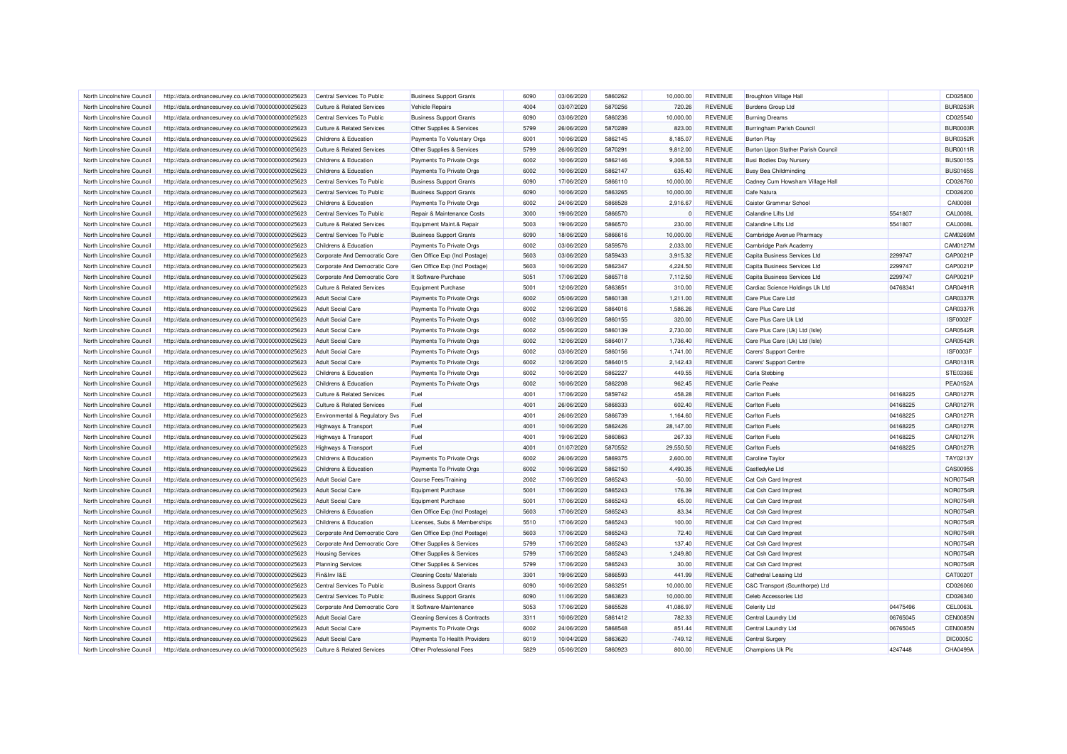| North Lincolnshire Council | http://data.ordnancesurvey.co.uk/id/7000000000025623 | Central Services To Public | Business Support Grants | 6090 | 03/06/2020 | 5860262 | 10,000.00 | REVENUE | Broughton Village Hall | | CD025800 |
|---|---|---|---|---|---|---|---|---|---|---|---|
| North Lincolnshire Council | http://data.ordnancesurvey.co.uk/id/7000000000025623 | Culture & Related Services | Vehicle Repairs | 4004 | 03/07/2020 | 5870256 | 720.26 | REVENUE | Burdens Group Ltd | | BUR0253R |
| North Lincolnshire Council | http://data.ordnancesurvey.co.uk/id/7000000000025623 | Central Services To Public | Business Support Grants | 6090 | 03/06/2020 | 5860236 | 10,000.00 | REVENUE | Burning Dreams | | CD025540 |
| North Lincolnshire Council | http://data.ordnancesurvey.co.uk/id/7000000000025623 | Culture & Related Services | Other Supplies & Services | 5799 | 26/06/2020 | 5870289 | 823.00 | REVENUE | Burringham Parish Council | | BUR0003R |
| North Lincolnshire Council | http://data.ordnancesurvey.co.uk/id/7000000000025623 | Childrens & Education | Payments To Voluntary Orgs | 6001 | 10/06/2020 | 5862145 | 8,185.07 | REVENUE | Burton Play | | BUR0352R |
| North Lincolnshire Council | http://data.ordnancesurvey.co.uk/id/7000000000025623 | Culture & Related Services | Other Supplies & Services | 5799 | 26/06/2020 | 5870291 | 9,812.00 | REVENUE | Burton Upon Stather Parish Council | | BUR0011R |
| North Lincolnshire Council | http://data.ordnancesurvey.co.uk/id/7000000000025623 | Childrens & Education | Payments To Private Orgs | 6002 | 10/06/2020 | 5862146 | 9,308.53 | REVENUE | Busi Bodies Day Nursery | | BUS0015S |
| North Lincolnshire Council | http://data.ordnancesurvey.co.uk/id/7000000000025623 | Childrens & Education | Payments To Private Orgs | 6002 | 10/06/2020 | 5862147 | 635.40 | REVENUE | Busy Bea Childminding | | BUS0165S |
| North Lincolnshire Council | http://data.ordnancesurvey.co.uk/id/7000000000025623 | Central Services To Public | Business Support Grants | 6090 | 17/06/2020 | 5866110 | 10,000.00 | REVENUE | Cadney Cum Howsham Village Hall | | CD026760 |
| North Lincolnshire Council | http://data.ordnancesurvey.co.uk/id/7000000000025623 | Central Services To Public | Business Support Grants | 6090 | 10/06/2020 | 5863265 | 10,000.00 | REVENUE | Cafe Natura | | CD026200 |
| North Lincolnshire Council | http://data.ordnancesurvey.co.uk/id/7000000000025623 | Childrens & Education | Payments To Private Orgs | 6002 | 24/06/2020 | 5868528 | 2,916.67 | REVENUE | Caistor Grammar School | | CAI0008I |
| North Lincolnshire Council | http://data.ordnancesurvey.co.uk/id/7000000000025623 | Central Services To Public | Repair & Maintenance Costs | 3000 | 19/06/2020 | 5866570 | 0 | REVENUE | Calandine Lifts Ltd | 5541807 | CAL0008L |
| North Lincolnshire Council | http://data.ordnancesurvey.co.uk/id/7000000000025623 | Culture & Related Services | Equipment Maint.& Repair | 5003 | 19/06/2020 | 5866570 | 230.00 | REVENUE | Calandine Lifts Ltd | 5541807 | CAL0008L |
| North Lincolnshire Council | http://data.ordnancesurvey.co.uk/id/7000000000025623 | Central Services To Public | Business Support Grants | 6090 | 18/06/2020 | 5866616 | 10,000.00 | REVENUE | Cambridge Avenue Pharmacy | | CAM0269M |
| North Lincolnshire Council | http://data.ordnancesurvey.co.uk/id/7000000000025623 | Childrens & Education | Payments To Private Orgs | 6002 | 03/06/2020 | 5859576 | 2,033.00 | REVENUE | Cambridge Park Academy | | CAM0127M |
| North Lincolnshire Council | http://data.ordnancesurvey.co.uk/id/7000000000025623 | Corporate And Democratic Core | Gen Office Exp (Incl Postage) | 5603 | 03/06/2020 | 5859433 | 3,915.32 | REVENUE | Capita Business Services Ltd | 2299747 | CAP0021P |
| North Lincolnshire Council | http://data.ordnancesurvey.co.uk/id/7000000000025623 | Corporate And Democratic Core | Gen Office Exp (Incl Postage) | 5603 | 10/06/2020 | 5862347 | 4,224.50 | REVENUE | Capita Business Services Ltd | 2299747 | CAP0021P |
| North Lincolnshire Council | http://data.ordnancesurvey.co.uk/id/7000000000025623 | Corporate And Democratic Core | It Software-Purchase | 5051 | 17/06/2020 | 5865718 | 7,112.50 | REVENUE | Capita Business Services Ltd | 2299747 | CAP0021P |
| North Lincolnshire Council | http://data.ordnancesurvey.co.uk/id/7000000000025623 | Culture & Related Services | Equipment Purchase | 5001 | 12/06/2020 | 5863851 | 310.00 | REVENUE | Cardiac Science Holdings Uk Ltd | 04768341 | CAR0491R |
| North Lincolnshire Council | http://data.ordnancesurvey.co.uk/id/7000000000025623 | Adult Social Care | Payments To Private Orgs | 6002 | 05/06/2020 | 5860138 | 1,211.00 | REVENUE | Care Plus Care Ltd | | CAR0337R |
| North Lincolnshire Council | http://data.ordnancesurvey.co.uk/id/7000000000025623 | Adult Social Care | Payments To Private Orgs | 6002 | 12/06/2020 | 5864016 | 1,586.26 | REVENUE | Care Plus Care Ltd | | CAR0337R |
| North Lincolnshire Council | http://data.ordnancesurvey.co.uk/id/7000000000025623 | Adult Social Care | Payments To Private Orgs | 6002 | 03/06/2020 | 5860155 | 320.00 | REVENUE | Care Plus Care Uk Ltd | | ISF0002F |
| North Lincolnshire Council | http://data.ordnancesurvey.co.uk/id/7000000000025623 | Adult Social Care | Payments To Private Orgs | 6002 | 05/06/2020 | 5860139 | 2,730.00 | REVENUE | Care Plus Care (Uk) Ltd (Isle) | | CAR0542R |
| North Lincolnshire Council | http://data.ordnancesurvey.co.uk/id/7000000000025623 | Adult Social Care | Payments To Private Orgs | 6002 | 12/06/2020 | 5864017 | 1,736.40 | REVENUE | Care Plus Care (Uk) Ltd (Isle) | | CAR0542R |
| North Lincolnshire Council | http://data.ordnancesurvey.co.uk/id/7000000000025623 | Adult Social Care | Payments To Private Orgs | 6002 | 03/06/2020 | 5860156 | 1,741.00 | REVENUE | Carers' Support Centre | | ISF0003F |
| North Lincolnshire Council | http://data.ordnancesurvey.co.uk/id/7000000000025623 | Adult Social Care | Payments To Private Orgs | 6002 | 12/06/2020 | 5864015 | 2,142.43 | REVENUE | Carers' Support Centre | | CAR0131R |
| North Lincolnshire Council | http://data.ordnancesurvey.co.uk/id/7000000000025623 | Childrens & Education | Payments To Private Orgs | 6002 | 10/06/2020 | 5862227 | 449.55 | REVENUE | Carla Stebbing | | STE0336E |
| North Lincolnshire Council | http://data.ordnancesurvey.co.uk/id/7000000000025623 | Childrens & Education | Payments To Private Orgs | 6002 | 10/06/2020 | 5862208 | 962.45 | REVENUE | Carlie Peake | | PEA0152A |
| North Lincolnshire Council | http://data.ordnancesurvey.co.uk/id/7000000000025623 | Culture & Related Services | Fuel | 4001 | 17/06/2020 | 5859742 | 458.28 | REVENUE | Carlton Fuels | 04168225 | CAR0127R |
| North Lincolnshire Council | http://data.ordnancesurvey.co.uk/id/7000000000025623 | Culture & Related Services | Fuel | 4001 | 26/06/2020 | 5868333 | 602.40 | REVENUE | Carlton Fuels | 04168225 | CAR0127R |
| North Lincolnshire Council | http://data.ordnancesurvey.co.uk/id/7000000000025623 | Environmental & Regulatory Svs | Fuel | 4001 | 26/06/2020 | 5866739 | 1,164.60 | REVENUE | Carlton Fuels | 04168225 | CAR0127R |
| North Lincolnshire Council | http://data.ordnancesurvey.co.uk/id/7000000000025623 | Highways & Transport | Fuel | 4001 | 10/06/2020 | 5862426 | 28,147.00 | REVENUE | Carlton Fuels | 04168225 | CAR0127R |
| North Lincolnshire Council | http://data.ordnancesurvey.co.uk/id/7000000000025623 | Highways & Transport | Fuel | 4001 | 19/06/2020 | 5860863 | 267.33 | REVENUE | Carlton Fuels | 04168225 | CAR0127R |
| North Lincolnshire Council | http://data.ordnancesurvey.co.uk/id/7000000000025623 | Highways & Transport | Fuel | 4001 | 01/07/2020 | 5870552 | 29,550.50 | REVENUE | Carlton Fuels | 04168225 | CAR0127R |
| North Lincolnshire Council | http://data.ordnancesurvey.co.uk/id/7000000000025623 | Childrens & Education | Payments To Private Orgs | 6002 | 26/06/2020 | 5869375 | 2,600.00 | REVENUE | Caroline Taylor | | TAY0213Y |
| North Lincolnshire Council | http://data.ordnancesurvey.co.uk/id/7000000000025623 | Childrens & Education | Payments To Private Orgs | 6002 | 10/06/2020 | 5862150 | 4,490.35 | REVENUE | Castledyke Ltd | | CAS0095S |
| North Lincolnshire Council | http://data.ordnancesurvey.co.uk/id/7000000000025623 | Adult Social Care | Course Fees/Training | 2002 | 17/06/2020 | 5865243 | -50.00 | REVENUE | Cat Csh Card Imprest | | NOR0754R |
| North Lincolnshire Council | http://data.ordnancesurvey.co.uk/id/7000000000025623 | Adult Social Care | Equipment Purchase | 5001 | 17/06/2020 | 5865243 | 176.39 | REVENUE | Cat Csh Card Imprest | | NOR0754R |
| North Lincolnshire Council | http://data.ordnancesurvey.co.uk/id/7000000000025623 | Adult Social Care | Equipment Purchase | 5001 | 17/06/2020 | 5865243 | 65.00 | REVENUE | Cat Csh Card Imprest | | NOR0754R |
| North Lincolnshire Council | http://data.ordnancesurvey.co.uk/id/7000000000025623 | Childrens & Education | Gen Office Exp (Incl Postage) | 5603 | 17/06/2020 | 5865243 | 83.34 | REVENUE | Cat Csh Card Imprest | | NOR0754R |
| North Lincolnshire Council | http://data.ordnancesurvey.co.uk/id/7000000000025623 | Childrens & Education | Licenses, Subs & Memberships | 5510 | 17/06/2020 | 5865243 | 100.00 | REVENUE | Cat Csh Card Imprest | | NOR0754R |
| North Lincolnshire Council | http://data.ordnancesurvey.co.uk/id/7000000000025623 | Corporate And Democratic Core | Gen Office Exp (Incl Postage) | 5603 | 17/06/2020 | 5865243 | 72.40 | REVENUE | Cat Csh Card Imprest | | NOR0754R |
| North Lincolnshire Council | http://data.ordnancesurvey.co.uk/id/7000000000025623 | Corporate And Democratic Core | Other Supplies & Services | 5799 | 17/06/2020 | 5865243 | 137.40 | REVENUE | Cat Csh Card Imprest | | NOR0754R |
| North Lincolnshire Council | http://data.ordnancesurvey.co.uk/id/7000000000025623 | Housing Services | Other Supplies & Services | 5799 | 17/06/2020 | 5865243 | 1,249.80 | REVENUE | Cat Csh Card Imprest | | NOR0754R |
| North Lincolnshire Council | http://data.ordnancesurvey.co.uk/id/7000000000025623 | Planning Services | Other Supplies & Services | 5799 | 17/06/2020 | 5865243 | 30.00 | REVENUE | Cat Csh Card Imprest | | NOR0754R |
| North Lincolnshire Council | http://data.ordnancesurvey.co.uk/id/7000000000025623 | Fin&Inv I&E | Cleaning Costs/ Materials | 3301 | 19/06/2020 | 5866593 | 441.99 | REVENUE | Cathedral Leasing Ltd | | CAT0020T |
| North Lincolnshire Council | http://data.ordnancesurvey.co.uk/id/7000000000025623 | Central Services To Public | Business Support Grants | 6090 | 10/06/2020 | 5863251 | 10,000.00 | REVENUE | C&C Transport (Scunthorpe) Ltd | | CD026060 |
| North Lincolnshire Council | http://data.ordnancesurvey.co.uk/id/7000000000025623 | Central Services To Public | Business Support Grants | 6090 | 11/06/2020 | 5863823 | 10,000.00 | REVENUE | Celeb Accessories Ltd | | CD026340 |
| North Lincolnshire Council | http://data.ordnancesurvey.co.uk/id/7000000000025623 | Corporate And Democratic Core | It Software-Maintenance | 5053 | 17/06/2020 | 5865528 | 41,086.97 | REVENUE | Celerity Ltd | 04475496 | CEL0063L |
| North Lincolnshire Council | http://data.ordnancesurvey.co.uk/id/7000000000025623 | Adult Social Care | Cleaning Services & Contracts | 3311 | 10/06/2020 | 5861412 | 782.33 | REVENUE | Central Laundry Ltd | 06765045 | CEN0085N |
| North Lincolnshire Council | http://data.ordnancesurvey.co.uk/id/7000000000025623 | Adult Social Care | Payments To Private Orgs | 6002 | 24/06/2020 | 5868548 | 851.44 | REVENUE | Central Laundry Ltd | 06765045 | CEN0085N |
| North Lincolnshire Council | http://data.ordnancesurvey.co.uk/id/7000000000025623 | Adult Social Care | Payments To Health Providers | 6019 | 10/04/2020 | 5863620 | -749.12 | REVENUE | Central Surgery | | DIC0005C |
| North Lincolnshire Council | http://data.ordnancesurvey.co.uk/id/7000000000025623 | Culture & Related Services | Other Professional Fees | 5829 | 05/06/2020 | 5860923 | 800.00 | REVENUE | Champions Uk Plc | 4247448 | CHA0499A |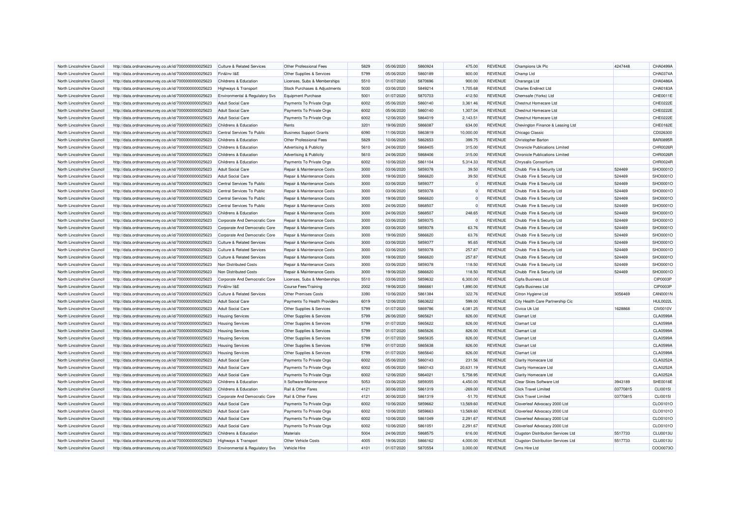| North Lincolnshire Council | http://data.ordnancesurvey.co.uk/id/7000000000025623 | Culture & Related Services | Other Professional Fees | 5829 | 05/06/2020 | 5860924 | 475.00 | REVENUE | Champions Uk Plc | 4247448 | CHA0499A |
|---|---|---|---|---|---|---|---|---|---|---|---|
| North Lincolnshire Council | http://data.ordnancesurvey.co.uk/id/7000000000025623 | Fin&Inv I&E | Other Supplies & Services | 5799 | 05/06/2020 | 5860189 | 800.00 | REVENUE | Champ Ltd | | CHA0374A |
| North Lincolnshire Council | http://data.ordnancesurvey.co.uk/id/7000000000025623 | Childrens & Education | Licenses, Subs & Memberships | 5510 | 01/07/2020 | 5870696 | 900.00 | REVENUE | Charanga Ltd | | CHA0486A |
| North Lincolnshire Council | http://data.ordnancesurvey.co.uk/id/7000000000025623 | Highways & Transport | Stock Purchases & Adjustments | 5030 | 03/06/2020 | 5849214 | 1,705.68 | REVENUE | Charles Endirect Ltd | | CHA0183A |
| North Lincolnshire Council | http://data.ordnancesurvey.co.uk/id/7000000000025623 | Environmental & Regulatory Svs | Equipment Purchase | 5001 | 01/07/2020 | 5870703 | 412.50 | REVENUE | Chemsafe (Yorks) Ltd | | CHE0011E |
| North Lincolnshire Council | http://data.ordnancesurvey.co.uk/id/7000000000025623 | Adult Social Care | Payments To Private Orgs | 6002 | 05/06/2020 | 5860140 | 3,361.46 | REVENUE | Chestnut Homecare Ltd | | CHE0222E |
| North Lincolnshire Council | http://data.ordnancesurvey.co.uk/id/7000000000025623 | Adult Social Care | Payments To Private Orgs | 6002 | 05/06/2020 | 5860140 | 1,307.04 | REVENUE | Chestnut Homecare Ltd | | CHE0222E |
| North Lincolnshire Council | http://data.ordnancesurvey.co.uk/id/7000000000025623 | Adult Social Care | Payments To Private Orgs | 6002 | 12/06/2020 | 5864019 | 2,143.51 | REVENUE | Chestnut Homecare Ltd | | CHE0222E |
| North Lincolnshire Council | http://data.ordnancesurvey.co.uk/id/7000000000025623 | Childrens & Education | Rents | 3201 | 19/06/2020 | 5866087 | 634.00 | REVENUE | Chevington Finance & Leasing Ltd | | CHE0162E |
| North Lincolnshire Council | http://data.ordnancesurvey.co.uk/id/7000000000025623 | Central Services To Public | Business Support Grants | 6090 | 11/06/2020 | 5863819 | 10,000.00 | REVENUE | Chicago Classic | | CD026300 |
| North Lincolnshire Council | http://data.ordnancesurvey.co.uk/id/7000000000025623 | Childrens & Education | Other Professional Fees | 5829 | 10/06/2020 | 5862653 | 399.75 | REVENUE | Christopher Barton | | BAR0895R |
| North Lincolnshire Council | http://data.ordnancesurvey.co.uk/id/7000000000025623 | Childrens & Education | Advertising & Publicity | 5610 | 24/06/2020 | 5868405 | 315.00 | REVENUE | Chronicle Publications Limited | | CHR0026R |
| North Lincolnshire Council | http://data.ordnancesurvey.co.uk/id/7000000000025623 | Childrens & Education | Advertising & Publicity | 5610 | 24/06/2020 | 5868406 | 315.00 | REVENUE | Chronicle Publications Limited | | CHR0026R |
| North Lincolnshire Council | http://data.ordnancesurvey.co.uk/id/7000000000025623 | Childrens & Education | Payments To Private Orgs | 6002 | 10/06/2020 | 5861104 | 5,314.33 | REVENUE | Chrysalis Consortium | | CHR0024R |
| North Lincolnshire Council | http://data.ordnancesurvey.co.uk/id/7000000000025623 | Adult Social Care | Repair & Maintenance Costs | 3000 | 03/06/2020 | 5859378 | 39.50 | REVENUE | Chubb Fire & Security Ltd | 524469 | SHO0001O |
| North Lincolnshire Council | http://data.ordnancesurvey.co.uk/id/7000000000025623 | Adult Social Care | Repair & Maintenance Costs | 3000 | 19/06/2020 | 5866620 | 39.50 | REVENUE | Chubb Fire & Security Ltd | 524469 | SHO0001O |
| North Lincolnshire Council | http://data.ordnancesurvey.co.uk/id/7000000000025623 | Central Services To Public | Repair & Maintenance Costs | 3000 | 03/06/2020 | 5859377 | 0 | REVENUE | Chubb Fire & Security Ltd | 524469 | SHO0001O |
| North Lincolnshire Council | http://data.ordnancesurvey.co.uk/id/7000000000025623 | Central Services To Public | Repair & Maintenance Costs | 3000 | 03/06/2020 | 5859378 | 0 | REVENUE | Chubb Fire & Security Ltd | 524469 | SHO0001O |
| North Lincolnshire Council | http://data.ordnancesurvey.co.uk/id/7000000000025623 | Central Services To Public | Repair & Maintenance Costs | 3000 | 19/06/2020 | 5866620 | 0 | REVENUE | Chubb Fire & Security Ltd | 524469 | SHO0001O |
| North Lincolnshire Council | http://data.ordnancesurvey.co.uk/id/7000000000025623 | Central Services To Public | Repair & Maintenance Costs | 3000 | 24/06/2020 | 5868507 | 0 | REVENUE | Chubb Fire & Security Ltd | 524469 | SHO0001O |
| North Lincolnshire Council | http://data.ordnancesurvey.co.uk/id/7000000000025623 | Childrens & Education | Repair & Maintenance Costs | 3000 | 24/06/2020 | 5868507 | 248.65 | REVENUE | Chubb Fire & Security Ltd | 524469 | SHO0001O |
| North Lincolnshire Council | http://data.ordnancesurvey.co.uk/id/7000000000025623 | Corporate And Democratic Core | Repair & Maintenance Costs | 3000 | 03/06/2020 | 5859375 | 0 | REVENUE | Chubb Fire & Security Ltd | 524469 | SHO0001O |
| North Lincolnshire Council | http://data.ordnancesurvey.co.uk/id/7000000000025623 | Corporate And Democratic Core | Repair & Maintenance Costs | 3000 | 03/06/2020 | 5859378 | 63.76 | REVENUE | Chubb Fire & Security Ltd | 524469 | SHO0001O |
| North Lincolnshire Council | http://data.ordnancesurvey.co.uk/id/7000000000025623 | Corporate And Democratic Core | Repair & Maintenance Costs | 3000 | 19/06/2020 | 5866620 | 63.76 | REVENUE | Chubb Fire & Security Ltd | 524469 | SHO0001O |
| North Lincolnshire Council | http://data.ordnancesurvey.co.uk/id/7000000000025623 | Culture & Related Services | Repair & Maintenance Costs | 3000 | 03/06/2020 | 5859377 | 95.65 | REVENUE | Chubb Fire & Security Ltd | 524469 | SHO0001O |
| North Lincolnshire Council | http://data.ordnancesurvey.co.uk/id/7000000000025623 | Culture & Related Services | Repair & Maintenance Costs | 3000 | 03/06/2020 | 5859378 | 257.87 | REVENUE | Chubb Fire & Security Ltd | 524469 | SHO0001O |
| North Lincolnshire Council | http://data.ordnancesurvey.co.uk/id/7000000000025623 | Culture & Related Services | Repair & Maintenance Costs | 3000 | 19/06/2020 | 5866620 | 257.87 | REVENUE | Chubb Fire & Security Ltd | 524469 | SHO0001O |
| North Lincolnshire Council | http://data.ordnancesurvey.co.uk/id/7000000000025623 | Non Distributed Costs | Repair & Maintenance Costs | 3000 | 03/06/2020 | 5859378 | 118.50 | REVENUE | Chubb Fire & Security Ltd | 524469 | SHO0001O |
| North Lincolnshire Council | http://data.ordnancesurvey.co.uk/id/7000000000025623 | Non Distributed Costs | Repair & Maintenance Costs | 3000 | 19/06/2020 | 5866620 | 118.50 | REVENUE | Chubb Fire & Security Ltd | 524469 | SHO0001O |
| North Lincolnshire Council | http://data.ordnancesurvey.co.uk/id/7000000000025623 | Corporate And Democratic Core | Licenses, Subs & Memberships | 5510 | 03/06/2020 | 5859632 | 6,300.00 | REVENUE | Cipfa Business Ltd | | CIP0003P |
| North Lincolnshire Council | http://data.ordnancesurvey.co.uk/id/7000000000025623 | Fin&Inv I&E | Course Fees/Training | 2002 | 19/06/2020 | 5866661 | 1,890.00 | REVENUE | Cipfa Business Ltd | | CIP0003P |
| North Lincolnshire Council | http://data.ordnancesurvey.co.uk/id/7000000000025623 | Culture & Related Services | Other Premises Costs | 3390 | 10/06/2020 | 5861384 | 322.76 | REVENUE | Citron Hygiene Ltd | 3056469 | CAN0001N |
| North Lincolnshire Council | http://data.ordnancesurvey.co.uk/id/7000000000025623 | Adult Social Care | Payments To Health Providers | 6019 | 12/06/2020 | 5863622 | 599.00 | REVENUE | City Health Care Partnership Cic | | HUL0022L |
| North Lincolnshire Council | http://data.ordnancesurvey.co.uk/id/7000000000025623 | Adult Social Care | Other Supplies & Services | 5799 | 01/07/2020 | 5869786 | 4,081.25 | REVENUE | Civica Uk Ltd | 1628868 | CIV0010V |
| North Lincolnshire Council | http://data.ordnancesurvey.co.uk/id/7000000000025623 | Housing Services | Other Supplies & Services | 5799 | 26/06/2020 | 5865621 | 826.00 | REVENUE | Clamart Ltd | | CLA0599A |
| North Lincolnshire Council | http://data.ordnancesurvey.co.uk/id/7000000000025623 | Housing Services | Other Supplies & Services | 5799 | 01/07/2020 | 5865622 | 826.00 | REVENUE | Clamart Ltd | | CLA0599A |
| North Lincolnshire Council | http://data.ordnancesurvey.co.uk/id/7000000000025623 | Housing Services | Other Supplies & Services | 5799 | 01/07/2020 | 5865626 | 826.00 | REVENUE | Clamart Ltd | | CLA0599A |
| North Lincolnshire Council | http://data.ordnancesurvey.co.uk/id/7000000000025623 | Housing Services | Other Supplies & Services | 5799 | 01/07/2020 | 5865635 | 826.00 | REVENUE | Clamart Ltd | | CLA0599A |
| North Lincolnshire Council | http://data.ordnancesurvey.co.uk/id/7000000000025623 | Housing Services | Other Supplies & Services | 5799 | 01/07/2020 | 5865638 | 826.00 | REVENUE | Clamart Ltd | | CLA0599A |
| North Lincolnshire Council | http://data.ordnancesurvey.co.uk/id/7000000000025623 | Housing Services | Other Supplies & Services | 5799 | 01/07/2020 | 5865640 | 826.00 | REVENUE | Clamart Ltd | | CLA0599A |
| North Lincolnshire Council | http://data.ordnancesurvey.co.uk/id/7000000000025623 | Adult Social Care | Payments To Private Orgs | 6002 | 05/06/2020 | 5860143 | 231.56 | REVENUE | Clarity Homecare Ltd | | CLA0252A |
| North Lincolnshire Council | http://data.ordnancesurvey.co.uk/id/7000000000025623 | Adult Social Care | Payments To Private Orgs | 6002 | 05/06/2020 | 5860143 | 20,631.19 | REVENUE | Clarity Homecare Ltd | | CLA0252A |
| North Lincolnshire Council | http://data.ordnancesurvey.co.uk/id/7000000000025623 | Adult Social Care | Payments To Private Orgs | 6002 | 12/06/2020 | 5864021 | 5,758.95 | REVENUE | Clarity Homecare Ltd | | CLA0252A |
| North Lincolnshire Council | http://data.ordnancesurvey.co.uk/id/7000000000025623 | Childrens & Education | It Software-Maintenance | 5053 | 03/06/2020 | 5859355 | 4,450.00 | REVENUE | Clear Skies Software Ltd | 3943189 | SHE0018E |
| North Lincolnshire Council | http://data.ordnancesurvey.co.uk/id/7000000000025623 | Childrens & Education | Rail & Other Fares | 4121 | 30/06/2020 | 5861319 | -269.00 | REVENUE | Click Travel Limited | 03770815 | CLI0015I |
| North Lincolnshire Council | http://data.ordnancesurvey.co.uk/id/7000000000025623 | Corporate And Democratic Core | Rail & Other Fares | 4121 | 30/06/2020 | 5861319 | -51.70 | REVENUE | Click Travel Limited | 03770815 | CLI0015I |
| North Lincolnshire Council | http://data.ordnancesurvey.co.uk/id/7000000000025623 | Adult Social Care | Payments To Private Orgs | 6002 | 10/06/2020 | 5859662 | 13,569.60 | REVENUE | Cloverleaf Advocacy 2000 Ltd | | CLO0101O |
| North Lincolnshire Council | http://data.ordnancesurvey.co.uk/id/7000000000025623 | Adult Social Care | Payments To Private Orgs | 6002 | 10/06/2020 | 5859663 | 13,569.60 | REVENUE | Cloverleaf Advocacy 2000 Ltd | | CLO0101O |
| North Lincolnshire Council | http://data.ordnancesurvey.co.uk/id/7000000000025623 | Adult Social Care | Payments To Private Orgs | 6002 | 10/06/2020 | 5861049 | 2,291.67 | REVENUE | Cloverleaf Advocacy 2000 Ltd | | CLO0101O |
| North Lincolnshire Council | http://data.ordnancesurvey.co.uk/id/7000000000025623 | Adult Social Care | Payments To Private Orgs | 6002 | 10/06/2020 | 5861051 | 2,291.67 | REVENUE | Cloverleaf Advocacy 2000 Ltd | | CLO0101O |
| North Lincolnshire Council | http://data.ordnancesurvey.co.uk/id/7000000000025623 | Childrens & Education | Materials | 5004 | 24/06/2020 | 5868575 | 616.00 | REVENUE | Clugston Distribution Services Ltd | 5517733 | CLU0013U |
| North Lincolnshire Council | http://data.ordnancesurvey.co.uk/id/7000000000025623 | Highways & Transport | Other Vehicle Costs | 4005 | 19/06/2020 | 5866162 | 4,000.00 | REVENUE | Clugston Distribution Services Ltd | 5517733 | CLU0013U |
| North Lincolnshire Council | http://data.ordnancesurvey.co.uk/id/7000000000025623 | Environmental & Regulatory Svs | Vehicle Hire | 4101 | 01/07/2020 | 5870554 | 3,000.00 | REVENUE | Cms Hire Ltd | | COO0073O |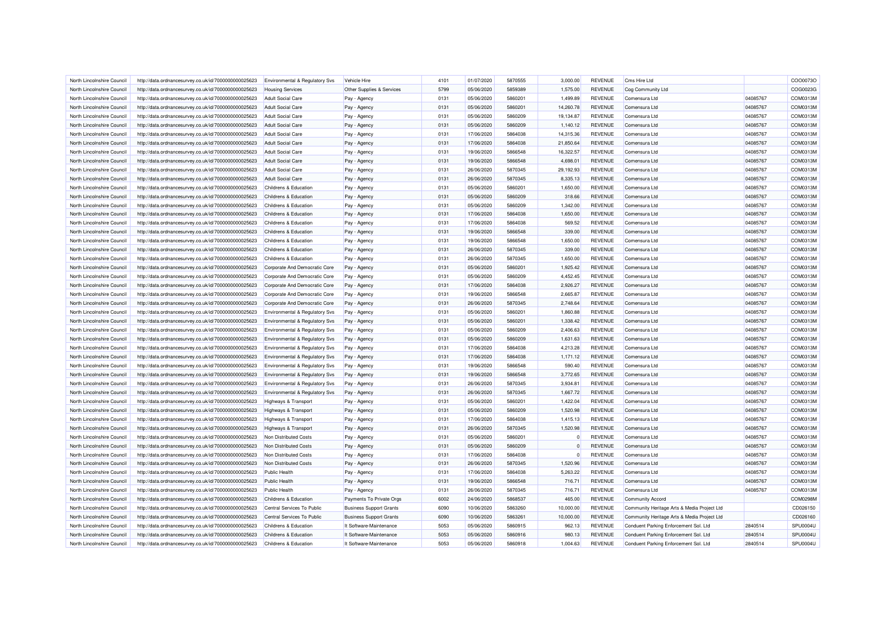| | | | | | | | | | | | |
|---|---|---|---|---|---|---|---|---|---|---|---|
| North Lincolnshire Council | http://data.ordnancesurvey.co.uk/id/7000000000025623 | Environmental & Regulatory Svs | Vehicle Hire | 4101 | 01/07/2020 | 5870555 | 3,000.00 | REVENUE | Cms Hire Ltd | | COO0073O |
| North Lincolnshire Council | http://data.ordnancesurvey.co.uk/id/7000000000025623 | Housing Services | Other Supplies & Services | 5799 | 05/06/2020 | 5859389 | 1,575.00 | REVENUE | Cog Community Ltd | | COG0023G |
| North Lincolnshire Council | http://data.ordnancesurvey.co.uk/id/7000000000025623 | Adult Social Care | Pay - Agency | 0131 | 05/06/2020 | 5860201 | 1,499.89 | REVENUE | Comensura Ltd | 04085767 | COM0313M |
| North Lincolnshire Council | http://data.ordnancesurvey.co.uk/id/7000000000025623 | Adult Social Care | Pay - Agency | 0131 | 05/06/2020 | 5860201 | 14,260.78 | REVENUE | Comensura Ltd | 04085767 | COM0313M |
| North Lincolnshire Council | http://data.ordnancesurvey.co.uk/id/7000000000025623 | Adult Social Care | Pay - Agency | 0131 | 05/06/2020 | 5860209 | 19,134.87 | REVENUE | Comensura Ltd | 04085767 | COM0313M |
| North Lincolnshire Council | http://data.ordnancesurvey.co.uk/id/7000000000025623 | Adult Social Care | Pay - Agency | 0131 | 05/06/2020 | 5860209 | 1,140.12 | REVENUE | Comensura Ltd | 04085767 | COM0313M |
| North Lincolnshire Council | http://data.ordnancesurvey.co.uk/id/7000000000025623 | Adult Social Care | Pay - Agency | 0131 | 17/06/2020 | 5864038 | 14,315.36 | REVENUE | Comensura Ltd | 04085767 | COM0313M |
| North Lincolnshire Council | http://data.ordnancesurvey.co.uk/id/7000000000025623 | Adult Social Care | Pay - Agency | 0131 | 17/06/2020 | 5864038 | 21,850.64 | REVENUE | Comensura Ltd | 04085767 | COM0313M |
| North Lincolnshire Council | http://data.ordnancesurvey.co.uk/id/7000000000025623 | Adult Social Care | Pay - Agency | 0131 | 19/06/2020 | 5866548 | 16,322.57 | REVENUE | Comensura Ltd | 04085767 | COM0313M |
| North Lincolnshire Council | http://data.ordnancesurvey.co.uk/id/7000000000025623 | Adult Social Care | Pay - Agency | 0131 | 19/06/2020 | 5866548 | 4,698.01 | REVENUE | Comensura Ltd | 04085767 | COM0313M |
| North Lincolnshire Council | http://data.ordnancesurvey.co.uk/id/7000000000025623 | Adult Social Care | Pay - Agency | 0131 | 26/06/2020 | 5870345 | 29,192.93 | REVENUE | Comensura Ltd | 04085767 | COM0313M |
| North Lincolnshire Council | http://data.ordnancesurvey.co.uk/id/7000000000025623 | Adult Social Care | Pay - Agency | 0131 | 26/06/2020 | 5870345 | 8,335.13 | REVENUE | Comensura Ltd | 04085767 | COM0313M |
| North Lincolnshire Council | http://data.ordnancesurvey.co.uk/id/7000000000025623 | Childrens & Education | Pay - Agency | 0131 | 05/06/2020 | 5860201 | 1,650.00 | REVENUE | Comensura Ltd | 04085767 | COM0313M |
| North Lincolnshire Council | http://data.ordnancesurvey.co.uk/id/7000000000025623 | Childrens & Education | Pay - Agency | 0131 | 05/06/2020 | 5860209 | 318.66 | REVENUE | Comensura Ltd | 04085767 | COM0313M |
| North Lincolnshire Council | http://data.ordnancesurvey.co.uk/id/7000000000025623 | Childrens & Education | Pay - Agency | 0131 | 05/06/2020 | 5860209 | 1,342.00 | REVENUE | Comensura Ltd | 04085767 | COM0313M |
| North Lincolnshire Council | http://data.ordnancesurvey.co.uk/id/7000000000025623 | Childrens & Education | Pay - Agency | 0131 | 17/06/2020 | 5864038 | 1,650.00 | REVENUE | Comensura Ltd | 04085767 | COM0313M |
| North Lincolnshire Council | http://data.ordnancesurvey.co.uk/id/7000000000025623 | Childrens & Education | Pay - Agency | 0131 | 17/06/2020 | 5864038 | 569.52 | REVENUE | Comensura Ltd | 04085767 | COM0313M |
| North Lincolnshire Council | http://data.ordnancesurvey.co.uk/id/7000000000025623 | Childrens & Education | Pay - Agency | 0131 | 19/06/2020 | 5866548 | 339.00 | REVENUE | Comensura Ltd | 04085767 | COM0313M |
| North Lincolnshire Council | http://data.ordnancesurvey.co.uk/id/7000000000025623 | Childrens & Education | Pay - Agency | 0131 | 19/06/2020 | 5866548 | 1,650.00 | REVENUE | Comensura Ltd | 04085767 | COM0313M |
| North Lincolnshire Council | http://data.ordnancesurvey.co.uk/id/7000000000025623 | Childrens & Education | Pay - Agency | 0131 | 26/06/2020 | 5870345 | 339.00 | REVENUE | Comensura Ltd | 04085767 | COM0313M |
| North Lincolnshire Council | http://data.ordnancesurvey.co.uk/id/7000000000025623 | Childrens & Education | Pay - Agency | 0131 | 26/06/2020 | 5870345 | 1,650.00 | REVENUE | Comensura Ltd | 04085767 | COM0313M |
| North Lincolnshire Council | http://data.ordnancesurvey.co.uk/id/7000000000025623 | Corporate And Democratic Core | Pay - Agency | 0131 | 05/06/2020 | 5860201 | 1,925.42 | REVENUE | Comensura Ltd | 04085767 | COM0313M |
| North Lincolnshire Council | http://data.ordnancesurvey.co.uk/id/7000000000025623 | Corporate And Democratic Core | Pay - Agency | 0131 | 05/06/2020 | 5860209 | 4,452.45 | REVENUE | Comensura Ltd | 04085767 | COM0313M |
| North Lincolnshire Council | http://data.ordnancesurvey.co.uk/id/7000000000025623 | Corporate And Democratic Core | Pay - Agency | 0131 | 17/06/2020 | 5864038 | 2,926.27 | REVENUE | Comensura Ltd | 04085767 | COM0313M |
| North Lincolnshire Council | http://data.ordnancesurvey.co.uk/id/7000000000025623 | Corporate And Democratic Core | Pay - Agency | 0131 | 19/06/2020 | 5866548 | 2,665.87 | REVENUE | Comensura Ltd | 04085767 | COM0313M |
| North Lincolnshire Council | http://data.ordnancesurvey.co.uk/id/7000000000025623 | Corporate And Democratic Core | Pay - Agency | 0131 | 26/06/2020 | 5870345 | 2,748.64 | REVENUE | Comensura Ltd | 04085767 | COM0313M |
| North Lincolnshire Council | http://data.ordnancesurvey.co.uk/id/7000000000025623 | Environmental & Regulatory Svs | Pay - Agency | 0131 | 05/06/2020 | 5860201 | 1,860.88 | REVENUE | Comensura Ltd | 04085767 | COM0313M |
| North Lincolnshire Council | http://data.ordnancesurvey.co.uk/id/7000000000025623 | Environmental & Regulatory Svs | Pay - Agency | 0131 | 05/06/2020 | 5860201 | 1,338.42 | REVENUE | Comensura Ltd | 04085767 | COM0313M |
| North Lincolnshire Council | http://data.ordnancesurvey.co.uk/id/7000000000025623 | Environmental & Regulatory Svs | Pay - Agency | 0131 | 05/06/2020 | 5860209 | 2,406.63 | REVENUE | Comensura Ltd | 04085767 | COM0313M |
| North Lincolnshire Council | http://data.ordnancesurvey.co.uk/id/7000000000025623 | Environmental & Regulatory Svs | Pay - Agency | 0131 | 05/06/2020 | 5860209 | 1,631.63 | REVENUE | Comensura Ltd | 04085767 | COM0313M |
| North Lincolnshire Council | http://data.ordnancesurvey.co.uk/id/7000000000025623 | Environmental & Regulatory Svs | Pay - Agency | 0131 | 17/06/2020 | 5864038 | 4,213.28 | REVENUE | Comensura Ltd | 04085767 | COM0313M |
| North Lincolnshire Council | http://data.ordnancesurvey.co.uk/id/7000000000025623 | Environmental & Regulatory Svs | Pay - Agency | 0131 | 17/06/2020 | 5864038 | 1,171.12 | REVENUE | Comensura Ltd | 04085767 | COM0313M |
| North Lincolnshire Council | http://data.ordnancesurvey.co.uk/id/7000000000025623 | Environmental & Regulatory Svs | Pay - Agency | 0131 | 19/06/2020 | 5866548 | 590.40 | REVENUE | Comensura Ltd | 04085767 | COM0313M |
| North Lincolnshire Council | http://data.ordnancesurvey.co.uk/id/7000000000025623 | Environmental & Regulatory Svs | Pay - Agency | 0131 | 19/06/2020 | 5866548 | 3,772.65 | REVENUE | Comensura Ltd | 04085767 | COM0313M |
| North Lincolnshire Council | http://data.ordnancesurvey.co.uk/id/7000000000025623 | Environmental & Regulatory Svs | Pay - Agency | 0131 | 26/06/2020 | 5870345 | 3,934.81 | REVENUE | Comensura Ltd | 04085767 | COM0313M |
| North Lincolnshire Council | http://data.ordnancesurvey.co.uk/id/7000000000025623 | Environmental & Regulatory Svs | Pay - Agency | 0131 | 26/06/2020 | 5870345 | 1,667.72 | REVENUE | Comensura Ltd | 04085767 | COM0313M |
| North Lincolnshire Council | http://data.ordnancesurvey.co.uk/id/7000000000025623 | Highways & Transport | Pay - Agency | 0131 | 05/06/2020 | 5860201 | 1,422.04 | REVENUE | Comensura Ltd | 04085767 | COM0313M |
| North Lincolnshire Council | http://data.ordnancesurvey.co.uk/id/7000000000025623 | Highways & Transport | Pay - Agency | 0131 | 05/06/2020 | 5860209 | 1,520.98 | REVENUE | Comensura Ltd | 04085767 | COM0313M |
| North Lincolnshire Council | http://data.ordnancesurvey.co.uk/id/7000000000025623 | Highways & Transport | Pay - Agency | 0131 | 17/06/2020 | 5864038 | 1,415.13 | REVENUE | Comensura Ltd | 04085767 | COM0313M |
| North Lincolnshire Council | http://data.ordnancesurvey.co.uk/id/7000000000025623 | Highways & Transport | Pay - Agency | 0131 | 26/06/2020 | 5870345 | 1,520.98 | REVENUE | Comensura Ltd | 04085767 | COM0313M |
| North Lincolnshire Council | http://data.ordnancesurvey.co.uk/id/7000000000025623 | Non Distributed Costs | Pay - Agency | 0131 | 05/06/2020 | 5860201 | 0 | REVENUE | Comensura Ltd | 04085767 | COM0313M |
| North Lincolnshire Council | http://data.ordnancesurvey.co.uk/id/7000000000025623 | Non Distributed Costs | Pay - Agency | 0131 | 05/06/2020 | 5860209 | 0 | REVENUE | Comensura Ltd | 04085767 | COM0313M |
| North Lincolnshire Council | http://data.ordnancesurvey.co.uk/id/7000000000025623 | Non Distributed Costs | Pay - Agency | 0131 | 17/06/2020 | 5864038 | 0 | REVENUE | Comensura Ltd | 04085767 | COM0313M |
| North Lincolnshire Council | http://data.ordnancesurvey.co.uk/id/7000000000025623 | Non Distributed Costs | Pay - Agency | 0131 | 26/06/2020 | 5870345 | 1,520.96 | REVENUE | Comensura Ltd | 04085767 | COM0313M |
| North Lincolnshire Council | http://data.ordnancesurvey.co.uk/id/7000000000025623 | Public Health | Pay - Agency | 0131 | 17/06/2020 | 5864038 | 5,263.22 | REVENUE | Comensura Ltd | 04085767 | COM0313M |
| North Lincolnshire Council | http://data.ordnancesurvey.co.uk/id/7000000000025623 | Public Health | Pay - Agency | 0131 | 19/06/2020 | 5866548 | 716.71 | REVENUE | Comensura Ltd | 04085767 | COM0313M |
| North Lincolnshire Council | http://data.ordnancesurvey.co.uk/id/7000000000025623 | Public Health | Pay - Agency | 0131 | 26/06/2020 | 5870345 | 716.71 | REVENUE | Comensura Ltd | 04085767 | COM0313M |
| North Lincolnshire Council | http://data.ordnancesurvey.co.uk/id/7000000000025623 | Childrens & Education | Payments To Private Orgs | 6002 | 24/06/2020 | 5868537 | 465.00 | REVENUE | Community Accord | | COM0298M |
| North Lincolnshire Council | http://data.ordnancesurvey.co.uk/id/7000000000025623 | Central Services To Public | Business Support Grants | 6090 | 10/06/2020 | 5863260 | 10,000.00 | REVENUE | Community Heritage Arts & Media Project Ltd | | CD026150 |
| North Lincolnshire Council | http://data.ordnancesurvey.co.uk/id/7000000000025623 | Central Services To Public | Business Support Grants | 6090 | 10/06/2020 | 5863261 | 10,000.00 | REVENUE | Community Heritage Arts & Media Project Ltd | | CD026160 |
| North Lincolnshire Council | http://data.ordnancesurvey.co.uk/id/7000000000025623 | Childrens & Education | It Software-Maintenance | 5053 | 05/06/2020 | 5860915 | 962.13 | REVENUE | Conduent Parking Enforcement Sol. Ltd | 2840514 | SPU0004U |
| North Lincolnshire Council | http://data.ordnancesurvey.co.uk/id/7000000000025623 | Childrens & Education | It Software-Maintenance | 5053 | 05/06/2020 | 5860916 | 980.13 | REVENUE | Conduent Parking Enforcement Sol. Ltd | 2840514 | SPU0004U |
| North Lincolnshire Council | http://data.ordnancesurvey.co.uk/id/7000000000025623 | Childrens & Education | It Software-Maintenance | 5053 | 05/06/2020 | 5860918 | 1,004.63 | REVENUE | Conduent Parking Enforcement Sol. Ltd | 2840514 | SPU0004U |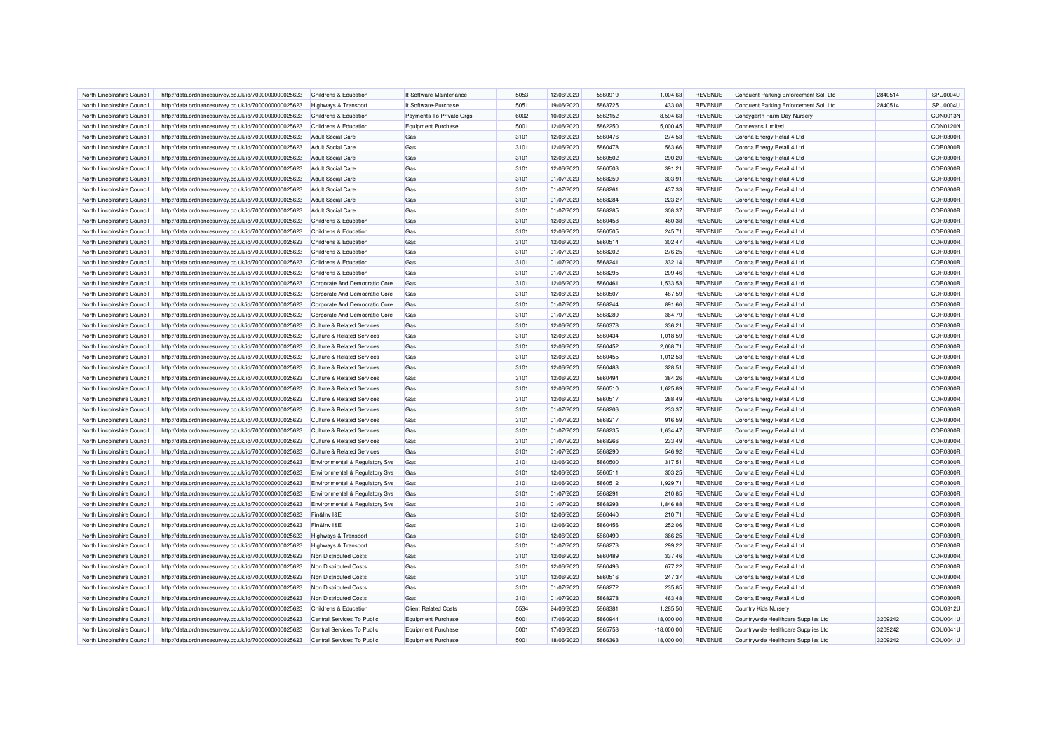| | | | | | | | | | | | | |
|---|---|---|---|---|---|---|---|---|---|---|---|---|
| North Lincolnshire Council | http://data.ordnancesurvey.co.uk/id/7000000000025623 | Childrens & Education | It Software-Maintenance | 5053 | 12/06/2020 | 5860919 | 1,004.63 | REVENUE | Conduent Parking Enforcement Sol. Ltd | 2840514 | SPU0004U |
| North Lincolnshire Council | http://data.ordnancesurvey.co.uk/id/7000000000025623 | Highways & Transport | It Software-Purchase | 5051 | 19/06/2020 | 5863725 | 433.08 | REVENUE | Conduent Parking Enforcement Sol. Ltd | 2840514 | SPU0004U |
| North Lincolnshire Council | http://data.ordnancesurvey.co.uk/id/7000000000025623 | Childrens & Education | Payments To Private Orgs | 6002 | 10/06/2020 | 5862152 | 8,594.63 | REVENUE | Coneygarth Farm Day Nursery | | CON0013N |
| North Lincolnshire Council | http://data.ordnancesurvey.co.uk/id/7000000000025623 | Childrens & Education | Equipment Purchase | 5001 | 12/06/2020 | 5862250 | 5,000.45 | REVENUE | Connevans Limited | | CON0120N |
| North Lincolnshire Council | http://data.ordnancesurvey.co.uk/id/7000000000025623 | Adult Social Care | Gas | 3101 | 12/06/2020 | 5860476 | 274.53 | REVENUE | Corona Energy Retail 4 Ltd | | COR0300R |
| North Lincolnshire Council | http://data.ordnancesurvey.co.uk/id/7000000000025623 | Adult Social Care | Gas | 3101 | 12/06/2020 | 5860478 | 563.66 | REVENUE | Corona Energy Retail 4 Ltd | | COR0300R |
| North Lincolnshire Council | http://data.ordnancesurvey.co.uk/id/7000000000025623 | Adult Social Care | Gas | 3101 | 12/06/2020 | 5860502 | 290.20 | REVENUE | Corona Energy Retail 4 Ltd | | COR0300R |
| North Lincolnshire Council | http://data.ordnancesurvey.co.uk/id/7000000000025623 | Adult Social Care | Gas | 3101 | 12/06/2020 | 5860503 | 391.21 | REVENUE | Corona Energy Retail 4 Ltd | | COR0300R |
| North Lincolnshire Council | http://data.ordnancesurvey.co.uk/id/7000000000025623 | Adult Social Care | Gas | 3101 | 01/07/2020 | 5868259 | 303.91 | REVENUE | Corona Energy Retail 4 Ltd | | COR0300R |
| North Lincolnshire Council | http://data.ordnancesurvey.co.uk/id/7000000000025623 | Adult Social Care | Gas | 3101 | 01/07/2020 | 5868261 | 437.33 | REVENUE | Corona Energy Retail 4 Ltd | | COR0300R |
| North Lincolnshire Council | http://data.ordnancesurvey.co.uk/id/7000000000025623 | Adult Social Care | Gas | 3101 | 01/07/2020 | 5868284 | 223.27 | REVENUE | Corona Energy Retail 4 Ltd | | COR0300R |
| North Lincolnshire Council | http://data.ordnancesurvey.co.uk/id/7000000000025623 | Adult Social Care | Gas | 3101 | 01/07/2020 | 5868285 | 308.37 | REVENUE | Corona Energy Retail 4 Ltd | | COR0300R |
| North Lincolnshire Council | http://data.ordnancesurvey.co.uk/id/7000000000025623 | Childrens & Education | Gas | 3101 | 12/06/2020 | 5860458 | 480.38 | REVENUE | Corona Energy Retail 4 Ltd | | COR0300R |
| North Lincolnshire Council | http://data.ordnancesurvey.co.uk/id/7000000000025623 | Childrens & Education | Gas | 3101 | 12/06/2020 | 5860505 | 245.71 | REVENUE | Corona Energy Retail 4 Ltd | | COR0300R |
| North Lincolnshire Council | http://data.ordnancesurvey.co.uk/id/7000000000025623 | Childrens & Education | Gas | 3101 | 12/06/2020 | 5860514 | 302.47 | REVENUE | Corona Energy Retail 4 Ltd | | COR0300R |
| North Lincolnshire Council | http://data.ordnancesurvey.co.uk/id/7000000000025623 | Childrens & Education | Gas | 3101 | 01/07/2020 | 5868202 | 276.25 | REVENUE | Corona Energy Retail 4 Ltd | | COR0300R |
| North Lincolnshire Council | http://data.ordnancesurvey.co.uk/id/7000000000025623 | Childrens & Education | Gas | 3101 | 01/07/2020 | 5868241 | 332.14 | REVENUE | Corona Energy Retail 4 Ltd | | COR0300R |
| North Lincolnshire Council | http://data.ordnancesurvey.co.uk/id/7000000000025623 | Childrens & Education | Gas | 3101 | 01/07/2020 | 5868295 | 209.46 | REVENUE | Corona Energy Retail 4 Ltd | | COR0300R |
| North Lincolnshire Council | http://data.ordnancesurvey.co.uk/id/7000000000025623 | Corporate And Democratic Core | Gas | 3101 | 12/06/2020 | 5860461 | 1,533.53 | REVENUE | Corona Energy Retail 4 Ltd | | COR0300R |
| North Lincolnshire Council | http://data.ordnancesurvey.co.uk/id/7000000000025623 | Corporate And Democratic Core | Gas | 3101 | 12/06/2020 | 5860507 | 487.59 | REVENUE | Corona Energy Retail 4 Ltd | | COR0300R |
| North Lincolnshire Council | http://data.ordnancesurvey.co.uk/id/7000000000025623 | Corporate And Democratic Core | Gas | 3101 | 01/07/2020 | 5868244 | 891.66 | REVENUE | Corona Energy Retail 4 Ltd | | COR0300R |
| North Lincolnshire Council | http://data.ordnancesurvey.co.uk/id/7000000000025623 | Corporate And Democratic Core | Gas | 3101 | 01/07/2020 | 5868289 | 364.79 | REVENUE | Corona Energy Retail 4 Ltd | | COR0300R |
| North Lincolnshire Council | http://data.ordnancesurvey.co.uk/id/7000000000025623 | Culture & Related Services | Gas | 3101 | 12/06/2020 | 5860378 | 336.21 | REVENUE | Corona Energy Retail 4 Ltd | | COR0300R |
| North Lincolnshire Council | http://data.ordnancesurvey.co.uk/id/7000000000025623 | Culture & Related Services | Gas | 3101 | 12/06/2020 | 5860434 | 1,018.59 | REVENUE | Corona Energy Retail 4 Ltd | | COR0300R |
| North Lincolnshire Council | http://data.ordnancesurvey.co.uk/id/7000000000025623 | Culture & Related Services | Gas | 3101 | 12/06/2020 | 5860452 | 2,068.71 | REVENUE | Corona Energy Retail 4 Ltd | | COR0300R |
| North Lincolnshire Council | http://data.ordnancesurvey.co.uk/id/7000000000025623 | Culture & Related Services | Gas | 3101 | 12/06/2020 | 5860455 | 1,012.53 | REVENUE | Corona Energy Retail 4 Ltd | | COR0300R |
| North Lincolnshire Council | http://data.ordnancesurvey.co.uk/id/7000000000025623 | Culture & Related Services | Gas | 3101 | 12/06/2020 | 5860483 | 328.51 | REVENUE | Corona Energy Retail 4 Ltd | | COR0300R |
| North Lincolnshire Council | http://data.ordnancesurvey.co.uk/id/7000000000025623 | Culture & Related Services | Gas | 3101 | 12/06/2020 | 5860494 | 384.26 | REVENUE | Corona Energy Retail 4 Ltd | | COR0300R |
| North Lincolnshire Council | http://data.ordnancesurvey.co.uk/id/7000000000025623 | Culture & Related Services | Gas | 3101 | 12/06/2020 | 5860510 | 1,625.89 | REVENUE | Corona Energy Retail 4 Ltd | | COR0300R |
| North Lincolnshire Council | http://data.ordnancesurvey.co.uk/id/7000000000025623 | Culture & Related Services | Gas | 3101 | 12/06/2020 | 5860517 | 288.49 | REVENUE | Corona Energy Retail 4 Ltd | | COR0300R |
| North Lincolnshire Council | http://data.ordnancesurvey.co.uk/id/7000000000025623 | Culture & Related Services | Gas | 3101 | 01/07/2020 | 5868206 | 233.37 | REVENUE | Corona Energy Retail 4 Ltd | | COR0300R |
| North Lincolnshire Council | http://data.ordnancesurvey.co.uk/id/7000000000025623 | Culture & Related Services | Gas | 3101 | 01/07/2020 | 5868217 | 916.59 | REVENUE | Corona Energy Retail 4 Ltd | | COR0300R |
| North Lincolnshire Council | http://data.ordnancesurvey.co.uk/id/7000000000025623 | Culture & Related Services | Gas | 3101 | 01/07/2020 | 5868235 | 1,634.47 | REVENUE | Corona Energy Retail 4 Ltd | | COR0300R |
| North Lincolnshire Council | http://data.ordnancesurvey.co.uk/id/7000000000025623 | Culture & Related Services | Gas | 3101 | 01/07/2020 | 5868266 | 233.49 | REVENUE | Corona Energy Retail 4 Ltd | | COR0300R |
| North Lincolnshire Council | http://data.ordnancesurvey.co.uk/id/7000000000025623 | Culture & Related Services | Gas | 3101 | 01/07/2020 | 5868290 | 546.92 | REVENUE | Corona Energy Retail 4 Ltd | | COR0300R |
| North Lincolnshire Council | http://data.ordnancesurvey.co.uk/id/7000000000025623 | Environmental & Regulatory Svs | Gas | 3101 | 12/06/2020 | 5860500 | 317.51 | REVENUE | Corona Energy Retail 4 Ltd | | COR0300R |
| North Lincolnshire Council | http://data.ordnancesurvey.co.uk/id/7000000000025623 | Environmental & Regulatory Svs | Gas | 3101 | 12/06/2020 | 5860511 | 303.25 | REVENUE | Corona Energy Retail 4 Ltd | | COR0300R |
| North Lincolnshire Council | http://data.ordnancesurvey.co.uk/id/7000000000025623 | Environmental & Regulatory Svs | Gas | 3101 | 12/06/2020 | 5860512 | 1,929.71 | REVENUE | Corona Energy Retail 4 Ltd | | COR0300R |
| North Lincolnshire Council | http://data.ordnancesurvey.co.uk/id/7000000000025623 | Environmental & Regulatory Svs | Gas | 3101 | 01/07/2020 | 5868291 | 210.85 | REVENUE | Corona Energy Retail 4 Ltd | | COR0300R |
| North Lincolnshire Council | http://data.ordnancesurvey.co.uk/id/7000000000025623 | Environmental & Regulatory Svs | Gas | 3101 | 01/07/2020 | 5868293 | 1,846.88 | REVENUE | Corona Energy Retail 4 Ltd | | COR0300R |
| North Lincolnshire Council | http://data.ordnancesurvey.co.uk/id/7000000000025623 | Fin&Inv I&E | Gas | 3101 | 12/06/2020 | 5860440 | 210.71 | REVENUE | Corona Energy Retail 4 Ltd | | COR0300R |
| North Lincolnshire Council | http://data.ordnancesurvey.co.uk/id/7000000000025623 | Fin&Inv I&E | Gas | 3101 | 12/06/2020 | 5860456 | 252.06 | REVENUE | Corona Energy Retail 4 Ltd | | COR0300R |
| North Lincolnshire Council | http://data.ordnancesurvey.co.uk/id/7000000000025623 | Highways & Transport | Gas | 3101 | 12/06/2020 | 5860490 | 366.25 | REVENUE | Corona Energy Retail 4 Ltd | | COR0300R |
| North Lincolnshire Council | http://data.ordnancesurvey.co.uk/id/7000000000025623 | Highways & Transport | Gas | 3101 | 01/07/2020 | 5868273 | 299.22 | REVENUE | Corona Energy Retail 4 Ltd | | COR0300R |
| North Lincolnshire Council | http://data.ordnancesurvey.co.uk/id/7000000000025623 | Non Distributed Costs | Gas | 3101 | 12/06/2020 | 5860489 | 337.46 | REVENUE | Corona Energy Retail 4 Ltd | | COR0300R |
| North Lincolnshire Council | http://data.ordnancesurvey.co.uk/id/7000000000025623 | Non Distributed Costs | Gas | 3101 | 12/06/2020 | 5860496 | 677.22 | REVENUE | Corona Energy Retail 4 Ltd | | COR0300R |
| North Lincolnshire Council | http://data.ordnancesurvey.co.uk/id/7000000000025623 | Non Distributed Costs | Gas | 3101 | 12/06/2020 | 5860516 | 247.37 | REVENUE | Corona Energy Retail 4 Ltd | | COR0300R |
| North Lincolnshire Council | http://data.ordnancesurvey.co.uk/id/7000000000025623 | Non Distributed Costs | Gas | 3101 | 01/07/2020 | 5868272 | 235.85 | REVENUE | Corona Energy Retail 4 Ltd | | COR0300R |
| North Lincolnshire Council | http://data.ordnancesurvey.co.uk/id/7000000000025623 | Non Distributed Costs | Gas | 3101 | 01/07/2020 | 5868278 | 463.48 | REVENUE | Corona Energy Retail 4 Ltd | | COR0300R |
| North Lincolnshire Council | http://data.ordnancesurvey.co.uk/id/7000000000025623 | Childrens & Education | Client Related Costs | 5534 | 24/06/2020 | 5868381 | 1,285.50 | REVENUE | Country Kids Nursery | | COU0312U |
| North Lincolnshire Council | http://data.ordnancesurvey.co.uk/id/7000000000025623 | Central Services To Public | Equipment Purchase | 5001 | 17/06/2020 | 5860944 | 18,000.00 | REVENUE | Countrywide Healthcare Supplies Ltd | 3209242 | COU0041U |
| North Lincolnshire Council | http://data.ordnancesurvey.co.uk/id/7000000000025623 | Central Services To Public | Equipment Purchase | 5001 | 17/06/2020 | 5865758 | -18,000.00 | REVENUE | Countrywide Healthcare Supplies Ltd | 3209242 | COU0041U |
| North Lincolnshire Council | http://data.ordnancesurvey.co.uk/id/7000000000025623 | Central Services To Public | Equipment Purchase | 5001 | 18/06/2020 | 5866363 | 18,000.00 | REVENUE | Countrywide Healthcare Supplies Ltd | 3209242 | COU0041U |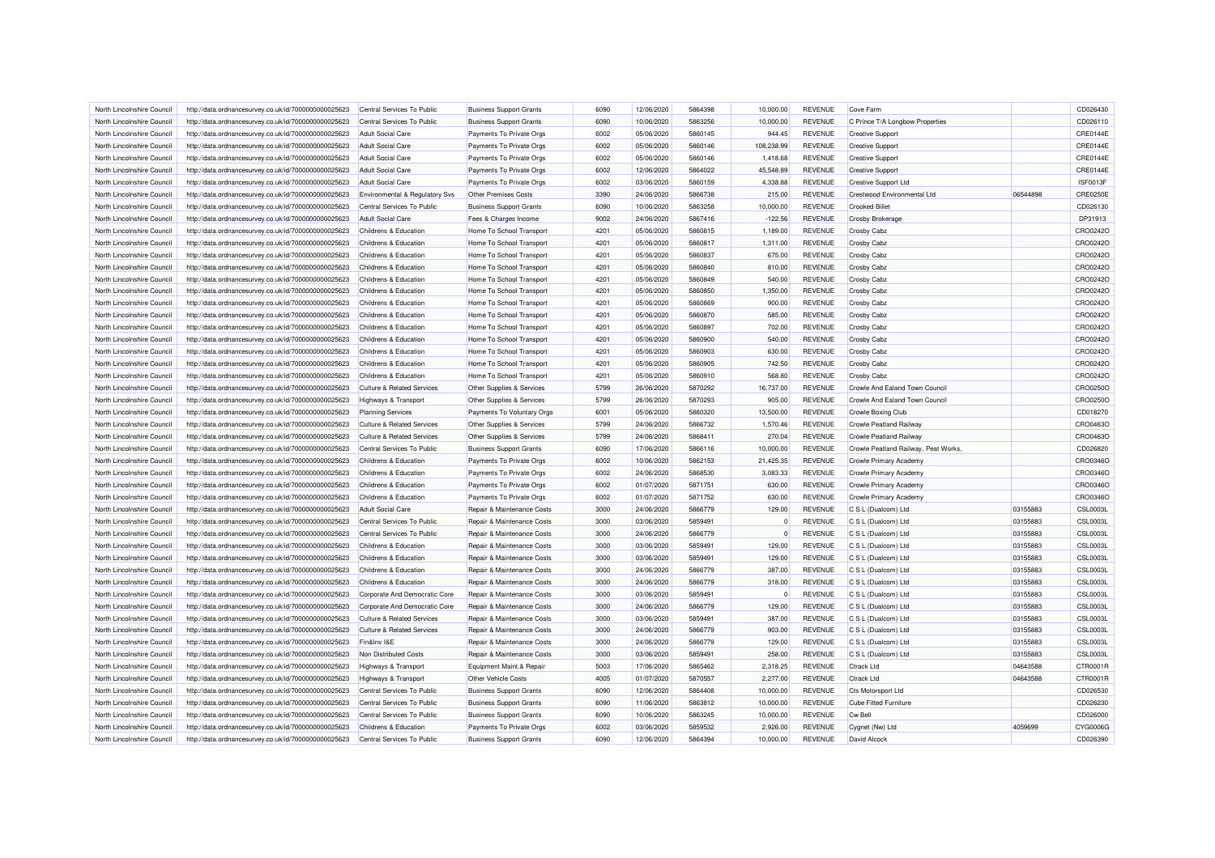| North Lincolnshire Council | http://data.ordnancesurvey.co.uk/id/7000000000025623 | Central Services To Public | Business Support Grants | 6090 | 12/06/2020 | 5864398 | 10,000.00 | REVENUE | Cove Farm | | CD026430 |
|---|---|---|---|---|---|---|---|---|---|---|---|
| North Lincolnshire Council | http://data.ordnancesurvey.co.uk/id/7000000000025623 | Central Services To Public | Business Support Grants | 6090 | 10/06/2020 | 5863256 | 10,000.00 | REVENUE | C Prince T/A Longbow Properties | | CD026110 |
| North Lincolnshire Council | http://data.ordnancesurvey.co.uk/id/7000000000025623 | Adult Social Care | Payments To Private Orgs | 6002 | 05/06/2020 | 5860145 | 944.45 | REVENUE | Creative Support | | CRE0144E |
| North Lincolnshire Council | http://data.ordnancesurvey.co.uk/id/7000000000025623 | Adult Social Care | Payments To Private Orgs | 6002 | 05/06/2020 | 5860146 | 108,238.99 | REVENUE | Creative Support | | CRE0144E |
| North Lincolnshire Council | http://data.ordnancesurvey.co.uk/id/7000000000025623 | Adult Social Care | Payments To Private Orgs | 6002 | 05/06/2020 | 5860146 | 1,418.68 | REVENUE | Creative Support | | CRE0144E |
| North Lincolnshire Council | http://data.ordnancesurvey.co.uk/id/7000000000025623 | Adult Social Care | Payments To Private Orgs | 6002 | 12/06/2020 | 5864022 | 45,548.89 | REVENUE | Creative Support | | CRE0144E |
| North Lincolnshire Council | http://data.ordnancesurvey.co.uk/id/7000000000025623 | Adult Social Care | Payments To Private Orgs | 6002 | 03/06/2020 | 5860159 | 4,338.88 | REVENUE | Creative Support Ltd | | ISF0013F |
| North Lincolnshire Council | http://data.ordnancesurvey.co.uk/id/7000000000025623 | Environmental & Regulatory Svs | Other Premises Costs | 3390 | 24/06/2020 | 5866738 | 215.00 | REVENUE | Crestwood Environmental Ltd | 06544898 | CRE0250E |
| North Lincolnshire Council | http://data.ordnancesurvey.co.uk/id/7000000000025623 | Central Services To Public | Business Support Grants | 6090 | 10/06/2020 | 5863258 | 10,000.00 | REVENUE | Crooked Billet | | CD026130 |
| North Lincolnshire Council | http://data.ordnancesurvey.co.uk/id/7000000000025623 | Adult Social Care | Fees & Charges Income | 9002 | 24/06/2020 | 5867416 | -122.56 | REVENUE | Crosby Brokerage | | DP31913 |
| North Lincolnshire Council | http://data.ordnancesurvey.co.uk/id/7000000000025623 | Childrens & Education | Home To School Transport | 4201 | 05/06/2020 | 5860815 | 1,189.00 | REVENUE | Crosby Cabz | | CRO0242O |
| North Lincolnshire Council | http://data.ordnancesurvey.co.uk/id/7000000000025623 | Childrens & Education | Home To School Transport | 4201 | 05/06/2020 | 5860817 | 1,311.00 | REVENUE | Crosby Cabz | | CRO0242O |
| North Lincolnshire Council | http://data.ordnancesurvey.co.uk/id/7000000000025623 | Childrens & Education | Home To School Transport | 4201 | 05/06/2020 | 5860837 | 675.00 | REVENUE | Crosby Cabz | | CRO0242O |
| North Lincolnshire Council | http://data.ordnancesurvey.co.uk/id/7000000000025623 | Childrens & Education | Home To School Transport | 4201 | 05/06/2020 | 5860840 | 810.00 | REVENUE | Crosby Cabz | | CRO0242O |
| North Lincolnshire Council | http://data.ordnancesurvey.co.uk/id/7000000000025623 | Childrens & Education | Home To School Transport | 4201 | 05/06/2020 | 5860849 | 540.00 | REVENUE | Crosby Cabz | | CRO0242O |
| North Lincolnshire Council | http://data.ordnancesurvey.co.uk/id/7000000000025623 | Childrens & Education | Home To School Transport | 4201 | 05/06/2020 | 5860850 | 1,350.00 | REVENUE | Crosby Cabz | | CRO0242O |
| North Lincolnshire Council | http://data.ordnancesurvey.co.uk/id/7000000000025623 | Childrens & Education | Home To School Transport | 4201 | 05/06/2020 | 5860869 | 900.00 | REVENUE | Crosby Cabz | | CRO0242O |
| North Lincolnshire Council | http://data.ordnancesurvey.co.uk/id/7000000000025623 | Childrens & Education | Home To School Transport | 4201 | 05/06/2020 | 5860870 | 585.00 | REVENUE | Crosby Cabz | | CRO0242O |
| North Lincolnshire Council | http://data.ordnancesurvey.co.uk/id/7000000000025623 | Childrens & Education | Home To School Transport | 4201 | 05/06/2020 | 5860897 | 702.00 | REVENUE | Crosby Cabz | | CRO0242O |
| North Lincolnshire Council | http://data.ordnancesurvey.co.uk/id/7000000000025623 | Childrens & Education | Home To School Transport | 4201 | 05/06/2020 | 5860900 | 540.00 | REVENUE | Crosby Cabz | | CRO0242O |
| North Lincolnshire Council | http://data.ordnancesurvey.co.uk/id/7000000000025623 | Childrens & Education | Home To School Transport | 4201 | 05/06/2020 | 5860903 | 630.00 | REVENUE | Crosby Cabz | | CRO0242O |
| North Lincolnshire Council | http://data.ordnancesurvey.co.uk/id/7000000000025623 | Childrens & Education | Home To School Transport | 4201 | 05/06/2020 | 5860905 | 742.50 | REVENUE | Crosby Cabz | | CRO0242O |
| North Lincolnshire Council | http://data.ordnancesurvey.co.uk/id/7000000000025623 | Childrens & Education | Home To School Transport | 4201 | 05/06/2020 | 5860910 | 568.80 | REVENUE | Crosby Cabz | | CRO0242O |
| North Lincolnshire Council | http://data.ordnancesurvey.co.uk/id/7000000000025623 | Culture & Related Services | Other Supplies & Services | 5799 | 26/06/2020 | 5870292 | 16,737.00 | REVENUE | Crowle And Ealand Town Council | | CRO0250O |
| North Lincolnshire Council | http://data.ordnancesurvey.co.uk/id/7000000000025623 | Highways & Transport | Other Supplies & Services | 5799 | 26/06/2020 | 5870293 | 905.00 | REVENUE | Crowle And Ealand Town Council | | CRO0250O |
| North Lincolnshire Council | http://data.ordnancesurvey.co.uk/id/7000000000025623 | Planning Services | Payments To Voluntary Orgs | 6001 | 05/06/2020 | 5860320 | 13,500.00 | REVENUE | Crowle Boxing Club | | CD018270 |
| North Lincolnshire Council | http://data.ordnancesurvey.co.uk/id/7000000000025623 | Culture & Related Services | Other Supplies & Services | 5799 | 24/06/2020 | 5866732 | 1,570.46 | REVENUE | Crowle Peatland Railway | | CRO0463O |
| North Lincolnshire Council | http://data.ordnancesurvey.co.uk/id/7000000000025623 | Culture & Related Services | Other Supplies & Services | 5799 | 24/06/2020 | 5868411 | 270.04 | REVENUE | Crowle Peatland Railway | | CRO0463O |
| North Lincolnshire Council | http://data.ordnancesurvey.co.uk/id/7000000000025623 | Central Services To Public | Business Support Grants | 6090 | 17/06/2020 | 5866116 | 10,000.00 | REVENUE | Crowle Peatland Railway, Peat Works, | | CD026820 |
| North Lincolnshire Council | http://data.ordnancesurvey.co.uk/id/7000000000025623 | Childrens & Education | Payments To Private Orgs | 6002 | 10/06/2020 | 5862153 | 21,425.35 | REVENUE | Crowle Primary Academy | | CRO0346O |
| North Lincolnshire Council | http://data.ordnancesurvey.co.uk/id/7000000000025623 | Childrens & Education | Payments To Private Orgs | 6002 | 24/06/2020 | 5868530 | 3,083.33 | REVENUE | Crowle Primary Academy | | CRO0346O |
| North Lincolnshire Council | http://data.ordnancesurvey.co.uk/id/7000000000025623 | Childrens & Education | Payments To Private Orgs | 6002 | 01/07/2020 | 5871751 | 630.00 | REVENUE | Crowle Primary Academy | | CRO0346O |
| North Lincolnshire Council | http://data.ordnancesurvey.co.uk/id/7000000000025623 | Childrens & Education | Payments To Private Orgs | 6002 | 01/07/2020 | 5871752 | 630.00 | REVENUE | Crowle Primary Academy | | CRO0346O |
| North Lincolnshire Council | http://data.ordnancesurvey.co.uk/id/7000000000025623 | Adult Social Care | Repair & Maintenance Costs | 3000 | 24/06/2020 | 5866779 | 129.00 | REVENUE | C S L (Dualcom) Ltd | 03155883 | CSL0003L |
| North Lincolnshire Council | http://data.ordnancesurvey.co.uk/id/7000000000025623 | Central Services To Public | Repair & Maintenance Costs | 3000 | 03/06/2020 | 5859491 | 0 | REVENUE | C S L (Dualcom) Ltd | 03155883 | CSL0003L |
| North Lincolnshire Council | http://data.ordnancesurvey.co.uk/id/7000000000025623 | Central Services To Public | Repair & Maintenance Costs | 3000 | 24/06/2020 | 5866779 | 0 | REVENUE | C S L (Dualcom) Ltd | 03155883 | CSL0003L |
| North Lincolnshire Council | http://data.ordnancesurvey.co.uk/id/7000000000025623 | Childrens & Education | Repair & Maintenance Costs | 3000 | 03/06/2020 | 5859491 | 129.00 | REVENUE | C S L (Dualcom) Ltd | 03155883 | CSL0003L |
| North Lincolnshire Council | http://data.ordnancesurvey.co.uk/id/7000000000025623 | Childrens & Education | Repair & Maintenance Costs | 3000 | 03/06/2020 | 5859491 | 129.00 | REVENUE | C S L (Dualcom) Ltd | 03155883 | CSL0003L |
| North Lincolnshire Council | http://data.ordnancesurvey.co.uk/id/7000000000025623 | Childrens & Education | Repair & Maintenance Costs | 3000 | 24/06/2020 | 5866779 | 387.00 | REVENUE | C S L (Dualcom) Ltd | 03155883 | CSL0003L |
| North Lincolnshire Council | http://data.ordnancesurvey.co.uk/id/7000000000025623 | Childrens & Education | Repair & Maintenance Costs | 3000 | 24/06/2020 | 5866779 | 318.00 | REVENUE | C S L (Dualcom) Ltd | 03155883 | CSL0003L |
| North Lincolnshire Council | http://data.ordnancesurvey.co.uk/id/7000000000025623 | Corporate And Democratic Core | Repair & Maintenance Costs | 3000 | 03/06/2020 | 5859491 | 0 | REVENUE | C S L (Dualcom) Ltd | 03155883 | CSL0003L |
| North Lincolnshire Council | http://data.ordnancesurvey.co.uk/id/7000000000025623 | Corporate And Democratic Core | Repair & Maintenance Costs | 3000 | 24/06/2020 | 5866779 | 129.00 | REVENUE | C S L (Dualcom) Ltd | 03155883 | CSL0003L |
| North Lincolnshire Council | http://data.ordnancesurvey.co.uk/id/7000000000025623 | Culture & Related Services | Repair & Maintenance Costs | 3000 | 03/06/2020 | 5859491 | 387.00 | REVENUE | C S L (Dualcom) Ltd | 03155883 | CSL0003L |
| North Lincolnshire Council | http://data.ordnancesurvey.co.uk/id/7000000000025623 | Culture & Related Services | Repair & Maintenance Costs | 3000 | 24/06/2020 | 5866779 | 903.00 | REVENUE | C S L (Dualcom) Ltd | 03155883 | CSL0003L |
| North Lincolnshire Council | http://data.ordnancesurvey.co.uk/id/7000000000025623 | Fin&Inv I&E | Repair & Maintenance Costs | 3000 | 24/06/2020 | 5866779 | 129.00 | REVENUE | C S L (Dualcom) Ltd | 03155883 | CSL0003L |
| North Lincolnshire Council | http://data.ordnancesurvey.co.uk/id/7000000000025623 | Non Distributed Costs | Repair & Maintenance Costs | 3000 | 03/06/2020 | 5859491 | 258.00 | REVENUE | C S L (Dualcom) Ltd | 03155883 | CSL0003L |
| North Lincolnshire Council | http://data.ordnancesurvey.co.uk/id/7000000000025623 | Highways & Transport | Equipment Maint.& Repair | 5003 | 17/06/2020 | 5865462 | 2,318.25 | REVENUE | Ctrack Ltd | 04643588 | CTR0001R |
| North Lincolnshire Council | http://data.ordnancesurvey.co.uk/id/7000000000025623 | Highways & Transport | Other Vehicle Costs | 4005 | 01/07/2020 | 5870557 | 2,277.00 | REVENUE | Ctrack Ltd | 04643588 | CTR0001R |
| North Lincolnshire Council | http://data.ordnancesurvey.co.uk/id/7000000000025623 | Central Services To Public | Business Support Grants | 6090 | 12/06/2020 | 5864408 | 10,000.00 | REVENUE | Cts Motorsport Ltd | | CD026530 |
| North Lincolnshire Council | http://data.ordnancesurvey.co.uk/id/7000000000025623 | Central Services To Public | Business Support Grants | 6090 | 11/06/2020 | 5863812 | 10,000.00 | REVENUE | Cube Fitted Furniture | | CD026230 |
| North Lincolnshire Council | http://data.ordnancesurvey.co.uk/id/7000000000025623 | Central Services To Public | Business Support Grants | 6090 | 10/06/2020 | 5863245 | 10,000.00 | REVENUE | Cw Bell | | CD026000 |
| North Lincolnshire Council | http://data.ordnancesurvey.co.uk/id/7000000000025623 | Childrens & Education | Payments To Private Orgs | 6002 | 03/06/2020 | 5859532 | 2,926.00 | REVENUE | Cygnet (Nw) Ltd | 4059699 | CYG0006G |
| North Lincolnshire Council | http://data.ordnancesurvey.co.uk/id/7000000000025623 | Central Services To Public | Business Support Grants | 6090 | 12/06/2020 | 5864394 | 10,000.00 | REVENUE | David Alcock | | CD026390 |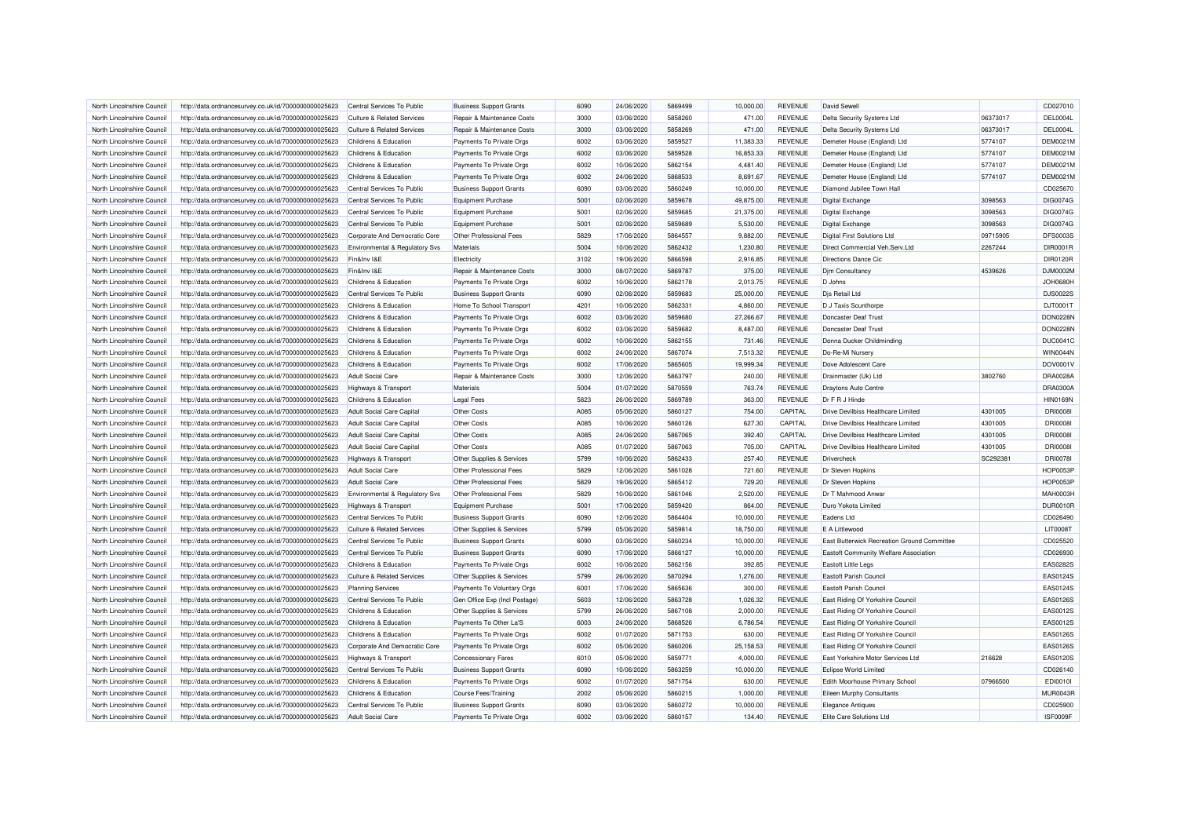| North Lincolnshire Council | http://data.ordnancesurvey.co.uk/id/7000000000025623 | Central Services To Public | Business Support Grants | 6090 | 24/06/2020 | 5869499 | 10,000.00 | REVENUE | David Sewell | | CD027010 |
|---|---|---|---|---|---|---|---|---|---|---|---|
| North Lincolnshire Council | http://data.ordnancesurvey.co.uk/id/7000000000025623 | Culture & Related Services | Repair & Maintenance Costs | 3000 | 03/06/2020 | 5858260 | 471.00 | REVENUE | Delta Security Systems Ltd | 06373017 | DEL0004L |
| North Lincolnshire Council | http://data.ordnancesurvey.co.uk/id/7000000000025623 | Culture & Related Services | Repair & Maintenance Costs | 3000 | 03/06/2020 | 5858269 | 471.00 | REVENUE | Delta Security Systems Ltd | 06373017 | DEL0004L |
| North Lincolnshire Council | http://data.ordnancesurvey.co.uk/id/7000000000025623 | Childrens & Education | Payments To Private Orgs | 6002 | 03/06/2020 | 5859527 | 11,383.33 | REVENUE | Demeter House (England) Ltd | 5774107 | DEM0021M |
| North Lincolnshire Council | http://data.ordnancesurvey.co.uk/id/7000000000025623 | Childrens & Education | Payments To Private Orgs | 6002 | 03/06/2020 | 5859528 | 16,853.33 | REVENUE | Demeter House (England) Ltd | 5774107 | DEM0021M |
| North Lincolnshire Council | http://data.ordnancesurvey.co.uk/id/7000000000025623 | Childrens & Education | Payments To Private Orgs | 6002 | 10/06/2020 | 5862154 | 4,481.40 | REVENUE | Demeter House (England) Ltd | 5774107 | DEM0021M |
| North Lincolnshire Council | http://data.ordnancesurvey.co.uk/id/7000000000025623 | Childrens & Education | Payments To Private Orgs | 6002 | 24/06/2020 | 5868533 | 8,691.67 | REVENUE | Demeter House (England) Ltd | 5774107 | DEM0021M |
| North Lincolnshire Council | http://data.ordnancesurvey.co.uk/id/7000000000025623 | Central Services To Public | Business Support Grants | 6090 | 03/06/2020 | 5860249 | 10,000.00 | REVENUE | Diamond Jubilee Town Hall | | CD025670 |
| North Lincolnshire Council | http://data.ordnancesurvey.co.uk/id/7000000000025623 | Central Services To Public | Equipment Purchase | 5001 | 02/06/2020 | 5859678 | 49,875.00 | REVENUE | Digital Exchange | 3098563 | DIG0074G |
| North Lincolnshire Council | http://data.ordnancesurvey.co.uk/id/7000000000025623 | Central Services To Public | Equipment Purchase | 5001 | 02/06/2020 | 5859685 | 21,375.00 | REVENUE | Digital Exchange | 3098563 | DIG0074G |
| North Lincolnshire Council | http://data.ordnancesurvey.co.uk/id/7000000000025623 | Central Services To Public | Equipment Purchase | 5001 | 02/06/2020 | 5859689 | 5,530.00 | REVENUE | Digital Exchange | 3098563 | DIG0074G |
| North Lincolnshire Council | http://data.ordnancesurvey.co.uk/id/7000000000025623 | Corporate And Democratic Core | Other Professional Fees | 5829 | 17/06/2020 | 5864557 | 9,882.00 | REVENUE | Digital First Solutions Ltd | 09715905 | DFS0003S |
| North Lincolnshire Council | http://data.ordnancesurvey.co.uk/id/7000000000025623 | Environmental & Regulatory Svs | Materials | 5004 | 10/06/2020 | 5862432 | 1,230.80 | REVENUE | Direct Commercial Veh.Serv.Ltd | 2267244 | DIR0001R |
| North Lincolnshire Council | http://data.ordnancesurvey.co.uk/id/7000000000025623 | Fin&Inv I&E | Electricity | 3102 | 19/06/2020 | 5866598 | 2,916.85 | REVENUE | Directions Dance Cic | | DIR0120R |
| North Lincolnshire Council | http://data.ordnancesurvey.co.uk/id/7000000000025623 | Fin&Inv I&E | Repair & Maintenance Costs | 3000 | 08/07/2020 | 5869787 | 375.00 | REVENUE | Djm Consultancy | 4539626 | DJM0002M |
| North Lincolnshire Council | http://data.ordnancesurvey.co.uk/id/7000000000025623 | Childrens & Education | Payments To Private Orgs | 6002 | 10/06/2020 | 5862178 | 2,013.75 | REVENUE | D Johns | | JOH0680H |
| North Lincolnshire Council | http://data.ordnancesurvey.co.uk/id/7000000000025623 | Central Services To Public | Business Support Grants | 6090 | 02/06/2020 | 5859683 | 25,000.00 | REVENUE | Djs Retail Ltd | | DJS0022S |
| North Lincolnshire Council | http://data.ordnancesurvey.co.uk/id/7000000000025623 | Childrens & Education | Home To School Transport | 4201 | 10/06/2020 | 5862331 | 4,860.00 | REVENUE | D J Taxis Scunthorpe | | DJT0001T |
| North Lincolnshire Council | http://data.ordnancesurvey.co.uk/id/7000000000025623 | Childrens & Education | Payments To Private Orgs | 6002 | 03/06/2020 | 5859680 | 27,266.67 | REVENUE | Doncaster Deaf Trust | | DON0228N |
| North Lincolnshire Council | http://data.ordnancesurvey.co.uk/id/7000000000025623 | Childrens & Education | Payments To Private Orgs | 6002 | 03/06/2020 | 5859682 | 8,487.00 | REVENUE | Doncaster Deaf Trust | | DON0228N |
| North Lincolnshire Council | http://data.ordnancesurvey.co.uk/id/7000000000025623 | Childrens & Education | Payments To Private Orgs | 6002 | 10/06/2020 | 5862155 | 731.46 | REVENUE | Donna Ducker Childminding | | DUC0041C |
| North Lincolnshire Council | http://data.ordnancesurvey.co.uk/id/7000000000025623 | Childrens & Education | Payments To Private Orgs | 6002 | 24/06/2020 | 5867074 | 7,513.32 | REVENUE | Do-Re-Mi Nursery | | WIN0044N |
| North Lincolnshire Council | http://data.ordnancesurvey.co.uk/id/7000000000025623 | Childrens & Education | Payments To Private Orgs | 6002 | 17/06/2020 | 5865605 | 19,999.34 | REVENUE | Dove Adolescent Care | | DOV0001V |
| North Lincolnshire Council | http://data.ordnancesurvey.co.uk/id/7000000000025623 | Adult Social Care | Repair & Maintenance Costs | 3000 | 12/06/2020 | 5863797 | 240.00 | REVENUE | Drainmaster (Uk) Ltd | 3802760 | DRA0028A |
| North Lincolnshire Council | http://data.ordnancesurvey.co.uk/id/7000000000025623 | Highways & Transport | Materials | 5004 | 01/07/2020 | 5870559 | 763.74 | REVENUE | Draytons Auto Centre | | DRA0300A |
| North Lincolnshire Council | http://data.ordnancesurvey.co.uk/id/7000000000025623 | Childrens & Education | Legal Fees | 5823 | 26/06/2020 | 5869789 | 363.00 | REVENUE | Dr F R J Hinde | | HIN0169N |
| North Lincolnshire Council | http://data.ordnancesurvey.co.uk/id/7000000000025623 | Adult Social Care Capital | Other Costs | A085 | 05/06/2020 | 5860127 | 754.00 | CAPITAL | Drive Devilbiss Healthcare Limited | 4301005 | DRI0008I |
| North Lincolnshire Council | http://data.ordnancesurvey.co.uk/id/7000000000025623 | Adult Social Care Capital | Other Costs | A085 | 10/06/2020 | 5860126 | 627.30 | CAPITAL | Drive Devilbiss Healthcare Limited | 4301005 | DRI0008I |
| North Lincolnshire Council | http://data.ordnancesurvey.co.uk/id/7000000000025623 | Adult Social Care Capital | Other Costs | A085 | 24/06/2020 | 5867065 | 392.40 | CAPITAL | Drive Devilbiss Healthcare Limited | 4301005 | DRI0008I |
| North Lincolnshire Council | http://data.ordnancesurvey.co.uk/id/7000000000025623 | Adult Social Care Capital | Other Costs | A085 | 01/07/2020 | 5867063 | 705.00 | CAPITAL | Drive Devilbiss Healthcare Limited | 4301005 | DRI0008I |
| North Lincolnshire Council | http://data.ordnancesurvey.co.uk/id/7000000000025623 | Highways & Transport | Other Supplies & Services | 5799 | 10/06/2020 | 5862433 | 257.40 | REVENUE | Drivercheck | SC292381 | DRI0078I |
| North Lincolnshire Council | http://data.ordnancesurvey.co.uk/id/7000000000025623 | Adult Social Care | Other Professional Fees | 5829 | 12/06/2020 | 5861028 | 721.60 | REVENUE | Dr Steven Hopkins | | HOP0053P |
| North Lincolnshire Council | http://data.ordnancesurvey.co.uk/id/7000000000025623 | Adult Social Care | Other Professional Fees | 5829 | 19/06/2020 | 5865412 | 729.20 | REVENUE | Dr Steven Hopkins | | HOP0053P |
| North Lincolnshire Council | http://data.ordnancesurvey.co.uk/id/7000000000025623 | Environmental & Regulatory Svs | Other Professional Fees | 5829 | 10/06/2020 | 5861046 | 2,520.00 | REVENUE | Dr T Mahmood Anwar | | MAH0003H |
| North Lincolnshire Council | http://data.ordnancesurvey.co.uk/id/7000000000025623 | Highways & Transport | Equipment Purchase | 5001 | 17/06/2020 | 5859420 | 864.00 | REVENUE | Duro Yokota Limited | | DUR0010R |
| North Lincolnshire Council | http://data.ordnancesurvey.co.uk/id/7000000000025623 | Central Services To Public | Business Support Grants | 6090 | 12/06/2020 | 5864404 | 10,000.00 | REVENUE | Eadens Ltd | | CD026490 |
| North Lincolnshire Council | http://data.ordnancesurvey.co.uk/id/7000000000025623 | Culture & Related Services | Other Supplies & Services | 5799 | 05/06/2020 | 5859814 | 18,750.00 | REVENUE | E A Littlewood | | LIT0008T |
| North Lincolnshire Council | http://data.ordnancesurvey.co.uk/id/7000000000025623 | Central Services To Public | Business Support Grants | 6090 | 03/06/2020 | 5860234 | 10,000.00 | REVENUE | East Butterwick Recreation Ground Committee | | CD025520 |
| North Lincolnshire Council | http://data.ordnancesurvey.co.uk/id/7000000000025623 | Central Services To Public | Business Support Grants | 6090 | 17/06/2020 | 5866127 | 10,000.00 | REVENUE | Eastoft Community Welfare Association | | CD026930 |
| North Lincolnshire Council | http://data.ordnancesurvey.co.uk/id/7000000000025623 | Childrens & Education | Payments To Private Orgs | 6002 | 10/06/2020 | 5862156 | 392.85 | REVENUE | Eastoft Little Legs | | EAS0282S |
| North Lincolnshire Council | http://data.ordnancesurvey.co.uk/id/7000000000025623 | Culture & Related Services | Other Supplies & Services | 5799 | 26/06/2020 | 5870294 | 1,276.00 | REVENUE | Eastoft Parish Council | | EAS0124S |
| North Lincolnshire Council | http://data.ordnancesurvey.co.uk/id/7000000000025623 | Planning Services | Payments To Voluntary Orgs | 6001 | 17/06/2020 | 5865636 | 300.00 | REVENUE | Eastoft Parish Council | | EAS0124S |
| North Lincolnshire Council | http://data.ordnancesurvey.co.uk/id/7000000000025623 | Central Services To Public | Gen Office Exp (Incl Postage) | 5603 | 12/06/2020 | 5863728 | 1,026.32 | REVENUE | East Riding Of Yorkshire Council | | EAS0126S |
| North Lincolnshire Council | http://data.ordnancesurvey.co.uk/id/7000000000025623 | Childrens & Education | Other Supplies & Services | 5799 | 26/06/2020 | 5867108 | 2,000.00 | REVENUE | East Riding Of Yorkshire Council | | EAS0012S |
| North Lincolnshire Council | http://data.ordnancesurvey.co.uk/id/7000000000025623 | Childrens & Education | Payments To Other La'S | 6003 | 24/06/2020 | 5868526 | 6,786.54 | REVENUE | East Riding Of Yorkshire Council | | EAS0012S |
| North Lincolnshire Council | http://data.ordnancesurvey.co.uk/id/7000000000025623 | Childrens & Education | Payments To Private Orgs | 6002 | 01/07/2020 | 5871753 | 630.00 | REVENUE | East Riding Of Yorkshire Council | | EAS0126S |
| North Lincolnshire Council | http://data.ordnancesurvey.co.uk/id/7000000000025623 | Corporate And Democratic Core | Payments To Private Orgs | 6002 | 05/06/2020 | 5860206 | 25,158.53 | REVENUE | East Riding Of Yorkshire Council | | EAS0126S |
| North Lincolnshire Council | http://data.ordnancesurvey.co.uk/id/7000000000025623 | Highways & Transport | Concessionary Fares | 6010 | 05/06/2020 | 5859771 | 4,000.00 | REVENUE | East Yorkshire Motor Services Ltd | 216628 | EAS0120S |
| North Lincolnshire Council | http://data.ordnancesurvey.co.uk/id/7000000000025623 | Central Services To Public | Business Support Grants | 6090 | 10/06/2020 | 5863259 | 10,000.00 | REVENUE | Eclipse World Limited | | CD026140 |
| North Lincolnshire Council | http://data.ordnancesurvey.co.uk/id/7000000000025623 | Childrens & Education | Payments To Private Orgs | 6002 | 01/07/2020 | 5871754 | 630.00 | REVENUE | Edith Moorhouse Primary School | 07966500 | EDI0010I |
| North Lincolnshire Council | http://data.ordnancesurvey.co.uk/id/7000000000025623 | Childrens & Education | Course Fees/Training | 2002 | 05/06/2020 | 5860215 | 1,000.00 | REVENUE | Eileen Murphy Consultants | | MUR0043R |
| North Lincolnshire Council | http://data.ordnancesurvey.co.uk/id/7000000000025623 | Central Services To Public | Business Support Grants | 6090 | 03/06/2020 | 5860272 | 10,000.00 | REVENUE | Elegance Antiques | | CD025900 |
| North Lincolnshire Council | http://data.ordnancesurvey.co.uk/id/7000000000025623 | Adult Social Care | Payments To Private Orgs | 6002 | 03/06/2020 | 5860157 | 134.40 | REVENUE | Elite Care Solutions Ltd | | ISF0009F |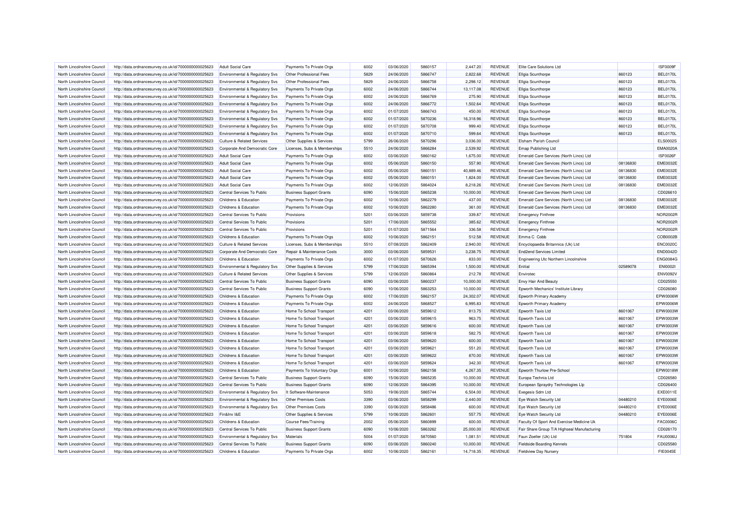| North Lincolnshire Council | http://data.ordnancesurvey.co.uk/id/7000000000025623 | Adult Social Care | Payments To Private Orgs | 6002 | 03/06/2020 | 5860157 | 2,447.20 | REVENUE | Elite Care Solutions Ltd | | ISF0009F |
|---|---|---|---|---|---|---|---|---|---|---|---|
| North Lincolnshire Council | http://data.ordnancesurvey.co.uk/id/7000000000025623 | Environmental & Regulatory Svs | Other Professional Fees | 5829 | 24/06/2020 | 5866747 | 2,822.68 | REVENUE | Ellgia Scunthorpe | 860123 | BEL0170L |
| North Lincolnshire Council | http://data.ordnancesurvey.co.uk/id/7000000000025623 | Environmental & Regulatory Svs | Other Professional Fees | 5829 | 24/06/2020 | 5866758 | 2,298.12 | REVENUE | Ellgia Scunthorpe | 860123 | BEL0170L |
| North Lincolnshire Council | http://data.ordnancesurvey.co.uk/id/7000000000025623 | Environmental & Regulatory Svs | Payments To Private Orgs | 6002 | 24/06/2020 | 5866744 | 13,117.08 | REVENUE | Ellgia Scunthorpe | 860123 | BEL0170L |
| North Lincolnshire Council | http://data.ordnancesurvey.co.uk/id/7000000000025623 | Environmental & Regulatory Svs | Payments To Private Orgs | 6002 | 24/06/2020 | 5866769 | 275.90 | REVENUE | Ellgia Scunthorpe | 860123 | BEL0170L |
| North Lincolnshire Council | http://data.ordnancesurvey.co.uk/id/7000000000025623 | Environmental & Regulatory Svs | Payments To Private Orgs | 6002 | 24/06/2020 | 5866772 | 1,502.64 | REVENUE | Ellgia Scunthorpe | 860123 | BEL0170L |
| North Lincolnshire Council | http://data.ordnancesurvey.co.uk/id/7000000000025623 | Environmental & Regulatory Svs | Payments To Private Orgs | 6002 | 01/07/2020 | 5866743 | 450.00 | REVENUE | Ellgia Scunthorpe | 860123 | BEL0170L |
| North Lincolnshire Council | http://data.ordnancesurvey.co.uk/id/7000000000025623 | Environmental & Regulatory Svs | Payments To Private Orgs | 6002 | 01/07/2020 | 5870236 | 16,318.96 | REVENUE | Ellgia Scunthorpe | 860123 | BEL0170L |
| North Lincolnshire Council | http://data.ordnancesurvey.co.uk/id/7000000000025623 | Environmental & Regulatory Svs | Payments To Private Orgs | 6002 | 01/07/2020 | 5870708 | 999.40 | REVENUE | Ellgia Scunthorpe | 860123 | BEL0170L |
| North Lincolnshire Council | http://data.ordnancesurvey.co.uk/id/7000000000025623 | Environmental & Regulatory Svs | Payments To Private Orgs | 6002 | 01/07/2020 | 5870710 | 599.64 | REVENUE | Ellgia Scunthorpe | 860123 | BEL0170L |
| North Lincolnshire Council | http://data.ordnancesurvey.co.uk/id/7000000000025623 | Culture & Related Services | Other Supplies & Services | 5799 | 26/06/2020 | 5870296 | 3,036.00 | REVENUE | Elsham Parish Council | | ELS0002S |
| North Lincolnshire Council | http://data.ordnancesurvey.co.uk/id/7000000000025623 | Corporate And Democratic Core | Licenses, Subs & Memberships | 5510 | 24/06/2020 | 5866284 | 2,539.92 | REVENUE | Emap Publishing Ltd | | EMA0020A |
| North Lincolnshire Council | http://data.ordnancesurvey.co.uk/id/7000000000025623 | Adult Social Care | Payments To Private Orgs | 6002 | 03/06/2020 | 5860162 | 1,675.00 | REVENUE | Emerald Care Services (North Lincs) Ltd | | ISF0026F |
| North Lincolnshire Council | http://data.ordnancesurvey.co.uk/id/7000000000025623 | Adult Social Care | Payments To Private Orgs | 6002 | 05/06/2020 | 5860150 | 557.90 | REVENUE | Emerald Care Services (North Lincs) Ltd | 08136830 | EME0032E |
| North Lincolnshire Council | http://data.ordnancesurvey.co.uk/id/7000000000025623 | Adult Social Care | Payments To Private Orgs | 6002 | 05/06/2020 | 5860151 | 40,889.46 | REVENUE | Emerald Care Services (North Lincs) Ltd | 08136830 | EME0032E |
| North Lincolnshire Council | http://data.ordnancesurvey.co.uk/id/7000000000025623 | Adult Social Care | Payments To Private Orgs | 6002 | 05/06/2020 | 5860151 | 1,824.00 | REVENUE | Emerald Care Services (North Lincs) Ltd | 08136830 | EME0032E |
| North Lincolnshire Council | http://data.ordnancesurvey.co.uk/id/7000000000025623 | Adult Social Care | Payments To Private Orgs | 6002 | 12/06/2020 | 5864024 | 8,218.26 | REVENUE | Emerald Care Services (North Lincs) Ltd | 08136830 | EME0032E |
| North Lincolnshire Council | http://data.ordnancesurvey.co.uk/id/7000000000025623 | Central Services To Public | Business Support Grants | 6090 | 15/06/2020 | 5865238 | 10,000.00 | REVENUE | Emerald Care Services (North Lincs) Ltd | | CD026610 |
| North Lincolnshire Council | http://data.ordnancesurvey.co.uk/id/7000000000025623 | Childrens & Education | Payments To Private Orgs | 6002 | 10/06/2020 | 5862279 | 437.00 | REVENUE | Emerald Care Services (North Lincs) Ltd | 08136830 | EME0032E |
| North Lincolnshire Council | http://data.ordnancesurvey.co.uk/id/7000000000025623 | Childrens & Education | Payments To Private Orgs | 6002 | 10/06/2020 | 5862280 | 361.00 | REVENUE | Emerald Care Services (North Lincs) Ltd | 08136830 | EME0032E |
| North Lincolnshire Council | http://data.ordnancesurvey.co.uk/id/7000000000025623 | Central Services To Public | Provisions | 5201 | 03/06/2020 | 5859738 | 339.87 | REVENUE | Emergency Finthree | | NOR2002R |
| North Lincolnshire Council | http://data.ordnancesurvey.co.uk/id/7000000000025623 | Central Services To Public | Provisions | 5201 | 17/06/2020 | 5865552 | 385.62 | REVENUE | Emergency Finthree | | NOR2002R |
| North Lincolnshire Council | http://data.ordnancesurvey.co.uk/id/7000000000025623 | Central Services To Public | Provisions | 5201 | 01/07/2020 | 5871564 | 336.58 | REVENUE | Emergency Finthree | | NOR2002R |
| North Lincolnshire Council | http://data.ordnancesurvey.co.uk/id/7000000000025623 | Childrens & Education | Payments To Private Orgs | 6002 | 10/06/2020 | 5862151 | 512.58 | REVENUE | Emma C Cobb | | COB0002B |
| North Lincolnshire Council | http://data.ordnancesurvey.co.uk/id/7000000000025623 | Culture & Related Services | Licenses, Subs & Memberships | 5510 | 07/08/2020 | 5862409 | 2,940.00 | REVENUE | Encyclopaedia Britannica (Uk) Ltd | | ENC0020C |
| North Lincolnshire Council | http://data.ordnancesurvey.co.uk/id/7000000000025623 | Corporate And Democratic Core | Repair & Maintenance Costs | 3000 | 03/06/2020 | 5859531 | 3,238.75 | REVENUE | End2end Services Limited | | END0042D |
| North Lincolnshire Council | http://data.ordnancesurvey.co.uk/id/7000000000025623 | Childrens & Education | Payments To Private Orgs | 6002 | 01/07/2020 | 5870626 | 833.00 | REVENUE | Engineering Utc Northern Lincolnshire | | ENG0084G |
| North Lincolnshire Council | http://data.ordnancesurvey.co.uk/id/7000000000025623 | Environmental & Regulatory Svs | Other Supplies & Services | 5799 | 17/06/2020 | 5865394 | 1,500.00 | REVENUE | Enitial | 02589078 | ENI0002I |
| North Lincolnshire Council | http://data.ordnancesurvey.co.uk/id/7000000000025623 | Culture & Related Services | Other Supplies & Services | 5799 | 12/06/2020 | 5860864 | 212.78 | REVENUE | Envirotec | | ENV0092V |
| North Lincolnshire Council | http://data.ordnancesurvey.co.uk/id/7000000000025623 | Central Services To Public | Business Support Grants | 6090 | 03/06/2020 | 5860237 | 10,000.00 | REVENUE | Envy Hair And Beauty | | CD025550 |
| North Lincolnshire Council | http://data.ordnancesurvey.co.uk/id/7000000000025623 | Central Services To Public | Business Support Grants | 6090 | 10/06/2020 | 5863253 | 10,000.00 | REVENUE | Epworth Mechanics' Institute Library | | CD026080 |
| North Lincolnshire Council | http://data.ordnancesurvey.co.uk/id/7000000000025623 | Childrens & Education | Payments To Private Orgs | 6002 | 17/06/2020 | 5862157 | 24,302.07 | REVENUE | Epworth Primary Academy | | EPW0006W |
| North Lincolnshire Council | http://data.ordnancesurvey.co.uk/id/7000000000025623 | Childrens & Education | Payments To Private Orgs | 6002 | 24/06/2020 | 5868527 | 6,995.83 | REVENUE | Epworth Primary Academy | | EPW0006W |
| North Lincolnshire Council | http://data.ordnancesurvey.co.uk/id/7000000000025623 | Childrens & Education | Home To School Transport | 4201 | 03/06/2020 | 5859612 | 813.75 | REVENUE | Epworth Taxis Ltd | 8601067 | EPW0003W |
| North Lincolnshire Council | http://data.ordnancesurvey.co.uk/id/7000000000025623 | Childrens & Education | Home To School Transport | 4201 | 03/06/2020 | 5859615 | 963.75 | REVENUE | Epworth Taxis Ltd | 8601067 | EPW0003W |
| North Lincolnshire Council | http://data.ordnancesurvey.co.uk/id/7000000000025623 | Childrens & Education | Home To School Transport | 4201 | 03/06/2020 | 5859616 | 600.00 | REVENUE | Epworth Taxis Ltd | 8601067 | EPW0003W |
| North Lincolnshire Council | http://data.ordnancesurvey.co.uk/id/7000000000025623 | Childrens & Education | Home To School Transport | 4201 | 03/06/2020 | 5859618 | 582.75 | REVENUE | Epworth Taxis Ltd | 8601067 | EPW0003W |
| North Lincolnshire Council | http://data.ordnancesurvey.co.uk/id/7000000000025623 | Childrens & Education | Home To School Transport | 4201 | 03/06/2020 | 5859620 | 600.00 | REVENUE | Epworth Taxis Ltd | 8601067 | EPW0003W |
| North Lincolnshire Council | http://data.ordnancesurvey.co.uk/id/7000000000025623 | Childrens & Education | Home To School Transport | 4201 | 03/06/2020 | 5859621 | 551.20 | REVENUE | Epworth Taxis Ltd | 8601067 | EPW0003W |
| North Lincolnshire Council | http://data.ordnancesurvey.co.uk/id/7000000000025623 | Childrens & Education | Home To School Transport | 4201 | 03/06/2020 | 5859622 | 870.00 | REVENUE | Epworth Taxis Ltd | 8601067 | EPW0003W |
| North Lincolnshire Council | http://data.ordnancesurvey.co.uk/id/7000000000025623 | Childrens & Education | Home To School Transport | 4201 | 03/06/2020 | 5859624 | 342.30 | REVENUE | Epworth Taxis Ltd | 8601067 | EPW0003W |
| North Lincolnshire Council | http://data.ordnancesurvey.co.uk/id/7000000000025623 | Childrens & Education | Payments To Voluntary Orgs | 6001 | 10/06/2020 | 5862158 | 4,267.35 | REVENUE | Epworth Thurlow Pre-School | | EPW0018W |
| North Lincolnshire Council | http://data.ordnancesurvey.co.uk/id/7000000000025623 | Central Services To Public | Business Support Grants | 6090 | 15/06/2020 | 5865235 | 10,000.00 | REVENUE | Europa Technia Ltd | | CD026580 |
| North Lincolnshire Council | http://data.ordnancesurvey.co.uk/id/7000000000025623 | Central Services To Public | Business Support Grants | 6090 | 12/06/2020 | 5864395 | 10,000.00 | REVENUE | European Spraydry Technologies Llp | | CD026400 |
| North Lincolnshire Council | http://data.ordnancesurvey.co.uk/id/7000000000025623 | Environmental & Regulatory Svs | It Software-Maintenance | 5053 | 19/06/2020 | 5865744 | 6,504.00 | REVENUE | Exegesis Sdm Ltd | | EXE0011E |
| North Lincolnshire Council | http://data.ordnancesurvey.co.uk/id/7000000000025623 | Environmental & Regulatory Svs | Other Premises Costs | 3390 | 03/06/2020 | 5858299 | 2,440.00 | REVENUE | Eye Watch Security Ltd | 04480210 | EYE0006E |
| North Lincolnshire Council | http://data.ordnancesurvey.co.uk/id/7000000000025623 | Environmental & Regulatory Svs | Other Premises Costs | 3390 | 03/06/2020 | 5858486 | 600.00 | REVENUE | Eye Watch Security Ltd | 04480210 | EYE0006E |
| North Lincolnshire Council | http://data.ordnancesurvey.co.uk/id/7000000000025623 | Fin&Inv I&E | Other Supplies & Services | 5799 | 10/06/2020 | 5862601 | 557.75 | REVENUE | Eye Watch Security Ltd | 04480210 | EYE0006E |
| North Lincolnshire Council | http://data.ordnancesurvey.co.uk/id/7000000000025623 | Childrens & Education | Course Fees/Training | 2002 | 05/06/2020 | 5860899 | 600.00 | REVENUE | Faculty Of Sport And Exercise Medicine Uk | | FAC0006C |
| North Lincolnshire Council | http://data.ordnancesurvey.co.uk/id/7000000000025623 | Central Services To Public | Business Support Grants | 6090 | 10/06/2020 | 5863262 | 25,000.00 | REVENUE | Fair Share Group T/A Highseal Manufacturing | | CD026170 |
| North Lincolnshire Council | http://data.ordnancesurvey.co.uk/id/7000000000025623 | Environmental & Regulatory Svs | Materials | 5004 | 01/07/2020 | 5870560 | 1,081.51 | REVENUE | Faun Zoeller (Uk) Ltd | 751804 | FAU0006U |
| North Lincolnshire Council | http://data.ordnancesurvey.co.uk/id/7000000000025623 | Central Services To Public | Business Support Grants | 6090 | 03/06/2020 | 5860240 | 10,000.00 | REVENUE | Fieldside Boarding Kennels | | CD025580 |
| North Lincolnshire Council | http://data.ordnancesurvey.co.uk/id/7000000000025623 | Childrens & Education | Payments To Private Orgs | 6002 | 10/06/2020 | 5862161 | 14,718.35 | REVENUE | Fieldview Day Nursery | | FIE0045E |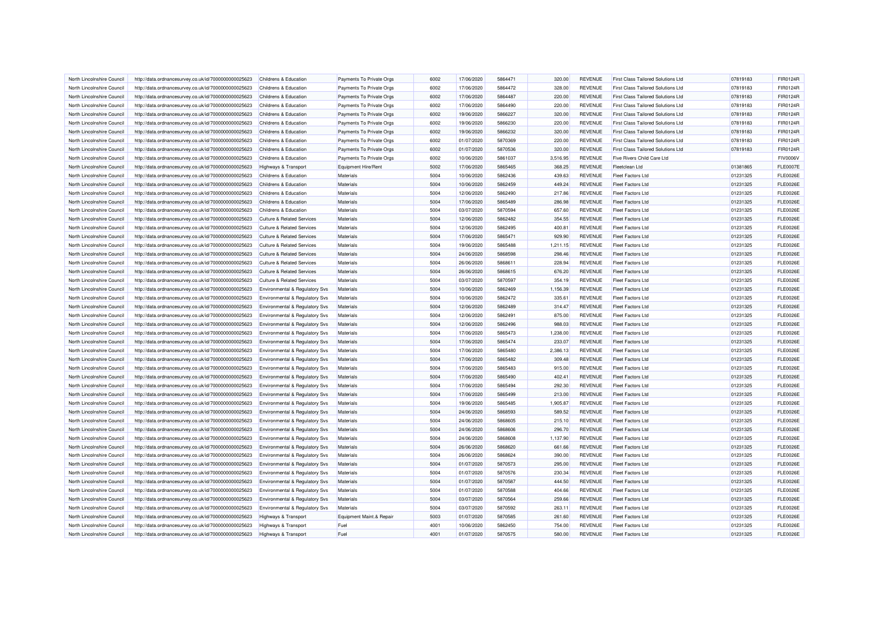| | | | | | | | | | | | | |
|---|---|---|---|---|---|---|---|---|---|---|---|---|
| North Lincolnshire Council | http://data.ordnancesurvey.co.uk/id/7000000000025623 | Childrens & Education | Payments To Private Orgs | 6002 | 17/06/2020 | 5864471 | 320.00 | REVENUE | First Class Tailored Solutions Ltd | 07819183 | FIR0124R |
| North Lincolnshire Council | http://data.ordnancesurvey.co.uk/id/7000000000025623 | Childrens & Education | Payments To Private Orgs | 6002 | 17/06/2020 | 5864472 | 328.00 | REVENUE | First Class Tailored Solutions Ltd | 07819183 | FIR0124R |
| North Lincolnshire Council | http://data.ordnancesurvey.co.uk/id/7000000000025623 | Childrens & Education | Payments To Private Orgs | 6002 | 17/06/2020 | 5864487 | 220.00 | REVENUE | First Class Tailored Solutions Ltd | 07819183 | FIR0124R |
| North Lincolnshire Council | http://data.ordnancesurvey.co.uk/id/7000000000025623 | Childrens & Education | Payments To Private Orgs | 6002 | 17/06/2020 | 5864490 | 220.00 | REVENUE | First Class Tailored Solutions Ltd | 07819183 | FIR0124R |
| North Lincolnshire Council | http://data.ordnancesurvey.co.uk/id/7000000000025623 | Childrens & Education | Payments To Private Orgs | 6002 | 19/06/2020 | 5866227 | 320.00 | REVENUE | First Class Tailored Solutions Ltd | 07819183 | FIR0124R |
| North Lincolnshire Council | http://data.ordnancesurvey.co.uk/id/7000000000025623 | Childrens & Education | Payments To Private Orgs | 6002 | 19/06/2020 | 5866230 | 220.00 | REVENUE | First Class Tailored Solutions Ltd | 07819183 | FIR0124R |
| North Lincolnshire Council | http://data.ordnancesurvey.co.uk/id/7000000000025623 | Childrens & Education | Payments To Private Orgs | 6002 | 19/06/2020 | 5866232 | 320.00 | REVENUE | First Class Tailored Solutions Ltd | 07819183 | FIR0124R |
| North Lincolnshire Council | http://data.ordnancesurvey.co.uk/id/7000000000025623 | Childrens & Education | Payments To Private Orgs | 6002 | 01/07/2020 | 5870369 | 220.00 | REVENUE | First Class Tailored Solutions Ltd | 07819183 | FIR0124R |
| North Lincolnshire Council | http://data.ordnancesurvey.co.uk/id/7000000000025623 | Childrens & Education | Payments To Private Orgs | 6002 | 01/07/2020 | 5870536 | 320.00 | REVENUE | First Class Tailored Solutions Ltd | 07819183 | FIR0124R |
| North Lincolnshire Council | http://data.ordnancesurvey.co.uk/id/7000000000025623 | Childrens & Education | Payments To Private Orgs | 6002 | 10/06/2020 | 5861037 | 3,516.95 | REVENUE | Five Rivers Child Care Ltd | | FIV0006V |
| North Lincolnshire Council | http://data.ordnancesurvey.co.uk/id/7000000000025623 | Highways & Transport | Equipment Hire/Rent | 5002 | 17/06/2020 | 5865465 | 368.25 | REVENUE | Fleetclean Ltd | 01381865 | FLE0007E |
| North Lincolnshire Council | http://data.ordnancesurvey.co.uk/id/7000000000025623 | Childrens & Education | Materials | 5004 | 10/06/2020 | 5862436 | 439.63 | REVENUE | Fleet Factors Ltd | 01231325 | FLE0026E |
| North Lincolnshire Council | http://data.ordnancesurvey.co.uk/id/7000000000025623 | Childrens & Education | Materials | 5004 | 10/06/2020 | 5862459 | 449.24 | REVENUE | Fleet Factors Ltd | 01231325 | FLE0026E |
| North Lincolnshire Council | http://data.ordnancesurvey.co.uk/id/7000000000025623 | Childrens & Education | Materials | 5004 | 12/06/2020 | 5862490 | 217.86 | REVENUE | Fleet Factors Ltd | 01231325 | FLE0026E |
| North Lincolnshire Council | http://data.ordnancesurvey.co.uk/id/7000000000025623 | Childrens & Education | Materials | 5004 | 17/06/2020 | 5865489 | 286.98 | REVENUE | Fleet Factors Ltd | 01231325 | FLE0026E |
| North Lincolnshire Council | http://data.ordnancesurvey.co.uk/id/7000000000025623 | Childrens & Education | Materials | 5004 | 03/07/2020 | 5870594 | 657.60 | REVENUE | Fleet Factors Ltd | 01231325 | FLE0026E |
| North Lincolnshire Council | http://data.ordnancesurvey.co.uk/id/7000000000025623 | Culture & Related Services | Materials | 5004 | 12/06/2020 | 5862482 | 354.55 | REVENUE | Fleet Factors Ltd | 01231325 | FLE0026E |
| North Lincolnshire Council | http://data.ordnancesurvey.co.uk/id/7000000000025623 | Culture & Related Services | Materials | 5004 | 12/06/2020 | 5862495 | 400.81 | REVENUE | Fleet Factors Ltd | 01231325 | FLE0026E |
| North Lincolnshire Council | http://data.ordnancesurvey.co.uk/id/7000000000025623 | Culture & Related Services | Materials | 5004 | 17/06/2020 | 5865471 | 929.90 | REVENUE | Fleet Factors Ltd | 01231325 | FLE0026E |
| North Lincolnshire Council | http://data.ordnancesurvey.co.uk/id/7000000000025623 | Culture & Related Services | Materials | 5004 | 19/06/2020 | 5865488 | 1,211.15 | REVENUE | Fleet Factors Ltd | 01231325 | FLE0026E |
| North Lincolnshire Council | http://data.ordnancesurvey.co.uk/id/7000000000025623 | Culture & Related Services | Materials | 5004 | 24/06/2020 | 5868598 | 298.46 | REVENUE | Fleet Factors Ltd | 01231325 | FLE0026E |
| North Lincolnshire Council | http://data.ordnancesurvey.co.uk/id/7000000000025623 | Culture & Related Services | Materials | 5004 | 26/06/2020 | 5868611 | 228.94 | REVENUE | Fleet Factors Ltd | 01231325 | FLE0026E |
| North Lincolnshire Council | http://data.ordnancesurvey.co.uk/id/7000000000025623 | Culture & Related Services | Materials | 5004 | 26/06/2020 | 5868615 | 676.20 | REVENUE | Fleet Factors Ltd | 01231325 | FLE0026E |
| North Lincolnshire Council | http://data.ordnancesurvey.co.uk/id/7000000000025623 | Culture & Related Services | Materials | 5004 | 03/07/2020 | 5870597 | 354.19 | REVENUE | Fleet Factors Ltd | 01231325 | FLE0026E |
| North Lincolnshire Council | http://data.ordnancesurvey.co.uk/id/7000000000025623 | Environmental & Regulatory Svs | Materials | 5004 | 10/06/2020 | 5862469 | 1,156.39 | REVENUE | Fleet Factors Ltd | 01231325 | FLE0026E |
| North Lincolnshire Council | http://data.ordnancesurvey.co.uk/id/7000000000025623 | Environmental & Regulatory Svs | Materials | 5004 | 10/06/2020 | 5862472 | 335.61 | REVENUE | Fleet Factors Ltd | 01231325 | FLE0026E |
| North Lincolnshire Council | http://data.ordnancesurvey.co.uk/id/7000000000025623 | Environmental & Regulatory Svs | Materials | 5004 | 12/06/2020 | 5862489 | 314.47 | REVENUE | Fleet Factors Ltd | 01231325 | FLE0026E |
| North Lincolnshire Council | http://data.ordnancesurvey.co.uk/id/7000000000025623 | Environmental & Regulatory Svs | Materials | 5004 | 12/06/2020 | 5862491 | 875.00 | REVENUE | Fleet Factors Ltd | 01231325 | FLE0026E |
| North Lincolnshire Council | http://data.ordnancesurvey.co.uk/id/7000000000025623 | Environmental & Regulatory Svs | Materials | 5004 | 12/06/2020 | 5862496 | 988.03 | REVENUE | Fleet Factors Ltd | 01231325 | FLE0026E |
| North Lincolnshire Council | http://data.ordnancesurvey.co.uk/id/7000000000025623 | Environmental & Regulatory Svs | Materials | 5004 | 17/06/2020 | 5865473 | 1,238.00 | REVENUE | Fleet Factors Ltd | 01231325 | FLE0026E |
| North Lincolnshire Council | http://data.ordnancesurvey.co.uk/id/7000000000025623 | Environmental & Regulatory Svs | Materials | 5004 | 17/06/2020 | 5865474 | 233.07 | REVENUE | Fleet Factors Ltd | 01231325 | FLE0026E |
| North Lincolnshire Council | http://data.ordnancesurvey.co.uk/id/7000000000025623 | Environmental & Regulatory Svs | Materials | 5004 | 17/06/2020 | 5865480 | 2,386.13 | REVENUE | Fleet Factors Ltd | 01231325 | FLE0026E |
| North Lincolnshire Council | http://data.ordnancesurvey.co.uk/id/7000000000025623 | Environmental & Regulatory Svs | Materials | 5004 | 17/06/2020 | 5865482 | 309.48 | REVENUE | Fleet Factors Ltd | 01231325 | FLE0026E |
| North Lincolnshire Council | http://data.ordnancesurvey.co.uk/id/7000000000025623 | Environmental & Regulatory Svs | Materials | 5004 | 17/06/2020 | 5865483 | 915.00 | REVENUE | Fleet Factors Ltd | 01231325 | FLE0026E |
| North Lincolnshire Council | http://data.ordnancesurvey.co.uk/id/7000000000025623 | Environmental & Regulatory Svs | Materials | 5004 | 17/06/2020 | 5865490 | 402.41 | REVENUE | Fleet Factors Ltd | 01231325 | FLE0026E |
| North Lincolnshire Council | http://data.ordnancesurvey.co.uk/id/7000000000025623 | Environmental & Regulatory Svs | Materials | 5004 | 17/06/2020 | 5865494 | 292.30 | REVENUE | Fleet Factors Ltd | 01231325 | FLE0026E |
| North Lincolnshire Council | http://data.ordnancesurvey.co.uk/id/7000000000025623 | Environmental & Regulatory Svs | Materials | 5004 | 17/06/2020 | 5865499 | 213.00 | REVENUE | Fleet Factors Ltd | 01231325 | FLE0026E |
| North Lincolnshire Council | http://data.ordnancesurvey.co.uk/id/7000000000025623 | Environmental & Regulatory Svs | Materials | 5004 | 19/06/2020 | 5865485 | 1,905.87 | REVENUE | Fleet Factors Ltd | 01231325 | FLE0026E |
| North Lincolnshire Council | http://data.ordnancesurvey.co.uk/id/7000000000025623 | Environmental & Regulatory Svs | Materials | 5004 | 24/06/2020 | 5868593 | 589.52 | REVENUE | Fleet Factors Ltd | 01231325 | FLE0026E |
| North Lincolnshire Council | http://data.ordnancesurvey.co.uk/id/7000000000025623 | Environmental & Regulatory Svs | Materials | 5004 | 24/06/2020 | 5868605 | 215.10 | REVENUE | Fleet Factors Ltd | 01231325 | FLE0026E |
| North Lincolnshire Council | http://data.ordnancesurvey.co.uk/id/7000000000025623 | Environmental & Regulatory Svs | Materials | 5004 | 24/06/2020 | 5868606 | 296.70 | REVENUE | Fleet Factors Ltd | 01231325 | FLE0026E |
| North Lincolnshire Council | http://data.ordnancesurvey.co.uk/id/7000000000025623 | Environmental & Regulatory Svs | Materials | 5004 | 24/06/2020 | 5868608 | 1,137.90 | REVENUE | Fleet Factors Ltd | 01231325 | FLE0026E |
| North Lincolnshire Council | http://data.ordnancesurvey.co.uk/id/7000000000025623 | Environmental & Regulatory Svs | Materials | 5004 | 26/06/2020 | 5868620 | 661.66 | REVENUE | Fleet Factors Ltd | 01231325 | FLE0026E |
| North Lincolnshire Council | http://data.ordnancesurvey.co.uk/id/7000000000025623 | Environmental & Regulatory Svs | Materials | 5004 | 26/06/2020 | 5868624 | 390.00 | REVENUE | Fleet Factors Ltd | 01231325 | FLE0026E |
| North Lincolnshire Council | http://data.ordnancesurvey.co.uk/id/7000000000025623 | Environmental & Regulatory Svs | Materials | 5004 | 01/07/2020 | 5870573 | 295.00 | REVENUE | Fleet Factors Ltd | 01231325 | FLE0026E |
| North Lincolnshire Council | http://data.ordnancesurvey.co.uk/id/7000000000025623 | Environmental & Regulatory Svs | Materials | 5004 | 01/07/2020 | 5870576 | 230.34 | REVENUE | Fleet Factors Ltd | 01231325 | FLE0026E |
| North Lincolnshire Council | http://data.ordnancesurvey.co.uk/id/7000000000025623 | Environmental & Regulatory Svs | Materials | 5004 | 01/07/2020 | 5870587 | 444.50 | REVENUE | Fleet Factors Ltd | 01231325 | FLE0026E |
| North Lincolnshire Council | http://data.ordnancesurvey.co.uk/id/7000000000025623 | Environmental & Regulatory Svs | Materials | 5004 | 01/07/2020 | 5870588 | 404.66 | REVENUE | Fleet Factors Ltd | 01231325 | FLE0026E |
| North Lincolnshire Council | http://data.ordnancesurvey.co.uk/id/7000000000025623 | Environmental & Regulatory Svs | Materials | 5004 | 03/07/2020 | 5870564 | 259.66 | REVENUE | Fleet Factors Ltd | 01231325 | FLE0026E |
| North Lincolnshire Council | http://data.ordnancesurvey.co.uk/id/7000000000025623 | Environmental & Regulatory Svs | Materials | 5004 | 03/07/2020 | 5870592 | 263.11 | REVENUE | Fleet Factors Ltd | 01231325 | FLE0026E |
| North Lincolnshire Council | http://data.ordnancesurvey.co.uk/id/7000000000025623 | Highways & Transport | Equipment Maint.& Repair | 5003 | 01/07/2020 | 5870585 | 261.60 | REVENUE | Fleet Factors Ltd | 01231325 | FLE0026E |
| North Lincolnshire Council | http://data.ordnancesurvey.co.uk/id/7000000000025623 | Highways & Transport | Fuel | 4001 | 10/06/2020 | 5862450 | 754.00 | REVENUE | Fleet Factors Ltd | 01231325 | FLE0026E |
| North Lincolnshire Council | http://data.ordnancesurvey.co.uk/id/7000000000025623 | Highways & Transport | Fuel | 4001 | 01/07/2020 | 5870575 | 580.00 | REVENUE | Fleet Factors Ltd | 01231325 | FLE0026E |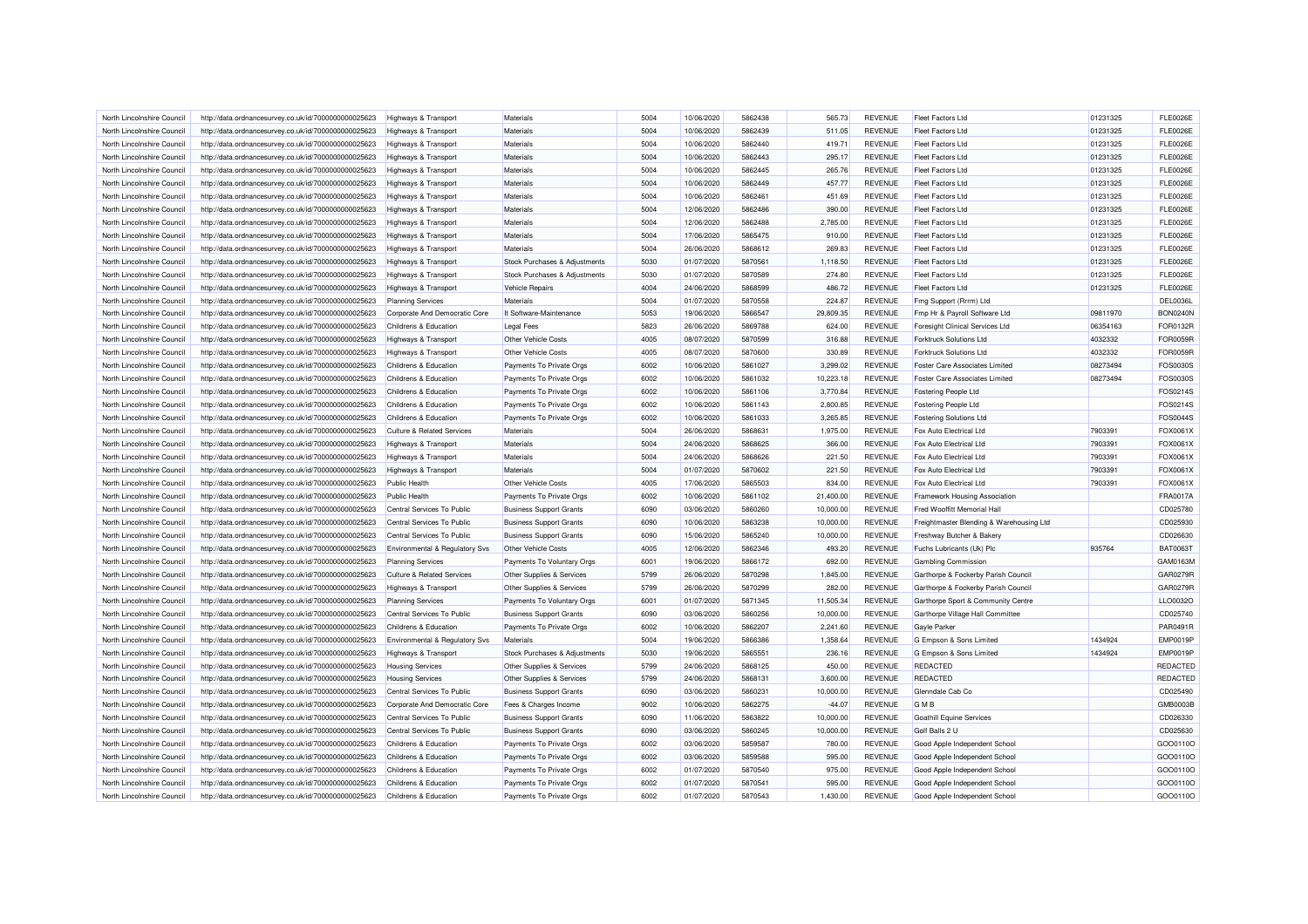| North Lincolnshire Council | http://data.ordnancesurvey.co.uk/id/7000000000025623 | Highways & Transport | Materials | 5004 | 10/06/2020 | 5862438 | 565.73 | REVENUE | Fleet Factors Ltd | 01231325 | FLE0026E |
|---|---|---|---|---|---|---|---|---|---|---|---|
| North Lincolnshire Council | http://data.ordnancesurvey.co.uk/id/7000000000025623 | Highways & Transport | Materials | 5004 | 10/06/2020 | 5862439 | 511.05 | REVENUE | Fleet Factors Ltd | 01231325 | FLE0026E |
| North Lincolnshire Council | http://data.ordnancesurvey.co.uk/id/7000000000025623 | Highways & Transport | Materials | 5004 | 10/06/2020 | 5862440 | 419.71 | REVENUE | Fleet Factors Ltd | 01231325 | FLE0026E |
| North Lincolnshire Council | http://data.ordnancesurvey.co.uk/id/7000000000025623 | Highways & Transport | Materials | 5004 | 10/06/2020 | 5862443 | 295.17 | REVENUE | Fleet Factors Ltd | 01231325 | FLE0026E |
| North Lincolnshire Council | http://data.ordnancesurvey.co.uk/id/7000000000025623 | Highways & Transport | Materials | 5004 | 10/06/2020 | 5862445 | 265.76 | REVENUE | Fleet Factors Ltd | 01231325 | FLE0026E |
| North Lincolnshire Council | http://data.ordnancesurvey.co.uk/id/7000000000025623 | Highways & Transport | Materials | 5004 | 10/06/2020 | 5862449 | 457.77 | REVENUE | Fleet Factors Ltd | 01231325 | FLE0026E |
| North Lincolnshire Council | http://data.ordnancesurvey.co.uk/id/7000000000025623 | Highways & Transport | Materials | 5004 | 10/06/2020 | 5862461 | 451.69 | REVENUE | Fleet Factors Ltd | 01231325 | FLE0026E |
| North Lincolnshire Council | http://data.ordnancesurvey.co.uk/id/7000000000025623 | Highways & Transport | Materials | 5004 | 12/06/2020 | 5862486 | 390.00 | REVENUE | Fleet Factors Ltd | 01231325 | FLE0026E |
| North Lincolnshire Council | http://data.ordnancesurvey.co.uk/id/7000000000025623 | Highways & Transport | Materials | 5004 | 12/06/2020 | 5862488 | 2,785.00 | REVENUE | Fleet Factors Ltd | 01231325 | FLE0026E |
| North Lincolnshire Council | http://data.ordnancesurvey.co.uk/id/7000000000025623 | Highways & Transport | Materials | 5004 | 17/06/2020 | 5865475 | 910.00 | REVENUE | Fleet Factors Ltd | 01231325 | FLE0026E |
| North Lincolnshire Council | http://data.ordnancesurvey.co.uk/id/7000000000025623 | Highways & Transport | Materials | 5004 | 26/06/2020 | 5868612 | 269.83 | REVENUE | Fleet Factors Ltd | 01231325 | FLE0026E |
| North Lincolnshire Council | http://data.ordnancesurvey.co.uk/id/7000000000025623 | Highways & Transport | Stock Purchases & Adjustments | 5030 | 01/07/2020 | 5870561 | 1,118.50 | REVENUE | Fleet Factors Ltd | 01231325 | FLE0026E |
| North Lincolnshire Council | http://data.ordnancesurvey.co.uk/id/7000000000025623 | Highways & Transport | Stock Purchases & Adjustments | 5030 | 01/07/2020 | 5870589 | 274.80 | REVENUE | Fleet Factors Ltd | 01231325 | FLE0026E |
| North Lincolnshire Council | http://data.ordnancesurvey.co.uk/id/7000000000025623 | Highways & Transport | Vehicle Repairs | 4004 | 24/06/2020 | 5868599 | 486.72 | REVENUE | Fleet Factors Ltd | 01231325 | FLE0026E |
| North Lincolnshire Council | http://data.ordnancesurvey.co.uk/id/7000000000025623 | Planning Services | Materials | 5004 | 01/07/2020 | 5870558 | 224.87 | REVENUE | Fmg Support (Rrrm) Ltd | | DEL0036L |
| North Lincolnshire Council | http://data.ordnancesurvey.co.uk/id/7000000000025623 | Corporate And Democratic Core | It Software-Maintenance | 5053 | 19/06/2020 | 5866547 | 29,809.35 | REVENUE | Fmp Hr & Payroll Software Ltd | 09811970 | BON0240N |
| North Lincolnshire Council | http://data.ordnancesurvey.co.uk/id/7000000000025623 | Childrens & Education | Legal Fees | 5823 | 26/06/2020 | 5869788 | 624.00 | REVENUE | Foresight Clinical Services Ltd | 06354163 | FOR0132R |
| North Lincolnshire Council | http://data.ordnancesurvey.co.uk/id/7000000000025623 | Highways & Transport | Other Vehicle Costs | 4005 | 08/07/2020 | 5870599 | 316.88 | REVENUE | Forktruck Solutions Ltd | 4032332 | FOR0059R |
| North Lincolnshire Council | http://data.ordnancesurvey.co.uk/id/7000000000025623 | Highways & Transport | Other Vehicle Costs | 4005 | 08/07/2020 | 5870600 | 330.89 | REVENUE | Forktruck Solutions Ltd | 4032332 | FOR0059R |
| North Lincolnshire Council | http://data.ordnancesurvey.co.uk/id/7000000000025623 | Childrens & Education | Payments To Private Orgs | 6002 | 10/06/2020 | 5861027 | 3,299.02 | REVENUE | Foster Care Associates Limited | 08273494 | FOS0030S |
| North Lincolnshire Council | http://data.ordnancesurvey.co.uk/id/7000000000025623 | Childrens & Education | Payments To Private Orgs | 6002 | 10/06/2020 | 5861032 | 10,223.18 | REVENUE | Foster Care Associates Limited | 08273494 | FOS0030S |
| North Lincolnshire Council | http://data.ordnancesurvey.co.uk/id/7000000000025623 | Childrens & Education | Payments To Private Orgs | 6002 | 10/06/2020 | 5861106 | 3,770.84 | REVENUE | Fostering People Ltd | | FOS0214S |
| North Lincolnshire Council | http://data.ordnancesurvey.co.uk/id/7000000000025623 | Childrens & Education | Payments To Private Orgs | 6002 | 10/06/2020 | 5861143 | 2,800.85 | REVENUE | Fostering People Ltd | | FOS0214S |
| North Lincolnshire Council | http://data.ordnancesurvey.co.uk/id/7000000000025623 | Childrens & Education | Payments To Private Orgs | 6002 | 10/06/2020 | 5861033 | 3,265.85 | REVENUE | Fostering Solutions Ltd | | FOS0044S |
| North Lincolnshire Council | http://data.ordnancesurvey.co.uk/id/7000000000025623 | Culture & Related Services | Materials | 5004 | 26/06/2020 | 5868631 | 1,975.00 | REVENUE | Fox Auto Electrical Ltd | 7903391 | FOX0061X |
| North Lincolnshire Council | http://data.ordnancesurvey.co.uk/id/7000000000025623 | Highways & Transport | Materials | 5004 | 24/06/2020 | 5868625 | 366.00 | REVENUE | Fox Auto Electrical Ltd | 7903391 | FOX0061X |
| North Lincolnshire Council | http://data.ordnancesurvey.co.uk/id/7000000000025623 | Highways & Transport | Materials | 5004 | 24/06/2020 | 5868626 | 221.50 | REVENUE | Fox Auto Electrical Ltd | 7903391 | FOX0061X |
| North Lincolnshire Council | http://data.ordnancesurvey.co.uk/id/7000000000025623 | Highways & Transport | Materials | 5004 | 01/07/2020 | 5870602 | 221.50 | REVENUE | Fox Auto Electrical Ltd | 7903391 | FOX0061X |
| North Lincolnshire Council | http://data.ordnancesurvey.co.uk/id/7000000000025623 | Public Health | Other Vehicle Costs | 4005 | 17/06/2020 | 5865503 | 834.00 | REVENUE | Fox Auto Electrical Ltd | 7903391 | FOX0061X |
| North Lincolnshire Council | http://data.ordnancesurvey.co.uk/id/7000000000025623 | Public Health | Payments To Private Orgs | 6002 | 10/06/2020 | 5861102 | 21,400.00 | REVENUE | Framework Housing Association | | FRA0017A |
| North Lincolnshire Council | http://data.ordnancesurvey.co.uk/id/7000000000025623 | Central Services To Public | Business Support Grants | 6090 | 03/06/2020 | 5860260 | 10,000.00 | REVENUE | Fred Woolfitt Memorial Hall | | CD025780 |
| North Lincolnshire Council | http://data.ordnancesurvey.co.uk/id/7000000000025623 | Central Services To Public | Business Support Grants | 6090 | 10/06/2020 | 5863238 | 10,000.00 | REVENUE | Freightmaster Blending & Warehousing Ltd | | CD025930 |
| North Lincolnshire Council | http://data.ordnancesurvey.co.uk/id/7000000000025623 | Central Services To Public | Business Support Grants | 6090 | 15/06/2020 | 5865240 | 10,000.00 | REVENUE | Freshway Butcher & Bakery | | CD026630 |
| North Lincolnshire Council | http://data.ordnancesurvey.co.uk/id/7000000000025623 | Environmental & Regulatory Svs | Other Vehicle Costs | 4005 | 12/06/2020 | 5862346 | 493.20 | REVENUE | Fuchs Lubricants (Uk) Plc | 935764 | BAT0063T |
| North Lincolnshire Council | http://data.ordnancesurvey.co.uk/id/7000000000025623 | Planning Services | Payments To Voluntary Orgs | 6001 | 19/06/2020 | 5866172 | 692.00 | REVENUE | Gambling Commission | | GAM0163M |
| North Lincolnshire Council | http://data.ordnancesurvey.co.uk/id/7000000000025623 | Culture & Related Services | Other Supplies & Services | 5799 | 26/06/2020 | 5870298 | 1,845.00 | REVENUE | Garthorpe & Fockerby Parish Council | | GAR0279R |
| North Lincolnshire Council | http://data.ordnancesurvey.co.uk/id/7000000000025623 | Highways & Transport | Other Supplies & Services | 5799 | 26/06/2020 | 5870299 | 282.00 | REVENUE | Garthorpe & Fockerby Parish Council | | GAR0279R |
| North Lincolnshire Council | http://data.ordnancesurvey.co.uk/id/7000000000025623 | Planning Services | Payments To Voluntary Orgs | 6001 | 01/07/2020 | 5871345 | 11,505.34 | REVENUE | Garthorpe Sport & Community Centre | | LLO0032O |
| North Lincolnshire Council | http://data.ordnancesurvey.co.uk/id/7000000000025623 | Central Services To Public | Business Support Grants | 6090 | 03/06/2020 | 5860256 | 10,000.00 | REVENUE | Garthorpe Village Hall Committee | | CD025740 |
| North Lincolnshire Council | http://data.ordnancesurvey.co.uk/id/7000000000025623 | Childrens & Education | Payments To Private Orgs | 6002 | 10/06/2020 | 5862207 | 2,241.60 | REVENUE | Gayle Parker | | PAR0491R |
| North Lincolnshire Council | http://data.ordnancesurvey.co.uk/id/7000000000025623 | Environmental & Regulatory Svs | Materials | 5004 | 19/06/2020 | 5866386 | 1,358.64 | REVENUE | G Empson & Sons Limited | 1434924 | EMP0019P |
| North Lincolnshire Council | http://data.ordnancesurvey.co.uk/id/7000000000025623 | Highways & Transport | Stock Purchases & Adjustments | 5030 | 19/06/2020 | 5865551 | 236.16 | REVENUE | G Empson & Sons Limited | 1434924 | EMP0019P |
| North Lincolnshire Council | http://data.ordnancesurvey.co.uk/id/7000000000025623 | Housing Services | Other Supplies & Services | 5799 | 24/06/2020 | 5868125 | 450.00 | REVENUE | REDACTED | | REDACTED |
| North Lincolnshire Council | http://data.ordnancesurvey.co.uk/id/7000000000025623 | Housing Services | Other Supplies & Services | 5799 | 24/06/2020 | 5868131 | 3,600.00 | REVENUE | REDACTED | | REDACTED |
| North Lincolnshire Council | http://data.ordnancesurvey.co.uk/id/7000000000025623 | Central Services To Public | Business Support Grants | 6090 | 03/06/2020 | 5860231 | 10,000.00 | REVENUE | Glenndale Cab Co | | CD025490 |
| North Lincolnshire Council | http://data.ordnancesurvey.co.uk/id/7000000000025623 | Corporate And Democratic Core | Fees & Charges Income | 9002 | 10/06/2020 | 5862275 | -44.07 | REVENUE | G M B | | GMB0003B |
| North Lincolnshire Council | http://data.ordnancesurvey.co.uk/id/7000000000025623 | Central Services To Public | Business Support Grants | 6090 | 11/06/2020 | 5863822 | 10,000.00 | REVENUE | Goathill Equine Services | | CD026330 |
| North Lincolnshire Council | http://data.ordnancesurvey.co.uk/id/7000000000025623 | Central Services To Public | Business Support Grants | 6090 | 03/06/2020 | 5860245 | 10,000.00 | REVENUE | Golf Balls 2 U | | CD025630 |
| North Lincolnshire Council | http://data.ordnancesurvey.co.uk/id/7000000000025623 | Childrens & Education | Payments To Private Orgs | 6002 | 03/06/2020 | 5859587 | 780.00 | REVENUE | Good Apple Independent School | | GOO0110O |
| North Lincolnshire Council | http://data.ordnancesurvey.co.uk/id/7000000000025623 | Childrens & Education | Payments To Private Orgs | 6002 | 03/06/2020 | 5859588 | 595.00 | REVENUE | Good Apple Independent School | | GOO0110O |
| North Lincolnshire Council | http://data.ordnancesurvey.co.uk/id/7000000000025623 | Childrens & Education | Payments To Private Orgs | 6002 | 01/07/2020 | 5870540 | 975.00 | REVENUE | Good Apple Independent School | | GOO0110O |
| North Lincolnshire Council | http://data.ordnancesurvey.co.uk/id/7000000000025623 | Childrens & Education | Payments To Private Orgs | 6002 | 01/07/2020 | 5870541 | 595.00 | REVENUE | Good Apple Independent School | | GOO0110O |
| North Lincolnshire Council | http://data.ordnancesurvey.co.uk/id/7000000000025623 | Childrens & Education | Payments To Private Orgs | 6002 | 01/07/2020 | 5870543 | 1,430.00 | REVENUE | Good Apple Independent School | | GOO0110O |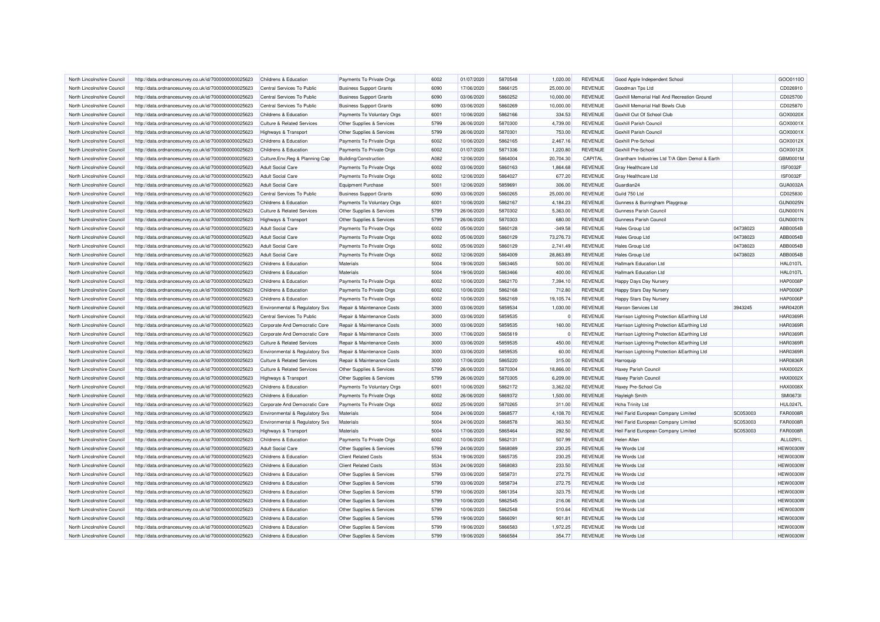| North Lincolnshire Council | http://data.ordnancesurvey.co.uk/id/7000000000025623 | Childrens & Education | Payments To Private Orgs | 6002 | 01/07/2020 | 5870548 | 1,020.00 | REVENUE | Good Apple Independent School | | GOO0110O |
|---|---|---|---|---|---|---|---|---|---|---|---|
| North Lincolnshire Council | http://data.ordnancesurvey.co.uk/id/7000000000025623 | Central Services To Public | Business Support Grants | 6090 | 17/06/2020 | 5866125 | 25,000.00 | REVENUE | Goodman Tps Ltd | | CD026910 |
| North Lincolnshire Council | http://data.ordnancesurvey.co.uk/id/7000000000025623 | Central Services To Public | Business Support Grants | 6090 | 03/06/2020 | 5860252 | 10,000.00 | REVENUE | Goxhill Memorial Hall And Recreation Ground | | CD025700 |
| North Lincolnshire Council | http://data.ordnancesurvey.co.uk/id/7000000000025623 | Central Services To Public | Business Support Grants | 6090 | 03/06/2020 | 5860269 | 10,000.00 | REVENUE | Goxhill Memorial Hall Bowls Club | | CD025870 |
| North Lincolnshire Council | http://data.ordnancesurvey.co.uk/id/7000000000025623 | Childrens & Education | Payments To Voluntary Orgs | 6001 | 10/06/2020 | 5862166 | 334.53 | REVENUE | Goxhill Out Of School Club | | GOX0020X |
| North Lincolnshire Council | http://data.ordnancesurvey.co.uk/id/7000000000025623 | Culture & Related Services | Other Supplies & Services | 5799 | 26/06/2020 | 5870300 | 4,739.00 | REVENUE | Goxhill Parish Council | | GOX0001X |
| North Lincolnshire Council | http://data.ordnancesurvey.co.uk/id/7000000000025623 | Highways & Transport | Other Supplies & Services | 5799 | 26/06/2020 | 5870301 | 753.00 | REVENUE | Goxhill Parish Council | | GOX0001X |
| North Lincolnshire Council | http://data.ordnancesurvey.co.uk/id/7000000000025623 | Childrens & Education | Payments To Private Orgs | 6002 | 10/06/2020 | 5862165 | 2,467.16 | REVENUE | Goxhill Pre-School | | GOX0012X |
| North Lincolnshire Council | http://data.ordnancesurvey.co.uk/id/7000000000025623 | Childrens & Education | Payments To Private Orgs | 6002 | 01/07/2020 | 5871336 | 1,220.80 | REVENUE | Goxhill Pre-School | | GOX0012X |
| North Lincolnshire Council | http://data.ordnancesurvey.co.uk/id/7000000000025623 | Culture,Env,Reg & Planning Cap | Building/Construction | A082 | 12/06/2020 | 5864004 | 20,704.30 | CAPITAL | Grantham Industries Ltd T/A Gbm Demol & Earth | | GBM0001M |
| North Lincolnshire Council | http://data.ordnancesurvey.co.uk/id/7000000000025623 | Adult Social Care | Payments To Private Orgs | 6002 | 03/06/2020 | 5860163 | 1,864.68 | REVENUE | Gray Healthcare Ltd | | ISF0032F |
| North Lincolnshire Council | http://data.ordnancesurvey.co.uk/id/7000000000025623 | Adult Social Care | Payments To Private Orgs | 6002 | 12/06/2020 | 5864027 | 677.20 | REVENUE | Gray Healthcare Ltd | | ISF0032F |
| North Lincolnshire Council | http://data.ordnancesurvey.co.uk/id/7000000000025623 | Adult Social Care | Equipment Purchase | 5001 | 12/06/2020 | 5859691 | 306.00 | REVENUE | Guardian24 | | GUA0032A |
| North Lincolnshire Council | http://data.ordnancesurvey.co.uk/id/7000000000025623 | Central Services To Public | Business Support Grants | 6090 | 03/06/2020 | 5860265 | 25,000.00 | REVENUE | Guild 750 Ltd | | CD025830 |
| North Lincolnshire Council | http://data.ordnancesurvey.co.uk/id/7000000000025623 | Childrens & Education | Payments To Voluntary Orgs | 6001 | 10/06/2020 | 5862167 | 4,184.23 | REVENUE | Gunness & Burringham Playgroup | | GUN0025N |
| North Lincolnshire Council | http://data.ordnancesurvey.co.uk/id/7000000000025623 | Culture & Related Services | Other Supplies & Services | 5799 | 26/06/2020 | 5870302 | 5,363.00 | REVENUE | Gunness Parish Council | | GUN0001N |
| North Lincolnshire Council | http://data.ordnancesurvey.co.uk/id/7000000000025623 | Highways & Transport | Other Supplies & Services | 5799 | 26/06/2020 | 5870303 | 680.00 | REVENUE | Gunness Parish Council | | GUN0001N |
| North Lincolnshire Council | http://data.ordnancesurvey.co.uk/id/7000000000025623 | Adult Social Care | Payments To Private Orgs | 6002 | 05/06/2020 | 5860128 | -349.58 | REVENUE | Hales Group Ltd | 04738023 | ABB0054B |
| North Lincolnshire Council | http://data.ordnancesurvey.co.uk/id/7000000000025623 | Adult Social Care | Payments To Private Orgs | 6002 | 05/06/2020 | 5860129 | 73,276.73 | REVENUE | Hales Group Ltd | 04738023 | ABB0054B |
| North Lincolnshire Council | http://data.ordnancesurvey.co.uk/id/7000000000025623 | Adult Social Care | Payments To Private Orgs | 6002 | 05/06/2020 | 5860129 | 2,741.49 | REVENUE | Hales Group Ltd | 04738023 | ABB0054B |
| North Lincolnshire Council | http://data.ordnancesurvey.co.uk/id/7000000000025623 | Adult Social Care | Payments To Private Orgs | 6002 | 12/06/2020 | 5864009 | 28,863.89 | REVENUE | Hales Group Ltd | 04738023 | ABB0054B |
| North Lincolnshire Council | http://data.ordnancesurvey.co.uk/id/7000000000025623 | Childrens & Education | Materials | 5004 | 19/06/2020 | 5863465 | 500.00 | REVENUE | Hallmark Education Ltd | | HAL0107L |
| North Lincolnshire Council | http://data.ordnancesurvey.co.uk/id/7000000000025623 | Childrens & Education | Materials | 5004 | 19/06/2020 | 5863466 | 400.00 | REVENUE | Hallmark Education Ltd | | HAL0107L |
| North Lincolnshire Council | http://data.ordnancesurvey.co.uk/id/7000000000025623 | Childrens & Education | Payments To Private Orgs | 6002 | 10/06/2020 | 5862170 | 7,394.10 | REVENUE | Happy Days Day Nursery | | HAP0008P |
| North Lincolnshire Council | http://data.ordnancesurvey.co.uk/id/7000000000025623 | Childrens & Education | Payments To Private Orgs | 6002 | 10/06/2020 | 5862168 | 712.80 | REVENUE | Happy Stars Day Nursery | | HAP0006P |
| North Lincolnshire Council | http://data.ordnancesurvey.co.uk/id/7000000000025623 | Childrens & Education | Payments To Private Orgs | 6002 | 10/06/2020 | 5862169 | 19,105.74 | REVENUE | Happy Stars Day Nursery | | HAP0006P |
| North Lincolnshire Council | http://data.ordnancesurvey.co.uk/id/7000000000025623 | Environmental & Regulatory Svs | Repair & Maintenance Costs | 3000 | 03/06/2020 | 5859534 | 1,030.00 | REVENUE | Harcon Services Ltd | 3943245 | HAR0420R |
| North Lincolnshire Council | http://data.ordnancesurvey.co.uk/id/7000000000025623 | Central Services To Public | Repair & Maintenance Costs | 3000 | 03/06/2020 | 5859535 | 0 | REVENUE | Harrison Lightning Protection &Earthing Ltd | | HAR0369R |
| North Lincolnshire Council | http://data.ordnancesurvey.co.uk/id/7000000000025623 | Corporate And Democratic Core | Repair & Maintenance Costs | 3000 | 03/06/2020 | 5859535 | 160.00 | REVENUE | Harrison Lightning Protection &Earthing Ltd | | HAR0369R |
| North Lincolnshire Council | http://data.ordnancesurvey.co.uk/id/7000000000025623 | Corporate And Democratic Core | Repair & Maintenance Costs | 3000 | 17/06/2020 | 5865619 | 0 | REVENUE | Harrison Lightning Protection &Earthing Ltd | | HAR0369R |
| North Lincolnshire Council | http://data.ordnancesurvey.co.uk/id/7000000000025623 | Culture & Related Services | Repair & Maintenance Costs | 3000 | 03/06/2020 | 5859535 | 450.00 | REVENUE | Harrison Lightning Protection &Earthing Ltd | | HAR0369R |
| North Lincolnshire Council | http://data.ordnancesurvey.co.uk/id/7000000000025623 | Environmental & Regulatory Svs | Repair & Maintenance Costs | 3000 | 03/06/2020 | 5859535 | 60.00 | REVENUE | Harrison Lightning Protection &Earthing Ltd | | HAR0369R |
| North Lincolnshire Council | http://data.ordnancesurvey.co.uk/id/7000000000025623 | Culture & Related Services | Repair & Maintenance Costs | 3000 | 17/06/2020 | 5865220 | 315.00 | REVENUE | Harroquip | | HAR0836R |
| North Lincolnshire Council | http://data.ordnancesurvey.co.uk/id/7000000000025623 | Culture & Related Services | Other Supplies & Services | 5799 | 26/06/2020 | 5870304 | 18,866.00 | REVENUE | Haxey Parish Council | | HAX0002X |
| North Lincolnshire Council | http://data.ordnancesurvey.co.uk/id/7000000000025623 | Highways & Transport | Other Supplies & Services | 5799 | 26/06/2020 | 5870305 | 6,209.00 | REVENUE | Haxey Parish Council | | HAX0002X |
| North Lincolnshire Council | http://data.ordnancesurvey.co.uk/id/7000000000025623 | Childrens & Education | Payments To Voluntary Orgs | 6001 | 10/06/2020 | 5862172 | 3,362.02 | REVENUE | Haxey Pre-School Cio | | HAX0008X |
| North Lincolnshire Council | http://data.ordnancesurvey.co.uk/id/7000000000025623 | Childrens & Education | Payments To Private Orgs | 6002 | 26/06/2020 | 5869372 | 1,500.00 | REVENUE | Hayleigh Smith | | SMI0673I |
| North Lincolnshire Council | http://data.ordnancesurvey.co.uk/id/7000000000025623 | Corporate And Democratic Core | Payments To Private Orgs | 6002 | 25/06/2020 | 5870265 | 311.00 | REVENUE | Hcha Trinity Ltd | | HUL0247L |
| North Lincolnshire Council | http://data.ordnancesurvey.co.uk/id/7000000000025623 | Environmental & Regulatory Svs | Materials | 5004 | 24/06/2020 | 5868577 | 4,108.70 | REVENUE | Heil Farid European Company Limited | SC053003 | FAR0008R |
| North Lincolnshire Council | http://data.ordnancesurvey.co.uk/id/7000000000025623 | Environmental & Regulatory Svs | Materials | 5004 | 24/06/2020 | 5868578 | 363.50 | REVENUE | Heil Farid European Company Limited | SC053003 | FAR0008R |
| North Lincolnshire Council | http://data.ordnancesurvey.co.uk/id/7000000000025623 | Highways & Transport | Materials | 5004 | 17/06/2020 | 5865464 | 292.50 | REVENUE | Heil Farid European Company Limited | SC053003 | FAR0008R |
| North Lincolnshire Council | http://data.ordnancesurvey.co.uk/id/7000000000025623 | Childrens & Education | Payments To Private Orgs | 6002 | 10/06/2020 | 5862131 | 507.99 | REVENUE | Helen Allen | | ALL0291L |
| North Lincolnshire Council | http://data.ordnancesurvey.co.uk/id/7000000000025623 | Adult Social Care | Other Supplies & Services | 5799 | 24/06/2020 | 5868089 | 230.25 | REVENUE | He Words Ltd | | HEW0030W |
| North Lincolnshire Council | http://data.ordnancesurvey.co.uk/id/7000000000025623 | Childrens & Education | Client Related Costs | 5534 | 19/06/2020 | 5865735 | 230.25 | REVENUE | He Words Ltd | | HEW0030W |
| North Lincolnshire Council | http://data.ordnancesurvey.co.uk/id/7000000000025623 | Childrens & Education | Client Related Costs | 5534 | 24/06/2020 | 5868083 | 233.50 | REVENUE | He Words Ltd | | HEW0030W |
| North Lincolnshire Council | http://data.ordnancesurvey.co.uk/id/7000000000025623 | Childrens & Education | Other Supplies & Services | 5799 | 03/06/2020 | 5858731 | 272.75 | REVENUE | He Words Ltd | | HEW0030W |
| North Lincolnshire Council | http://data.ordnancesurvey.co.uk/id/7000000000025623 | Childrens & Education | Other Supplies & Services | 5799 | 03/06/2020 | 5858734 | 272.75 | REVENUE | He Words Ltd | | HEW0030W |
| North Lincolnshire Council | http://data.ordnancesurvey.co.uk/id/7000000000025623 | Childrens & Education | Other Supplies & Services | 5799 | 10/06/2020 | 5861354 | 323.75 | REVENUE | He Words Ltd | | HEW0030W |
| North Lincolnshire Council | http://data.ordnancesurvey.co.uk/id/7000000000025623 | Childrens & Education | Other Supplies & Services | 5799 | 10/06/2020 | 5862545 | 216.06 | REVENUE | He Words Ltd | | HEW0030W |
| North Lincolnshire Council | http://data.ordnancesurvey.co.uk/id/7000000000025623 | Childrens & Education | Other Supplies & Services | 5799 | 10/06/2020 | 5862548 | 510.64 | REVENUE | He Words Ltd | | HEW0030W |
| North Lincolnshire Council | http://data.ordnancesurvey.co.uk/id/7000000000025623 | Childrens & Education | Other Supplies & Services | 5799 | 19/06/2020 | 5866091 | 901.81 | REVENUE | He Words Ltd | | HEW0030W |
| North Lincolnshire Council | http://data.ordnancesurvey.co.uk/id/7000000000025623 | Childrens & Education | Other Supplies & Services | 5799 | 19/06/2020 | 5866583 | 1,972.25 | REVENUE | He Words Ltd | | HEW0030W |
| North Lincolnshire Council | http://data.ordnancesurvey.co.uk/id/7000000000025623 | Childrens & Education | Other Supplies & Services | 5799 | 19/06/2020 | 5866584 | 354.77 | REVENUE | He Words Ltd | | HEW0030W |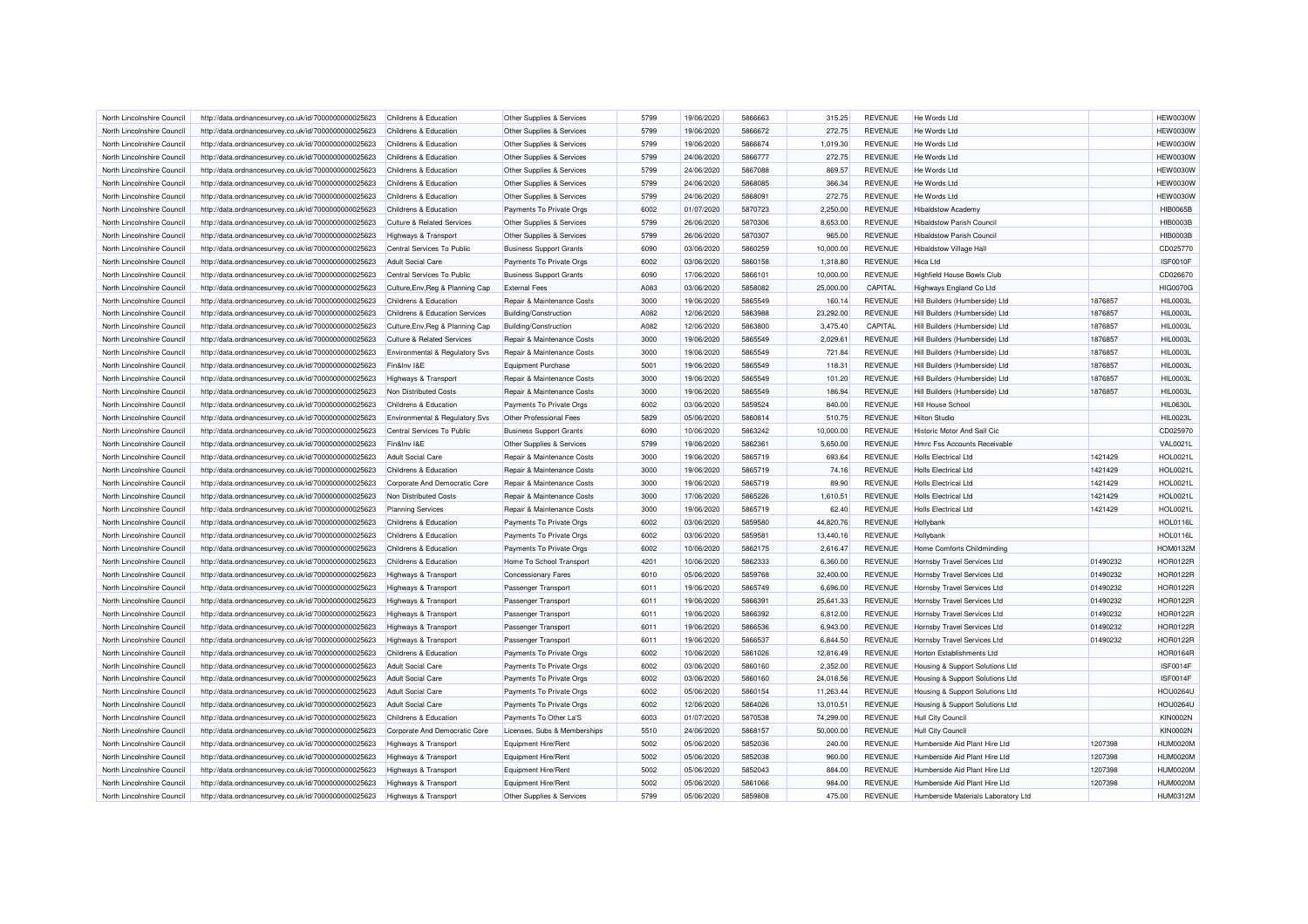| North Lincolnshire Council | http://data.ordnancesurvey.co.uk/id/7000000000025623 | Childrens & Education | Other Supplies & Services | 5799 | 19/06/2020 | 5866663 | 315.25 | REVENUE | He Words Ltd | | HEW0030W |
|---|---|---|---|---|---|---|---|---|---|---|---|
| North Lincolnshire Council | http://data.ordnancesurvey.co.uk/id/7000000000025623 | Childrens & Education | Other Supplies & Services | 5799 | 19/06/2020 | 5866672 | 272.75 | REVENUE | He Words Ltd | | HEW0030W |
| North Lincolnshire Council | http://data.ordnancesurvey.co.uk/id/7000000000025623 | Childrens & Education | Other Supplies & Services | 5799 | 19/06/2020 | 5866674 | 1,019.30 | REVENUE | He Words Ltd | | HEW0030W |
| North Lincolnshire Council | http://data.ordnancesurvey.co.uk/id/7000000000025623 | Childrens & Education | Other Supplies & Services | 5799 | 24/06/2020 | 5866777 | 272.75 | REVENUE | He Words Ltd | | HEW0030W |
| North Lincolnshire Council | http://data.ordnancesurvey.co.uk/id/7000000000025623 | Childrens & Education | Other Supplies & Services | 5799 | 24/06/2020 | 5867088 | 869.57 | REVENUE | He Words Ltd | | HEW0030W |
| North Lincolnshire Council | http://data.ordnancesurvey.co.uk/id/7000000000025623 | Childrens & Education | Other Supplies & Services | 5799 | 24/06/2020 | 5868085 | 366.34 | REVENUE | He Words Ltd | | HEW0030W |
| North Lincolnshire Council | http://data.ordnancesurvey.co.uk/id/7000000000025623 | Childrens & Education | Other Supplies & Services | 5799 | 24/06/2020 | 5868091 | 272.75 | REVENUE | He Words Ltd | | HEW0030W |
| North Lincolnshire Council | http://data.ordnancesurvey.co.uk/id/7000000000025623 | Childrens & Education | Payments To Private Orgs | 6002 | 01/07/2020 | 5870723 | 2,250.00 | REVENUE | Hibaldstow Academy | | HIB0065B |
| North Lincolnshire Council | http://data.ordnancesurvey.co.uk/id/7000000000025623 | Culture & Related Services | Other Supplies & Services | 5799 | 26/06/2020 | 5870306 | 8,653.00 | REVENUE | Hibaldstow Parish Council | | HIB0003B |
| North Lincolnshire Council | http://data.ordnancesurvey.co.uk/id/7000000000025623 | Highways & Transport | Other Supplies & Services | 5799 | 26/06/2020 | 5870307 | 965.00 | REVENUE | Hibaldstow Parish Council | | HIB0003B |
| North Lincolnshire Council | http://data.ordnancesurvey.co.uk/id/7000000000025623 | Central Services To Public | Business Support Grants | 6090 | 03/06/2020 | 5860259 | 10,000.00 | REVENUE | Hibaldstow Village Hall | | CD025770 |
| North Lincolnshire Council | http://data.ordnancesurvey.co.uk/id/7000000000025623 | Adult Social Care | Payments To Private Orgs | 6002 | 03/06/2020 | 5860158 | 1,318.80 | REVENUE | Hica Ltd | | ISF0010F |
| North Lincolnshire Council | http://data.ordnancesurvey.co.uk/id/7000000000025623 | Central Services To Public | Business Support Grants | 6090 | 17/06/2020 | 5866101 | 10,000.00 | REVENUE | Highfield House Bowls Club | | CD026670 |
| North Lincolnshire Council | http://data.ordnancesurvey.co.uk/id/7000000000025623 | Culture,Env,Reg & Planning Cap | External Fees | A083 | 03/06/2020 | 5858082 | 25,000.00 | CAPITAL | Highways England Co Ltd | | HIG0070G |
| North Lincolnshire Council | http://data.ordnancesurvey.co.uk/id/7000000000025623 | Childrens & Education | Repair & Maintenance Costs | 3000 | 19/06/2020 | 5865549 | 160.14 | REVENUE | Hill Builders (Humberside) Ltd | 1876857 | HIL0003L |
| North Lincolnshire Council | http://data.ordnancesurvey.co.uk/id/7000000000025623 | Childrens & Education Services | Building/Construction | A082 | 12/06/2020 | 5863988 | 23,292.00 | REVENUE | Hill Builders (Humberside) Ltd | 1876857 | HIL0003L |
| North Lincolnshire Council | http://data.ordnancesurvey.co.uk/id/7000000000025623 | Culture,Env,Reg & Planning Cap | Building/Construction | A082 | 12/06/2020 | 5863800 | 3,475.40 | CAPITAL | Hill Builders (Humberside) Ltd | 1876857 | HIL0003L |
| North Lincolnshire Council | http://data.ordnancesurvey.co.uk/id/7000000000025623 | Culture & Related Services | Repair & Maintenance Costs | 3000 | 19/06/2020 | 5865549 | 2,029.61 | REVENUE | Hill Builders (Humberside) Ltd | 1876857 | HIL0003L |
| North Lincolnshire Council | http://data.ordnancesurvey.co.uk/id/7000000000025623 | Environmental & Regulatory Svs | Repair & Maintenance Costs | 3000 | 19/06/2020 | 5865549 | 721.84 | REVENUE | Hill Builders (Humberside) Ltd | 1876857 | HIL0003L |
| North Lincolnshire Council | http://data.ordnancesurvey.co.uk/id/7000000000025623 | Fin&Inv I&E | Equipment Purchase | 5001 | 19/06/2020 | 5865549 | 118.31 | REVENUE | Hill Builders (Humberside) Ltd | 1876857 | HIL0003L |
| North Lincolnshire Council | http://data.ordnancesurvey.co.uk/id/7000000000025623 | Highways & Transport | Repair & Maintenance Costs | 3000 | 19/06/2020 | 5865549 | 101.20 | REVENUE | Hill Builders (Humberside) Ltd | 1876857 | HIL0003L |
| North Lincolnshire Council | http://data.ordnancesurvey.co.uk/id/7000000000025623 | Non Distributed Costs | Repair & Maintenance Costs | 3000 | 19/06/2020 | 5865549 | 186.94 | REVENUE | Hill Builders (Humberside) Ltd | 1876857 | HIL0003L |
| North Lincolnshire Council | http://data.ordnancesurvey.co.uk/id/7000000000025623 | Childrens & Education | Payments To Private Orgs | 6002 | 03/06/2020 | 5859524 | 840.00 | REVENUE | Hill House School | | HIL0630L |
| North Lincolnshire Council | http://data.ordnancesurvey.co.uk/id/7000000000025623 | Environmental & Regulatory Svs | Other Professional Fees | 5829 | 05/06/2020 | 5860814 | 510.75 | REVENUE | Hilton Studio | | HIL0023L |
| North Lincolnshire Council | http://data.ordnancesurvey.co.uk/id/7000000000025623 | Central Services To Public | Business Support Grants | 6090 | 10/06/2020 | 5863242 | 10,000.00 | REVENUE | Historic Motor And Sail Cic | | CD025970 |
| North Lincolnshire Council | http://data.ordnancesurvey.co.uk/id/7000000000025623 | Fin&Inv I&E | Other Supplies & Services | 5799 | 19/06/2020 | 5862361 | 5,650.00 | REVENUE | Hmrc Fss Accounts Receivable | | VAL0021L |
| North Lincolnshire Council | http://data.ordnancesurvey.co.uk/id/7000000000025623 | Adult Social Care | Repair & Maintenance Costs | 3000 | 19/06/2020 | 5865719 | 693.64 | REVENUE | Holls Electrical Ltd | 1421429 | HOL0021L |
| North Lincolnshire Council | http://data.ordnancesurvey.co.uk/id/7000000000025623 | Childrens & Education | Repair & Maintenance Costs | 3000 | 19/06/2020 | 5865719 | 74.16 | REVENUE | Holls Electrical Ltd | 1421429 | HOL0021L |
| North Lincolnshire Council | http://data.ordnancesurvey.co.uk/id/7000000000025623 | Corporate And Democratic Core | Repair & Maintenance Costs | 3000 | 19/06/2020 | 5865719 | 89.90 | REVENUE | Holls Electrical Ltd | 1421429 | HOL0021L |
| North Lincolnshire Council | http://data.ordnancesurvey.co.uk/id/7000000000025623 | Non Distributed Costs | Repair & Maintenance Costs | 3000 | 17/06/2020 | 5865226 | 1,610.51 | REVENUE | Holls Electrical Ltd | 1421429 | HOL0021L |
| North Lincolnshire Council | http://data.ordnancesurvey.co.uk/id/7000000000025623 | Planning Services | Repair & Maintenance Costs | 3000 | 19/06/2020 | 5865719 | 62.40 | REVENUE | Holls Electrical Ltd | 1421429 | HOL0021L |
| North Lincolnshire Council | http://data.ordnancesurvey.co.uk/id/7000000000025623 | Childrens & Education | Payments To Private Orgs | 6002 | 03/06/2020 | 5859580 | 44,820.76 | REVENUE | Hollybank | | HOL0116L |
| North Lincolnshire Council | http://data.ordnancesurvey.co.uk/id/7000000000025623 | Childrens & Education | Payments To Private Orgs | 6002 | 03/06/2020 | 5859581 | 13,440.16 | REVENUE | Hollybank | | HOL0116L |
| North Lincolnshire Council | http://data.ordnancesurvey.co.uk/id/7000000000025623 | Childrens & Education | Payments To Private Orgs | 6002 | 10/06/2020 | 5862175 | 2,616.47 | REVENUE | Home Comforts Childminding | | HOM0132M |
| North Lincolnshire Council | http://data.ordnancesurvey.co.uk/id/7000000000025623 | Childrens & Education | Home To School Transport | 4201 | 10/06/2020 | 5862333 | 6,360.00 | REVENUE | Hornsby Travel Services Ltd | 01490232 | HOR0122R |
| North Lincolnshire Council | http://data.ordnancesurvey.co.uk/id/7000000000025623 | Highways & Transport | Concessionary Fares | 6010 | 05/06/2020 | 5859768 | 32,400.00 | REVENUE | Hornsby Travel Services Ltd | 01490232 | HOR0122R |
| North Lincolnshire Council | http://data.ordnancesurvey.co.uk/id/7000000000025623 | Highways & Transport | Passenger Transport | 6011 | 19/06/2020 | 5865749 | 6,696.00 | REVENUE | Hornsby Travel Services Ltd | 01490232 | HOR0122R |
| North Lincolnshire Council | http://data.ordnancesurvey.co.uk/id/7000000000025623 | Highways & Transport | Passenger Transport | 6011 | 19/06/2020 | 5866391 | 25,641.33 | REVENUE | Hornsby Travel Services Ltd | 01490232 | HOR0122R |
| North Lincolnshire Council | http://data.ordnancesurvey.co.uk/id/7000000000025623 | Highways & Transport | Passenger Transport | 6011 | 19/06/2020 | 5866392 | 6,812.00 | REVENUE | Hornsby Travel Services Ltd | 01490232 | HOR0122R |
| North Lincolnshire Council | http://data.ordnancesurvey.co.uk/id/7000000000025623 | Highways & Transport | Passenger Transport | 6011 | 19/06/2020 | 5866536 | 6,943.00 | REVENUE | Hornsby Travel Services Ltd | 01490232 | HOR0122R |
| North Lincolnshire Council | http://data.ordnancesurvey.co.uk/id/7000000000025623 | Highways & Transport | Passenger Transport | 6011 | 19/06/2020 | 5866537 | 6,844.50 | REVENUE | Hornsby Travel Services Ltd | 01490232 | HOR0122R |
| North Lincolnshire Council | http://data.ordnancesurvey.co.uk/id/7000000000025623 | Childrens & Education | Payments To Private Orgs | 6002 | 10/06/2020 | 5861026 | 12,816.49 | REVENUE | Horton Establishments Ltd | | HOR0164R |
| North Lincolnshire Council | http://data.ordnancesurvey.co.uk/id/7000000000025623 | Adult Social Care | Payments To Private Orgs | 6002 | 03/06/2020 | 5860160 | 2,352.00 | REVENUE | Housing & Support Solutions Ltd | | ISF0014F |
| North Lincolnshire Council | http://data.ordnancesurvey.co.uk/id/7000000000025623 | Adult Social Care | Payments To Private Orgs | 6002 | 03/06/2020 | 5860160 | 24,018.56 | REVENUE | Housing & Support Solutions Ltd | | ISF0014F |
| North Lincolnshire Council | http://data.ordnancesurvey.co.uk/id/7000000000025623 | Adult Social Care | Payments To Private Orgs | 6002 | 05/06/2020 | 5860154 | 11,263.44 | REVENUE | Housing & Support Solutions Ltd | | HOU0264U |
| North Lincolnshire Council | http://data.ordnancesurvey.co.uk/id/7000000000025623 | Adult Social Care | Payments To Private Orgs | 6002 | 12/06/2020 | 5864026 | 13,010.51 | REVENUE | Housing & Support Solutions Ltd | | HOU0264U |
| North Lincolnshire Council | http://data.ordnancesurvey.co.uk/id/7000000000025623 | Childrens & Education | Payments To Other La'S | 6003 | 01/07/2020 | 5870538 | 74,299.00 | REVENUE | Hull City Council | | KIN0002N |
| North Lincolnshire Council | http://data.ordnancesurvey.co.uk/id/7000000000025623 | Corporate And Democratic Core | Licenses, Subs & Memberships | 5510 | 24/06/2020 | 5868157 | 50,000.00 | REVENUE | Hull City Council | | KIN0002N |
| North Lincolnshire Council | http://data.ordnancesurvey.co.uk/id/7000000000025623 | Highways & Transport | Equipment Hire/Rent | 5002 | 05/06/2020 | 5852036 | 240.00 | REVENUE | Humberside Aid Plant Hire Ltd | 1207398 | HUM0020M |
| North Lincolnshire Council | http://data.ordnancesurvey.co.uk/id/7000000000025623 | Highways & Transport | Equipment Hire/Rent | 5002 | 05/06/2020 | 5852038 | 960.00 | REVENUE | Humberside Aid Plant Hire Ltd | 1207398 | HUM0020M |
| North Lincolnshire Council | http://data.ordnancesurvey.co.uk/id/7000000000025623 | Highways & Transport | Equipment Hire/Rent | 5002 | 05/06/2020 | 5852043 | 884.00 | REVENUE | Humberside Aid Plant Hire Ltd | 1207398 | HUM0020M |
| North Lincolnshire Council | http://data.ordnancesurvey.co.uk/id/7000000000025623 | Highways & Transport | Equipment Hire/Rent | 5002 | 05/06/2020 | 5861066 | 984.00 | REVENUE | Humberside Aid Plant Hire Ltd | 1207398 | HUM0020M |
| North Lincolnshire Council | http://data.ordnancesurvey.co.uk/id/7000000000025623 | Highways & Transport | Other Supplies & Services | 5799 | 05/06/2020 | 5859808 | 475.00 | REVENUE | Humberside Materials Laboratory Ltd | | HUM0312M |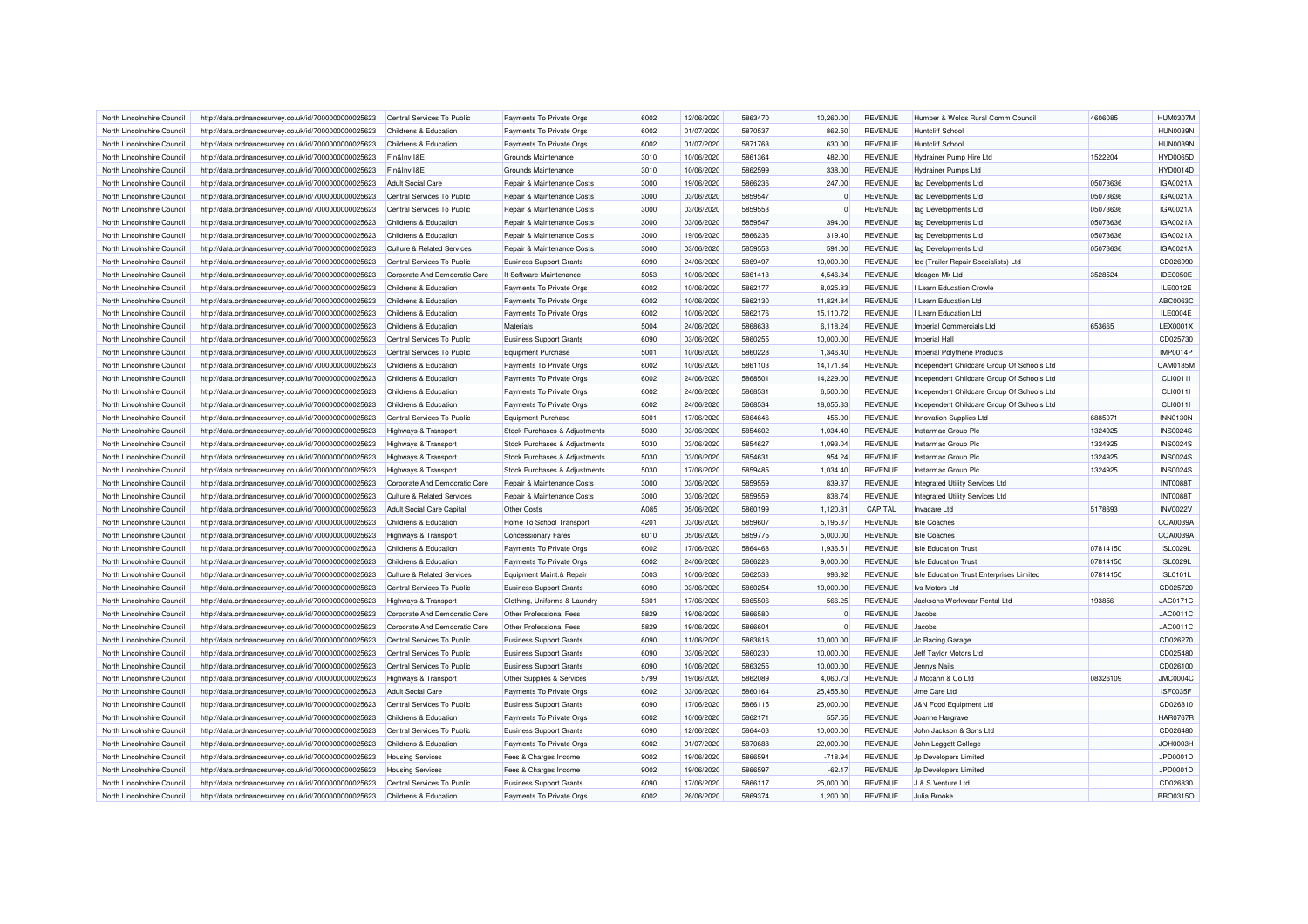| North Lincolnshire Council | http://data.ordnancesurvey.co.uk/id/7000000000025623 | Central Services To Public | Payments To Private Orgs | 6002 | 12/06/2020 | 5863470 | 10,260.00 | REVENUE | Humber & Wolds Rural Comm Council | 4606085 | HUM0307M |
|---|---|---|---|---|---|---|---|---|---|---|---|
| North Lincolnshire Council | http://data.ordnancesurvey.co.uk/id/7000000000025623 | Childrens & Education | Payments To Private Orgs | 6002 | 01/07/2020 | 5870537 | 862.50 | REVENUE | Huntcliff School | | HUN0039N |
| North Lincolnshire Council | http://data.ordnancesurvey.co.uk/id/7000000000025623 | Childrens & Education | Payments To Private Orgs | 6002 | 01/07/2020 | 5871763 | 630.00 | REVENUE | Huntcliff School | | HUN0039N |
| North Lincolnshire Council | http://data.ordnancesurvey.co.uk/id/7000000000025623 | Fin&Inv I&E | Grounds Maintenance | 3010 | 10/06/2020 | 5861364 | 482.00 | REVENUE | Hydrainer Pump Hire Ltd | 1522204 | HYD0065D |
| North Lincolnshire Council | http://data.ordnancesurvey.co.uk/id/7000000000025623 | Fin&Inv I&E | Grounds Maintenance | 3010 | 10/06/2020 | 5862599 | 338.00 | REVENUE | Hydrainer Pumps Ltd | | HYD0014D |
| North Lincolnshire Council | http://data.ordnancesurvey.co.uk/id/7000000000025623 | Adult Social Care | Repair & Maintenance Costs | 3000 | 19/06/2020 | 5866236 | 247.00 | REVENUE | Iag Developments Ltd | 05073636 | IGA0021A |
| North Lincolnshire Council | http://data.ordnancesurvey.co.uk/id/7000000000025623 | Central Services To Public | Repair & Maintenance Costs | 3000 | 03/06/2020 | 5859547 | 0 | REVENUE | Iag Developments Ltd | 05073636 | IGA0021A |
| North Lincolnshire Council | http://data.ordnancesurvey.co.uk/id/7000000000025623 | Central Services To Public | Repair & Maintenance Costs | 3000 | 03/06/2020 | 5859553 | 0 | REVENUE | Iag Developments Ltd | 05073636 | IGA0021A |
| North Lincolnshire Council | http://data.ordnancesurvey.co.uk/id/7000000000025623 | Childrens & Education | Repair & Maintenance Costs | 3000 | 03/06/2020 | 5859547 | 394.00 | REVENUE | Iag Developments Ltd | 05073636 | IGA0021A |
| North Lincolnshire Council | http://data.ordnancesurvey.co.uk/id/7000000000025623 | Childrens & Education | Repair & Maintenance Costs | 3000 | 19/06/2020 | 5866236 | 319.40 | REVENUE | Iag Developments Ltd | 05073636 | IGA0021A |
| North Lincolnshire Council | http://data.ordnancesurvey.co.uk/id/7000000000025623 | Culture & Related Services | Repair & Maintenance Costs | 3000 | 03/06/2020 | 5859553 | 591.00 | REVENUE | Iag Developments Ltd | 05073636 | IGA0021A |
| North Lincolnshire Council | http://data.ordnancesurvey.co.uk/id/7000000000025623 | Central Services To Public | Business Support Grants | 6090 | 24/06/2020 | 5869497 | 10,000.00 | REVENUE | Icc (Trailer Repair Specialists) Ltd | | CD026990 |
| North Lincolnshire Council | http://data.ordnancesurvey.co.uk/id/7000000000025623 | Corporate And Democratic Core | It Software-Maintenance | 5053 | 10/06/2020 | 5861413 | 4,546.34 | REVENUE | Ideagen Mk Ltd | 3528524 | IDE0050E |
| North Lincolnshire Council | http://data.ordnancesurvey.co.uk/id/7000000000025623 | Childrens & Education | Payments To Private Orgs | 6002 | 10/06/2020 | 5862177 | 8,025.83 | REVENUE | I Learn Education Crowle | | ILE0012E |
| North Lincolnshire Council | http://data.ordnancesurvey.co.uk/id/7000000000025623 | Childrens & Education | Payments To Private Orgs | 6002 | 10/06/2020 | 5862130 | 11,824.84 | REVENUE | I Learn Education Ltd | | ABC0063C |
| North Lincolnshire Council | http://data.ordnancesurvey.co.uk/id/7000000000025623 | Childrens & Education | Payments To Private Orgs | 6002 | 10/06/2020 | 5862176 | 15,110.72 | REVENUE | I Learn Education Ltd | | ILE0004E |
| North Lincolnshire Council | http://data.ordnancesurvey.co.uk/id/7000000000025623 | Childrens & Education | Materials | 5004 | 24/06/2020 | 5868633 | 6,118.24 | REVENUE | Imperial Commercials Ltd | 653665 | LEX0001X |
| North Lincolnshire Council | http://data.ordnancesurvey.co.uk/id/7000000000025623 | Central Services To Public | Business Support Grants | 6090 | 03/06/2020 | 5860255 | 10,000.00 | REVENUE | Imperial Hall | | CD025730 |
| North Lincolnshire Council | http://data.ordnancesurvey.co.uk/id/7000000000025623 | Central Services To Public | Equipment Purchase | 5001 | 10/06/2020 | 5860228 | 1,346.40 | REVENUE | Imperial Polythene Products | | IMP0014P |
| North Lincolnshire Council | http://data.ordnancesurvey.co.uk/id/7000000000025623 | Childrens & Education | Payments To Private Orgs | 6002 | 10/06/2020 | 5861103 | 14,171.34 | REVENUE | Independent Childcare Group Of Schools Ltd | | CAM0185M |
| North Lincolnshire Council | http://data.ordnancesurvey.co.uk/id/7000000000025623 | Childrens & Education | Payments To Private Orgs | 6002 | 24/06/2020 | 5868501 | 14,229.00 | REVENUE | Independent Childcare Group Of Schools Ltd | | CLI0011I |
| North Lincolnshire Council | http://data.ordnancesurvey.co.uk/id/7000000000025623 | Childrens & Education | Payments To Private Orgs | 6002 | 24/06/2020 | 5868531 | 6,500.00 | REVENUE | Independent Childcare Group Of Schools Ltd | | CLI0011I |
| North Lincolnshire Council | http://data.ordnancesurvey.co.uk/id/7000000000025623 | Childrens & Education | Payments To Private Orgs | 6002 | 24/06/2020 | 5868534 | 18,055.33 | REVENUE | Independent Childcare Group Of Schools Ltd | | CLI0011I |
| North Lincolnshire Council | http://data.ordnancesurvey.co.uk/id/7000000000025623 | Central Services To Public | Equipment Purchase | 5001 | 17/06/2020 | 5864646 | 455.00 | REVENUE | Innovation Supplies Ltd | 6885071 | INN0130N |
| North Lincolnshire Council | http://data.ordnancesurvey.co.uk/id/7000000000025623 | Highways & Transport | Stock Purchases & Adjustments | 5030 | 03/06/2020 | 5854602 | 1,034.40 | REVENUE | Instarmac Group Plc | 1324925 | INS0024S |
| North Lincolnshire Council | http://data.ordnancesurvey.co.uk/id/7000000000025623 | Highways & Transport | Stock Purchases & Adjustments | 5030 | 03/06/2020 | 5854627 | 1,093.04 | REVENUE | Instarmac Group Plc | 1324925 | INS0024S |
| North Lincolnshire Council | http://data.ordnancesurvey.co.uk/id/7000000000025623 | Highways & Transport | Stock Purchases & Adjustments | 5030 | 03/06/2020 | 5854631 | 954.24 | REVENUE | Instarmac Group Plc | 1324925 | INS0024S |
| North Lincolnshire Council | http://data.ordnancesurvey.co.uk/id/7000000000025623 | Highways & Transport | Stock Purchases & Adjustments | 5030 | 17/06/2020 | 5859485 | 1,034.40 | REVENUE | Instarmac Group Plc | 1324925 | INS0024S |
| North Lincolnshire Council | http://data.ordnancesurvey.co.uk/id/7000000000025623 | Corporate And Democratic Core | Repair & Maintenance Costs | 3000 | 03/06/2020 | 5859559 | 839.37 | REVENUE | Integrated Utility Services Ltd | | INT0088T |
| North Lincolnshire Council | http://data.ordnancesurvey.co.uk/id/7000000000025623 | Culture & Related Services | Repair & Maintenance Costs | 3000 | 03/06/2020 | 5859559 | 838.74 | REVENUE | Integrated Utility Services Ltd | | INT0088T |
| North Lincolnshire Council | http://data.ordnancesurvey.co.uk/id/7000000000025623 | Adult Social Care Capital | Other Costs | A085 | 05/06/2020 | 5860199 | 1,120.31 | CAPITAL | Invacare Ltd | 5178693 | INV0022V |
| North Lincolnshire Council | http://data.ordnancesurvey.co.uk/id/7000000000025623 | Childrens & Education | Home To School Transport | 4201 | 03/06/2020 | 5859607 | 5,195.37 | REVENUE | Isle Coaches | | COA0039A |
| North Lincolnshire Council | http://data.ordnancesurvey.co.uk/id/7000000000025623 | Highways & Transport | Concessionary Fares | 6010 | 05/06/2020 | 5859775 | 5,000.00 | REVENUE | Isle Coaches | | COA0039A |
| North Lincolnshire Council | http://data.ordnancesurvey.co.uk/id/7000000000025623 | Childrens & Education | Payments To Private Orgs | 6002 | 17/06/2020 | 5864468 | 1,936.51 | REVENUE | Isle Education Trust | 07814150 | ISL0029L |
| North Lincolnshire Council | http://data.ordnancesurvey.co.uk/id/7000000000025623 | Childrens & Education | Payments To Private Orgs | 6002 | 24/06/2020 | 5866228 | 9,000.00 | REVENUE | Isle Education Trust | 07814150 | ISL0029L |
| North Lincolnshire Council | http://data.ordnancesurvey.co.uk/id/7000000000025623 | Culture & Related Services | Equipment Maint.& Repair | 5003 | 10/06/2020 | 5862533 | 993.92 | REVENUE | Isle Education Trust Enterprises Limited | 07814150 | ISL0101L |
| North Lincolnshire Council | http://data.ordnancesurvey.co.uk/id/7000000000025623 | Central Services To Public | Business Support Grants | 6090 | 03/06/2020 | 5860254 | 10,000.00 | REVENUE | Ivs Motors Ltd | | CD025720 |
| North Lincolnshire Council | http://data.ordnancesurvey.co.uk/id/7000000000025623 | Highways & Transport | Clothing, Uniforms & Laundry | 5301 | 17/06/2020 | 5865506 | 566.25 | REVENUE | Jacksons Workwear Rental Ltd | 193856 | JAC0171C |
| North Lincolnshire Council | http://data.ordnancesurvey.co.uk/id/7000000000025623 | Corporate And Democratic Core | Other Professional Fees | 5829 | 19/06/2020 | 5866580 | 0 | REVENUE | Jacobs | | JAC0011C |
| North Lincolnshire Council | http://data.ordnancesurvey.co.uk/id/7000000000025623 | Corporate And Democratic Core | Other Professional Fees | 5829 | 19/06/2020 | 5866604 | 0 | REVENUE | Jacobs | | JAC0011C |
| North Lincolnshire Council | http://data.ordnancesurvey.co.uk/id/7000000000025623 | Central Services To Public | Business Support Grants | 6090 | 11/06/2020 | 5863816 | 10,000.00 | REVENUE | Jc Racing Garage | | CD026270 |
| North Lincolnshire Council | http://data.ordnancesurvey.co.uk/id/7000000000025623 | Central Services To Public | Business Support Grants | 6090 | 03/06/2020 | 5860230 | 10,000.00 | REVENUE | Jeff Taylor Motors Ltd | | CD025480 |
| North Lincolnshire Council | http://data.ordnancesurvey.co.uk/id/7000000000025623 | Central Services To Public | Business Support Grants | 6090 | 10/06/2020 | 5863255 | 10,000.00 | REVENUE | Jennys Nails | | CD026100 |
| North Lincolnshire Council | http://data.ordnancesurvey.co.uk/id/7000000000025623 | Highways & Transport | Other Supplies & Services | 5799 | 19/06/2020 | 5862089 | 4,060.73 | REVENUE | J Mccann & Co Ltd | 08326109 | JMC0004C |
| North Lincolnshire Council | http://data.ordnancesurvey.co.uk/id/7000000000025623 | Adult Social Care | Payments To Private Orgs | 6002 | 03/06/2020 | 5860164 | 25,455.80 | REVENUE | Jme Care Ltd | | ISF0035F |
| North Lincolnshire Council | http://data.ordnancesurvey.co.uk/id/7000000000025623 | Central Services To Public | Business Support Grants | 6090 | 17/06/2020 | 5866115 | 25,000.00 | REVENUE | J&N Food Equipment Ltd | | CD026810 |
| North Lincolnshire Council | http://data.ordnancesurvey.co.uk/id/7000000000025623 | Childrens & Education | Payments To Private Orgs | 6002 | 10/06/2020 | 5862171 | 557.55 | REVENUE | Joanne Hargrave | | HAR0767R |
| North Lincolnshire Council | http://data.ordnancesurvey.co.uk/id/7000000000025623 | Central Services To Public | Business Support Grants | 6090 | 12/06/2020 | 5864403 | 10,000.00 | REVENUE | John Jackson & Sons Ltd | | CD026480 |
| North Lincolnshire Council | http://data.ordnancesurvey.co.uk/id/7000000000025623 | Childrens & Education | Payments To Private Orgs | 6002 | 01/07/2020 | 5870688 | 22,000.00 | REVENUE | John Leggott College | | JOH0003H |
| North Lincolnshire Council | http://data.ordnancesurvey.co.uk/id/7000000000025623 | Housing Services | Fees & Charges Income | 9002 | 19/06/2020 | 5866594 | -718.94 | REVENUE | Jp Developers Limited | | JPD0001D |
| North Lincolnshire Council | http://data.ordnancesurvey.co.uk/id/7000000000025623 | Housing Services | Fees & Charges Income | 9002 | 19/06/2020 | 5866597 | -62.17 | REVENUE | Jp Developers Limited | | JPD0001D |
| North Lincolnshire Council | http://data.ordnancesurvey.co.uk/id/7000000000025623 | Central Services To Public | Business Support Grants | 6090 | 17/06/2020 | 5866117 | 25,000.00 | REVENUE | J & S Venture Ltd | | CD026830 |
| North Lincolnshire Council | http://data.ordnancesurvey.co.uk/id/7000000000025623 | Childrens & Education | Payments To Private Orgs | 6002 | 26/06/2020 | 5869374 | 1,200.00 | REVENUE | Julia Brooke | | BRO0315O |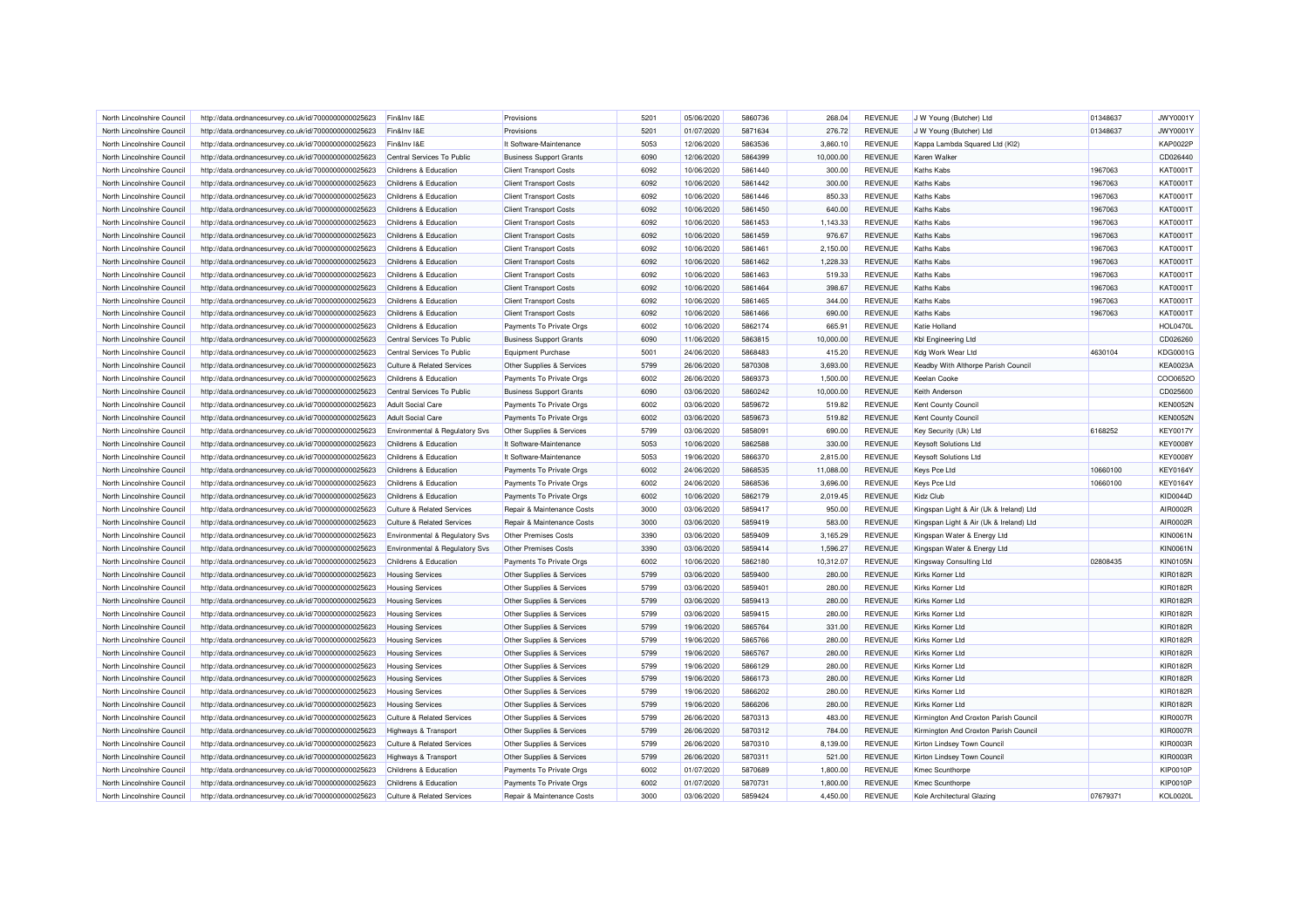| North Lincolnshire Council | http://data.ordnancesurvey.co.uk/id/7000000000025623 | Fin&Inv I&E | Provisions | 5201 | 05/06/2020 | 5860736 | 268.04 | REVENUE | J W Young (Butcher) Ltd | 01348637 | JWY0001Y |
|---|---|---|---|---|---|---|---|---|---|---|---|
| North Lincolnshire Council | http://data.ordnancesurvey.co.uk/id/7000000000025623 | Fin&Inv I&E | Provisions | 5201 | 01/07/2020 | 5871634 | 276.72 | REVENUE | J W Young (Butcher) Ltd | 01348637 | JWY0001Y |
| North Lincolnshire Council | http://data.ordnancesurvey.co.uk/id/7000000000025623 | Fin&Inv I&E | It Software-Maintenance | 5053 | 12/06/2020 | 5863536 | 3,860.10 | REVENUE | Kappa Lambda Squared Ltd (Kl2) | | KAP0022P |
| North Lincolnshire Council | http://data.ordnancesurvey.co.uk/id/7000000000025623 | Central Services To Public | Business Support Grants | 6090 | 12/06/2020 | 5864399 | 10,000.00 | REVENUE | Karen Walker | | CD026440 |
| North Lincolnshire Council | http://data.ordnancesurvey.co.uk/id/7000000000025623 | Childrens & Education | Client Transport Costs | 6092 | 10/06/2020 | 5861440 | 300.00 | REVENUE | Kaths Kabs | 1967063 | KAT0001T |
| North Lincolnshire Council | http://data.ordnancesurvey.co.uk/id/7000000000025623 | Childrens & Education | Client Transport Costs | 6092 | 10/06/2020 | 5861442 | 300.00 | REVENUE | Kaths Kabs | 1967063 | KAT0001T |
| North Lincolnshire Council | http://data.ordnancesurvey.co.uk/id/7000000000025623 | Childrens & Education | Client Transport Costs | 6092 | 10/06/2020 | 5861446 | 850.33 | REVENUE | Kaths Kabs | 1967063 | KAT0001T |
| North Lincolnshire Council | http://data.ordnancesurvey.co.uk/id/7000000000025623 | Childrens & Education | Client Transport Costs | 6092 | 10/06/2020 | 5861450 | 640.00 | REVENUE | Kaths Kabs | 1967063 | KAT0001T |
| North Lincolnshire Council | http://data.ordnancesurvey.co.uk/id/7000000000025623 | Childrens & Education | Client Transport Costs | 6092 | 10/06/2020 | 5861453 | 1,143.33 | REVENUE | Kaths Kabs | 1967063 | KAT0001T |
| North Lincolnshire Council | http://data.ordnancesurvey.co.uk/id/7000000000025623 | Childrens & Education | Client Transport Costs | 6092 | 10/06/2020 | 5861459 | 976.67 | REVENUE | Kaths Kabs | 1967063 | KAT0001T |
| North Lincolnshire Council | http://data.ordnancesurvey.co.uk/id/7000000000025623 | Childrens & Education | Client Transport Costs | 6092 | 10/06/2020 | 5861461 | 2,150.00 | REVENUE | Kaths Kabs | 1967063 | KAT0001T |
| North Lincolnshire Council | http://data.ordnancesurvey.co.uk/id/7000000000025623 | Childrens & Education | Client Transport Costs | 6092 | 10/06/2020 | 5861462 | 1,228.33 | REVENUE | Kaths Kabs | 1967063 | KAT0001T |
| North Lincolnshire Council | http://data.ordnancesurvey.co.uk/id/7000000000025623 | Childrens & Education | Client Transport Costs | 6092 | 10/06/2020 | 5861463 | 519.33 | REVENUE | Kaths Kabs | 1967063 | KAT0001T |
| North Lincolnshire Council | http://data.ordnancesurvey.co.uk/id/7000000000025623 | Childrens & Education | Client Transport Costs | 6092 | 10/06/2020 | 5861464 | 398.67 | REVENUE | Kaths Kabs | 1967063 | KAT0001T |
| North Lincolnshire Council | http://data.ordnancesurvey.co.uk/id/7000000000025623 | Childrens & Education | Client Transport Costs | 6092 | 10/06/2020 | 5861465 | 344.00 | REVENUE | Kaths Kabs | 1967063 | KAT0001T |
| North Lincolnshire Council | http://data.ordnancesurvey.co.uk/id/7000000000025623 | Childrens & Education | Client Transport Costs | 6092 | 10/06/2020 | 5861466 | 690.00 | REVENUE | Kaths Kabs | 1967063 | KAT0001T |
| North Lincolnshire Council | http://data.ordnancesurvey.co.uk/id/7000000000025623 | Childrens & Education | Payments To Private Orgs | 6002 | 10/06/2020 | 5862174 | 665.91 | REVENUE | Katie Holland | | HOL0470L |
| North Lincolnshire Council | http://data.ordnancesurvey.co.uk/id/7000000000025623 | Central Services To Public | Business Support Grants | 6090 | 11/06/2020 | 5863815 | 10,000.00 | REVENUE | Kbl Engineering Ltd | | CD026260 |
| North Lincolnshire Council | http://data.ordnancesurvey.co.uk/id/7000000000025623 | Central Services To Public | Equipment Purchase | 5001 | 24/06/2020 | 5868483 | 415.20 | REVENUE | Kdg Work Wear Ltd | 4630104 | KDG0001G |
| North Lincolnshire Council | http://data.ordnancesurvey.co.uk/id/7000000000025623 | Culture & Related Services | Other Supplies & Services | 5799 | 26/06/2020 | 5870308 | 3,693.00 | REVENUE | Keadby With Althorpe Parish Council | | KEA0023A |
| North Lincolnshire Council | http://data.ordnancesurvey.co.uk/id/7000000000025623 | Childrens & Education | Payments To Private Orgs | 6002 | 26/06/2020 | 5869373 | 1,500.00 | REVENUE | Keelan Cooke | | COO0652O |
| North Lincolnshire Council | http://data.ordnancesurvey.co.uk/id/7000000000025623 | Central Services To Public | Business Support Grants | 6090 | 03/06/2020 | 5860242 | 10,000.00 | REVENUE | Keith Anderson | | CD025600 |
| North Lincolnshire Council | http://data.ordnancesurvey.co.uk/id/7000000000025623 | Adult Social Care | Payments To Private Orgs | 6002 | 03/06/2020 | 5859672 | 519.82 | REVENUE | Kent County Council | | KEN0052N |
| North Lincolnshire Council | http://data.ordnancesurvey.co.uk/id/7000000000025623 | Adult Social Care | Payments To Private Orgs | 6002 | 03/06/2020 | 5859673 | 519.82 | REVENUE | Kent County Council | | KEN0052N |
| North Lincolnshire Council | http://data.ordnancesurvey.co.uk/id/7000000000025623 | Environmental & Regulatory Svs | Other Supplies & Services | 5799 | 03/06/2020 | 5858091 | 690.00 | REVENUE | Key Security (Uk) Ltd | 6168252 | KEY0017Y |
| North Lincolnshire Council | http://data.ordnancesurvey.co.uk/id/7000000000025623 | Childrens & Education | It Software-Maintenance | 5053 | 10/06/2020 | 5862588 | 330.00 | REVENUE | Keysoft Solutions Ltd | | KEY0008Y |
| North Lincolnshire Council | http://data.ordnancesurvey.co.uk/id/7000000000025623 | Childrens & Education | It Software-Maintenance | 5053 | 19/06/2020 | 5866370 | 2,815.00 | REVENUE | Keysoft Solutions Ltd | | KEY0008Y |
| North Lincolnshire Council | http://data.ordnancesurvey.co.uk/id/7000000000025623 | Childrens & Education | Payments To Private Orgs | 6002 | 24/06/2020 | 5868535 | 11,088.00 | REVENUE | Keys Pce Ltd | 10660100 | KEY0164Y |
| North Lincolnshire Council | http://data.ordnancesurvey.co.uk/id/7000000000025623 | Childrens & Education | Payments To Private Orgs | 6002 | 24/06/2020 | 5868536 | 3,696.00 | REVENUE | Keys Pce Ltd | 10660100 | KEY0164Y |
| North Lincolnshire Council | http://data.ordnancesurvey.co.uk/id/7000000000025623 | Childrens & Education | Payments To Private Orgs | 6002 | 10/06/2020 | 5862179 | 2,019.45 | REVENUE | Kidz Club | | KID0044D |
| North Lincolnshire Council | http://data.ordnancesurvey.co.uk/id/7000000000025623 | Culture & Related Services | Repair & Maintenance Costs | 3000 | 03/06/2020 | 5859417 | 950.00 | REVENUE | Kingspan Light & Air (Uk & Ireland) Ltd | | AIR0002R |
| North Lincolnshire Council | http://data.ordnancesurvey.co.uk/id/7000000000025623 | Culture & Related Services | Repair & Maintenance Costs | 3000 | 03/06/2020 | 5859419 | 583.00 | REVENUE | Kingspan Light & Air (Uk & Ireland) Ltd | | AIR0002R |
| North Lincolnshire Council | http://data.ordnancesurvey.co.uk/id/7000000000025623 | Environmental & Regulatory Svs | Other Premises Costs | 3390 | 03/06/2020 | 5859409 | 3,165.29 | REVENUE | Kingspan Water & Energy Ltd | | KIN0061N |
| North Lincolnshire Council | http://data.ordnancesurvey.co.uk/id/7000000000025623 | Environmental & Regulatory Svs | Other Premises Costs | 3390 | 03/06/2020 | 5859414 | 1,596.27 | REVENUE | Kingspan Water & Energy Ltd | | KIN0061N |
| North Lincolnshire Council | http://data.ordnancesurvey.co.uk/id/7000000000025623 | Childrens & Education | Payments To Private Orgs | 6002 | 10/06/2020 | 5862180 | 10,312.07 | REVENUE | Kingsway Consulting Ltd | 02808435 | KIN0105N |
| North Lincolnshire Council | http://data.ordnancesurvey.co.uk/id/7000000000025623 | Housing Services | Other Supplies & Services | 5799 | 03/06/2020 | 5859400 | 280.00 | REVENUE | Kirks Korner Ltd | | KIR0182R |
| North Lincolnshire Council | http://data.ordnancesurvey.co.uk/id/7000000000025623 | Housing Services | Other Supplies & Services | 5799 | 03/06/2020 | 5859401 | 280.00 | REVENUE | Kirks Korner Ltd | | KIR0182R |
| North Lincolnshire Council | http://data.ordnancesurvey.co.uk/id/7000000000025623 | Housing Services | Other Supplies & Services | 5799 | 03/06/2020 | 5859413 | 280.00 | REVENUE | Kirks Korner Ltd | | KIR0182R |
| North Lincolnshire Council | http://data.ordnancesurvey.co.uk/id/7000000000025623 | Housing Services | Other Supplies & Services | 5799 | 03/06/2020 | 5859415 | 280.00 | REVENUE | Kirks Korner Ltd | | KIR0182R |
| North Lincolnshire Council | http://data.ordnancesurvey.co.uk/id/7000000000025623 | Housing Services | Other Supplies & Services | 5799 | 19/06/2020 | 5865764 | 331.00 | REVENUE | Kirks Korner Ltd | | KIR0182R |
| North Lincolnshire Council | http://data.ordnancesurvey.co.uk/id/7000000000025623 | Housing Services | Other Supplies & Services | 5799 | 19/06/2020 | 5865766 | 280.00 | REVENUE | Kirks Korner Ltd | | KIR0182R |
| North Lincolnshire Council | http://data.ordnancesurvey.co.uk/id/7000000000025623 | Housing Services | Other Supplies & Services | 5799 | 19/06/2020 | 5865767 | 280.00 | REVENUE | Kirks Korner Ltd | | KIR0182R |
| North Lincolnshire Council | http://data.ordnancesurvey.co.uk/id/7000000000025623 | Housing Services | Other Supplies & Services | 5799 | 19/06/2020 | 5866129 | 280.00 | REVENUE | Kirks Korner Ltd | | KIR0182R |
| North Lincolnshire Council | http://data.ordnancesurvey.co.uk/id/7000000000025623 | Housing Services | Other Supplies & Services | 5799 | 19/06/2020 | 5866173 | 280.00 | REVENUE | Kirks Korner Ltd | | KIR0182R |
| North Lincolnshire Council | http://data.ordnancesurvey.co.uk/id/7000000000025623 | Housing Services | Other Supplies & Services | 5799 | 19/06/2020 | 5866202 | 280.00 | REVENUE | Kirks Korner Ltd | | KIR0182R |
| North Lincolnshire Council | http://data.ordnancesurvey.co.uk/id/7000000000025623 | Housing Services | Other Supplies & Services | 5799 | 19/06/2020 | 5866206 | 280.00 | REVENUE | Kirks Korner Ltd | | KIR0182R |
| North Lincolnshire Council | http://data.ordnancesurvey.co.uk/id/7000000000025623 | Culture & Related Services | Other Supplies & Services | 5799 | 26/06/2020 | 5870313 | 483.00 | REVENUE | Kirmington And Croxton Parish Council | | KIR0007R |
| North Lincolnshire Council | http://data.ordnancesurvey.co.uk/id/7000000000025623 | Highways & Transport | Other Supplies & Services | 5799 | 26/06/2020 | 5870312 | 784.00 | REVENUE | Kirmington And Croxton Parish Council | | KIR0007R |
| North Lincolnshire Council | http://data.ordnancesurvey.co.uk/id/7000000000025623 | Culture & Related Services | Other Supplies & Services | 5799 | 26/06/2020 | 5870310 | 8,139.00 | REVENUE | Kirton Lindsey Town Council | | KIR0003R |
| North Lincolnshire Council | http://data.ordnancesurvey.co.uk/id/7000000000025623 | Highways & Transport | Other Supplies & Services | 5799 | 26/06/2020 | 5870311 | 521.00 | REVENUE | Kirton Lindsey Town Council | | KIR0003R |
| North Lincolnshire Council | http://data.ordnancesurvey.co.uk/id/7000000000025623 | Childrens & Education | Payments To Private Orgs | 6002 | 01/07/2020 | 5870689 | 1,800.00 | REVENUE | Kmec Scunthorpe | | KIP0010P |
| North Lincolnshire Council | http://data.ordnancesurvey.co.uk/id/7000000000025623 | Childrens & Education | Payments To Private Orgs | 6002 | 01/07/2020 | 5870731 | 1,800.00 | REVENUE | Kmec Scunthorpe | | KIP0010P |
| North Lincolnshire Council | http://data.ordnancesurvey.co.uk/id/7000000000025623 | Culture & Related Services | Repair & Maintenance Costs | 3000 | 03/06/2020 | 5859424 | 4,450.00 | REVENUE | Kole Architectural Glazing | 07679371 | KOL0020L |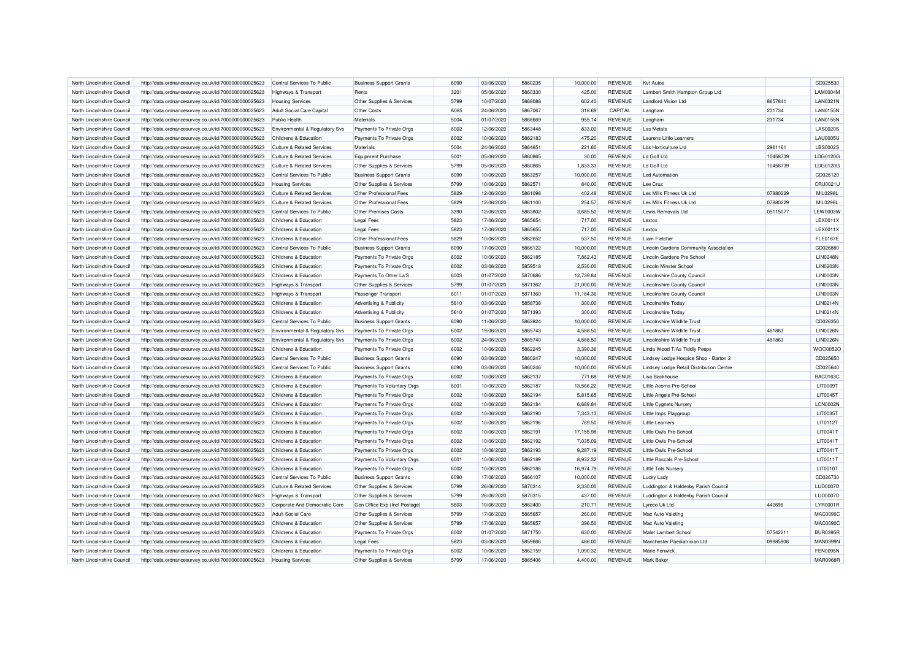| | | | | | | | | | | | | |
|---|---|---|---|---|---|---|---|---|---|---|---|---|
| North Lincolnshire Council | http://data.ordnancesurvey.co.uk/id/7000000000025623 | Central Services To Public | Business Support Grants | 6090 | 03/06/2020 | 5860235 | 10,000.00 | REVENUE | Kvt Autos | | CD025530 |
| North Lincolnshire Council | http://data.ordnancesurvey.co.uk/id/7000000000025623 | Highways & Transport | Rents | 3201 | 05/06/2020 | 5860330 | 425.00 | REVENUE | Lambert Smith Hampton Group Ltd | | LAM0004M |
| North Lincolnshire Council | http://data.ordnancesurvey.co.uk/id/7000000000025623 | Housing Services | Other Supplies & Services | 5799 | 10/07/2020 | 5868088 | 602.40 | REVENUE | Landlord Vision Ltd | 8657841 | LAN0321N |
| North Lincolnshire Council | http://data.ordnancesurvey.co.uk/id/7000000000025623 | Adult Social Care Capital | Other Costs | A085 | 24/06/2020 | 5867067 | 318.69 | CAPITAL | Langham | 231734 | LAN0155N |
| North Lincolnshire Council | http://data.ordnancesurvey.co.uk/id/7000000000025623 | Public Health | Materials | 5004 | 01/07/2020 | 5868669 | 955.14 | REVENUE | Langham | 231734 | LAN0155N |
| North Lincolnshire Council | http://data.ordnancesurvey.co.uk/id/7000000000025623 | Environmental & Regulatory Svs | Payments To Private Orgs | 6002 | 12/06/2020 | 5863448 | 833.00 | REVENUE | Las Metals | | LAS0020S |
| North Lincolnshire Council | http://data.ordnancesurvey.co.uk/id/7000000000025623 | Childrens & Education | Payments To Private Orgs | 6002 | 10/06/2020 | 5862183 | 475.20 | REVENUE | Laurens Little Learners | | LAU0005U |
| North Lincolnshire Council | http://data.ordnancesurvey.co.uk/id/7000000000025623 | Culture & Related Services | Materials | 5004 | 24/06/2020 | 5864651 | 221.60 | REVENUE | Lbs Horticulture Ltd | 2961161 | LBS0002S |
| North Lincolnshire Council | http://data.ordnancesurvey.co.uk/id/7000000000025623 | Culture & Related Services | Equipment Purchase | 5001 | 05/06/2020 | 5860865 | 30.00 | REVENUE | Ld Golf Ltd | 10458739 | LDG0120G |
| North Lincolnshire Council | http://data.ordnancesurvey.co.uk/id/7000000000025623 | Culture & Related Services | Other Supplies & Services | 5799 | 05/06/2020 | 5860865 | 1,833.33 | REVENUE | Ld Golf Ltd | 10458739 | LDG0120G |
| North Lincolnshire Council | http://data.ordnancesurvey.co.uk/id/7000000000025623 | Central Services To Public | Business Support Grants | 6090 | 10/06/2020 | 5863257 | 10,000.00 | REVENUE | Led Automation | | CD026120 |
| North Lincolnshire Council | http://data.ordnancesurvey.co.uk/id/7000000000025623 | Housing Services | Other Supplies & Services | 5799 | 10/06/2020 | 5862571 | 840.00 | REVENUE | Lee Cruz | | CRU0021U |
| North Lincolnshire Council | http://data.ordnancesurvey.co.uk/id/7000000000025623 | Culture & Related Services | Other Professional Fees | 5829 | 12/06/2020 | 5861098 | 402.48 | REVENUE | Les Mills Fitness Uk Ltd | 07880229 | MIL0298L |
| North Lincolnshire Council | http://data.ordnancesurvey.co.uk/id/7000000000025623 | Culture & Related Services | Other Professional Fees | 5829 | 12/06/2020 | 5861100 | 254.57 | REVENUE | Les Mills Fitness Uk Ltd | 07880229 | MIL0298L |
| North Lincolnshire Council | http://data.ordnancesurvey.co.uk/id/7000000000025623 | Central Services To Public | Other Premises Costs | 3390 | 12/06/2020 | 5863802 | 3,685.50 | REVENUE | Lewis Removals Ltd | 05115077 | LEW0003W |
| North Lincolnshire Council | http://data.ordnancesurvey.co.uk/id/7000000000025623 | Childrens & Education | Legal Fees | 5823 | 17/06/2020 | 5865654 | 717.00 | REVENUE | Lextox | | LEX0011X |
| North Lincolnshire Council | http://data.ordnancesurvey.co.uk/id/7000000000025623 | Childrens & Education | Legal Fees | 5823 | 17/06/2020 | 5865655 | 717.00 | REVENUE | Lextox | | LEX0011X |
| North Lincolnshire Council | http://data.ordnancesurvey.co.uk/id/7000000000025623 | Childrens & Education | Other Professional Fees | 5829 | 10/06/2020 | 5862652 | 537.50 | REVENUE | Liam Fletcher | | FLE0167E |
| North Lincolnshire Council | http://data.ordnancesurvey.co.uk/id/7000000000025623 | Central Services To Public | Business Support Grants | 6090 | 17/06/2020 | 5866122 | 10,000.00 | REVENUE | Lincoln Gardens Community Association | | CD026880 |
| North Lincolnshire Council | http://data.ordnancesurvey.co.uk/id/7000000000025623 | Childrens & Education | Payments To Private Orgs | 6002 | 10/06/2020 | 5862185 | 7,862.43 | REVENUE | Lincoln Gardens Pre School | | LIN0248N |
| North Lincolnshire Council | http://data.ordnancesurvey.co.uk/id/7000000000025623 | Childrens & Education | Payments To Private Orgs | 6002 | 03/06/2020 | 5859518 | 2,530.00 | REVENUE | Lincoln Minster School | | LIN0203N |
| North Lincolnshire Council | http://data.ordnancesurvey.co.uk/id/7000000000025623 | Childrens & Education | Payments To Other La'S | 6003 | 01/07/2020 | 5870686 | 12,739.84 | REVENUE | Lincolnshire County Council | | LIN0003N |
| North Lincolnshire Council | http://data.ordnancesurvey.co.uk/id/7000000000025623 | Highways & Transport | Other Supplies & Services | 5799 | 01/07/2020 | 5871362 | 21,000.00 | REVENUE | Lincolnshire County Council | | LIN0003N |
| North Lincolnshire Council | http://data.ordnancesurvey.co.uk/id/7000000000025623 | Highways & Transport | Passenger Transport | 6011 | 01/07/2020 | 5871360 | 11,184.36 | REVENUE | Lincolnshire County Council | | LIN0003N |
| North Lincolnshire Council | http://data.ordnancesurvey.co.uk/id/7000000000025623 | Childrens & Education | Advertising & Publicity | 5610 | 03/06/2020 | 5858738 | 300.00 | REVENUE | Lincolnshire Today | | LIN0214N |
| North Lincolnshire Council | http://data.ordnancesurvey.co.uk/id/7000000000025623 | Childrens & Education | Advertising & Publicity | 5610 | 01/07/2020 | 5871393 | 300.00 | REVENUE | Lincolnshire Today | | LIN0214N |
| North Lincolnshire Council | http://data.ordnancesurvey.co.uk/id/7000000000025623 | Central Services To Public | Business Support Grants | 6090 | 11/06/2020 | 5863824 | 10,000.00 | REVENUE | Lincolnshire Wildlife Trust | | CD026350 |
| North Lincolnshire Council | http://data.ordnancesurvey.co.uk/id/7000000000025623 | Environmental & Regulatory Svs | Payments To Private Orgs | 6002 | 19/06/2020 | 5865743 | 4,588.50 | REVENUE | Lincolnshire Wildlife Trust | 461863 | LIN0026N |
| North Lincolnshire Council | http://data.ordnancesurvey.co.uk/id/7000000000025623 | Environmental & Regulatory Svs | Payments To Private Orgs | 6002 | 24/06/2020 | 5865740 | 4,588.50 | REVENUE | Lincolnshire Wildlife Trust | 461863 | LIN0026N |
| North Lincolnshire Council | http://data.ordnancesurvey.co.uk/id/7000000000025623 | Childrens & Education | Payments To Private Orgs | 6002 | 10/06/2020 | 5862245 | 3,390.36 | REVENUE | Linda Wood T/As Tiddly Peeps | | WOO0052O |
| North Lincolnshire Council | http://data.ordnancesurvey.co.uk/id/7000000000025623 | Central Services To Public | Business Support Grants | 6090 | 03/06/2020 | 5860247 | 10,000.00 | REVENUE | Lindsey Lodge Hospice Shop - Barton 2 | | CD025650 |
| North Lincolnshire Council | http://data.ordnancesurvey.co.uk/id/7000000000025623 | Central Services To Public | Business Support Grants | 6090 | 03/06/2020 | 5860246 | 10,000.00 | REVENUE | Lindsey Lodge Retail Distribution Centre | | CD025640 |
| North Lincolnshire Council | http://data.ordnancesurvey.co.uk/id/7000000000025623 | Childrens & Education | Payments To Private Orgs | 6002 | 10/06/2020 | 5862137 | 771.68 | REVENUE | Lisa Backhouse | | BAC0163C |
| North Lincolnshire Council | http://data.ordnancesurvey.co.uk/id/7000000000025623 | Childrens & Education | Payments To Voluntary Orgs | 6001 | 10/06/2020 | 5862187 | 13,566.22 | REVENUE | Little Acorns Pre-School | | LIT0009T |
| North Lincolnshire Council | http://data.ordnancesurvey.co.uk/id/7000000000025623 | Childrens & Education | Payments To Private Orgs | 6002 | 10/06/2020 | 5862194 | 5,815.65 | REVENUE | Little Angels Pre-School | | LIT0045T |
| North Lincolnshire Council | http://data.ordnancesurvey.co.uk/id/7000000000025623 | Childrens & Education | Payments To Private Orgs | 6002 | 10/06/2020 | 5862184 | 6,689.84 | REVENUE | Little Cygnets Nursery | | LCN0002N |
| North Lincolnshire Council | http://data.ordnancesurvey.co.uk/id/7000000000025623 | Childrens & Education | Payments To Private Orgs | 6002 | 10/06/2020 | 5862190 | 7,343.13 | REVENUE | Little Imps Playgroup | | LIT0035T |
| North Lincolnshire Council | http://data.ordnancesurvey.co.uk/id/7000000000025623 | Childrens & Education | Payments To Private Orgs | 6002 | 10/06/2020 | 5862196 | 769.50 | REVENUE | Little Learners | | LIT0112T |
| North Lincolnshire Council | http://data.ordnancesurvey.co.uk/id/7000000000025623 | Childrens & Education | Payments To Private Orgs | 6002 | 10/06/2020 | 5862191 | 17,155.98 | REVENUE | Little Owls Pre-School | | LIT0041T |
| North Lincolnshire Council | http://data.ordnancesurvey.co.uk/id/7000000000025623 | Childrens & Education | Payments To Private Orgs | 6002 | 10/06/2020 | 5862192 | 7,035.09 | REVENUE | Little Owls Pre-School | | LIT0041T |
| North Lincolnshire Council | http://data.ordnancesurvey.co.uk/id/7000000000025623 | Childrens & Education | Payments To Private Orgs | 6002 | 10/06/2020 | 5862193 | 9,287.19 | REVENUE | Little Owls Pre-School | | LIT0041T |
| North Lincolnshire Council | http://data.ordnancesurvey.co.uk/id/7000000000025623 | Childrens & Education | Payments To Voluntary Orgs | 6001 | 10/06/2020 | 5862189 | 8,932.32 | REVENUE | Little Rascals Pre-School | | LIT0011T |
| North Lincolnshire Council | http://data.ordnancesurvey.co.uk/id/7000000000025623 | Childrens & Education | Payments To Private Orgs | 6002 | 10/06/2020 | 5862188 | 16,974.79 | REVENUE | Little Tots Nursery | | LIT0010T |
| North Lincolnshire Council | http://data.ordnancesurvey.co.uk/id/7000000000025623 | Central Services To Public | Business Support Grants | 6090 | 17/06/2020 | 5866107 | 10,000.00 | REVENUE | Lucky Lady | | CD026730 |
| North Lincolnshire Council | http://data.ordnancesurvey.co.uk/id/7000000000025623 | Culture & Related Services | Other Supplies & Services | 5799 | 26/06/2020 | 5870314 | 2,330.00 | REVENUE | Luddington & Haldenby Parish Council | | LUD0007D |
| North Lincolnshire Council | http://data.ordnancesurvey.co.uk/id/7000000000025623 | Highways & Transport | Other Supplies & Services | 5799 | 26/06/2020 | 5870315 | 437.00 | REVENUE | Luddington & Haldenby Parish Council | | LUD0007D |
| North Lincolnshire Council | http://data.ordnancesurvey.co.uk/id/7000000000025623 | Corporate And Democratic Core | Gen Office Exp (Incl Postage) | 5603 | 10/06/2020 | 5862400 | 210.71 | REVENUE | Lyreco Uk Ltd | 442696 | LYR0001R |
| North Lincolnshire Council | http://data.ordnancesurvey.co.uk/id/7000000000025623 | Adult Social Care | Other Supplies & Services | 5799 | 17/06/2020 | 5865657 | 260.00 | REVENUE | Mac Auto Valeting | | MAC0090C |
| North Lincolnshire Council | http://data.ordnancesurvey.co.uk/id/7000000000025623 | Childrens & Education | Other Supplies & Services | 5799 | 17/06/2020 | 5865657 | 396.50 | REVENUE | Mac Auto Valeting | | MAC0090C |
| North Lincolnshire Council | http://data.ordnancesurvey.co.uk/id/7000000000025623 | Childrens & Education | Payments To Private Orgs | 6002 | 01/07/2020 | 5871750 | 630.00 | REVENUE | Malet Lambert School | 07542211 | BUR0395R |
| North Lincolnshire Council | http://data.ordnancesurvey.co.uk/id/7000000000025623 | Childrens & Education | Legal Fees | 5823 | 03/06/2020 | 5859666 | 486.00 | REVENUE | Manchester Paediatrician Ltd | 09985906 | MAN0399N |
| North Lincolnshire Council | http://data.ordnancesurvey.co.uk/id/7000000000025623 | Childrens & Education | Payments To Private Orgs | 6002 | 10/06/2020 | 5862159 | 1,090.32 | REVENUE | Marie Fenwick | | FEN0095N |
| North Lincolnshire Council | http://data.ordnancesurvey.co.uk/id/7000000000025623 | Housing Services | Other Supplies & Services | 5799 | 17/06/2020 | 5865406 | 4,400.00 | REVENUE | Mark Baker | | MAR0968R |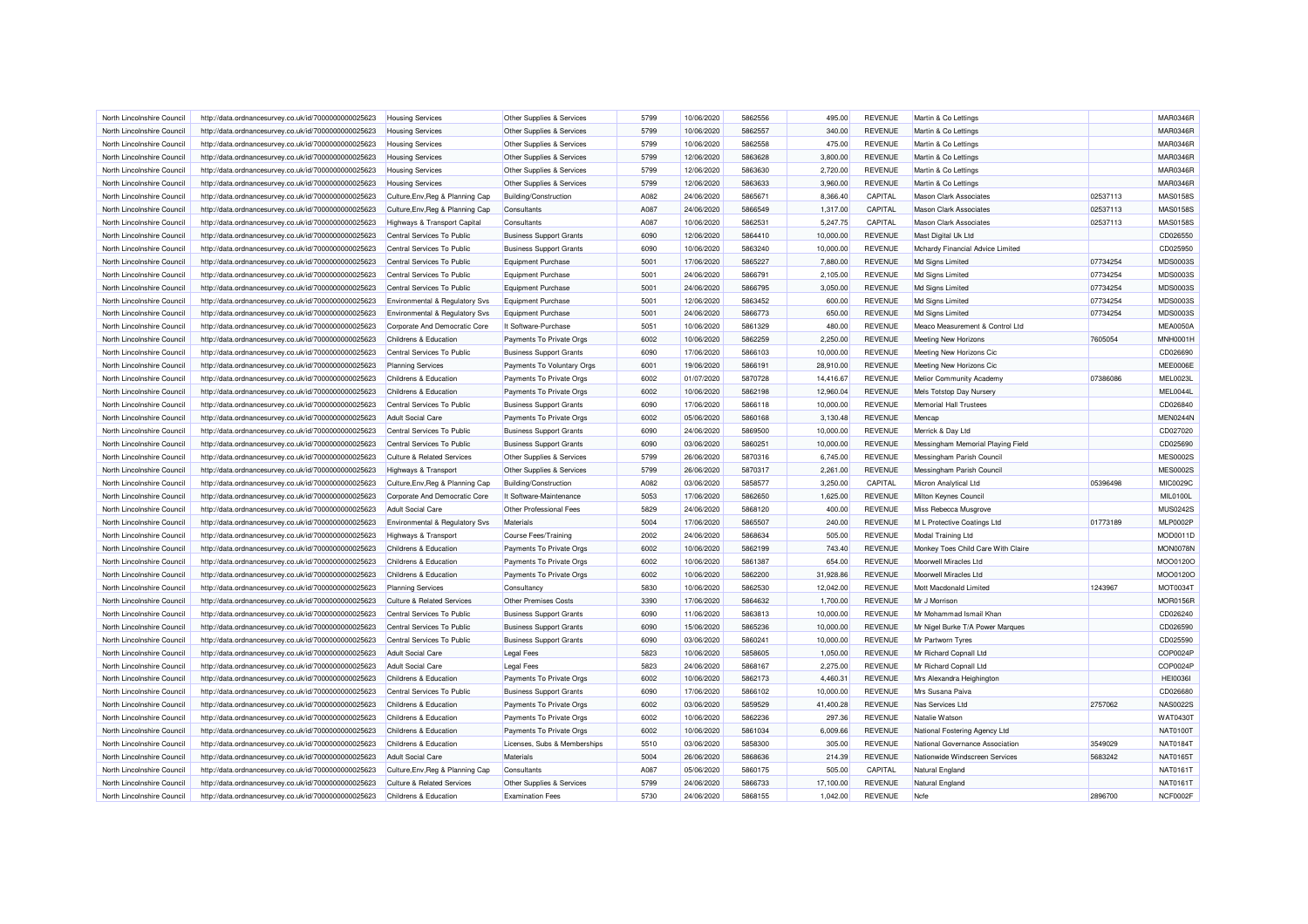| | | | | | | | | | | | |
|---|---|---|---|---|---|---|---|---|---|---|---|
| North Lincolnshire Council | http://data.ordnancesurvey.co.uk/id/7000000000025623 | Housing Services | Other Supplies & Services | 5799 | 10/06/2020 | 5862556 | 495.00 | REVENUE | Martin & Co Lettings | | MAR0346R |
| North Lincolnshire Council | http://data.ordnancesurvey.co.uk/id/7000000000025623 | Housing Services | Other Supplies & Services | 5799 | 10/06/2020 | 5862557 | 340.00 | REVENUE | Martin & Co Lettings | | MAR0346R |
| North Lincolnshire Council | http://data.ordnancesurvey.co.uk/id/7000000000025623 | Housing Services | Other Supplies & Services | 5799 | 10/06/2020 | 5862558 | 475.00 | REVENUE | Martin & Co Lettings | | MAR0346R |
| North Lincolnshire Council | http://data.ordnancesurvey.co.uk/id/7000000000025623 | Housing Services | Other Supplies & Services | 5799 | 12/06/2020 | 5863628 | 3,800.00 | REVENUE | Martin & Co Lettings | | MAR0346R |
| North Lincolnshire Council | http://data.ordnancesurvey.co.uk/id/7000000000025623 | Housing Services | Other Supplies & Services | 5799 | 12/06/2020 | 5863630 | 2,720.00 | REVENUE | Martin & Co Lettings | | MAR0346R |
| North Lincolnshire Council | http://data.ordnancesurvey.co.uk/id/7000000000025623 | Housing Services | Other Supplies & Services | 5799 | 12/06/2020 | 5863633 | 3,960.00 | REVENUE | Martin & Co Lettings | | MAR0346R |
| North Lincolnshire Council | http://data.ordnancesurvey.co.uk/id/7000000000025623 | Culture,Env,Reg & Planning Cap | Building/Construction | A082 | 24/06/2020 | 5865671 | 8,366.40 | CAPITAL | Mason Clark Associates | 02537113 | MAS0158S |
| North Lincolnshire Council | http://data.ordnancesurvey.co.uk/id/7000000000025623 | Culture,Env,Reg & Planning Cap | Consultants | A087 | 24/06/2020 | 5866549 | 1,317.00 | CAPITAL | Mason Clark Associates | 02537113 | MAS0158S |
| North Lincolnshire Council | http://data.ordnancesurvey.co.uk/id/7000000000025623 | Highways & Transport Capital | Consultants | A087 | 10/06/2020 | 5862531 | 5,247.75 | CAPITAL | Mason Clark Associates | 02537113 | MAS0158S |
| North Lincolnshire Council | http://data.ordnancesurvey.co.uk/id/7000000000025623 | Central Services To Public | Business Support Grants | 6090 | 12/06/2020 | 5864410 | 10,000.00 | REVENUE | Mast Digital Uk Ltd | | CD026550 |
| North Lincolnshire Council | http://data.ordnancesurvey.co.uk/id/7000000000025623 | Central Services To Public | Business Support Grants | 6090 | 10/06/2020 | 5863240 | 10,000.00 | REVENUE | Mchardy Financial Advice Limited | | CD025950 |
| North Lincolnshire Council | http://data.ordnancesurvey.co.uk/id/7000000000025623 | Central Services To Public | Equipment Purchase | 5001 | 17/06/2020 | 5865227 | 7,880.00 | REVENUE | Md Signs Limited | 07734254 | MDS0003S |
| North Lincolnshire Council | http://data.ordnancesurvey.co.uk/id/7000000000025623 | Central Services To Public | Equipment Purchase | 5001 | 24/06/2020 | 5866791 | 2,105.00 | REVENUE | Md Signs Limited | 07734254 | MDS0003S |
| North Lincolnshire Council | http://data.ordnancesurvey.co.uk/id/7000000000025623 | Central Services To Public | Equipment Purchase | 5001 | 24/06/2020 | 5866795 | 3,050.00 | REVENUE | Md Signs Limited | 07734254 | MDS0003S |
| North Lincolnshire Council | http://data.ordnancesurvey.co.uk/id/7000000000025623 | Environmental & Regulatory Svs | Equipment Purchase | 5001 | 12/06/2020 | 5863452 | 600.00 | REVENUE | Md Signs Limited | 07734254 | MDS0003S |
| North Lincolnshire Council | http://data.ordnancesurvey.co.uk/id/7000000000025623 | Environmental & Regulatory Svs | Equipment Purchase | 5001 | 24/06/2020 | 5866773 | 650.00 | REVENUE | Md Signs Limited | 07734254 | MDS0003S |
| North Lincolnshire Council | http://data.ordnancesurvey.co.uk/id/7000000000025623 | Corporate And Democratic Core | It Software-Purchase | 5051 | 10/06/2020 | 5861329 | 480.00 | REVENUE | Meaco Measurement & Control Ltd | | MEA0050A |
| North Lincolnshire Council | http://data.ordnancesurvey.co.uk/id/7000000000025623 | Childrens & Education | Payments To Private Orgs | 6002 | 10/06/2020 | 5862259 | 2,250.00 | REVENUE | Meeting New Horizons | 7605054 | MNH0001H |
| North Lincolnshire Council | http://data.ordnancesurvey.co.uk/id/7000000000025623 | Central Services To Public | Business Support Grants | 6090 | 17/06/2020 | 5866103 | 10,000.00 | REVENUE | Meeting New Horizons Cic | | CD026690 |
| North Lincolnshire Council | http://data.ordnancesurvey.co.uk/id/7000000000025623 | Planning Services | Payments To Voluntary Orgs | 6001 | 19/06/2020 | 5866191 | 28,910.00 | REVENUE | Meeting New Horizons Cic | | MEE0006E |
| North Lincolnshire Council | http://data.ordnancesurvey.co.uk/id/7000000000025623 | Childrens & Education | Payments To Private Orgs | 6002 | 01/07/2020 | 5870728 | 14,416.67 | REVENUE | Melior Community Academy | 07386086 | MEL0023L |
| North Lincolnshire Council | http://data.ordnancesurvey.co.uk/id/7000000000025623 | Childrens & Education | Payments To Private Orgs | 6002 | 10/06/2020 | 5862198 | 12,960.04 | REVENUE | Mels Totstop Day Nursery | | MEL0044L |
| North Lincolnshire Council | http://data.ordnancesurvey.co.uk/id/7000000000025623 | Central Services To Public | Business Support Grants | 6090 | 17/06/2020 | 5866118 | 10,000.00 | REVENUE | Memorial Hall Trustees | | CD026840 |
| North Lincolnshire Council | http://data.ordnancesurvey.co.uk/id/7000000000025623 | Adult Social Care | Payments To Private Orgs | 6002 | 05/06/2020 | 5860168 | 3,130.48 | REVENUE | Mencap | | MEN0244N |
| North Lincolnshire Council | http://data.ordnancesurvey.co.uk/id/7000000000025623 | Central Services To Public | Business Support Grants | 6090 | 24/06/2020 | 5869500 | 10,000.00 | REVENUE | Merrick & Day Ltd | | CD027020 |
| North Lincolnshire Council | http://data.ordnancesurvey.co.uk/id/7000000000025623 | Central Services To Public | Business Support Grants | 6090 | 03/06/2020 | 5860251 | 10,000.00 | REVENUE | Messingham Memorial Playing Field | | CD025690 |
| North Lincolnshire Council | http://data.ordnancesurvey.co.uk/id/7000000000025623 | Culture & Related Services | Other Supplies & Services | 5799 | 26/06/2020 | 5870316 | 6,745.00 | REVENUE | Messingham Parish Council | | MES0002S |
| North Lincolnshire Council | http://data.ordnancesurvey.co.uk/id/7000000000025623 | Highways & Transport | Other Supplies & Services | 5799 | 26/06/2020 | 5870317 | 2,261.00 | REVENUE | Messingham Parish Council | | MES0002S |
| North Lincolnshire Council | http://data.ordnancesurvey.co.uk/id/7000000000025623 | Culture,Env,Reg & Planning Cap | Building/Construction | A082 | 03/06/2020 | 5858577 | 3,250.00 | CAPITAL | Micron Analytical Ltd | 05396498 | MIC0029C |
| North Lincolnshire Council | http://data.ordnancesurvey.co.uk/id/7000000000025623 | Corporate And Democratic Core | It Software-Maintenance | 5053 | 17/06/2020 | 5862650 | 1,625.00 | REVENUE | Milton Keynes Council | | MIL0100L |
| North Lincolnshire Council | http://data.ordnancesurvey.co.uk/id/7000000000025623 | Adult Social Care | Other Professional Fees | 5829 | 24/06/2020 | 5868120 | 400.00 | REVENUE | Miss Rebecca Musgrove | | MUS0242S |
| North Lincolnshire Council | http://data.ordnancesurvey.co.uk/id/7000000000025623 | Environmental & Regulatory Svs | Materials | 5004 | 17/06/2020 | 5865507 | 240.00 | REVENUE | M L Protective Coatings Ltd | 01773189 | MLP0002P |
| North Lincolnshire Council | http://data.ordnancesurvey.co.uk/id/7000000000025623 | Highways & Transport | Course Fees/Training | 2002 | 24/06/2020 | 5868634 | 505.00 | REVENUE | Modal Training Ltd | | MOD0011D |
| North Lincolnshire Council | http://data.ordnancesurvey.co.uk/id/7000000000025623 | Childrens & Education | Payments To Private Orgs | 6002 | 10/06/2020 | 5862199 | 743.40 | REVENUE | Monkey Toes Child Care With Claire | | MON0078N |
| North Lincolnshire Council | http://data.ordnancesurvey.co.uk/id/7000000000025623 | Childrens & Education | Payments To Private Orgs | 6002 | 10/06/2020 | 5861387 | 654.00 | REVENUE | Moorwell Miracles Ltd | | MOO0120O |
| North Lincolnshire Council | http://data.ordnancesurvey.co.uk/id/7000000000025623 | Childrens & Education | Payments To Private Orgs | 6002 | 10/06/2020 | 5862200 | 31,928.86 | REVENUE | Moorwell Miracles Ltd | | MOO0120O |
| North Lincolnshire Council | http://data.ordnancesurvey.co.uk/id/7000000000025623 | Planning Services | Consultancy | 5830 | 10/06/2020 | 5862530 | 12,042.00 | REVENUE | Mott Macdonald Limited | 1243967 | MOT0034T |
| North Lincolnshire Council | http://data.ordnancesurvey.co.uk/id/7000000000025623 | Culture & Related Services | Other Premises Costs | 3390 | 17/06/2020 | 5864632 | 1,700.00 | REVENUE | Mr J Morrison | | MOR0156R |
| North Lincolnshire Council | http://data.ordnancesurvey.co.uk/id/7000000000025623 | Central Services To Public | Business Support Grants | 6090 | 11/06/2020 | 5863813 | 10,000.00 | REVENUE | Mr Mohammad Ismail Khan | | CD026240 |
| North Lincolnshire Council | http://data.ordnancesurvey.co.uk/id/7000000000025623 | Central Services To Public | Business Support Grants | 6090 | 15/06/2020 | 5865236 | 10,000.00 | REVENUE | Mr Nigel Burke T/A Power Marques | | CD026590 |
| North Lincolnshire Council | http://data.ordnancesurvey.co.uk/id/7000000000025623 | Central Services To Public | Business Support Grants | 6090 | 03/06/2020 | 5860241 | 10,000.00 | REVENUE | Mr Partworn Tyres | | CD025590 |
| North Lincolnshire Council | http://data.ordnancesurvey.co.uk/id/7000000000025623 | Adult Social Care | Legal Fees | 5823 | 10/06/2020 | 5858605 | 1,050.00 | REVENUE | Mr Richard Copnall Ltd | | COP0024P |
| North Lincolnshire Council | http://data.ordnancesurvey.co.uk/id/7000000000025623 | Adult Social Care | Legal Fees | 5823 | 24/06/2020 | 5868167 | 2,275.00 | REVENUE | Mr Richard Copnall Ltd | | COP0024P |
| North Lincolnshire Council | http://data.ordnancesurvey.co.uk/id/7000000000025623 | Childrens & Education | Payments To Private Orgs | 6002 | 10/06/2020 | 5862173 | 4,460.31 | REVENUE | Mrs Alexandra Heighington | | HEI0036I |
| North Lincolnshire Council | http://data.ordnancesurvey.co.uk/id/7000000000025623 | Central Services To Public | Business Support Grants | 6090 | 17/06/2020 | 5866102 | 10,000.00 | REVENUE | Mrs Susana Paiva | | CD026680 |
| North Lincolnshire Council | http://data.ordnancesurvey.co.uk/id/7000000000025623 | Childrens & Education | Payments To Private Orgs | 6002 | 03/06/2020 | 5859529 | 41,400.28 | REVENUE | Nas Services Ltd | 2757062 | NAS0022S |
| North Lincolnshire Council | http://data.ordnancesurvey.co.uk/id/7000000000025623 | Childrens & Education | Payments To Private Orgs | 6002 | 10/06/2020 | 5862236 | 297.36 | REVENUE | Natalie Watson | | WAT0430T |
| North Lincolnshire Council | http://data.ordnancesurvey.co.uk/id/7000000000025623 | Childrens & Education | Payments To Private Orgs | 6002 | 10/06/2020 | 5861034 | 6,009.66 | REVENUE | National Fostering Agency Ltd | | NAT0100T |
| North Lincolnshire Council | http://data.ordnancesurvey.co.uk/id/7000000000025623 | Childrens & Education | Licenses, Subs & Memberships | 5510 | 03/06/2020 | 5858300 | 305.00 | REVENUE | National Governance Association | 3549029 | NAT0184T |
| North Lincolnshire Council | http://data.ordnancesurvey.co.uk/id/7000000000025623 | Adult Social Care | Materials | 5004 | 26/06/2020 | 5868636 | 214.39 | REVENUE | Nationwide Windscreen Services | 5683242 | NAT0165T |
| North Lincolnshire Council | http://data.ordnancesurvey.co.uk/id/7000000000025623 | Culture,Env,Reg & Planning Cap | Consultants | A087 | 05/06/2020 | 5860175 | 505.00 | CAPITAL | Natural England | | NAT0161T |
| North Lincolnshire Council | http://data.ordnancesurvey.co.uk/id/7000000000025623 | Culture & Related Services | Other Supplies & Services | 5799 | 24/06/2020 | 5866733 | 17,100.00 | REVENUE | Natural England | | NAT0161T |
| North Lincolnshire Council | http://data.ordnancesurvey.co.uk/id/7000000000025623 | Childrens & Education | Examination Fees | 5730 | 24/06/2020 | 5868155 | 1,042.00 | REVENUE | Ncfe | 2896700 | NCF0002F |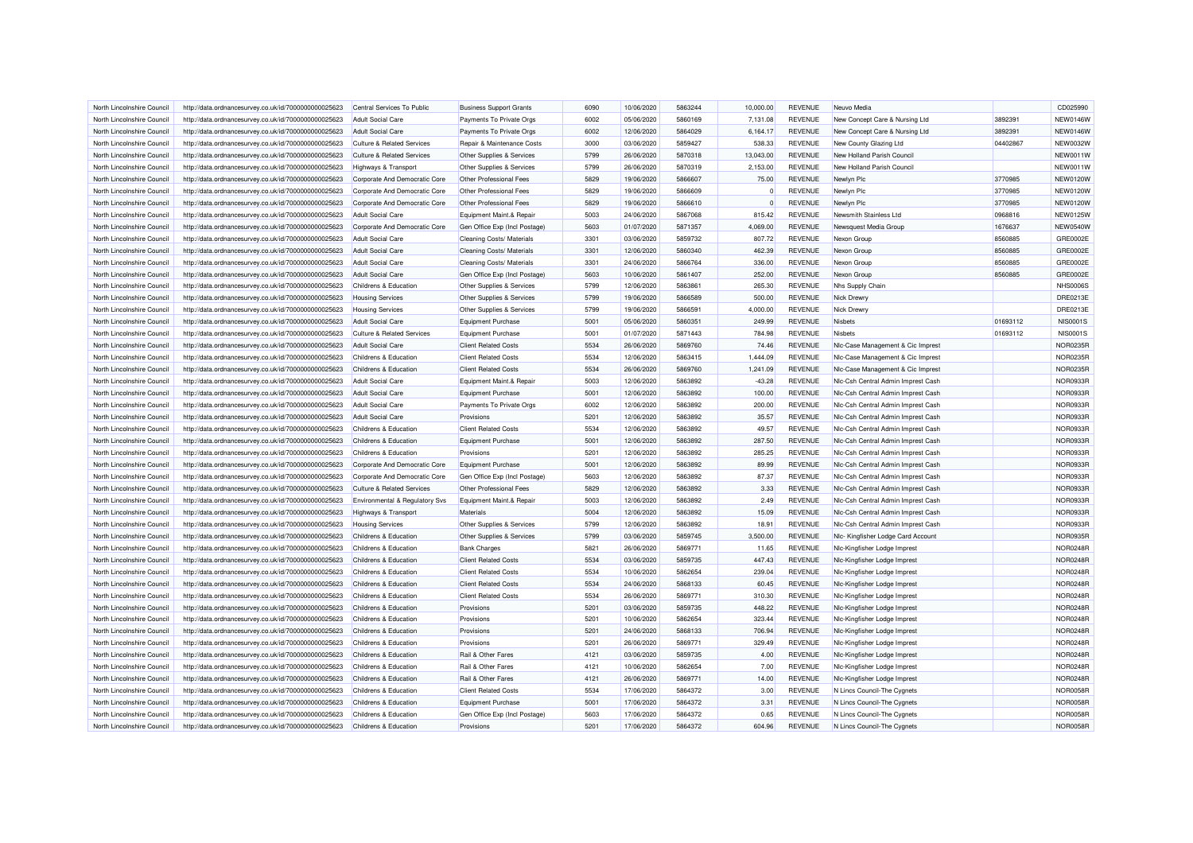| North Lincolnshire Council | http://data.ordnancesurvey.co.uk/id/7000000000025623 | Central Services To Public | Business Support Grants | 6090 | 10/06/2020 | 5863244 | 10,000.00 | REVENUE | Neuvo Media | | CD025990 |
|---|---|---|---|---|---|---|---|---|---|---|---|
| North Lincolnshire Council | http://data.ordnancesurvey.co.uk/id/7000000000025623 | Adult Social Care | Payments To Private Orgs | 6002 | 05/06/2020 | 5860169 | 7,131.08 | REVENUE | New Concept Care & Nursing Ltd | 3892391 | NEW0146W |
| North Lincolnshire Council | http://data.ordnancesurvey.co.uk/id/7000000000025623 | Adult Social Care | Payments To Private Orgs | 6002 | 12/06/2020 | 5864029 | 6,164.17 | REVENUE | New Concept Care & Nursing Ltd | 3892391 | NEW0146W |
| North Lincolnshire Council | http://data.ordnancesurvey.co.uk/id/7000000000025623 | Culture & Related Services | Repair & Maintenance Costs | 3000 | 03/06/2020 | 5859427 | 538.33 | REVENUE | New County Glazing Ltd | 04402867 | NEW0032W |
| North Lincolnshire Council | http://data.ordnancesurvey.co.uk/id/7000000000025623 | Culture & Related Services | Other Supplies & Services | 5799 | 26/06/2020 | 5870318 | 13,043.00 | REVENUE | New Holland Parish Council | | NEW0011W |
| North Lincolnshire Council | http://data.ordnancesurvey.co.uk/id/7000000000025623 | Highways & Transport | Other Supplies & Services | 5799 | 26/06/2020 | 5870319 | 2,153.00 | REVENUE | New Holland Parish Council | | NEW0011W |
| North Lincolnshire Council | http://data.ordnancesurvey.co.uk/id/7000000000025623 | Corporate And Democratic Core | Other Professional Fees | 5829 | 19/06/2020 | 5866607 | 75.00 | REVENUE | Newlyn Plc | 3770985 | NEW0120W |
| North Lincolnshire Council | http://data.ordnancesurvey.co.uk/id/7000000000025623 | Corporate And Democratic Core | Other Professional Fees | 5829 | 19/06/2020 | 5866609 | 0 | REVENUE | Newlyn Plc | 3770985 | NEW0120W |
| North Lincolnshire Council | http://data.ordnancesurvey.co.uk/id/7000000000025623 | Corporate And Democratic Core | Other Professional Fees | 5829 | 19/06/2020 | 5866610 | 0 | REVENUE | Newlyn Plc | 3770985 | NEW0120W |
| North Lincolnshire Council | http://data.ordnancesurvey.co.uk/id/7000000000025623 | Adult Social Care | Equipment Maint.& Repair | 5003 | 24/06/2020 | 5867068 | 815.42 | REVENUE | Newsmith Stainless Ltd | 0968816 | NEW0125W |
| North Lincolnshire Council | http://data.ordnancesurvey.co.uk/id/7000000000025623 | Corporate And Democratic Core | Gen Office Exp (Incl Postage) | 5603 | 01/07/2020 | 5871357 | 4,069.00 | REVENUE | Newsquest Media Group | 1676637 | NEW0540W |
| North Lincolnshire Council | http://data.ordnancesurvey.co.uk/id/7000000000025623 | Adult Social Care | Cleaning Costs/ Materials | 3301 | 03/06/2020 | 5859732 | 807.72 | REVENUE | Nexon Group | 8560885 | GRE0002E |
| North Lincolnshire Council | http://data.ordnancesurvey.co.uk/id/7000000000025623 | Adult Social Care | Cleaning Costs/ Materials | 3301 | 12/06/2020 | 5860340 | 462.39 | REVENUE | Nexon Group | 8560885 | GRE0002E |
| North Lincolnshire Council | http://data.ordnancesurvey.co.uk/id/7000000000025623 | Adult Social Care | Cleaning Costs/ Materials | 3301 | 24/06/2020 | 5866764 | 336.00 | REVENUE | Nexon Group | 8560885 | GRE0002E |
| North Lincolnshire Council | http://data.ordnancesurvey.co.uk/id/7000000000025623 | Adult Social Care | Gen Office Exp (Incl Postage) | 5603 | 10/06/2020 | 5861407 | 252.00 | REVENUE | Nexon Group | 8560885 | GRE0002E |
| North Lincolnshire Council | http://data.ordnancesurvey.co.uk/id/7000000000025623 | Childrens & Education | Other Supplies & Services | 5799 | 12/06/2020 | 5863861 | 265.30 | REVENUE | Nhs Supply Chain | | NHS0006S |
| North Lincolnshire Council | http://data.ordnancesurvey.co.uk/id/7000000000025623 | Housing Services | Other Supplies & Services | 5799 | 19/06/2020 | 5866589 | 500.00 | REVENUE | Nick Drewry | | DRE0213E |
| North Lincolnshire Council | http://data.ordnancesurvey.co.uk/id/7000000000025623 | Housing Services | Other Supplies & Services | 5799 | 19/06/2020 | 5866591 | 4,000.00 | REVENUE | Nick Drewry | | DRE0213E |
| North Lincolnshire Council | http://data.ordnancesurvey.co.uk/id/7000000000025623 | Adult Social Care | Equipment Purchase | 5001 | 05/06/2020 | 5860351 | 249.99 | REVENUE | Nisbets | 01693112 | NIS0001S |
| North Lincolnshire Council | http://data.ordnancesurvey.co.uk/id/7000000000025623 | Culture & Related Services | Equipment Purchase | 5001 | 01/07/2020 | 5871443 | 784.98 | REVENUE | Nisbets | 01693112 | NIS0001S |
| North Lincolnshire Council | http://data.ordnancesurvey.co.uk/id/7000000000025623 | Adult Social Care | Client Related Costs | 5534 | 26/06/2020 | 5869760 | 74.46 | REVENUE | Nlc-Case Management & Cic Imprest | | NOR0235R |
| North Lincolnshire Council | http://data.ordnancesurvey.co.uk/id/7000000000025623 | Childrens & Education | Client Related Costs | 5534 | 12/06/2020 | 5863415 | 1,444.09 | REVENUE | Nlc-Case Management & Cic Imprest | | NOR0235R |
| North Lincolnshire Council | http://data.ordnancesurvey.co.uk/id/7000000000025623 | Childrens & Education | Client Related Costs | 5534 | 26/06/2020 | 5869760 | 1,241.09 | REVENUE | Nlc-Case Management & Cic Imprest | | NOR0235R |
| North Lincolnshire Council | http://data.ordnancesurvey.co.uk/id/7000000000025623 | Adult Social Care | Equipment Maint.& Repair | 5003 | 12/06/2020 | 5863892 | -43.28 | REVENUE | Nlc-Csh Central Admin Imprest Cash | | NOR0933R |
| North Lincolnshire Council | http://data.ordnancesurvey.co.uk/id/7000000000025623 | Adult Social Care | Equipment Purchase | 5001 | 12/06/2020 | 5863892 | 100.00 | REVENUE | Nlc-Csh Central Admin Imprest Cash | | NOR0933R |
| North Lincolnshire Council | http://data.ordnancesurvey.co.uk/id/7000000000025623 | Adult Social Care | Payments To Private Orgs | 6002 | 12/06/2020 | 5863892 | 200.00 | REVENUE | Nlc-Csh Central Admin Imprest Cash | | NOR0933R |
| North Lincolnshire Council | http://data.ordnancesurvey.co.uk/id/7000000000025623 | Adult Social Care | Provisions | 5201 | 12/06/2020 | 5863892 | 35.57 | REVENUE | Nlc-Csh Central Admin Imprest Cash | | NOR0933R |
| North Lincolnshire Council | http://data.ordnancesurvey.co.uk/id/7000000000025623 | Childrens & Education | Client Related Costs | 5534 | 12/06/2020 | 5863892 | 49.57 | REVENUE | Nlc-Csh Central Admin Imprest Cash | | NOR0933R |
| North Lincolnshire Council | http://data.ordnancesurvey.co.uk/id/7000000000025623 | Childrens & Education | Equipment Purchase | 5001 | 12/06/2020 | 5863892 | 287.50 | REVENUE | Nlc-Csh Central Admin Imprest Cash | | NOR0933R |
| North Lincolnshire Council | http://data.ordnancesurvey.co.uk/id/7000000000025623 | Childrens & Education | Provisions | 5201 | 12/06/2020 | 5863892 | 285.25 | REVENUE | Nlc-Csh Central Admin Imprest Cash | | NOR0933R |
| North Lincolnshire Council | http://data.ordnancesurvey.co.uk/id/7000000000025623 | Corporate And Democratic Core | Equipment Purchase | 5001 | 12/06/2020 | 5863892 | 89.99 | REVENUE | Nlc-Csh Central Admin Imprest Cash | | NOR0933R |
| North Lincolnshire Council | http://data.ordnancesurvey.co.uk/id/7000000000025623 | Corporate And Democratic Core | Gen Office Exp (Incl Postage) | 5603 | 12/06/2020 | 5863892 | 87.37 | REVENUE | Nlc-Csh Central Admin Imprest Cash | | NOR0933R |
| North Lincolnshire Council | http://data.ordnancesurvey.co.uk/id/7000000000025623 | Culture & Related Services | Other Professional Fees | 5829 | 12/06/2020 | 5863892 | 3.33 | REVENUE | Nlc-Csh Central Admin Imprest Cash | | NOR0933R |
| North Lincolnshire Council | http://data.ordnancesurvey.co.uk/id/7000000000025623 | Environmental & Regulatory Svs | Equipment Maint.& Repair | 5003 | 12/06/2020 | 5863892 | 2.49 | REVENUE | Nlc-Csh Central Admin Imprest Cash | | NOR0933R |
| North Lincolnshire Council | http://data.ordnancesurvey.co.uk/id/7000000000025623 | Highways & Transport | Materials | 5004 | 12/06/2020 | 5863892 | 15.09 | REVENUE | Nlc-Csh Central Admin Imprest Cash | | NOR0933R |
| North Lincolnshire Council | http://data.ordnancesurvey.co.uk/id/7000000000025623 | Housing Services | Other Supplies & Services | 5799 | 12/06/2020 | 5863892 | 18.91 | REVENUE | Nlc-Csh Central Admin Imprest Cash | | NOR0933R |
| North Lincolnshire Council | http://data.ordnancesurvey.co.uk/id/7000000000025623 | Childrens & Education | Other Supplies & Services | 5799 | 03/06/2020 | 5859745 | 3,500.00 | REVENUE | Nlc- Kingfisher Lodge Card Account | | NOR0935R |
| North Lincolnshire Council | http://data.ordnancesurvey.co.uk/id/7000000000025623 | Childrens & Education | Bank Charges | 5821 | 26/06/2020 | 5869771 | 11.65 | REVENUE | Nlc-Kingfisher Lodge Imprest | | NOR0248R |
| North Lincolnshire Council | http://data.ordnancesurvey.co.uk/id/7000000000025623 | Childrens & Education | Client Related Costs | 5534 | 03/06/2020 | 5859735 | 447.43 | REVENUE | Nlc-Kingfisher Lodge Imprest | | NOR0248R |
| North Lincolnshire Council | http://data.ordnancesurvey.co.uk/id/7000000000025623 | Childrens & Education | Client Related Costs | 5534 | 10/06/2020 | 5862654 | 239.04 | REVENUE | Nlc-Kingfisher Lodge Imprest | | NOR0248R |
| North Lincolnshire Council | http://data.ordnancesurvey.co.uk/id/7000000000025623 | Childrens & Education | Client Related Costs | 5534 | 24/06/2020 | 5868133 | 60.45 | REVENUE | Nlc-Kingfisher Lodge Imprest | | NOR0248R |
| North Lincolnshire Council | http://data.ordnancesurvey.co.uk/id/7000000000025623 | Childrens & Education | Client Related Costs | 5534 | 26/06/2020 | 5869771 | 310.30 | REVENUE | Nlc-Kingfisher Lodge Imprest | | NOR0248R |
| North Lincolnshire Council | http://data.ordnancesurvey.co.uk/id/7000000000025623 | Childrens & Education | Provisions | 5201 | 03/06/2020 | 5859735 | 448.22 | REVENUE | Nlc-Kingfisher Lodge Imprest | | NOR0248R |
| North Lincolnshire Council | http://data.ordnancesurvey.co.uk/id/7000000000025623 | Childrens & Education | Provisions | 5201 | 10/06/2020 | 5862654 | 323.44 | REVENUE | Nlc-Kingfisher Lodge Imprest | | NOR0248R |
| North Lincolnshire Council | http://data.ordnancesurvey.co.uk/id/7000000000025623 | Childrens & Education | Provisions | 5201 | 24/06/2020 | 5868133 | 706.94 | REVENUE | Nlc-Kingfisher Lodge Imprest | | NOR0248R |
| North Lincolnshire Council | http://data.ordnancesurvey.co.uk/id/7000000000025623 | Childrens & Education | Provisions | 5201 | 26/06/2020 | 5869771 | 329.49 | REVENUE | Nlc-Kingfisher Lodge Imprest | | NOR0248R |
| North Lincolnshire Council | http://data.ordnancesurvey.co.uk/id/7000000000025623 | Childrens & Education | Rail & Other Fares | 4121 | 03/06/2020 | 5859735 | 4.00 | REVENUE | Nlc-Kingfisher Lodge Imprest | | NOR0248R |
| North Lincolnshire Council | http://data.ordnancesurvey.co.uk/id/7000000000025623 | Childrens & Education | Rail & Other Fares | 4121 | 10/06/2020 | 5862654 | 7.00 | REVENUE | Nlc-Kingfisher Lodge Imprest | | NOR0248R |
| North Lincolnshire Council | http://data.ordnancesurvey.co.uk/id/7000000000025623 | Childrens & Education | Rail & Other Fares | 4121 | 26/06/2020 | 5869771 | 14.00 | REVENUE | Nlc-Kingfisher Lodge Imprest | | NOR0248R |
| North Lincolnshire Council | http://data.ordnancesurvey.co.uk/id/7000000000025623 | Childrens & Education | Client Related Costs | 5534 | 17/06/2020 | 5864372 | 3.00 | REVENUE | N Lincs Council-The Cygnets | | NOR0058R |
| North Lincolnshire Council | http://data.ordnancesurvey.co.uk/id/7000000000025623 | Childrens & Education | Equipment Purchase | 5001 | 17/06/2020 | 5864372 | 3.31 | REVENUE | N Lincs Council-The Cygnets | | NOR0058R |
| North Lincolnshire Council | http://data.ordnancesurvey.co.uk/id/7000000000025623 | Childrens & Education | Gen Office Exp (Incl Postage) | 5603 | 17/06/2020 | 5864372 | 0.65 | REVENUE | N Lincs Council-The Cygnets | | NOR0058R |
| North Lincolnshire Council | http://data.ordnancesurvey.co.uk/id/7000000000025623 | Childrens & Education | Provisions | 5201 | 17/06/2020 | 5864372 | 604.96 | REVENUE | N Lincs Council-The Cygnets | | NOR0058R |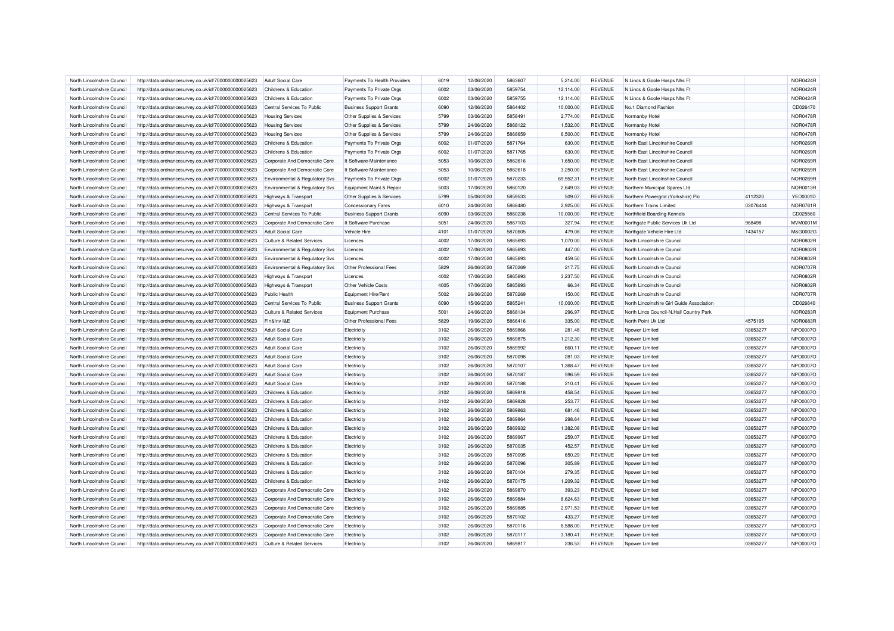| North Lincolnshire Council | http://data.ordnancesurvey.co.uk/id/7000000000025623 | Adult Social Care | Payments To Health Providers | 6019 | 12/06/2020 | 5863607 | 5,214.00 | REVENUE | N Lincs & Goole Hosps Nhs Ft | | NOR0424R |
|---|---|---|---|---|---|---|---|---|---|---|---|
| North Lincolnshire Council | http://data.ordnancesurvey.co.uk/id/7000000000025623 | Childrens & Education | Payments To Private Orgs | 6002 | 03/06/2020 | 5859754 | 12,114.00 | REVENUE | N Lincs & Goole Hosps Nhs Ft | | NOR0424R |
| North Lincolnshire Council | http://data.ordnancesurvey.co.uk/id/7000000000025623 | Childrens & Education | Payments To Private Orgs | 6002 | 03/06/2020 | 5859755 | 12,114.00 | REVENUE | N Lincs & Goole Hosps Nhs Ft | | NOR0424R |
| North Lincolnshire Council | http://data.ordnancesurvey.co.uk/id/7000000000025623 | Central Services To Public | Business Support Grants | 6090 | 12/06/2020 | 5864402 | 10,000.00 | REVENUE | No.1 Diamond Fashion | | CD026470 |
| North Lincolnshire Council | http://data.ordnancesurvey.co.uk/id/7000000000025623 | Housing Services | Other Supplies & Services | 5799 | 03/06/2020 | 5858491 | 2,774.00 | REVENUE | Normanby Hotel | | NOR0478R |
| North Lincolnshire Council | http://data.ordnancesurvey.co.uk/id/7000000000025623 | Housing Services | Other Supplies & Services | 5799 | 24/06/2020 | 5868122 | 1,532.00 | REVENUE | Normanby Hotel | | NOR0478R |
| North Lincolnshire Council | http://data.ordnancesurvey.co.uk/id/7000000000025623 | Housing Services | Other Supplies & Services | 5799 | 24/06/2020 | 5868659 | 6,500.00 | REVENUE | Normanby Hotel | | NOR0478R |
| North Lincolnshire Council | http://data.ordnancesurvey.co.uk/id/7000000000025623 | Childrens & Education | Payments To Private Orgs | 6002 | 01/07/2020 | 5871764 | 630.00 | REVENUE | North East Lincolnshire Council | | NOR0269R |
| North Lincolnshire Council | http://data.ordnancesurvey.co.uk/id/7000000000025623 | Childrens & Education | Payments To Private Orgs | 6002 | 01/07/2020 | 5871765 | 630.00 | REVENUE | North East Lincolnshire Council | | NOR0269R |
| North Lincolnshire Council | http://data.ordnancesurvey.co.uk/id/7000000000025623 | Corporate And Democratic Core | It Software-Maintenance | 5053 | 10/06/2020 | 5862616 | 1,650.00 | REVENUE | North East Lincolnshire Council | | NOR0269R |
| North Lincolnshire Council | http://data.ordnancesurvey.co.uk/id/7000000000025623 | Corporate And Democratic Core | It Software-Maintenance | 5053 | 10/06/2020 | 5862618 | 3,250.00 | REVENUE | North East Lincolnshire Council | | NOR0269R |
| North Lincolnshire Council | http://data.ordnancesurvey.co.uk/id/7000000000025623 | Environmental & Regulatory Svs | Payments To Private Orgs | 6002 | 01/07/2020 | 5870233 | 69,952.31 | REVENUE | North East Lincolnshire Council | | NOR0269R |
| North Lincolnshire Council | http://data.ordnancesurvey.co.uk/id/7000000000025623 | Environmental & Regulatory Svs | Equipment Maint.& Repair | 5003 | 17/06/2020 | 5860120 | 2,649.03 | REVENUE | Northern Municipal Spares Ltd | | NOR0013R |
| North Lincolnshire Council | http://data.ordnancesurvey.co.uk/id/7000000000025623 | Highways & Transport | Other Supplies & Services | 5799 | 05/06/2020 | 5859533 | 509.07 | REVENUE | Northern Powergrid (Yorkshire) Plc | 4112320 | YED0001D |
| North Lincolnshire Council | http://data.ordnancesurvey.co.uk/id/7000000000025623 | Highways & Transport | Concessionary Fares | 6010 | 24/06/2020 | 5868480 | 2,925.00 | REVENUE | Northern Trains Limited | 03076444 | NOR0761R |
| North Lincolnshire Council | http://data.ordnancesurvey.co.uk/id/7000000000025623 | Central Services To Public | Business Support Grants | 6090 | 03/06/2020 | 5860238 | 10,000.00 | REVENUE | Northfield Boarding Kennels | | CD025560 |
| North Lincolnshire Council | http://data.ordnancesurvey.co.uk/id/7000000000025623 | Corporate And Democratic Core | It Software-Purchase | 5051 | 24/06/2020 | 5867103 | 327.94 | REVENUE | Northgate Public Services Uk Ltd | 968498 | MVM0001M |
| North Lincolnshire Council | http://data.ordnancesurvey.co.uk/id/7000000000025623 | Adult Social Care | Vehicle Hire | 4101 | 01/07/2020 | 5870605 | 479.08 | REVENUE | Northgate Vehicle Hire Ltd | 1434157 | M&G0002G |
| North Lincolnshire Council | http://data.ordnancesurvey.co.uk/id/7000000000025623 | Culture & Related Services | Licences | 4002 | 17/06/2020 | 5865693 | 1,070.00 | REVENUE | North Lincolnshire Council | | NOR0802R |
| North Lincolnshire Council | http://data.ordnancesurvey.co.uk/id/7000000000025623 | Environmental & Regulatory Svs | Licences | 4002 | 17/06/2020 | 5865693 | 447.00 | REVENUE | North Lincolnshire Council | | NOR0802R |
| North Lincolnshire Council | http://data.ordnancesurvey.co.uk/id/7000000000025623 | Environmental & Regulatory Svs | Licences | 4002 | 17/06/2020 | 5865693 | 459.50 | REVENUE | North Lincolnshire Council | | NOR0802R |
| North Lincolnshire Council | http://data.ordnancesurvey.co.uk/id/7000000000025623 | Environmental & Regulatory Svs | Other Professional Fees | 5829 | 26/06/2020 | 5870269 | 217.75 | REVENUE | North Lincolnshire Council | | NOR0707R |
| North Lincolnshire Council | http://data.ordnancesurvey.co.uk/id/7000000000025623 | Highways & Transport | Licences | 4002 | 17/06/2020 | 5865693 | 3,237.50 | REVENUE | North Lincolnshire Council | | NOR0802R |
| North Lincolnshire Council | http://data.ordnancesurvey.co.uk/id/7000000000025623 | Highways & Transport | Other Vehicle Costs | 4005 | 17/06/2020 | 5865693 | 66.34 | REVENUE | North Lincolnshire Council | | NOR0802R |
| North Lincolnshire Council | http://data.ordnancesurvey.co.uk/id/7000000000025623 | Public Health | Equipment Hire/Rent | 5002 | 26/06/2020 | 5870269 | 150.00 | REVENUE | North Lincolnshire Council | | NOR0707R |
| North Lincolnshire Council | http://data.ordnancesurvey.co.uk/id/7000000000025623 | Central Services To Public | Business Support Grants | 6090 | 15/06/2020 | 5865241 | 10,000.00 | REVENUE | North Lincolnshire Girl Guide Association | | CD026640 |
| North Lincolnshire Council | http://data.ordnancesurvey.co.uk/id/7000000000025623 | Culture & Related Services | Equipment Purchase | 5001 | 24/06/2020 | 5868134 | 296.97 | REVENUE | North Lincs Council-N.Hall Country Park | | NOR0283R |
| North Lincolnshire Council | http://data.ordnancesurvey.co.uk/id/7000000000025623 | Fin&Inv I&E | Other Professional Fees | 5829 | 19/06/2020 | 5866416 | 335.00 | REVENUE | North Point Uk Ltd | 4575195 | NOR0683R |
| North Lincolnshire Council | http://data.ordnancesurvey.co.uk/id/7000000000025623 | Adult Social Care | Electricity | 3102 | 26/06/2020 | 5869866 | 281.48 | REVENUE | Npower Limited | 03653277 | NPO0007O |
| North Lincolnshire Council | http://data.ordnancesurvey.co.uk/id/7000000000025623 | Adult Social Care | Electricity | 3102 | 26/06/2020 | 5869875 | 1,212.30 | REVENUE | Npower Limited | 03653277 | NPO0007O |
| North Lincolnshire Council | http://data.ordnancesurvey.co.uk/id/7000000000025623 | Adult Social Care | Electricity | 3102 | 26/06/2020 | 5869992 | 660.11 | REVENUE | Npower Limited | 03653277 | NPO0007O |
| North Lincolnshire Council | http://data.ordnancesurvey.co.uk/id/7000000000025623 | Adult Social Care | Electricity | 3102 | 26/06/2020 | 5870098 | 281.03 | REVENUE | Npower Limited | 03653277 | NPO0007O |
| North Lincolnshire Council | http://data.ordnancesurvey.co.uk/id/7000000000025623 | Adult Social Care | Electricity | 3102 | 26/06/2020 | 5870107 | 1,368.47 | REVENUE | Npower Limited | 03653277 | NPO0007O |
| North Lincolnshire Council | http://data.ordnancesurvey.co.uk/id/7000000000025623 | Adult Social Care | Electricity | 3102 | 26/06/2020 | 5870187 | 596.59 | REVENUE | Npower Limited | 03653277 | NPO0007O |
| North Lincolnshire Council | http://data.ordnancesurvey.co.uk/id/7000000000025623 | Adult Social Care | Electricity | 3102 | 26/06/2020 | 5870188 | 210.41 | REVENUE | Npower Limited | 03653277 | NPO0007O |
| North Lincolnshire Council | http://data.ordnancesurvey.co.uk/id/7000000000025623 | Childrens & Education | Electricity | 3102 | 26/06/2020 | 5869818 | 458.54 | REVENUE | Npower Limited | 03653277 | NPO0007O |
| North Lincolnshire Council | http://data.ordnancesurvey.co.uk/id/7000000000025623 | Childrens & Education | Electricity | 3102 | 26/06/2020 | 5869828 | 253.77 | REVENUE | Npower Limited | 03653277 | NPO0007O |
| North Lincolnshire Council | http://data.ordnancesurvey.co.uk/id/7000000000025623 | Childrens & Education | Electricity | 3102 | 26/06/2020 | 5869863 | 681.46 | REVENUE | Npower Limited | 03653277 | NPO0007O |
| North Lincolnshire Council | http://data.ordnancesurvey.co.uk/id/7000000000025623 | Childrens & Education | Electricity | 3102 | 26/06/2020 | 5869864 | 298.64 | REVENUE | Npower Limited | 03653277 | NPO0007O |
| North Lincolnshire Council | http://data.ordnancesurvey.co.uk/id/7000000000025623 | Childrens & Education | Electricity | 3102 | 26/06/2020 | 5869932 | 1,382.08 | REVENUE | Npower Limited | 03653277 | NPO0007O |
| North Lincolnshire Council | http://data.ordnancesurvey.co.uk/id/7000000000025623 | Childrens & Education | Electricity | 3102 | 26/06/2020 | 5869967 | 259.07 | REVENUE | Npower Limited | 03653277 | NPO0007O |
| North Lincolnshire Council | http://data.ordnancesurvey.co.uk/id/7000000000025623 | Childrens & Education | Electricity | 3102 | 26/06/2020 | 5870035 | 452.57 | REVENUE | Npower Limited | 03653277 | NPO0007O |
| North Lincolnshire Council | http://data.ordnancesurvey.co.uk/id/7000000000025623 | Childrens & Education | Electricity | 3102 | 26/06/2020 | 5870095 | 650.29 | REVENUE | Npower Limited | 03653277 | NPO0007O |
| North Lincolnshire Council | http://data.ordnancesurvey.co.uk/id/7000000000025623 | Childrens & Education | Electricity | 3102 | 26/06/2020 | 5870096 | 305.89 | REVENUE | Npower Limited | 03653277 | NPO0007O |
| North Lincolnshire Council | http://data.ordnancesurvey.co.uk/id/7000000000025623 | Childrens & Education | Electricity | 3102 | 26/06/2020 | 5870104 | 279.35 | REVENUE | Npower Limited | 03653277 | NPO0007O |
| North Lincolnshire Council | http://data.ordnancesurvey.co.uk/id/7000000000025623 | Childrens & Education | Electricity | 3102 | 26/06/2020 | 5870175 | 1,209.32 | REVENUE | Npower Limited | 03653277 | NPO0007O |
| North Lincolnshire Council | http://data.ordnancesurvey.co.uk/id/7000000000025623 | Corporate And Democratic Core | Electricity | 3102 | 26/06/2020 | 5869870 | 393.23 | REVENUE | Npower Limited | 03653277 | NPO0007O |
| North Lincolnshire Council | http://data.ordnancesurvey.co.uk/id/7000000000025623 | Corporate And Democratic Core | Electricity | 3102 | 26/06/2020 | 5869884 | 8,624.63 | REVENUE | Npower Limited | 03653277 | NPO0007O |
| North Lincolnshire Council | http://data.ordnancesurvey.co.uk/id/7000000000025623 | Corporate And Democratic Core | Electricity | 3102 | 26/06/2020 | 5869885 | 2,971.53 | REVENUE | Npower Limited | 03653277 | NPO0007O |
| North Lincolnshire Council | http://data.ordnancesurvey.co.uk/id/7000000000025623 | Corporate And Democratic Core | Electricity | 3102 | 26/06/2020 | 5870102 | 433.27 | REVENUE | Npower Limited | 03653277 | NPO0007O |
| North Lincolnshire Council | http://data.ordnancesurvey.co.uk/id/7000000000025623 | Corporate And Democratic Core | Electricity | 3102 | 26/06/2020 | 5870116 | 8,588.00 | REVENUE | Npower Limited | 03653277 | NPO0007O |
| North Lincolnshire Council | http://data.ordnancesurvey.co.uk/id/7000000000025623 | Corporate And Democratic Core | Electricity | 3102 | 26/06/2020 | 5870117 | 3,180.41 | REVENUE | Npower Limited | 03653277 | NPO0007O |
| North Lincolnshire Council | http://data.ordnancesurvey.co.uk/id/7000000000025623 | Culture & Related Services | Electricity | 3102 | 26/06/2020 | 5869817 | 236.53 | REVENUE | Npower Limited | 03653277 | NPO0007O |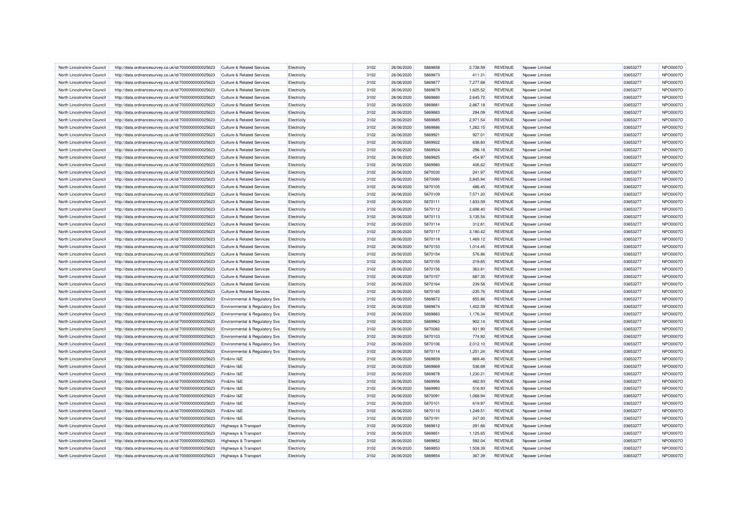| | | | | | | | | | | | |
|---|---|---|---|---|---|---|---|---|---|---|---|
| North Lincolnshire Council | http://data.ordnancesurvey.co.uk/id/7000000000025623 | Culture & Related Services | Electricity | 3102 | 26/06/2020 | 5869858 | 2,738.59 | REVENUE | Npower Limited | 03653277 | NPO0007O |
| North Lincolnshire Council | http://data.ordnancesurvey.co.uk/id/7000000000025623 | Culture & Related Services | Electricity | 3102 | 26/06/2020 | 5869873 | 411.31 | REVENUE | Npower Limited | 03653277 | NPO0007O |
| North Lincolnshire Council | http://data.ordnancesurvey.co.uk/id/7000000000025623 | Culture & Related Services | Electricity | 3102 | 26/06/2020 | 5869877 | 7,277.68 | REVENUE | Npower Limited | 03653277 | NPO0007O |
| North Lincolnshire Council | http://data.ordnancesurvey.co.uk/id/7000000000025623 | Culture & Related Services | Electricity | 3102 | 26/06/2020 | 5869879 | 1,625.52 | REVENUE | Npower Limited | 03653277 | NPO0007O |
| North Lincolnshire Council | http://data.ordnancesurvey.co.uk/id/7000000000025623 | Culture & Related Services | Electricity | 3102 | 26/06/2020 | 5869880 | 2,645.72 | REVENUE | Npower Limited | 03653277 | NPO0007O |
| North Lincolnshire Council | http://data.ordnancesurvey.co.uk/id/7000000000025623 | Culture & Related Services | Electricity | 3102 | 26/06/2020 | 5869881 | 2,867.18 | REVENUE | Npower Limited | 03653277 | NPO0007O |
| North Lincolnshire Council | http://data.ordnancesurvey.co.uk/id/7000000000025623 | Culture & Related Services | Electricity | 3102 | 26/06/2020 | 5869883 | 294.09 | REVENUE | Npower Limited | 03653277 | NPO0007O |
| North Lincolnshire Council | http://data.ordnancesurvey.co.uk/id/7000000000025623 | Culture & Related Services | Electricity | 3102 | 26/06/2020 | 5869885 | 2,971.54 | REVENUE | Npower Limited | 03653277 | NPO0007O |
| North Lincolnshire Council | http://data.ordnancesurvey.co.uk/id/7000000000025623 | Culture & Related Services | Electricity | 3102 | 26/06/2020 | 5869886 | 1,262.15 | REVENUE | Npower Limited | 03653277 | NPO0007O |
| North Lincolnshire Council | http://data.ordnancesurvey.co.uk/id/7000000000025623 | Culture & Related Services | Electricity | 3102 | 26/06/2020 | 5869921 | 927.01 | REVENUE | Npower Limited | 03653277 | NPO0007O |
| North Lincolnshire Council | http://data.ordnancesurvey.co.uk/id/7000000000025623 | Culture & Related Services | Electricity | 3102 | 26/06/2020 | 5869922 | 636.60 | REVENUE | Npower Limited | 03653277 | NPO0007O |
| North Lincolnshire Council | http://data.ordnancesurvey.co.uk/id/7000000000025623 | Culture & Related Services | Electricity | 3102 | 26/06/2020 | 5869924 | 298.18 | REVENUE | Npower Limited | 03653277 | NPO0007O |
| North Lincolnshire Council | http://data.ordnancesurvey.co.uk/id/7000000000025623 | Culture & Related Services | Electricity | 3102 | 26/06/2020 | 5869925 | 454.97 | REVENUE | Npower Limited | 03653277 | NPO0007O |
| North Lincolnshire Council | http://data.ordnancesurvey.co.uk/id/7000000000025623 | Culture & Related Services | Electricity | 3102 | 26/06/2020 | 5869980 | 406.62 | REVENUE | Npower Limited | 03653277 | NPO0007O |
| North Lincolnshire Council | http://data.ordnancesurvey.co.uk/id/7000000000025623 | Culture & Related Services | Electricity | 3102 | 26/06/2020 | 5870030 | 241.97 | REVENUE | Npower Limited | 03653277 | NPO0007O |
| North Lincolnshire Council | http://data.ordnancesurvey.co.uk/id/7000000000025623 | Culture & Related Services | Electricity | 3102 | 26/06/2020 | 5870090 | 2,845.94 | REVENUE | Npower Limited | 03653277 | NPO0007O |
| North Lincolnshire Council | http://data.ordnancesurvey.co.uk/id/7000000000025623 | Culture & Related Services | Electricity | 3102 | 26/06/2020 | 5870105 | 486.45 | REVENUE | Npower Limited | 03653277 | NPO0007O |
| North Lincolnshire Council | http://data.ordnancesurvey.co.uk/id/7000000000025623 | Culture & Related Services | Electricity | 3102 | 26/06/2020 | 5870109 | 7,571.20 | REVENUE | Npower Limited | 03653277 | NPO0007O |
| North Lincolnshire Council | http://data.ordnancesurvey.co.uk/id/7000000000025623 | Culture & Related Services | Electricity | 3102 | 26/06/2020 | 5870111 | 1,833.59 | REVENUE | Npower Limited | 03653277 | NPO0007O |
| North Lincolnshire Council | http://data.ordnancesurvey.co.uk/id/7000000000025623 | Culture & Related Services | Electricity | 3102 | 26/06/2020 | 5870112 | 2,698.40 | REVENUE | Npower Limited | 03653277 | NPO0007O |
| North Lincolnshire Council | http://data.ordnancesurvey.co.uk/id/7000000000025623 | Culture & Related Services | Electricity | 3102 | 26/06/2020 | 5870113 | 3,135.54 | REVENUE | Npower Limited | 03653277 | NPO0007O |
| North Lincolnshire Council | http://data.ordnancesurvey.co.uk/id/7000000000025623 | Culture & Related Services | Electricity | 3102 | 26/06/2020 | 5870114 | 312.81 | REVENUE | Npower Limited | 03653277 | NPO0007O |
| North Lincolnshire Council | http://data.ordnancesurvey.co.uk/id/7000000000025623 | Culture & Related Services | Electricity | 3102 | 26/06/2020 | 5870117 | 3,180.42 | REVENUE | Npower Limited | 03653277 | NPO0007O |
| North Lincolnshire Council | http://data.ordnancesurvey.co.uk/id/7000000000025623 | Culture & Related Services | Electricity | 3102 | 26/06/2020 | 5870118 | 1,469.12 | REVENUE | Npower Limited | 03653277 | NPO0007O |
| North Lincolnshire Council | http://data.ordnancesurvey.co.uk/id/7000000000025623 | Culture & Related Services | Electricity | 3102 | 26/06/2020 | 5870153 | 1,014.45 | REVENUE | Npower Limited | 03653277 | NPO0007O |
| North Lincolnshire Council | http://data.ordnancesurvey.co.uk/id/7000000000025623 | Culture & Related Services | Electricity | 3102 | 26/06/2020 | 5870154 | 576.86 | REVENUE | Npower Limited | 03653277 | NPO0007O |
| North Lincolnshire Council | http://data.ordnancesurvey.co.uk/id/7000000000025623 | Culture & Related Services | Electricity | 3102 | 26/06/2020 | 5870155 | 219.65 | REVENUE | Npower Limited | 03653277 | NPO0007O |
| North Lincolnshire Council | http://data.ordnancesurvey.co.uk/id/7000000000025623 | Culture & Related Services | Electricity | 3102 | 26/06/2020 | 5870156 | 363.81 | REVENUE | Npower Limited | 03653277 | NPO0007O |
| North Lincolnshire Council | http://data.ordnancesurvey.co.uk/id/7000000000025623 | Culture & Related Services | Electricity | 3102 | 26/06/2020 | 5870157 | 687.35 | REVENUE | Npower Limited | 03653277 | NPO0007O |
| North Lincolnshire Council | http://data.ordnancesurvey.co.uk/id/7000000000025623 | Culture & Related Services | Electricity | 3102 | 26/06/2020 | 5870164 | 239.58 | REVENUE | Npower Limited | 03653277 | NPO0007O |
| North Lincolnshire Council | http://data.ordnancesurvey.co.uk/id/7000000000025623 | Culture & Related Services | Electricity | 3102 | 26/06/2020 | 5870165 | -235.76 | REVENUE | Npower Limited | 03653277 | NPO0007O |
| North Lincolnshire Council | http://data.ordnancesurvey.co.uk/id/7000000000025623 | Environmental & Regulatory Svs | Electricity | 3102 | 26/06/2020 | 5869872 | 855.86 | REVENUE | Npower Limited | 03653277 | NPO0007O |
| North Lincolnshire Council | http://data.ordnancesurvey.co.uk/id/7000000000025623 | Environmental & Regulatory Svs | Electricity | 3102 | 26/06/2020 | 5869874 | 1,402.59 | REVENUE | Npower Limited | 03653277 | NPO0007O |
| North Lincolnshire Council | http://data.ordnancesurvey.co.uk/id/7000000000025623 | Environmental & Regulatory Svs | Electricity | 3102 | 26/06/2020 | 5869883 | 1,176.34 | REVENUE | Npower Limited | 03653277 | NPO0007O |
| North Lincolnshire Council | http://data.ordnancesurvey.co.uk/id/7000000000025623 | Environmental & Regulatory Svs | Electricity | 3102 | 26/06/2020 | 5869963 | 902.14 | REVENUE | Npower Limited | 03653277 | NPO0007O |
| North Lincolnshire Council | http://data.ordnancesurvey.co.uk/id/7000000000025623 | Environmental & Regulatory Svs | Electricity | 3102 | 26/06/2020 | 5870082 | 931.90 | REVENUE | Npower Limited | 03653277 | NPO0007O |
| North Lincolnshire Council | http://data.ordnancesurvey.co.uk/id/7000000000025623 | Environmental & Regulatory Svs | Electricity | 3102 | 26/06/2020 | 5870103 | 774.92 | REVENUE | Npower Limited | 03653277 | NPO0007O |
| North Lincolnshire Council | http://data.ordnancesurvey.co.uk/id/7000000000025623 | Environmental & Regulatory Svs | Electricity | 3102 | 26/06/2020 | 5870106 | 2,012.10 | REVENUE | Npower Limited | 03653277 | NPO0007O |
| North Lincolnshire Council | http://data.ordnancesurvey.co.uk/id/7000000000025623 | Environmental & Regulatory Svs | Electricity | 3102 | 26/06/2020 | 5870114 | 1,251.24 | REVENUE | Npower Limited | 03653277 | NPO0007O |
| North Lincolnshire Council | http://data.ordnancesurvey.co.uk/id/7000000000025623 | Fin&Inv I&E | Electricity | 3102 | 26/06/2020 | 5869859 | 869.46 | REVENUE | Npower Limited | 03653277 | NPO0007O |
| North Lincolnshire Council | http://data.ordnancesurvey.co.uk/id/7000000000025623 | Fin&Inv I&E | Electricity | 3102 | 26/06/2020 | 5869869 | 536.69 | REVENUE | Npower Limited | 03653277 | NPO0007O |
| North Lincolnshire Council | http://data.ordnancesurvey.co.uk/id/7000000000025623 | Fin&Inv I&E | Electricity | 3102 | 26/06/2020 | 5869878 | 1,230.21 | REVENUE | Npower Limited | 03653277 | NPO0007O |
| North Lincolnshire Council | http://data.ordnancesurvey.co.uk/id/7000000000025623 | Fin&Inv I&E | Electricity | 3102 | 26/06/2020 | 5869956 | 482.93 | REVENUE | Npower Limited | 03653277 | NPO0007O |
| North Lincolnshire Council | http://data.ordnancesurvey.co.uk/id/7000000000025623 | Fin&Inv I&E | Electricity | 3102 | 26/06/2020 | 5869993 | 516.93 | REVENUE | Npower Limited | 03653277 | NPO0007O |
| North Lincolnshire Council | http://data.ordnancesurvey.co.uk/id/7000000000025623 | Fin&Inv I&E | Electricity | 3102 | 26/06/2020 | 5870091 | 1,068.94 | REVENUE | Npower Limited | 03653277 | NPO0007O |
| North Lincolnshire Council | http://data.ordnancesurvey.co.uk/id/7000000000025623 | Fin&Inv I&E | Electricity | 3102 | 26/06/2020 | 5870101 | 619.97 | REVENUE | Npower Limited | 03653277 | NPO0007O |
| North Lincolnshire Council | http://data.ordnancesurvey.co.uk/id/7000000000025623 | Fin&Inv I&E | Electricity | 3102 | 26/06/2020 | 5870110 | 1,249.51 | REVENUE | Npower Limited | 03653277 | NPO0007O |
| North Lincolnshire Council | http://data.ordnancesurvey.co.uk/id/7000000000025623 | Fin&Inv I&E | Electricity | 3102 | 26/06/2020 | 5870191 | 247.00 | REVENUE | Npower Limited | 03653277 | NPO0007O |
| North Lincolnshire Council | http://data.ordnancesurvey.co.uk/id/7000000000025623 | Highways & Transport | Electricity | 3102 | 26/06/2020 | 5869812 | 291.66 | REVENUE | Npower Limited | 03653277 | NPO0007O |
| North Lincolnshire Council | http://data.ordnancesurvey.co.uk/id/7000000000025623 | Highways & Transport | Electricity | 3102 | 26/06/2020 | 5869851 | 1,125.65 | REVENUE | Npower Limited | 03653277 | NPO0007O |
| North Lincolnshire Council | http://data.ordnancesurvey.co.uk/id/7000000000025623 | Highways & Transport | Electricity | 3102 | 26/06/2020 | 5869852 | 592.04 | REVENUE | Npower Limited | 03653277 | NPO0007O |
| North Lincolnshire Council | http://data.ordnancesurvey.co.uk/id/7000000000025623 | Highways & Transport | Electricity | 3102 | 26/06/2020 | 5869853 | 1,508.39 | REVENUE | Npower Limited | 03653277 | NPO0007O |
| North Lincolnshire Council | http://data.ordnancesurvey.co.uk/id/7000000000025623 | Highways & Transport | Electricity | 3102 | 26/06/2020 | 5869854 | 367.39 | REVENUE | Npower Limited | 03653277 | NPO0007O |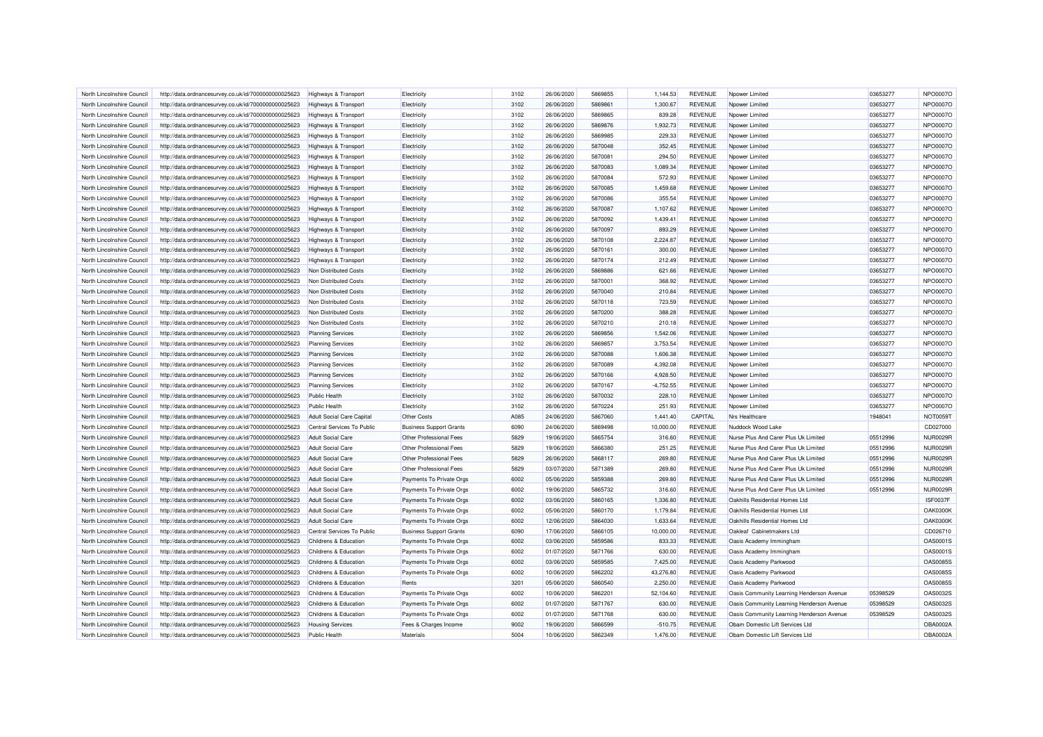| North Lincolnshire Council | http://data.ordnancesurvey.co.uk/id/7000000000025623 | Highways & Transport | Electricity | 3102 | 26/06/2020 | 5869855 | 1,144.53 | REVENUE | Npower Limited | 03653277 | NPO0007O |
|---|---|---|---|---|---|---|---|---|---|---|---|
| North Lincolnshire Council | http://data.ordnancesurvey.co.uk/id/7000000000025623 | Highways & Transport | Electricity | 3102 | 26/06/2020 | 5869861 | 1,300.67 | REVENUE | Npower Limited | 03653277 | NPO0007O |
| North Lincolnshire Council | http://data.ordnancesurvey.co.uk/id/7000000000025623 | Highways & Transport | Electricity | 3102 | 26/06/2020 | 5869865 | 839.28 | REVENUE | Npower Limited | 03653277 | NPO0007O |
| North Lincolnshire Council | http://data.ordnancesurvey.co.uk/id/7000000000025623 | Highways & Transport | Electricity | 3102 | 26/06/2020 | 5869876 | 1,932.73 | REVENUE | Npower Limited | 03653277 | NPO0007O |
| North Lincolnshire Council | http://data.ordnancesurvey.co.uk/id/7000000000025623 | Highways & Transport | Electricity | 3102 | 26/06/2020 | 5869985 | 229.33 | REVENUE | Npower Limited | 03653277 | NPO0007O |
| North Lincolnshire Council | http://data.ordnancesurvey.co.uk/id/7000000000025623 | Highways & Transport | Electricity | 3102 | 26/06/2020 | 5870048 | 352.45 | REVENUE | Npower Limited | 03653277 | NPO0007O |
| North Lincolnshire Council | http://data.ordnancesurvey.co.uk/id/7000000000025623 | Highways & Transport | Electricity | 3102 | 26/06/2020 | 5870081 | 294.50 | REVENUE | Npower Limited | 03653277 | NPO0007O |
| North Lincolnshire Council | http://data.ordnancesurvey.co.uk/id/7000000000025623 | Highways & Transport | Electricity | 3102 | 26/06/2020 | 5870083 | 1,089.34 | REVENUE | Npower Limited | 03653277 | NPO0007O |
| North Lincolnshire Council | http://data.ordnancesurvey.co.uk/id/7000000000025623 | Highways & Transport | Electricity | 3102 | 26/06/2020 | 5870084 | 572.93 | REVENUE | Npower Limited | 03653277 | NPO0007O |
| North Lincolnshire Council | http://data.ordnancesurvey.co.uk/id/7000000000025623 | Highways & Transport | Electricity | 3102 | 26/06/2020 | 5870085 | 1,459.68 | REVENUE | Npower Limited | 03653277 | NPO0007O |
| North Lincolnshire Council | http://data.ordnancesurvey.co.uk/id/7000000000025623 | Highways & Transport | Electricity | 3102 | 26/06/2020 | 5870086 | 355.54 | REVENUE | Npower Limited | 03653277 | NPO0007O |
| North Lincolnshire Council | http://data.ordnancesurvey.co.uk/id/7000000000025623 | Highways & Transport | Electricity | 3102 | 26/06/2020 | 5870087 | 1,107.62 | REVENUE | Npower Limited | 03653277 | NPO0007O |
| North Lincolnshire Council | http://data.ordnancesurvey.co.uk/id/7000000000025623 | Highways & Transport | Electricity | 3102 | 26/06/2020 | 5870092 | 1,439.41 | REVENUE | Npower Limited | 03653277 | NPO0007O |
| North Lincolnshire Council | http://data.ordnancesurvey.co.uk/id/7000000000025623 | Highways & Transport | Electricity | 3102 | 26/06/2020 | 5870097 | 893.29 | REVENUE | Npower Limited | 03653277 | NPO0007O |
| North Lincolnshire Council | http://data.ordnancesurvey.co.uk/id/7000000000025623 | Highways & Transport | Electricity | 3102 | 26/06/2020 | 5870108 | 2,224.87 | REVENUE | Npower Limited | 03653277 | NPO0007O |
| North Lincolnshire Council | http://data.ordnancesurvey.co.uk/id/7000000000025623 | Highways & Transport | Electricity | 3102 | 26/06/2020 | 5870161 | 300.00 | REVENUE | Npower Limited | 03653277 | NPO0007O |
| North Lincolnshire Council | http://data.ordnancesurvey.co.uk/id/7000000000025623 | Highways & Transport | Electricity | 3102 | 26/06/2020 | 5870174 | 212.49 | REVENUE | Npower Limited | 03653277 | NPO0007O |
| North Lincolnshire Council | http://data.ordnancesurvey.co.uk/id/7000000000025623 | Non Distributed Costs | Electricity | 3102 | 26/06/2020 | 5869886 | 621.66 | REVENUE | Npower Limited | 03653277 | NPO0007O |
| North Lincolnshire Council | http://data.ordnancesurvey.co.uk/id/7000000000025623 | Non Distributed Costs | Electricity | 3102 | 26/06/2020 | 5870001 | 368.92 | REVENUE | Npower Limited | 03653277 | NPO0007O |
| North Lincolnshire Council | http://data.ordnancesurvey.co.uk/id/7000000000025623 | Non Distributed Costs | Electricity | 3102 | 26/06/2020 | 5870040 | 210.84 | REVENUE | Npower Limited | 03653277 | NPO0007O |
| North Lincolnshire Council | http://data.ordnancesurvey.co.uk/id/7000000000025623 | Non Distributed Costs | Electricity | 3102 | 26/06/2020 | 5870118 | 723.59 | REVENUE | Npower Limited | 03653277 | NPO0007O |
| North Lincolnshire Council | http://data.ordnancesurvey.co.uk/id/7000000000025623 | Non Distributed Costs | Electricity | 3102 | 26/06/2020 | 5870200 | 388.28 | REVENUE | Npower Limited | 03653277 | NPO0007O |
| North Lincolnshire Council | http://data.ordnancesurvey.co.uk/id/7000000000025623 | Non Distributed Costs | Electricity | 3102 | 26/06/2020 | 5870210 | 210.18 | REVENUE | Npower Limited | 03653277 | NPO0007O |
| North Lincolnshire Council | http://data.ordnancesurvey.co.uk/id/7000000000025623 | Planning Services | Electricity | 3102 | 26/06/2020 | 5869856 | 1,542.06 | REVENUE | Npower Limited | 03653277 | NPO0007O |
| North Lincolnshire Council | http://data.ordnancesurvey.co.uk/id/7000000000025623 | Planning Services | Electricity | 3102 | 26/06/2020 | 5869857 | 3,753.54 | REVENUE | Npower Limited | 03653277 | NPO0007O |
| North Lincolnshire Council | http://data.ordnancesurvey.co.uk/id/7000000000025623 | Planning Services | Electricity | 3102 | 26/06/2020 | 5870088 | 1,606.38 | REVENUE | Npower Limited | 03653277 | NPO0007O |
| North Lincolnshire Council | http://data.ordnancesurvey.co.uk/id/7000000000025623 | Planning Services | Electricity | 3102 | 26/06/2020 | 5870089 | 4,392.08 | REVENUE | Npower Limited | 03653277 | NPO0007O |
| North Lincolnshire Council | http://data.ordnancesurvey.co.uk/id/7000000000025623 | Planning Services | Electricity | 3102 | 26/06/2020 | 5870166 | 4,928.50 | REVENUE | Npower Limited | 03653277 | NPO0007O |
| North Lincolnshire Council | http://data.ordnancesurvey.co.uk/id/7000000000025623 | Planning Services | Electricity | 3102 | 26/06/2020 | 5870167 | -4,752.55 | REVENUE | Npower Limited | 03653277 | NPO0007O |
| North Lincolnshire Council | http://data.ordnancesurvey.co.uk/id/7000000000025623 | Public Health | Electricity | 3102 | 26/06/2020 | 5870032 | 228.10 | REVENUE | Npower Limited | 03653277 | NPO0007O |
| North Lincolnshire Council | http://data.ordnancesurvey.co.uk/id/7000000000025623 | Public Health | Electricity | 3102 | 26/06/2020 | 5870224 | 251.93 | REVENUE | Npower Limited | 03653277 | NPO0007O |
| North Lincolnshire Council | http://data.ordnancesurvey.co.uk/id/7000000000025623 | Adult Social Care Capital | Other Costs | A085 | 24/06/2020 | 5867060 | 1,441.40 | CAPITAL | Nrs Healthcare | 1948041 | NOT0059T |
| North Lincolnshire Council | http://data.ordnancesurvey.co.uk/id/7000000000025623 | Central Services To Public | Business Support Grants | 6090 | 24/06/2020 | 5869498 | 10,000.00 | REVENUE | Nuddock Wood Lake | | CD027000 |
| North Lincolnshire Council | http://data.ordnancesurvey.co.uk/id/7000000000025623 | Adult Social Care | Other Professional Fees | 5829 | 19/06/2020 | 5865754 | 316.60 | REVENUE | Nurse Plus And Carer Plus Uk Limited | 05512996 | NUR0029R |
| North Lincolnshire Council | http://data.ordnancesurvey.co.uk/id/7000000000025623 | Adult Social Care | Other Professional Fees | 5829 | 19/06/2020 | 5866380 | 251.25 | REVENUE | Nurse Plus And Carer Plus Uk Limited | 05512996 | NUR0029R |
| North Lincolnshire Council | http://data.ordnancesurvey.co.uk/id/7000000000025623 | Adult Social Care | Other Professional Fees | 5829 | 26/06/2020 | 5868117 | 269.80 | REVENUE | Nurse Plus And Carer Plus Uk Limited | 05512996 | NUR0029R |
| North Lincolnshire Council | http://data.ordnancesurvey.co.uk/id/7000000000025623 | Adult Social Care | Other Professional Fees | 5829 | 03/07/2020 | 5871389 | 269.80 | REVENUE | Nurse Plus And Carer Plus Uk Limited | 05512996 | NUR0029R |
| North Lincolnshire Council | http://data.ordnancesurvey.co.uk/id/7000000000025623 | Adult Social Care | Payments To Private Orgs | 6002 | 05/06/2020 | 5859388 | 269.80 | REVENUE | Nurse Plus And Carer Plus Uk Limited | 05512996 | NUR0029R |
| North Lincolnshire Council | http://data.ordnancesurvey.co.uk/id/7000000000025623 | Adult Social Care | Payments To Private Orgs | 6002 | 19/06/2020 | 5865732 | 316.60 | REVENUE | Nurse Plus And Carer Plus Uk Limited | 05512996 | NUR0029R |
| North Lincolnshire Council | http://data.ordnancesurvey.co.uk/id/7000000000025623 | Adult Social Care | Payments To Private Orgs | 6002 | 03/06/2020 | 5860165 | 1,336.80 | REVENUE | Oakhills Residential Homes Ltd | | ISF0037F |
| North Lincolnshire Council | http://data.ordnancesurvey.co.uk/id/7000000000025623 | Adult Social Care | Payments To Private Orgs | 6002 | 05/06/2020 | 5860170 | 1,179.84 | REVENUE | Oakhills Residential Homes Ltd | | OAK0300K |
| North Lincolnshire Council | http://data.ordnancesurvey.co.uk/id/7000000000025623 | Adult Social Care | Payments To Private Orgs | 6002 | 12/06/2020 | 5864030 | 1,633.64 | REVENUE | Oakhills Residential Homes Ltd | | OAK0300K |
| North Lincolnshire Council | http://data.ordnancesurvey.co.uk/id/7000000000025623 | Central Services To Public | Business Support Grants | 6090 | 17/06/2020 | 5866105 | 10,000.00 | REVENUE | Oakleaf Cabinetmakers Ltd | | CD026710 |
| North Lincolnshire Council | http://data.ordnancesurvey.co.uk/id/7000000000025623 | Childrens & Education | Payments To Private Orgs | 6002 | 03/06/2020 | 5859586 | 833.33 | REVENUE | Oasis Academy Immingham | | OAS0001S |
| North Lincolnshire Council | http://data.ordnancesurvey.co.uk/id/7000000000025623 | Childrens & Education | Payments To Private Orgs | 6002 | 01/07/2020 | 5871766 | 630.00 | REVENUE | Oasis Academy Immingham | | OAS0001S |
| North Lincolnshire Council | http://data.ordnancesurvey.co.uk/id/7000000000025623 | Childrens & Education | Payments To Private Orgs | 6002 | 03/06/2020 | 5859585 | 7,425.00 | REVENUE | Oasis Academy Parkwood | | OAS0085S |
| North Lincolnshire Council | http://data.ordnancesurvey.co.uk/id/7000000000025623 | Childrens & Education | Payments To Private Orgs | 6002 | 10/06/2020 | 5862202 | 43,276.80 | REVENUE | Oasis Academy Parkwood | | OAS0085S |
| North Lincolnshire Council | http://data.ordnancesurvey.co.uk/id/7000000000025623 | Childrens & Education | Rents | 3201 | 05/06/2020 | 5860540 | 2,250.00 | REVENUE | Oasis Academy Parkwood | | OAS0085S |
| North Lincolnshire Council | http://data.ordnancesurvey.co.uk/id/7000000000025623 | Childrens & Education | Payments To Private Orgs | 6002 | 10/06/2020 | 5862201 | 52,104.60 | REVENUE | Oasis Community Learning Henderson Avenue | 05398529 | OAS0032S |
| North Lincolnshire Council | http://data.ordnancesurvey.co.uk/id/7000000000025623 | Childrens & Education | Payments To Private Orgs | 6002 | 01/07/2020 | 5871767 | 630.00 | REVENUE | Oasis Community Learning Henderson Avenue | 05398529 | OAS0032S |
| North Lincolnshire Council | http://data.ordnancesurvey.co.uk/id/7000000000025623 | Childrens & Education | Payments To Private Orgs | 6002 | 01/07/2020 | 5871768 | 630.00 | REVENUE | Oasis Community Learning Henderson Avenue | 05398529 | OAS0032S |
| North Lincolnshire Council | http://data.ordnancesurvey.co.uk/id/7000000000025623 | Housing Services | Fees & Charges Income | 9002 | 19/06/2020 | 5866599 | -510.75 | REVENUE | Obam Domestic Lift Services Ltd | | OBA0002A |
| North Lincolnshire Council | http://data.ordnancesurvey.co.uk/id/7000000000025623 | Public Health | Materials | 5004 | 10/06/2020 | 5862349 | 1,476.00 | REVENUE | Obam Domestic Lift Services Ltd | | OBA0002A |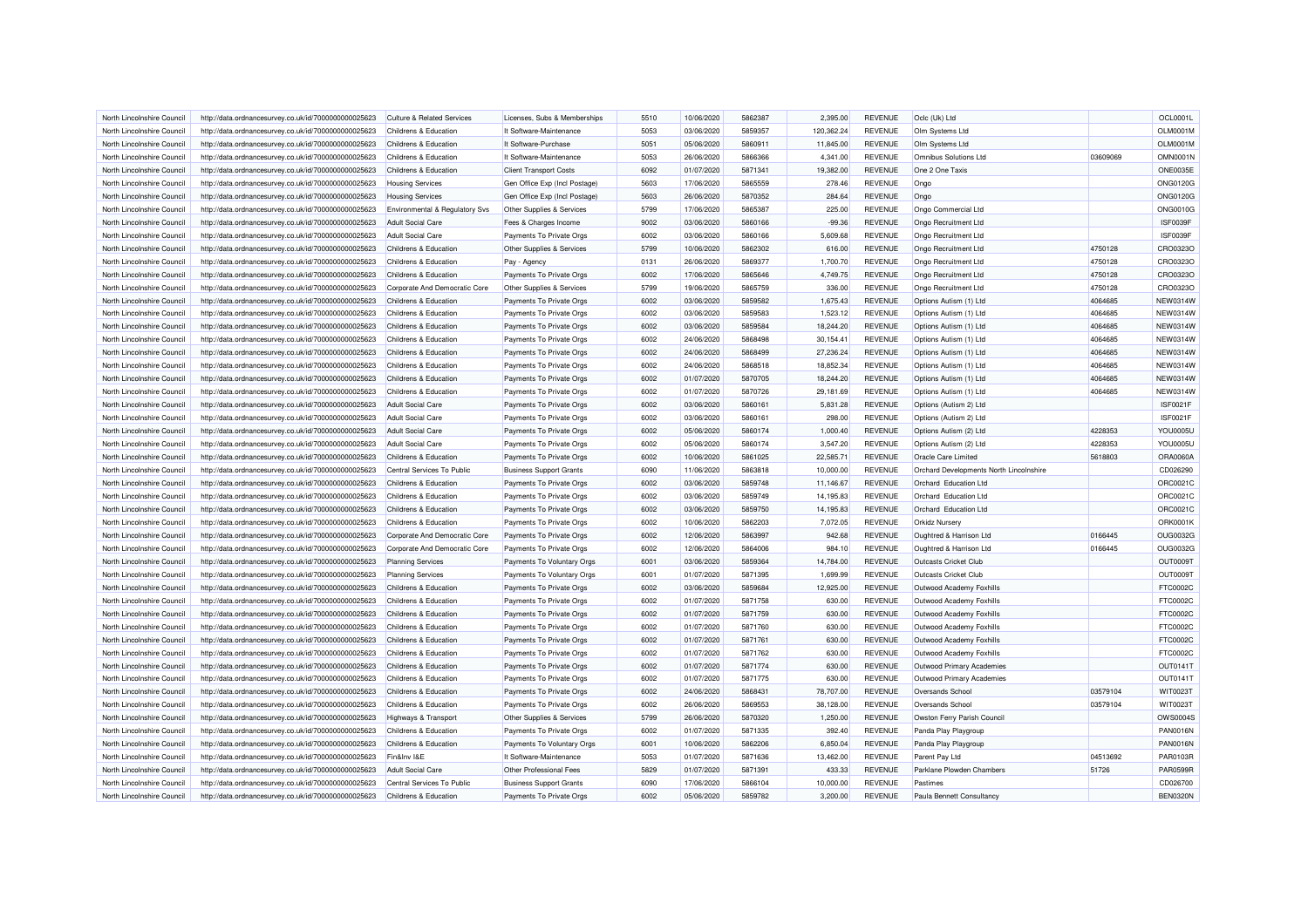| North Lincolnshire Council | http://data.ordnancesurvey.co.uk/id/7000000000025623 | Culture & Related Services | Licenses, Subs & Memberships | 5510 | 10/06/2020 | 5862387 | 2,395.00 | REVENUE | Oclc (Uk) Ltd | | OCL0001L |
|---|---|---|---|---|---|---|---|---|---|---|---|
| North Lincolnshire Council | http://data.ordnancesurvey.co.uk/id/7000000000025623 | Childrens & Education | It Software-Maintenance | 5053 | 03/06/2020 | 5859357 | 120,362.24 | REVENUE | Olm Systems Ltd | | OLM0001M |
| North Lincolnshire Council | http://data.ordnancesurvey.co.uk/id/7000000000025623 | Childrens & Education | It Software-Purchase | 5051 | 05/06/2020 | 5860911 | 11,845.00 | REVENUE | Olm Systems Ltd | | OLM0001M |
| North Lincolnshire Council | http://data.ordnancesurvey.co.uk/id/7000000000025623 | Childrens & Education | It Software-Maintenance | 5053 | 26/06/2020 | 5866366 | 4,341.00 | REVENUE | Omnibus Solutions Ltd | 03609069 | OMN0001N |
| North Lincolnshire Council | http://data.ordnancesurvey.co.uk/id/7000000000025623 | Childrens & Education | Client Transport Costs | 6092 | 01/07/2020 | 5871341 | 19,382.00 | REVENUE | One 2 One Taxis | | ONE0035E |
| North Lincolnshire Council | http://data.ordnancesurvey.co.uk/id/7000000000025623 | Housing Services | Gen Office Exp (Incl Postage) | 5603 | 17/06/2020 | 5865559 | 278.46 | REVENUE | Ongo | | ONG0120G |
| North Lincolnshire Council | http://data.ordnancesurvey.co.uk/id/7000000000025623 | Housing Services | Gen Office Exp (Incl Postage) | 5603 | 26/06/2020 | 5870352 | 284.64 | REVENUE | Ongo | | ONG0120G |
| North Lincolnshire Council | http://data.ordnancesurvey.co.uk/id/7000000000025623 | Environmental & Regulatory Svs | Other Supplies & Services | 5799 | 17/06/2020 | 5865387 | 225.00 | REVENUE | Ongo Commercial Ltd | | ONG0010G |
| North Lincolnshire Council | http://data.ordnancesurvey.co.uk/id/7000000000025623 | Adult Social Care | Fees & Charges Income | 9002 | 03/06/2020 | 5860166 | -99.36 | REVENUE | Ongo Recruitment Ltd | | ISF0039F |
| North Lincolnshire Council | http://data.ordnancesurvey.co.uk/id/7000000000025623 | Adult Social Care | Payments To Private Orgs | 6002 | 03/06/2020 | 5860166 | 5,609.68 | REVENUE | Ongo Recruitment Ltd | | ISF0039F |
| North Lincolnshire Council | http://data.ordnancesurvey.co.uk/id/7000000000025623 | Childrens & Education | Other Supplies & Services | 5799 | 10/06/2020 | 5862302 | 616.00 | REVENUE | Ongo Recruitment Ltd | 4750128 | CRO0323O |
| North Lincolnshire Council | http://data.ordnancesurvey.co.uk/id/7000000000025623 | Childrens & Education | Pay - Agency | 0131 | 26/06/2020 | 5869377 | 1,700.70 | REVENUE | Ongo Recruitment Ltd | 4750128 | CRO0323O |
| North Lincolnshire Council | http://data.ordnancesurvey.co.uk/id/7000000000025623 | Childrens & Education | Payments To Private Orgs | 6002 | 17/06/2020 | 5865646 | 4,749.75 | REVENUE | Ongo Recruitment Ltd | 4750128 | CRO0323O |
| North Lincolnshire Council | http://data.ordnancesurvey.co.uk/id/7000000000025623 | Corporate And Democratic Core | Other Supplies & Services | 5799 | 19/06/2020 | 5865759 | 336.00 | REVENUE | Ongo Recruitment Ltd | 4750128 | CRO0323O |
| North Lincolnshire Council | http://data.ordnancesurvey.co.uk/id/7000000000025623 | Childrens & Education | Payments To Private Orgs | 6002 | 03/06/2020 | 5859582 | 1,675.43 | REVENUE | Options Autism (1) Ltd | 4064685 | NEW0314W |
| North Lincolnshire Council | http://data.ordnancesurvey.co.uk/id/7000000000025623 | Childrens & Education | Payments To Private Orgs | 6002 | 03/06/2020 | 5859583 | 1,523.12 | REVENUE | Options Autism (1) Ltd | 4064685 | NEW0314W |
| North Lincolnshire Council | http://data.ordnancesurvey.co.uk/id/7000000000025623 | Childrens & Education | Payments To Private Orgs | 6002 | 03/06/2020 | 5859584 | 18,244.20 | REVENUE | Options Autism (1) Ltd | 4064685 | NEW0314W |
| North Lincolnshire Council | http://data.ordnancesurvey.co.uk/id/7000000000025623 | Childrens & Education | Payments To Private Orgs | 6002 | 24/06/2020 | 5868498 | 30,154.41 | REVENUE | Options Autism (1) Ltd | 4064685 | NEW0314W |
| North Lincolnshire Council | http://data.ordnancesurvey.co.uk/id/7000000000025623 | Childrens & Education | Payments To Private Orgs | 6002 | 24/06/2020 | 5868499 | 27,236.24 | REVENUE | Options Autism (1) Ltd | 4064685 | NEW0314W |
| North Lincolnshire Council | http://data.ordnancesurvey.co.uk/id/7000000000025623 | Childrens & Education | Payments To Private Orgs | 6002 | 24/06/2020 | 5868518 | 18,852.34 | REVENUE | Options Autism (1) Ltd | 4064685 | NEW0314W |
| North Lincolnshire Council | http://data.ordnancesurvey.co.uk/id/7000000000025623 | Childrens & Education | Payments To Private Orgs | 6002 | 01/07/2020 | 5870705 | 18,244.20 | REVENUE | Options Autism (1) Ltd | 4064685 | NEW0314W |
| North Lincolnshire Council | http://data.ordnancesurvey.co.uk/id/7000000000025623 | Childrens & Education | Payments To Private Orgs | 6002 | 01/07/2020 | 5870726 | 29,181.69 | REVENUE | Options Autism (1) Ltd | 4064685 | NEW0314W |
| North Lincolnshire Council | http://data.ordnancesurvey.co.uk/id/7000000000025623 | Adult Social Care | Payments To Private Orgs | 6002 | 03/06/2020 | 5860161 | 5,831.28 | REVENUE | Options (Autism 2) Ltd | | ISF0021F |
| North Lincolnshire Council | http://data.ordnancesurvey.co.uk/id/7000000000025623 | Adult Social Care | Payments To Private Orgs | 6002 | 03/06/2020 | 5860161 | 298.00 | REVENUE | Options (Autism 2) Ltd | | ISF0021F |
| North Lincolnshire Council | http://data.ordnancesurvey.co.uk/id/7000000000025623 | Adult Social Care | Payments To Private Orgs | 6002 | 05/06/2020 | 5860174 | 1,000.40 | REVENUE | Options Autism (2) Ltd | 4228353 | YOU0005U |
| North Lincolnshire Council | http://data.ordnancesurvey.co.uk/id/7000000000025623 | Adult Social Care | Payments To Private Orgs | 6002 | 05/06/2020 | 5860174 | 3,547.20 | REVENUE | Options Autism (2) Ltd | 4228353 | YOU0005U |
| North Lincolnshire Council | http://data.ordnancesurvey.co.uk/id/7000000000025623 | Childrens & Education | Payments To Private Orgs | 6002 | 10/06/2020 | 5861025 | 22,585.71 | REVENUE | Oracle Care Limited | 5618803 | ORA0060A |
| North Lincolnshire Council | http://data.ordnancesurvey.co.uk/id/7000000000025623 | Central Services To Public | Business Support Grants | 6090 | 11/06/2020 | 5863818 | 10,000.00 | REVENUE | Orchard Developments North Lincolnshire | | CD026290 |
| North Lincolnshire Council | http://data.ordnancesurvey.co.uk/id/7000000000025623 | Childrens & Education | Payments To Private Orgs | 6002 | 03/06/2020 | 5859748 | 11,146.67 | REVENUE | Orchard Education Ltd | | ORC0021C |
| North Lincolnshire Council | http://data.ordnancesurvey.co.uk/id/7000000000025623 | Childrens & Education | Payments To Private Orgs | 6002 | 03/06/2020 | 5859749 | 14,195.83 | REVENUE | Orchard Education Ltd | | ORC0021C |
| North Lincolnshire Council | http://data.ordnancesurvey.co.uk/id/7000000000025623 | Childrens & Education | Payments To Private Orgs | 6002 | 03/06/2020 | 5859750 | 14,195.83 | REVENUE | Orchard Education Ltd | | ORC0021C |
| North Lincolnshire Council | http://data.ordnancesurvey.co.uk/id/7000000000025623 | Childrens & Education | Payments To Private Orgs | 6002 | 10/06/2020 | 5862203 | 7,072.05 | REVENUE | Orkidz Nursery | | ORK0001K |
| North Lincolnshire Council | http://data.ordnancesurvey.co.uk/id/7000000000025623 | Corporate And Democratic Core | Payments To Private Orgs | 6002 | 12/06/2020 | 5863997 | 942.68 | REVENUE | Oughtred & Harrison Ltd | 0166445 | OUG0032G |
| North Lincolnshire Council | http://data.ordnancesurvey.co.uk/id/7000000000025623 | Corporate And Democratic Core | Payments To Private Orgs | 6002 | 12/06/2020 | 5864006 | 984.10 | REVENUE | Oughtred & Harrison Ltd | 0166445 | OUG0032G |
| North Lincolnshire Council | http://data.ordnancesurvey.co.uk/id/7000000000025623 | Planning Services | Payments To Voluntary Orgs | 6001 | 03/06/2020 | 5859364 | 14,784.00 | REVENUE | Outcasts Cricket Club | | OUT0009T |
| North Lincolnshire Council | http://data.ordnancesurvey.co.uk/id/7000000000025623 | Planning Services | Payments To Voluntary Orgs | 6001 | 01/07/2020 | 5871395 | 1,699.99 | REVENUE | Outcasts Cricket Club | | OUT0009T |
| North Lincolnshire Council | http://data.ordnancesurvey.co.uk/id/7000000000025623 | Childrens & Education | Payments To Private Orgs | 6002 | 03/06/2020 | 5859684 | 12,925.00 | REVENUE | Outwood Academy Foxhills | | FTC0002C |
| North Lincolnshire Council | http://data.ordnancesurvey.co.uk/id/7000000000025623 | Childrens & Education | Payments To Private Orgs | 6002 | 01/07/2020 | 5871758 | 630.00 | REVENUE | Outwood Academy Foxhills | | FTC0002C |
| North Lincolnshire Council | http://data.ordnancesurvey.co.uk/id/7000000000025623 | Childrens & Education | Payments To Private Orgs | 6002 | 01/07/2020 | 5871759 | 630.00 | REVENUE | Outwood Academy Foxhills | | FTC0002C |
| North Lincolnshire Council | http://data.ordnancesurvey.co.uk/id/7000000000025623 | Childrens & Education | Payments To Private Orgs | 6002 | 01/07/2020 | 5871760 | 630.00 | REVENUE | Outwood Academy Foxhills | | FTC0002C |
| North Lincolnshire Council | http://data.ordnancesurvey.co.uk/id/7000000000025623 | Childrens & Education | Payments To Private Orgs | 6002 | 01/07/2020 | 5871761 | 630.00 | REVENUE | Outwood Academy Foxhills | | FTC0002C |
| North Lincolnshire Council | http://data.ordnancesurvey.co.uk/id/7000000000025623 | Childrens & Education | Payments To Private Orgs | 6002 | 01/07/2020 | 5871762 | 630.00 | REVENUE | Outwood Academy Foxhills | | FTC0002C |
| North Lincolnshire Council | http://data.ordnancesurvey.co.uk/id/7000000000025623 | Childrens & Education | Payments To Private Orgs | 6002 | 01/07/2020 | 5871774 | 630.00 | REVENUE | Outwood Primary Academies | | OUT0141T |
| North Lincolnshire Council | http://data.ordnancesurvey.co.uk/id/7000000000025623 | Childrens & Education | Payments To Private Orgs | 6002 | 01/07/2020 | 5871775 | 630.00 | REVENUE | Outwood Primary Academies | | OUT0141T |
| North Lincolnshire Council | http://data.ordnancesurvey.co.uk/id/7000000000025623 | Childrens & Education | Payments To Private Orgs | 6002 | 24/06/2020 | 5868431 | 78,707.00 | REVENUE | Oversands School | 03579104 | WIT0023T |
| North Lincolnshire Council | http://data.ordnancesurvey.co.uk/id/7000000000025623 | Childrens & Education | Payments To Private Orgs | 6002 | 26/06/2020 | 5869553 | 38,128.00 | REVENUE | Oversands School | 03579104 | WIT0023T |
| North Lincolnshire Council | http://data.ordnancesurvey.co.uk/id/7000000000025623 | Highways & Transport | Other Supplies & Services | 5799 | 26/06/2020 | 5870320 | 1,250.00 | REVENUE | Owston Ferry Parish Council | | OWS0004S |
| North Lincolnshire Council | http://data.ordnancesurvey.co.uk/id/7000000000025623 | Childrens & Education | Payments To Private Orgs | 6002 | 01/07/2020 | 5871335 | 392.40 | REVENUE | Panda Play Playgroup | | PAN0016N |
| North Lincolnshire Council | http://data.ordnancesurvey.co.uk/id/7000000000025623 | Childrens & Education | Payments To Voluntary Orgs | 6001 | 10/06/2020 | 5862206 | 6,850.04 | REVENUE | Panda Play Playgroup | | PAN0016N |
| North Lincolnshire Council | http://data.ordnancesurvey.co.uk/id/7000000000025623 | Fin&Inv I&E | It Software-Maintenance | 5053 | 01/07/2020 | 5871636 | 13,462.00 | REVENUE | Parent Pay Ltd | 04513692 | PAR0103R |
| North Lincolnshire Council | http://data.ordnancesurvey.co.uk/id/7000000000025623 | Adult Social Care | Other Professional Fees | 5829 | 01/07/2020 | 5871391 | 433.33 | REVENUE | Parklane Plowden Chambers | 51726 | PAR0599R |
| North Lincolnshire Council | http://data.ordnancesurvey.co.uk/id/7000000000025623 | Central Services To Public | Business Support Grants | 6090 | 17/06/2020 | 5866104 | 10,000.00 | REVENUE | Pastimes | | CD026700 |
| North Lincolnshire Council | http://data.ordnancesurvey.co.uk/id/7000000000025623 | Childrens & Education | Payments To Private Orgs | 6002 | 05/06/2020 | 5859782 | 3,200.00 | REVENUE | Paula Bennett Consultancy | | BEN0320N |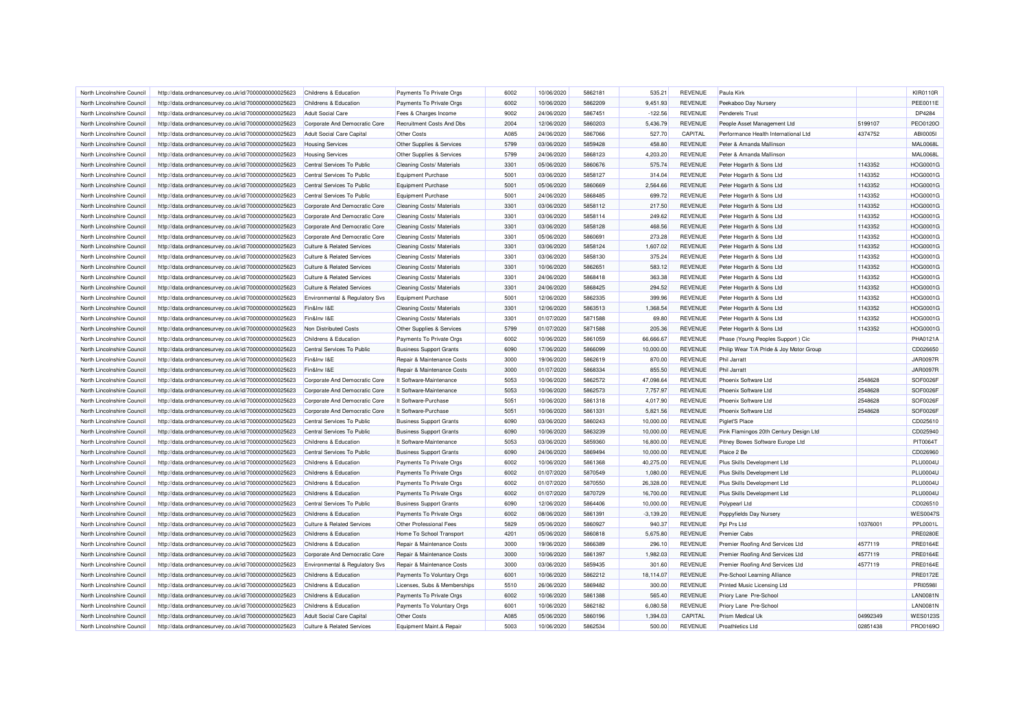| North Lincolnshire Council | http://data.ordnancesurvey.co.uk/id/7000000000025623 | Childrens & Education | Payments To Private Orgs | 6002 | 10/06/2020 | 5862181 | 535.21 | REVENUE | Paula Kirk | | KIR0110R |
|---|---|---|---|---|---|---|---|---|---|---|---|
| North Lincolnshire Council | http://data.ordnancesurvey.co.uk/id/7000000000025623 | Childrens & Education | Payments To Private Orgs | 6002 | 10/06/2020 | 5862209 | 9,451.93 | REVENUE | Peekaboo Day Nursery | | PEE0011E |
| North Lincolnshire Council | http://data.ordnancesurvey.co.uk/id/7000000000025623 | Adult Social Care | Fees & Charges Income | 9002 | 24/06/2020 | 5867451 | -122.56 | REVENUE | Penderels Trust | | DP4284 |
| North Lincolnshire Council | http://data.ordnancesurvey.co.uk/id/7000000000025623 | Corporate And Democratic Core | Recruitment Costs And Dbs | 2004 | 12/06/2020 | 5860203 | 5,436.79 | REVENUE | People Asset Management Ltd | 5199107 | PEO0120O |
| North Lincolnshire Council | http://data.ordnancesurvey.co.uk/id/7000000000025623 | Adult Social Care Capital | Other Costs | A085 | 24/06/2020 | 5867066 | 527.70 | CAPITAL | Performance Health International Ltd | 4374752 | ABI0005I |
| North Lincolnshire Council | http://data.ordnancesurvey.co.uk/id/7000000000025623 | Housing Services | Other Supplies & Services | 5799 | 03/06/2020 | 5859428 | 458.80 | REVENUE | Peter & Amanda Mallinson | | MAL0068L |
| North Lincolnshire Council | http://data.ordnancesurvey.co.uk/id/7000000000025623 | Housing Services | Other Supplies & Services | 5799 | 24/06/2020 | 5868123 | 4,203.20 | REVENUE | Peter & Amanda Mallinson | | MAL0068L |
| North Lincolnshire Council | http://data.ordnancesurvey.co.uk/id/7000000000025623 | Central Services To Public | Cleaning Costs/ Materials | 3301 | 05/06/2020 | 5860676 | 575.74 | REVENUE | Peter Hogarth & Sons Ltd | 1143352 | HOG0001G |
| North Lincolnshire Council | http://data.ordnancesurvey.co.uk/id/7000000000025623 | Central Services To Public | Equipment Purchase | 5001 | 03/06/2020 | 5858127 | 314.04 | REVENUE | Peter Hogarth & Sons Ltd | 1143352 | HOG0001G |
| North Lincolnshire Council | http://data.ordnancesurvey.co.uk/id/7000000000025623 | Central Services To Public | Equipment Purchase | 5001 | 05/06/2020 | 5860669 | 2,564.66 | REVENUE | Peter Hogarth & Sons Ltd | 1143352 | HOG0001G |
| North Lincolnshire Council | http://data.ordnancesurvey.co.uk/id/7000000000025623 | Central Services To Public | Equipment Purchase | 5001 | 24/06/2020 | 5868485 | 699.72 | REVENUE | Peter Hogarth & Sons Ltd | 1143352 | HOG0001G |
| North Lincolnshire Council | http://data.ordnancesurvey.co.uk/id/7000000000025623 | Corporate And Democratic Core | Cleaning Costs/ Materials | 3301 | 03/06/2020 | 5858112 | 217.50 | REVENUE | Peter Hogarth & Sons Ltd | 1143352 | HOG0001G |
| North Lincolnshire Council | http://data.ordnancesurvey.co.uk/id/7000000000025623 | Corporate And Democratic Core | Cleaning Costs/ Materials | 3301 | 03/06/2020 | 5858114 | 249.62 | REVENUE | Peter Hogarth & Sons Ltd | 1143352 | HOG0001G |
| North Lincolnshire Council | http://data.ordnancesurvey.co.uk/id/7000000000025623 | Corporate And Democratic Core | Cleaning Costs/ Materials | 3301 | 03/06/2020 | 5858128 | 468.56 | REVENUE | Peter Hogarth & Sons Ltd | 1143352 | HOG0001G |
| North Lincolnshire Council | http://data.ordnancesurvey.co.uk/id/7000000000025623 | Corporate And Democratic Core | Cleaning Costs/ Materials | 3301 | 05/06/2020 | 5860691 | 273.28 | REVENUE | Peter Hogarth & Sons Ltd | 1143352 | HOG0001G |
| North Lincolnshire Council | http://data.ordnancesurvey.co.uk/id/7000000000025623 | Culture & Related Services | Cleaning Costs/ Materials | 3301 | 03/06/2020 | 5858124 | 1,607.02 | REVENUE | Peter Hogarth & Sons Ltd | 1143352 | HOG0001G |
| North Lincolnshire Council | http://data.ordnancesurvey.co.uk/id/7000000000025623 | Culture & Related Services | Cleaning Costs/ Materials | 3301 | 03/06/2020 | 5858130 | 375.24 | REVENUE | Peter Hogarth & Sons Ltd | 1143352 | HOG0001G |
| North Lincolnshire Council | http://data.ordnancesurvey.co.uk/id/7000000000025623 | Culture & Related Services | Cleaning Costs/ Materials | 3301 | 10/06/2020 | 5862651 | 583.12 | REVENUE | Peter Hogarth & Sons Ltd | 1143352 | HOG0001G |
| North Lincolnshire Council | http://data.ordnancesurvey.co.uk/id/7000000000025623 | Culture & Related Services | Cleaning Costs/ Materials | 3301 | 24/06/2020 | 5868418 | 363.38 | REVENUE | Peter Hogarth & Sons Ltd | 1143352 | HOG0001G |
| North Lincolnshire Council | http://data.ordnancesurvey.co.uk/id/7000000000025623 | Culture & Related Services | Cleaning Costs/ Materials | 3301 | 24/06/2020 | 5868425 | 294.52 | REVENUE | Peter Hogarth & Sons Ltd | 1143352 | HOG0001G |
| North Lincolnshire Council | http://data.ordnancesurvey.co.uk/id/7000000000025623 | Environmental & Regulatory Svs | Equipment Purchase | 5001 | 12/06/2020 | 5862335 | 399.96 | REVENUE | Peter Hogarth & Sons Ltd | 1143352 | HOG0001G |
| North Lincolnshire Council | http://data.ordnancesurvey.co.uk/id/7000000000025623 | Fin&Inv I&E | Cleaning Costs/ Materials | 3301 | 12/06/2020 | 5863513 | 1,368.54 | REVENUE | Peter Hogarth & Sons Ltd | 1143352 | HOG0001G |
| North Lincolnshire Council | http://data.ordnancesurvey.co.uk/id/7000000000025623 | Fin&Inv I&E | Cleaning Costs/ Materials | 3301 | 01/07/2020 | 5871588 | 69.80 | REVENUE | Peter Hogarth & Sons Ltd | 1143352 | HOG0001G |
| North Lincolnshire Council | http://data.ordnancesurvey.co.uk/id/7000000000025623 | Non Distributed Costs | Other Supplies & Services | 5799 | 01/07/2020 | 5871588 | 205.36 | REVENUE | Peter Hogarth & Sons Ltd | 1143352 | HOG0001G |
| North Lincolnshire Council | http://data.ordnancesurvey.co.uk/id/7000000000025623 | Childrens & Education | Payments To Private Orgs | 6002 | 10/06/2020 | 5861059 | 66,666.67 | REVENUE | Phase (Young Peoples Support ) Cic | | PHA0121A |
| North Lincolnshire Council | http://data.ordnancesurvey.co.uk/id/7000000000025623 | Central Services To Public | Business Support Grants | 6090 | 17/06/2020 | 5866099 | 10,000.00 | REVENUE | Philip Wear T/A Pride & Joy Motor Group | | CD026650 |
| North Lincolnshire Council | http://data.ordnancesurvey.co.uk/id/7000000000025623 | Fin&Inv I&E | Repair & Maintenance Costs | 3000 | 19/06/2020 | 5862619 | 870.00 | REVENUE | Phil Jarratt | | JAR0097R |
| North Lincolnshire Council | http://data.ordnancesurvey.co.uk/id/7000000000025623 | Fin&Inv I&E | Repair & Maintenance Costs | 3000 | 01/07/2020 | 5868334 | 855.50 | REVENUE | Phil Jarratt | | JAR0097R |
| North Lincolnshire Council | http://data.ordnancesurvey.co.uk/id/7000000000025623 | Corporate And Democratic Core | It Software-Maintenance | 5053 | 10/06/2020 | 5862572 | 47,098.64 | REVENUE | Phoenix Software Ltd | 2548628 | SOF0026F |
| North Lincolnshire Council | http://data.ordnancesurvey.co.uk/id/7000000000025623 | Corporate And Democratic Core | It Software-Maintenance | 5053 | 10/06/2020 | 5862573 | 7,757.97 | REVENUE | Phoenix Software Ltd | 2548628 | SOF0026F |
| North Lincolnshire Council | http://data.ordnancesurvey.co.uk/id/7000000000025623 | Corporate And Democratic Core | It Software-Purchase | 5051 | 10/06/2020 | 5861318 | 4,017.90 | REVENUE | Phoenix Software Ltd | 2548628 | SOF0026F |
| North Lincolnshire Council | http://data.ordnancesurvey.co.uk/id/7000000000025623 | Corporate And Democratic Core | It Software-Purchase | 5051 | 10/06/2020 | 5861331 | 5,821.56 | REVENUE | Phoenix Software Ltd | 2548628 | SOF0026F |
| North Lincolnshire Council | http://data.ordnancesurvey.co.uk/id/7000000000025623 | Central Services To Public | Business Support Grants | 6090 | 03/06/2020 | 5860243 | 10,000.00 | REVENUE | Piglet'S Place | | CD025610 |
| North Lincolnshire Council | http://data.ordnancesurvey.co.uk/id/7000000000025623 | Central Services To Public | Business Support Grants | 6090 | 10/06/2020 | 5863239 | 10,000.00 | REVENUE | Pink Flamingos 20th Century Design Ltd | | CD025940 |
| North Lincolnshire Council | http://data.ordnancesurvey.co.uk/id/7000000000025623 | Childrens & Education | It Software-Maintenance | 5053 | 03/06/2020 | 5859360 | 16,800.00 | REVENUE | Pitney Bowes Software Europe Ltd | | PIT0064T |
| North Lincolnshire Council | http://data.ordnancesurvey.co.uk/id/7000000000025623 | Central Services To Public | Business Support Grants | 6090 | 24/06/2020 | 5869494 | 10,000.00 | REVENUE | Plaice 2 Be | | CD026960 |
| North Lincolnshire Council | http://data.ordnancesurvey.co.uk/id/7000000000025623 | Childrens & Education | Payments To Private Orgs | 6002 | 10/06/2020 | 5861368 | 40,275.00 | REVENUE | Plus Skills Development Ltd | | PLU0004U |
| North Lincolnshire Council | http://data.ordnancesurvey.co.uk/id/7000000000025623 | Childrens & Education | Payments To Private Orgs | 6002 | 01/07/2020 | 5870549 | 1,080.00 | REVENUE | Plus Skills Development Ltd | | PLU0004U |
| North Lincolnshire Council | http://data.ordnancesurvey.co.uk/id/7000000000025623 | Childrens & Education | Payments To Private Orgs | 6002 | 01/07/2020 | 5870550 | 26,328.00 | REVENUE | Plus Skills Development Ltd | | PLU0004U |
| North Lincolnshire Council | http://data.ordnancesurvey.co.uk/id/7000000000025623 | Childrens & Education | Payments To Private Orgs | 6002 | 01/07/2020 | 5870729 | 16,700.00 | REVENUE | Plus Skills Development Ltd | | PLU0004U |
| North Lincolnshire Council | http://data.ordnancesurvey.co.uk/id/7000000000025623 | Central Services To Public | Business Support Grants | 6090 | 12/06/2020 | 5864406 | 10,000.00 | REVENUE | Polypearl Ltd | | CD026510 |
| North Lincolnshire Council | http://data.ordnancesurvey.co.uk/id/7000000000025623 | Childrens & Education | Payments To Private Orgs | 6002 | 08/06/2020 | 5861391 | -3,139.20 | REVENUE | Poppyfields Day Nursery | | WES0047S |
| North Lincolnshire Council | http://data.ordnancesurvey.co.uk/id/7000000000025623 | Culture & Related Services | Other Professional Fees | 5829 | 05/06/2020 | 5860927 | 940.37 | REVENUE | Ppl Prs Ltd | 10376001 | PPL0001L |
| North Lincolnshire Council | http://data.ordnancesurvey.co.uk/id/7000000000025623 | Childrens & Education | Home To School Transport | 4201 | 05/06/2020 | 5860818 | 5,675.80 | REVENUE | Premier Cabs | | PRE0280E |
| North Lincolnshire Council | http://data.ordnancesurvey.co.uk/id/7000000000025623 | Childrens & Education | Repair & Maintenance Costs | 3000 | 19/06/2020 | 5866389 | 296.10 | REVENUE | Premier Roofing And Services Ltd | 4577119 | PRE0164E |
| North Lincolnshire Council | http://data.ordnancesurvey.co.uk/id/7000000000025623 | Corporate And Democratic Core | Repair & Maintenance Costs | 3000 | 10/06/2020 | 5861397 | 1,982.03 | REVENUE | Premier Roofing And Services Ltd | 4577119 | PRE0164E |
| North Lincolnshire Council | http://data.ordnancesurvey.co.uk/id/7000000000025623 | Environmental & Regulatory Svs | Repair & Maintenance Costs | 3000 | 03/06/2020 | 5859435 | 301.60 | REVENUE | Premier Roofing And Services Ltd | 4577119 | PRE0164E |
| North Lincolnshire Council | http://data.ordnancesurvey.co.uk/id/7000000000025623 | Childrens & Education | Payments To Voluntary Orgs | 6001 | 10/06/2020 | 5862212 | 18,114.07 | REVENUE | Pre-School Learning Alliance | | PRE0172E |
| North Lincolnshire Council | http://data.ordnancesurvey.co.uk/id/7000000000025623 | Childrens & Education | Licenses, Subs & Memberships | 5510 | 26/06/2020 | 5869482 | 300.00 | REVENUE | Printed Music Licensing Ltd | | PRI0598I |
| North Lincolnshire Council | http://data.ordnancesurvey.co.uk/id/7000000000025623 | Childrens & Education | Payments To Private Orgs | 6002 | 10/06/2020 | 5861388 | 565.40 | REVENUE | Priory Lane Pre-School | | LAN0081N |
| North Lincolnshire Council | http://data.ordnancesurvey.co.uk/id/7000000000025623 | Childrens & Education | Payments To Voluntary Orgs | 6001 | 10/06/2020 | 5862182 | 6,080.58 | REVENUE | Priory Lane Pre-School | | LAN0081N |
| North Lincolnshire Council | http://data.ordnancesurvey.co.uk/id/7000000000025623 | Adult Social Care Capital | Other Costs | A085 | 05/06/2020 | 5860196 | 1,394.03 | CAPITAL | Prism Medical Uk | 04992349 | WES0123S |
| North Lincolnshire Council | http://data.ordnancesurvey.co.uk/id/7000000000025623 | Culture & Related Services | Equipment Maint.& Repair | 5003 | 10/06/2020 | 5862534 | 500.00 | REVENUE | Proathletics Ltd | 02851438 | PRO0169O |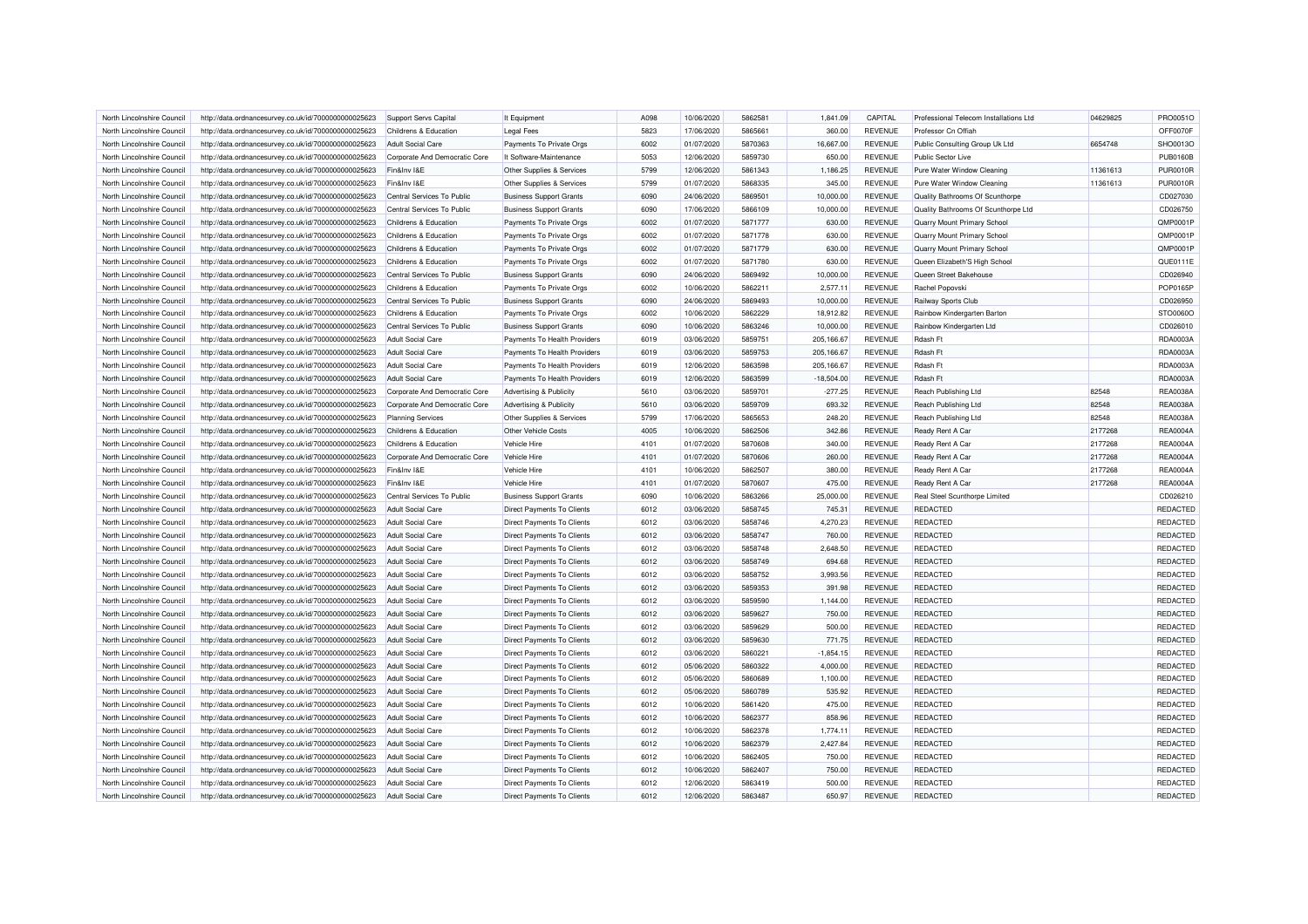| | | | | | | | | | | | | |
|---|---|---|---|---|---|---|---|---|---|---|---|---|
| North Lincolnshire Council | http://data.ordnancesurvey.co.uk/id/7000000000025623 | Support Servs Capital | It Equipment | A098 | 10/06/2020 | 5862581 | 1,841.09 | CAPITAL | Professional Telecom Installations Ltd | 04629825 | PRO0051O |
| North Lincolnshire Council | http://data.ordnancesurvey.co.uk/id/7000000000025623 | Childrens & Education | Legal Fees | 5823 | 17/06/2020 | 5865661 | 360.00 | REVENUE | Professor Cn Offiah | | OFF0070F |
| North Lincolnshire Council | http://data.ordnancesurvey.co.uk/id/7000000000025623 | Adult Social Care | Payments To Private Orgs | 6002 | 01/07/2020 | 5870363 | 16,667.00 | REVENUE | Public Consulting Group Uk Ltd | 6654748 | SHO0013O |
| North Lincolnshire Council | http://data.ordnancesurvey.co.uk/id/7000000000025623 | Corporate And Democratic Core | It Software-Maintenance | 5053 | 12/06/2020 | 5859730 | 650.00 | REVENUE | Public Sector Live | | PUB0160B |
| North Lincolnshire Council | http://data.ordnancesurvey.co.uk/id/7000000000025623 | Fin&Inv I&E | Other Supplies & Services | 5799 | 12/06/2020 | 5861343 | 1,186.25 | REVENUE | Pure Water Window Cleaning | 11361613 | PUR0010R |
| North Lincolnshire Council | http://data.ordnancesurvey.co.uk/id/7000000000025623 | Fin&Inv I&E | Other Supplies & Services | 5799 | 01/07/2020 | 5868335 | 345.00 | REVENUE | Pure Water Window Cleaning | 11361613 | PUR0010R |
| North Lincolnshire Council | http://data.ordnancesurvey.co.uk/id/7000000000025623 | Central Services To Public | Business Support Grants | 6090 | 24/06/2020 | 5869501 | 10,000.00 | REVENUE | Quality Bathrooms Of Scunthorpe | | CD027030 |
| North Lincolnshire Council | http://data.ordnancesurvey.co.uk/id/7000000000025623 | Central Services To Public | Business Support Grants | 6090 | 17/06/2020 | 5866109 | 10,000.00 | REVENUE | Quality Bathrooms Of Scunthorpe Ltd | | CD026750 |
| North Lincolnshire Council | http://data.ordnancesurvey.co.uk/id/7000000000025623 | Childrens & Education | Payments To Private Orgs | 6002 | 01/07/2020 | 5871777 | 630.00 | REVENUE | Quarry Mount Primary School | | QMP0001P |
| North Lincolnshire Council | http://data.ordnancesurvey.co.uk/id/7000000000025623 | Childrens & Education | Payments To Private Orgs | 6002 | 01/07/2020 | 5871778 | 630.00 | REVENUE | Quarry Mount Primary School | | QMP0001P |
| North Lincolnshire Council | http://data.ordnancesurvey.co.uk/id/7000000000025623 | Childrens & Education | Payments To Private Orgs | 6002 | 01/07/2020 | 5871779 | 630.00 | REVENUE | Quarry Mount Primary School | | QMP0001P |
| North Lincolnshire Council | http://data.ordnancesurvey.co.uk/id/7000000000025623 | Childrens & Education | Payments To Private Orgs | 6002 | 01/07/2020 | 5871780 | 630.00 | REVENUE | Queen Elizabeth'S High School | | QUE0111E |
| North Lincolnshire Council | http://data.ordnancesurvey.co.uk/id/7000000000025623 | Central Services To Public | Business Support Grants | 6090 | 24/06/2020 | 5869492 | 10,000.00 | REVENUE | Queen Street Bakehouse | | CD026940 |
| North Lincolnshire Council | http://data.ordnancesurvey.co.uk/id/7000000000025623 | Childrens & Education | Payments To Private Orgs | 6002 | 10/06/2020 | 5862211 | 2,577.11 | REVENUE | Rachel Popovski | | POP0165P |
| North Lincolnshire Council | http://data.ordnancesurvey.co.uk/id/7000000000025623 | Central Services To Public | Business Support Grants | 6090 | 24/06/2020 | 5869493 | 10,000.00 | REVENUE | Railway Sports Club | | CD026950 |
| North Lincolnshire Council | http://data.ordnancesurvey.co.uk/id/7000000000025623 | Childrens & Education | Payments To Private Orgs | 6002 | 10/06/2020 | 5862229 | 18,912.82 | REVENUE | Rainbow Kindergarten Barton | | STO0060O |
| North Lincolnshire Council | http://data.ordnancesurvey.co.uk/id/7000000000025623 | Central Services To Public | Business Support Grants | 6090 | 10/06/2020 | 5863246 | 10,000.00 | REVENUE | Rainbow Kindergarten Ltd | | CD026010 |
| North Lincolnshire Council | http://data.ordnancesurvey.co.uk/id/7000000000025623 | Adult Social Care | Payments To Health Providers | 6019 | 03/06/2020 | 5859751 | 205,166.67 | REVENUE | Rdash Ft | | RDA0003A |
| North Lincolnshire Council | http://data.ordnancesurvey.co.uk/id/7000000000025623 | Adult Social Care | Payments To Health Providers | 6019 | 03/06/2020 | 5859753 | 205,166.67 | REVENUE | Rdash Ft | | RDA0003A |
| North Lincolnshire Council | http://data.ordnancesurvey.co.uk/id/7000000000025623 | Adult Social Care | Payments To Health Providers | 6019 | 12/06/2020 | 5863598 | 205,166.67 | REVENUE | Rdash Ft | | RDA0003A |
| North Lincolnshire Council | http://data.ordnancesurvey.co.uk/id/7000000000025623 | Adult Social Care | Payments To Health Providers | 6019 | 12/06/2020 | 5863599 | -18,504.00 | REVENUE | Rdash Ft | | RDA0003A |
| North Lincolnshire Council | http://data.ordnancesurvey.co.uk/id/7000000000025623 | Corporate And Democratic Core | Advertising & Publicity | 5610 | 03/06/2020 | 5859701 | -277.25 | REVENUE | Reach Publishing Ltd | 82548 | REA0038A |
| North Lincolnshire Council | http://data.ordnancesurvey.co.uk/id/7000000000025623 | Corporate And Democratic Core | Advertising & Publicity | 5610 | 03/06/2020 | 5859709 | 693.32 | REVENUE | Reach Publishing Ltd | 82548 | REA0038A |
| North Lincolnshire Council | http://data.ordnancesurvey.co.uk/id/7000000000025623 | Planning Services | Other Supplies & Services | 5799 | 17/06/2020 | 5865653 | 248.20 | REVENUE | Reach Publishing Ltd | 82548 | REA0038A |
| North Lincolnshire Council | http://data.ordnancesurvey.co.uk/id/7000000000025623 | Childrens & Education | Other Vehicle Costs | 4005 | 10/06/2020 | 5862506 | 342.86 | REVENUE | Ready Rent A Car | 2177268 | REA0004A |
| North Lincolnshire Council | http://data.ordnancesurvey.co.uk/id/7000000000025623 | Childrens & Education | Vehicle Hire | 4101 | 01/07/2020 | 5870608 | 340.00 | REVENUE | Ready Rent A Car | 2177268 | REA0004A |
| North Lincolnshire Council | http://data.ordnancesurvey.co.uk/id/7000000000025623 | Corporate And Democratic Core | Vehicle Hire | 4101 | 01/07/2020 | 5870606 | 260.00 | REVENUE | Ready Rent A Car | 2177268 | REA0004A |
| North Lincolnshire Council | http://data.ordnancesurvey.co.uk/id/7000000000025623 | Fin&Inv I&E | Vehicle Hire | 4101 | 10/06/2020 | 5862507 | 380.00 | REVENUE | Ready Rent A Car | 2177268 | REA0004A |
| North Lincolnshire Council | http://data.ordnancesurvey.co.uk/id/7000000000025623 | Fin&Inv I&E | Vehicle Hire | 4101 | 01/07/2020 | 5870607 | 475.00 | REVENUE | Ready Rent A Car | 2177268 | REA0004A |
| North Lincolnshire Council | http://data.ordnancesurvey.co.uk/id/7000000000025623 | Central Services To Public | Business Support Grants | 6090 | 10/06/2020 | 5863266 | 25,000.00 | REVENUE | Real Steel Scunthorpe Limited | | CD026210 |
| North Lincolnshire Council | http://data.ordnancesurvey.co.uk/id/7000000000025623 | Adult Social Care | Direct Payments To Clients | 6012 | 03/06/2020 | 5858745 | 745.31 | REVENUE | REDACTED | | REDACTED |
| North Lincolnshire Council | http://data.ordnancesurvey.co.uk/id/7000000000025623 | Adult Social Care | Direct Payments To Clients | 6012 | 03/06/2020 | 5858746 | 4,270.23 | REVENUE | REDACTED | | REDACTED |
| North Lincolnshire Council | http://data.ordnancesurvey.co.uk/id/7000000000025623 | Adult Social Care | Direct Payments To Clients | 6012 | 03/06/2020 | 5858747 | 760.00 | REVENUE | REDACTED | | REDACTED |
| North Lincolnshire Council | http://data.ordnancesurvey.co.uk/id/7000000000025623 | Adult Social Care | Direct Payments To Clients | 6012 | 03/06/2020 | 5858748 | 2,648.50 | REVENUE | REDACTED | | REDACTED |
| North Lincolnshire Council | http://data.ordnancesurvey.co.uk/id/7000000000025623 | Adult Social Care | Direct Payments To Clients | 6012 | 03/06/2020 | 5858749 | 694.68 | REVENUE | REDACTED | | REDACTED |
| North Lincolnshire Council | http://data.ordnancesurvey.co.uk/id/7000000000025623 | Adult Social Care | Direct Payments To Clients | 6012 | 03/06/2020 | 5858752 | 3,993.56 | REVENUE | REDACTED | | REDACTED |
| North Lincolnshire Council | http://data.ordnancesurvey.co.uk/id/7000000000025623 | Adult Social Care | Direct Payments To Clients | 6012 | 03/06/2020 | 5859353 | 391.98 | REVENUE | REDACTED | | REDACTED |
| North Lincolnshire Council | http://data.ordnancesurvey.co.uk/id/7000000000025623 | Adult Social Care | Direct Payments To Clients | 6012 | 03/06/2020 | 5859590 | 1,144.00 | REVENUE | REDACTED | | REDACTED |
| North Lincolnshire Council | http://data.ordnancesurvey.co.uk/id/7000000000025623 | Adult Social Care | Direct Payments To Clients | 6012 | 03/06/2020 | 5859627 | 750.00 | REVENUE | REDACTED | | REDACTED |
| North Lincolnshire Council | http://data.ordnancesurvey.co.uk/id/7000000000025623 | Adult Social Care | Direct Payments To Clients | 6012 | 03/06/2020 | 5859629 | 500.00 | REVENUE | REDACTED | | REDACTED |
| North Lincolnshire Council | http://data.ordnancesurvey.co.uk/id/7000000000025623 | Adult Social Care | Direct Payments To Clients | 6012 | 03/06/2020 | 5859630 | 771.75 | REVENUE | REDACTED | | REDACTED |
| North Lincolnshire Council | http://data.ordnancesurvey.co.uk/id/7000000000025623 | Adult Social Care | Direct Payments To Clients | 6012 | 03/06/2020 | 5860221 | -1,854.15 | REVENUE | REDACTED | | REDACTED |
| North Lincolnshire Council | http://data.ordnancesurvey.co.uk/id/7000000000025623 | Adult Social Care | Direct Payments To Clients | 6012 | 05/06/2020 | 5860322 | 4,000.00 | REVENUE | REDACTED | | REDACTED |
| North Lincolnshire Council | http://data.ordnancesurvey.co.uk/id/7000000000025623 | Adult Social Care | Direct Payments To Clients | 6012 | 05/06/2020 | 5860689 | 1,100.00 | REVENUE | REDACTED | | REDACTED |
| North Lincolnshire Council | http://data.ordnancesurvey.co.uk/id/7000000000025623 | Adult Social Care | Direct Payments To Clients | 6012 | 05/06/2020 | 5860789 | 535.92 | REVENUE | REDACTED | | REDACTED |
| North Lincolnshire Council | http://data.ordnancesurvey.co.uk/id/7000000000025623 | Adult Social Care | Direct Payments To Clients | 6012 | 10/06/2020 | 5861420 | 475.00 | REVENUE | REDACTED | | REDACTED |
| North Lincolnshire Council | http://data.ordnancesurvey.co.uk/id/7000000000025623 | Adult Social Care | Direct Payments To Clients | 6012 | 10/06/2020 | 5862377 | 858.96 | REVENUE | REDACTED | | REDACTED |
| North Lincolnshire Council | http://data.ordnancesurvey.co.uk/id/7000000000025623 | Adult Social Care | Direct Payments To Clients | 6012 | 10/06/2020 | 5862378 | 1,774.11 | REVENUE | REDACTED | | REDACTED |
| North Lincolnshire Council | http://data.ordnancesurvey.co.uk/id/7000000000025623 | Adult Social Care | Direct Payments To Clients | 6012 | 10/06/2020 | 5862379 | 2,427.84 | REVENUE | REDACTED | | REDACTED |
| North Lincolnshire Council | http://data.ordnancesurvey.co.uk/id/7000000000025623 | Adult Social Care | Direct Payments To Clients | 6012 | 10/06/2020 | 5862405 | 750.00 | REVENUE | REDACTED | | REDACTED |
| North Lincolnshire Council | http://data.ordnancesurvey.co.uk/id/7000000000025623 | Adult Social Care | Direct Payments To Clients | 6012 | 10/06/2020 | 5862407 | 750.00 | REVENUE | REDACTED | | REDACTED |
| North Lincolnshire Council | http://data.ordnancesurvey.co.uk/id/7000000000025623 | Adult Social Care | Direct Payments To Clients | 6012 | 12/06/2020 | 5863419 | 500.00 | REVENUE | REDACTED | | REDACTED |
| North Lincolnshire Council | http://data.ordnancesurvey.co.uk/id/7000000000025623 | Adult Social Care | Direct Payments To Clients | 6012 | 12/06/2020 | 5863487 | 650.97 | REVENUE | REDACTED | | REDACTED |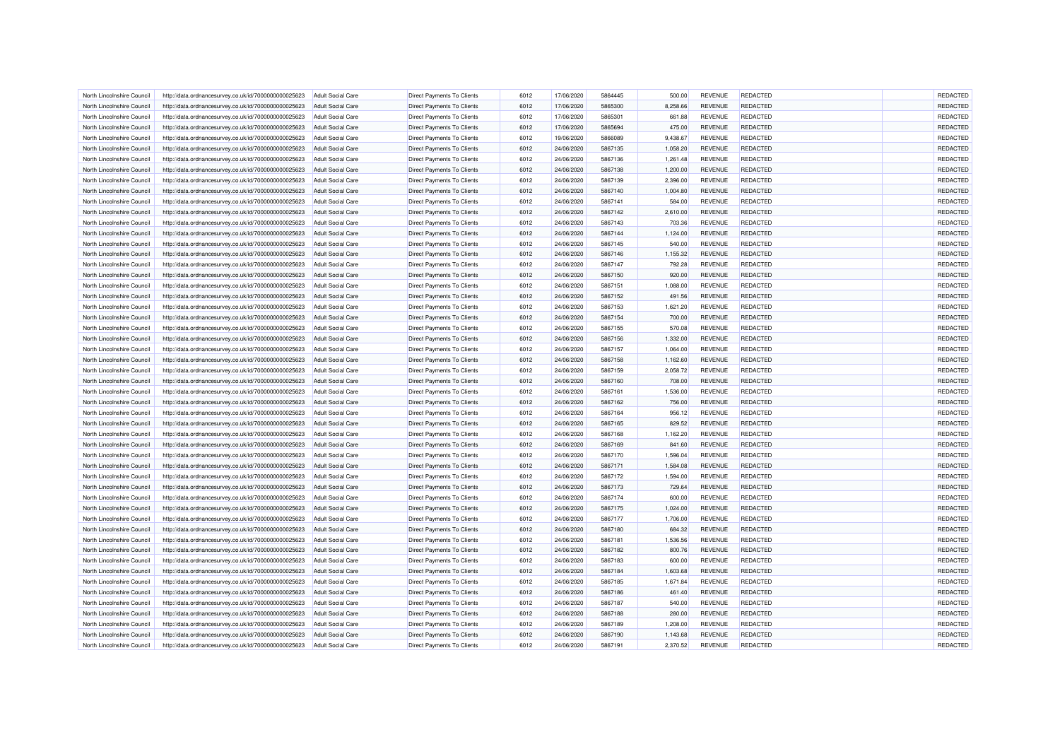| | | | | | | | | | | | |
|---|---|---|---|---|---|---|---|---|---|---|---|
| North Lincolnshire Council | http://data.ordnancesurvey.co.uk/id/7000000000025623 | Adult Social Care | Direct Payments To Clients | 6012 | 17/06/2020 | 5864445 | 500.00 | REVENUE | REDACTED | | REDACTED |
| North Lincolnshire Council | http://data.ordnancesurvey.co.uk/id/7000000000025623 | Adult Social Care | Direct Payments To Clients | 6012 | 17/06/2020 | 5865300 | 8,258.66 | REVENUE | REDACTED | | REDACTED |
| North Lincolnshire Council | http://data.ordnancesurvey.co.uk/id/7000000000025623 | Adult Social Care | Direct Payments To Clients | 6012 | 17/06/2020 | 5865301 | 661.88 | REVENUE | REDACTED | | REDACTED |
| North Lincolnshire Council | http://data.ordnancesurvey.co.uk/id/7000000000025623 | Adult Social Care | Direct Payments To Clients | 6012 | 17/06/2020 | 5865694 | 475.00 | REVENUE | REDACTED | | REDACTED |
| North Lincolnshire Council | http://data.ordnancesurvey.co.uk/id/7000000000025623 | Adult Social Care | Direct Payments To Clients | 6012 | 19/06/2020 | 5866089 | 9,438.67 | REVENUE | REDACTED | | REDACTED |
| North Lincolnshire Council | http://data.ordnancesurvey.co.uk/id/7000000000025623 | Adult Social Care | Direct Payments To Clients | 6012 | 24/06/2020 | 5867135 | 1,058.20 | REVENUE | REDACTED | | REDACTED |
| North Lincolnshire Council | http://data.ordnancesurvey.co.uk/id/7000000000025623 | Adult Social Care | Direct Payments To Clients | 6012 | 24/06/2020 | 5867136 | 1,261.48 | REVENUE | REDACTED | | REDACTED |
| North Lincolnshire Council | http://data.ordnancesurvey.co.uk/id/7000000000025623 | Adult Social Care | Direct Payments To Clients | 6012 | 24/06/2020 | 5867138 | 1,200.00 | REVENUE | REDACTED | | REDACTED |
| North Lincolnshire Council | http://data.ordnancesurvey.co.uk/id/7000000000025623 | Adult Social Care | Direct Payments To Clients | 6012 | 24/06/2020 | 5867139 | 2,396.00 | REVENUE | REDACTED | | REDACTED |
| North Lincolnshire Council | http://data.ordnancesurvey.co.uk/id/7000000000025623 | Adult Social Care | Direct Payments To Clients | 6012 | 24/06/2020 | 5867140 | 1,004.80 | REVENUE | REDACTED | | REDACTED |
| North Lincolnshire Council | http://data.ordnancesurvey.co.uk/id/7000000000025623 | Adult Social Care | Direct Payments To Clients | 6012 | 24/06/2020 | 5867141 | 584.00 | REVENUE | REDACTED | | REDACTED |
| North Lincolnshire Council | http://data.ordnancesurvey.co.uk/id/7000000000025623 | Adult Social Care | Direct Payments To Clients | 6012 | 24/06/2020 | 5867142 | 2,610.00 | REVENUE | REDACTED | | REDACTED |
| North Lincolnshire Council | http://data.ordnancesurvey.co.uk/id/7000000000025623 | Adult Social Care | Direct Payments To Clients | 6012 | 24/06/2020 | 5867143 | 703.36 | REVENUE | REDACTED | | REDACTED |
| North Lincolnshire Council | http://data.ordnancesurvey.co.uk/id/7000000000025623 | Adult Social Care | Direct Payments To Clients | 6012 | 24/06/2020 | 5867144 | 1,124.00 | REVENUE | REDACTED | | REDACTED |
| North Lincolnshire Council | http://data.ordnancesurvey.co.uk/id/7000000000025623 | Adult Social Care | Direct Payments To Clients | 6012 | 24/06/2020 | 5867145 | 540.00 | REVENUE | REDACTED | | REDACTED |
| North Lincolnshire Council | http://data.ordnancesurvey.co.uk/id/7000000000025623 | Adult Social Care | Direct Payments To Clients | 6012 | 24/06/2020 | 5867146 | 1,155.32 | REVENUE | REDACTED | | REDACTED |
| North Lincolnshire Council | http://data.ordnancesurvey.co.uk/id/7000000000025623 | Adult Social Care | Direct Payments To Clients | 6012 | 24/06/2020 | 5867147 | 792.28 | REVENUE | REDACTED | | REDACTED |
| North Lincolnshire Council | http://data.ordnancesurvey.co.uk/id/7000000000025623 | Adult Social Care | Direct Payments To Clients | 6012 | 24/06/2020 | 5867150 | 920.00 | REVENUE | REDACTED | | REDACTED |
| North Lincolnshire Council | http://data.ordnancesurvey.co.uk/id/7000000000025623 | Adult Social Care | Direct Payments To Clients | 6012 | 24/06/2020 | 5867151 | 1,088.00 | REVENUE | REDACTED | | REDACTED |
| North Lincolnshire Council | http://data.ordnancesurvey.co.uk/id/7000000000025623 | Adult Social Care | Direct Payments To Clients | 6012 | 24/06/2020 | 5867152 | 491.56 | REVENUE | REDACTED | | REDACTED |
| North Lincolnshire Council | http://data.ordnancesurvey.co.uk/id/7000000000025623 | Adult Social Care | Direct Payments To Clients | 6012 | 24/06/2020 | 5867153 | 1,621.20 | REVENUE | REDACTED | | REDACTED |
| North Lincolnshire Council | http://data.ordnancesurvey.co.uk/id/7000000000025623 | Adult Social Care | Direct Payments To Clients | 6012 | 24/06/2020 | 5867154 | 700.00 | REVENUE | REDACTED | | REDACTED |
| North Lincolnshire Council | http://data.ordnancesurvey.co.uk/id/7000000000025623 | Adult Social Care | Direct Payments To Clients | 6012 | 24/06/2020 | 5867155 | 570.08 | REVENUE | REDACTED | | REDACTED |
| North Lincolnshire Council | http://data.ordnancesurvey.co.uk/id/7000000000025623 | Adult Social Care | Direct Payments To Clients | 6012 | 24/06/2020 | 5867156 | 1,332.00 | REVENUE | REDACTED | | REDACTED |
| North Lincolnshire Council | http://data.ordnancesurvey.co.uk/id/7000000000025623 | Adult Social Care | Direct Payments To Clients | 6012 | 24/06/2020 | 5867157 | 1,064.00 | REVENUE | REDACTED | | REDACTED |
| North Lincolnshire Council | http://data.ordnancesurvey.co.uk/id/7000000000025623 | Adult Social Care | Direct Payments To Clients | 6012 | 24/06/2020 | 5867158 | 1,162.60 | REVENUE | REDACTED | | REDACTED |
| North Lincolnshire Council | http://data.ordnancesurvey.co.uk/id/7000000000025623 | Adult Social Care | Direct Payments To Clients | 6012 | 24/06/2020 | 5867159 | 2,058.72 | REVENUE | REDACTED | | REDACTED |
| North Lincolnshire Council | http://data.ordnancesurvey.co.uk/id/7000000000025623 | Adult Social Care | Direct Payments To Clients | 6012 | 24/06/2020 | 5867160 | 708.00 | REVENUE | REDACTED | | REDACTED |
| North Lincolnshire Council | http://data.ordnancesurvey.co.uk/id/7000000000025623 | Adult Social Care | Direct Payments To Clients | 6012 | 24/06/2020 | 5867161 | 1,536.00 | REVENUE | REDACTED | | REDACTED |
| North Lincolnshire Council | http://data.ordnancesurvey.co.uk/id/7000000000025623 | Adult Social Care | Direct Payments To Clients | 6012 | 24/06/2020 | 5867162 | 756.00 | REVENUE | REDACTED | | REDACTED |
| North Lincolnshire Council | http://data.ordnancesurvey.co.uk/id/7000000000025623 | Adult Social Care | Direct Payments To Clients | 6012 | 24/06/2020 | 5867164 | 956.12 | REVENUE | REDACTED | | REDACTED |
| North Lincolnshire Council | http://data.ordnancesurvey.co.uk/id/7000000000025623 | Adult Social Care | Direct Payments To Clients | 6012 | 24/06/2020 | 5867165 | 829.52 | REVENUE | REDACTED | | REDACTED |
| North Lincolnshire Council | http://data.ordnancesurvey.co.uk/id/7000000000025623 | Adult Social Care | Direct Payments To Clients | 6012 | 24/06/2020 | 5867168 | 1,162.20 | REVENUE | REDACTED | | REDACTED |
| North Lincolnshire Council | http://data.ordnancesurvey.co.uk/id/7000000000025623 | Adult Social Care | Direct Payments To Clients | 6012 | 24/06/2020 | 5867169 | 841.60 | REVENUE | REDACTED | | REDACTED |
| North Lincolnshire Council | http://data.ordnancesurvey.co.uk/id/7000000000025623 | Adult Social Care | Direct Payments To Clients | 6012 | 24/06/2020 | 5867170 | 1,596.04 | REVENUE | REDACTED | | REDACTED |
| North Lincolnshire Council | http://data.ordnancesurvey.co.uk/id/7000000000025623 | Adult Social Care | Direct Payments To Clients | 6012 | 24/06/2020 | 5867171 | 1,584.08 | REVENUE | REDACTED | | REDACTED |
| North Lincolnshire Council | http://data.ordnancesurvey.co.uk/id/7000000000025623 | Adult Social Care | Direct Payments To Clients | 6012 | 24/06/2020 | 5867172 | 1,594.00 | REVENUE | REDACTED | | REDACTED |
| North Lincolnshire Council | http://data.ordnancesurvey.co.uk/id/7000000000025623 | Adult Social Care | Direct Payments To Clients | 6012 | 24/06/2020 | 5867173 | 729.64 | REVENUE | REDACTED | | REDACTED |
| North Lincolnshire Council | http://data.ordnancesurvey.co.uk/id/7000000000025623 | Adult Social Care | Direct Payments To Clients | 6012 | 24/06/2020 | 5867174 | 600.00 | REVENUE | REDACTED | | REDACTED |
| North Lincolnshire Council | http://data.ordnancesurvey.co.uk/id/7000000000025623 | Adult Social Care | Direct Payments To Clients | 6012 | 24/06/2020 | 5867175 | 1,024.00 | REVENUE | REDACTED | | REDACTED |
| North Lincolnshire Council | http://data.ordnancesurvey.co.uk/id/7000000000025623 | Adult Social Care | Direct Payments To Clients | 6012 | 24/06/2020 | 5867177 | 1,706.00 | REVENUE | REDACTED | | REDACTED |
| North Lincolnshire Council | http://data.ordnancesurvey.co.uk/id/7000000000025623 | Adult Social Care | Direct Payments To Clients | 6012 | 24/06/2020 | 5867180 | 684.32 | REVENUE | REDACTED | | REDACTED |
| North Lincolnshire Council | http://data.ordnancesurvey.co.uk/id/7000000000025623 | Adult Social Care | Direct Payments To Clients | 6012 | 24/06/2020 | 5867181 | 1,536.56 | REVENUE | REDACTED | | REDACTED |
| North Lincolnshire Council | http://data.ordnancesurvey.co.uk/id/7000000000025623 | Adult Social Care | Direct Payments To Clients | 6012 | 24/06/2020 | 5867182 | 800.76 | REVENUE | REDACTED | | REDACTED |
| North Lincolnshire Council | http://data.ordnancesurvey.co.uk/id/7000000000025623 | Adult Social Care | Direct Payments To Clients | 6012 | 24/06/2020 | 5867183 | 600.00 | REVENUE | REDACTED | | REDACTED |
| North Lincolnshire Council | http://data.ordnancesurvey.co.uk/id/7000000000025623 | Adult Social Care | Direct Payments To Clients | 6012 | 24/06/2020 | 5867184 | 1,603.68 | REVENUE | REDACTED | | REDACTED |
| North Lincolnshire Council | http://data.ordnancesurvey.co.uk/id/7000000000025623 | Adult Social Care | Direct Payments To Clients | 6012 | 24/06/2020 | 5867185 | 1,671.84 | REVENUE | REDACTED | | REDACTED |
| North Lincolnshire Council | http://data.ordnancesurvey.co.uk/id/7000000000025623 | Adult Social Care | Direct Payments To Clients | 6012 | 24/06/2020 | 5867186 | 461.40 | REVENUE | REDACTED | | REDACTED |
| North Lincolnshire Council | http://data.ordnancesurvey.co.uk/id/7000000000025623 | Adult Social Care | Direct Payments To Clients | 6012 | 24/06/2020 | 5867187 | 540.00 | REVENUE | REDACTED | | REDACTED |
| North Lincolnshire Council | http://data.ordnancesurvey.co.uk/id/7000000000025623 | Adult Social Care | Direct Payments To Clients | 6012 | 24/06/2020 | 5867188 | 280.00 | REVENUE | REDACTED | | REDACTED |
| North Lincolnshire Council | http://data.ordnancesurvey.co.uk/id/7000000000025623 | Adult Social Care | Direct Payments To Clients | 6012 | 24/06/2020 | 5867189 | 1,208.00 | REVENUE | REDACTED | | REDACTED |
| North Lincolnshire Council | http://data.ordnancesurvey.co.uk/id/7000000000025623 | Adult Social Care | Direct Payments To Clients | 6012 | 24/06/2020 | 5867190 | 1,143.68 | REVENUE | REDACTED | | REDACTED |
| North Lincolnshire Council | http://data.ordnancesurvey.co.uk/id/7000000000025623 | Adult Social Care | Direct Payments To Clients | 6012 | 24/06/2020 | 5867191 | 2,370.52 | REVENUE | REDACTED | | REDACTED |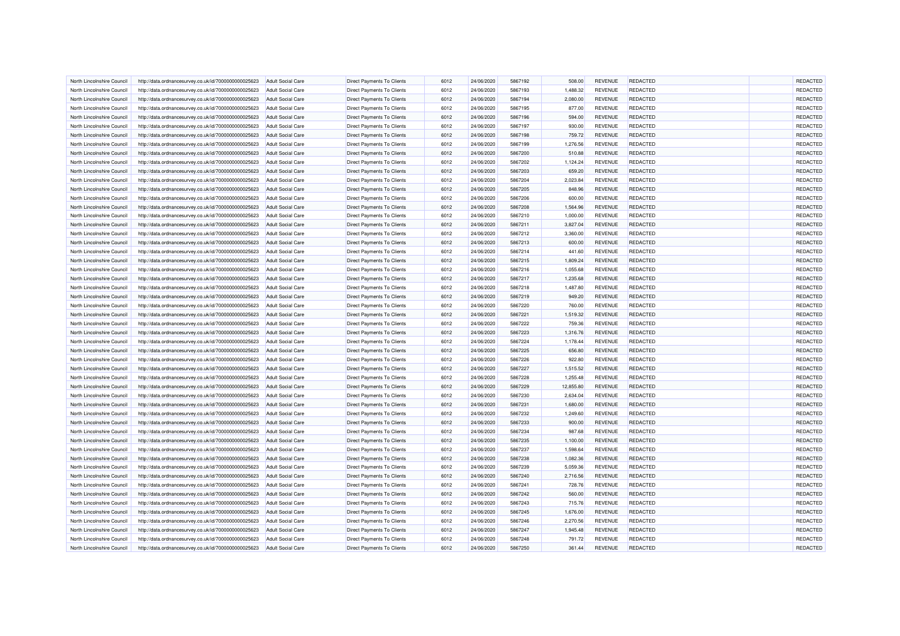| | | | | | | | | | | | |
|---|---|---|---|---|---|---|---|---|---|---|---|
| North Lincolnshire Council | http://data.ordnancesurvey.co.uk/id/7000000000025623 | Adult Social Care | Direct Payments To Clients | 6012 | 24/06/2020 | 5867192 | 508.00 | REVENUE | REDACTED | | REDACTED |
| North Lincolnshire Council | http://data.ordnancesurvey.co.uk/id/7000000000025623 | Adult Social Care | Direct Payments To Clients | 6012 | 24/06/2020 | 5867193 | 1,488.32 | REVENUE | REDACTED | | REDACTED |
| North Lincolnshire Council | http://data.ordnancesurvey.co.uk/id/7000000000025623 | Adult Social Care | Direct Payments To Clients | 6012 | 24/06/2020 | 5867194 | 2,080.00 | REVENUE | REDACTED | | REDACTED |
| North Lincolnshire Council | http://data.ordnancesurvey.co.uk/id/7000000000025623 | Adult Social Care | Direct Payments To Clients | 6012 | 24/06/2020 | 5867195 | 877.00 | REVENUE | REDACTED | | REDACTED |
| North Lincolnshire Council | http://data.ordnancesurvey.co.uk/id/7000000000025623 | Adult Social Care | Direct Payments To Clients | 6012 | 24/06/2020 | 5867196 | 594.00 | REVENUE | REDACTED | | REDACTED |
| North Lincolnshire Council | http://data.ordnancesurvey.co.uk/id/7000000000025623 | Adult Social Care | Direct Payments To Clients | 6012 | 24/06/2020 | 5867197 | 930.00 | REVENUE | REDACTED | | REDACTED |
| North Lincolnshire Council | http://data.ordnancesurvey.co.uk/id/7000000000025623 | Adult Social Care | Direct Payments To Clients | 6012 | 24/06/2020 | 5867198 | 759.72 | REVENUE | REDACTED | | REDACTED |
| North Lincolnshire Council | http://data.ordnancesurvey.co.uk/id/7000000000025623 | Adult Social Care | Direct Payments To Clients | 6012 | 24/06/2020 | 5867199 | 1,276.56 | REVENUE | REDACTED | | REDACTED |
| North Lincolnshire Council | http://data.ordnancesurvey.co.uk/id/7000000000025623 | Adult Social Care | Direct Payments To Clients | 6012 | 24/06/2020 | 5867200 | 510.88 | REVENUE | REDACTED | | REDACTED |
| North Lincolnshire Council | http://data.ordnancesurvey.co.uk/id/7000000000025623 | Adult Social Care | Direct Payments To Clients | 6012 | 24/06/2020 | 5867202 | 1,124.24 | REVENUE | REDACTED | | REDACTED |
| North Lincolnshire Council | http://data.ordnancesurvey.co.uk/id/7000000000025623 | Adult Social Care | Direct Payments To Clients | 6012 | 24/06/2020 | 5867203 | 659.20 | REVENUE | REDACTED | | REDACTED |
| North Lincolnshire Council | http://data.ordnancesurvey.co.uk/id/7000000000025623 | Adult Social Care | Direct Payments To Clients | 6012 | 24/06/2020 | 5867204 | 2,023.84 | REVENUE | REDACTED | | REDACTED |
| North Lincolnshire Council | http://data.ordnancesurvey.co.uk/id/7000000000025623 | Adult Social Care | Direct Payments To Clients | 6012 | 24/06/2020 | 5867205 | 848.96 | REVENUE | REDACTED | | REDACTED |
| North Lincolnshire Council | http://data.ordnancesurvey.co.uk/id/7000000000025623 | Adult Social Care | Direct Payments To Clients | 6012 | 24/06/2020 | 5867206 | 600.00 | REVENUE | REDACTED | | REDACTED |
| North Lincolnshire Council | http://data.ordnancesurvey.co.uk/id/7000000000025623 | Adult Social Care | Direct Payments To Clients | 6012 | 24/06/2020 | 5867208 | 1,564.96 | REVENUE | REDACTED | | REDACTED |
| North Lincolnshire Council | http://data.ordnancesurvey.co.uk/id/7000000000025623 | Adult Social Care | Direct Payments To Clients | 6012 | 24/06/2020 | 5867210 | 1,000.00 | REVENUE | REDACTED | | REDACTED |
| North Lincolnshire Council | http://data.ordnancesurvey.co.uk/id/7000000000025623 | Adult Social Care | Direct Payments To Clients | 6012 | 24/06/2020 | 5867211 | 3,827.04 | REVENUE | REDACTED | | REDACTED |
| North Lincolnshire Council | http://data.ordnancesurvey.co.uk/id/7000000000025623 | Adult Social Care | Direct Payments To Clients | 6012 | 24/06/2020 | 5867212 | 3,360.00 | REVENUE | REDACTED | | REDACTED |
| North Lincolnshire Council | http://data.ordnancesurvey.co.uk/id/7000000000025623 | Adult Social Care | Direct Payments To Clients | 6012 | 24/06/2020 | 5867213 | 600.00 | REVENUE | REDACTED | | REDACTED |
| North Lincolnshire Council | http://data.ordnancesurvey.co.uk/id/7000000000025623 | Adult Social Care | Direct Payments To Clients | 6012 | 24/06/2020 | 5867214 | 441.60 | REVENUE | REDACTED | | REDACTED |
| North Lincolnshire Council | http://data.ordnancesurvey.co.uk/id/7000000000025623 | Adult Social Care | Direct Payments To Clients | 6012 | 24/06/2020 | 5867215 | 1,809.24 | REVENUE | REDACTED | | REDACTED |
| North Lincolnshire Council | http://data.ordnancesurvey.co.uk/id/7000000000025623 | Adult Social Care | Direct Payments To Clients | 6012 | 24/06/2020 | 5867216 | 1,055.68 | REVENUE | REDACTED | | REDACTED |
| North Lincolnshire Council | http://data.ordnancesurvey.co.uk/id/7000000000025623 | Adult Social Care | Direct Payments To Clients | 6012 | 24/06/2020 | 5867217 | 1,235.68 | REVENUE | REDACTED | | REDACTED |
| North Lincolnshire Council | http://data.ordnancesurvey.co.uk/id/7000000000025623 | Adult Social Care | Direct Payments To Clients | 6012 | 24/06/2020 | 5867218 | 1,487.80 | REVENUE | REDACTED | | REDACTED |
| North Lincolnshire Council | http://data.ordnancesurvey.co.uk/id/7000000000025623 | Adult Social Care | Direct Payments To Clients | 6012 | 24/06/2020 | 5867219 | 949.20 | REVENUE | REDACTED | | REDACTED |
| North Lincolnshire Council | http://data.ordnancesurvey.co.uk/id/7000000000025623 | Adult Social Care | Direct Payments To Clients | 6012 | 24/06/2020 | 5867220 | 760.00 | REVENUE | REDACTED | | REDACTED |
| North Lincolnshire Council | http://data.ordnancesurvey.co.uk/id/7000000000025623 | Adult Social Care | Direct Payments To Clients | 6012 | 24/06/2020 | 5867221 | 1,519.32 | REVENUE | REDACTED | | REDACTED |
| North Lincolnshire Council | http://data.ordnancesurvey.co.uk/id/7000000000025623 | Adult Social Care | Direct Payments To Clients | 6012 | 24/06/2020 | 5867222 | 759.36 | REVENUE | REDACTED | | REDACTED |
| North Lincolnshire Council | http://data.ordnancesurvey.co.uk/id/7000000000025623 | Adult Social Care | Direct Payments To Clients | 6012 | 24/06/2020 | 5867223 | 1,316.76 | REVENUE | REDACTED | | REDACTED |
| North Lincolnshire Council | http://data.ordnancesurvey.co.uk/id/7000000000025623 | Adult Social Care | Direct Payments To Clients | 6012 | 24/06/2020 | 5867224 | 1,178.44 | REVENUE | REDACTED | | REDACTED |
| North Lincolnshire Council | http://data.ordnancesurvey.co.uk/id/7000000000025623 | Adult Social Care | Direct Payments To Clients | 6012 | 24/06/2020 | 5867225 | 656.80 | REVENUE | REDACTED | | REDACTED |
| North Lincolnshire Council | http://data.ordnancesurvey.co.uk/id/7000000000025623 | Adult Social Care | Direct Payments To Clients | 6012 | 24/06/2020 | 5867226 | 922.80 | REVENUE | REDACTED | | REDACTED |
| North Lincolnshire Council | http://data.ordnancesurvey.co.uk/id/7000000000025623 | Adult Social Care | Direct Payments To Clients | 6012 | 24/06/2020 | 5867227 | 1,515.52 | REVENUE | REDACTED | | REDACTED |
| North Lincolnshire Council | http://data.ordnancesurvey.co.uk/id/7000000000025623 | Adult Social Care | Direct Payments To Clients | 6012 | 24/06/2020 | 5867228 | 1,255.48 | REVENUE | REDACTED | | REDACTED |
| North Lincolnshire Council | http://data.ordnancesurvey.co.uk/id/7000000000025623 | Adult Social Care | Direct Payments To Clients | 6012 | 24/06/2020 | 5867229 | 12,855.80 | REVENUE | REDACTED | | REDACTED |
| North Lincolnshire Council | http://data.ordnancesurvey.co.uk/id/7000000000025623 | Adult Social Care | Direct Payments To Clients | 6012 | 24/06/2020 | 5867230 | 2,634.04 | REVENUE | REDACTED | | REDACTED |
| North Lincolnshire Council | http://data.ordnancesurvey.co.uk/id/7000000000025623 | Adult Social Care | Direct Payments To Clients | 6012 | 24/06/2020 | 5867231 | 1,680.00 | REVENUE | REDACTED | | REDACTED |
| North Lincolnshire Council | http://data.ordnancesurvey.co.uk/id/7000000000025623 | Adult Social Care | Direct Payments To Clients | 6012 | 24/06/2020 | 5867232 | 1,249.60 | REVENUE | REDACTED | | REDACTED |
| North Lincolnshire Council | http://data.ordnancesurvey.co.uk/id/7000000000025623 | Adult Social Care | Direct Payments To Clients | 6012 | 24/06/2020 | 5867233 | 900.00 | REVENUE | REDACTED | | REDACTED |
| North Lincolnshire Council | http://data.ordnancesurvey.co.uk/id/7000000000025623 | Adult Social Care | Direct Payments To Clients | 6012 | 24/06/2020 | 5867234 | 987.68 | REVENUE | REDACTED | | REDACTED |
| North Lincolnshire Council | http://data.ordnancesurvey.co.uk/id/7000000000025623 | Adult Social Care | Direct Payments To Clients | 6012 | 24/06/2020 | 5867235 | 1,100.00 | REVENUE | REDACTED | | REDACTED |
| North Lincolnshire Council | http://data.ordnancesurvey.co.uk/id/7000000000025623 | Adult Social Care | Direct Payments To Clients | 6012 | 24/06/2020 | 5867237 | 1,598.64 | REVENUE | REDACTED | | REDACTED |
| North Lincolnshire Council | http://data.ordnancesurvey.co.uk/id/7000000000025623 | Adult Social Care | Direct Payments To Clients | 6012 | 24/06/2020 | 5867238 | 1,082.36 | REVENUE | REDACTED | | REDACTED |
| North Lincolnshire Council | http://data.ordnancesurvey.co.uk/id/7000000000025623 | Adult Social Care | Direct Payments To Clients | 6012 | 24/06/2020 | 5867239 | 5,059.36 | REVENUE | REDACTED | | REDACTED |
| North Lincolnshire Council | http://data.ordnancesurvey.co.uk/id/7000000000025623 | Adult Social Care | Direct Payments To Clients | 6012 | 24/06/2020 | 5867240 | 2,716.56 | REVENUE | REDACTED | | REDACTED |
| North Lincolnshire Council | http://data.ordnancesurvey.co.uk/id/7000000000025623 | Adult Social Care | Direct Payments To Clients | 6012 | 24/06/2020 | 5867241 | 728.76 | REVENUE | REDACTED | | REDACTED |
| North Lincolnshire Council | http://data.ordnancesurvey.co.uk/id/7000000000025623 | Adult Social Care | Direct Payments To Clients | 6012 | 24/06/2020 | 5867242 | 560.00 | REVENUE | REDACTED | | REDACTED |
| North Lincolnshire Council | http://data.ordnancesurvey.co.uk/id/7000000000025623 | Adult Social Care | Direct Payments To Clients | 6012 | 24/06/2020 | 5867243 | 715.76 | REVENUE | REDACTED | | REDACTED |
| North Lincolnshire Council | http://data.ordnancesurvey.co.uk/id/7000000000025623 | Adult Social Care | Direct Payments To Clients | 6012 | 24/06/2020 | 5867245 | 1,676.00 | REVENUE | REDACTED | | REDACTED |
| North Lincolnshire Council | http://data.ordnancesurvey.co.uk/id/7000000000025623 | Adult Social Care | Direct Payments To Clients | 6012 | 24/06/2020 | 5867246 | 2,270.56 | REVENUE | REDACTED | | REDACTED |
| North Lincolnshire Council | http://data.ordnancesurvey.co.uk/id/7000000000025623 | Adult Social Care | Direct Payments To Clients | 6012 | 24/06/2020 | 5867247 | 1,945.48 | REVENUE | REDACTED | | REDACTED |
| North Lincolnshire Council | http://data.ordnancesurvey.co.uk/id/7000000000025623 | Adult Social Care | Direct Payments To Clients | 6012 | 24/06/2020 | 5867248 | 791.72 | REVENUE | REDACTED | | REDACTED |
| North Lincolnshire Council | http://data.ordnancesurvey.co.uk/id/7000000000025623 | Adult Social Care | Direct Payments To Clients | 6012 | 24/06/2020 | 5867250 | 361.44 | REVENUE | REDACTED | | REDACTED |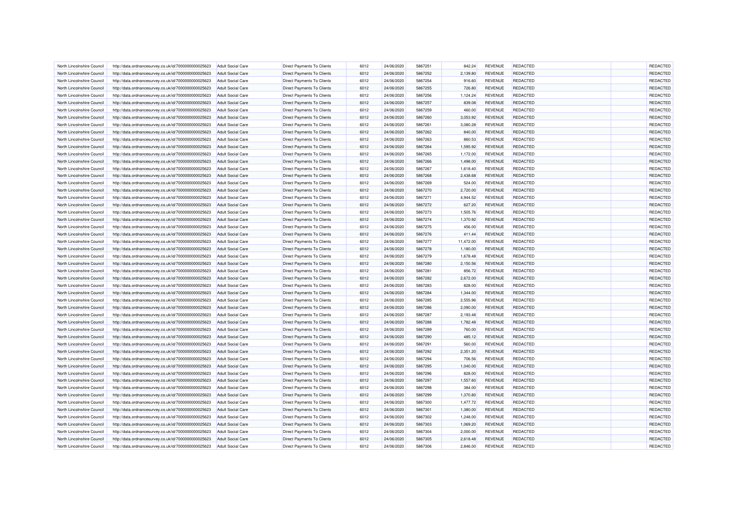| North Lincolnshire Council | http://data.ordnancesurvey.co.uk/id/7000000000025623 | Adult Social Care | Direct Payments To Clients | 6012 | 24/06/2020 | 5867251 | 842.24 | REVENUE | REDACTED | | REDACTED |
|---|---|---|---|---|---|---|---|---|---|---|---|
| North Lincolnshire Council | http://data.ordnancesurvey.co.uk/id/7000000000025623 | Adult Social Care | Direct Payments To Clients | 6012 | 24/06/2020 | 5867252 | 2,139.80 | REVENUE | REDACTED | | REDACTED |
| North Lincolnshire Council | http://data.ordnancesurvey.co.uk/id/7000000000025623 | Adult Social Care | Direct Payments To Clients | 6012 | 24/06/2020 | 5867254 | 916.60 | REVENUE | REDACTED | | REDACTED |
| North Lincolnshire Council | http://data.ordnancesurvey.co.uk/id/7000000000025623 | Adult Social Care | Direct Payments To Clients | 6012 | 24/06/2020 | 5867255 | 726.80 | REVENUE | REDACTED | | REDACTED |
| North Lincolnshire Council | http://data.ordnancesurvey.co.uk/id/7000000000025623 | Adult Social Care | Direct Payments To Clients | 6012 | 24/06/2020 | 5867256 | 1,124.24 | REVENUE | REDACTED | | REDACTED |
| North Lincolnshire Council | http://data.ordnancesurvey.co.uk/id/7000000000025623 | Adult Social Care | Direct Payments To Clients | 6012 | 24/06/2020 | 5867257 | 839.08 | REVENUE | REDACTED | | REDACTED |
| North Lincolnshire Council | http://data.ordnancesurvey.co.uk/id/7000000000025623 | Adult Social Care | Direct Payments To Clients | 6012 | 24/06/2020 | 5867259 | 460.00 | REVENUE | REDACTED | | REDACTED |
| North Lincolnshire Council | http://data.ordnancesurvey.co.uk/id/7000000000025623 | Adult Social Care | Direct Payments To Clients | 6012 | 24/06/2020 | 5867260 | 3,053.92 | REVENUE | REDACTED | | REDACTED |
| North Lincolnshire Council | http://data.ordnancesurvey.co.uk/id/7000000000025623 | Adult Social Care | Direct Payments To Clients | 6012 | 24/06/2020 | 5867261 | 3,080.28 | REVENUE | REDACTED | | REDACTED |
| North Lincolnshire Council | http://data.ordnancesurvey.co.uk/id/7000000000025623 | Adult Social Care | Direct Payments To Clients | 6012 | 24/06/2020 | 5867262 | 840.00 | REVENUE | REDACTED | | REDACTED |
| North Lincolnshire Council | http://data.ordnancesurvey.co.uk/id/7000000000025623 | Adult Social Care | Direct Payments To Clients | 6012 | 24/06/2020 | 5867263 | 860.53 | REVENUE | REDACTED | | REDACTED |
| North Lincolnshire Council | http://data.ordnancesurvey.co.uk/id/7000000000025623 | Adult Social Care | Direct Payments To Clients | 6012 | 24/06/2020 | 5867264 | 1,595.92 | REVENUE | REDACTED | | REDACTED |
| North Lincolnshire Council | http://data.ordnancesurvey.co.uk/id/7000000000025623 | Adult Social Care | Direct Payments To Clients | 6012 | 24/06/2020 | 5867265 | 1,172.00 | REVENUE | REDACTED | | REDACTED |
| North Lincolnshire Council | http://data.ordnancesurvey.co.uk/id/7000000000025623 | Adult Social Care | Direct Payments To Clients | 6012 | 24/06/2020 | 5867266 | 1,498.00 | REVENUE | REDACTED | | REDACTED |
| North Lincolnshire Council | http://data.ordnancesurvey.co.uk/id/7000000000025623 | Adult Social Care | Direct Payments To Clients | 6012 | 24/06/2020 | 5867267 | 1,618.40 | REVENUE | REDACTED | | REDACTED |
| North Lincolnshire Council | http://data.ordnancesurvey.co.uk/id/7000000000025623 | Adult Social Care | Direct Payments To Clients | 6012 | 24/06/2020 | 5867268 | 2,438.68 | REVENUE | REDACTED | | REDACTED |
| North Lincolnshire Council | http://data.ordnancesurvey.co.uk/id/7000000000025623 | Adult Social Care | Direct Payments To Clients | 6012 | 24/06/2020 | 5867269 | 524.00 | REVENUE | REDACTED | | REDACTED |
| North Lincolnshire Council | http://data.ordnancesurvey.co.uk/id/7000000000025623 | Adult Social Care | Direct Payments To Clients | 6012 | 24/06/2020 | 5867270 | 2,720.00 | REVENUE | REDACTED | | REDACTED |
| North Lincolnshire Council | http://data.ordnancesurvey.co.uk/id/7000000000025623 | Adult Social Care | Direct Payments To Clients | 6012 | 24/06/2020 | 5867271 | 4,944.52 | REVENUE | REDACTED | | REDACTED |
| North Lincolnshire Council | http://data.ordnancesurvey.co.uk/id/7000000000025623 | Adult Social Care | Direct Payments To Clients | 6012 | 24/06/2020 | 5867272 | 627.20 | REVENUE | REDACTED | | REDACTED |
| North Lincolnshire Council | http://data.ordnancesurvey.co.uk/id/7000000000025623 | Adult Social Care | Direct Payments To Clients | 6012 | 24/06/2020 | 5867273 | 1,505.76 | REVENUE | REDACTED | | REDACTED |
| North Lincolnshire Council | http://data.ordnancesurvey.co.uk/id/7000000000025623 | Adult Social Care | Direct Payments To Clients | 6012 | 24/06/2020 | 5867274 | 1,370.92 | REVENUE | REDACTED | | REDACTED |
| North Lincolnshire Council | http://data.ordnancesurvey.co.uk/id/7000000000025623 | Adult Social Care | Direct Payments To Clients | 6012 | 24/06/2020 | 5867275 | 456.00 | REVENUE | REDACTED | | REDACTED |
| North Lincolnshire Council | http://data.ordnancesurvey.co.uk/id/7000000000025623 | Adult Social Care | Direct Payments To Clients | 6012 | 24/06/2020 | 5867276 | 411.44 | REVENUE | REDACTED | | REDACTED |
| North Lincolnshire Council | http://data.ordnancesurvey.co.uk/id/7000000000025623 | Adult Social Care | Direct Payments To Clients | 6012 | 24/06/2020 | 5867277 | 11,472.00 | REVENUE | REDACTED | | REDACTED |
| North Lincolnshire Council | http://data.ordnancesurvey.co.uk/id/7000000000025623 | Adult Social Care | Direct Payments To Clients | 6012 | 24/06/2020 | 5867278 | 1,180.00 | REVENUE | REDACTED | | REDACTED |
| North Lincolnshire Council | http://data.ordnancesurvey.co.uk/id/7000000000025623 | Adult Social Care | Direct Payments To Clients | 6012 | 24/06/2020 | 5867279 | 1,678.48 | REVENUE | REDACTED | | REDACTED |
| North Lincolnshire Council | http://data.ordnancesurvey.co.uk/id/7000000000025623 | Adult Social Care | Direct Payments To Clients | 6012 | 24/06/2020 | 5867280 | 2,150.56 | REVENUE | REDACTED | | REDACTED |
| North Lincolnshire Council | http://data.ordnancesurvey.co.uk/id/7000000000025623 | Adult Social Care | Direct Payments To Clients | 6012 | 24/06/2020 | 5867281 | 856.72 | REVENUE | REDACTED | | REDACTED |
| North Lincolnshire Council | http://data.ordnancesurvey.co.uk/id/7000000000025623 | Adult Social Care | Direct Payments To Clients | 6012 | 24/06/2020 | 5867282 | 2,672.00 | REVENUE | REDACTED | | REDACTED |
| North Lincolnshire Council | http://data.ordnancesurvey.co.uk/id/7000000000025623 | Adult Social Care | Direct Payments To Clients | 6012 | 24/06/2020 | 5867283 | 828.00 | REVENUE | REDACTED | | REDACTED |
| North Lincolnshire Council | http://data.ordnancesurvey.co.uk/id/7000000000025623 | Adult Social Care | Direct Payments To Clients | 6012 | 24/06/2020 | 5867284 | 1,344.00 | REVENUE | REDACTED | | REDACTED |
| North Lincolnshire Council | http://data.ordnancesurvey.co.uk/id/7000000000025623 | Adult Social Care | Direct Payments To Clients | 6012 | 24/06/2020 | 5867285 | 2,555.96 | REVENUE | REDACTED | | REDACTED |
| North Lincolnshire Council | http://data.ordnancesurvey.co.uk/id/7000000000025623 | Adult Social Care | Direct Payments To Clients | 6012 | 24/06/2020 | 5867286 | 2,090.00 | REVENUE | REDACTED | | REDACTED |
| North Lincolnshire Council | http://data.ordnancesurvey.co.uk/id/7000000000025623 | Adult Social Care | Direct Payments To Clients | 6012 | 24/06/2020 | 5867287 | 2,193.48 | REVENUE | REDACTED | | REDACTED |
| North Lincolnshire Council | http://data.ordnancesurvey.co.uk/id/7000000000025623 | Adult Social Care | Direct Payments To Clients | 6012 | 24/06/2020 | 5867288 | 1,782.48 | REVENUE | REDACTED | | REDACTED |
| North Lincolnshire Council | http://data.ordnancesurvey.co.uk/id/7000000000025623 | Adult Social Care | Direct Payments To Clients | 6012 | 24/06/2020 | 5867289 | 760.00 | REVENUE | REDACTED | | REDACTED |
| North Lincolnshire Council | http://data.ordnancesurvey.co.uk/id/7000000000025623 | Adult Social Care | Direct Payments To Clients | 6012 | 24/06/2020 | 5867290 | 485.12 | REVENUE | REDACTED | | REDACTED |
| North Lincolnshire Council | http://data.ordnancesurvey.co.uk/id/7000000000025623 | Adult Social Care | Direct Payments To Clients | 6012 | 24/06/2020 | 5867291 | 560.00 | REVENUE | REDACTED | | REDACTED |
| North Lincolnshire Council | http://data.ordnancesurvey.co.uk/id/7000000000025623 | Adult Social Care | Direct Payments To Clients | 6012 | 24/06/2020 | 5867292 | 2,351.20 | REVENUE | REDACTED | | REDACTED |
| North Lincolnshire Council | http://data.ordnancesurvey.co.uk/id/7000000000025623 | Adult Social Care | Direct Payments To Clients | 6012 | 24/06/2020 | 5867294 | 706.56 | REVENUE | REDACTED | | REDACTED |
| North Lincolnshire Council | http://data.ordnancesurvey.co.uk/id/7000000000025623 | Adult Social Care | Direct Payments To Clients | 6012 | 24/06/2020 | 5867295 | 1,040.00 | REVENUE | REDACTED | | REDACTED |
| North Lincolnshire Council | http://data.ordnancesurvey.co.uk/id/7000000000025623 | Adult Social Care | Direct Payments To Clients | 6012 | 24/06/2020 | 5867296 | 828.00 | REVENUE | REDACTED | | REDACTED |
| North Lincolnshire Council | http://data.ordnancesurvey.co.uk/id/7000000000025623 | Adult Social Care | Direct Payments To Clients | 6012 | 24/06/2020 | 5867297 | 1,557.60 | REVENUE | REDACTED | | REDACTED |
| North Lincolnshire Council | http://data.ordnancesurvey.co.uk/id/7000000000025623 | Adult Social Care | Direct Payments To Clients | 6012 | 24/06/2020 | 5867298 | 384.00 | REVENUE | REDACTED | | REDACTED |
| North Lincolnshire Council | http://data.ordnancesurvey.co.uk/id/7000000000025623 | Adult Social Care | Direct Payments To Clients | 6012 | 24/06/2020 | 5867299 | 1,370.80 | REVENUE | REDACTED | | REDACTED |
| North Lincolnshire Council | http://data.ordnancesurvey.co.uk/id/7000000000025623 | Adult Social Care | Direct Payments To Clients | 6012 | 24/06/2020 | 5867300 | 1,477.72 | REVENUE | REDACTED | | REDACTED |
| North Lincolnshire Council | http://data.ordnancesurvey.co.uk/id/7000000000025623 | Adult Social Care | Direct Payments To Clients | 6012 | 24/06/2020 | 5867301 | 1,380.00 | REVENUE | REDACTED | | REDACTED |
| North Lincolnshire Council | http://data.ordnancesurvey.co.uk/id/7000000000025623 | Adult Social Care | Direct Payments To Clients | 6012 | 24/06/2020 | 5867302 | 1,248.00 | REVENUE | REDACTED | | REDACTED |
| North Lincolnshire Council | http://data.ordnancesurvey.co.uk/id/7000000000025623 | Adult Social Care | Direct Payments To Clients | 6012 | 24/06/2020 | 5867303 | 1,069.20 | REVENUE | REDACTED | | REDACTED |
| North Lincolnshire Council | http://data.ordnancesurvey.co.uk/id/7000000000025623 | Adult Social Care | Direct Payments To Clients | 6012 | 24/06/2020 | 5867304 | 2,000.00 | REVENUE | REDACTED | | REDACTED |
| North Lincolnshire Council | http://data.ordnancesurvey.co.uk/id/7000000000025623 | Adult Social Care | Direct Payments To Clients | 6012 | 24/06/2020 | 5867305 | 2,618.48 | REVENUE | REDACTED | | REDACTED |
| North Lincolnshire Council | http://data.ordnancesurvey.co.uk/id/7000000000025623 | Adult Social Care | Direct Payments To Clients | 6012 | 24/06/2020 | 5867306 | 2,846.00 | REVENUE | REDACTED | | REDACTED |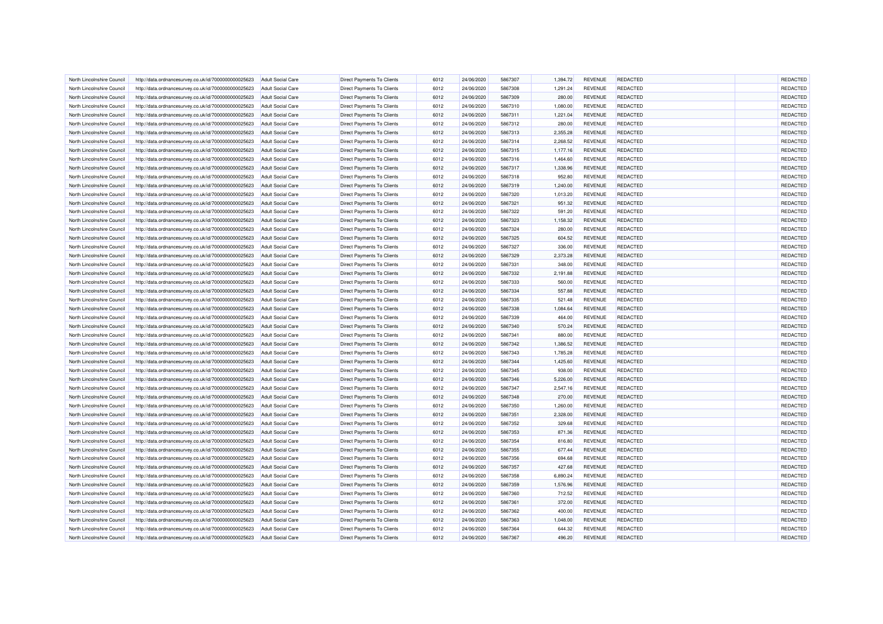| North Lincolnshire Council | http://data.ordnancesurvey.co.uk/id/7000000000025623 | Adult Social Care | Direct Payments To Clients | 6012 | 24/06/2020 | 5867307 | 1,394.72 | REVENUE | REDACTED | | REDACTED |
|---|---|---|---|---|---|---|---|---|---|---|---|
| North Lincolnshire Council | http://data.ordnancesurvey.co.uk/id/7000000000025623 | Adult Social Care | Direct Payments To Clients | 6012 | 24/06/2020 | 5867308 | 1,291.24 | REVENUE | REDACTED | | REDACTED |
| North Lincolnshire Council | http://data.ordnancesurvey.co.uk/id/7000000000025623 | Adult Social Care | Direct Payments To Clients | 6012 | 24/06/2020 | 5867309 | 280.00 | REVENUE | REDACTED | | REDACTED |
| North Lincolnshire Council | http://data.ordnancesurvey.co.uk/id/7000000000025623 | Adult Social Care | Direct Payments To Clients | 6012 | 24/06/2020 | 5867310 | 1,080.00 | REVENUE | REDACTED | | REDACTED |
| North Lincolnshire Council | http://data.ordnancesurvey.co.uk/id/7000000000025623 | Adult Social Care | Direct Payments To Clients | 6012 | 24/06/2020 | 5867311 | 1,221.04 | REVENUE | REDACTED | | REDACTED |
| North Lincolnshire Council | http://data.ordnancesurvey.co.uk/id/7000000000025623 | Adult Social Care | Direct Payments To Clients | 6012 | 24/06/2020 | 5867312 | 280.00 | REVENUE | REDACTED | | REDACTED |
| North Lincolnshire Council | http://data.ordnancesurvey.co.uk/id/7000000000025623 | Adult Social Care | Direct Payments To Clients | 6012 | 24/06/2020 | 5867313 | 2,355.28 | REVENUE | REDACTED | | REDACTED |
| North Lincolnshire Council | http://data.ordnancesurvey.co.uk/id/7000000000025623 | Adult Social Care | Direct Payments To Clients | 6012 | 24/06/2020 | 5867314 | 2,268.52 | REVENUE | REDACTED | | REDACTED |
| North Lincolnshire Council | http://data.ordnancesurvey.co.uk/id/7000000000025623 | Adult Social Care | Direct Payments To Clients | 6012 | 24/06/2020 | 5867315 | 1,177.16 | REVENUE | REDACTED | | REDACTED |
| North Lincolnshire Council | http://data.ordnancesurvey.co.uk/id/7000000000025623 | Adult Social Care | Direct Payments To Clients | 6012 | 24/06/2020 | 5867316 | 1,464.60 | REVENUE | REDACTED | | REDACTED |
| North Lincolnshire Council | http://data.ordnancesurvey.co.uk/id/7000000000025623 | Adult Social Care | Direct Payments To Clients | 6012 | 24/06/2020 | 5867317 | 1,338.96 | REVENUE | REDACTED | | REDACTED |
| North Lincolnshire Council | http://data.ordnancesurvey.co.uk/id/7000000000025623 | Adult Social Care | Direct Payments To Clients | 6012 | 24/06/2020 | 5867318 | 952.80 | REVENUE | REDACTED | | REDACTED |
| North Lincolnshire Council | http://data.ordnancesurvey.co.uk/id/7000000000025623 | Adult Social Care | Direct Payments To Clients | 6012 | 24/06/2020 | 5867319 | 1,240.00 | REVENUE | REDACTED | | REDACTED |
| North Lincolnshire Council | http://data.ordnancesurvey.co.uk/id/7000000000025623 | Adult Social Care | Direct Payments To Clients | 6012 | 24/06/2020 | 5867320 | 1,013.20 | REVENUE | REDACTED | | REDACTED |
| North Lincolnshire Council | http://data.ordnancesurvey.co.uk/id/7000000000025623 | Adult Social Care | Direct Payments To Clients | 6012 | 24/06/2020 | 5867321 | 951.32 | REVENUE | REDACTED | | REDACTED |
| North Lincolnshire Council | http://data.ordnancesurvey.co.uk/id/7000000000025623 | Adult Social Care | Direct Payments To Clients | 6012 | 24/06/2020 | 5867322 | 591.20 | REVENUE | REDACTED | | REDACTED |
| North Lincolnshire Council | http://data.ordnancesurvey.co.uk/id/7000000000025623 | Adult Social Care | Direct Payments To Clients | 6012 | 24/06/2020 | 5867323 | 1,158.32 | REVENUE | REDACTED | | REDACTED |
| North Lincolnshire Council | http://data.ordnancesurvey.co.uk/id/7000000000025623 | Adult Social Care | Direct Payments To Clients | 6012 | 24/06/2020 | 5867324 | 280.00 | REVENUE | REDACTED | | REDACTED |
| North Lincolnshire Council | http://data.ordnancesurvey.co.uk/id/7000000000025623 | Adult Social Care | Direct Payments To Clients | 6012 | 24/06/2020 | 5867325 | 604.52 | REVENUE | REDACTED | | REDACTED |
| North Lincolnshire Council | http://data.ordnancesurvey.co.uk/id/7000000000025623 | Adult Social Care | Direct Payments To Clients | 6012 | 24/06/2020 | 5867327 | 336.00 | REVENUE | REDACTED | | REDACTED |
| North Lincolnshire Council | http://data.ordnancesurvey.co.uk/id/7000000000025623 | Adult Social Care | Direct Payments To Clients | 6012 | 24/06/2020 | 5867329 | 2,373.28 | REVENUE | REDACTED | | REDACTED |
| North Lincolnshire Council | http://data.ordnancesurvey.co.uk/id/7000000000025623 | Adult Social Care | Direct Payments To Clients | 6012 | 24/06/2020 | 5867331 | 348.00 | REVENUE | REDACTED | | REDACTED |
| North Lincolnshire Council | http://data.ordnancesurvey.co.uk/id/7000000000025623 | Adult Social Care | Direct Payments To Clients | 6012 | 24/06/2020 | 5867332 | 2,191.88 | REVENUE | REDACTED | | REDACTED |
| North Lincolnshire Council | http://data.ordnancesurvey.co.uk/id/7000000000025623 | Adult Social Care | Direct Payments To Clients | 6012 | 24/06/2020 | 5867333 | 560.00 | REVENUE | REDACTED | | REDACTED |
| North Lincolnshire Council | http://data.ordnancesurvey.co.uk/id/7000000000025623 | Adult Social Care | Direct Payments To Clients | 6012 | 24/06/2020 | 5867334 | 557.88 | REVENUE | REDACTED | | REDACTED |
| North Lincolnshire Council | http://data.ordnancesurvey.co.uk/id/7000000000025623 | Adult Social Care | Direct Payments To Clients | 6012 | 24/06/2020 | 5867335 | 521.48 | REVENUE | REDACTED | | REDACTED |
| North Lincolnshire Council | http://data.ordnancesurvey.co.uk/id/7000000000025623 | Adult Social Care | Direct Payments To Clients | 6012 | 24/06/2020 | 5867338 | 1,084.64 | REVENUE | REDACTED | | REDACTED |
| North Lincolnshire Council | http://data.ordnancesurvey.co.uk/id/7000000000025623 | Adult Social Care | Direct Payments To Clients | 6012 | 24/06/2020 | 5867339 | 464.00 | REVENUE | REDACTED | | REDACTED |
| North Lincolnshire Council | http://data.ordnancesurvey.co.uk/id/7000000000025623 | Adult Social Care | Direct Payments To Clients | 6012 | 24/06/2020 | 5867340 | 570.24 | REVENUE | REDACTED | | REDACTED |
| North Lincolnshire Council | http://data.ordnancesurvey.co.uk/id/7000000000025623 | Adult Social Care | Direct Payments To Clients | 6012 | 24/06/2020 | 5867341 | 880.00 | REVENUE | REDACTED | | REDACTED |
| North Lincolnshire Council | http://data.ordnancesurvey.co.uk/id/7000000000025623 | Adult Social Care | Direct Payments To Clients | 6012 | 24/06/2020 | 5867342 | 1,386.52 | REVENUE | REDACTED | | REDACTED |
| North Lincolnshire Council | http://data.ordnancesurvey.co.uk/id/7000000000025623 | Adult Social Care | Direct Payments To Clients | 6012 | 24/06/2020 | 5867343 | 1,785.28 | REVENUE | REDACTED | | REDACTED |
| North Lincolnshire Council | http://data.ordnancesurvey.co.uk/id/7000000000025623 | Adult Social Care | Direct Payments To Clients | 6012 | 24/06/2020 | 5867344 | 1,425.60 | REVENUE | REDACTED | | REDACTED |
| North Lincolnshire Council | http://data.ordnancesurvey.co.uk/id/7000000000025623 | Adult Social Care | Direct Payments To Clients | 6012 | 24/06/2020 | 5867345 | 938.00 | REVENUE | REDACTED | | REDACTED |
| North Lincolnshire Council | http://data.ordnancesurvey.co.uk/id/7000000000025623 | Adult Social Care | Direct Payments To Clients | 6012 | 24/06/2020 | 5867346 | 5,226.00 | REVENUE | REDACTED | | REDACTED |
| North Lincolnshire Council | http://data.ordnancesurvey.co.uk/id/7000000000025623 | Adult Social Care | Direct Payments To Clients | 6012 | 24/06/2020 | 5867347 | 2,547.16 | REVENUE | REDACTED | | REDACTED |
| North Lincolnshire Council | http://data.ordnancesurvey.co.uk/id/7000000000025623 | Adult Social Care | Direct Payments To Clients | 6012 | 24/06/2020 | 5867348 | 270.00 | REVENUE | REDACTED | | REDACTED |
| North Lincolnshire Council | http://data.ordnancesurvey.co.uk/id/7000000000025623 | Adult Social Care | Direct Payments To Clients | 6012 | 24/06/2020 | 5867350 | 1,260.00 | REVENUE | REDACTED | | REDACTED |
| North Lincolnshire Council | http://data.ordnancesurvey.co.uk/id/7000000000025623 | Adult Social Care | Direct Payments To Clients | 6012 | 24/06/2020 | 5867351 | 2,328.00 | REVENUE | REDACTED | | REDACTED |
| North Lincolnshire Council | http://data.ordnancesurvey.co.uk/id/7000000000025623 | Adult Social Care | Direct Payments To Clients | 6012 | 24/06/2020 | 5867352 | 329.68 | REVENUE | REDACTED | | REDACTED |
| North Lincolnshire Council | http://data.ordnancesurvey.co.uk/id/7000000000025623 | Adult Social Care | Direct Payments To Clients | 6012 | 24/06/2020 | 5867353 | 871.36 | REVENUE | REDACTED | | REDACTED |
| North Lincolnshire Council | http://data.ordnancesurvey.co.uk/id/7000000000025623 | Adult Social Care | Direct Payments To Clients | 6012 | 24/06/2020 | 5867354 | 816.80 | REVENUE | REDACTED | | REDACTED |
| North Lincolnshire Council | http://data.ordnancesurvey.co.uk/id/7000000000025623 | Adult Social Care | Direct Payments To Clients | 6012 | 24/06/2020 | 5867355 | 677.44 | REVENUE | REDACTED | | REDACTED |
| North Lincolnshire Council | http://data.ordnancesurvey.co.uk/id/7000000000025623 | Adult Social Care | Direct Payments To Clients | 6012 | 24/06/2020 | 5867356 | 694.68 | REVENUE | REDACTED | | REDACTED |
| North Lincolnshire Council | http://data.ordnancesurvey.co.uk/id/7000000000025623 | Adult Social Care | Direct Payments To Clients | 6012 | 24/06/2020 | 5867357 | 427.68 | REVENUE | REDACTED | | REDACTED |
| North Lincolnshire Council | http://data.ordnancesurvey.co.uk/id/7000000000025623 | Adult Social Care | Direct Payments To Clients | 6012 | 24/06/2020 | 5867358 | 6,890.24 | REVENUE | REDACTED | | REDACTED |
| North Lincolnshire Council | http://data.ordnancesurvey.co.uk/id/7000000000025623 | Adult Social Care | Direct Payments To Clients | 6012 | 24/06/2020 | 5867359 | 1,576.96 | REVENUE | REDACTED | | REDACTED |
| North Lincolnshire Council | http://data.ordnancesurvey.co.uk/id/7000000000025623 | Adult Social Care | Direct Payments To Clients | 6012 | 24/06/2020 | 5867360 | 712.52 | REVENUE | REDACTED | | REDACTED |
| North Lincolnshire Council | http://data.ordnancesurvey.co.uk/id/7000000000025623 | Adult Social Care | Direct Payments To Clients | 6012 | 24/06/2020 | 5867361 | 372.00 | REVENUE | REDACTED | | REDACTED |
| North Lincolnshire Council | http://data.ordnancesurvey.co.uk/id/7000000000025623 | Adult Social Care | Direct Payments To Clients | 6012 | 24/06/2020 | 5867362 | 400.00 | REVENUE | REDACTED | | REDACTED |
| North Lincolnshire Council | http://data.ordnancesurvey.co.uk/id/7000000000025623 | Adult Social Care | Direct Payments To Clients | 6012 | 24/06/2020 | 5867363 | 1,048.00 | REVENUE | REDACTED | | REDACTED |
| North Lincolnshire Council | http://data.ordnancesurvey.co.uk/id/7000000000025623 | Adult Social Care | Direct Payments To Clients | 6012 | 24/06/2020 | 5867364 | 644.32 | REVENUE | REDACTED | | REDACTED |
| North Lincolnshire Council | http://data.ordnancesurvey.co.uk/id/7000000000025623 | Adult Social Care | Direct Payments To Clients | 6012 | 24/06/2020 | 5867367 | 496.20 | REVENUE | REDACTED | | REDACTED |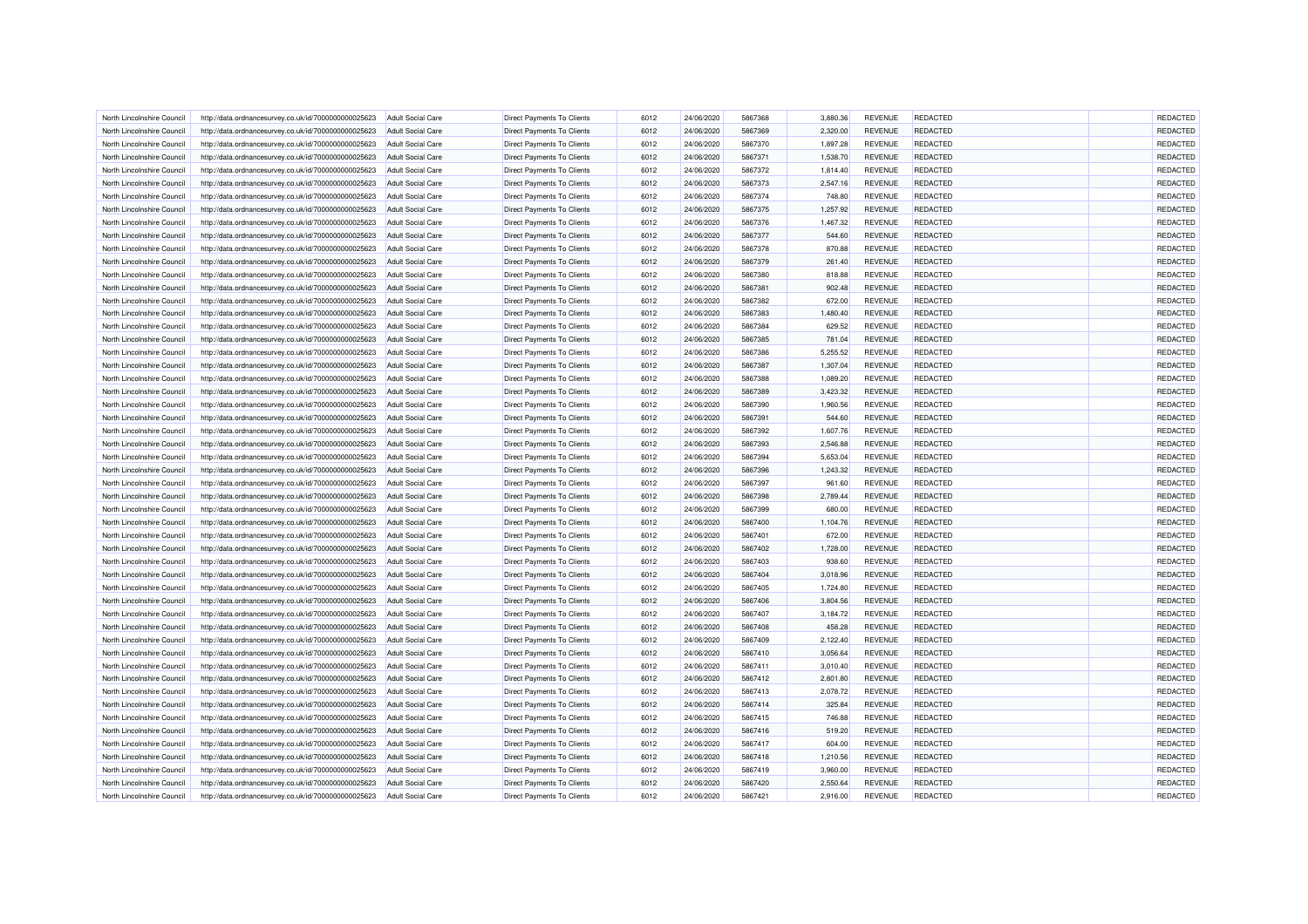| | | | | | | | | | | | |
|---|---|---|---|---|---|---|---|---|---|---|---|
| North Lincolnshire Council | http://data.ordnancesurvey.co.uk/id/7000000000025623 | Adult Social Care | Direct Payments To Clients | 6012 | 24/06/2020 | 5867368 | 3,880.36 | REVENUE | REDACTED | | REDACTED |
| North Lincolnshire Council | http://data.ordnancesurvey.co.uk/id/7000000000025623 | Adult Social Care | Direct Payments To Clients | 6012 | 24/06/2020 | 5867369 | 2,320.00 | REVENUE | REDACTED | | REDACTED |
| North Lincolnshire Council | http://data.ordnancesurvey.co.uk/id/7000000000025623 | Adult Social Care | Direct Payments To Clients | 6012 | 24/06/2020 | 5867370 | 1,897.28 | REVENUE | REDACTED | | REDACTED |
| North Lincolnshire Council | http://data.ordnancesurvey.co.uk/id/7000000000025623 | Adult Social Care | Direct Payments To Clients | 6012 | 24/06/2020 | 5867371 | 1,538.70 | REVENUE | REDACTED | | REDACTED |
| North Lincolnshire Council | http://data.ordnancesurvey.co.uk/id/7000000000025623 | Adult Social Care | Direct Payments To Clients | 6012 | 24/06/2020 | 5867372 | 1,814.40 | REVENUE | REDACTED | | REDACTED |
| North Lincolnshire Council | http://data.ordnancesurvey.co.uk/id/7000000000025623 | Adult Social Care | Direct Payments To Clients | 6012 | 24/06/2020 | 5867373 | 2,547.16 | REVENUE | REDACTED | | REDACTED |
| North Lincolnshire Council | http://data.ordnancesurvey.co.uk/id/7000000000025623 | Adult Social Care | Direct Payments To Clients | 6012 | 24/06/2020 | 5867374 | 748.80 | REVENUE | REDACTED | | REDACTED |
| North Lincolnshire Council | http://data.ordnancesurvey.co.uk/id/7000000000025623 | Adult Social Care | Direct Payments To Clients | 6012 | 24/06/2020 | 5867375 | 1,257.92 | REVENUE | REDACTED | | REDACTED |
| North Lincolnshire Council | http://data.ordnancesurvey.co.uk/id/7000000000025623 | Adult Social Care | Direct Payments To Clients | 6012 | 24/06/2020 | 5867376 | 1,467.32 | REVENUE | REDACTED | | REDACTED |
| North Lincolnshire Council | http://data.ordnancesurvey.co.uk/id/7000000000025623 | Adult Social Care | Direct Payments To Clients | 6012 | 24/06/2020 | 5867377 | 544.60 | REVENUE | REDACTED | | REDACTED |
| North Lincolnshire Council | http://data.ordnancesurvey.co.uk/id/7000000000025623 | Adult Social Care | Direct Payments To Clients | 6012 | 24/06/2020 | 5867378 | 870.88 | REVENUE | REDACTED | | REDACTED |
| North Lincolnshire Council | http://data.ordnancesurvey.co.uk/id/7000000000025623 | Adult Social Care | Direct Payments To Clients | 6012 | 24/06/2020 | 5867379 | 261.40 | REVENUE | REDACTED | | REDACTED |
| North Lincolnshire Council | http://data.ordnancesurvey.co.uk/id/7000000000025623 | Adult Social Care | Direct Payments To Clients | 6012 | 24/06/2020 | 5867380 | 818.88 | REVENUE | REDACTED | | REDACTED |
| North Lincolnshire Council | http://data.ordnancesurvey.co.uk/id/7000000000025623 | Adult Social Care | Direct Payments To Clients | 6012 | 24/06/2020 | 5867381 | 902.48 | REVENUE | REDACTED | | REDACTED |
| North Lincolnshire Council | http://data.ordnancesurvey.co.uk/id/7000000000025623 | Adult Social Care | Direct Payments To Clients | 6012 | 24/06/2020 | 5867382 | 672.00 | REVENUE | REDACTED | | REDACTED |
| North Lincolnshire Council | http://data.ordnancesurvey.co.uk/id/7000000000025623 | Adult Social Care | Direct Payments To Clients | 6012 | 24/06/2020 | 5867383 | 1,480.40 | REVENUE | REDACTED | | REDACTED |
| North Lincolnshire Council | http://data.ordnancesurvey.co.uk/id/7000000000025623 | Adult Social Care | Direct Payments To Clients | 6012 | 24/06/2020 | 5867384 | 629.52 | REVENUE | REDACTED | | REDACTED |
| North Lincolnshire Council | http://data.ordnancesurvey.co.uk/id/7000000000025623 | Adult Social Care | Direct Payments To Clients | 6012 | 24/06/2020 | 5867385 | 781.04 | REVENUE | REDACTED | | REDACTED |
| North Lincolnshire Council | http://data.ordnancesurvey.co.uk/id/7000000000025623 | Adult Social Care | Direct Payments To Clients | 6012 | 24/06/2020 | 5867386 | 5,255.52 | REVENUE | REDACTED | | REDACTED |
| North Lincolnshire Council | http://data.ordnancesurvey.co.uk/id/7000000000025623 | Adult Social Care | Direct Payments To Clients | 6012 | 24/06/2020 | 5867387 | 1,307.04 | REVENUE | REDACTED | | REDACTED |
| North Lincolnshire Council | http://data.ordnancesurvey.co.uk/id/7000000000025623 | Adult Social Care | Direct Payments To Clients | 6012 | 24/06/2020 | 5867388 | 1,089.20 | REVENUE | REDACTED | | REDACTED |
| North Lincolnshire Council | http://data.ordnancesurvey.co.uk/id/7000000000025623 | Adult Social Care | Direct Payments To Clients | 6012 | 24/06/2020 | 5867389 | 3,423.32 | REVENUE | REDACTED | | REDACTED |
| North Lincolnshire Council | http://data.ordnancesurvey.co.uk/id/7000000000025623 | Adult Social Care | Direct Payments To Clients | 6012 | 24/06/2020 | 5867390 | 1,960.56 | REVENUE | REDACTED | | REDACTED |
| North Lincolnshire Council | http://data.ordnancesurvey.co.uk/id/7000000000025623 | Adult Social Care | Direct Payments To Clients | 6012 | 24/06/2020 | 5867391 | 544.60 | REVENUE | REDACTED | | REDACTED |
| North Lincolnshire Council | http://data.ordnancesurvey.co.uk/id/7000000000025623 | Adult Social Care | Direct Payments To Clients | 6012 | 24/06/2020 | 5867392 | 1,607.76 | REVENUE | REDACTED | | REDACTED |
| North Lincolnshire Council | http://data.ordnancesurvey.co.uk/id/7000000000025623 | Adult Social Care | Direct Payments To Clients | 6012 | 24/06/2020 | 5867393 | 2,546.88 | REVENUE | REDACTED | | REDACTED |
| North Lincolnshire Council | http://data.ordnancesurvey.co.uk/id/7000000000025623 | Adult Social Care | Direct Payments To Clients | 6012 | 24/06/2020 | 5867394 | 5,653.04 | REVENUE | REDACTED | | REDACTED |
| North Lincolnshire Council | http://data.ordnancesurvey.co.uk/id/7000000000025623 | Adult Social Care | Direct Payments To Clients | 6012 | 24/06/2020 | 5867396 | 1,243.32 | REVENUE | REDACTED | | REDACTED |
| North Lincolnshire Council | http://data.ordnancesurvey.co.uk/id/7000000000025623 | Adult Social Care | Direct Payments To Clients | 6012 | 24/06/2020 | 5867397 | 961.60 | REVENUE | REDACTED | | REDACTED |
| North Lincolnshire Council | http://data.ordnancesurvey.co.uk/id/7000000000025623 | Adult Social Care | Direct Payments To Clients | 6012 | 24/06/2020 | 5867398 | 2,789.44 | REVENUE | REDACTED | | REDACTED |
| North Lincolnshire Council | http://data.ordnancesurvey.co.uk/id/7000000000025623 | Adult Social Care | Direct Payments To Clients | 6012 | 24/06/2020 | 5867399 | 680.00 | REVENUE | REDACTED | | REDACTED |
| North Lincolnshire Council | http://data.ordnancesurvey.co.uk/id/7000000000025623 | Adult Social Care | Direct Payments To Clients | 6012 | 24/06/2020 | 5867400 | 1,104.76 | REVENUE | REDACTED | | REDACTED |
| North Lincolnshire Council | http://data.ordnancesurvey.co.uk/id/7000000000025623 | Adult Social Care | Direct Payments To Clients | 6012 | 24/06/2020 | 5867401 | 672.00 | REVENUE | REDACTED | | REDACTED |
| North Lincolnshire Council | http://data.ordnancesurvey.co.uk/id/7000000000025623 | Adult Social Care | Direct Payments To Clients | 6012 | 24/06/2020 | 5867402 | 1,728.00 | REVENUE | REDACTED | | REDACTED |
| North Lincolnshire Council | http://data.ordnancesurvey.co.uk/id/7000000000025623 | Adult Social Care | Direct Payments To Clients | 6012 | 24/06/2020 | 5867403 | 938.60 | REVENUE | REDACTED | | REDACTED |
| North Lincolnshire Council | http://data.ordnancesurvey.co.uk/id/7000000000025623 | Adult Social Care | Direct Payments To Clients | 6012 | 24/06/2020 | 5867404 | 3,018.96 | REVENUE | REDACTED | | REDACTED |
| North Lincolnshire Council | http://data.ordnancesurvey.co.uk/id/7000000000025623 | Adult Social Care | Direct Payments To Clients | 6012 | 24/06/2020 | 5867405 | 1,724.80 | REVENUE | REDACTED | | REDACTED |
| North Lincolnshire Council | http://data.ordnancesurvey.co.uk/id/7000000000025623 | Adult Social Care | Direct Payments To Clients | 6012 | 24/06/2020 | 5867406 | 3,804.56 | REVENUE | REDACTED | | REDACTED |
| North Lincolnshire Council | http://data.ordnancesurvey.co.uk/id/7000000000025623 | Adult Social Care | Direct Payments To Clients | 6012 | 24/06/2020 | 5867407 | 3,184.72 | REVENUE | REDACTED | | REDACTED |
| North Lincolnshire Council | http://data.ordnancesurvey.co.uk/id/7000000000025623 | Adult Social Care | Direct Payments To Clients | 6012 | 24/06/2020 | 5867408 | 458.28 | REVENUE | REDACTED | | REDACTED |
| North Lincolnshire Council | http://data.ordnancesurvey.co.uk/id/7000000000025623 | Adult Social Care | Direct Payments To Clients | 6012 | 24/06/2020 | 5867409 | 2,122.40 | REVENUE | REDACTED | | REDACTED |
| North Lincolnshire Council | http://data.ordnancesurvey.co.uk/id/7000000000025623 | Adult Social Care | Direct Payments To Clients | 6012 | 24/06/2020 | 5867410 | 3,056.64 | REVENUE | REDACTED | | REDACTED |
| North Lincolnshire Council | http://data.ordnancesurvey.co.uk/id/7000000000025623 | Adult Social Care | Direct Payments To Clients | 6012 | 24/06/2020 | 5867411 | 3,010.40 | REVENUE | REDACTED | | REDACTED |
| North Lincolnshire Council | http://data.ordnancesurvey.co.uk/id/7000000000025623 | Adult Social Care | Direct Payments To Clients | 6012 | 24/06/2020 | 5867412 | 2,801.80 | REVENUE | REDACTED | | REDACTED |
| North Lincolnshire Council | http://data.ordnancesurvey.co.uk/id/7000000000025623 | Adult Social Care | Direct Payments To Clients | 6012 | 24/06/2020 | 5867413 | 2,078.72 | REVENUE | REDACTED | | REDACTED |
| North Lincolnshire Council | http://data.ordnancesurvey.co.uk/id/7000000000025623 | Adult Social Care | Direct Payments To Clients | 6012 | 24/06/2020 | 5867414 | 325.84 | REVENUE | REDACTED | | REDACTED |
| North Lincolnshire Council | http://data.ordnancesurvey.co.uk/id/7000000000025623 | Adult Social Care | Direct Payments To Clients | 6012 | 24/06/2020 | 5867415 | 746.88 | REVENUE | REDACTED | | REDACTED |
| North Lincolnshire Council | http://data.ordnancesurvey.co.uk/id/7000000000025623 | Adult Social Care | Direct Payments To Clients | 6012 | 24/06/2020 | 5867416 | 519.20 | REVENUE | REDACTED | | REDACTED |
| North Lincolnshire Council | http://data.ordnancesurvey.co.uk/id/7000000000025623 | Adult Social Care | Direct Payments To Clients | 6012 | 24/06/2020 | 5867417 | 604.00 | REVENUE | REDACTED | | REDACTED |
| North Lincolnshire Council | http://data.ordnancesurvey.co.uk/id/7000000000025623 | Adult Social Care | Direct Payments To Clients | 6012 | 24/06/2020 | 5867418 | 1,210.56 | REVENUE | REDACTED | | REDACTED |
| North Lincolnshire Council | http://data.ordnancesurvey.co.uk/id/7000000000025623 | Adult Social Care | Direct Payments To Clients | 6012 | 24/06/2020 | 5867419 | 3,960.00 | REVENUE | REDACTED | | REDACTED |
| North Lincolnshire Council | http://data.ordnancesurvey.co.uk/id/7000000000025623 | Adult Social Care | Direct Payments To Clients | 6012 | 24/06/2020 | 5867420 | 2,550.64 | REVENUE | REDACTED | | REDACTED |
| North Lincolnshire Council | http://data.ordnancesurvey.co.uk/id/7000000000025623 | Adult Social Care | Direct Payments To Clients | 6012 | 24/06/2020 | 5867421 | 2,916.00 | REVENUE | REDACTED | | REDACTED |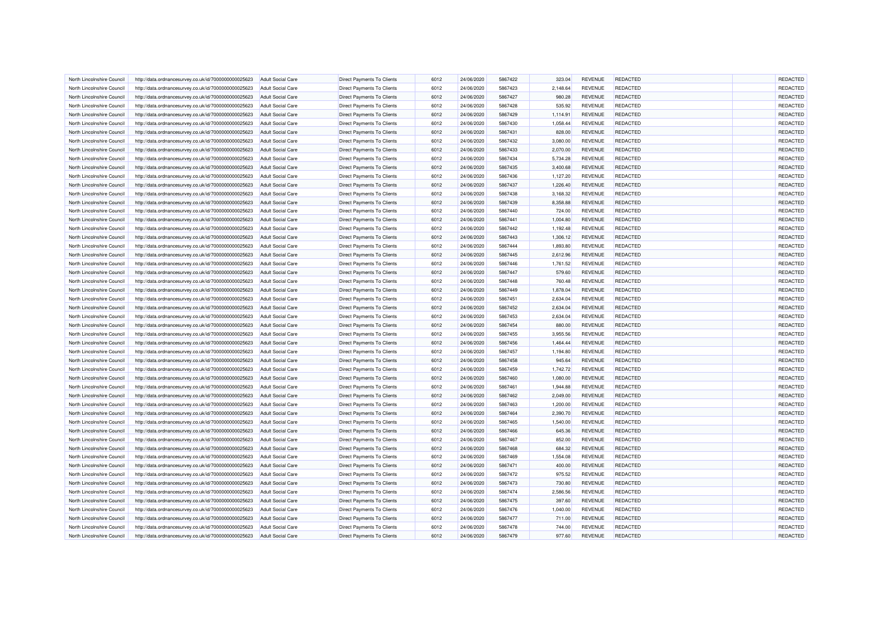| North Lincolnshire Council | http://data.ordnancesurvey.co.uk/id/7000000000025623 | Adult Social Care | Direct Payments To Clients | 6012 | 24/06/2020 | 5867422 | 323.04 | REVENUE | REDACTED | | REDACTED |
|---|---|---|---|---|---|---|---|---|---|---|---|
| North Lincolnshire Council | http://data.ordnancesurvey.co.uk/id/7000000000025623 | Adult Social Care | Direct Payments To Clients | 6012 | 24/06/2020 | 5867423 | 2,148.64 | REVENUE | REDACTED | | REDACTED |
| North Lincolnshire Council | http://data.ordnancesurvey.co.uk/id/7000000000025623 | Adult Social Care | Direct Payments To Clients | 6012 | 24/06/2020 | 5867427 | 980.28 | REVENUE | REDACTED | | REDACTED |
| North Lincolnshire Council | http://data.ordnancesurvey.co.uk/id/7000000000025623 | Adult Social Care | Direct Payments To Clients | 6012 | 24/06/2020 | 5867428 | 535.92 | REVENUE | REDACTED | | REDACTED |
| North Lincolnshire Council | http://data.ordnancesurvey.co.uk/id/7000000000025623 | Adult Social Care | Direct Payments To Clients | 6012 | 24/06/2020 | 5867429 | 1,114.91 | REVENUE | REDACTED | | REDACTED |
| North Lincolnshire Council | http://data.ordnancesurvey.co.uk/id/7000000000025623 | Adult Social Care | Direct Payments To Clients | 6012 | 24/06/2020 | 5867430 | 1,058.44 | REVENUE | REDACTED | | REDACTED |
| North Lincolnshire Council | http://data.ordnancesurvey.co.uk/id/7000000000025623 | Adult Social Care | Direct Payments To Clients | 6012 | 24/06/2020 | 5867431 | 828.00 | REVENUE | REDACTED | | REDACTED |
| North Lincolnshire Council | http://data.ordnancesurvey.co.uk/id/7000000000025623 | Adult Social Care | Direct Payments To Clients | 6012 | 24/06/2020 | 5867432 | 3,080.00 | REVENUE | REDACTED | | REDACTED |
| North Lincolnshire Council | http://data.ordnancesurvey.co.uk/id/7000000000025623 | Adult Social Care | Direct Payments To Clients | 6012 | 24/06/2020 | 5867433 | 2,070.00 | REVENUE | REDACTED | | REDACTED |
| North Lincolnshire Council | http://data.ordnancesurvey.co.uk/id/7000000000025623 | Adult Social Care | Direct Payments To Clients | 6012 | 24/06/2020 | 5867434 | 5,734.28 | REVENUE | REDACTED | | REDACTED |
| North Lincolnshire Council | http://data.ordnancesurvey.co.uk/id/7000000000025623 | Adult Social Care | Direct Payments To Clients | 6012 | 24/06/2020 | 5867435 | 3,400.68 | REVENUE | REDACTED | | REDACTED |
| North Lincolnshire Council | http://data.ordnancesurvey.co.uk/id/7000000000025623 | Adult Social Care | Direct Payments To Clients | 6012 | 24/06/2020 | 5867436 | 1,127.20 | REVENUE | REDACTED | | REDACTED |
| North Lincolnshire Council | http://data.ordnancesurvey.co.uk/id/7000000000025623 | Adult Social Care | Direct Payments To Clients | 6012 | 24/06/2020 | 5867437 | 1,226.40 | REVENUE | REDACTED | | REDACTED |
| North Lincolnshire Council | http://data.ordnancesurvey.co.uk/id/7000000000025623 | Adult Social Care | Direct Payments To Clients | 6012 | 24/06/2020 | 5867438 | 3,168.32 | REVENUE | REDACTED | | REDACTED |
| North Lincolnshire Council | http://data.ordnancesurvey.co.uk/id/7000000000025623 | Adult Social Care | Direct Payments To Clients | 6012 | 24/06/2020 | 5867439 | 8,358.88 | REVENUE | REDACTED | | REDACTED |
| North Lincolnshire Council | http://data.ordnancesurvey.co.uk/id/7000000000025623 | Adult Social Care | Direct Payments To Clients | 6012 | 24/06/2020 | 5867440 | 724.00 | REVENUE | REDACTED | | REDACTED |
| North Lincolnshire Council | http://data.ordnancesurvey.co.uk/id/7000000000025623 | Adult Social Care | Direct Payments To Clients | 6012 | 24/06/2020 | 5867441 | 1,004.80 | REVENUE | REDACTED | | REDACTED |
| North Lincolnshire Council | http://data.ordnancesurvey.co.uk/id/7000000000025623 | Adult Social Care | Direct Payments To Clients | 6012 | 24/06/2020 | 5867442 | 1,192.48 | REVENUE | REDACTED | | REDACTED |
| North Lincolnshire Council | http://data.ordnancesurvey.co.uk/id/7000000000025623 | Adult Social Care | Direct Payments To Clients | 6012 | 24/06/2020 | 5867443 | 1,306.12 | REVENUE | REDACTED | | REDACTED |
| North Lincolnshire Council | http://data.ordnancesurvey.co.uk/id/7000000000025623 | Adult Social Care | Direct Payments To Clients | 6012 | 24/06/2020 | 5867444 | 1,893.80 | REVENUE | REDACTED | | REDACTED |
| North Lincolnshire Council | http://data.ordnancesurvey.co.uk/id/7000000000025623 | Adult Social Care | Direct Payments To Clients | 6012 | 24/06/2020 | 5867445 | 2,612.96 | REVENUE | REDACTED | | REDACTED |
| North Lincolnshire Council | http://data.ordnancesurvey.co.uk/id/7000000000025623 | Adult Social Care | Direct Payments To Clients | 6012 | 24/06/2020 | 5867446 | 1,761.52 | REVENUE | REDACTED | | REDACTED |
| North Lincolnshire Council | http://data.ordnancesurvey.co.uk/id/7000000000025623 | Adult Social Care | Direct Payments To Clients | 6012 | 24/06/2020 | 5867447 | 579.60 | REVENUE | REDACTED | | REDACTED |
| North Lincolnshire Council | http://data.ordnancesurvey.co.uk/id/7000000000025623 | Adult Social Care | Direct Payments To Clients | 6012 | 24/06/2020 | 5867448 | 760.48 | REVENUE | REDACTED | | REDACTED |
| North Lincolnshire Council | http://data.ordnancesurvey.co.uk/id/7000000000025623 | Adult Social Care | Direct Payments To Clients | 6012 | 24/06/2020 | 5867449 | 1,878.04 | REVENUE | REDACTED | | REDACTED |
| North Lincolnshire Council | http://data.ordnancesurvey.co.uk/id/7000000000025623 | Adult Social Care | Direct Payments To Clients | 6012 | 24/06/2020 | 5867451 | 2,634.04 | REVENUE | REDACTED | | REDACTED |
| North Lincolnshire Council | http://data.ordnancesurvey.co.uk/id/7000000000025623 | Adult Social Care | Direct Payments To Clients | 6012 | 24/06/2020 | 5867452 | 2,634.04 | REVENUE | REDACTED | | REDACTED |
| North Lincolnshire Council | http://data.ordnancesurvey.co.uk/id/7000000000025623 | Adult Social Care | Direct Payments To Clients | 6012 | 24/06/2020 | 5867453 | 2,634.04 | REVENUE | REDACTED | | REDACTED |
| North Lincolnshire Council | http://data.ordnancesurvey.co.uk/id/7000000000025623 | Adult Social Care | Direct Payments To Clients | 6012 | 24/06/2020 | 5867454 | 880.00 | REVENUE | REDACTED | | REDACTED |
| North Lincolnshire Council | http://data.ordnancesurvey.co.uk/id/7000000000025623 | Adult Social Care | Direct Payments To Clients | 6012 | 24/06/2020 | 5867455 | 3,955.56 | REVENUE | REDACTED | | REDACTED |
| North Lincolnshire Council | http://data.ordnancesurvey.co.uk/id/7000000000025623 | Adult Social Care | Direct Payments To Clients | 6012 | 24/06/2020 | 5867456 | 1,464.44 | REVENUE | REDACTED | | REDACTED |
| North Lincolnshire Council | http://data.ordnancesurvey.co.uk/id/7000000000025623 | Adult Social Care | Direct Payments To Clients | 6012 | 24/06/2020 | 5867457 | 1,194.80 | REVENUE | REDACTED | | REDACTED |
| North Lincolnshire Council | http://data.ordnancesurvey.co.uk/id/7000000000025623 | Adult Social Care | Direct Payments To Clients | 6012 | 24/06/2020 | 5867458 | 945.64 | REVENUE | REDACTED | | REDACTED |
| North Lincolnshire Council | http://data.ordnancesurvey.co.uk/id/7000000000025623 | Adult Social Care | Direct Payments To Clients | 6012 | 24/06/2020 | 5867459 | 1,742.72 | REVENUE | REDACTED | | REDACTED |
| North Lincolnshire Council | http://data.ordnancesurvey.co.uk/id/7000000000025623 | Adult Social Care | Direct Payments To Clients | 6012 | 24/06/2020 | 5867460 | 1,080.00 | REVENUE | REDACTED | | REDACTED |
| North Lincolnshire Council | http://data.ordnancesurvey.co.uk/id/7000000000025623 | Adult Social Care | Direct Payments To Clients | 6012 | 24/06/2020 | 5867461 | 1,944.88 | REVENUE | REDACTED | | REDACTED |
| North Lincolnshire Council | http://data.ordnancesurvey.co.uk/id/7000000000025623 | Adult Social Care | Direct Payments To Clients | 6012 | 24/06/2020 | 5867462 | 2,049.00 | REVENUE | REDACTED | | REDACTED |
| North Lincolnshire Council | http://data.ordnancesurvey.co.uk/id/7000000000025623 | Adult Social Care | Direct Payments To Clients | 6012 | 24/06/2020 | 5867463 | 1,200.00 | REVENUE | REDACTED | | REDACTED |
| North Lincolnshire Council | http://data.ordnancesurvey.co.uk/id/7000000000025623 | Adult Social Care | Direct Payments To Clients | 6012 | 24/06/2020 | 5867464 | 2,390.70 | REVENUE | REDACTED | | REDACTED |
| North Lincolnshire Council | http://data.ordnancesurvey.co.uk/id/7000000000025623 | Adult Social Care | Direct Payments To Clients | 6012 | 24/06/2020 | 5867465 | 1,540.00 | REVENUE | REDACTED | | REDACTED |
| North Lincolnshire Council | http://data.ordnancesurvey.co.uk/id/7000000000025623 | Adult Social Care | Direct Payments To Clients | 6012 | 24/06/2020 | 5867466 | 645.36 | REVENUE | REDACTED | | REDACTED |
| North Lincolnshire Council | http://data.ordnancesurvey.co.uk/id/7000000000025623 | Adult Social Care | Direct Payments To Clients | 6012 | 24/06/2020 | 5867467 | 852.00 | REVENUE | REDACTED | | REDACTED |
| North Lincolnshire Council | http://data.ordnancesurvey.co.uk/id/7000000000025623 | Adult Social Care | Direct Payments To Clients | 6012 | 24/06/2020 | 5867468 | 684.32 | REVENUE | REDACTED | | REDACTED |
| North Lincolnshire Council | http://data.ordnancesurvey.co.uk/id/7000000000025623 | Adult Social Care | Direct Payments To Clients | 6012 | 24/06/2020 | 5867469 | 1,554.08 | REVENUE | REDACTED | | REDACTED |
| North Lincolnshire Council | http://data.ordnancesurvey.co.uk/id/7000000000025623 | Adult Social Care | Direct Payments To Clients | 6012 | 24/06/2020 | 5867471 | 400.00 | REVENUE | REDACTED | | REDACTED |
| North Lincolnshire Council | http://data.ordnancesurvey.co.uk/id/7000000000025623 | Adult Social Care | Direct Payments To Clients | 6012 | 24/06/2020 | 5867472 | 975.52 | REVENUE | REDACTED | | REDACTED |
| North Lincolnshire Council | http://data.ordnancesurvey.co.uk/id/7000000000025623 | Adult Social Care | Direct Payments To Clients | 6012 | 24/06/2020 | 5867473 | 730.80 | REVENUE | REDACTED | | REDACTED |
| North Lincolnshire Council | http://data.ordnancesurvey.co.uk/id/7000000000025623 | Adult Social Care | Direct Payments To Clients | 6012 | 24/06/2020 | 5867474 | 2,586.56 | REVENUE | REDACTED | | REDACTED |
| North Lincolnshire Council | http://data.ordnancesurvey.co.uk/id/7000000000025623 | Adult Social Care | Direct Payments To Clients | 6012 | 24/06/2020 | 5867475 | 397.60 | REVENUE | REDACTED | | REDACTED |
| North Lincolnshire Council | http://data.ordnancesurvey.co.uk/id/7000000000025623 | Adult Social Care | Direct Payments To Clients | 6012 | 24/06/2020 | 5867476 | 1,040.00 | REVENUE | REDACTED | | REDACTED |
| North Lincolnshire Council | http://data.ordnancesurvey.co.uk/id/7000000000025623 | Adult Social Care | Direct Payments To Clients | 6012 | 24/06/2020 | 5867477 | 711.00 | REVENUE | REDACTED | | REDACTED |
| North Lincolnshire Council | http://data.ordnancesurvey.co.uk/id/7000000000025623 | Adult Social Care | Direct Payments To Clients | 6012 | 24/06/2020 | 5867478 | 744.00 | REVENUE | REDACTED | | REDACTED |
| North Lincolnshire Council | http://data.ordnancesurvey.co.uk/id/7000000000025623 | Adult Social Care | Direct Payments To Clients | 6012 | 24/06/2020 | 5867479 | 977.60 | REVENUE | REDACTED | | REDACTED |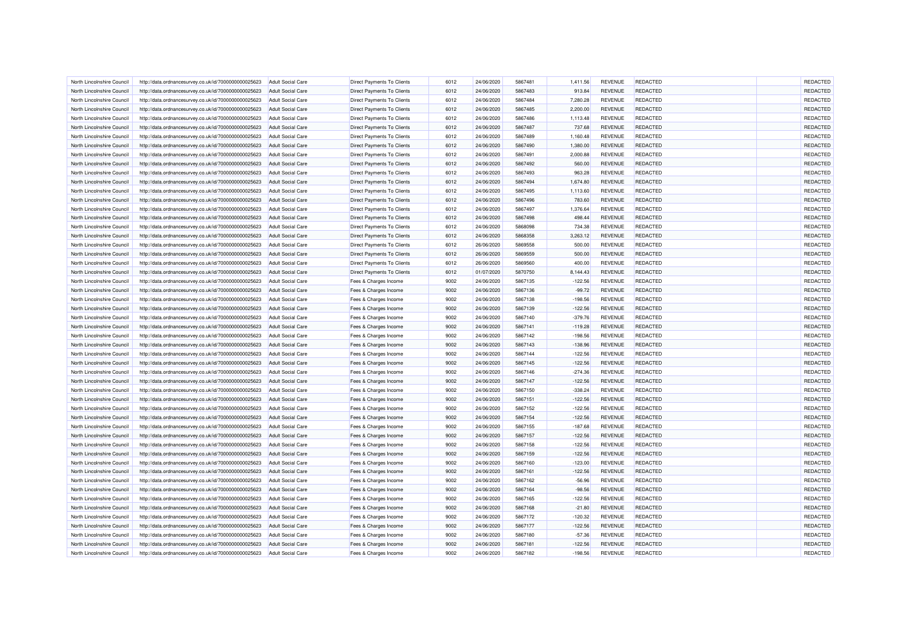| | | | | | | | | | | | |
|---|---|---|---|---|---|---|---|---|---|---|---|
| North Lincolnshire Council | http://data.ordnancesurvey.co.uk/id/7000000000025623 | Adult Social Care | Direct Payments To Clients | 6012 | 24/06/2020 | 5867481 | 1,411.56 | REVENUE | REDACTED | | REDACTED |
| North Lincolnshire Council | http://data.ordnancesurvey.co.uk/id/7000000000025623 | Adult Social Care | Direct Payments To Clients | 6012 | 24/06/2020 | 5867483 | 913.84 | REVENUE | REDACTED | | REDACTED |
| North Lincolnshire Council | http://data.ordnancesurvey.co.uk/id/7000000000025623 | Adult Social Care | Direct Payments To Clients | 6012 | 24/06/2020 | 5867484 | 7,280.28 | REVENUE | REDACTED | | REDACTED |
| North Lincolnshire Council | http://data.ordnancesurvey.co.uk/id/7000000000025623 | Adult Social Care | Direct Payments To Clients | 6012 | 24/06/2020 | 5867485 | 2,200.00 | REVENUE | REDACTED | | REDACTED |
| North Lincolnshire Council | http://data.ordnancesurvey.co.uk/id/7000000000025623 | Adult Social Care | Direct Payments To Clients | 6012 | 24/06/2020 | 5867486 | 1,113.48 | REVENUE | REDACTED | | REDACTED |
| North Lincolnshire Council | http://data.ordnancesurvey.co.uk/id/7000000000025623 | Adult Social Care | Direct Payments To Clients | 6012 | 24/06/2020 | 5867487 | 737.68 | REVENUE | REDACTED | | REDACTED |
| North Lincolnshire Council | http://data.ordnancesurvey.co.uk/id/7000000000025623 | Adult Social Care | Direct Payments To Clients | 6012 | 24/06/2020 | 5867489 | 1,160.48 | REVENUE | REDACTED | | REDACTED |
| North Lincolnshire Council | http://data.ordnancesurvey.co.uk/id/7000000000025623 | Adult Social Care | Direct Payments To Clients | 6012 | 24/06/2020 | 5867490 | 1,380.00 | REVENUE | REDACTED | | REDACTED |
| North Lincolnshire Council | http://data.ordnancesurvey.co.uk/id/7000000000025623 | Adult Social Care | Direct Payments To Clients | 6012 | 24/06/2020 | 5867491 | 2,000.88 | REVENUE | REDACTED | | REDACTED |
| North Lincolnshire Council | http://data.ordnancesurvey.co.uk/id/7000000000025623 | Adult Social Care | Direct Payments To Clients | 6012 | 24/06/2020 | 5867492 | 560.00 | REVENUE | REDACTED | | REDACTED |
| North Lincolnshire Council | http://data.ordnancesurvey.co.uk/id/7000000000025623 | Adult Social Care | Direct Payments To Clients | 6012 | 24/06/2020 | 5867493 | 963.28 | REVENUE | REDACTED | | REDACTED |
| North Lincolnshire Council | http://data.ordnancesurvey.co.uk/id/7000000000025623 | Adult Social Care | Direct Payments To Clients | 6012 | 24/06/2020 | 5867494 | 1,674.80 | REVENUE | REDACTED | | REDACTED |
| North Lincolnshire Council | http://data.ordnancesurvey.co.uk/id/7000000000025623 | Adult Social Care | Direct Payments To Clients | 6012 | 24/06/2020 | 5867495 | 1,113.60 | REVENUE | REDACTED | | REDACTED |
| North Lincolnshire Council | http://data.ordnancesurvey.co.uk/id/7000000000025623 | Adult Social Care | Direct Payments To Clients | 6012 | 24/06/2020 | 5867496 | 783.60 | REVENUE | REDACTED | | REDACTED |
| North Lincolnshire Council | http://data.ordnancesurvey.co.uk/id/7000000000025623 | Adult Social Care | Direct Payments To Clients | 6012 | 24/06/2020 | 5867497 | 1,376.64 | REVENUE | REDACTED | | REDACTED |
| North Lincolnshire Council | http://data.ordnancesurvey.co.uk/id/7000000000025623 | Adult Social Care | Direct Payments To Clients | 6012 | 24/06/2020 | 5867498 | 498.44 | REVENUE | REDACTED | | REDACTED |
| North Lincolnshire Council | http://data.ordnancesurvey.co.uk/id/7000000000025623 | Adult Social Care | Direct Payments To Clients | 6012 | 24/06/2020 | 5868098 | 734.38 | REVENUE | REDACTED | | REDACTED |
| North Lincolnshire Council | http://data.ordnancesurvey.co.uk/id/7000000000025623 | Adult Social Care | Direct Payments To Clients | 6012 | 24/06/2020 | 5868358 | 3,263.12 | REVENUE | REDACTED | | REDACTED |
| North Lincolnshire Council | http://data.ordnancesurvey.co.uk/id/7000000000025623 | Adult Social Care | Direct Payments To Clients | 6012 | 26/06/2020 | 5869558 | 500.00 | REVENUE | REDACTED | | REDACTED |
| North Lincolnshire Council | http://data.ordnancesurvey.co.uk/id/7000000000025623 | Adult Social Care | Direct Payments To Clients | 6012 | 26/06/2020 | 5869559 | 500.00 | REVENUE | REDACTED | | REDACTED |
| North Lincolnshire Council | http://data.ordnancesurvey.co.uk/id/7000000000025623 | Adult Social Care | Direct Payments To Clients | 6012 | 26/06/2020 | 5869560 | 400.00 | REVENUE | REDACTED | | REDACTED |
| North Lincolnshire Council | http://data.ordnancesurvey.co.uk/id/7000000000025623 | Adult Social Care | Direct Payments To Clients | 6012 | 01/07/2020 | 5870750 | 8,144.43 | REVENUE | REDACTED | | REDACTED |
| North Lincolnshire Council | http://data.ordnancesurvey.co.uk/id/7000000000025623 | Adult Social Care | Fees & Charges Income | 9002 | 24/06/2020 | 5867135 | -122.56 | REVENUE | REDACTED | | REDACTED |
| North Lincolnshire Council | http://data.ordnancesurvey.co.uk/id/7000000000025623 | Adult Social Care | Fees & Charges Income | 9002 | 24/06/2020 | 5867136 | -99.72 | REVENUE | REDACTED | | REDACTED |
| North Lincolnshire Council | http://data.ordnancesurvey.co.uk/id/7000000000025623 | Adult Social Care | Fees & Charges Income | 9002 | 24/06/2020 | 5867138 | -198.56 | REVENUE | REDACTED | | REDACTED |
| North Lincolnshire Council | http://data.ordnancesurvey.co.uk/id/7000000000025623 | Adult Social Care | Fees & Charges Income | 9002 | 24/06/2020 | 5867139 | -122.56 | REVENUE | REDACTED | | REDACTED |
| North Lincolnshire Council | http://data.ordnancesurvey.co.uk/id/7000000000025623 | Adult Social Care | Fees & Charges Income | 9002 | 24/06/2020 | 5867140 | -379.76 | REVENUE | REDACTED | | REDACTED |
| North Lincolnshire Council | http://data.ordnancesurvey.co.uk/id/7000000000025623 | Adult Social Care | Fees & Charges Income | 9002 | 24/06/2020 | 5867141 | -119.28 | REVENUE | REDACTED | | REDACTED |
| North Lincolnshire Council | http://data.ordnancesurvey.co.uk/id/7000000000025623 | Adult Social Care | Fees & Charges Income | 9002 | 24/06/2020 | 5867142 | -198.56 | REVENUE | REDACTED | | REDACTED |
| North Lincolnshire Council | http://data.ordnancesurvey.co.uk/id/7000000000025623 | Adult Social Care | Fees & Charges Income | 9002 | 24/06/2020 | 5867143 | -138.96 | REVENUE | REDACTED | | REDACTED |
| North Lincolnshire Council | http://data.ordnancesurvey.co.uk/id/7000000000025623 | Adult Social Care | Fees & Charges Income | 9002 | 24/06/2020 | 5867144 | -122.56 | REVENUE | REDACTED | | REDACTED |
| North Lincolnshire Council | http://data.ordnancesurvey.co.uk/id/7000000000025623 | Adult Social Care | Fees & Charges Income | 9002 | 24/06/2020 | 5867145 | -122.56 | REVENUE | REDACTED | | REDACTED |
| North Lincolnshire Council | http://data.ordnancesurvey.co.uk/id/7000000000025623 | Adult Social Care | Fees & Charges Income | 9002 | 24/06/2020 | 5867146 | -274.36 | REVENUE | REDACTED | | REDACTED |
| North Lincolnshire Council | http://data.ordnancesurvey.co.uk/id/7000000000025623 | Adult Social Care | Fees & Charges Income | 9002 | 24/06/2020 | 5867147 | -122.56 | REVENUE | REDACTED | | REDACTED |
| North Lincolnshire Council | http://data.ordnancesurvey.co.uk/id/7000000000025623 | Adult Social Care | Fees & Charges Income | 9002 | 24/06/2020 | 5867150 | -338.24 | REVENUE | REDACTED | | REDACTED |
| North Lincolnshire Council | http://data.ordnancesurvey.co.uk/id/7000000000025623 | Adult Social Care | Fees & Charges Income | 9002 | 24/06/2020 | 5867151 | -122.56 | REVENUE | REDACTED | | REDACTED |
| North Lincolnshire Council | http://data.ordnancesurvey.co.uk/id/7000000000025623 | Adult Social Care | Fees & Charges Income | 9002 | 24/06/2020 | 5867152 | -122.56 | REVENUE | REDACTED | | REDACTED |
| North Lincolnshire Council | http://data.ordnancesurvey.co.uk/id/7000000000025623 | Adult Social Care | Fees & Charges Income | 9002 | 24/06/2020 | 5867154 | -122.56 | REVENUE | REDACTED | | REDACTED |
| North Lincolnshire Council | http://data.ordnancesurvey.co.uk/id/7000000000025623 | Adult Social Care | Fees & Charges Income | 9002 | 24/06/2020 | 5867155 | -187.68 | REVENUE | REDACTED | | REDACTED |
| North Lincolnshire Council | http://data.ordnancesurvey.co.uk/id/7000000000025623 | Adult Social Care | Fees & Charges Income | 9002 | 24/06/2020 | 5867157 | -122.56 | REVENUE | REDACTED | | REDACTED |
| North Lincolnshire Council | http://data.ordnancesurvey.co.uk/id/7000000000025623 | Adult Social Care | Fees & Charges Income | 9002 | 24/06/2020 | 5867158 | -122.56 | REVENUE | REDACTED | | REDACTED |
| North Lincolnshire Council | http://data.ordnancesurvey.co.uk/id/7000000000025623 | Adult Social Care | Fees & Charges Income | 9002 | 24/06/2020 | 5867159 | -122.56 | REVENUE | REDACTED | | REDACTED |
| North Lincolnshire Council | http://data.ordnancesurvey.co.uk/id/7000000000025623 | Adult Social Care | Fees & Charges Income | 9002 | 24/06/2020 | 5867160 | -123.00 | REVENUE | REDACTED | | REDACTED |
| North Lincolnshire Council | http://data.ordnancesurvey.co.uk/id/7000000000025623 | Adult Social Care | Fees & Charges Income | 9002 | 24/06/2020 | 5867161 | -122.56 | REVENUE | REDACTED | | REDACTED |
| North Lincolnshire Council | http://data.ordnancesurvey.co.uk/id/7000000000025623 | Adult Social Care | Fees & Charges Income | 9002 | 24/06/2020 | 5867162 | -56.96 | REVENUE | REDACTED | | REDACTED |
| North Lincolnshire Council | http://data.ordnancesurvey.co.uk/id/7000000000025623 | Adult Social Care | Fees & Charges Income | 9002 | 24/06/2020 | 5867164 | -98.56 | REVENUE | REDACTED | | REDACTED |
| North Lincolnshire Council | http://data.ordnancesurvey.co.uk/id/7000000000025623 | Adult Social Care | Fees & Charges Income | 9002 | 24/06/2020 | 5867165 | -122.56 | REVENUE | REDACTED | | REDACTED |
| North Lincolnshire Council | http://data.ordnancesurvey.co.uk/id/7000000000025623 | Adult Social Care | Fees & Charges Income | 9002 | 24/06/2020 | 5867168 | -21.80 | REVENUE | REDACTED | | REDACTED |
| North Lincolnshire Council | http://data.ordnancesurvey.co.uk/id/7000000000025623 | Adult Social Care | Fees & Charges Income | 9002 | 24/06/2020 | 5867172 | -120.32 | REVENUE | REDACTED | | REDACTED |
| North Lincolnshire Council | http://data.ordnancesurvey.co.uk/id/7000000000025623 | Adult Social Care | Fees & Charges Income | 9002 | 24/06/2020 | 5867177 | -122.56 | REVENUE | REDACTED | | REDACTED |
| North Lincolnshire Council | http://data.ordnancesurvey.co.uk/id/7000000000025623 | Adult Social Care | Fees & Charges Income | 9002 | 24/06/2020 | 5867180 | -57.36 | REVENUE | REDACTED | | REDACTED |
| North Lincolnshire Council | http://data.ordnancesurvey.co.uk/id/7000000000025623 | Adult Social Care | Fees & Charges Income | 9002 | 24/06/2020 | 5867181 | -122.56 | REVENUE | REDACTED | | REDACTED |
| North Lincolnshire Council | http://data.ordnancesurvey.co.uk/id/7000000000025623 | Adult Social Care | Fees & Charges Income | 9002 | 24/06/2020 | 5867182 | -198.56 | REVENUE | REDACTED | | REDACTED |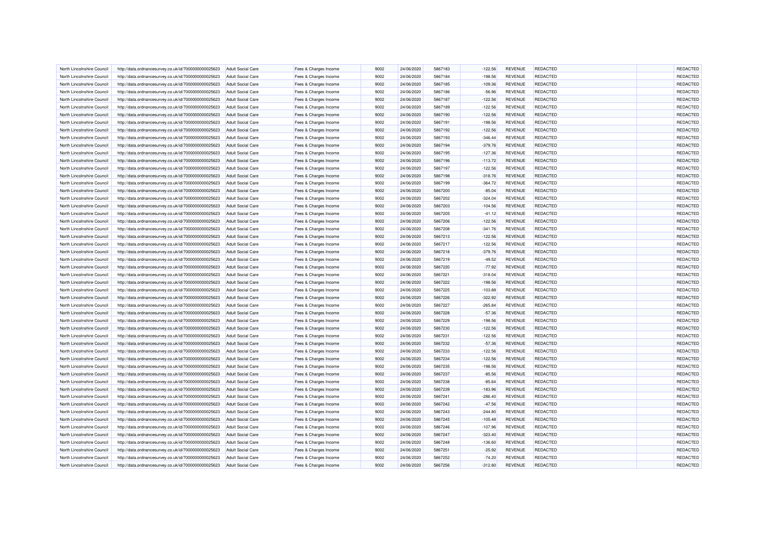| North Lincolnshire Council | http://data.ordnancesurvey.co.uk/id/7000000000025623 | Adult Social Care | Fees & Charges Income | 9002 | 24/06/2020 | 5867183 | -122.56 | REVENUE | REDACTED | | REDACTED |
|---|---|---|---|---|---|---|---|---|---|---|---|
| North Lincolnshire Council | http://data.ordnancesurvey.co.uk/id/7000000000025623 | Adult Social Care | Fees & Charges Income | 9002 | 24/06/2020 | 5867184 | -198.56 | REVENUE | REDACTED | | REDACTED |
| North Lincolnshire Council | http://data.ordnancesurvey.co.uk/id/7000000000025623 | Adult Social Care | Fees & Charges Income | 9002 | 24/06/2020 | 5867185 | -109.36 | REVENUE | REDACTED | | REDACTED |
| North Lincolnshire Council | http://data.ordnancesurvey.co.uk/id/7000000000025623 | Adult Social Care | Fees & Charges Income | 9002 | 24/06/2020 | 5867186 | -56.96 | REVENUE | REDACTED | | REDACTED |
| North Lincolnshire Council | http://data.ordnancesurvey.co.uk/id/7000000000025623 | Adult Social Care | Fees & Charges Income | 9002 | 24/06/2020 | 5867187 | -122.56 | REVENUE | REDACTED | | REDACTED |
| North Lincolnshire Council | http://data.ordnancesurvey.co.uk/id/7000000000025623 | Adult Social Care | Fees & Charges Income | 9002 | 24/06/2020 | 5867189 | -122.56 | REVENUE | REDACTED | | REDACTED |
| North Lincolnshire Council | http://data.ordnancesurvey.co.uk/id/7000000000025623 | Adult Social Care | Fees & Charges Income | 9002 | 24/06/2020 | 5867190 | -122.56 | REVENUE | REDACTED | | REDACTED |
| North Lincolnshire Council | http://data.ordnancesurvey.co.uk/id/7000000000025623 | Adult Social Care | Fees & Charges Income | 9002 | 24/06/2020 | 5867191 | -198.56 | REVENUE | REDACTED | | REDACTED |
| North Lincolnshire Council | http://data.ordnancesurvey.co.uk/id/7000000000025623 | Adult Social Care | Fees & Charges Income | 9002 | 24/06/2020 | 5867192 | -122.56 | REVENUE | REDACTED | | REDACTED |
| North Lincolnshire Council | http://data.ordnancesurvey.co.uk/id/7000000000025623 | Adult Social Care | Fees & Charges Income | 9002 | 24/06/2020 | 5867193 | -346.44 | REVENUE | REDACTED | | REDACTED |
| North Lincolnshire Council | http://data.ordnancesurvey.co.uk/id/7000000000025623 | Adult Social Care | Fees & Charges Income | 9002 | 24/06/2020 | 5867194 | -379.76 | REVENUE | REDACTED | | REDACTED |
| North Lincolnshire Council | http://data.ordnancesurvey.co.uk/id/7000000000025623 | Adult Social Care | Fees & Charges Income | 9002 | 24/06/2020 | 5867195 | -127.36 | REVENUE | REDACTED | | REDACTED |
| North Lincolnshire Council | http://data.ordnancesurvey.co.uk/id/7000000000025623 | Adult Social Care | Fees & Charges Income | 9002 | 24/06/2020 | 5867196 | -113.72 | REVENUE | REDACTED | | REDACTED |
| North Lincolnshire Council | http://data.ordnancesurvey.co.uk/id/7000000000025623 | Adult Social Care | Fees & Charges Income | 9002 | 24/06/2020 | 5867197 | -122.56 | REVENUE | REDACTED | | REDACTED |
| North Lincolnshire Council | http://data.ordnancesurvey.co.uk/id/7000000000025623 | Adult Social Care | Fees & Charges Income | 9002 | 24/06/2020 | 5867198 | -318.76 | REVENUE | REDACTED | | REDACTED |
| North Lincolnshire Council | http://data.ordnancesurvey.co.uk/id/7000000000025623 | Adult Social Care | Fees & Charges Income | 9002 | 24/06/2020 | 5867199 | -364.72 | REVENUE | REDACTED | | REDACTED |
| North Lincolnshire Council | http://data.ordnancesurvey.co.uk/id/7000000000025623 | Adult Social Care | Fees & Charges Income | 9002 | 24/06/2020 | 5867200 | -85.04 | REVENUE | REDACTED | | REDACTED |
| North Lincolnshire Council | http://data.ordnancesurvey.co.uk/id/7000000000025623 | Adult Social Care | Fees & Charges Income | 9002 | 24/06/2020 | 5867202 | -324.04 | REVENUE | REDACTED | | REDACTED |
| North Lincolnshire Council | http://data.ordnancesurvey.co.uk/id/7000000000025623 | Adult Social Care | Fees & Charges Income | 9002 | 24/06/2020 | 5867203 | -104.56 | REVENUE | REDACTED | | REDACTED |
| North Lincolnshire Council | http://data.ordnancesurvey.co.uk/id/7000000000025623 | Adult Social Care | Fees & Charges Income | 9002 | 24/06/2020 | 5867205 | -41.12 | REVENUE | REDACTED | | REDACTED |
| North Lincolnshire Council | http://data.ordnancesurvey.co.uk/id/7000000000025623 | Adult Social Care | Fees & Charges Income | 9002 | 24/06/2020 | 5867206 | -122.56 | REVENUE | REDACTED | | REDACTED |
| North Lincolnshire Council | http://data.ordnancesurvey.co.uk/id/7000000000025623 | Adult Social Care | Fees & Charges Income | 9002 | 24/06/2020 | 5867208 | -341.76 | REVENUE | REDACTED | | REDACTED |
| North Lincolnshire Council | http://data.ordnancesurvey.co.uk/id/7000000000025623 | Adult Social Care | Fees & Charges Income | 9002 | 24/06/2020 | 5867213 | -122.56 | REVENUE | REDACTED | | REDACTED |
| North Lincolnshire Council | http://data.ordnancesurvey.co.uk/id/7000000000025623 | Adult Social Care | Fees & Charges Income | 9002 | 24/06/2020 | 5867217 | -122.56 | REVENUE | REDACTED | | REDACTED |
| North Lincolnshire Council | http://data.ordnancesurvey.co.uk/id/7000000000025623 | Adult Social Care | Fees & Charges Income | 9002 | 24/06/2020 | 5867218 | -379.76 | REVENUE | REDACTED | | REDACTED |
| North Lincolnshire Council | http://data.ordnancesurvey.co.uk/id/7000000000025623 | Adult Social Care | Fees & Charges Income | 9002 | 24/06/2020 | 5867219 | -49.52 | REVENUE | REDACTED | | REDACTED |
| North Lincolnshire Council | http://data.ordnancesurvey.co.uk/id/7000000000025623 | Adult Social Care | Fees & Charges Income | 9002 | 24/06/2020 | 5867220 | -77.92 | REVENUE | REDACTED | | REDACTED |
| North Lincolnshire Council | http://data.ordnancesurvey.co.uk/id/7000000000025623 | Adult Social Care | Fees & Charges Income | 9002 | 24/06/2020 | 5867221 | -318.04 | REVENUE | REDACTED | | REDACTED |
| North Lincolnshire Council | http://data.ordnancesurvey.co.uk/id/7000000000025623 | Adult Social Care | Fees & Charges Income | 9002 | 24/06/2020 | 5867222 | -198.56 | REVENUE | REDACTED | | REDACTED |
| North Lincolnshire Council | http://data.ordnancesurvey.co.uk/id/7000000000025623 | Adult Social Care | Fees & Charges Income | 9002 | 24/06/2020 | 5867225 | -103.88 | REVENUE | REDACTED | | REDACTED |
| North Lincolnshire Council | http://data.ordnancesurvey.co.uk/id/7000000000025623 | Adult Social Care | Fees & Charges Income | 9002 | 24/06/2020 | 5867226 | -322.92 | REVENUE | REDACTED | | REDACTED |
| North Lincolnshire Council | http://data.ordnancesurvey.co.uk/id/7000000000025623 | Adult Social Care | Fees & Charges Income | 9002 | 24/06/2020 | 5867227 | -265.84 | REVENUE | REDACTED | | REDACTED |
| North Lincolnshire Council | http://data.ordnancesurvey.co.uk/id/7000000000025623 | Adult Social Care | Fees & Charges Income | 9002 | 24/06/2020 | 5867228 | -57.36 | REVENUE | REDACTED | | REDACTED |
| North Lincolnshire Council | http://data.ordnancesurvey.co.uk/id/7000000000025623 | Adult Social Care | Fees & Charges Income | 9002 | 24/06/2020 | 5867229 | -198.56 | REVENUE | REDACTED | | REDACTED |
| North Lincolnshire Council | http://data.ordnancesurvey.co.uk/id/7000000000025623 | Adult Social Care | Fees & Charges Income | 9002 | 24/06/2020 | 5867230 | -122.56 | REVENUE | REDACTED | | REDACTED |
| North Lincolnshire Council | http://data.ordnancesurvey.co.uk/id/7000000000025623 | Adult Social Care | Fees & Charges Income | 9002 | 24/06/2020 | 5867231 | -122.56 | REVENUE | REDACTED | | REDACTED |
| North Lincolnshire Council | http://data.ordnancesurvey.co.uk/id/7000000000025623 | Adult Social Care | Fees & Charges Income | 9002 | 24/06/2020 | 5867232 | -57.36 | REVENUE | REDACTED | | REDACTED |
| North Lincolnshire Council | http://data.ordnancesurvey.co.uk/id/7000000000025623 | Adult Social Care | Fees & Charges Income | 9002 | 24/06/2020 | 5867233 | -122.56 | REVENUE | REDACTED | | REDACTED |
| North Lincolnshire Council | http://data.ordnancesurvey.co.uk/id/7000000000025623 | Adult Social Care | Fees & Charges Income | 9002 | 24/06/2020 | 5867234 | -122.56 | REVENUE | REDACTED | | REDACTED |
| North Lincolnshire Council | http://data.ordnancesurvey.co.uk/id/7000000000025623 | Adult Social Care | Fees & Charges Income | 9002 | 24/06/2020 | 5867235 | -198.56 | REVENUE | REDACTED | | REDACTED |
| North Lincolnshire Council | http://data.ordnancesurvey.co.uk/id/7000000000025623 | Adult Social Care | Fees & Charges Income | 9002 | 24/06/2020 | 5867237 | -85.56 | REVENUE | REDACTED | | REDACTED |
| North Lincolnshire Council | http://data.ordnancesurvey.co.uk/id/7000000000025623 | Adult Social Care | Fees & Charges Income | 9002 | 24/06/2020 | 5867238 | -85.64 | REVENUE | REDACTED | | REDACTED |
| North Lincolnshire Council | http://data.ordnancesurvey.co.uk/id/7000000000025623 | Adult Social Care | Fees & Charges Income | 9002 | 24/06/2020 | 5867239 | -183.96 | REVENUE | REDACTED | | REDACTED |
| North Lincolnshire Council | http://data.ordnancesurvey.co.uk/id/7000000000025623 | Adult Social Care | Fees & Charges Income | 9002 | 24/06/2020 | 5867241 | -286.40 | REVENUE | REDACTED | | REDACTED |
| North Lincolnshire Council | http://data.ordnancesurvey.co.uk/id/7000000000025623 | Adult Social Care | Fees & Charges Income | 9002 | 24/06/2020 | 5867242 | -47.56 | REVENUE | REDACTED | | REDACTED |
| North Lincolnshire Council | http://data.ordnancesurvey.co.uk/id/7000000000025623 | Adult Social Care | Fees & Charges Income | 9002 | 24/06/2020 | 5867243 | -244.80 | REVENUE | REDACTED | | REDACTED |
| North Lincolnshire Council | http://data.ordnancesurvey.co.uk/id/7000000000025623 | Adult Social Care | Fees & Charges Income | 9002 | 24/06/2020 | 5867245 | -105.48 | REVENUE | REDACTED | | REDACTED |
| North Lincolnshire Council | http://data.ordnancesurvey.co.uk/id/7000000000025623 | Adult Social Care | Fees & Charges Income | 9002 | 24/06/2020 | 5867246 | -107.96 | REVENUE | REDACTED | | REDACTED |
| North Lincolnshire Council | http://data.ordnancesurvey.co.uk/id/7000000000025623 | Adult Social Care | Fees & Charges Income | 9002 | 24/06/2020 | 5867247 | -323.40 | REVENUE | REDACTED | | REDACTED |
| North Lincolnshire Council | http://data.ordnancesurvey.co.uk/id/7000000000025623 | Adult Social Care | Fees & Charges Income | 9002 | 24/06/2020 | 5867248 | -136.60 | REVENUE | REDACTED | | REDACTED |
| North Lincolnshire Council | http://data.ordnancesurvey.co.uk/id/7000000000025623 | Adult Social Care | Fees & Charges Income | 9002 | 24/06/2020 | 5867251 | -25.92 | REVENUE | REDACTED | | REDACTED |
| North Lincolnshire Council | http://data.ordnancesurvey.co.uk/id/7000000000025623 | Adult Social Care | Fees & Charges Income | 9002 | 24/06/2020 | 5867252 | -74.20 | REVENUE | REDACTED | | REDACTED |
| North Lincolnshire Council | http://data.ordnancesurvey.co.uk/id/7000000000025623 | Adult Social Care | Fees & Charges Income | 9002 | 24/06/2020 | 5867256 | -312.80 | REVENUE | REDACTED | | REDACTED |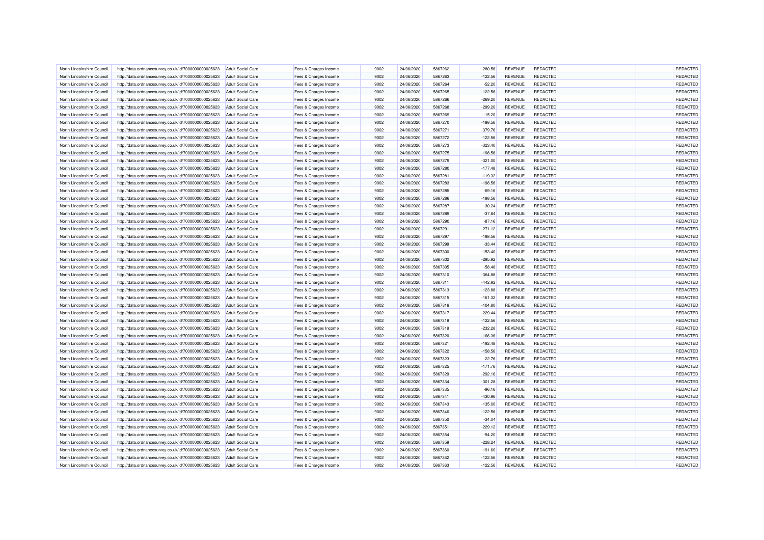| | | | | | | | | | | | | |
|---|---|---|---|---|---|---|---|---|---|---|---|---|
| North Lincolnshire Council | http://data.ordnancesurvey.co.uk/id/7000000000025623 | Adult Social Care | Fees & Charges Income | 9002 | 24/06/2020 | 5867262 | -280.56 | REVENUE | REDACTED | | REDACTED |
| North Lincolnshire Council | http://data.ordnancesurvey.co.uk/id/7000000000025623 | Adult Social Care | Fees & Charges Income | 9002 | 24/06/2020 | 5867263 | -122.56 | REVENUE | REDACTED | | REDACTED |
| North Lincolnshire Council | http://data.ordnancesurvey.co.uk/id/7000000000025623 | Adult Social Care | Fees & Charges Income | 9002 | 24/06/2020 | 5867264 | -52.20 | REVENUE | REDACTED | | REDACTED |
| North Lincolnshire Council | http://data.ordnancesurvey.co.uk/id/7000000000025623 | Adult Social Care | Fees & Charges Income | 9002 | 24/06/2020 | 5867265 | -122.56 | REVENUE | REDACTED | | REDACTED |
| North Lincolnshire Council | http://data.ordnancesurvey.co.uk/id/7000000000025623 | Adult Social Care | Fees & Charges Income | 9002 | 24/06/2020 | 5867266 | -269.20 | REVENUE | REDACTED | | REDACTED |
| North Lincolnshire Council | http://data.ordnancesurvey.co.uk/id/7000000000025623 | Adult Social Care | Fees & Charges Income | 9002 | 24/06/2020 | 5867268 | -299.20 | REVENUE | REDACTED | | REDACTED |
| North Lincolnshire Council | http://data.ordnancesurvey.co.uk/id/7000000000025623 | Adult Social Care | Fees & Charges Income | 9002 | 24/06/2020 | 5867269 | -15.20 | REVENUE | REDACTED | | REDACTED |
| North Lincolnshire Council | http://data.ordnancesurvey.co.uk/id/7000000000025623 | Adult Social Care | Fees & Charges Income | 9002 | 24/06/2020 | 5867270 | -198.56 | REVENUE | REDACTED | | REDACTED |
| North Lincolnshire Council | http://data.ordnancesurvey.co.uk/id/7000000000025623 | Adult Social Care | Fees & Charges Income | 9002 | 24/06/2020 | 5867271 | -379.76 | REVENUE | REDACTED | | REDACTED |
| North Lincolnshire Council | http://data.ordnancesurvey.co.uk/id/7000000000025623 | Adult Social Care | Fees & Charges Income | 9002 | 24/06/2020 | 5867272 | -122.56 | REVENUE | REDACTED | | REDACTED |
| North Lincolnshire Council | http://data.ordnancesurvey.co.uk/id/7000000000025623 | Adult Social Care | Fees & Charges Income | 9002 | 24/06/2020 | 5867273 | -323.40 | REVENUE | REDACTED | | REDACTED |
| North Lincolnshire Council | http://data.ordnancesurvey.co.uk/id/7000000000025623 | Adult Social Care | Fees & Charges Income | 9002 | 24/06/2020 | 5867275 | -198.56 | REVENUE | REDACTED | | REDACTED |
| North Lincolnshire Council | http://data.ordnancesurvey.co.uk/id/7000000000025623 | Adult Social Care | Fees & Charges Income | 9002 | 24/06/2020 | 5867279 | -321.00 | REVENUE | REDACTED | | REDACTED |
| North Lincolnshire Council | http://data.ordnancesurvey.co.uk/id/7000000000025623 | Adult Social Care | Fees & Charges Income | 9002 | 24/06/2020 | 5867280 | -177.48 | REVENUE | REDACTED | | REDACTED |
| North Lincolnshire Council | http://data.ordnancesurvey.co.uk/id/7000000000025623 | Adult Social Care | Fees & Charges Income | 9002 | 24/06/2020 | 5867281 | -119.32 | REVENUE | REDACTED | | REDACTED |
| North Lincolnshire Council | http://data.ordnancesurvey.co.uk/id/7000000000025623 | Adult Social Care | Fees & Charges Income | 9002 | 24/06/2020 | 5867283 | -198.56 | REVENUE | REDACTED | | REDACTED |
| North Lincolnshire Council | http://data.ordnancesurvey.co.uk/id/7000000000025623 | Adult Social Care | Fees & Charges Income | 9002 | 24/06/2020 | 5867285 | -69.16 | REVENUE | REDACTED | | REDACTED |
| North Lincolnshire Council | http://data.ordnancesurvey.co.uk/id/7000000000025623 | Adult Social Care | Fees & Charges Income | 9002 | 24/06/2020 | 5867286 | -198.56 | REVENUE | REDACTED | | REDACTED |
| North Lincolnshire Council | http://data.ordnancesurvey.co.uk/id/7000000000025623 | Adult Social Care | Fees & Charges Income | 9002 | 24/06/2020 | 5867287 | -30.24 | REVENUE | REDACTED | | REDACTED |
| North Lincolnshire Council | http://data.ordnancesurvey.co.uk/id/7000000000025623 | Adult Social Care | Fees & Charges Income | 9002 | 24/06/2020 | 5867289 | -37.84 | REVENUE | REDACTED | | REDACTED |
| North Lincolnshire Council | http://data.ordnancesurvey.co.uk/id/7000000000025623 | Adult Social Care | Fees & Charges Income | 9002 | 24/06/2020 | 5867290 | -87.16 | REVENUE | REDACTED | | REDACTED |
| North Lincolnshire Council | http://data.ordnancesurvey.co.uk/id/7000000000025623 | Adult Social Care | Fees & Charges Income | 9002 | 24/06/2020 | 5867291 | -271.12 | REVENUE | REDACTED | | REDACTED |
| North Lincolnshire Council | http://data.ordnancesurvey.co.uk/id/7000000000025623 | Adult Social Care | Fees & Charges Income | 9002 | 24/06/2020 | 5867297 | -198.56 | REVENUE | REDACTED | | REDACTED |
| North Lincolnshire Council | http://data.ordnancesurvey.co.uk/id/7000000000025623 | Adult Social Care | Fees & Charges Income | 9002 | 24/06/2020 | 5867299 | -33.44 | REVENUE | REDACTED | | REDACTED |
| North Lincolnshire Council | http://data.ordnancesurvey.co.uk/id/7000000000025623 | Adult Social Care | Fees & Charges Income | 9002 | 24/06/2020 | 5867300 | -153.40 | REVENUE | REDACTED | | REDACTED |
| North Lincolnshire Council | http://data.ordnancesurvey.co.uk/id/7000000000025623 | Adult Social Care | Fees & Charges Income | 9002 | 24/06/2020 | 5867302 | -295.92 | REVENUE | REDACTED | | REDACTED |
| North Lincolnshire Council | http://data.ordnancesurvey.co.uk/id/7000000000025623 | Adult Social Care | Fees & Charges Income | 9002 | 24/06/2020 | 5867305 | -58.48 | REVENUE | REDACTED | | REDACTED |
| North Lincolnshire Council | http://data.ordnancesurvey.co.uk/id/7000000000025623 | Adult Social Care | Fees & Charges Income | 9002 | 24/06/2020 | 5867310 | -364.88 | REVENUE | REDACTED | | REDACTED |
| North Lincolnshire Council | http://data.ordnancesurvey.co.uk/id/7000000000025623 | Adult Social Care | Fees & Charges Income | 9002 | 24/06/2020 | 5867311 | -442.92 | REVENUE | REDACTED | | REDACTED |
| North Lincolnshire Council | http://data.ordnancesurvey.co.uk/id/7000000000025623 | Adult Social Care | Fees & Charges Income | 9002 | 24/06/2020 | 5867313 | -123.88 | REVENUE | REDACTED | | REDACTED |
| North Lincolnshire Council | http://data.ordnancesurvey.co.uk/id/7000000000025623 | Adult Social Care | Fees & Charges Income | 9002 | 24/06/2020 | 5867315 | -161.32 | REVENUE | REDACTED | | REDACTED |
| North Lincolnshire Council | http://data.ordnancesurvey.co.uk/id/7000000000025623 | Adult Social Care | Fees & Charges Income | 9002 | 24/06/2020 | 5867316 | -104.80 | REVENUE | REDACTED | | REDACTED |
| North Lincolnshire Council | http://data.ordnancesurvey.co.uk/id/7000000000025623 | Adult Social Care | Fees & Charges Income | 9002 | 24/06/2020 | 5867317 | -229.44 | REVENUE | REDACTED | | REDACTED |
| North Lincolnshire Council | http://data.ordnancesurvey.co.uk/id/7000000000025623 | Adult Social Care | Fees & Charges Income | 9002 | 24/06/2020 | 5867318 | -122.56 | REVENUE | REDACTED | | REDACTED |
| North Lincolnshire Council | http://data.ordnancesurvey.co.uk/id/7000000000025623 | Adult Social Care | Fees & Charges Income | 9002 | 24/06/2020 | 5867319 | -232.28 | REVENUE | REDACTED | | REDACTED |
| North Lincolnshire Council | http://data.ordnancesurvey.co.uk/id/7000000000025623 | Adult Social Care | Fees & Charges Income | 9002 | 24/06/2020 | 5867320 | -166.36 | REVENUE | REDACTED | | REDACTED |
| North Lincolnshire Council | http://data.ordnancesurvey.co.uk/id/7000000000025623 | Adult Social Care | Fees & Charges Income | 9002 | 24/06/2020 | 5867321 | -192.48 | REVENUE | REDACTED | | REDACTED |
| North Lincolnshire Council | http://data.ordnancesurvey.co.uk/id/7000000000025623 | Adult Social Care | Fees & Charges Income | 9002 | 24/06/2020 | 5867322 | -158.56 | REVENUE | REDACTED | | REDACTED |
| North Lincolnshire Council | http://data.ordnancesurvey.co.uk/id/7000000000025623 | Adult Social Care | Fees & Charges Income | 9002 | 24/06/2020 | 5867323 | -22.76 | REVENUE | REDACTED | | REDACTED |
| North Lincolnshire Council | http://data.ordnancesurvey.co.uk/id/7000000000025623 | Adult Social Care | Fees & Charges Income | 9002 | 24/06/2020 | 5867325 | -171.76 | REVENUE | REDACTED | | REDACTED |
| North Lincolnshire Council | http://data.ordnancesurvey.co.uk/id/7000000000025623 | Adult Social Care | Fees & Charges Income | 9002 | 24/06/2020 | 5867329 | -292.16 | REVENUE | REDACTED | | REDACTED |
| North Lincolnshire Council | http://data.ordnancesurvey.co.uk/id/7000000000025623 | Adult Social Care | Fees & Charges Income | 9002 | 24/06/2020 | 5867334 | -301.28 | REVENUE | REDACTED | | REDACTED |
| North Lincolnshire Council | http://data.ordnancesurvey.co.uk/id/7000000000025623 | Adult Social Care | Fees & Charges Income | 9002 | 24/06/2020 | 5867335 | -96.16 | REVENUE | REDACTED | | REDACTED |
| North Lincolnshire Council | http://data.ordnancesurvey.co.uk/id/7000000000025623 | Adult Social Care | Fees & Charges Income | 9002 | 24/06/2020 | 5867341 | -430.96 | REVENUE | REDACTED | | REDACTED |
| North Lincolnshire Council | http://data.ordnancesurvey.co.uk/id/7000000000025623 | Adult Social Care | Fees & Charges Income | 9002 | 24/06/2020 | 5867343 | -135.00 | REVENUE | REDACTED | | REDACTED |
| North Lincolnshire Council | http://data.ordnancesurvey.co.uk/id/7000000000025623 | Adult Social Care | Fees & Charges Income | 9002 | 24/06/2020 | 5867346 | -122.56 | REVENUE | REDACTED | | REDACTED |
| North Lincolnshire Council | http://data.ordnancesurvey.co.uk/id/7000000000025623 | Adult Social Care | Fees & Charges Income | 9002 | 24/06/2020 | 5867350 | -34.04 | REVENUE | REDACTED | | REDACTED |
| North Lincolnshire Council | http://data.ordnancesurvey.co.uk/id/7000000000025623 | Adult Social Care | Fees & Charges Income | 9002 | 24/06/2020 | 5867351 | -229.12 | REVENUE | REDACTED | | REDACTED |
| North Lincolnshire Council | http://data.ordnancesurvey.co.uk/id/7000000000025623 | Adult Social Care | Fees & Charges Income | 9002 | 24/06/2020 | 5867354 | -94.20 | REVENUE | REDACTED | | REDACTED |
| North Lincolnshire Council | http://data.ordnancesurvey.co.uk/id/7000000000025623 | Adult Social Care | Fees & Charges Income | 9002 | 24/06/2020 | 5867359 | -228.24 | REVENUE | REDACTED | | REDACTED |
| North Lincolnshire Council | http://data.ordnancesurvey.co.uk/id/7000000000025623 | Adult Social Care | Fees & Charges Income | 9002 | 24/06/2020 | 5867360 | -191.60 | REVENUE | REDACTED | | REDACTED |
| North Lincolnshire Council | http://data.ordnancesurvey.co.uk/id/7000000000025623 | Adult Social Care | Fees & Charges Income | 9002 | 24/06/2020 | 5867362 | -122.56 | REVENUE | REDACTED | | REDACTED |
| North Lincolnshire Council | http://data.ordnancesurvey.co.uk/id/7000000000025623 | Adult Social Care | Fees & Charges Income | 9002 | 24/06/2020 | 5867363 | -122.56 | REVENUE | REDACTED | | REDACTED |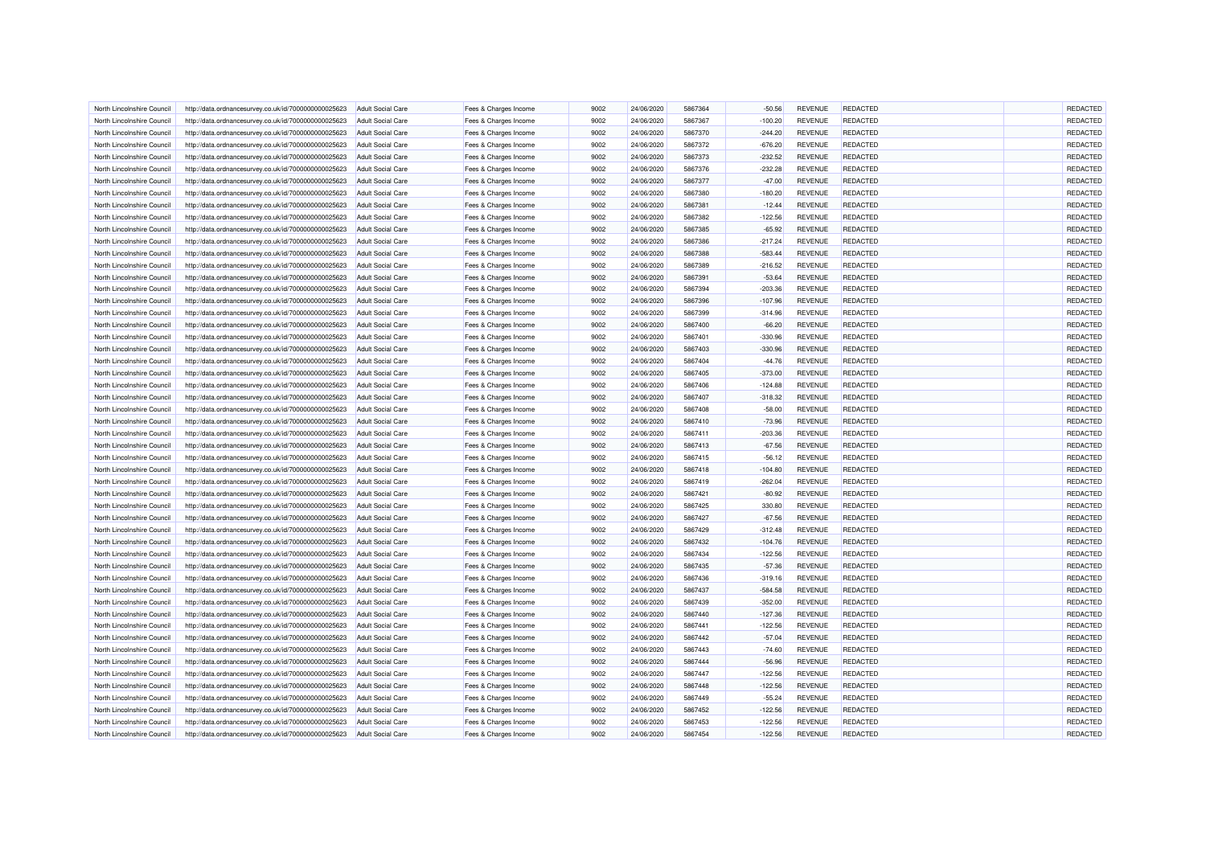| North Lincolnshire Council | http://data.ordnancesurvey.co.uk/id/7000000000025623 | Adult Social Care | Fees & Charges Income | 9002 | 24/06/2020 | 5867364 | -50.56 | REVENUE | REDACTED | | REDACTED |
|---|---|---|---|---|---|---|---|---|---|---|---|
| North Lincolnshire Council | http://data.ordnancesurvey.co.uk/id/7000000000025623 | Adult Social Care | Fees & Charges Income | 9002 | 24/06/2020 | 5867367 | -100.20 | REVENUE | REDACTED | | REDACTED |
| North Lincolnshire Council | http://data.ordnancesurvey.co.uk/id/7000000000025623 | Adult Social Care | Fees & Charges Income | 9002 | 24/06/2020 | 5867370 | -244.20 | REVENUE | REDACTED | | REDACTED |
| North Lincolnshire Council | http://data.ordnancesurvey.co.uk/id/7000000000025623 | Adult Social Care | Fees & Charges Income | 9002 | 24/06/2020 | 5867372 | -676.20 | REVENUE | REDACTED | | REDACTED |
| North Lincolnshire Council | http://data.ordnancesurvey.co.uk/id/7000000000025623 | Adult Social Care | Fees & Charges Income | 9002 | 24/06/2020 | 5867373 | -232.52 | REVENUE | REDACTED | | REDACTED |
| North Lincolnshire Council | http://data.ordnancesurvey.co.uk/id/7000000000025623 | Adult Social Care | Fees & Charges Income | 9002 | 24/06/2020 | 5867376 | -232.28 | REVENUE | REDACTED | | REDACTED |
| North Lincolnshire Council | http://data.ordnancesurvey.co.uk/id/7000000000025623 | Adult Social Care | Fees & Charges Income | 9002 | 24/06/2020 | 5867377 | -47.00 | REVENUE | REDACTED | | REDACTED |
| North Lincolnshire Council | http://data.ordnancesurvey.co.uk/id/7000000000025623 | Adult Social Care | Fees & Charges Income | 9002 | 24/06/2020 | 5867380 | -180.20 | REVENUE | REDACTED | | REDACTED |
| North Lincolnshire Council | http://data.ordnancesurvey.co.uk/id/7000000000025623 | Adult Social Care | Fees & Charges Income | 9002 | 24/06/2020 | 5867381 | -12.44 | REVENUE | REDACTED | | REDACTED |
| North Lincolnshire Council | http://data.ordnancesurvey.co.uk/id/7000000000025623 | Adult Social Care | Fees & Charges Income | 9002 | 24/06/2020 | 5867382 | -122.56 | REVENUE | REDACTED | | REDACTED |
| North Lincolnshire Council | http://data.ordnancesurvey.co.uk/id/7000000000025623 | Adult Social Care | Fees & Charges Income | 9002 | 24/06/2020 | 5867385 | -65.92 | REVENUE | REDACTED | | REDACTED |
| North Lincolnshire Council | http://data.ordnancesurvey.co.uk/id/7000000000025623 | Adult Social Care | Fees & Charges Income | 9002 | 24/06/2020 | 5867386 | -217.24 | REVENUE | REDACTED | | REDACTED |
| North Lincolnshire Council | http://data.ordnancesurvey.co.uk/id/7000000000025623 | Adult Social Care | Fees & Charges Income | 9002 | 24/06/2020 | 5867388 | -583.44 | REVENUE | REDACTED | | REDACTED |
| North Lincolnshire Council | http://data.ordnancesurvey.co.uk/id/7000000000025623 | Adult Social Care | Fees & Charges Income | 9002 | 24/06/2020 | 5867389 | -216.52 | REVENUE | REDACTED | | REDACTED |
| North Lincolnshire Council | http://data.ordnancesurvey.co.uk/id/7000000000025623 | Adult Social Care | Fees & Charges Income | 9002 | 24/06/2020 | 5867391 | -53.64 | REVENUE | REDACTED | | REDACTED |
| North Lincolnshire Council | http://data.ordnancesurvey.co.uk/id/7000000000025623 | Adult Social Care | Fees & Charges Income | 9002 | 24/06/2020 | 5867394 | -203.36 | REVENUE | REDACTED | | REDACTED |
| North Lincolnshire Council | http://data.ordnancesurvey.co.uk/id/7000000000025623 | Adult Social Care | Fees & Charges Income | 9002 | 24/06/2020 | 5867396 | -107.96 | REVENUE | REDACTED | | REDACTED |
| North Lincolnshire Council | http://data.ordnancesurvey.co.uk/id/7000000000025623 | Adult Social Care | Fees & Charges Income | 9002 | 24/06/2020 | 5867399 | -314.96 | REVENUE | REDACTED | | REDACTED |
| North Lincolnshire Council | http://data.ordnancesurvey.co.uk/id/7000000000025623 | Adult Social Care | Fees & Charges Income | 9002 | 24/06/2020 | 5867400 | -66.20 | REVENUE | REDACTED | | REDACTED |
| North Lincolnshire Council | http://data.ordnancesurvey.co.uk/id/7000000000025623 | Adult Social Care | Fees & Charges Income | 9002 | 24/06/2020 | 5867401 | -330.96 | REVENUE | REDACTED | | REDACTED |
| North Lincolnshire Council | http://data.ordnancesurvey.co.uk/id/7000000000025623 | Adult Social Care | Fees & Charges Income | 9002 | 24/06/2020 | 5867403 | -330.96 | REVENUE | REDACTED | | REDACTED |
| North Lincolnshire Council | http://data.ordnancesurvey.co.uk/id/7000000000025623 | Adult Social Care | Fees & Charges Income | 9002 | 24/06/2020 | 5867404 | -44.76 | REVENUE | REDACTED | | REDACTED |
| North Lincolnshire Council | http://data.ordnancesurvey.co.uk/id/7000000000025623 | Adult Social Care | Fees & Charges Income | 9002 | 24/06/2020 | 5867405 | -373.00 | REVENUE | REDACTED | | REDACTED |
| North Lincolnshire Council | http://data.ordnancesurvey.co.uk/id/7000000000025623 | Adult Social Care | Fees & Charges Income | 9002 | 24/06/2020 | 5867406 | -124.88 | REVENUE | REDACTED | | REDACTED |
| North Lincolnshire Council | http://data.ordnancesurvey.co.uk/id/7000000000025623 | Adult Social Care | Fees & Charges Income | 9002 | 24/06/2020 | 5867407 | -318.32 | REVENUE | REDACTED | | REDACTED |
| North Lincolnshire Council | http://data.ordnancesurvey.co.uk/id/7000000000025623 | Adult Social Care | Fees & Charges Income | 9002 | 24/06/2020 | 5867408 | -58.00 | REVENUE | REDACTED | | REDACTED |
| North Lincolnshire Council | http://data.ordnancesurvey.co.uk/id/7000000000025623 | Adult Social Care | Fees & Charges Income | 9002 | 24/06/2020 | 5867410 | -73.96 | REVENUE | REDACTED | | REDACTED |
| North Lincolnshire Council | http://data.ordnancesurvey.co.uk/id/7000000000025623 | Adult Social Care | Fees & Charges Income | 9002 | 24/06/2020 | 5867411 | -203.36 | REVENUE | REDACTED | | REDACTED |
| North Lincolnshire Council | http://data.ordnancesurvey.co.uk/id/7000000000025623 | Adult Social Care | Fees & Charges Income | 9002 | 24/06/2020 | 5867413 | -67.56 | REVENUE | REDACTED | | REDACTED |
| North Lincolnshire Council | http://data.ordnancesurvey.co.uk/id/7000000000025623 | Adult Social Care | Fees & Charges Income | 9002 | 24/06/2020 | 5867415 | -56.12 | REVENUE | REDACTED | | REDACTED |
| North Lincolnshire Council | http://data.ordnancesurvey.co.uk/id/7000000000025623 | Adult Social Care | Fees & Charges Income | 9002 | 24/06/2020 | 5867418 | -104.80 | REVENUE | REDACTED | | REDACTED |
| North Lincolnshire Council | http://data.ordnancesurvey.co.uk/id/7000000000025623 | Adult Social Care | Fees & Charges Income | 9002 | 24/06/2020 | 5867419 | -262.04 | REVENUE | REDACTED | | REDACTED |
| North Lincolnshire Council | http://data.ordnancesurvey.co.uk/id/7000000000025623 | Adult Social Care | Fees & Charges Income | 9002 | 24/06/2020 | 5867421 | -80.92 | REVENUE | REDACTED | | REDACTED |
| North Lincolnshire Council | http://data.ordnancesurvey.co.uk/id/7000000000025623 | Adult Social Care | Fees & Charges Income | 9002 | 24/06/2020 | 5867425 | 330.80 | REVENUE | REDACTED | | REDACTED |
| North Lincolnshire Council | http://data.ordnancesurvey.co.uk/id/7000000000025623 | Adult Social Care | Fees & Charges Income | 9002 | 24/06/2020 | 5867427 | -67.56 | REVENUE | REDACTED | | REDACTED |
| North Lincolnshire Council | http://data.ordnancesurvey.co.uk/id/7000000000025623 | Adult Social Care | Fees & Charges Income | 9002 | 24/06/2020 | 5867429 | -312.48 | REVENUE | REDACTED | | REDACTED |
| North Lincolnshire Council | http://data.ordnancesurvey.co.uk/id/7000000000025623 | Adult Social Care | Fees & Charges Income | 9002 | 24/06/2020 | 5867432 | -104.76 | REVENUE | REDACTED | | REDACTED |
| North Lincolnshire Council | http://data.ordnancesurvey.co.uk/id/7000000000025623 | Adult Social Care | Fees & Charges Income | 9002 | 24/06/2020 | 5867434 | -122.56 | REVENUE | REDACTED | | REDACTED |
| North Lincolnshire Council | http://data.ordnancesurvey.co.uk/id/7000000000025623 | Adult Social Care | Fees & Charges Income | 9002 | 24/06/2020 | 5867435 | -57.36 | REVENUE | REDACTED | | REDACTED |
| North Lincolnshire Council | http://data.ordnancesurvey.co.uk/id/7000000000025623 | Adult Social Care | Fees & Charges Income | 9002 | 24/06/2020 | 5867436 | -319.16 | REVENUE | REDACTED | | REDACTED |
| North Lincolnshire Council | http://data.ordnancesurvey.co.uk/id/7000000000025623 | Adult Social Care | Fees & Charges Income | 9002 | 24/06/2020 | 5867437 | -584.58 | REVENUE | REDACTED | | REDACTED |
| North Lincolnshire Council | http://data.ordnancesurvey.co.uk/id/7000000000025623 | Adult Social Care | Fees & Charges Income | 9002 | 24/06/2020 | 5867439 | -352.00 | REVENUE | REDACTED | | REDACTED |
| North Lincolnshire Council | http://data.ordnancesurvey.co.uk/id/7000000000025623 | Adult Social Care | Fees & Charges Income | 9002 | 24/06/2020 | 5867440 | -127.36 | REVENUE | REDACTED | | REDACTED |
| North Lincolnshire Council | http://data.ordnancesurvey.co.uk/id/7000000000025623 | Adult Social Care | Fees & Charges Income | 9002 | 24/06/2020 | 5867441 | -122.56 | REVENUE | REDACTED | | REDACTED |
| North Lincolnshire Council | http://data.ordnancesurvey.co.uk/id/7000000000025623 | Adult Social Care | Fees & Charges Income | 9002 | 24/06/2020 | 5867442 | -57.04 | REVENUE | REDACTED | | REDACTED |
| North Lincolnshire Council | http://data.ordnancesurvey.co.uk/id/7000000000025623 | Adult Social Care | Fees & Charges Income | 9002 | 24/06/2020 | 5867443 | -74.60 | REVENUE | REDACTED | | REDACTED |
| North Lincolnshire Council | http://data.ordnancesurvey.co.uk/id/7000000000025623 | Adult Social Care | Fees & Charges Income | 9002 | 24/06/2020 | 5867444 | -56.96 | REVENUE | REDACTED | | REDACTED |
| North Lincolnshire Council | http://data.ordnancesurvey.co.uk/id/7000000000025623 | Adult Social Care | Fees & Charges Income | 9002 | 24/06/2020 | 5867447 | -122.56 | REVENUE | REDACTED | | REDACTED |
| North Lincolnshire Council | http://data.ordnancesurvey.co.uk/id/7000000000025623 | Adult Social Care | Fees & Charges Income | 9002 | 24/06/2020 | 5867448 | -122.56 | REVENUE | REDACTED | | REDACTED |
| North Lincolnshire Council | http://data.ordnancesurvey.co.uk/id/7000000000025623 | Adult Social Care | Fees & Charges Income | 9002 | 24/06/2020 | 5867449 | -55.24 | REVENUE | REDACTED | | REDACTED |
| North Lincolnshire Council | http://data.ordnancesurvey.co.uk/id/7000000000025623 | Adult Social Care | Fees & Charges Income | 9002 | 24/06/2020 | 5867452 | -122.56 | REVENUE | REDACTED | | REDACTED |
| North Lincolnshire Council | http://data.ordnancesurvey.co.uk/id/7000000000025623 | Adult Social Care | Fees & Charges Income | 9002 | 24/06/2020 | 5867453 | -122.56 | REVENUE | REDACTED | | REDACTED |
| North Lincolnshire Council | http://data.ordnancesurvey.co.uk/id/7000000000025623 | Adult Social Care | Fees & Charges Income | 9002 | 24/06/2020 | 5867454 | -122.56 | REVENUE | REDACTED | | REDACTED |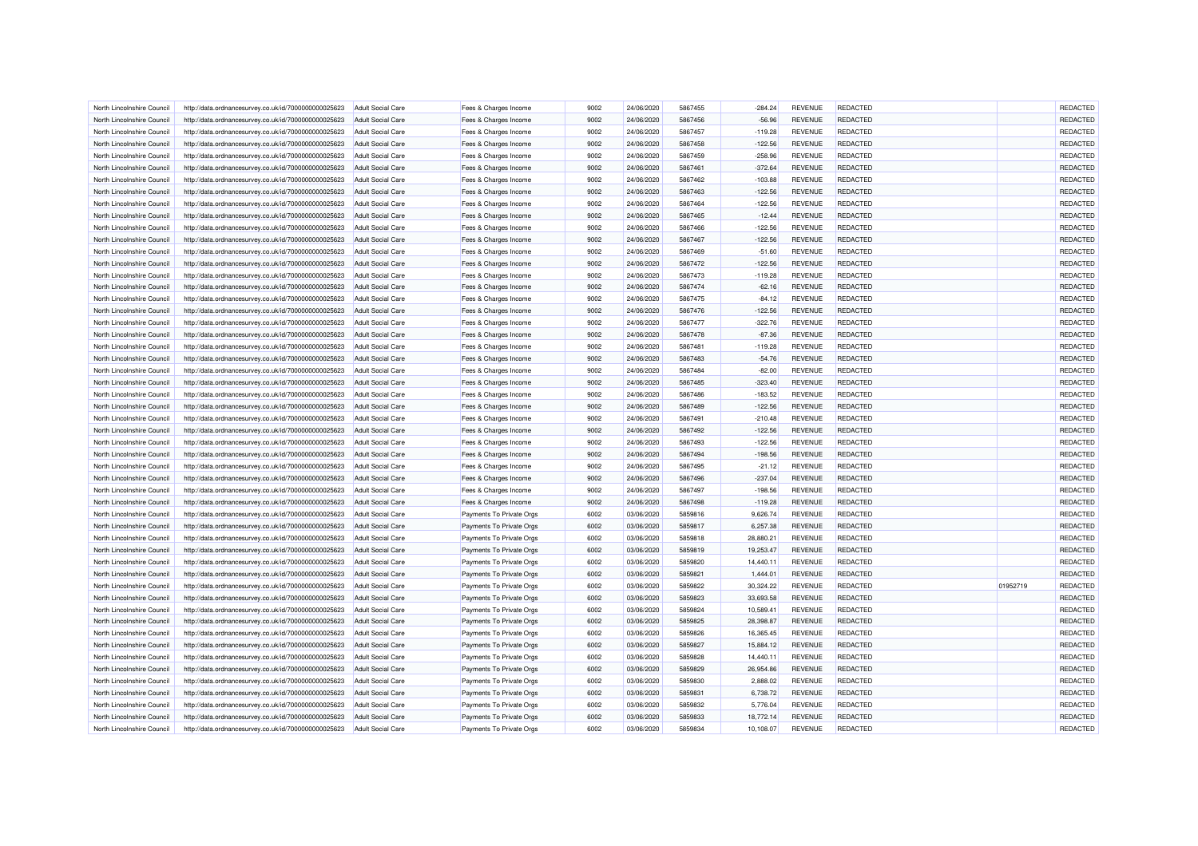| | | | | | | | | | | | |
|---|---|---|---|---|---|---|---|---|---|---|---|
| North Lincolnshire Council | http://data.ordnancesurvey.co.uk/id/7000000000025623 | Adult Social Care | Fees & Charges Income | 9002 | 24/06/2020 | 5867455 | -284.24 | REVENUE | REDACTED | | REDACTED |
| North Lincolnshire Council | http://data.ordnancesurvey.co.uk/id/7000000000025623 | Adult Social Care | Fees & Charges Income | 9002 | 24/06/2020 | 5867456 | -56.96 | REVENUE | REDACTED | | REDACTED |
| North Lincolnshire Council | http://data.ordnancesurvey.co.uk/id/7000000000025623 | Adult Social Care | Fees & Charges Income | 9002 | 24/06/2020 | 5867457 | -119.28 | REVENUE | REDACTED | | REDACTED |
| North Lincolnshire Council | http://data.ordnancesurvey.co.uk/id/7000000000025623 | Adult Social Care | Fees & Charges Income | 9002 | 24/06/2020 | 5867458 | -122.56 | REVENUE | REDACTED | | REDACTED |
| North Lincolnshire Council | http://data.ordnancesurvey.co.uk/id/7000000000025623 | Adult Social Care | Fees & Charges Income | 9002 | 24/06/2020 | 5867459 | -258.96 | REVENUE | REDACTED | | REDACTED |
| North Lincolnshire Council | http://data.ordnancesurvey.co.uk/id/7000000000025623 | Adult Social Care | Fees & Charges Income | 9002 | 24/06/2020 | 5867461 | -372.64 | REVENUE | REDACTED | | REDACTED |
| North Lincolnshire Council | http://data.ordnancesurvey.co.uk/id/7000000000025623 | Adult Social Care | Fees & Charges Income | 9002 | 24/06/2020 | 5867462 | -103.88 | REVENUE | REDACTED | | REDACTED |
| North Lincolnshire Council | http://data.ordnancesurvey.co.uk/id/7000000000025623 | Adult Social Care | Fees & Charges Income | 9002 | 24/06/2020 | 5867463 | -122.56 | REVENUE | REDACTED | | REDACTED |
| North Lincolnshire Council | http://data.ordnancesurvey.co.uk/id/7000000000025623 | Adult Social Care | Fees & Charges Income | 9002 | 24/06/2020 | 5867464 | -122.56 | REVENUE | REDACTED | | REDACTED |
| North Lincolnshire Council | http://data.ordnancesurvey.co.uk/id/7000000000025623 | Adult Social Care | Fees & Charges Income | 9002 | 24/06/2020 | 5867465 | -12.44 | REVENUE | REDACTED | | REDACTED |
| North Lincolnshire Council | http://data.ordnancesurvey.co.uk/id/7000000000025623 | Adult Social Care | Fees & Charges Income | 9002 | 24/06/2020 | 5867466 | -122.56 | REVENUE | REDACTED | | REDACTED |
| North Lincolnshire Council | http://data.ordnancesurvey.co.uk/id/7000000000025623 | Adult Social Care | Fees & Charges Income | 9002 | 24/06/2020 | 5867467 | -122.56 | REVENUE | REDACTED | | REDACTED |
| North Lincolnshire Council | http://data.ordnancesurvey.co.uk/id/7000000000025623 | Adult Social Care | Fees & Charges Income | 9002 | 24/06/2020 | 5867469 | -51.60 | REVENUE | REDACTED | | REDACTED |
| North Lincolnshire Council | http://data.ordnancesurvey.co.uk/id/7000000000025623 | Adult Social Care | Fees & Charges Income | 9002 | 24/06/2020 | 5867472 | -122.56 | REVENUE | REDACTED | | REDACTED |
| North Lincolnshire Council | http://data.ordnancesurvey.co.uk/id/7000000000025623 | Adult Social Care | Fees & Charges Income | 9002 | 24/06/2020 | 5867473 | -119.28 | REVENUE | REDACTED | | REDACTED |
| North Lincolnshire Council | http://data.ordnancesurvey.co.uk/id/7000000000025623 | Adult Social Care | Fees & Charges Income | 9002 | 24/06/2020 | 5867474 | -62.16 | REVENUE | REDACTED | | REDACTED |
| North Lincolnshire Council | http://data.ordnancesurvey.co.uk/id/7000000000025623 | Adult Social Care | Fees & Charges Income | 9002 | 24/06/2020 | 5867475 | -84.12 | REVENUE | REDACTED | | REDACTED |
| North Lincolnshire Council | http://data.ordnancesurvey.co.uk/id/7000000000025623 | Adult Social Care | Fees & Charges Income | 9002 | 24/06/2020 | 5867476 | -122.56 | REVENUE | REDACTED | | REDACTED |
| North Lincolnshire Council | http://data.ordnancesurvey.co.uk/id/7000000000025623 | Adult Social Care | Fees & Charges Income | 9002 | 24/06/2020 | 5867477 | -322.76 | REVENUE | REDACTED | | REDACTED |
| North Lincolnshire Council | http://data.ordnancesurvey.co.uk/id/7000000000025623 | Adult Social Care | Fees & Charges Income | 9002 | 24/06/2020 | 5867478 | -87.36 | REVENUE | REDACTED | | REDACTED |
| North Lincolnshire Council | http://data.ordnancesurvey.co.uk/id/7000000000025623 | Adult Social Care | Fees & Charges Income | 9002 | 24/06/2020 | 5867481 | -119.28 | REVENUE | REDACTED | | REDACTED |
| North Lincolnshire Council | http://data.ordnancesurvey.co.uk/id/7000000000025623 | Adult Social Care | Fees & Charges Income | 9002 | 24/06/2020 | 5867483 | -54.76 | REVENUE | REDACTED | | REDACTED |
| North Lincolnshire Council | http://data.ordnancesurvey.co.uk/id/7000000000025623 | Adult Social Care | Fees & Charges Income | 9002 | 24/06/2020 | 5867484 | -82.00 | REVENUE | REDACTED | | REDACTED |
| North Lincolnshire Council | http://data.ordnancesurvey.co.uk/id/7000000000025623 | Adult Social Care | Fees & Charges Income | 9002 | 24/06/2020 | 5867485 | -323.40 | REVENUE | REDACTED | | REDACTED |
| North Lincolnshire Council | http://data.ordnancesurvey.co.uk/id/7000000000025623 | Adult Social Care | Fees & Charges Income | 9002 | 24/06/2020 | 5867486 | -183.52 | REVENUE | REDACTED | | REDACTED |
| North Lincolnshire Council | http://data.ordnancesurvey.co.uk/id/7000000000025623 | Adult Social Care | Fees & Charges Income | 9002 | 24/06/2020 | 5867489 | -122.56 | REVENUE | REDACTED | | REDACTED |
| North Lincolnshire Council | http://data.ordnancesurvey.co.uk/id/7000000000025623 | Adult Social Care | Fees & Charges Income | 9002 | 24/06/2020 | 5867491 | -210.48 | REVENUE | REDACTED | | REDACTED |
| North Lincolnshire Council | http://data.ordnancesurvey.co.uk/id/7000000000025623 | Adult Social Care | Fees & Charges Income | 9002 | 24/06/2020 | 5867492 | -122.56 | REVENUE | REDACTED | | REDACTED |
| North Lincolnshire Council | http://data.ordnancesurvey.co.uk/id/7000000000025623 | Adult Social Care | Fees & Charges Income | 9002 | 24/06/2020 | 5867493 | -122.56 | REVENUE | REDACTED | | REDACTED |
| North Lincolnshire Council | http://data.ordnancesurvey.co.uk/id/7000000000025623 | Adult Social Care | Fees & Charges Income | 9002 | 24/06/2020 | 5867494 | -198.56 | REVENUE | REDACTED | | REDACTED |
| North Lincolnshire Council | http://data.ordnancesurvey.co.uk/id/7000000000025623 | Adult Social Care | Fees & Charges Income | 9002 | 24/06/2020 | 5867495 | -21.12 | REVENUE | REDACTED | | REDACTED |
| North Lincolnshire Council | http://data.ordnancesurvey.co.uk/id/7000000000025623 | Adult Social Care | Fees & Charges Income | 9002 | 24/06/2020 | 5867496 | -237.04 | REVENUE | REDACTED | | REDACTED |
| North Lincolnshire Council | http://data.ordnancesurvey.co.uk/id/7000000000025623 | Adult Social Care | Fees & Charges Income | 9002 | 24/06/2020 | 5867497 | -198.56 | REVENUE | REDACTED | | REDACTED |
| North Lincolnshire Council | http://data.ordnancesurvey.co.uk/id/7000000000025623 | Adult Social Care | Fees & Charges Income | 9002 | 24/06/2020 | 5867498 | -119.28 | REVENUE | REDACTED | | REDACTED |
| North Lincolnshire Council | http://data.ordnancesurvey.co.uk/id/7000000000025623 | Adult Social Care | Payments To Private Orgs | 6002 | 03/06/2020 | 5859816 | 9,626.74 | REVENUE | REDACTED | | REDACTED |
| North Lincolnshire Council | http://data.ordnancesurvey.co.uk/id/7000000000025623 | Adult Social Care | Payments To Private Orgs | 6002 | 03/06/2020 | 5859817 | 6,257.38 | REVENUE | REDACTED | | REDACTED |
| North Lincolnshire Council | http://data.ordnancesurvey.co.uk/id/7000000000025623 | Adult Social Care | Payments To Private Orgs | 6002 | 03/06/2020 | 5859818 | 28,880.21 | REVENUE | REDACTED | | REDACTED |
| North Lincolnshire Council | http://data.ordnancesurvey.co.uk/id/7000000000025623 | Adult Social Care | Payments To Private Orgs | 6002 | 03/06/2020 | 5859819 | 19,253.47 | REVENUE | REDACTED | | REDACTED |
| North Lincolnshire Council | http://data.ordnancesurvey.co.uk/id/7000000000025623 | Adult Social Care | Payments To Private Orgs | 6002 | 03/06/2020 | 5859820 | 14,440.11 | REVENUE | REDACTED | | REDACTED |
| North Lincolnshire Council | http://data.ordnancesurvey.co.uk/id/7000000000025623 | Adult Social Care | Payments To Private Orgs | 6002 | 03/06/2020 | 5859821 | 1,444.01 | REVENUE | REDACTED | | REDACTED |
| North Lincolnshire Council | http://data.ordnancesurvey.co.uk/id/7000000000025623 | Adult Social Care | Payments To Private Orgs | 6002 | 03/06/2020 | 5859822 | 30,324.22 | REVENUE | REDACTED | 01952719 | REDACTED |
| North Lincolnshire Council | http://data.ordnancesurvey.co.uk/id/7000000000025623 | Adult Social Care | Payments To Private Orgs | 6002 | 03/06/2020 | 5859823 | 33,693.58 | REVENUE | REDACTED | | REDACTED |
| North Lincolnshire Council | http://data.ordnancesurvey.co.uk/id/7000000000025623 | Adult Social Care | Payments To Private Orgs | 6002 | 03/06/2020 | 5859824 | 10,589.41 | REVENUE | REDACTED | | REDACTED |
| North Lincolnshire Council | http://data.ordnancesurvey.co.uk/id/7000000000025623 | Adult Social Care | Payments To Private Orgs | 6002 | 03/06/2020 | 5859825 | 28,398.87 | REVENUE | REDACTED | | REDACTED |
| North Lincolnshire Council | http://data.ordnancesurvey.co.uk/id/7000000000025623 | Adult Social Care | Payments To Private Orgs | 6002 | 03/06/2020 | 5859826 | 16,365.45 | REVENUE | REDACTED | | REDACTED |
| North Lincolnshire Council | http://data.ordnancesurvey.co.uk/id/7000000000025623 | Adult Social Care | Payments To Private Orgs | 6002 | 03/06/2020 | 5859827 | 15,884.12 | REVENUE | REDACTED | | REDACTED |
| North Lincolnshire Council | http://data.ordnancesurvey.co.uk/id/7000000000025623 | Adult Social Care | Payments To Private Orgs | 6002 | 03/06/2020 | 5859828 | 14,440.11 | REVENUE | REDACTED | | REDACTED |
| North Lincolnshire Council | http://data.ordnancesurvey.co.uk/id/7000000000025623 | Adult Social Care | Payments To Private Orgs | 6002 | 03/06/2020 | 5859829 | 26,954.86 | REVENUE | REDACTED | | REDACTED |
| North Lincolnshire Council | http://data.ordnancesurvey.co.uk/id/7000000000025623 | Adult Social Care | Payments To Private Orgs | 6002 | 03/06/2020 | 5859830 | 2,888.02 | REVENUE | REDACTED | | REDACTED |
| North Lincolnshire Council | http://data.ordnancesurvey.co.uk/id/7000000000025623 | Adult Social Care | Payments To Private Orgs | 6002 | 03/06/2020 | 5859831 | 6,738.72 | REVENUE | REDACTED | | REDACTED |
| North Lincolnshire Council | http://data.ordnancesurvey.co.uk/id/7000000000025623 | Adult Social Care | Payments To Private Orgs | 6002 | 03/06/2020 | 5859832 | 5,776.04 | REVENUE | REDACTED | | REDACTED |
| North Lincolnshire Council | http://data.ordnancesurvey.co.uk/id/7000000000025623 | Adult Social Care | Payments To Private Orgs | 6002 | 03/06/2020 | 5859833 | 18,772.14 | REVENUE | REDACTED | | REDACTED |
| North Lincolnshire Council | http://data.ordnancesurvey.co.uk/id/7000000000025623 | Adult Social Care | Payments To Private Orgs | 6002 | 03/06/2020 | 5859834 | 10,108.07 | REVENUE | REDACTED | | REDACTED |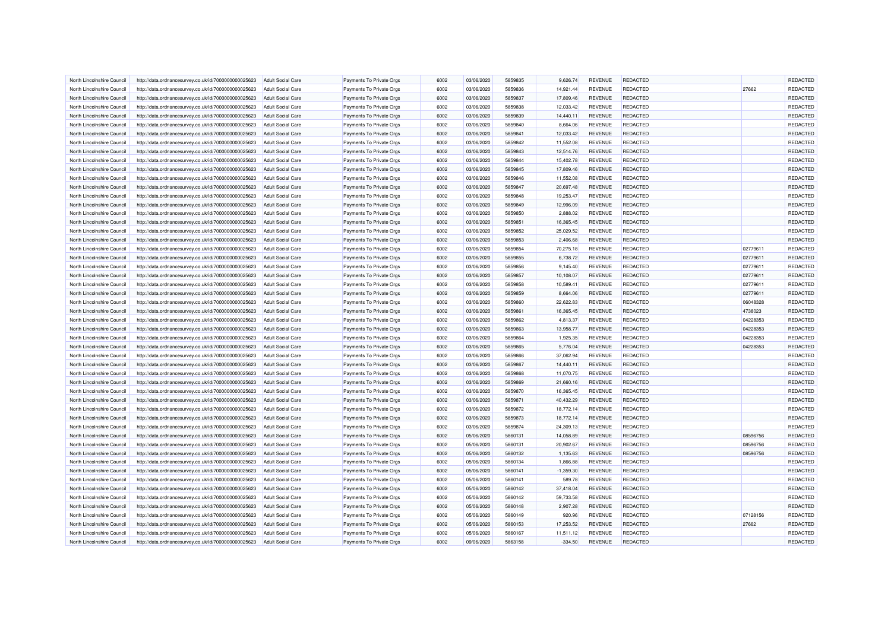| | | | | | | | | | | | |
|---|---|---|---|---|---|---|---|---|---|---|---|
| North Lincolnshire Council | http://data.ordnancesurvey.co.uk/id/7000000000025623 | Adult Social Care | Payments To Private Orgs | 6002 | 03/06/2020 | 5859835 | 9,626.74 | REVENUE | REDACTED | | REDACTED |
| North Lincolnshire Council | http://data.ordnancesurvey.co.uk/id/7000000000025623 | Adult Social Care | Payments To Private Orgs | 6002 | 03/06/2020 | 5859836 | 14,921.44 | REVENUE | REDACTED | 27662 | REDACTED |
| North Lincolnshire Council | http://data.ordnancesurvey.co.uk/id/7000000000025623 | Adult Social Care | Payments To Private Orgs | 6002 | 03/06/2020 | 5859837 | 17,809.46 | REVENUE | REDACTED | | REDACTED |
| North Lincolnshire Council | http://data.ordnancesurvey.co.uk/id/7000000000025623 | Adult Social Care | Payments To Private Orgs | 6002 | 03/06/2020 | 5859838 | 12,033.42 | REVENUE | REDACTED | | REDACTED |
| North Lincolnshire Council | http://data.ordnancesurvey.co.uk/id/7000000000025623 | Adult Social Care | Payments To Private Orgs | 6002 | 03/06/2020 | 5859839 | 14,440.11 | REVENUE | REDACTED | | REDACTED |
| North Lincolnshire Council | http://data.ordnancesurvey.co.uk/id/7000000000025623 | Adult Social Care | Payments To Private Orgs | 6002 | 03/06/2020 | 5859840 | 8,664.06 | REVENUE | REDACTED | | REDACTED |
| North Lincolnshire Council | http://data.ordnancesurvey.co.uk/id/7000000000025623 | Adult Social Care | Payments To Private Orgs | 6002 | 03/06/2020 | 5859841 | 12,033.42 | REVENUE | REDACTED | | REDACTED |
| North Lincolnshire Council | http://data.ordnancesurvey.co.uk/id/7000000000025623 | Adult Social Care | Payments To Private Orgs | 6002 | 03/06/2020 | 5859842 | 11,552.08 | REVENUE | REDACTED | | REDACTED |
| North Lincolnshire Council | http://data.ordnancesurvey.co.uk/id/7000000000025623 | Adult Social Care | Payments To Private Orgs | 6002 | 03/06/2020 | 5859843 | 12,514.76 | REVENUE | REDACTED | | REDACTED |
| North Lincolnshire Council | http://data.ordnancesurvey.co.uk/id/7000000000025623 | Adult Social Care | Payments To Private Orgs | 6002 | 03/06/2020 | 5859844 | 15,402.78 | REVENUE | REDACTED | | REDACTED |
| North Lincolnshire Council | http://data.ordnancesurvey.co.uk/id/7000000000025623 | Adult Social Care | Payments To Private Orgs | 6002 | 03/06/2020 | 5859845 | 17,809.46 | REVENUE | REDACTED | | REDACTED |
| North Lincolnshire Council | http://data.ordnancesurvey.co.uk/id/7000000000025623 | Adult Social Care | Payments To Private Orgs | 6002 | 03/06/2020 | 5859846 | 11,552.08 | REVENUE | REDACTED | | REDACTED |
| North Lincolnshire Council | http://data.ordnancesurvey.co.uk/id/7000000000025623 | Adult Social Care | Payments To Private Orgs | 6002 | 03/06/2020 | 5859847 | 20,697.48 | REVENUE | REDACTED | | REDACTED |
| North Lincolnshire Council | http://data.ordnancesurvey.co.uk/id/7000000000025623 | Adult Social Care | Payments To Private Orgs | 6002 | 03/06/2020 | 5859848 | 19,253.47 | REVENUE | REDACTED | | REDACTED |
| North Lincolnshire Council | http://data.ordnancesurvey.co.uk/id/7000000000025623 | Adult Social Care | Payments To Private Orgs | 6002 | 03/06/2020 | 5859849 | 12,996.09 | REVENUE | REDACTED | | REDACTED |
| North Lincolnshire Council | http://data.ordnancesurvey.co.uk/id/7000000000025623 | Adult Social Care | Payments To Private Orgs | 6002 | 03/06/2020 | 5859850 | 2,888.02 | REVENUE | REDACTED | | REDACTED |
| North Lincolnshire Council | http://data.ordnancesurvey.co.uk/id/7000000000025623 | Adult Social Care | Payments To Private Orgs | 6002 | 03/06/2020 | 5859851 | 16,365.45 | REVENUE | REDACTED | | REDACTED |
| North Lincolnshire Council | http://data.ordnancesurvey.co.uk/id/7000000000025623 | Adult Social Care | Payments To Private Orgs | 6002 | 03/06/2020 | 5859852 | 25,029.52 | REVENUE | REDACTED | | REDACTED |
| North Lincolnshire Council | http://data.ordnancesurvey.co.uk/id/7000000000025623 | Adult Social Care | Payments To Private Orgs | 6002 | 03/06/2020 | 5859853 | 2,406.68 | REVENUE | REDACTED | | REDACTED |
| North Lincolnshire Council | http://data.ordnancesurvey.co.uk/id/7000000000025623 | Adult Social Care | Payments To Private Orgs | 6002 | 03/06/2020 | 5859854 | 70,275.18 | REVENUE | REDACTED | 02779611 | REDACTED |
| North Lincolnshire Council | http://data.ordnancesurvey.co.uk/id/7000000000025623 | Adult Social Care | Payments To Private Orgs | 6002 | 03/06/2020 | 5859855 | 6,738.72 | REVENUE | REDACTED | 02779611 | REDACTED |
| North Lincolnshire Council | http://data.ordnancesurvey.co.uk/id/7000000000025623 | Adult Social Care | Payments To Private Orgs | 6002 | 03/06/2020 | 5859856 | 9,145.40 | REVENUE | REDACTED | 02779611 | REDACTED |
| North Lincolnshire Council | http://data.ordnancesurvey.co.uk/id/7000000000025623 | Adult Social Care | Payments To Private Orgs | 6002 | 03/06/2020 | 5859857 | 10,108.07 | REVENUE | REDACTED | 02779611 | REDACTED |
| North Lincolnshire Council | http://data.ordnancesurvey.co.uk/id/7000000000025623 | Adult Social Care | Payments To Private Orgs | 6002 | 03/06/2020 | 5859858 | 10,589.41 | REVENUE | REDACTED | 02779611 | REDACTED |
| North Lincolnshire Council | http://data.ordnancesurvey.co.uk/id/7000000000025623 | Adult Social Care | Payments To Private Orgs | 6002 | 03/06/2020 | 5859859 | 8,664.06 | REVENUE | REDACTED | 02779611 | REDACTED |
| North Lincolnshire Council | http://data.ordnancesurvey.co.uk/id/7000000000025623 | Adult Social Care | Payments To Private Orgs | 6002 | 03/06/2020 | 5859860 | 22,622.83 | REVENUE | REDACTED | 06048328 | REDACTED |
| North Lincolnshire Council | http://data.ordnancesurvey.co.uk/id/7000000000025623 | Adult Social Care | Payments To Private Orgs | 6002 | 03/06/2020 | 5859861 | 16,365.45 | REVENUE | REDACTED | 4738023 | REDACTED |
| North Lincolnshire Council | http://data.ordnancesurvey.co.uk/id/7000000000025623 | Adult Social Care | Payments To Private Orgs | 6002 | 03/06/2020 | 5859862 | 4,813.37 | REVENUE | REDACTED | 04228353 | REDACTED |
| North Lincolnshire Council | http://data.ordnancesurvey.co.uk/id/7000000000025623 | Adult Social Care | Payments To Private Orgs | 6002 | 03/06/2020 | 5859863 | 13,958.77 | REVENUE | REDACTED | 04228353 | REDACTED |
| North Lincolnshire Council | http://data.ordnancesurvey.co.uk/id/7000000000025623 | Adult Social Care | Payments To Private Orgs | 6002 | 03/06/2020 | 5859864 | 1,925.35 | REVENUE | REDACTED | 04228353 | REDACTED |
| North Lincolnshire Council | http://data.ordnancesurvey.co.uk/id/7000000000025623 | Adult Social Care | Payments To Private Orgs | 6002 | 03/06/2020 | 5859865 | 5,776.04 | REVENUE | REDACTED | 04228353 | REDACTED |
| North Lincolnshire Council | http://data.ordnancesurvey.co.uk/id/7000000000025623 | Adult Social Care | Payments To Private Orgs | 6002 | 03/06/2020 | 5859866 | 37,062.94 | REVENUE | REDACTED | | REDACTED |
| North Lincolnshire Council | http://data.ordnancesurvey.co.uk/id/7000000000025623 | Adult Social Care | Payments To Private Orgs | 6002 | 03/06/2020 | 5859867 | 14,440.11 | REVENUE | REDACTED | | REDACTED |
| North Lincolnshire Council | http://data.ordnancesurvey.co.uk/id/7000000000025623 | Adult Social Care | Payments To Private Orgs | 6002 | 03/06/2020 | 5859868 | 11,070.75 | REVENUE | REDACTED | | REDACTED |
| North Lincolnshire Council | http://data.ordnancesurvey.co.uk/id/7000000000025623 | Adult Social Care | Payments To Private Orgs | 6002 | 03/06/2020 | 5859869 | 21,660.16 | REVENUE | REDACTED | | REDACTED |
| North Lincolnshire Council | http://data.ordnancesurvey.co.uk/id/7000000000025623 | Adult Social Care | Payments To Private Orgs | 6002 | 03/06/2020 | 5859870 | 16,365.45 | REVENUE | REDACTED | | REDACTED |
| North Lincolnshire Council | http://data.ordnancesurvey.co.uk/id/7000000000025623 | Adult Social Care | Payments To Private Orgs | 6002 | 03/06/2020 | 5859871 | 40,432.29 | REVENUE | REDACTED | | REDACTED |
| North Lincolnshire Council | http://data.ordnancesurvey.co.uk/id/7000000000025623 | Adult Social Care | Payments To Private Orgs | 6002 | 03/06/2020 | 5859872 | 18,772.14 | REVENUE | REDACTED | | REDACTED |
| North Lincolnshire Council | http://data.ordnancesurvey.co.uk/id/7000000000025623 | Adult Social Care | Payments To Private Orgs | 6002 | 03/06/2020 | 5859873 | 18,772.14 | REVENUE | REDACTED | | REDACTED |
| North Lincolnshire Council | http://data.ordnancesurvey.co.uk/id/7000000000025623 | Adult Social Care | Payments To Private Orgs | 6002 | 03/06/2020 | 5859874 | 24,309.13 | REVENUE | REDACTED | | REDACTED |
| North Lincolnshire Council | http://data.ordnancesurvey.co.uk/id/7000000000025623 | Adult Social Care | Payments To Private Orgs | 6002 | 05/06/2020 | 5860131 | 14,058.89 | REVENUE | REDACTED | 08596756 | REDACTED |
| North Lincolnshire Council | http://data.ordnancesurvey.co.uk/id/7000000000025623 | Adult Social Care | Payments To Private Orgs | 6002 | 05/06/2020 | 5860131 | 20,902.67 | REVENUE | REDACTED | 08596756 | REDACTED |
| North Lincolnshire Council | http://data.ordnancesurvey.co.uk/id/7000000000025623 | Adult Social Care | Payments To Private Orgs | 6002 | 05/06/2020 | 5860132 | 1,135.63 | REVENUE | REDACTED | 08596756 | REDACTED |
| North Lincolnshire Council | http://data.ordnancesurvey.co.uk/id/7000000000025623 | Adult Social Care | Payments To Private Orgs | 6002 | 05/06/2020 | 5860134 | 1,866.88 | REVENUE | REDACTED | | REDACTED |
| North Lincolnshire Council | http://data.ordnancesurvey.co.uk/id/7000000000025623 | Adult Social Care | Payments To Private Orgs | 6002 | 05/06/2020 | 5860141 | -1,359.30 | REVENUE | REDACTED | | REDACTED |
| North Lincolnshire Council | http://data.ordnancesurvey.co.uk/id/7000000000025623 | Adult Social Care | Payments To Private Orgs | 6002 | 05/06/2020 | 5860141 | 589.78 | REVENUE | REDACTED | | REDACTED |
| North Lincolnshire Council | http://data.ordnancesurvey.co.uk/id/7000000000025623 | Adult Social Care | Payments To Private Orgs | 6002 | 05/06/2020 | 5860142 | 37,418.04 | REVENUE | REDACTED | | REDACTED |
| North Lincolnshire Council | http://data.ordnancesurvey.co.uk/id/7000000000025623 | Adult Social Care | Payments To Private Orgs | 6002 | 05/06/2020 | 5860142 | 59,733.58 | REVENUE | REDACTED | | REDACTED |
| North Lincolnshire Council | http://data.ordnancesurvey.co.uk/id/7000000000025623 | Adult Social Care | Payments To Private Orgs | 6002 | 05/06/2020 | 5860148 | 2,907.28 | REVENUE | REDACTED | | REDACTED |
| North Lincolnshire Council | http://data.ordnancesurvey.co.uk/id/7000000000025623 | Adult Social Care | Payments To Private Orgs | 6002 | 05/06/2020 | 5860149 | 920.96 | REVENUE | REDACTED | 07128156 | REDACTED |
| North Lincolnshire Council | http://data.ordnancesurvey.co.uk/id/7000000000025623 | Adult Social Care | Payments To Private Orgs | 6002 | 05/06/2020 | 5860153 | 17,253.52 | REVENUE | REDACTED | 27662 | REDACTED |
| North Lincolnshire Council | http://data.ordnancesurvey.co.uk/id/7000000000025623 | Adult Social Care | Payments To Private Orgs | 6002 | 05/06/2020 | 5860167 | 11,511.12 | REVENUE | REDACTED | | REDACTED |
| North Lincolnshire Council | http://data.ordnancesurvey.co.uk/id/7000000000025623 | Adult Social Care | Payments To Private Orgs | 6002 | 09/06/2020 | 5863158 | -334.50 | REVENUE | REDACTED | | REDACTED |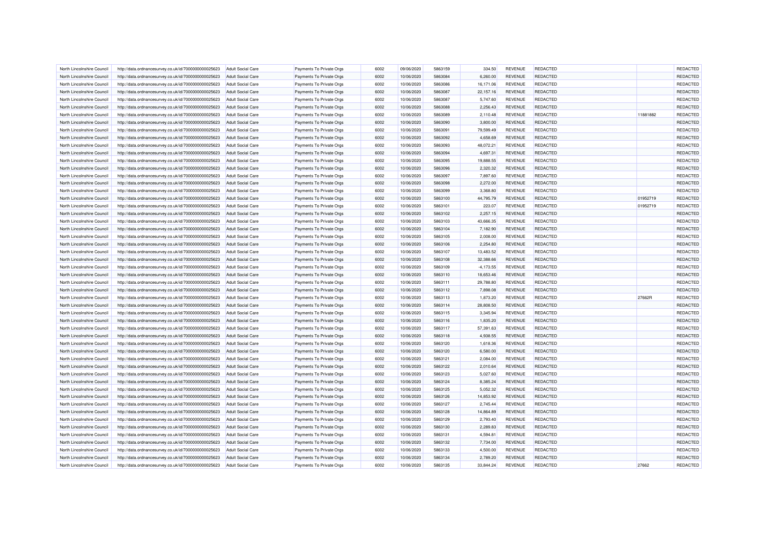| | | | | | | | | | | | |
|---|---|---|---|---|---|---|---|---|---|---|---|
| North Lincolnshire Council | http://data.ordnancesurvey.co.uk/id/7000000000025623 | Adult Social Care | Payments To Private Orgs | 6002 | 09/06/2020 | 5863159 | 334.50 | REVENUE | REDACTED | | REDACTED |
| North Lincolnshire Council | http://data.ordnancesurvey.co.uk/id/7000000000025623 | Adult Social Care | Payments To Private Orgs | 6002 | 10/06/2020 | 5863084 | 6,260.00 | REVENUE | REDACTED | | REDACTED |
| North Lincolnshire Council | http://data.ordnancesurvey.co.uk/id/7000000000025623 | Adult Social Care | Payments To Private Orgs | 6002 | 10/06/2020 | 5863086 | 16,171.06 | REVENUE | REDACTED | | REDACTED |
| North Lincolnshire Council | http://data.ordnancesurvey.co.uk/id/7000000000025623 | Adult Social Care | Payments To Private Orgs | 6002 | 10/06/2020 | 5863087 | 22,157.16 | REVENUE | REDACTED | | REDACTED |
| North Lincolnshire Council | http://data.ordnancesurvey.co.uk/id/7000000000025623 | Adult Social Care | Payments To Private Orgs | 6002 | 10/06/2020 | 5863087 | 5,747.60 | REVENUE | REDACTED | | REDACTED |
| North Lincolnshire Council | http://data.ordnancesurvey.co.uk/id/7000000000025623 | Adult Social Care | Payments To Private Orgs | 6002 | 10/06/2020 | 5863088 | 2,256.43 | REVENUE | REDACTED | | REDACTED |
| North Lincolnshire Council | http://data.ordnancesurvey.co.uk/id/7000000000025623 | Adult Social Care | Payments To Private Orgs | 6002 | 10/06/2020 | 5863089 | 2,110.48 | REVENUE | REDACTED | 11881882 | REDACTED |
| North Lincolnshire Council | http://data.ordnancesurvey.co.uk/id/7000000000025623 | Adult Social Care | Payments To Private Orgs | 6002 | 10/06/2020 | 5863090 | 3,800.00 | REVENUE | REDACTED | | REDACTED |
| North Lincolnshire Council | http://data.ordnancesurvey.co.uk/id/7000000000025623 | Adult Social Care | Payments To Private Orgs | 6002 | 10/06/2020 | 5863091 | 79,599.49 | REVENUE | REDACTED | | REDACTED |
| North Lincolnshire Council | http://data.ordnancesurvey.co.uk/id/7000000000025623 | Adult Social Care | Payments To Private Orgs | 6002 | 10/06/2020 | 5863092 | 4,658.69 | REVENUE | REDACTED | | REDACTED |
| North Lincolnshire Council | http://data.ordnancesurvey.co.uk/id/7000000000025623 | Adult Social Care | Payments To Private Orgs | 6002 | 10/06/2020 | 5863093 | 48,072.21 | REVENUE | REDACTED | | REDACTED |
| North Lincolnshire Council | http://data.ordnancesurvey.co.uk/id/7000000000025623 | Adult Social Care | Payments To Private Orgs | 6002 | 10/06/2020 | 5863094 | 4,697.31 | REVENUE | REDACTED | | REDACTED |
| North Lincolnshire Council | http://data.ordnancesurvey.co.uk/id/7000000000025623 | Adult Social Care | Payments To Private Orgs | 6002 | 10/06/2020 | 5863095 | 19,888.55 | REVENUE | REDACTED | | REDACTED |
| North Lincolnshire Council | http://data.ordnancesurvey.co.uk/id/7000000000025623 | Adult Social Care | Payments To Private Orgs | 6002 | 10/06/2020 | 5863096 | 2,320.32 | REVENUE | REDACTED | | REDACTED |
| North Lincolnshire Council | http://data.ordnancesurvey.co.uk/id/7000000000025623 | Adult Social Care | Payments To Private Orgs | 6002 | 10/06/2020 | 5863097 | 7,897.60 | REVENUE | REDACTED | | REDACTED |
| North Lincolnshire Council | http://data.ordnancesurvey.co.uk/id/7000000000025623 | Adult Social Care | Payments To Private Orgs | 6002 | 10/06/2020 | 5863098 | 2,272.00 | REVENUE | REDACTED | | REDACTED |
| North Lincolnshire Council | http://data.ordnancesurvey.co.uk/id/7000000000025623 | Adult Social Care | Payments To Private Orgs | 6002 | 10/06/2020 | 5863099 | 3,368.80 | REVENUE | REDACTED | | REDACTED |
| North Lincolnshire Council | http://data.ordnancesurvey.co.uk/id/7000000000025623 | Adult Social Care | Payments To Private Orgs | 6002 | 10/06/2020 | 5863100 | 44,795.79 | REVENUE | REDACTED | 01952719 | REDACTED |
| North Lincolnshire Council | http://data.ordnancesurvey.co.uk/id/7000000000025623 | Adult Social Care | Payments To Private Orgs | 6002 | 10/06/2020 | 5863101 | 223.07 | REVENUE | REDACTED | 01952719 | REDACTED |
| North Lincolnshire Council | http://data.ordnancesurvey.co.uk/id/7000000000025623 | Adult Social Care | Payments To Private Orgs | 6002 | 10/06/2020 | 5863102 | 2,257.15 | REVENUE | REDACTED | | REDACTED |
| North Lincolnshire Council | http://data.ordnancesurvey.co.uk/id/7000000000025623 | Adult Social Care | Payments To Private Orgs | 6002 | 10/06/2020 | 5863103 | 43,666.35 | REVENUE | REDACTED | | REDACTED |
| North Lincolnshire Council | http://data.ordnancesurvey.co.uk/id/7000000000025623 | Adult Social Care | Payments To Private Orgs | 6002 | 10/06/2020 | 5863104 | 7,182.90 | REVENUE | REDACTED | | REDACTED |
| North Lincolnshire Council | http://data.ordnancesurvey.co.uk/id/7000000000025623 | Adult Social Care | Payments To Private Orgs | 6002 | 10/06/2020 | 5863105 | 2,008.00 | REVENUE | REDACTED | | REDACTED |
| North Lincolnshire Council | http://data.ordnancesurvey.co.uk/id/7000000000025623 | Adult Social Care | Payments To Private Orgs | 6002 | 10/06/2020 | 5863106 | 2,254.80 | REVENUE | REDACTED | | REDACTED |
| North Lincolnshire Council | http://data.ordnancesurvey.co.uk/id/7000000000025623 | Adult Social Care | Payments To Private Orgs | 6002 | 10/06/2020 | 5863107 | 13,483.52 | REVENUE | REDACTED | | REDACTED |
| North Lincolnshire Council | http://data.ordnancesurvey.co.uk/id/7000000000025623 | Adult Social Care | Payments To Private Orgs | 6002 | 10/06/2020 | 5863108 | 32,388.66 | REVENUE | REDACTED | | REDACTED |
| North Lincolnshire Council | http://data.ordnancesurvey.co.uk/id/7000000000025623 | Adult Social Care | Payments To Private Orgs | 6002 | 10/06/2020 | 5863109 | -4,173.55 | REVENUE | REDACTED | | REDACTED |
| North Lincolnshire Council | http://data.ordnancesurvey.co.uk/id/7000000000025623 | Adult Social Care | Payments To Private Orgs | 6002 | 10/06/2020 | 5863110 | 18,653.46 | REVENUE | REDACTED | | REDACTED |
| North Lincolnshire Council | http://data.ordnancesurvey.co.uk/id/7000000000025623 | Adult Social Care | Payments To Private Orgs | 6002 | 10/06/2020 | 5863111 | 29,788.80 | REVENUE | REDACTED | | REDACTED |
| North Lincolnshire Council | http://data.ordnancesurvey.co.uk/id/7000000000025623 | Adult Social Care | Payments To Private Orgs | 6002 | 10/06/2020 | 5863112 | 7,898.08 | REVENUE | REDACTED | | REDACTED |
| North Lincolnshire Council | http://data.ordnancesurvey.co.uk/id/7000000000025623 | Adult Social Care | Payments To Private Orgs | 6002 | 10/06/2020 | 5863113 | 1,873.20 | REVENUE | REDACTED | 27662R | REDACTED |
| North Lincolnshire Council | http://data.ordnancesurvey.co.uk/id/7000000000025623 | Adult Social Care | Payments To Private Orgs | 6002 | 10/06/2020 | 5863114 | 28,808.50 | REVENUE | REDACTED | | REDACTED |
| North Lincolnshire Council | http://data.ordnancesurvey.co.uk/id/7000000000025623 | Adult Social Care | Payments To Private Orgs | 6002 | 10/06/2020 | 5863115 | 3,345.94 | REVENUE | REDACTED | | REDACTED |
| North Lincolnshire Council | http://data.ordnancesurvey.co.uk/id/7000000000025623 | Adult Social Care | Payments To Private Orgs | 6002 | 10/06/2020 | 5863116 | 1,835.20 | REVENUE | REDACTED | | REDACTED |
| North Lincolnshire Council | http://data.ordnancesurvey.co.uk/id/7000000000025623 | Adult Social Care | Payments To Private Orgs | 6002 | 10/06/2020 | 5863117 | 57,391.63 | REVENUE | REDACTED | | REDACTED |
| North Lincolnshire Council | http://data.ordnancesurvey.co.uk/id/7000000000025623 | Adult Social Care | Payments To Private Orgs | 6002 | 10/06/2020 | 5863118 | 4,938.55 | REVENUE | REDACTED | | REDACTED |
| North Lincolnshire Council | http://data.ordnancesurvey.co.uk/id/7000000000025623 | Adult Social Care | Payments To Private Orgs | 6002 | 10/06/2020 | 5863120 | 1,618.36 | REVENUE | REDACTED | | REDACTED |
| North Lincolnshire Council | http://data.ordnancesurvey.co.uk/id/7000000000025623 | Adult Social Care | Payments To Private Orgs | 6002 | 10/06/2020 | 5863120 | 6,580.00 | REVENUE | REDACTED | | REDACTED |
| North Lincolnshire Council | http://data.ordnancesurvey.co.uk/id/7000000000025623 | Adult Social Care | Payments To Private Orgs | 6002 | 10/06/2020 | 5863121 | 2,084.00 | REVENUE | REDACTED | | REDACTED |
| North Lincolnshire Council | http://data.ordnancesurvey.co.uk/id/7000000000025623 | Adult Social Care | Payments To Private Orgs | 6002 | 10/06/2020 | 5863122 | 2,010.64 | REVENUE | REDACTED | | REDACTED |
| North Lincolnshire Council | http://data.ordnancesurvey.co.uk/id/7000000000025623 | Adult Social Care | Payments To Private Orgs | 6002 | 10/06/2020 | 5863123 | 5,027.60 | REVENUE | REDACTED | | REDACTED |
| North Lincolnshire Council | http://data.ordnancesurvey.co.uk/id/7000000000025623 | Adult Social Care | Payments To Private Orgs | 6002 | 10/06/2020 | 5863124 | 8,385.24 | REVENUE | REDACTED | | REDACTED |
| North Lincolnshire Council | http://data.ordnancesurvey.co.uk/id/7000000000025623 | Adult Social Care | Payments To Private Orgs | 6002 | 10/06/2020 | 5863125 | 5,052.32 | REVENUE | REDACTED | | REDACTED |
| North Lincolnshire Council | http://data.ordnancesurvey.co.uk/id/7000000000025623 | Adult Social Care | Payments To Private Orgs | 6002 | 10/06/2020 | 5863126 | 14,853.92 | REVENUE | REDACTED | | REDACTED |
| North Lincolnshire Council | http://data.ordnancesurvey.co.uk/id/7000000000025623 | Adult Social Care | Payments To Private Orgs | 6002 | 10/06/2020 | 5863127 | 2,745.44 | REVENUE | REDACTED | | REDACTED |
| North Lincolnshire Council | http://data.ordnancesurvey.co.uk/id/7000000000025623 | Adult Social Care | Payments To Private Orgs | 6002 | 10/06/2020 | 5863128 | 14,864.89 | REVENUE | REDACTED | | REDACTED |
| North Lincolnshire Council | http://data.ordnancesurvey.co.uk/id/7000000000025623 | Adult Social Care | Payments To Private Orgs | 6002 | 10/06/2020 | 5863129 | 2,793.40 | REVENUE | REDACTED | | REDACTED |
| North Lincolnshire Council | http://data.ordnancesurvey.co.uk/id/7000000000025623 | Adult Social Care | Payments To Private Orgs | 6002 | 10/06/2020 | 5863130 | 2,289.83 | REVENUE | REDACTED | | REDACTED |
| North Lincolnshire Council | http://data.ordnancesurvey.co.uk/id/7000000000025623 | Adult Social Care | Payments To Private Orgs | 6002 | 10/06/2020 | 5863131 | 4,594.81 | REVENUE | REDACTED | | REDACTED |
| North Lincolnshire Council | http://data.ordnancesurvey.co.uk/id/7000000000025623 | Adult Social Care | Payments To Private Orgs | 6002 | 10/06/2020 | 5863132 | 7,734.00 | REVENUE | REDACTED | | REDACTED |
| North Lincolnshire Council | http://data.ordnancesurvey.co.uk/id/7000000000025623 | Adult Social Care | Payments To Private Orgs | 6002 | 10/06/2020 | 5863133 | 4,500.00 | REVENUE | REDACTED | | REDACTED |
| North Lincolnshire Council | http://data.ordnancesurvey.co.uk/id/7000000000025623 | Adult Social Care | Payments To Private Orgs | 6002 | 10/06/2020 | 5863134 | 2,789.20 | REVENUE | REDACTED | | REDACTED |
| North Lincolnshire Council | http://data.ordnancesurvey.co.uk/id/7000000000025623 | Adult Social Care | Payments To Private Orgs | 6002 | 10/06/2020 | 5863135 | 33,844.24 | REVENUE | REDACTED | 27662 | REDACTED |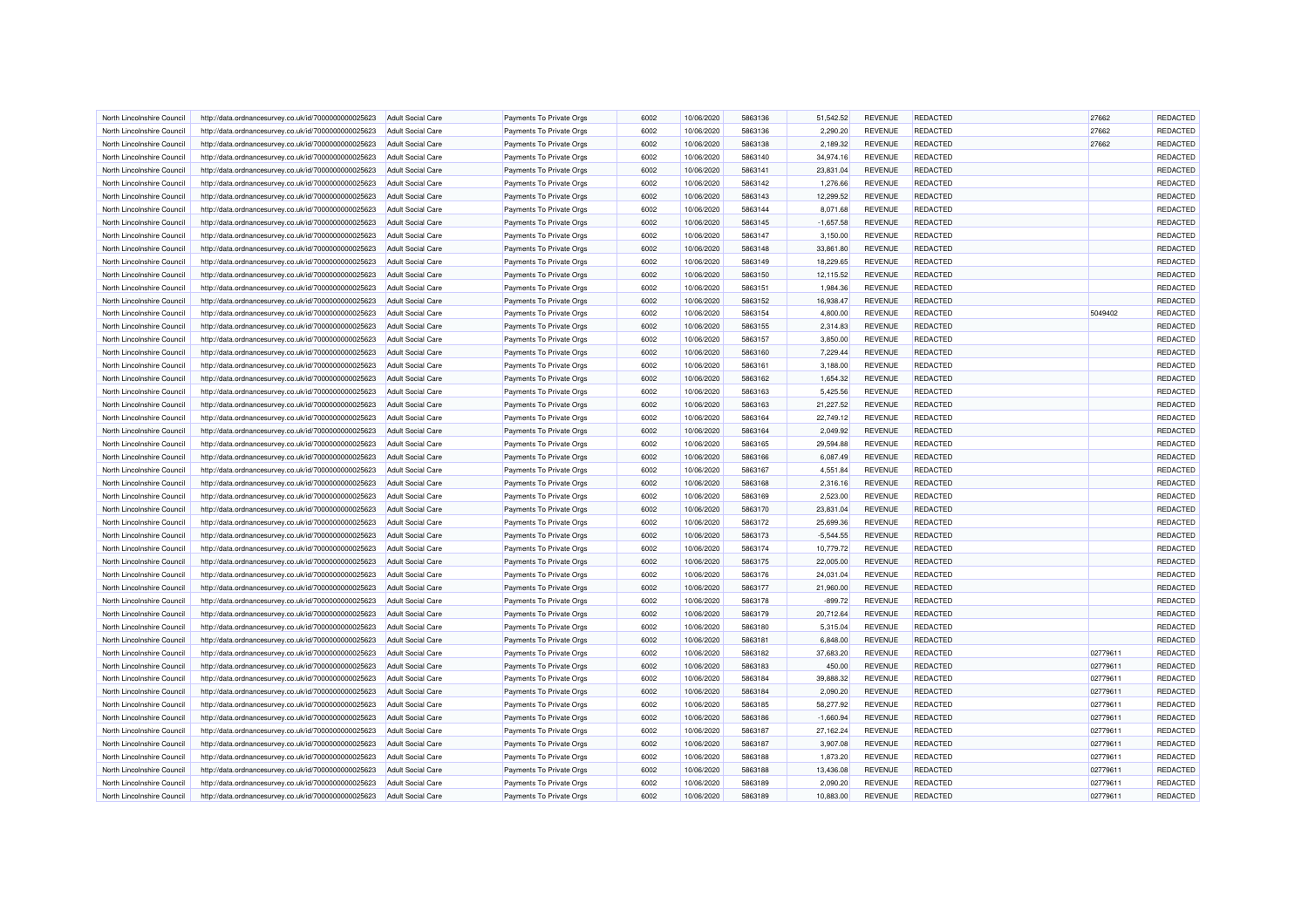| North Lincolnshire Council | http://data.ordnancesurvey.co.uk/id/7000000000025623 | Adult Social Care | Payments To Private Orgs | 6002 | 10/06/2020 | 5863136 | 51,542.52 | REVENUE | REDACTED | 27662 | REDACTED |
|---|---|---|---|---|---|---|---|---|---|---|---|
| North Lincolnshire Council | http://data.ordnancesurvey.co.uk/id/7000000000025623 | Adult Social Care | Payments To Private Orgs | 6002 | 10/06/2020 | 5863136 | 2,290.20 | REVENUE | REDACTED | 27662 | REDACTED |
| North Lincolnshire Council | http://data.ordnancesurvey.co.uk/id/7000000000025623 | Adult Social Care | Payments To Private Orgs | 6002 | 10/06/2020 | 5863138 | 2,189.32 | REVENUE | REDACTED | 27662 | REDACTED |
| North Lincolnshire Council | http://data.ordnancesurvey.co.uk/id/7000000000025623 | Adult Social Care | Payments To Private Orgs | 6002 | 10/06/2020 | 5863140 | 34,974.16 | REVENUE | REDACTED | | REDACTED |
| North Lincolnshire Council | http://data.ordnancesurvey.co.uk/id/7000000000025623 | Adult Social Care | Payments To Private Orgs | 6002 | 10/06/2020 | 5863141 | 23,831.04 | REVENUE | REDACTED | | REDACTED |
| North Lincolnshire Council | http://data.ordnancesurvey.co.uk/id/7000000000025623 | Adult Social Care | Payments To Private Orgs | 6002 | 10/06/2020 | 5863142 | 1,276.66 | REVENUE | REDACTED | | REDACTED |
| North Lincolnshire Council | http://data.ordnancesurvey.co.uk/id/7000000000025623 | Adult Social Care | Payments To Private Orgs | 6002 | 10/06/2020 | 5863143 | 12,299.52 | REVENUE | REDACTED | | REDACTED |
| North Lincolnshire Council | http://data.ordnancesurvey.co.uk/id/7000000000025623 | Adult Social Care | Payments To Private Orgs | 6002 | 10/06/2020 | 5863144 | 8,071.68 | REVENUE | REDACTED | | REDACTED |
| North Lincolnshire Council | http://data.ordnancesurvey.co.uk/id/7000000000025623 | Adult Social Care | Payments To Private Orgs | 6002 | 10/06/2020 | 5863145 | -1,657.58 | REVENUE | REDACTED | | REDACTED |
| North Lincolnshire Council | http://data.ordnancesurvey.co.uk/id/7000000000025623 | Adult Social Care | Payments To Private Orgs | 6002 | 10/06/2020 | 5863147 | 3,150.00 | REVENUE | REDACTED | | REDACTED |
| North Lincolnshire Council | http://data.ordnancesurvey.co.uk/id/7000000000025623 | Adult Social Care | Payments To Private Orgs | 6002 | 10/06/2020 | 5863148 | 33,861.80 | REVENUE | REDACTED | | REDACTED |
| North Lincolnshire Council | http://data.ordnancesurvey.co.uk/id/7000000000025623 | Adult Social Care | Payments To Private Orgs | 6002 | 10/06/2020 | 5863149 | 18,229.65 | REVENUE | REDACTED | | REDACTED |
| North Lincolnshire Council | http://data.ordnancesurvey.co.uk/id/7000000000025623 | Adult Social Care | Payments To Private Orgs | 6002 | 10/06/2020 | 5863150 | 12,115.52 | REVENUE | REDACTED | | REDACTED |
| North Lincolnshire Council | http://data.ordnancesurvey.co.uk/id/7000000000025623 | Adult Social Care | Payments To Private Orgs | 6002 | 10/06/2020 | 5863151 | 1,984.36 | REVENUE | REDACTED | | REDACTED |
| North Lincolnshire Council | http://data.ordnancesurvey.co.uk/id/7000000000025623 | Adult Social Care | Payments To Private Orgs | 6002 | 10/06/2020 | 5863152 | 16,938.47 | REVENUE | REDACTED | | REDACTED |
| North Lincolnshire Council | http://data.ordnancesurvey.co.uk/id/7000000000025623 | Adult Social Care | Payments To Private Orgs | 6002 | 10/06/2020 | 5863154 | 4,800.00 | REVENUE | REDACTED | 5049402 | REDACTED |
| North Lincolnshire Council | http://data.ordnancesurvey.co.uk/id/7000000000025623 | Adult Social Care | Payments To Private Orgs | 6002 | 10/06/2020 | 5863155 | 2,314.83 | REVENUE | REDACTED | | REDACTED |
| North Lincolnshire Council | http://data.ordnancesurvey.co.uk/id/7000000000025623 | Adult Social Care | Payments To Private Orgs | 6002 | 10/06/2020 | 5863157 | 3,850.00 | REVENUE | REDACTED | | REDACTED |
| North Lincolnshire Council | http://data.ordnancesurvey.co.uk/id/7000000000025623 | Adult Social Care | Payments To Private Orgs | 6002 | 10/06/2020 | 5863160 | 7,229.44 | REVENUE | REDACTED | | REDACTED |
| North Lincolnshire Council | http://data.ordnancesurvey.co.uk/id/7000000000025623 | Adult Social Care | Payments To Private Orgs | 6002 | 10/06/2020 | 5863161 | 3,188.00 | REVENUE | REDACTED | | REDACTED |
| North Lincolnshire Council | http://data.ordnancesurvey.co.uk/id/7000000000025623 | Adult Social Care | Payments To Private Orgs | 6002 | 10/06/2020 | 5863162 | 1,654.32 | REVENUE | REDACTED | | REDACTED |
| North Lincolnshire Council | http://data.ordnancesurvey.co.uk/id/7000000000025623 | Adult Social Care | Payments To Private Orgs | 6002 | 10/06/2020 | 5863163 | 5,425.56 | REVENUE | REDACTED | | REDACTED |
| North Lincolnshire Council | http://data.ordnancesurvey.co.uk/id/7000000000025623 | Adult Social Care | Payments To Private Orgs | 6002 | 10/06/2020 | 5863163 | 21,227.52 | REVENUE | REDACTED | | REDACTED |
| North Lincolnshire Council | http://data.ordnancesurvey.co.uk/id/7000000000025623 | Adult Social Care | Payments To Private Orgs | 6002 | 10/06/2020 | 5863164 | 22,749.12 | REVENUE | REDACTED | | REDACTED |
| North Lincolnshire Council | http://data.ordnancesurvey.co.uk/id/7000000000025623 | Adult Social Care | Payments To Private Orgs | 6002 | 10/06/2020 | 5863164 | 2,049.92 | REVENUE | REDACTED | | REDACTED |
| North Lincolnshire Council | http://data.ordnancesurvey.co.uk/id/7000000000025623 | Adult Social Care | Payments To Private Orgs | 6002 | 10/06/2020 | 5863165 | 29,594.88 | REVENUE | REDACTED | | REDACTED |
| North Lincolnshire Council | http://data.ordnancesurvey.co.uk/id/7000000000025623 | Adult Social Care | Payments To Private Orgs | 6002 | 10/06/2020 | 5863166 | 6,087.49 | REVENUE | REDACTED | | REDACTED |
| North Lincolnshire Council | http://data.ordnancesurvey.co.uk/id/7000000000025623 | Adult Social Care | Payments To Private Orgs | 6002 | 10/06/2020 | 5863167 | 4,551.84 | REVENUE | REDACTED | | REDACTED |
| North Lincolnshire Council | http://data.ordnancesurvey.co.uk/id/7000000000025623 | Adult Social Care | Payments To Private Orgs | 6002 | 10/06/2020 | 5863168 | 2,316.16 | REVENUE | REDACTED | | REDACTED |
| North Lincolnshire Council | http://data.ordnancesurvey.co.uk/id/7000000000025623 | Adult Social Care | Payments To Private Orgs | 6002 | 10/06/2020 | 5863169 | 2,523.00 | REVENUE | REDACTED | | REDACTED |
| North Lincolnshire Council | http://data.ordnancesurvey.co.uk/id/7000000000025623 | Adult Social Care | Payments To Private Orgs | 6002 | 10/06/2020 | 5863170 | 23,831.04 | REVENUE | REDACTED | | REDACTED |
| North Lincolnshire Council | http://data.ordnancesurvey.co.uk/id/7000000000025623 | Adult Social Care | Payments To Private Orgs | 6002 | 10/06/2020 | 5863172 | 25,699.36 | REVENUE | REDACTED | | REDACTED |
| North Lincolnshire Council | http://data.ordnancesurvey.co.uk/id/7000000000025623 | Adult Social Care | Payments To Private Orgs | 6002 | 10/06/2020 | 5863173 | -5,544.55 | REVENUE | REDACTED | | REDACTED |
| North Lincolnshire Council | http://data.ordnancesurvey.co.uk/id/7000000000025623 | Adult Social Care | Payments To Private Orgs | 6002 | 10/06/2020 | 5863174 | 10,779.72 | REVENUE | REDACTED | | REDACTED |
| North Lincolnshire Council | http://data.ordnancesurvey.co.uk/id/7000000000025623 | Adult Social Care | Payments To Private Orgs | 6002 | 10/06/2020 | 5863175 | 22,005.00 | REVENUE | REDACTED | | REDACTED |
| North Lincolnshire Council | http://data.ordnancesurvey.co.uk/id/7000000000025623 | Adult Social Care | Payments To Private Orgs | 6002 | 10/06/2020 | 5863176 | 24,031.04 | REVENUE | REDACTED | | REDACTED |
| North Lincolnshire Council | http://data.ordnancesurvey.co.uk/id/7000000000025623 | Adult Social Care | Payments To Private Orgs | 6002 | 10/06/2020 | 5863177 | 21,960.00 | REVENUE | REDACTED | | REDACTED |
| North Lincolnshire Council | http://data.ordnancesurvey.co.uk/id/7000000000025623 | Adult Social Care | Payments To Private Orgs | 6002 | 10/06/2020 | 5863178 | -899.72 | REVENUE | REDACTED | | REDACTED |
| North Lincolnshire Council | http://data.ordnancesurvey.co.uk/id/7000000000025623 | Adult Social Care | Payments To Private Orgs | 6002 | 10/06/2020 | 5863179 | 20,712.64 | REVENUE | REDACTED | | REDACTED |
| North Lincolnshire Council | http://data.ordnancesurvey.co.uk/id/7000000000025623 | Adult Social Care | Payments To Private Orgs | 6002 | 10/06/2020 | 5863180 | 5,315.04 | REVENUE | REDACTED | | REDACTED |
| North Lincolnshire Council | http://data.ordnancesurvey.co.uk/id/7000000000025623 | Adult Social Care | Payments To Private Orgs | 6002 | 10/06/2020 | 5863181 | 6,848.00 | REVENUE | REDACTED | | REDACTED |
| North Lincolnshire Council | http://data.ordnancesurvey.co.uk/id/7000000000025623 | Adult Social Care | Payments To Private Orgs | 6002 | 10/06/2020 | 5863182 | 37,683.20 | REVENUE | REDACTED | 02779611 | REDACTED |
| North Lincolnshire Council | http://data.ordnancesurvey.co.uk/id/7000000000025623 | Adult Social Care | Payments To Private Orgs | 6002 | 10/06/2020 | 5863183 | 450.00 | REVENUE | REDACTED | 02779611 | REDACTED |
| North Lincolnshire Council | http://data.ordnancesurvey.co.uk/id/7000000000025623 | Adult Social Care | Payments To Private Orgs | 6002 | 10/06/2020 | 5863184 | 39,888.32 | REVENUE | REDACTED | 02779611 | REDACTED |
| North Lincolnshire Council | http://data.ordnancesurvey.co.uk/id/7000000000025623 | Adult Social Care | Payments To Private Orgs | 6002 | 10/06/2020 | 5863184 | 2,090.20 | REVENUE | REDACTED | 02779611 | REDACTED |
| North Lincolnshire Council | http://data.ordnancesurvey.co.uk/id/7000000000025623 | Adult Social Care | Payments To Private Orgs | 6002 | 10/06/2020 | 5863185 | 58,277.92 | REVENUE | REDACTED | 02779611 | REDACTED |
| North Lincolnshire Council | http://data.ordnancesurvey.co.uk/id/7000000000025623 | Adult Social Care | Payments To Private Orgs | 6002 | 10/06/2020 | 5863186 | -1,660.94 | REVENUE | REDACTED | 02779611 | REDACTED |
| North Lincolnshire Council | http://data.ordnancesurvey.co.uk/id/7000000000025623 | Adult Social Care | Payments To Private Orgs | 6002 | 10/06/2020 | 5863187 | 27,162.24 | REVENUE | REDACTED | 02779611 | REDACTED |
| North Lincolnshire Council | http://data.ordnancesurvey.co.uk/id/7000000000025623 | Adult Social Care | Payments To Private Orgs | 6002 | 10/06/2020 | 5863187 | 3,907.08 | REVENUE | REDACTED | 02779611 | REDACTED |
| North Lincolnshire Council | http://data.ordnancesurvey.co.uk/id/7000000000025623 | Adult Social Care | Payments To Private Orgs | 6002 | 10/06/2020 | 5863188 | 1,873.20 | REVENUE | REDACTED | 02779611 | REDACTED |
| North Lincolnshire Council | http://data.ordnancesurvey.co.uk/id/7000000000025623 | Adult Social Care | Payments To Private Orgs | 6002 | 10/06/2020 | 5863188 | 13,436.08 | REVENUE | REDACTED | 02779611 | REDACTED |
| North Lincolnshire Council | http://data.ordnancesurvey.co.uk/id/7000000000025623 | Adult Social Care | Payments To Private Orgs | 6002 | 10/06/2020 | 5863189 | 2,090.20 | REVENUE | REDACTED | 02779611 | REDACTED |
| North Lincolnshire Council | http://data.ordnancesurvey.co.uk/id/7000000000025623 | Adult Social Care | Payments To Private Orgs | 6002 | 10/06/2020 | 5863189 | 10,883.00 | REVENUE | REDACTED | 02779611 | REDACTED |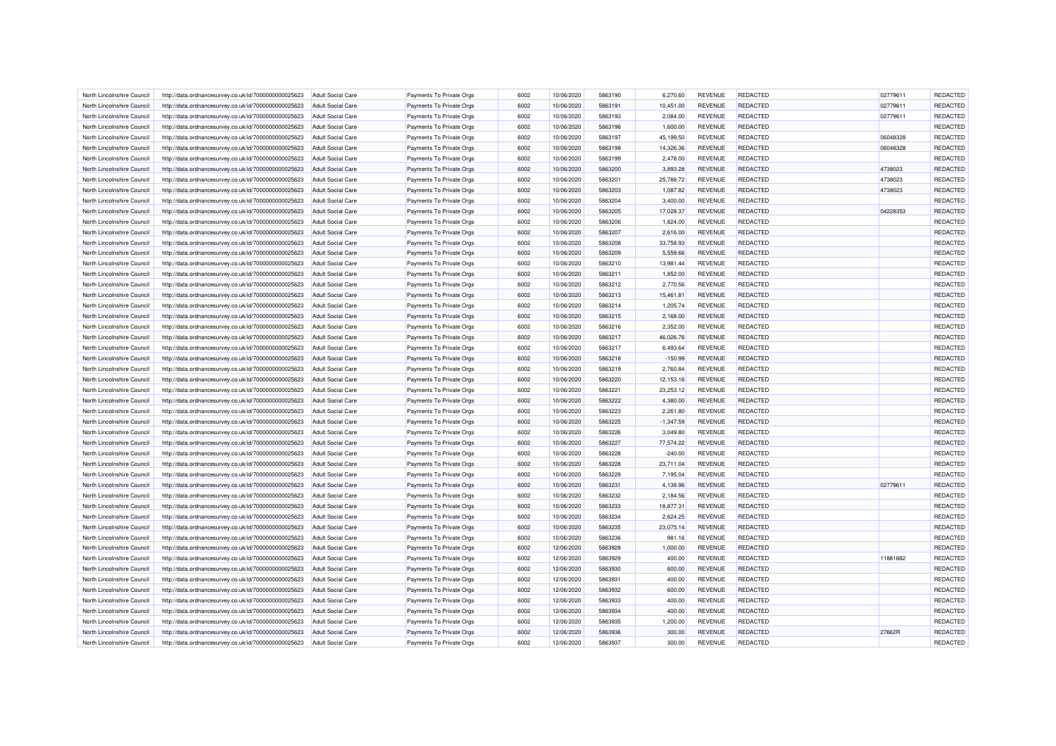| North Lincolnshire Council | http://data.ordnancesurvey.co.uk/id/7000000000025623 | Adult Social Care | Payments To Private Orgs | 6002 | 10/06/2020 | 5863190 | 6,270.60 | REVENUE | REDACTED | 02779611 | REDACTED |
|---|---|---|---|---|---|---|---|---|---|---|---|
| North Lincolnshire Council | http://data.ordnancesurvey.co.uk/id/7000000000025623 | Adult Social Care | Payments To Private Orgs | 6002 | 10/06/2020 | 5863191 | 10,451.00 | REVENUE | REDACTED | 02779611 | REDACTED |
| North Lincolnshire Council | http://data.ordnancesurvey.co.uk/id/7000000000025623 | Adult Social Care | Payments To Private Orgs | 6002 | 10/06/2020 | 5863193 | 2,084.00 | REVENUE | REDACTED | 02779611 | REDACTED |
| North Lincolnshire Council | http://data.ordnancesurvey.co.uk/id/7000000000025623 | Adult Social Care | Payments To Private Orgs | 6002 | 10/06/2020 | 5863196 | 1,600.00 | REVENUE | REDACTED | | REDACTED |
| North Lincolnshire Council | http://data.ordnancesurvey.co.uk/id/7000000000025623 | Adult Social Care | Payments To Private Orgs | 6002 | 10/06/2020 | 5863197 | 45,199.50 | REVENUE | REDACTED | 06048328 | REDACTED |
| North Lincolnshire Council | http://data.ordnancesurvey.co.uk/id/7000000000025623 | Adult Social Care | Payments To Private Orgs | 6002 | 10/06/2020 | 5863198 | 14,326.36 | REVENUE | REDACTED | 06048328 | REDACTED |
| North Lincolnshire Council | http://data.ordnancesurvey.co.uk/id/7000000000025623 | Adult Social Care | Payments To Private Orgs | 6002 | 10/06/2020 | 5863199 | 2,478.00 | REVENUE | REDACTED | | REDACTED |
| North Lincolnshire Council | http://data.ordnancesurvey.co.uk/id/7000000000025623 | Adult Social Care | Payments To Private Orgs | 6002 | 10/06/2020 | 5863200 | 3,893.28 | REVENUE | REDACTED | 4738023 | REDACTED |
| North Lincolnshire Council | http://data.ordnancesurvey.co.uk/id/7000000000025623 | Adult Social Care | Payments To Private Orgs | 6002 | 10/06/2020 | 5863201 | 25,788.72 | REVENUE | REDACTED | 4738023 | REDACTED |
| North Lincolnshire Council | http://data.ordnancesurvey.co.uk/id/7000000000025623 | Adult Social Care | Payments To Private Orgs | 6002 | 10/06/2020 | 5863203 | 1,087.82 | REVENUE | REDACTED | 4738023 | REDACTED |
| North Lincolnshire Council | http://data.ordnancesurvey.co.uk/id/7000000000025623 | Adult Social Care | Payments To Private Orgs | 6002 | 10/06/2020 | 5863204 | 3,400.00 | REVENUE | REDACTED | | REDACTED |
| North Lincolnshire Council | http://data.ordnancesurvey.co.uk/id/7000000000025623 | Adult Social Care | Payments To Private Orgs | 6002 | 10/06/2020 | 5863205 | 17,028.37 | REVENUE | REDACTED | 04228353 | REDACTED |
| North Lincolnshire Council | http://data.ordnancesurvey.co.uk/id/7000000000025623 | Adult Social Care | Payments To Private Orgs | 6002 | 10/06/2020 | 5863206 | 1,824.00 | REVENUE | REDACTED | | REDACTED |
| North Lincolnshire Council | http://data.ordnancesurvey.co.uk/id/7000000000025623 | Adult Social Care | Payments To Private Orgs | 6002 | 10/06/2020 | 5863207 | 2,616.00 | REVENUE | REDACTED | | REDACTED |
| North Lincolnshire Council | http://data.ordnancesurvey.co.uk/id/7000000000025623 | Adult Social Care | Payments To Private Orgs | 6002 | 10/06/2020 | 5863208 | 33,758.93 | REVENUE | REDACTED | | REDACTED |
| North Lincolnshire Council | http://data.ordnancesurvey.co.uk/id/7000000000025623 | Adult Social Care | Payments To Private Orgs | 6002 | 10/06/2020 | 5863209 | 5,559.66 | REVENUE | REDACTED | | REDACTED |
| North Lincolnshire Council | http://data.ordnancesurvey.co.uk/id/7000000000025623 | Adult Social Care | Payments To Private Orgs | 6002 | 10/06/2020 | 5863210 | 13,981.44 | REVENUE | REDACTED | | REDACTED |
| North Lincolnshire Council | http://data.ordnancesurvey.co.uk/id/7000000000025623 | Adult Social Care | Payments To Private Orgs | 6002 | 10/06/2020 | 5863211 | 1,852.00 | REVENUE | REDACTED | | REDACTED |
| North Lincolnshire Council | http://data.ordnancesurvey.co.uk/id/7000000000025623 | Adult Social Care | Payments To Private Orgs | 6002 | 10/06/2020 | 5863212 | 2,770.56 | REVENUE | REDACTED | | REDACTED |
| North Lincolnshire Council | http://data.ordnancesurvey.co.uk/id/7000000000025623 | Adult Social Care | Payments To Private Orgs | 6002 | 10/06/2020 | 5863213 | 15,461.81 | REVENUE | REDACTED | | REDACTED |
| North Lincolnshire Council | http://data.ordnancesurvey.co.uk/id/7000000000025623 | Adult Social Care | Payments To Private Orgs | 6002 | 10/06/2020 | 5863214 | 1,205.74 | REVENUE | REDACTED | | REDACTED |
| North Lincolnshire Council | http://data.ordnancesurvey.co.uk/id/7000000000025623 | Adult Social Care | Payments To Private Orgs | 6002 | 10/06/2020 | 5863215 | 2,168.00 | REVENUE | REDACTED | | REDACTED |
| North Lincolnshire Council | http://data.ordnancesurvey.co.uk/id/7000000000025623 | Adult Social Care | Payments To Private Orgs | 6002 | 10/06/2020 | 5863216 | 2,352.00 | REVENUE | REDACTED | | REDACTED |
| North Lincolnshire Council | http://data.ordnancesurvey.co.uk/id/7000000000025623 | Adult Social Care | Payments To Private Orgs | 6002 | 10/06/2020 | 5863217 | 46,026.76 | REVENUE | REDACTED | | REDACTED |
| North Lincolnshire Council | http://data.ordnancesurvey.co.uk/id/7000000000025623 | Adult Social Care | Payments To Private Orgs | 6002 | 10/06/2020 | 5863217 | 6,493.64 | REVENUE | REDACTED | | REDACTED |
| North Lincolnshire Council | http://data.ordnancesurvey.co.uk/id/7000000000025623 | Adult Social Care | Payments To Private Orgs | 6002 | 10/06/2020 | 5863218 | -150.99 | REVENUE | REDACTED | | REDACTED |
| North Lincolnshire Council | http://data.ordnancesurvey.co.uk/id/7000000000025623 | Adult Social Care | Payments To Private Orgs | 6002 | 10/06/2020 | 5863219 | 2,760.84 | REVENUE | REDACTED | | REDACTED |
| North Lincolnshire Council | http://data.ordnancesurvey.co.uk/id/7000000000025623 | Adult Social Care | Payments To Private Orgs | 6002 | 10/06/2020 | 5863220 | 12,153.16 | REVENUE | REDACTED | | REDACTED |
| North Lincolnshire Council | http://data.ordnancesurvey.co.uk/id/7000000000025623 | Adult Social Care | Payments To Private Orgs | 6002 | 10/06/2020 | 5863221 | 23,253.12 | REVENUE | REDACTED | | REDACTED |
| North Lincolnshire Council | http://data.ordnancesurvey.co.uk/id/7000000000025623 | Adult Social Care | Payments To Private Orgs | 6002 | 10/06/2020 | 5863222 | 4,380.00 | REVENUE | REDACTED | | REDACTED |
| North Lincolnshire Council | http://data.ordnancesurvey.co.uk/id/7000000000025623 | Adult Social Care | Payments To Private Orgs | 6002 | 10/06/2020 | 5863223 | 2,261.80 | REVENUE | REDACTED | | REDACTED |
| North Lincolnshire Council | http://data.ordnancesurvey.co.uk/id/7000000000025623 | Adult Social Care | Payments To Private Orgs | 6002 | 10/06/2020 | 5863225 | -1,347.59 | REVENUE | REDACTED | | REDACTED |
| North Lincolnshire Council | http://data.ordnancesurvey.co.uk/id/7000000000025623 | Adult Social Care | Payments To Private Orgs | 6002 | 10/06/2020 | 5863226 | 3,049.80 | REVENUE | REDACTED | | REDACTED |
| North Lincolnshire Council | http://data.ordnancesurvey.co.uk/id/7000000000025623 | Adult Social Care | Payments To Private Orgs | 6002 | 10/06/2020 | 5863227 | 77,574.22 | REVENUE | REDACTED | | REDACTED |
| North Lincolnshire Council | http://data.ordnancesurvey.co.uk/id/7000000000025623 | Adult Social Care | Payments To Private Orgs | 6002 | 10/06/2020 | 5863228 | -240.00 | REVENUE | REDACTED | | REDACTED |
| North Lincolnshire Council | http://data.ordnancesurvey.co.uk/id/7000000000025623 | Adult Social Care | Payments To Private Orgs | 6002 | 10/06/2020 | 5863228 | 23,711.04 | REVENUE | REDACTED | | REDACTED |
| North Lincolnshire Council | http://data.ordnancesurvey.co.uk/id/7000000000025623 | Adult Social Care | Payments To Private Orgs | 6002 | 10/06/2020 | 5863229 | 7,195.04 | REVENUE | REDACTED | | REDACTED |
| North Lincolnshire Council | http://data.ordnancesurvey.co.uk/id/7000000000025623 | Adult Social Care | Payments To Private Orgs | 6002 | 10/06/2020 | 5863231 | 4,138.96 | REVENUE | REDACTED | 02779611 | REDACTED |
| North Lincolnshire Council | http://data.ordnancesurvey.co.uk/id/7000000000025623 | Adult Social Care | Payments To Private Orgs | 6002 | 10/06/2020 | 5863232 | 2,184.56 | REVENUE | REDACTED | | REDACTED |
| North Lincolnshire Council | http://data.ordnancesurvey.co.uk/id/7000000000025623 | Adult Social Care | Payments To Private Orgs | 6002 | 10/06/2020 | 5863233 | 18,877.31 | REVENUE | REDACTED | | REDACTED |
| North Lincolnshire Council | http://data.ordnancesurvey.co.uk/id/7000000000025623 | Adult Social Care | Payments To Private Orgs | 6002 | 10/06/2020 | 5863234 | 2,624.25 | REVENUE | REDACTED | | REDACTED |
| North Lincolnshire Council | http://data.ordnancesurvey.co.uk/id/7000000000025623 | Adult Social Care | Payments To Private Orgs | 6002 | 10/06/2020 | 5863235 | 23,075.14 | REVENUE | REDACTED | | REDACTED |
| North Lincolnshire Council | http://data.ordnancesurvey.co.uk/id/7000000000025623 | Adult Social Care | Payments To Private Orgs | 6002 | 10/06/2020 | 5863236 | 981.16 | REVENUE | REDACTED | | REDACTED |
| North Lincolnshire Council | http://data.ordnancesurvey.co.uk/id/7000000000025623 | Adult Social Care | Payments To Private Orgs | 6002 | 12/06/2020 | 5863928 | 1,000.00 | REVENUE | REDACTED | | REDACTED |
| North Lincolnshire Council | http://data.ordnancesurvey.co.uk/id/7000000000025623 | Adult Social Care | Payments To Private Orgs | 6002 | 12/06/2020 | 5863929 | 400.00 | REVENUE | REDACTED | 11881882 | REDACTED |
| North Lincolnshire Council | http://data.ordnancesurvey.co.uk/id/7000000000025623 | Adult Social Care | Payments To Private Orgs | 6002 | 12/06/2020 | 5863930 | 600.00 | REVENUE | REDACTED | | REDACTED |
| North Lincolnshire Council | http://data.ordnancesurvey.co.uk/id/7000000000025623 | Adult Social Care | Payments To Private Orgs | 6002 | 12/06/2020 | 5863931 | 400.00 | REVENUE | REDACTED | | REDACTED |
| North Lincolnshire Council | http://data.ordnancesurvey.co.uk/id/7000000000025623 | Adult Social Care | Payments To Private Orgs | 6002 | 12/06/2020 | 5863932 | 600.00 | REVENUE | REDACTED | | REDACTED |
| North Lincolnshire Council | http://data.ordnancesurvey.co.uk/id/7000000000025623 | Adult Social Care | Payments To Private Orgs | 6002 | 12/06/2020 | 5863933 | 400.00 | REVENUE | REDACTED | | REDACTED |
| North Lincolnshire Council | http://data.ordnancesurvey.co.uk/id/7000000000025623 | Adult Social Care | Payments To Private Orgs | 6002 | 12/06/2020 | 5863934 | 400.00 | REVENUE | REDACTED | | REDACTED |
| North Lincolnshire Council | http://data.ordnancesurvey.co.uk/id/7000000000025623 | Adult Social Care | Payments To Private Orgs | 6002 | 12/06/2020 | 5863935 | 1,200.00 | REVENUE | REDACTED | | REDACTED |
| North Lincolnshire Council | http://data.ordnancesurvey.co.uk/id/7000000000025623 | Adult Social Care | Payments To Private Orgs | 6002 | 12/06/2020 | 5863936 | 300.00 | REVENUE | REDACTED | 27662R | REDACTED |
| North Lincolnshire Council | http://data.ordnancesurvey.co.uk/id/7000000000025623 | Adult Social Care | Payments To Private Orgs | 6002 | 12/06/2020 | 5863937 | 300.00 | REVENUE | REDACTED | | REDACTED |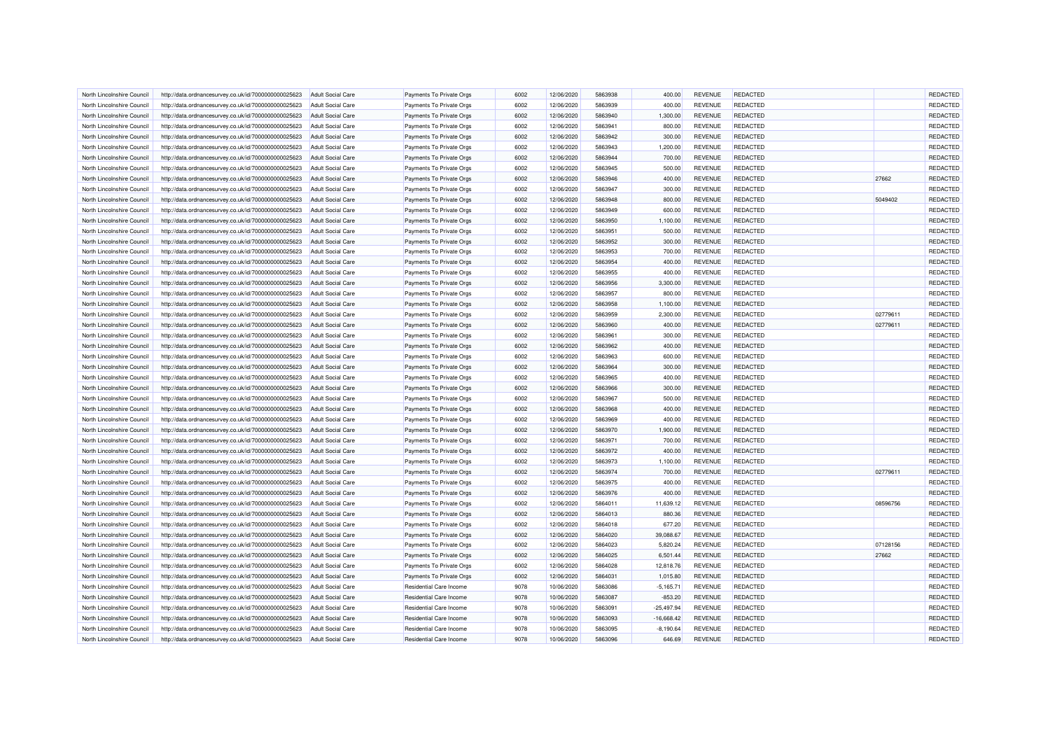| | | | | | | | | | | | |
|---|---|---|---|---|---|---|---|---|---|---|---|
| North Lincolnshire Council | http://data.ordnancesurvey.co.uk/id/7000000000025623 | Adult Social Care | Payments To Private Orgs | 6002 | 12/06/2020 | 5863938 | 400.00 | REVENUE | REDACTED | | REDACTED |
| North Lincolnshire Council | http://data.ordnancesurvey.co.uk/id/7000000000025623 | Adult Social Care | Payments To Private Orgs | 6002 | 12/06/2020 | 5863939 | 400.00 | REVENUE | REDACTED | | REDACTED |
| North Lincolnshire Council | http://data.ordnancesurvey.co.uk/id/7000000000025623 | Adult Social Care | Payments To Private Orgs | 6002 | 12/06/2020 | 5863940 | 1,300.00 | REVENUE | REDACTED | | REDACTED |
| North Lincolnshire Council | http://data.ordnancesurvey.co.uk/id/7000000000025623 | Adult Social Care | Payments To Private Orgs | 6002 | 12/06/2020 | 5863941 | 800.00 | REVENUE | REDACTED | | REDACTED |
| North Lincolnshire Council | http://data.ordnancesurvey.co.uk/id/7000000000025623 | Adult Social Care | Payments To Private Orgs | 6002 | 12/06/2020 | 5863942 | 300.00 | REVENUE | REDACTED | | REDACTED |
| North Lincolnshire Council | http://data.ordnancesurvey.co.uk/id/7000000000025623 | Adult Social Care | Payments To Private Orgs | 6002 | 12/06/2020 | 5863943 | 1,200.00 | REVENUE | REDACTED | | REDACTED |
| North Lincolnshire Council | http://data.ordnancesurvey.co.uk/id/7000000000025623 | Adult Social Care | Payments To Private Orgs | 6002 | 12/06/2020 | 5863944 | 700.00 | REVENUE | REDACTED | | REDACTED |
| North Lincolnshire Council | http://data.ordnancesurvey.co.uk/id/7000000000025623 | Adult Social Care | Payments To Private Orgs | 6002 | 12/06/2020 | 5863945 | 500.00 | REVENUE | REDACTED | | REDACTED |
| North Lincolnshire Council | http://data.ordnancesurvey.co.uk/id/7000000000025623 | Adult Social Care | Payments To Private Orgs | 6002 | 12/06/2020 | 5863946 | 400.00 | REVENUE | REDACTED | 27662 | REDACTED |
| North Lincolnshire Council | http://data.ordnancesurvey.co.uk/id/7000000000025623 | Adult Social Care | Payments To Private Orgs | 6002 | 12/06/2020 | 5863947 | 300.00 | REVENUE | REDACTED | | REDACTED |
| North Lincolnshire Council | http://data.ordnancesurvey.co.uk/id/7000000000025623 | Adult Social Care | Payments To Private Orgs | 6002 | 12/06/2020 | 5863948 | 800.00 | REVENUE | REDACTED | 5049402 | REDACTED |
| North Lincolnshire Council | http://data.ordnancesurvey.co.uk/id/7000000000025623 | Adult Social Care | Payments To Private Orgs | 6002 | 12/06/2020 | 5863949 | 600.00 | REVENUE | REDACTED | | REDACTED |
| North Lincolnshire Council | http://data.ordnancesurvey.co.uk/id/7000000000025623 | Adult Social Care | Payments To Private Orgs | 6002 | 12/06/2020 | 5863950 | 1,100.00 | REVENUE | REDACTED | | REDACTED |
| North Lincolnshire Council | http://data.ordnancesurvey.co.uk/id/7000000000025623 | Adult Social Care | Payments To Private Orgs | 6002 | 12/06/2020 | 5863951 | 500.00 | REVENUE | REDACTED | | REDACTED |
| North Lincolnshire Council | http://data.ordnancesurvey.co.uk/id/7000000000025623 | Adult Social Care | Payments To Private Orgs | 6002 | 12/06/2020 | 5863952 | 300.00 | REVENUE | REDACTED | | REDACTED |
| North Lincolnshire Council | http://data.ordnancesurvey.co.uk/id/7000000000025623 | Adult Social Care | Payments To Private Orgs | 6002 | 12/06/2020 | 5863953 | 700.00 | REVENUE | REDACTED | | REDACTED |
| North Lincolnshire Council | http://data.ordnancesurvey.co.uk/id/7000000000025623 | Adult Social Care | Payments To Private Orgs | 6002 | 12/06/2020 | 5863954 | 400.00 | REVENUE | REDACTED | | REDACTED |
| North Lincolnshire Council | http://data.ordnancesurvey.co.uk/id/7000000000025623 | Adult Social Care | Payments To Private Orgs | 6002 | 12/06/2020 | 5863955 | 400.00 | REVENUE | REDACTED | | REDACTED |
| North Lincolnshire Council | http://data.ordnancesurvey.co.uk/id/7000000000025623 | Adult Social Care | Payments To Private Orgs | 6002 | 12/06/2020 | 5863956 | 3,300.00 | REVENUE | REDACTED | | REDACTED |
| North Lincolnshire Council | http://data.ordnancesurvey.co.uk/id/7000000000025623 | Adult Social Care | Payments To Private Orgs | 6002 | 12/06/2020 | 5863957 | 800.00 | REVENUE | REDACTED | | REDACTED |
| North Lincolnshire Council | http://data.ordnancesurvey.co.uk/id/7000000000025623 | Adult Social Care | Payments To Private Orgs | 6002 | 12/06/2020 | 5863958 | 1,100.00 | REVENUE | REDACTED | | REDACTED |
| North Lincolnshire Council | http://data.ordnancesurvey.co.uk/id/7000000000025623 | Adult Social Care | Payments To Private Orgs | 6002 | 12/06/2020 | 5863959 | 2,300.00 | REVENUE | REDACTED | 02779611 | REDACTED |
| North Lincolnshire Council | http://data.ordnancesurvey.co.uk/id/7000000000025623 | Adult Social Care | Payments To Private Orgs | 6002 | 12/06/2020 | 5863960 | 400.00 | REVENUE | REDACTED | 02779611 | REDACTED |
| North Lincolnshire Council | http://data.ordnancesurvey.co.uk/id/7000000000025623 | Adult Social Care | Payments To Private Orgs | 6002 | 12/06/2020 | 5863961 | 300.00 | REVENUE | REDACTED | | REDACTED |
| North Lincolnshire Council | http://data.ordnancesurvey.co.uk/id/7000000000025623 | Adult Social Care | Payments To Private Orgs | 6002 | 12/06/2020 | 5863962 | 400.00 | REVENUE | REDACTED | | REDACTED |
| North Lincolnshire Council | http://data.ordnancesurvey.co.uk/id/7000000000025623 | Adult Social Care | Payments To Private Orgs | 6002 | 12/06/2020 | 5863963 | 600.00 | REVENUE | REDACTED | | REDACTED |
| North Lincolnshire Council | http://data.ordnancesurvey.co.uk/id/7000000000025623 | Adult Social Care | Payments To Private Orgs | 6002 | 12/06/2020 | 5863964 | 300.00 | REVENUE | REDACTED | | REDACTED |
| North Lincolnshire Council | http://data.ordnancesurvey.co.uk/id/7000000000025623 | Adult Social Care | Payments To Private Orgs | 6002 | 12/06/2020 | 5863965 | 400.00 | REVENUE | REDACTED | | REDACTED |
| North Lincolnshire Council | http://data.ordnancesurvey.co.uk/id/7000000000025623 | Adult Social Care | Payments To Private Orgs | 6002 | 12/06/2020 | 5863966 | 300.00 | REVENUE | REDACTED | | REDACTED |
| North Lincolnshire Council | http://data.ordnancesurvey.co.uk/id/7000000000025623 | Adult Social Care | Payments To Private Orgs | 6002 | 12/06/2020 | 5863967 | 500.00 | REVENUE | REDACTED | | REDACTED |
| North Lincolnshire Council | http://data.ordnancesurvey.co.uk/id/7000000000025623 | Adult Social Care | Payments To Private Orgs | 6002 | 12/06/2020 | 5863968 | 400.00 | REVENUE | REDACTED | | REDACTED |
| North Lincolnshire Council | http://data.ordnancesurvey.co.uk/id/7000000000025623 | Adult Social Care | Payments To Private Orgs | 6002 | 12/06/2020 | 5863969 | 400.00 | REVENUE | REDACTED | | REDACTED |
| North Lincolnshire Council | http://data.ordnancesurvey.co.uk/id/7000000000025623 | Adult Social Care | Payments To Private Orgs | 6002 | 12/06/2020 | 5863970 | 1,900.00 | REVENUE | REDACTED | | REDACTED |
| North Lincolnshire Council | http://data.ordnancesurvey.co.uk/id/7000000000025623 | Adult Social Care | Payments To Private Orgs | 6002 | 12/06/2020 | 5863971 | 700.00 | REVENUE | REDACTED | | REDACTED |
| North Lincolnshire Council | http://data.ordnancesurvey.co.uk/id/7000000000025623 | Adult Social Care | Payments To Private Orgs | 6002 | 12/06/2020 | 5863972 | 400.00 | REVENUE | REDACTED | | REDACTED |
| North Lincolnshire Council | http://data.ordnancesurvey.co.uk/id/7000000000025623 | Adult Social Care | Payments To Private Orgs | 6002 | 12/06/2020 | 5863973 | 1,100.00 | REVENUE | REDACTED | | REDACTED |
| North Lincolnshire Council | http://data.ordnancesurvey.co.uk/id/7000000000025623 | Adult Social Care | Payments To Private Orgs | 6002 | 12/06/2020 | 5863974 | 700.00 | REVENUE | REDACTED | 02779611 | REDACTED |
| North Lincolnshire Council | http://data.ordnancesurvey.co.uk/id/7000000000025623 | Adult Social Care | Payments To Private Orgs | 6002 | 12/06/2020 | 5863975 | 400.00 | REVENUE | REDACTED | | REDACTED |
| North Lincolnshire Council | http://data.ordnancesurvey.co.uk/id/7000000000025623 | Adult Social Care | Payments To Private Orgs | 6002 | 12/06/2020 | 5863976 | 400.00 | REVENUE | REDACTED | | REDACTED |
| North Lincolnshire Council | http://data.ordnancesurvey.co.uk/id/7000000000025623 | Adult Social Care | Payments To Private Orgs | 6002 | 12/06/2020 | 5864011 | 11,639.12 | REVENUE | REDACTED | 08596756 | REDACTED |
| North Lincolnshire Council | http://data.ordnancesurvey.co.uk/id/7000000000025623 | Adult Social Care | Payments To Private Orgs | 6002 | 12/06/2020 | 5864013 | 880.36 | REVENUE | REDACTED | | REDACTED |
| North Lincolnshire Council | http://data.ordnancesurvey.co.uk/id/7000000000025623 | Adult Social Care | Payments To Private Orgs | 6002 | 12/06/2020 | 5864018 | 677.20 | REVENUE | REDACTED | | REDACTED |
| North Lincolnshire Council | http://data.ordnancesurvey.co.uk/id/7000000000025623 | Adult Social Care | Payments To Private Orgs | 6002 | 12/06/2020 | 5864020 | 39,088.67 | REVENUE | REDACTED | | REDACTED |
| North Lincolnshire Council | http://data.ordnancesurvey.co.uk/id/7000000000025623 | Adult Social Care | Payments To Private Orgs | 6002 | 12/06/2020 | 5864023 | 5,820.24 | REVENUE | REDACTED | 07128156 | REDACTED |
| North Lincolnshire Council | http://data.ordnancesurvey.co.uk/id/7000000000025623 | Adult Social Care | Payments To Private Orgs | 6002 | 12/06/2020 | 5864025 | 6,501.44 | REVENUE | REDACTED | 27662 | REDACTED |
| North Lincolnshire Council | http://data.ordnancesurvey.co.uk/id/7000000000025623 | Adult Social Care | Payments To Private Orgs | 6002 | 12/06/2020 | 5864028 | 12,818.76 | REVENUE | REDACTED | | REDACTED |
| North Lincolnshire Council | http://data.ordnancesurvey.co.uk/id/7000000000025623 | Adult Social Care | Payments To Private Orgs | 6002 | 12/06/2020 | 5864031 | 1,015.80 | REVENUE | REDACTED | | REDACTED |
| North Lincolnshire Council | http://data.ordnancesurvey.co.uk/id/7000000000025623 | Adult Social Care | Residential Care Income | 9078 | 10/06/2020 | 5863086 | -5,165.71 | REVENUE | REDACTED | | REDACTED |
| North Lincolnshire Council | http://data.ordnancesurvey.co.uk/id/7000000000025623 | Adult Social Care | Residential Care Income | 9078 | 10/06/2020 | 5863087 | -853.20 | REVENUE | REDACTED | | REDACTED |
| North Lincolnshire Council | http://data.ordnancesurvey.co.uk/id/7000000000025623 | Adult Social Care | Residential Care Income | 9078 | 10/06/2020 | 5863091 | -25,497.94 | REVENUE | REDACTED | | REDACTED |
| North Lincolnshire Council | http://data.ordnancesurvey.co.uk/id/7000000000025623 | Adult Social Care | Residential Care Income | 9078 | 10/06/2020 | 5863093 | -16,668.42 | REVENUE | REDACTED | | REDACTED |
| North Lincolnshire Council | http://data.ordnancesurvey.co.uk/id/7000000000025623 | Adult Social Care | Residential Care Income | 9078 | 10/06/2020 | 5863095 | -8,190.64 | REVENUE | REDACTED | | REDACTED |
| North Lincolnshire Council | http://data.ordnancesurvey.co.uk/id/7000000000025623 | Adult Social Care | Residential Care Income | 9078 | 10/06/2020 | 5863096 | 646.69 | REVENUE | REDACTED | | REDACTED |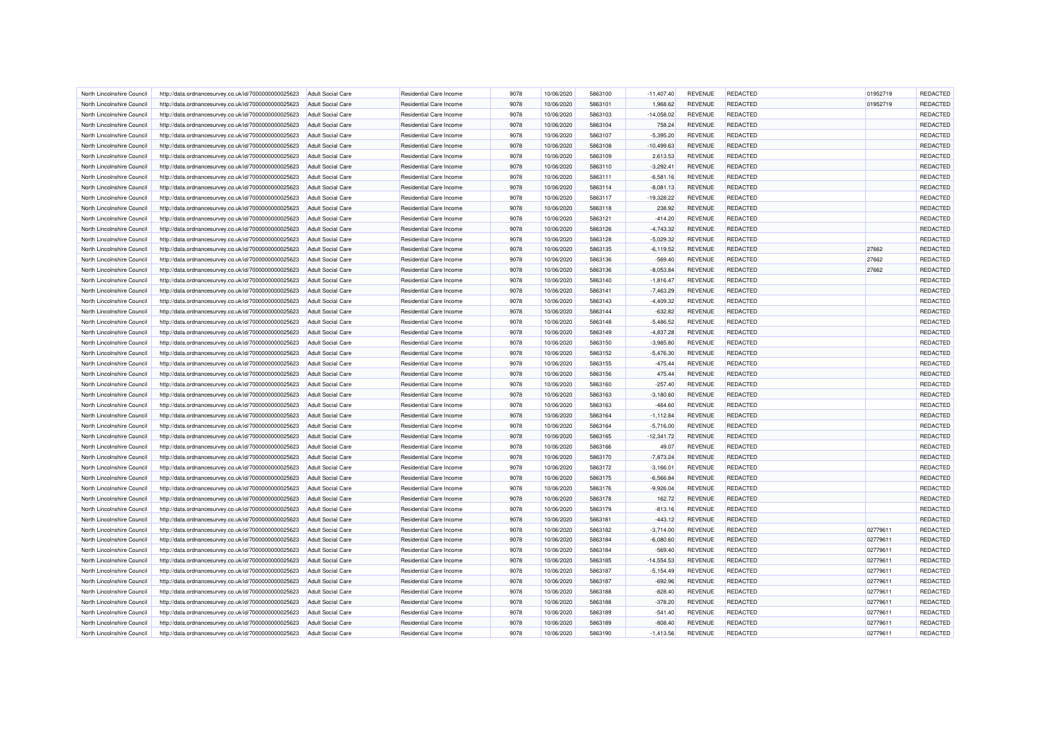| | | | | | | | | | | | |
|---|---|---|---|---|---|---|---|---|---|---|---|
| North Lincolnshire Council | http://data.ordnancesurvey.co.uk/id/7000000000025623 | Adult Social Care | Residential Care Income | 9078 | 10/06/2020 | 5863100 | -11,407.40 | REVENUE | REDACTED | 01952719 | REDACTED |
| North Lincolnshire Council | http://data.ordnancesurvey.co.uk/id/7000000000025623 | Adult Social Care | Residential Care Income | 9078 | 10/06/2020 | 5863101 | 1,968.62 | REVENUE | REDACTED | 01952719 | REDACTED |
| North Lincolnshire Council | http://data.ordnancesurvey.co.uk/id/7000000000025623 | Adult Social Care | Residential Care Income | 9078 | 10/06/2020 | 5863103 | -14,058.02 | REVENUE | REDACTED | | REDACTED |
| North Lincolnshire Council | http://data.ordnancesurvey.co.uk/id/7000000000025623 | Adult Social Care | Residential Care Income | 9078 | 10/06/2020 | 5863104 | 758.24 | REVENUE | REDACTED | | REDACTED |
| North Lincolnshire Council | http://data.ordnancesurvey.co.uk/id/7000000000025623 | Adult Social Care | Residential Care Income | 9078 | 10/06/2020 | 5863107 | -5,395.20 | REVENUE | REDACTED | | REDACTED |
| North Lincolnshire Council | http://data.ordnancesurvey.co.uk/id/7000000000025623 | Adult Social Care | Residential Care Income | 9078 | 10/06/2020 | 5863108 | -10,499.63 | REVENUE | REDACTED | | REDACTED |
| North Lincolnshire Council | http://data.ordnancesurvey.co.uk/id/7000000000025623 | Adult Social Care | Residential Care Income | 9078 | 10/06/2020 | 5863109 | 2,613.53 | REVENUE | REDACTED | | REDACTED |
| North Lincolnshire Council | http://data.ordnancesurvey.co.uk/id/7000000000025623 | Adult Social Care | Residential Care Income | 9078 | 10/06/2020 | 5863110 | -3,292.41 | REVENUE | REDACTED | | REDACTED |
| North Lincolnshire Council | http://data.ordnancesurvey.co.uk/id/7000000000025623 | Adult Social Care | Residential Care Income | 9078 | 10/06/2020 | 5863111 | -6,581.16 | REVENUE | REDACTED | | REDACTED |
| North Lincolnshire Council | http://data.ordnancesurvey.co.uk/id/7000000000025623 | Adult Social Care | Residential Care Income | 9078 | 10/06/2020 | 5863114 | -8,081.13 | REVENUE | REDACTED | | REDACTED |
| North Lincolnshire Council | http://data.ordnancesurvey.co.uk/id/7000000000025623 | Adult Social Care | Residential Care Income | 9078 | 10/06/2020 | 5863117 | -19,328.22 | REVENUE | REDACTED | | REDACTED |
| North Lincolnshire Council | http://data.ordnancesurvey.co.uk/id/7000000000025623 | Adult Social Care | Residential Care Income | 9078 | 10/06/2020 | 5863118 | 238.92 | REVENUE | REDACTED | | REDACTED |
| North Lincolnshire Council | http://data.ordnancesurvey.co.uk/id/7000000000025623 | Adult Social Care | Residential Care Income | 9078 | 10/06/2020 | 5863121 | -414.20 | REVENUE | REDACTED | | REDACTED |
| North Lincolnshire Council | http://data.ordnancesurvey.co.uk/id/7000000000025623 | Adult Social Care | Residential Care Income | 9078 | 10/06/2020 | 5863126 | -4,743.32 | REVENUE | REDACTED | | REDACTED |
| North Lincolnshire Council | http://data.ordnancesurvey.co.uk/id/7000000000025623 | Adult Social Care | Residential Care Income | 9078 | 10/06/2020 | 5863128 | -5,029.32 | REVENUE | REDACTED | | REDACTED |
| North Lincolnshire Council | http://data.ordnancesurvey.co.uk/id/7000000000025623 | Adult Social Care | Residential Care Income | 9078 | 10/06/2020 | 5863135 | -6,119.52 | REVENUE | REDACTED | 27662 | REDACTED |
| North Lincolnshire Council | http://data.ordnancesurvey.co.uk/id/7000000000025623 | Adult Social Care | Residential Care Income | 9078 | 10/06/2020 | 5863136 | -569.40 | REVENUE | REDACTED | 27662 | REDACTED |
| North Lincolnshire Council | http://data.ordnancesurvey.co.uk/id/7000000000025623 | Adult Social Care | Residential Care Income | 9078 | 10/06/2020 | 5863136 | -8,053.84 | REVENUE | REDACTED | 27662 | REDACTED |
| North Lincolnshire Council | http://data.ordnancesurvey.co.uk/id/7000000000025623 | Adult Social Care | Residential Care Income | 9078 | 10/06/2020 | 5863140 | -1,816.47 | REVENUE | REDACTED | | REDACTED |
| North Lincolnshire Council | http://data.ordnancesurvey.co.uk/id/7000000000025623 | Adult Social Care | Residential Care Income | 9078 | 10/06/2020 | 5863141 | -7,463.29 | REVENUE | REDACTED | | REDACTED |
| North Lincolnshire Council | http://data.ordnancesurvey.co.uk/id/7000000000025623 | Adult Social Care | Residential Care Income | 9078 | 10/06/2020 | 5863143 | -4,409.32 | REVENUE | REDACTED | | REDACTED |
| North Lincolnshire Council | http://data.ordnancesurvey.co.uk/id/7000000000025623 | Adult Social Care | Residential Care Income | 9078 | 10/06/2020 | 5863144 | -632.82 | REVENUE | REDACTED | | REDACTED |
| North Lincolnshire Council | http://data.ordnancesurvey.co.uk/id/7000000000025623 | Adult Social Care | Residential Care Income | 9078 | 10/06/2020 | 5863148 | -5,486.52 | REVENUE | REDACTED | | REDACTED |
| North Lincolnshire Council | http://data.ordnancesurvey.co.uk/id/7000000000025623 | Adult Social Care | Residential Care Income | 9078 | 10/06/2020 | 5863149 | -4,837.28 | REVENUE | REDACTED | | REDACTED |
| North Lincolnshire Council | http://data.ordnancesurvey.co.uk/id/7000000000025623 | Adult Social Care | Residential Care Income | 9078 | 10/06/2020 | 5863150 | -3,985.80 | REVENUE | REDACTED | | REDACTED |
| North Lincolnshire Council | http://data.ordnancesurvey.co.uk/id/7000000000025623 | Adult Social Care | Residential Care Income | 9078 | 10/06/2020 | 5863152 | -5,476.30 | REVENUE | REDACTED | | REDACTED |
| North Lincolnshire Council | http://data.ordnancesurvey.co.uk/id/7000000000025623 | Adult Social Care | Residential Care Income | 9078 | 10/06/2020 | 5863155 | -475.44 | REVENUE | REDACTED | | REDACTED |
| North Lincolnshire Council | http://data.ordnancesurvey.co.uk/id/7000000000025623 | Adult Social Care | Residential Care Income | 9078 | 10/06/2020 | 5863156 | 475.44 | REVENUE | REDACTED | | REDACTED |
| North Lincolnshire Council | http://data.ordnancesurvey.co.uk/id/7000000000025623 | Adult Social Care | Residential Care Income | 9078 | 10/06/2020 | 5863160 | -257.40 | REVENUE | REDACTED | | REDACTED |
| North Lincolnshire Council | http://data.ordnancesurvey.co.uk/id/7000000000025623 | Adult Social Care | Residential Care Income | 9078 | 10/06/2020 | 5863163 | -3,180.60 | REVENUE | REDACTED | | REDACTED |
| North Lincolnshire Council | http://data.ordnancesurvey.co.uk/id/7000000000025623 | Adult Social Care | Residential Care Income | 9078 | 10/06/2020 | 5863163 | -464.60 | REVENUE | REDACTED | | REDACTED |
| North Lincolnshire Council | http://data.ordnancesurvey.co.uk/id/7000000000025623 | Adult Social Care | Residential Care Income | 9078 | 10/06/2020 | 5863164 | -1,112.84 | REVENUE | REDACTED | | REDACTED |
| North Lincolnshire Council | http://data.ordnancesurvey.co.uk/id/7000000000025623 | Adult Social Care | Residential Care Income | 9078 | 10/06/2020 | 5863164 | -5,716.00 | REVENUE | REDACTED | | REDACTED |
| North Lincolnshire Council | http://data.ordnancesurvey.co.uk/id/7000000000025623 | Adult Social Care | Residential Care Income | 9078 | 10/06/2020 | 5863165 | -12,341.72 | REVENUE | REDACTED | | REDACTED |
| North Lincolnshire Council | http://data.ordnancesurvey.co.uk/id/7000000000025623 | Adult Social Care | Residential Care Income | 9078 | 10/06/2020 | 5863166 | 49.07 | REVENUE | REDACTED | | REDACTED |
| North Lincolnshire Council | http://data.ordnancesurvey.co.uk/id/7000000000025623 | Adult Social Care | Residential Care Income | 9078 | 10/06/2020 | 5863170 | -7,873.24 | REVENUE | REDACTED | | REDACTED |
| North Lincolnshire Council | http://data.ordnancesurvey.co.uk/id/7000000000025623 | Adult Social Care | Residential Care Income | 9078 | 10/06/2020 | 5863172 | -3,166.01 | REVENUE | REDACTED | | REDACTED |
| North Lincolnshire Council | http://data.ordnancesurvey.co.uk/id/7000000000025623 | Adult Social Care | Residential Care Income | 9078 | 10/06/2020 | 5863175 | -6,566.84 | REVENUE | REDACTED | | REDACTED |
| North Lincolnshire Council | http://data.ordnancesurvey.co.uk/id/7000000000025623 | Adult Social Care | Residential Care Income | 9078 | 10/06/2020 | 5863176 | -9,926.04 | REVENUE | REDACTED | | REDACTED |
| North Lincolnshire Council | http://data.ordnancesurvey.co.uk/id/7000000000025623 | Adult Social Care | Residential Care Income | 9078 | 10/06/2020 | 5863178 | 162.72 | REVENUE | REDACTED | | REDACTED |
| North Lincolnshire Council | http://data.ordnancesurvey.co.uk/id/7000000000025623 | Adult Social Care | Residential Care Income | 9078 | 10/06/2020 | 5863179 | -813.16 | REVENUE | REDACTED | | REDACTED |
| North Lincolnshire Council | http://data.ordnancesurvey.co.uk/id/7000000000025623 | Adult Social Care | Residential Care Income | 9078 | 10/06/2020 | 5863181 | -443.12 | REVENUE | REDACTED | | REDACTED |
| North Lincolnshire Council | http://data.ordnancesurvey.co.uk/id/7000000000025623 | Adult Social Care | Residential Care Income | 9078 | 10/06/2020 | 5863182 | -3,714.00 | REVENUE | REDACTED | 02779611 | REDACTED |
| North Lincolnshire Council | http://data.ordnancesurvey.co.uk/id/7000000000025623 | Adult Social Care | Residential Care Income | 9078 | 10/06/2020 | 5863184 | -6,080.60 | REVENUE | REDACTED | 02779611 | REDACTED |
| North Lincolnshire Council | http://data.ordnancesurvey.co.uk/id/7000000000025623 | Adult Social Care | Residential Care Income | 9078 | 10/06/2020 | 5863184 | -569.40 | REVENUE | REDACTED | 02779611 | REDACTED |
| North Lincolnshire Council | http://data.ordnancesurvey.co.uk/id/7000000000025623 | Adult Social Care | Residential Care Income | 9078 | 10/06/2020 | 5863185 | -14,554.53 | REVENUE | REDACTED | 02779611 | REDACTED |
| North Lincolnshire Council | http://data.ordnancesurvey.co.uk/id/7000000000025623 | Adult Social Care | Residential Care Income | 9078 | 10/06/2020 | 5863187 | -5,154.49 | REVENUE | REDACTED | 02779611 | REDACTED |
| North Lincolnshire Council | http://data.ordnancesurvey.co.uk/id/7000000000025623 | Adult Social Care | Residential Care Income | 9078 | 10/06/2020 | 5863187 | -692.96 | REVENUE | REDACTED | 02779611 | REDACTED |
| North Lincolnshire Council | http://data.ordnancesurvey.co.uk/id/7000000000025623 | Adult Social Care | Residential Care Income | 9078 | 10/06/2020 | 5863188 | -828.40 | REVENUE | REDACTED | 02779611 | REDACTED |
| North Lincolnshire Council | http://data.ordnancesurvey.co.uk/id/7000000000025623 | Adult Social Care | Residential Care Income | 9078 | 10/06/2020 | 5863188 | -378.20 | REVENUE | REDACTED | 02779611 | REDACTED |
| North Lincolnshire Council | http://data.ordnancesurvey.co.uk/id/7000000000025623 | Adult Social Care | Residential Care Income | 9078 | 10/06/2020 | 5863189 | -541.40 | REVENUE | REDACTED | 02779611 | REDACTED |
| North Lincolnshire Council | http://data.ordnancesurvey.co.uk/id/7000000000025623 | Adult Social Care | Residential Care Income | 9078 | 10/06/2020 | 5863189 | -808.40 | REVENUE | REDACTED | 02779611 | REDACTED |
| North Lincolnshire Council | http://data.ordnancesurvey.co.uk/id/7000000000025623 | Adult Social Care | Residential Care Income | 9078 | 10/06/2020 | 5863190 | -1,413.56 | REVENUE | REDACTED | 02779611 | REDACTED |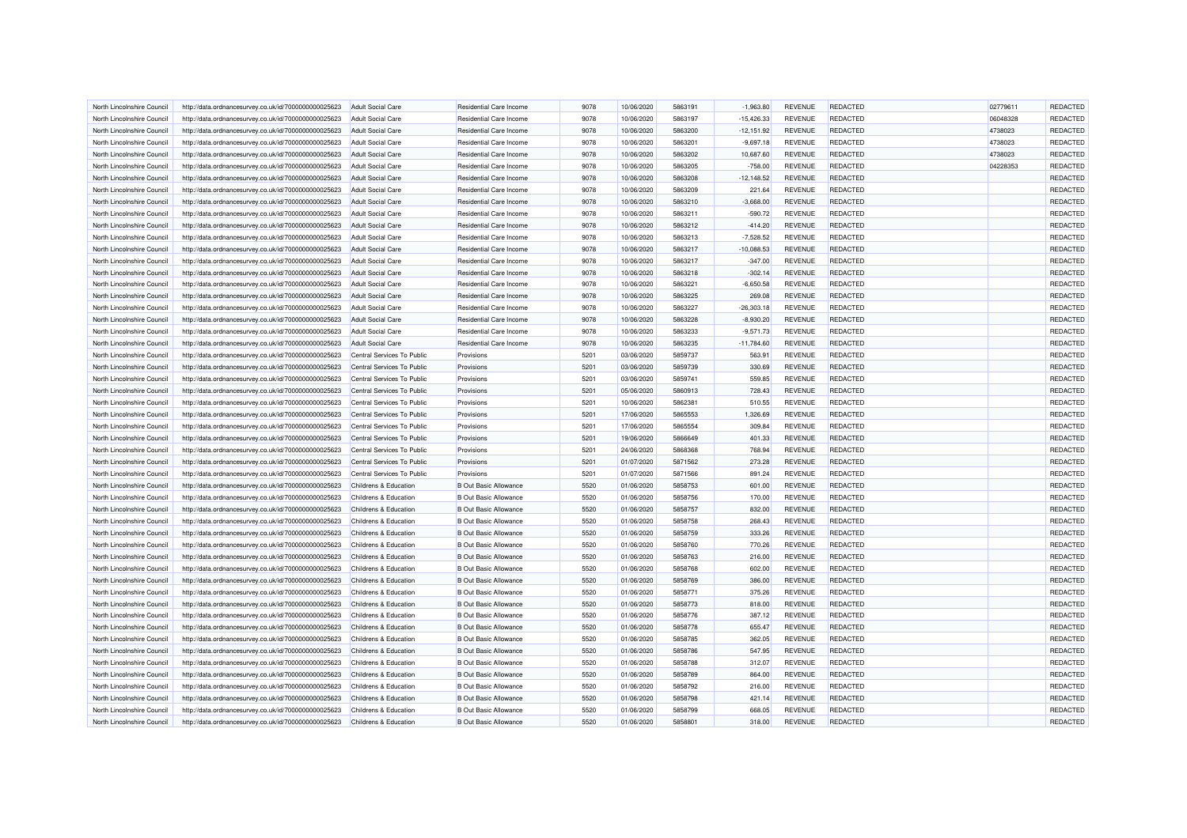| | | | | | | | | | | | |
|---|---|---|---|---|---|---|---|---|---|---|---|
| North Lincolnshire Council | http://data.ordnancesurvey.co.uk/id/7000000000025623 | Adult Social Care | Residential Care Income | 9078 | 10/06/2020 | 5863191 | -1,963.80 | REVENUE | REDACTED | 02779611 | REDACTED |
| North Lincolnshire Council | http://data.ordnancesurvey.co.uk/id/7000000000025623 | Adult Social Care | Residential Care Income | 9078 | 10/06/2020 | 5863197 | -15,426.33 | REVENUE | REDACTED | 06048328 | REDACTED |
| North Lincolnshire Council | http://data.ordnancesurvey.co.uk/id/7000000000025623 | Adult Social Care | Residential Care Income | 9078 | 10/06/2020 | 5863200 | -12,151.92 | REVENUE | REDACTED | 4738023 | REDACTED |
| North Lincolnshire Council | http://data.ordnancesurvey.co.uk/id/7000000000025623 | Adult Social Care | Residential Care Income | 9078 | 10/06/2020 | 5863201 | -9,697.18 | REVENUE | REDACTED | 4738023 | REDACTED |
| North Lincolnshire Council | http://data.ordnancesurvey.co.uk/id/7000000000025623 | Adult Social Care | Residential Care Income | 9078 | 10/06/2020 | 5863202 | 10,687.60 | REVENUE | REDACTED | 4738023 | REDACTED |
| North Lincolnshire Council | http://data.ordnancesurvey.co.uk/id/7000000000025623 | Adult Social Care | Residential Care Income | 9078 | 10/06/2020 | 5863205 | -758.00 | REVENUE | REDACTED | 04228353 | REDACTED |
| North Lincolnshire Council | http://data.ordnancesurvey.co.uk/id/7000000000025623 | Adult Social Care | Residential Care Income | 9078 | 10/06/2020 | 5863208 | -12,148.52 | REVENUE | REDACTED | | REDACTED |
| North Lincolnshire Council | http://data.ordnancesurvey.co.uk/id/7000000000025623 | Adult Social Care | Residential Care Income | 9078 | 10/06/2020 | 5863209 | 221.64 | REVENUE | REDACTED | | REDACTED |
| North Lincolnshire Council | http://data.ordnancesurvey.co.uk/id/7000000000025623 | Adult Social Care | Residential Care Income | 9078 | 10/06/2020 | 5863210 | -3,668.00 | REVENUE | REDACTED | | REDACTED |
| North Lincolnshire Council | http://data.ordnancesurvey.co.uk/id/7000000000025623 | Adult Social Care | Residential Care Income | 9078 | 10/06/2020 | 5863211 | -590.72 | REVENUE | REDACTED | | REDACTED |
| North Lincolnshire Council | http://data.ordnancesurvey.co.uk/id/7000000000025623 | Adult Social Care | Residential Care Income | 9078 | 10/06/2020 | 5863212 | -414.20 | REVENUE | REDACTED | | REDACTED |
| North Lincolnshire Council | http://data.ordnancesurvey.co.uk/id/7000000000025623 | Adult Social Care | Residential Care Income | 9078 | 10/06/2020 | 5863213 | -7,528.52 | REVENUE | REDACTED | | REDACTED |
| North Lincolnshire Council | http://data.ordnancesurvey.co.uk/id/7000000000025623 | Adult Social Care | Residential Care Income | 9078 | 10/06/2020 | 5863217 | -10,088.53 | REVENUE | REDACTED | | REDACTED |
| North Lincolnshire Council | http://data.ordnancesurvey.co.uk/id/7000000000025623 | Adult Social Care | Residential Care Income | 9078 | 10/06/2020 | 5863217 | -347.00 | REVENUE | REDACTED | | REDACTED |
| North Lincolnshire Council | http://data.ordnancesurvey.co.uk/id/7000000000025623 | Adult Social Care | Residential Care Income | 9078 | 10/06/2020 | 5863218 | -302.14 | REVENUE | REDACTED | | REDACTED |
| North Lincolnshire Council | http://data.ordnancesurvey.co.uk/id/7000000000025623 | Adult Social Care | Residential Care Income | 9078 | 10/06/2020 | 5863221 | -6,650.58 | REVENUE | REDACTED | | REDACTED |
| North Lincolnshire Council | http://data.ordnancesurvey.co.uk/id/7000000000025623 | Adult Social Care | Residential Care Income | 9078 | 10/06/2020 | 5863225 | 269.08 | REVENUE | REDACTED | | REDACTED |
| North Lincolnshire Council | http://data.ordnancesurvey.co.uk/id/7000000000025623 | Adult Social Care | Residential Care Income | 9078 | 10/06/2020 | 5863227 | -26,303.18 | REVENUE | REDACTED | | REDACTED |
| North Lincolnshire Council | http://data.ordnancesurvey.co.uk/id/7000000000025623 | Adult Social Care | Residential Care Income | 9078 | 10/06/2020 | 5863228 | -8,930.20 | REVENUE | REDACTED | | REDACTED |
| North Lincolnshire Council | http://data.ordnancesurvey.co.uk/id/7000000000025623 | Adult Social Care | Residential Care Income | 9078 | 10/06/2020 | 5863233 | -9,571.73 | REVENUE | REDACTED | | REDACTED |
| North Lincolnshire Council | http://data.ordnancesurvey.co.uk/id/7000000000025623 | Adult Social Care | Residential Care Income | 9078 | 10/06/2020 | 5863235 | -11,784.60 | REVENUE | REDACTED | | REDACTED |
| North Lincolnshire Council | http://data.ordnancesurvey.co.uk/id/7000000000025623 | Central Services To Public | Provisions | 5201 | 03/06/2020 | 5859737 | 563.91 | REVENUE | REDACTED | | REDACTED |
| North Lincolnshire Council | http://data.ordnancesurvey.co.uk/id/7000000000025623 | Central Services To Public | Provisions | 5201 | 03/06/2020 | 5859739 | 330.69 | REVENUE | REDACTED | | REDACTED |
| North Lincolnshire Council | http://data.ordnancesurvey.co.uk/id/7000000000025623 | Central Services To Public | Provisions | 5201 | 03/06/2020 | 5859741 | 559.85 | REVENUE | REDACTED | | REDACTED |
| North Lincolnshire Council | http://data.ordnancesurvey.co.uk/id/7000000000025623 | Central Services To Public | Provisions | 5201 | 05/06/2020 | 5860913 | 728.43 | REVENUE | REDACTED | | REDACTED |
| North Lincolnshire Council | http://data.ordnancesurvey.co.uk/id/7000000000025623 | Central Services To Public | Provisions | 5201 | 10/06/2020 | 5862381 | 510.55 | REVENUE | REDACTED | | REDACTED |
| North Lincolnshire Council | http://data.ordnancesurvey.co.uk/id/7000000000025623 | Central Services To Public | Provisions | 5201 | 17/06/2020 | 5865553 | 1,326.69 | REVENUE | REDACTED | | REDACTED |
| North Lincolnshire Council | http://data.ordnancesurvey.co.uk/id/7000000000025623 | Central Services To Public | Provisions | 5201 | 17/06/2020 | 5865554 | 309.84 | REVENUE | REDACTED | | REDACTED |
| North Lincolnshire Council | http://data.ordnancesurvey.co.uk/id/7000000000025623 | Central Services To Public | Provisions | 5201 | 19/06/2020 | 5866649 | 401.33 | REVENUE | REDACTED | | REDACTED |
| North Lincolnshire Council | http://data.ordnancesurvey.co.uk/id/7000000000025623 | Central Services To Public | Provisions | 5201 | 24/06/2020 | 5868368 | 768.94 | REVENUE | REDACTED | | REDACTED |
| North Lincolnshire Council | http://data.ordnancesurvey.co.uk/id/7000000000025623 | Central Services To Public | Provisions | 5201 | 01/07/2020 | 5871562 | 273.28 | REVENUE | REDACTED | | REDACTED |
| North Lincolnshire Council | http://data.ordnancesurvey.co.uk/id/7000000000025623 | Central Services To Public | Provisions | 5201 | 01/07/2020 | 5871566 | 891.24 | REVENUE | REDACTED | | REDACTED |
| North Lincolnshire Council | http://data.ordnancesurvey.co.uk/id/7000000000025623 | Childrens & Education | B Out Basic Allowance | 5520 | 01/06/2020 | 5858753 | 601.00 | REVENUE | REDACTED | | REDACTED |
| North Lincolnshire Council | http://data.ordnancesurvey.co.uk/id/7000000000025623 | Childrens & Education | B Out Basic Allowance | 5520 | 01/06/2020 | 5858756 | 170.00 | REVENUE | REDACTED | | REDACTED |
| North Lincolnshire Council | http://data.ordnancesurvey.co.uk/id/7000000000025623 | Childrens & Education | B Out Basic Allowance | 5520 | 01/06/2020 | 5858757 | 832.00 | REVENUE | REDACTED | | REDACTED |
| North Lincolnshire Council | http://data.ordnancesurvey.co.uk/id/7000000000025623 | Childrens & Education | B Out Basic Allowance | 5520 | 01/06/2020 | 5858758 | 268.43 | REVENUE | REDACTED | | REDACTED |
| North Lincolnshire Council | http://data.ordnancesurvey.co.uk/id/7000000000025623 | Childrens & Education | B Out Basic Allowance | 5520 | 01/06/2020 | 5858759 | 333.26 | REVENUE | REDACTED | | REDACTED |
| North Lincolnshire Council | http://data.ordnancesurvey.co.uk/id/7000000000025623 | Childrens & Education | B Out Basic Allowance | 5520 | 01/06/2020 | 5858760 | 770.26 | REVENUE | REDACTED | | REDACTED |
| North Lincolnshire Council | http://data.ordnancesurvey.co.uk/id/7000000000025623 | Childrens & Education | B Out Basic Allowance | 5520 | 01/06/2020 | 5858763 | 216.00 | REVENUE | REDACTED | | REDACTED |
| North Lincolnshire Council | http://data.ordnancesurvey.co.uk/id/7000000000025623 | Childrens & Education | B Out Basic Allowance | 5520 | 01/06/2020 | 5858768 | 602.00 | REVENUE | REDACTED | | REDACTED |
| North Lincolnshire Council | http://data.ordnancesurvey.co.uk/id/7000000000025623 | Childrens & Education | B Out Basic Allowance | 5520 | 01/06/2020 | 5858769 | 386.00 | REVENUE | REDACTED | | REDACTED |
| North Lincolnshire Council | http://data.ordnancesurvey.co.uk/id/7000000000025623 | Childrens & Education | B Out Basic Allowance | 5520 | 01/06/2020 | 5858771 | 375.26 | REVENUE | REDACTED | | REDACTED |
| North Lincolnshire Council | http://data.ordnancesurvey.co.uk/id/7000000000025623 | Childrens & Education | B Out Basic Allowance | 5520 | 01/06/2020 | 5858773 | 818.00 | REVENUE | REDACTED | | REDACTED |
| North Lincolnshire Council | http://data.ordnancesurvey.co.uk/id/7000000000025623 | Childrens & Education | B Out Basic Allowance | 5520 | 01/06/2020 | 5858776 | 387.12 | REVENUE | REDACTED | | REDACTED |
| North Lincolnshire Council | http://data.ordnancesurvey.co.uk/id/7000000000025623 | Childrens & Education | B Out Basic Allowance | 5520 | 01/06/2020 | 5858778 | 655.47 | REVENUE | REDACTED | | REDACTED |
| North Lincolnshire Council | http://data.ordnancesurvey.co.uk/id/7000000000025623 | Childrens & Education | B Out Basic Allowance | 5520 | 01/06/2020 | 5858785 | 362.05 | REVENUE | REDACTED | | REDACTED |
| North Lincolnshire Council | http://data.ordnancesurvey.co.uk/id/7000000000025623 | Childrens & Education | B Out Basic Allowance | 5520 | 01/06/2020 | 5858786 | 547.95 | REVENUE | REDACTED | | REDACTED |
| North Lincolnshire Council | http://data.ordnancesurvey.co.uk/id/7000000000025623 | Childrens & Education | B Out Basic Allowance | 5520 | 01/06/2020 | 5858788 | 312.07 | REVENUE | REDACTED | | REDACTED |
| North Lincolnshire Council | http://data.ordnancesurvey.co.uk/id/7000000000025623 | Childrens & Education | B Out Basic Allowance | 5520 | 01/06/2020 | 5858789 | 864.00 | REVENUE | REDACTED | | REDACTED |
| North Lincolnshire Council | http://data.ordnancesurvey.co.uk/id/7000000000025623 | Childrens & Education | B Out Basic Allowance | 5520 | 01/06/2020 | 5858792 | 216.00 | REVENUE | REDACTED | | REDACTED |
| North Lincolnshire Council | http://data.ordnancesurvey.co.uk/id/7000000000025623 | Childrens & Education | B Out Basic Allowance | 5520 | 01/06/2020 | 5858798 | 421.14 | REVENUE | REDACTED | | REDACTED |
| North Lincolnshire Council | http://data.ordnancesurvey.co.uk/id/7000000000025623 | Childrens & Education | B Out Basic Allowance | 5520 | 01/06/2020 | 5858799 | 668.05 | REVENUE | REDACTED | | REDACTED |
| North Lincolnshire Council | http://data.ordnancesurvey.co.uk/id/7000000000025623 | Childrens & Education | B Out Basic Allowance | 5520 | 01/06/2020 | 5858801 | 318.00 | REVENUE | REDACTED | | REDACTED |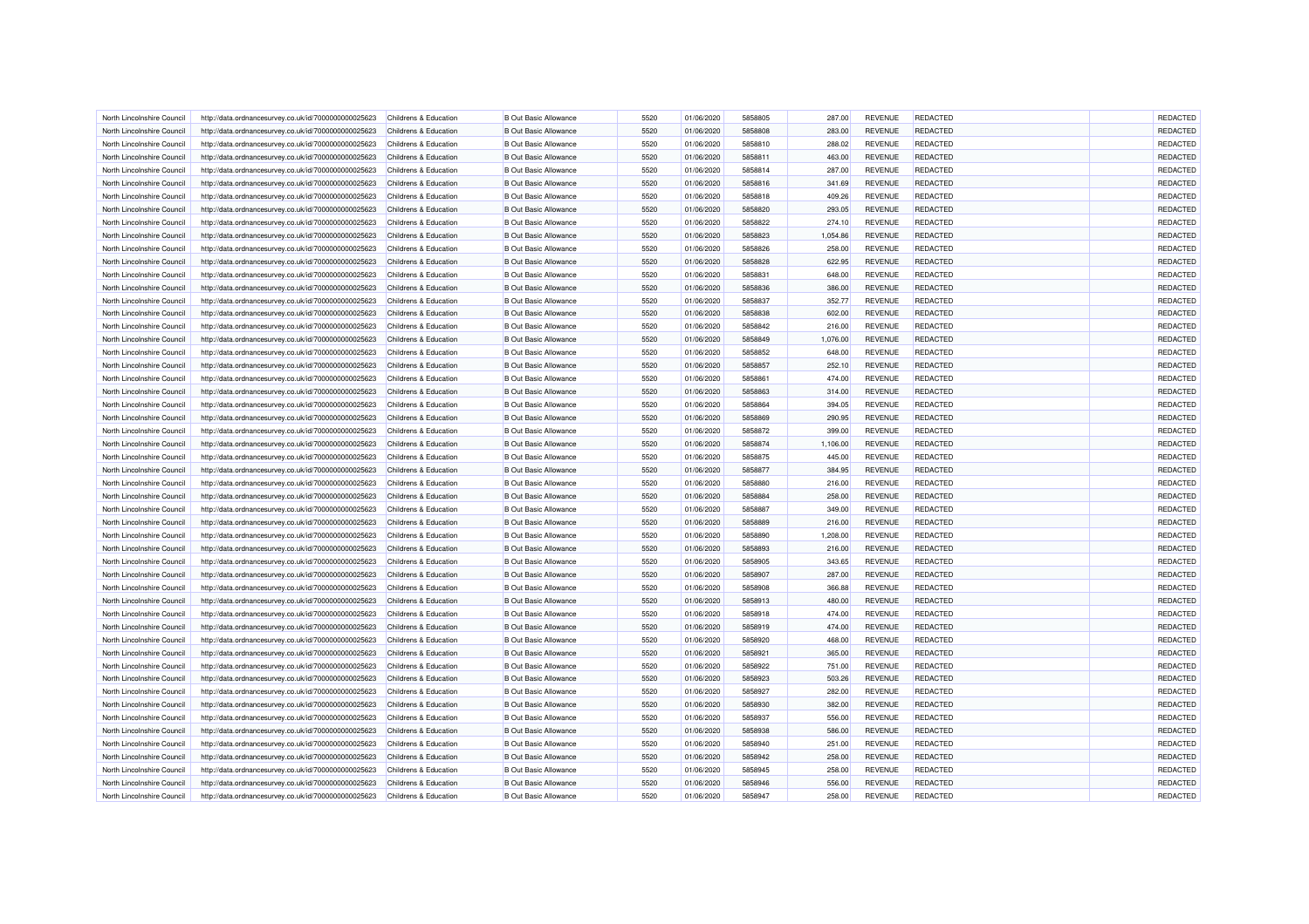| | | | | | | | | | | | |
|---|---|---|---|---|---|---|---|---|---|---|---|
| North Lincolnshire Council | http://data.ordnancesurvey.co.uk/id/7000000000025623 | Childrens & Education | B Out Basic Allowance | 5520 | 01/06/2020 | 5858805 | 287.00 | REVENUE | REDACTED | | REDACTED |
| North Lincolnshire Council | http://data.ordnancesurvey.co.uk/id/7000000000025623 | Childrens & Education | B Out Basic Allowance | 5520 | 01/06/2020 | 5858808 | 283.00 | REVENUE | REDACTED | | REDACTED |
| North Lincolnshire Council | http://data.ordnancesurvey.co.uk/id/7000000000025623 | Childrens & Education | B Out Basic Allowance | 5520 | 01/06/2020 | 5858810 | 288.02 | REVENUE | REDACTED | | REDACTED |
| North Lincolnshire Council | http://data.ordnancesurvey.co.uk/id/7000000000025623 | Childrens & Education | B Out Basic Allowance | 5520 | 01/06/2020 | 5858811 | 463.00 | REVENUE | REDACTED | | REDACTED |
| North Lincolnshire Council | http://data.ordnancesurvey.co.uk/id/7000000000025623 | Childrens & Education | B Out Basic Allowance | 5520 | 01/06/2020 | 5858814 | 287.00 | REVENUE | REDACTED | | REDACTED |
| North Lincolnshire Council | http://data.ordnancesurvey.co.uk/id/7000000000025623 | Childrens & Education | B Out Basic Allowance | 5520 | 01/06/2020 | 5858816 | 341.69 | REVENUE | REDACTED | | REDACTED |
| North Lincolnshire Council | http://data.ordnancesurvey.co.uk/id/7000000000025623 | Childrens & Education | B Out Basic Allowance | 5520 | 01/06/2020 | 5858818 | 409.26 | REVENUE | REDACTED | | REDACTED |
| North Lincolnshire Council | http://data.ordnancesurvey.co.uk/id/7000000000025623 | Childrens & Education | B Out Basic Allowance | 5520 | 01/06/2020 | 5858820 | 293.05 | REVENUE | REDACTED | | REDACTED |
| North Lincolnshire Council | http://data.ordnancesurvey.co.uk/id/7000000000025623 | Childrens & Education | B Out Basic Allowance | 5520 | 01/06/2020 | 5858822 | 274.10 | REVENUE | REDACTED | | REDACTED |
| North Lincolnshire Council | http://data.ordnancesurvey.co.uk/id/7000000000025623 | Childrens & Education | B Out Basic Allowance | 5520 | 01/06/2020 | 5858823 | 1,054.86 | REVENUE | REDACTED | | REDACTED |
| North Lincolnshire Council | http://data.ordnancesurvey.co.uk/id/7000000000025623 | Childrens & Education | B Out Basic Allowance | 5520 | 01/06/2020 | 5858826 | 258.00 | REVENUE | REDACTED | | REDACTED |
| North Lincolnshire Council | http://data.ordnancesurvey.co.uk/id/7000000000025623 | Childrens & Education | B Out Basic Allowance | 5520 | 01/06/2020 | 5858828 | 622.95 | REVENUE | REDACTED | | REDACTED |
| North Lincolnshire Council | http://data.ordnancesurvey.co.uk/id/7000000000025623 | Childrens & Education | B Out Basic Allowance | 5520 | 01/06/2020 | 5858831 | 648.00 | REVENUE | REDACTED | | REDACTED |
| North Lincolnshire Council | http://data.ordnancesurvey.co.uk/id/7000000000025623 | Childrens & Education | B Out Basic Allowance | 5520 | 01/06/2020 | 5858836 | 386.00 | REVENUE | REDACTED | | REDACTED |
| North Lincolnshire Council | http://data.ordnancesurvey.co.uk/id/7000000000025623 | Childrens & Education | B Out Basic Allowance | 5520 | 01/06/2020 | 5858837 | 352.77 | REVENUE | REDACTED | | REDACTED |
| North Lincolnshire Council | http://data.ordnancesurvey.co.uk/id/7000000000025623 | Childrens & Education | B Out Basic Allowance | 5520 | 01/06/2020 | 5858838 | 602.00 | REVENUE | REDACTED | | REDACTED |
| North Lincolnshire Council | http://data.ordnancesurvey.co.uk/id/7000000000025623 | Childrens & Education | B Out Basic Allowance | 5520 | 01/06/2020 | 5858842 | 216.00 | REVENUE | REDACTED | | REDACTED |
| North Lincolnshire Council | http://data.ordnancesurvey.co.uk/id/7000000000025623 | Childrens & Education | B Out Basic Allowance | 5520 | 01/06/2020 | 5858849 | 1,076.00 | REVENUE | REDACTED | | REDACTED |
| North Lincolnshire Council | http://data.ordnancesurvey.co.uk/id/7000000000025623 | Childrens & Education | B Out Basic Allowance | 5520 | 01/06/2020 | 5858852 | 648.00 | REVENUE | REDACTED | | REDACTED |
| North Lincolnshire Council | http://data.ordnancesurvey.co.uk/id/7000000000025623 | Childrens & Education | B Out Basic Allowance | 5520 | 01/06/2020 | 5858857 | 252.10 | REVENUE | REDACTED | | REDACTED |
| North Lincolnshire Council | http://data.ordnancesurvey.co.uk/id/7000000000025623 | Childrens & Education | B Out Basic Allowance | 5520 | 01/06/2020 | 5858861 | 474.00 | REVENUE | REDACTED | | REDACTED |
| North Lincolnshire Council | http://data.ordnancesurvey.co.uk/id/7000000000025623 | Childrens & Education | B Out Basic Allowance | 5520 | 01/06/2020 | 5858863 | 314.00 | REVENUE | REDACTED | | REDACTED |
| North Lincolnshire Council | http://data.ordnancesurvey.co.uk/id/7000000000025623 | Childrens & Education | B Out Basic Allowance | 5520 | 01/06/2020 | 5858864 | 394.05 | REVENUE | REDACTED | | REDACTED |
| North Lincolnshire Council | http://data.ordnancesurvey.co.uk/id/7000000000025623 | Childrens & Education | B Out Basic Allowance | 5520 | 01/06/2020 | 5858869 | 290.95 | REVENUE | REDACTED | | REDACTED |
| North Lincolnshire Council | http://data.ordnancesurvey.co.uk/id/7000000000025623 | Childrens & Education | B Out Basic Allowance | 5520 | 01/06/2020 | 5858872 | 399.00 | REVENUE | REDACTED | | REDACTED |
| North Lincolnshire Council | http://data.ordnancesurvey.co.uk/id/7000000000025623 | Childrens & Education | B Out Basic Allowance | 5520 | 01/06/2020 | 5858874 | 1,106.00 | REVENUE | REDACTED | | REDACTED |
| North Lincolnshire Council | http://data.ordnancesurvey.co.uk/id/7000000000025623 | Childrens & Education | B Out Basic Allowance | 5520 | 01/06/2020 | 5858875 | 445.00 | REVENUE | REDACTED | | REDACTED |
| North Lincolnshire Council | http://data.ordnancesurvey.co.uk/id/7000000000025623 | Childrens & Education | B Out Basic Allowance | 5520 | 01/06/2020 | 5858877 | 384.95 | REVENUE | REDACTED | | REDACTED |
| North Lincolnshire Council | http://data.ordnancesurvey.co.uk/id/7000000000025623 | Childrens & Education | B Out Basic Allowance | 5520 | 01/06/2020 | 5858880 | 216.00 | REVENUE | REDACTED | | REDACTED |
| North Lincolnshire Council | http://data.ordnancesurvey.co.uk/id/7000000000025623 | Childrens & Education | B Out Basic Allowance | 5520 | 01/06/2020 | 5858884 | 258.00 | REVENUE | REDACTED | | REDACTED |
| North Lincolnshire Council | http://data.ordnancesurvey.co.uk/id/7000000000025623 | Childrens & Education | B Out Basic Allowance | 5520 | 01/06/2020 | 5858887 | 349.00 | REVENUE | REDACTED | | REDACTED |
| North Lincolnshire Council | http://data.ordnancesurvey.co.uk/id/7000000000025623 | Childrens & Education | B Out Basic Allowance | 5520 | 01/06/2020 | 5858889 | 216.00 | REVENUE | REDACTED | | REDACTED |
| North Lincolnshire Council | http://data.ordnancesurvey.co.uk/id/7000000000025623 | Childrens & Education | B Out Basic Allowance | 5520 | 01/06/2020 | 5858890 | 1,208.00 | REVENUE | REDACTED | | REDACTED |
| North Lincolnshire Council | http://data.ordnancesurvey.co.uk/id/7000000000025623 | Childrens & Education | B Out Basic Allowance | 5520 | 01/06/2020 | 5858893 | 216.00 | REVENUE | REDACTED | | REDACTED |
| North Lincolnshire Council | http://data.ordnancesurvey.co.uk/id/7000000000025623 | Childrens & Education | B Out Basic Allowance | 5520 | 01/06/2020 | 5858905 | 343.65 | REVENUE | REDACTED | | REDACTED |
| North Lincolnshire Council | http://data.ordnancesurvey.co.uk/id/7000000000025623 | Childrens & Education | B Out Basic Allowance | 5520 | 01/06/2020 | 5858907 | 287.00 | REVENUE | REDACTED | | REDACTED |
| North Lincolnshire Council | http://data.ordnancesurvey.co.uk/id/7000000000025623 | Childrens & Education | B Out Basic Allowance | 5520 | 01/06/2020 | 5858908 | 366.88 | REVENUE | REDACTED | | REDACTED |
| North Lincolnshire Council | http://data.ordnancesurvey.co.uk/id/7000000000025623 | Childrens & Education | B Out Basic Allowance | 5520 | 01/06/2020 | 5858913 | 480.00 | REVENUE | REDACTED | | REDACTED |
| North Lincolnshire Council | http://data.ordnancesurvey.co.uk/id/7000000000025623 | Childrens & Education | B Out Basic Allowance | 5520 | 01/06/2020 | 5858918 | 474.00 | REVENUE | REDACTED | | REDACTED |
| North Lincolnshire Council | http://data.ordnancesurvey.co.uk/id/7000000000025623 | Childrens & Education | B Out Basic Allowance | 5520 | 01/06/2020 | 5858919 | 474.00 | REVENUE | REDACTED | | REDACTED |
| North Lincolnshire Council | http://data.ordnancesurvey.co.uk/id/7000000000025623 | Childrens & Education | B Out Basic Allowance | 5520 | 01/06/2020 | 5858920 | 468.00 | REVENUE | REDACTED | | REDACTED |
| North Lincolnshire Council | http://data.ordnancesurvey.co.uk/id/7000000000025623 | Childrens & Education | B Out Basic Allowance | 5520 | 01/06/2020 | 5858921 | 365.00 | REVENUE | REDACTED | | REDACTED |
| North Lincolnshire Council | http://data.ordnancesurvey.co.uk/id/7000000000025623 | Childrens & Education | B Out Basic Allowance | 5520 | 01/06/2020 | 5858922 | 751.00 | REVENUE | REDACTED | | REDACTED |
| North Lincolnshire Council | http://data.ordnancesurvey.co.uk/id/7000000000025623 | Childrens & Education | B Out Basic Allowance | 5520 | 01/06/2020 | 5858923 | 503.26 | REVENUE | REDACTED | | REDACTED |
| North Lincolnshire Council | http://data.ordnancesurvey.co.uk/id/7000000000025623 | Childrens & Education | B Out Basic Allowance | 5520 | 01/06/2020 | 5858927 | 282.00 | REVENUE | REDACTED | | REDACTED |
| North Lincolnshire Council | http://data.ordnancesurvey.co.uk/id/7000000000025623 | Childrens & Education | B Out Basic Allowance | 5520 | 01/06/2020 | 5858930 | 382.00 | REVENUE | REDACTED | | REDACTED |
| North Lincolnshire Council | http://data.ordnancesurvey.co.uk/id/7000000000025623 | Childrens & Education | B Out Basic Allowance | 5520 | 01/06/2020 | 5858937 | 556.00 | REVENUE | REDACTED | | REDACTED |
| North Lincolnshire Council | http://data.ordnancesurvey.co.uk/id/7000000000025623 | Childrens & Education | B Out Basic Allowance | 5520 | 01/06/2020 | 5858938 | 586.00 | REVENUE | REDACTED | | REDACTED |
| North Lincolnshire Council | http://data.ordnancesurvey.co.uk/id/7000000000025623 | Childrens & Education | B Out Basic Allowance | 5520 | 01/06/2020 | 5858940 | 251.00 | REVENUE | REDACTED | | REDACTED |
| North Lincolnshire Council | http://data.ordnancesurvey.co.uk/id/7000000000025623 | Childrens & Education | B Out Basic Allowance | 5520 | 01/06/2020 | 5858942 | 258.00 | REVENUE | REDACTED | | REDACTED |
| North Lincolnshire Council | http://data.ordnancesurvey.co.uk/id/7000000000025623 | Childrens & Education | B Out Basic Allowance | 5520 | 01/06/2020 | 5858945 | 258.00 | REVENUE | REDACTED | | REDACTED |
| North Lincolnshire Council | http://data.ordnancesurvey.co.uk/id/7000000000025623 | Childrens & Education | B Out Basic Allowance | 5520 | 01/06/2020 | 5858946 | 556.00 | REVENUE | REDACTED | | REDACTED |
| North Lincolnshire Council | http://data.ordnancesurvey.co.uk/id/7000000000025623 | Childrens & Education | B Out Basic Allowance | 5520 | 01/06/2020 | 5858947 | 258.00 | REVENUE | REDACTED | | REDACTED |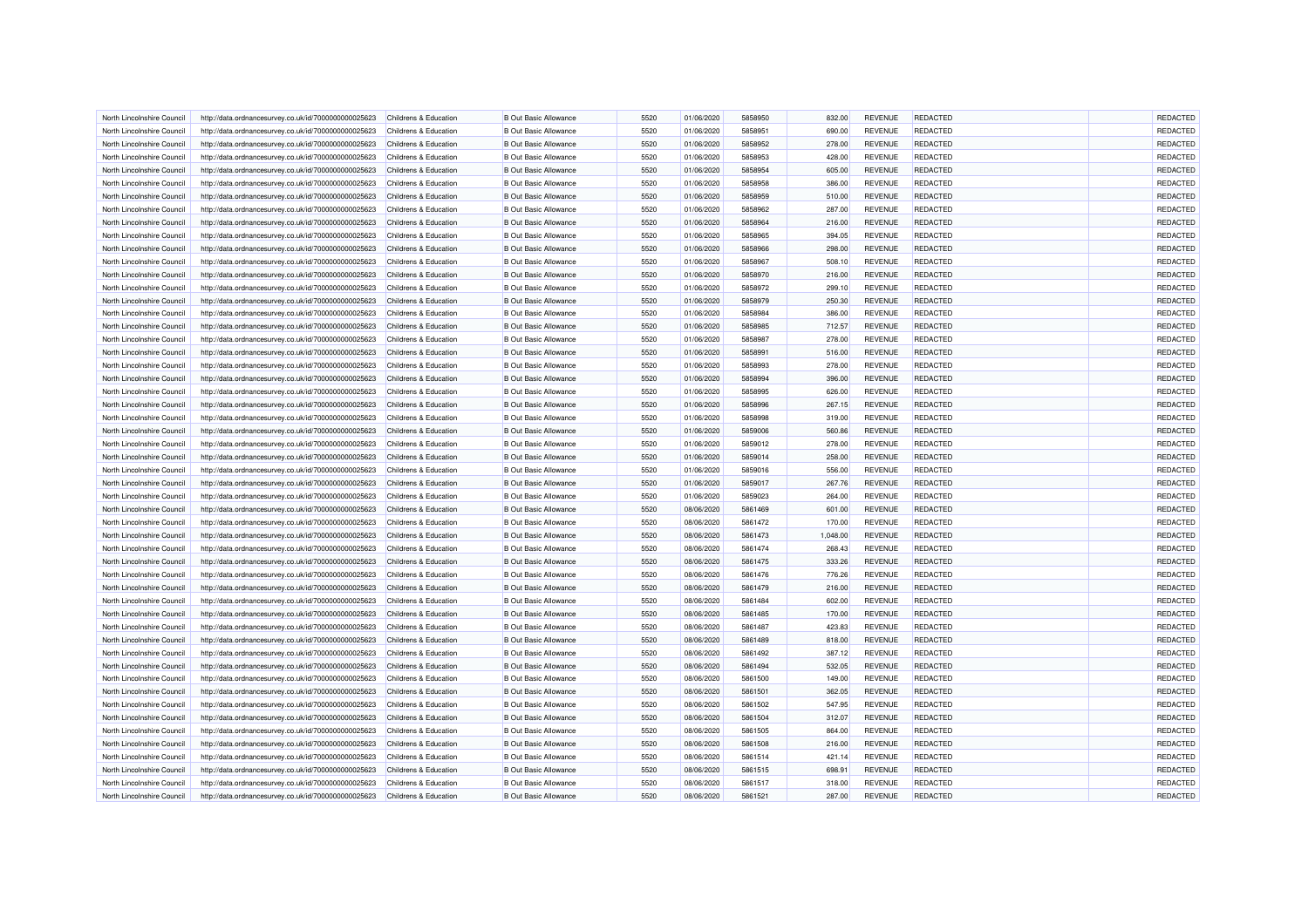| | | | | | | | | | | | |
|---|---|---|---|---|---|---|---|---|---|---|---|
| North Lincolnshire Council | http://data.ordnancesurvey.co.uk/id/7000000000025623 | Childrens & Education | B Out Basic Allowance | 5520 | 01/06/2020 | 5858950 | 832.00 | REVENUE | REDACTED | | REDACTED |
| North Lincolnshire Council | http://data.ordnancesurvey.co.uk/id/7000000000025623 | Childrens & Education | B Out Basic Allowance | 5520 | 01/06/2020 | 5858951 | 690.00 | REVENUE | REDACTED | | REDACTED |
| North Lincolnshire Council | http://data.ordnancesurvey.co.uk/id/7000000000025623 | Childrens & Education | B Out Basic Allowance | 5520 | 01/06/2020 | 5858952 | 278.00 | REVENUE | REDACTED | | REDACTED |
| North Lincolnshire Council | http://data.ordnancesurvey.co.uk/id/7000000000025623 | Childrens & Education | B Out Basic Allowance | 5520 | 01/06/2020 | 5858953 | 428.00 | REVENUE | REDACTED | | REDACTED |
| North Lincolnshire Council | http://data.ordnancesurvey.co.uk/id/7000000000025623 | Childrens & Education | B Out Basic Allowance | 5520 | 01/06/2020 | 5858954 | 605.00 | REVENUE | REDACTED | | REDACTED |
| North Lincolnshire Council | http://data.ordnancesurvey.co.uk/id/7000000000025623 | Childrens & Education | B Out Basic Allowance | 5520 | 01/06/2020 | 5858958 | 386.00 | REVENUE | REDACTED | | REDACTED |
| North Lincolnshire Council | http://data.ordnancesurvey.co.uk/id/7000000000025623 | Childrens & Education | B Out Basic Allowance | 5520 | 01/06/2020 | 5858959 | 510.00 | REVENUE | REDACTED | | REDACTED |
| North Lincolnshire Council | http://data.ordnancesurvey.co.uk/id/7000000000025623 | Childrens & Education | B Out Basic Allowance | 5520 | 01/06/2020 | 5858962 | 287.00 | REVENUE | REDACTED | | REDACTED |
| North Lincolnshire Council | http://data.ordnancesurvey.co.uk/id/7000000000025623 | Childrens & Education | B Out Basic Allowance | 5520 | 01/06/2020 | 5858964 | 216.00 | REVENUE | REDACTED | | REDACTED |
| North Lincolnshire Council | http://data.ordnancesurvey.co.uk/id/7000000000025623 | Childrens & Education | B Out Basic Allowance | 5520 | 01/06/2020 | 5858965 | 394.05 | REVENUE | REDACTED | | REDACTED |
| North Lincolnshire Council | http://data.ordnancesurvey.co.uk/id/7000000000025623 | Childrens & Education | B Out Basic Allowance | 5520 | 01/06/2020 | 5858966 | 298.00 | REVENUE | REDACTED | | REDACTED |
| North Lincolnshire Council | http://data.ordnancesurvey.co.uk/id/7000000000025623 | Childrens & Education | B Out Basic Allowance | 5520 | 01/06/2020 | 5858967 | 508.10 | REVENUE | REDACTED | | REDACTED |
| North Lincolnshire Council | http://data.ordnancesurvey.co.uk/id/7000000000025623 | Childrens & Education | B Out Basic Allowance | 5520 | 01/06/2020 | 5858970 | 216.00 | REVENUE | REDACTED | | REDACTED |
| North Lincolnshire Council | http://data.ordnancesurvey.co.uk/id/7000000000025623 | Childrens & Education | B Out Basic Allowance | 5520 | 01/06/2020 | 5858972 | 299.10 | REVENUE | REDACTED | | REDACTED |
| North Lincolnshire Council | http://data.ordnancesurvey.co.uk/id/7000000000025623 | Childrens & Education | B Out Basic Allowance | 5520 | 01/06/2020 | 5858979 | 250.30 | REVENUE | REDACTED | | REDACTED |
| North Lincolnshire Council | http://data.ordnancesurvey.co.uk/id/7000000000025623 | Childrens & Education | B Out Basic Allowance | 5520 | 01/06/2020 | 5858984 | 386.00 | REVENUE | REDACTED | | REDACTED |
| North Lincolnshire Council | http://data.ordnancesurvey.co.uk/id/7000000000025623 | Childrens & Education | B Out Basic Allowance | 5520 | 01/06/2020 | 5858985 | 712.57 | REVENUE | REDACTED | | REDACTED |
| North Lincolnshire Council | http://data.ordnancesurvey.co.uk/id/7000000000025623 | Childrens & Education | B Out Basic Allowance | 5520 | 01/06/2020 | 5858987 | 278.00 | REVENUE | REDACTED | | REDACTED |
| North Lincolnshire Council | http://data.ordnancesurvey.co.uk/id/7000000000025623 | Childrens & Education | B Out Basic Allowance | 5520 | 01/06/2020 | 5858991 | 516.00 | REVENUE | REDACTED | | REDACTED |
| North Lincolnshire Council | http://data.ordnancesurvey.co.uk/id/7000000000025623 | Childrens & Education | B Out Basic Allowance | 5520 | 01/06/2020 | 5858993 | 278.00 | REVENUE | REDACTED | | REDACTED |
| North Lincolnshire Council | http://data.ordnancesurvey.co.uk/id/7000000000025623 | Childrens & Education | B Out Basic Allowance | 5520 | 01/06/2020 | 5858994 | 396.00 | REVENUE | REDACTED | | REDACTED |
| North Lincolnshire Council | http://data.ordnancesurvey.co.uk/id/7000000000025623 | Childrens & Education | B Out Basic Allowance | 5520 | 01/06/2020 | 5858995 | 626.00 | REVENUE | REDACTED | | REDACTED |
| North Lincolnshire Council | http://data.ordnancesurvey.co.uk/id/7000000000025623 | Childrens & Education | B Out Basic Allowance | 5520 | 01/06/2020 | 5858996 | 267.15 | REVENUE | REDACTED | | REDACTED |
| North Lincolnshire Council | http://data.ordnancesurvey.co.uk/id/7000000000025623 | Childrens & Education | B Out Basic Allowance | 5520 | 01/06/2020 | 5858998 | 319.00 | REVENUE | REDACTED | | REDACTED |
| North Lincolnshire Council | http://data.ordnancesurvey.co.uk/id/7000000000025623 | Childrens & Education | B Out Basic Allowance | 5520 | 01/06/2020 | 5859006 | 560.86 | REVENUE | REDACTED | | REDACTED |
| North Lincolnshire Council | http://data.ordnancesurvey.co.uk/id/7000000000025623 | Childrens & Education | B Out Basic Allowance | 5520 | 01/06/2020 | 5859012 | 278.00 | REVENUE | REDACTED | | REDACTED |
| North Lincolnshire Council | http://data.ordnancesurvey.co.uk/id/7000000000025623 | Childrens & Education | B Out Basic Allowance | 5520 | 01/06/2020 | 5859014 | 258.00 | REVENUE | REDACTED | | REDACTED |
| North Lincolnshire Council | http://data.ordnancesurvey.co.uk/id/7000000000025623 | Childrens & Education | B Out Basic Allowance | 5520 | 01/06/2020 | 5859016 | 556.00 | REVENUE | REDACTED | | REDACTED |
| North Lincolnshire Council | http://data.ordnancesurvey.co.uk/id/7000000000025623 | Childrens & Education | B Out Basic Allowance | 5520 | 01/06/2020 | 5859017 | 267.76 | REVENUE | REDACTED | | REDACTED |
| North Lincolnshire Council | http://data.ordnancesurvey.co.uk/id/7000000000025623 | Childrens & Education | B Out Basic Allowance | 5520 | 01/06/2020 | 5859023 | 264.00 | REVENUE | REDACTED | | REDACTED |
| North Lincolnshire Council | http://data.ordnancesurvey.co.uk/id/7000000000025623 | Childrens & Education | B Out Basic Allowance | 5520 | 08/06/2020 | 5861469 | 601.00 | REVENUE | REDACTED | | REDACTED |
| North Lincolnshire Council | http://data.ordnancesurvey.co.uk/id/7000000000025623 | Childrens & Education | B Out Basic Allowance | 5520 | 08/06/2020 | 5861472 | 170.00 | REVENUE | REDACTED | | REDACTED |
| North Lincolnshire Council | http://data.ordnancesurvey.co.uk/id/7000000000025623 | Childrens & Education | B Out Basic Allowance | 5520 | 08/06/2020 | 5861473 | 1,048.00 | REVENUE | REDACTED | | REDACTED |
| North Lincolnshire Council | http://data.ordnancesurvey.co.uk/id/7000000000025623 | Childrens & Education | B Out Basic Allowance | 5520 | 08/06/2020 | 5861474 | 268.43 | REVENUE | REDACTED | | REDACTED |
| North Lincolnshire Council | http://data.ordnancesurvey.co.uk/id/7000000000025623 | Childrens & Education | B Out Basic Allowance | 5520 | 08/06/2020 | 5861475 | 333.26 | REVENUE | REDACTED | | REDACTED |
| North Lincolnshire Council | http://data.ordnancesurvey.co.uk/id/7000000000025623 | Childrens & Education | B Out Basic Allowance | 5520 | 08/06/2020 | 5861476 | 776.26 | REVENUE | REDACTED | | REDACTED |
| North Lincolnshire Council | http://data.ordnancesurvey.co.uk/id/7000000000025623 | Childrens & Education | B Out Basic Allowance | 5520 | 08/06/2020 | 5861479 | 216.00 | REVENUE | REDACTED | | REDACTED |
| North Lincolnshire Council | http://data.ordnancesurvey.co.uk/id/7000000000025623 | Childrens & Education | B Out Basic Allowance | 5520 | 08/06/2020 | 5861484 | 602.00 | REVENUE | REDACTED | | REDACTED |
| North Lincolnshire Council | http://data.ordnancesurvey.co.uk/id/7000000000025623 | Childrens & Education | B Out Basic Allowance | 5520 | 08/06/2020 | 5861485 | 170.00 | REVENUE | REDACTED | | REDACTED |
| North Lincolnshire Council | http://data.ordnancesurvey.co.uk/id/7000000000025623 | Childrens & Education | B Out Basic Allowance | 5520 | 08/06/2020 | 5861487 | 423.83 | REVENUE | REDACTED | | REDACTED |
| North Lincolnshire Council | http://data.ordnancesurvey.co.uk/id/7000000000025623 | Childrens & Education | B Out Basic Allowance | 5520 | 08/06/2020 | 5861489 | 818.00 | REVENUE | REDACTED | | REDACTED |
| North Lincolnshire Council | http://data.ordnancesurvey.co.uk/id/7000000000025623 | Childrens & Education | B Out Basic Allowance | 5520 | 08/06/2020 | 5861492 | 387.12 | REVENUE | REDACTED | | REDACTED |
| North Lincolnshire Council | http://data.ordnancesurvey.co.uk/id/7000000000025623 | Childrens & Education | B Out Basic Allowance | 5520 | 08/06/2020 | 5861494 | 532.05 | REVENUE | REDACTED | | REDACTED |
| North Lincolnshire Council | http://data.ordnancesurvey.co.uk/id/7000000000025623 | Childrens & Education | B Out Basic Allowance | 5520 | 08/06/2020 | 5861500 | 149.00 | REVENUE | REDACTED | | REDACTED |
| North Lincolnshire Council | http://data.ordnancesurvey.co.uk/id/7000000000025623 | Childrens & Education | B Out Basic Allowance | 5520 | 08/06/2020 | 5861501 | 362.05 | REVENUE | REDACTED | | REDACTED |
| North Lincolnshire Council | http://data.ordnancesurvey.co.uk/id/7000000000025623 | Childrens & Education | B Out Basic Allowance | 5520 | 08/06/2020 | 5861502 | 547.95 | REVENUE | REDACTED | | REDACTED |
| North Lincolnshire Council | http://data.ordnancesurvey.co.uk/id/7000000000025623 | Childrens & Education | B Out Basic Allowance | 5520 | 08/06/2020 | 5861504 | 312.07 | REVENUE | REDACTED | | REDACTED |
| North Lincolnshire Council | http://data.ordnancesurvey.co.uk/id/7000000000025623 | Childrens & Education | B Out Basic Allowance | 5520 | 08/06/2020 | 5861505 | 864.00 | REVENUE | REDACTED | | REDACTED |
| North Lincolnshire Council | http://data.ordnancesurvey.co.uk/id/7000000000025623 | Childrens & Education | B Out Basic Allowance | 5520 | 08/06/2020 | 5861508 | 216.00 | REVENUE | REDACTED | | REDACTED |
| North Lincolnshire Council | http://data.ordnancesurvey.co.uk/id/7000000000025623 | Childrens & Education | B Out Basic Allowance | 5520 | 08/06/2020 | 5861514 | 421.14 | REVENUE | REDACTED | | REDACTED |
| North Lincolnshire Council | http://data.ordnancesurvey.co.uk/id/7000000000025623 | Childrens & Education | B Out Basic Allowance | 5520 | 08/06/2020 | 5861515 | 698.91 | REVENUE | REDACTED | | REDACTED |
| North Lincolnshire Council | http://data.ordnancesurvey.co.uk/id/7000000000025623 | Childrens & Education | B Out Basic Allowance | 5520 | 08/06/2020 | 5861517 | 318.00 | REVENUE | REDACTED | | REDACTED |
| North Lincolnshire Council | http://data.ordnancesurvey.co.uk/id/7000000000025623 | Childrens & Education | B Out Basic Allowance | 5520 | 08/06/2020 | 5861521 | 287.00 | REVENUE | REDACTED | | REDACTED |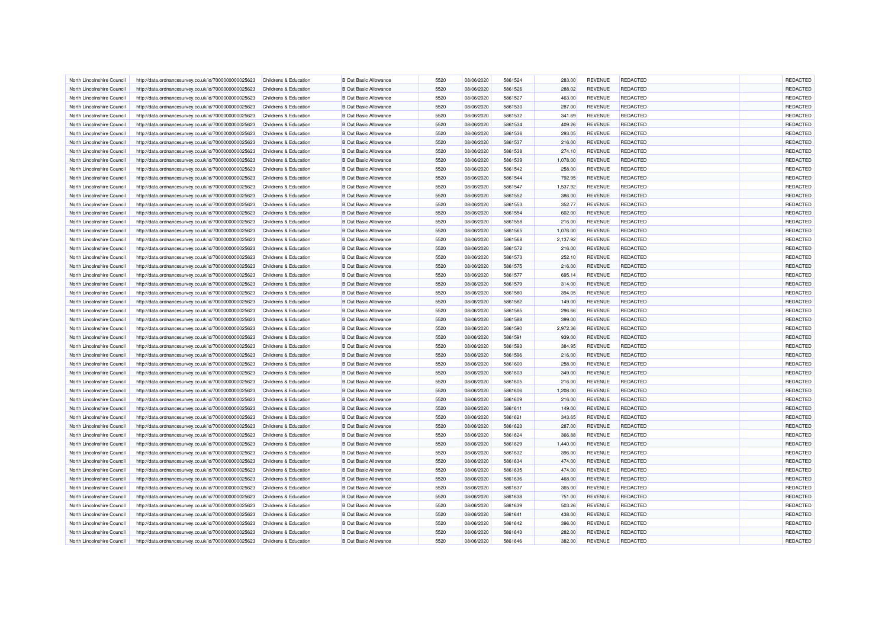| | | | | | | | | | | | |
|---|---|---|---|---|---|---|---|---|---|---|---|
| North Lincolnshire Council | http://data.ordnancesurvey.co.uk/id/7000000000025623 | Childrens & Education | B Out Basic Allowance | 5520 | 08/06/2020 | 5861524 | 283.00 | REVENUE | REDACTED | | REDACTED |
| North Lincolnshire Council | http://data.ordnancesurvey.co.uk/id/7000000000025623 | Childrens & Education | B Out Basic Allowance | 5520 | 08/06/2020 | 5861526 | 288.02 | REVENUE | REDACTED | | REDACTED |
| North Lincolnshire Council | http://data.ordnancesurvey.co.uk/id/7000000000025623 | Childrens & Education | B Out Basic Allowance | 5520 | 08/06/2020 | 5861527 | 463.00 | REVENUE | REDACTED | | REDACTED |
| North Lincolnshire Council | http://data.ordnancesurvey.co.uk/id/7000000000025623 | Childrens & Education | B Out Basic Allowance | 5520 | 08/06/2020 | 5861530 | 287.00 | REVENUE | REDACTED | | REDACTED |
| North Lincolnshire Council | http://data.ordnancesurvey.co.uk/id/7000000000025623 | Childrens & Education | B Out Basic Allowance | 5520 | 08/06/2020 | 5861532 | 341.69 | REVENUE | REDACTED | | REDACTED |
| North Lincolnshire Council | http://data.ordnancesurvey.co.uk/id/7000000000025623 | Childrens & Education | B Out Basic Allowance | 5520 | 08/06/2020 | 5861534 | 409.26 | REVENUE | REDACTED | | REDACTED |
| North Lincolnshire Council | http://data.ordnancesurvey.co.uk/id/7000000000025623 | Childrens & Education | B Out Basic Allowance | 5520 | 08/06/2020 | 5861536 | 293.05 | REVENUE | REDACTED | | REDACTED |
| North Lincolnshire Council | http://data.ordnancesurvey.co.uk/id/7000000000025623 | Childrens & Education | B Out Basic Allowance | 5520 | 08/06/2020 | 5861537 | 216.00 | REVENUE | REDACTED | | REDACTED |
| North Lincolnshire Council | http://data.ordnancesurvey.co.uk/id/7000000000025623 | Childrens & Education | B Out Basic Allowance | 5520 | 08/06/2020 | 5861538 | 274.10 | REVENUE | REDACTED | | REDACTED |
| North Lincolnshire Council | http://data.ordnancesurvey.co.uk/id/7000000000025623 | Childrens & Education | B Out Basic Allowance | 5520 | 08/06/2020 | 5861539 | 1,078.00 | REVENUE | REDACTED | | REDACTED |
| North Lincolnshire Council | http://data.ordnancesurvey.co.uk/id/7000000000025623 | Childrens & Education | B Out Basic Allowance | 5520 | 08/06/2020 | 5861542 | 258.00 | REVENUE | REDACTED | | REDACTED |
| North Lincolnshire Council | http://data.ordnancesurvey.co.uk/id/7000000000025623 | Childrens & Education | B Out Basic Allowance | 5520 | 08/06/2020 | 5861544 | 792.95 | REVENUE | REDACTED | | REDACTED |
| North Lincolnshire Council | http://data.ordnancesurvey.co.uk/id/7000000000025623 | Childrens & Education | B Out Basic Allowance | 5520 | 08/06/2020 | 5861547 | 1,537.92 | REVENUE | REDACTED | | REDACTED |
| North Lincolnshire Council | http://data.ordnancesurvey.co.uk/id/7000000000025623 | Childrens & Education | B Out Basic Allowance | 5520 | 08/06/2020 | 5861552 | 386.00 | REVENUE | REDACTED | | REDACTED |
| North Lincolnshire Council | http://data.ordnancesurvey.co.uk/id/7000000000025623 | Childrens & Education | B Out Basic Allowance | 5520 | 08/06/2020 | 5861553 | 352.77 | REVENUE | REDACTED | | REDACTED |
| North Lincolnshire Council | http://data.ordnancesurvey.co.uk/id/7000000000025623 | Childrens & Education | B Out Basic Allowance | 5520 | 08/06/2020 | 5861554 | 602.00 | REVENUE | REDACTED | | REDACTED |
| North Lincolnshire Council | http://data.ordnancesurvey.co.uk/id/7000000000025623 | Childrens & Education | B Out Basic Allowance | 5520 | 08/06/2020 | 5861558 | 216.00 | REVENUE | REDACTED | | REDACTED |
| North Lincolnshire Council | http://data.ordnancesurvey.co.uk/id/7000000000025623 | Childrens & Education | B Out Basic Allowance | 5520 | 08/06/2020 | 5861565 | 1,076.00 | REVENUE | REDACTED | | REDACTED |
| North Lincolnshire Council | http://data.ordnancesurvey.co.uk/id/7000000000025623 | Childrens & Education | B Out Basic Allowance | 5520 | 08/06/2020 | 5861568 | 2,137.92 | REVENUE | REDACTED | | REDACTED |
| North Lincolnshire Council | http://data.ordnancesurvey.co.uk/id/7000000000025623 | Childrens & Education | B Out Basic Allowance | 5520 | 08/06/2020 | 5861572 | 216.00 | REVENUE | REDACTED | | REDACTED |
| North Lincolnshire Council | http://data.ordnancesurvey.co.uk/id/7000000000025623 | Childrens & Education | B Out Basic Allowance | 5520 | 08/06/2020 | 5861573 | 252.10 | REVENUE | REDACTED | | REDACTED |
| North Lincolnshire Council | http://data.ordnancesurvey.co.uk/id/7000000000025623 | Childrens & Education | B Out Basic Allowance | 5520 | 08/06/2020 | 5861575 | 216.00 | REVENUE | REDACTED | | REDACTED |
| North Lincolnshire Council | http://data.ordnancesurvey.co.uk/id/7000000000025623 | Childrens & Education | B Out Basic Allowance | 5520 | 08/06/2020 | 5861577 | 695.14 | REVENUE | REDACTED | | REDACTED |
| North Lincolnshire Council | http://data.ordnancesurvey.co.uk/id/7000000000025623 | Childrens & Education | B Out Basic Allowance | 5520 | 08/06/2020 | 5861579 | 314.00 | REVENUE | REDACTED | | REDACTED |
| North Lincolnshire Council | http://data.ordnancesurvey.co.uk/id/7000000000025623 | Childrens & Education | B Out Basic Allowance | 5520 | 08/06/2020 | 5861580 | 394.05 | REVENUE | REDACTED | | REDACTED |
| North Lincolnshire Council | http://data.ordnancesurvey.co.uk/id/7000000000025623 | Childrens & Education | B Out Basic Allowance | 5520 | 08/06/2020 | 5861582 | 149.00 | REVENUE | REDACTED | | REDACTED |
| North Lincolnshire Council | http://data.ordnancesurvey.co.uk/id/7000000000025623 | Childrens & Education | B Out Basic Allowance | 5520 | 08/06/2020 | 5861585 | 296.66 | REVENUE | REDACTED | | REDACTED |
| North Lincolnshire Council | http://data.ordnancesurvey.co.uk/id/7000000000025623 | Childrens & Education | B Out Basic Allowance | 5520 | 08/06/2020 | 5861588 | 399.00 | REVENUE | REDACTED | | REDACTED |
| North Lincolnshire Council | http://data.ordnancesurvey.co.uk/id/7000000000025623 | Childrens & Education | B Out Basic Allowance | 5520 | 08/06/2020 | 5861590 | 2,972.36 | REVENUE | REDACTED | | REDACTED |
| North Lincolnshire Council | http://data.ordnancesurvey.co.uk/id/7000000000025623 | Childrens & Education | B Out Basic Allowance | 5520 | 08/06/2020 | 5861591 | 939.00 | REVENUE | REDACTED | | REDACTED |
| North Lincolnshire Council | http://data.ordnancesurvey.co.uk/id/7000000000025623 | Childrens & Education | B Out Basic Allowance | 5520 | 08/06/2020 | 5861593 | 384.95 | REVENUE | REDACTED | | REDACTED |
| North Lincolnshire Council | http://data.ordnancesurvey.co.uk/id/7000000000025623 | Childrens & Education | B Out Basic Allowance | 5520 | 08/06/2020 | 5861596 | 216.00 | REVENUE | REDACTED | | REDACTED |
| North Lincolnshire Council | http://data.ordnancesurvey.co.uk/id/7000000000025623 | Childrens & Education | B Out Basic Allowance | 5520 | 08/06/2020 | 5861600 | 258.00 | REVENUE | REDACTED | | REDACTED |
| North Lincolnshire Council | http://data.ordnancesurvey.co.uk/id/7000000000025623 | Childrens & Education | B Out Basic Allowance | 5520 | 08/06/2020 | 5861603 | 349.00 | REVENUE | REDACTED | | REDACTED |
| North Lincolnshire Council | http://data.ordnancesurvey.co.uk/id/7000000000025623 | Childrens & Education | B Out Basic Allowance | 5520 | 08/06/2020 | 5861605 | 216.00 | REVENUE | REDACTED | | REDACTED |
| North Lincolnshire Council | http://data.ordnancesurvey.co.uk/id/7000000000025623 | Childrens & Education | B Out Basic Allowance | 5520 | 08/06/2020 | 5861606 | 1,208.00 | REVENUE | REDACTED | | REDACTED |
| North Lincolnshire Council | http://data.ordnancesurvey.co.uk/id/7000000000025623 | Childrens & Education | B Out Basic Allowance | 5520 | 08/06/2020 | 5861609 | 216.00 | REVENUE | REDACTED | | REDACTED |
| North Lincolnshire Council | http://data.ordnancesurvey.co.uk/id/7000000000025623 | Childrens & Education | B Out Basic Allowance | 5520 | 08/06/2020 | 5861611 | 149.00 | REVENUE | REDACTED | | REDACTED |
| North Lincolnshire Council | http://data.ordnancesurvey.co.uk/id/7000000000025623 | Childrens & Education | B Out Basic Allowance | 5520 | 08/06/2020 | 5861621 | 343.65 | REVENUE | REDACTED | | REDACTED |
| North Lincolnshire Council | http://data.ordnancesurvey.co.uk/id/7000000000025623 | Childrens & Education | B Out Basic Allowance | 5520 | 08/06/2020 | 5861623 | 287.00 | REVENUE | REDACTED | | REDACTED |
| North Lincolnshire Council | http://data.ordnancesurvey.co.uk/id/7000000000025623 | Childrens & Education | B Out Basic Allowance | 5520 | 08/06/2020 | 5861624 | 366.88 | REVENUE | REDACTED | | REDACTED |
| North Lincolnshire Council | http://data.ordnancesurvey.co.uk/id/7000000000025623 | Childrens & Education | B Out Basic Allowance | 5520 | 08/06/2020 | 5861629 | 1,440.00 | REVENUE | REDACTED | | REDACTED |
| North Lincolnshire Council | http://data.ordnancesurvey.co.uk/id/7000000000025623 | Childrens & Education | B Out Basic Allowance | 5520 | 08/06/2020 | 5861632 | 396.00 | REVENUE | REDACTED | | REDACTED |
| North Lincolnshire Council | http://data.ordnancesurvey.co.uk/id/7000000000025623 | Childrens & Education | B Out Basic Allowance | 5520 | 08/06/2020 | 5861634 | 474.00 | REVENUE | REDACTED | | REDACTED |
| North Lincolnshire Council | http://data.ordnancesurvey.co.uk/id/7000000000025623 | Childrens & Education | B Out Basic Allowance | 5520 | 08/06/2020 | 5861635 | 474.00 | REVENUE | REDACTED | | REDACTED |
| North Lincolnshire Council | http://data.ordnancesurvey.co.uk/id/7000000000025623 | Childrens & Education | B Out Basic Allowance | 5520 | 08/06/2020 | 5861636 | 468.00 | REVENUE | REDACTED | | REDACTED |
| North Lincolnshire Council | http://data.ordnancesurvey.co.uk/id/7000000000025623 | Childrens & Education | B Out Basic Allowance | 5520 | 08/06/2020 | 5861637 | 365.00 | REVENUE | REDACTED | | REDACTED |
| North Lincolnshire Council | http://data.ordnancesurvey.co.uk/id/7000000000025623 | Childrens & Education | B Out Basic Allowance | 5520 | 08/06/2020 | 5861638 | 751.00 | REVENUE | REDACTED | | REDACTED |
| North Lincolnshire Council | http://data.ordnancesurvey.co.uk/id/7000000000025623 | Childrens & Education | B Out Basic Allowance | 5520 | 08/06/2020 | 5861639 | 503.26 | REVENUE | REDACTED | | REDACTED |
| North Lincolnshire Council | http://data.ordnancesurvey.co.uk/id/7000000000025623 | Childrens & Education | B Out Basic Allowance | 5520 | 08/06/2020 | 5861641 | 438.00 | REVENUE | REDACTED | | REDACTED |
| North Lincolnshire Council | http://data.ordnancesurvey.co.uk/id/7000000000025623 | Childrens & Education | B Out Basic Allowance | 5520 | 08/06/2020 | 5861642 | 396.00 | REVENUE | REDACTED | | REDACTED |
| North Lincolnshire Council | http://data.ordnancesurvey.co.uk/id/7000000000025623 | Childrens & Education | B Out Basic Allowance | 5520 | 08/06/2020 | 5861643 | 282.00 | REVENUE | REDACTED | | REDACTED |
| North Lincolnshire Council | http://data.ordnancesurvey.co.uk/id/7000000000025623 | Childrens & Education | B Out Basic Allowance | 5520 | 08/06/2020 | 5861646 | 382.00 | REVENUE | REDACTED | | REDACTED |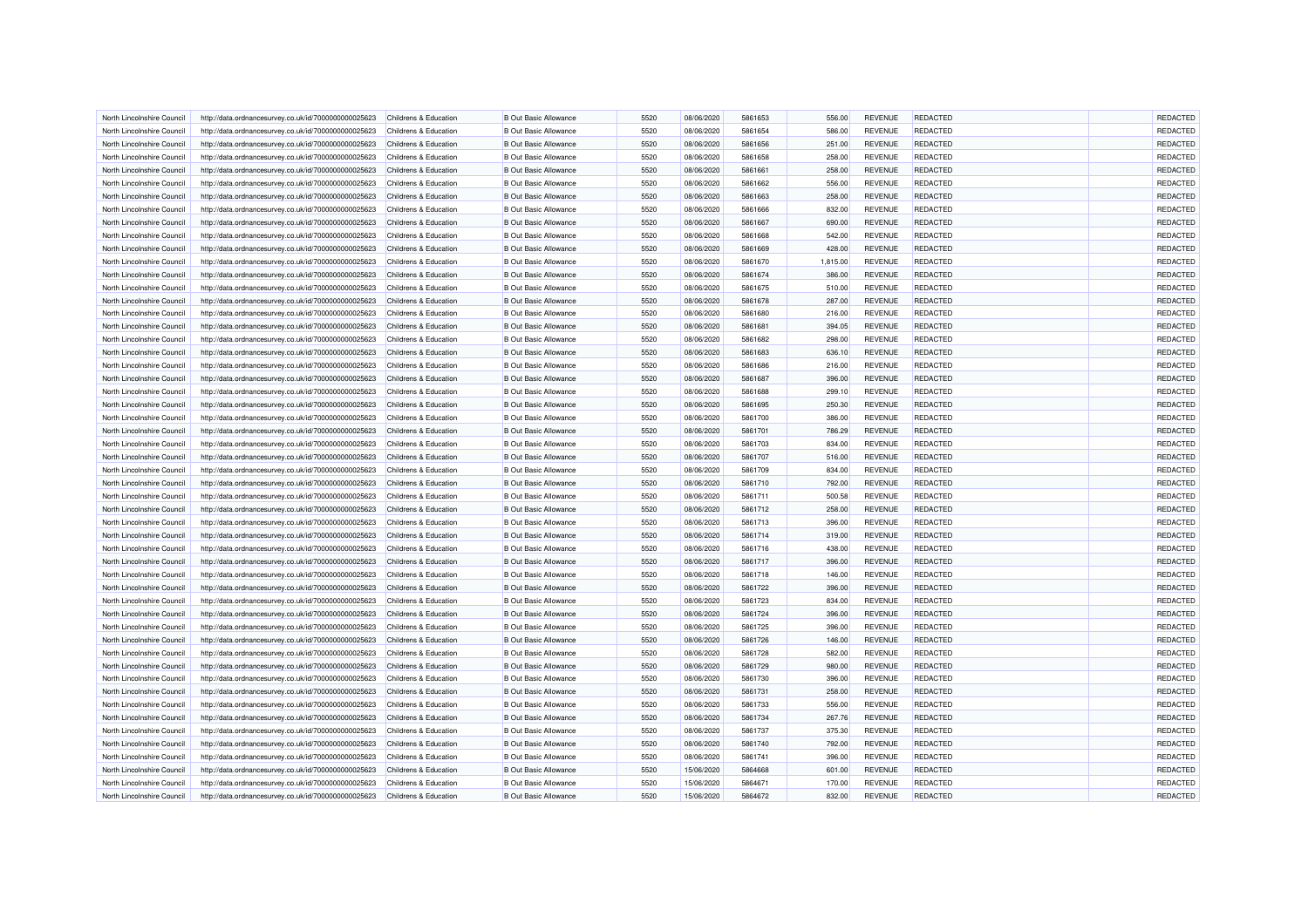| North Lincolnshire Council | http://data.ordnancesurvey.co.uk/id/7000000000025623 | Childrens & Education | B Out Basic Allowance | 5520 | 08/06/2020 | 5861653 | 556.00 | REVENUE | REDACTED | | REDACTED |
|---|---|---|---|---|---|---|---|---|---|---|---|
| North Lincolnshire Council | http://data.ordnancesurvey.co.uk/id/7000000000025623 | Childrens & Education | B Out Basic Allowance | 5520 | 08/06/2020 | 5861654 | 586.00 | REVENUE | REDACTED | | REDACTED |
| North Lincolnshire Council | http://data.ordnancesurvey.co.uk/id/7000000000025623 | Childrens & Education | B Out Basic Allowance | 5520 | 08/06/2020 | 5861656 | 251.00 | REVENUE | REDACTED | | REDACTED |
| North Lincolnshire Council | http://data.ordnancesurvey.co.uk/id/7000000000025623 | Childrens & Education | B Out Basic Allowance | 5520 | 08/06/2020 | 5861658 | 258.00 | REVENUE | REDACTED | | REDACTED |
| North Lincolnshire Council | http://data.ordnancesurvey.co.uk/id/7000000000025623 | Childrens & Education | B Out Basic Allowance | 5520 | 08/06/2020 | 5861661 | 258.00 | REVENUE | REDACTED | | REDACTED |
| North Lincolnshire Council | http://data.ordnancesurvey.co.uk/id/7000000000025623 | Childrens & Education | B Out Basic Allowance | 5520 | 08/06/2020 | 5861662 | 556.00 | REVENUE | REDACTED | | REDACTED |
| North Lincolnshire Council | http://data.ordnancesurvey.co.uk/id/7000000000025623 | Childrens & Education | B Out Basic Allowance | 5520 | 08/06/2020 | 5861663 | 258.00 | REVENUE | REDACTED | | REDACTED |
| North Lincolnshire Council | http://data.ordnancesurvey.co.uk/id/7000000000025623 | Childrens & Education | B Out Basic Allowance | 5520 | 08/06/2020 | 5861666 | 832.00 | REVENUE | REDACTED | | REDACTED |
| North Lincolnshire Council | http://data.ordnancesurvey.co.uk/id/7000000000025623 | Childrens & Education | B Out Basic Allowance | 5520 | 08/06/2020 | 5861667 | 690.00 | REVENUE | REDACTED | | REDACTED |
| North Lincolnshire Council | http://data.ordnancesurvey.co.uk/id/7000000000025623 | Childrens & Education | B Out Basic Allowance | 5520 | 08/06/2020 | 5861668 | 542.00 | REVENUE | REDACTED | | REDACTED |
| North Lincolnshire Council | http://data.ordnancesurvey.co.uk/id/7000000000025623 | Childrens & Education | B Out Basic Allowance | 5520 | 08/06/2020 | 5861669 | 428.00 | REVENUE | REDACTED | | REDACTED |
| North Lincolnshire Council | http://data.ordnancesurvey.co.uk/id/7000000000025623 | Childrens & Education | B Out Basic Allowance | 5520 | 08/06/2020 | 5861670 | 1,815.00 | REVENUE | REDACTED | | REDACTED |
| North Lincolnshire Council | http://data.ordnancesurvey.co.uk/id/7000000000025623 | Childrens & Education | B Out Basic Allowance | 5520 | 08/06/2020 | 5861674 | 386.00 | REVENUE | REDACTED | | REDACTED |
| North Lincolnshire Council | http://data.ordnancesurvey.co.uk/id/7000000000025623 | Childrens & Education | B Out Basic Allowance | 5520 | 08/06/2020 | 5861675 | 510.00 | REVENUE | REDACTED | | REDACTED |
| North Lincolnshire Council | http://data.ordnancesurvey.co.uk/id/7000000000025623 | Childrens & Education | B Out Basic Allowance | 5520 | 08/06/2020 | 5861678 | 287.00 | REVENUE | REDACTED | | REDACTED |
| North Lincolnshire Council | http://data.ordnancesurvey.co.uk/id/7000000000025623 | Childrens & Education | B Out Basic Allowance | 5520 | 08/06/2020 | 5861680 | 216.00 | REVENUE | REDACTED | | REDACTED |
| North Lincolnshire Council | http://data.ordnancesurvey.co.uk/id/7000000000025623 | Childrens & Education | B Out Basic Allowance | 5520 | 08/06/2020 | 5861681 | 394.05 | REVENUE | REDACTED | | REDACTED |
| North Lincolnshire Council | http://data.ordnancesurvey.co.uk/id/7000000000025623 | Childrens & Education | B Out Basic Allowance | 5520 | 08/06/2020 | 5861682 | 298.00 | REVENUE | REDACTED | | REDACTED |
| North Lincolnshire Council | http://data.ordnancesurvey.co.uk/id/7000000000025623 | Childrens & Education | B Out Basic Allowance | 5520 | 08/06/2020 | 5861683 | 636.10 | REVENUE | REDACTED | | REDACTED |
| North Lincolnshire Council | http://data.ordnancesurvey.co.uk/id/7000000000025623 | Childrens & Education | B Out Basic Allowance | 5520 | 08/06/2020 | 5861686 | 216.00 | REVENUE | REDACTED | | REDACTED |
| North Lincolnshire Council | http://data.ordnancesurvey.co.uk/id/7000000000025623 | Childrens & Education | B Out Basic Allowance | 5520 | 08/06/2020 | 5861687 | 396.00 | REVENUE | REDACTED | | REDACTED |
| North Lincolnshire Council | http://data.ordnancesurvey.co.uk/id/7000000000025623 | Childrens & Education | B Out Basic Allowance | 5520 | 08/06/2020 | 5861688 | 299.10 | REVENUE | REDACTED | | REDACTED |
| North Lincolnshire Council | http://data.ordnancesurvey.co.uk/id/7000000000025623 | Childrens & Education | B Out Basic Allowance | 5520 | 08/06/2020 | 5861695 | 250.30 | REVENUE | REDACTED | | REDACTED |
| North Lincolnshire Council | http://data.ordnancesurvey.co.uk/id/7000000000025623 | Childrens & Education | B Out Basic Allowance | 5520 | 08/06/2020 | 5861700 | 386.00 | REVENUE | REDACTED | | REDACTED |
| North Lincolnshire Council | http://data.ordnancesurvey.co.uk/id/7000000000025623 | Childrens & Education | B Out Basic Allowance | 5520 | 08/06/2020 | 5861701 | 786.29 | REVENUE | REDACTED | | REDACTED |
| North Lincolnshire Council | http://data.ordnancesurvey.co.uk/id/7000000000025623 | Childrens & Education | B Out Basic Allowance | 5520 | 08/06/2020 | 5861703 | 834.00 | REVENUE | REDACTED | | REDACTED |
| North Lincolnshire Council | http://data.ordnancesurvey.co.uk/id/7000000000025623 | Childrens & Education | B Out Basic Allowance | 5520 | 08/06/2020 | 5861707 | 516.00 | REVENUE | REDACTED | | REDACTED |
| North Lincolnshire Council | http://data.ordnancesurvey.co.uk/id/7000000000025623 | Childrens & Education | B Out Basic Allowance | 5520 | 08/06/2020 | 5861709 | 834.00 | REVENUE | REDACTED | | REDACTED |
| North Lincolnshire Council | http://data.ordnancesurvey.co.uk/id/7000000000025623 | Childrens & Education | B Out Basic Allowance | 5520 | 08/06/2020 | 5861710 | 792.00 | REVENUE | REDACTED | | REDACTED |
| North Lincolnshire Council | http://data.ordnancesurvey.co.uk/id/7000000000025623 | Childrens & Education | B Out Basic Allowance | 5520 | 08/06/2020 | 5861711 | 500.58 | REVENUE | REDACTED | | REDACTED |
| North Lincolnshire Council | http://data.ordnancesurvey.co.uk/id/7000000000025623 | Childrens & Education | B Out Basic Allowance | 5520 | 08/06/2020 | 5861712 | 258.00 | REVENUE | REDACTED | | REDACTED |
| North Lincolnshire Council | http://data.ordnancesurvey.co.uk/id/7000000000025623 | Childrens & Education | B Out Basic Allowance | 5520 | 08/06/2020 | 5861713 | 396.00 | REVENUE | REDACTED | | REDACTED |
| North Lincolnshire Council | http://data.ordnancesurvey.co.uk/id/7000000000025623 | Childrens & Education | B Out Basic Allowance | 5520 | 08/06/2020 | 5861714 | 319.00 | REVENUE | REDACTED | | REDACTED |
| North Lincolnshire Council | http://data.ordnancesurvey.co.uk/id/7000000000025623 | Childrens & Education | B Out Basic Allowance | 5520 | 08/06/2020 | 5861716 | 438.00 | REVENUE | REDACTED | | REDACTED |
| North Lincolnshire Council | http://data.ordnancesurvey.co.uk/id/7000000000025623 | Childrens & Education | B Out Basic Allowance | 5520 | 08/06/2020 | 5861717 | 396.00 | REVENUE | REDACTED | | REDACTED |
| North Lincolnshire Council | http://data.ordnancesurvey.co.uk/id/7000000000025623 | Childrens & Education | B Out Basic Allowance | 5520 | 08/06/2020 | 5861718 | 146.00 | REVENUE | REDACTED | | REDACTED |
| North Lincolnshire Council | http://data.ordnancesurvey.co.uk/id/7000000000025623 | Childrens & Education | B Out Basic Allowance | 5520 | 08/06/2020 | 5861722 | 396.00 | REVENUE | REDACTED | | REDACTED |
| North Lincolnshire Council | http://data.ordnancesurvey.co.uk/id/7000000000025623 | Childrens & Education | B Out Basic Allowance | 5520 | 08/06/2020 | 5861723 | 834.00 | REVENUE | REDACTED | | REDACTED |
| North Lincolnshire Council | http://data.ordnancesurvey.co.uk/id/7000000000025623 | Childrens & Education | B Out Basic Allowance | 5520 | 08/06/2020 | 5861724 | 396.00 | REVENUE | REDACTED | | REDACTED |
| North Lincolnshire Council | http://data.ordnancesurvey.co.uk/id/7000000000025623 | Childrens & Education | B Out Basic Allowance | 5520 | 08/06/2020 | 5861725 | 396.00 | REVENUE | REDACTED | | REDACTED |
| North Lincolnshire Council | http://data.ordnancesurvey.co.uk/id/7000000000025623 | Childrens & Education | B Out Basic Allowance | 5520 | 08/06/2020 | 5861726 | 146.00 | REVENUE | REDACTED | | REDACTED |
| North Lincolnshire Council | http://data.ordnancesurvey.co.uk/id/7000000000025623 | Childrens & Education | B Out Basic Allowance | 5520 | 08/06/2020 | 5861728 | 582.00 | REVENUE | REDACTED | | REDACTED |
| North Lincolnshire Council | http://data.ordnancesurvey.co.uk/id/7000000000025623 | Childrens & Education | B Out Basic Allowance | 5520 | 08/06/2020 | 5861729 | 980.00 | REVENUE | REDACTED | | REDACTED |
| North Lincolnshire Council | http://data.ordnancesurvey.co.uk/id/7000000000025623 | Childrens & Education | B Out Basic Allowance | 5520 | 08/06/2020 | 5861730 | 396.00 | REVENUE | REDACTED | | REDACTED |
| North Lincolnshire Council | http://data.ordnancesurvey.co.uk/id/7000000000025623 | Childrens & Education | B Out Basic Allowance | 5520 | 08/06/2020 | 5861731 | 258.00 | REVENUE | REDACTED | | REDACTED |
| North Lincolnshire Council | http://data.ordnancesurvey.co.uk/id/7000000000025623 | Childrens & Education | B Out Basic Allowance | 5520 | 08/06/2020 | 5861733 | 556.00 | REVENUE | REDACTED | | REDACTED |
| North Lincolnshire Council | http://data.ordnancesurvey.co.uk/id/7000000000025623 | Childrens & Education | B Out Basic Allowance | 5520 | 08/06/2020 | 5861734 | 267.76 | REVENUE | REDACTED | | REDACTED |
| North Lincolnshire Council | http://data.ordnancesurvey.co.uk/id/7000000000025623 | Childrens & Education | B Out Basic Allowance | 5520 | 08/06/2020 | 5861737 | 375.30 | REVENUE | REDACTED | | REDACTED |
| North Lincolnshire Council | http://data.ordnancesurvey.co.uk/id/7000000000025623 | Childrens & Education | B Out Basic Allowance | 5520 | 08/06/2020 | 5861740 | 792.00 | REVENUE | REDACTED | | REDACTED |
| North Lincolnshire Council | http://data.ordnancesurvey.co.uk/id/7000000000025623 | Childrens & Education | B Out Basic Allowance | 5520 | 08/06/2020 | 5861741 | 396.00 | REVENUE | REDACTED | | REDACTED |
| North Lincolnshire Council | http://data.ordnancesurvey.co.uk/id/7000000000025623 | Childrens & Education | B Out Basic Allowance | 5520 | 15/06/2020 | 5864668 | 601.00 | REVENUE | REDACTED | | REDACTED |
| North Lincolnshire Council | http://data.ordnancesurvey.co.uk/id/7000000000025623 | Childrens & Education | B Out Basic Allowance | 5520 | 15/06/2020 | 5864671 | 170.00 | REVENUE | REDACTED | | REDACTED |
| North Lincolnshire Council | http://data.ordnancesurvey.co.uk/id/7000000000025623 | Childrens & Education | B Out Basic Allowance | 5520 | 15/06/2020 | 5864672 | 832.00 | REVENUE | REDACTED | | REDACTED |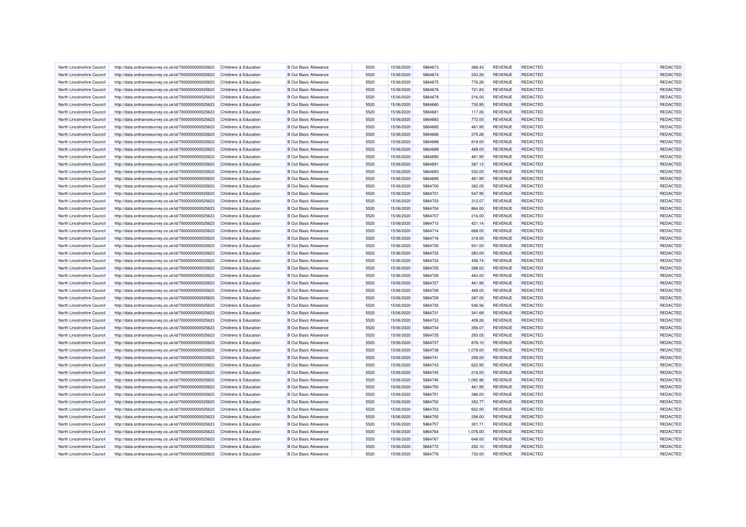| | | | | | | | | | | | |
|---|---|---|---|---|---|---|---|---|---|---|---|
| North Lincolnshire Council | http://data.ordnancesurvey.co.uk/id/7000000000025623 | Childrens & Education | B Out Basic Allowance | 5520 | 15/06/2020 | 5864673 | 268.43 | REVENUE | REDACTED | | REDACTED |
| North Lincolnshire Council | http://data.ordnancesurvey.co.uk/id/7000000000025623 | Childrens & Education | B Out Basic Allowance | 5520 | 15/06/2020 | 5864674 | 333.26 | REVENUE | REDACTED | | REDACTED |
| North Lincolnshire Council | http://data.ordnancesurvey.co.uk/id/7000000000025623 | Childrens & Education | B Out Basic Allowance | 5520 | 15/06/2020 | 5864675 | 776.26 | REVENUE | REDACTED | | REDACTED |
| North Lincolnshire Council | http://data.ordnancesurvey.co.uk/id/7000000000025623 | Childrens & Education | B Out Basic Allowance | 5520 | 15/06/2020 | 5864676 | 721.83 | REVENUE | REDACTED | | REDACTED |
| North Lincolnshire Council | http://data.ordnancesurvey.co.uk/id/7000000000025623 | Childrens & Education | B Out Basic Allowance | 5520 | 15/06/2020 | 5864678 | 216.00 | REVENUE | REDACTED | | REDACTED |
| North Lincolnshire Council | http://data.ordnancesurvey.co.uk/id/7000000000025623 | Childrens & Education | B Out Basic Allowance | 5520 | 15/06/2020 | 5864680 | 730.95 | REVENUE | REDACTED | | REDACTED |
| North Lincolnshire Council | http://data.ordnancesurvey.co.uk/id/7000000000025623 | Childrens & Education | B Out Basic Allowance | 5520 | 15/06/2020 | 5864681 | 117.26 | REVENUE | REDACTED | | REDACTED |
| North Lincolnshire Council | http://data.ordnancesurvey.co.uk/id/7000000000025623 | Childrens & Education | B Out Basic Allowance | 5520 | 15/06/2020 | 5864683 | 772.00 | REVENUE | REDACTED | | REDACTED |
| North Lincolnshire Council | http://data.ordnancesurvey.co.uk/id/7000000000025623 | Childrens & Education | B Out Basic Allowance | 5520 | 15/06/2020 | 5864685 | 461.95 | REVENUE | REDACTED | | REDACTED |
| North Lincolnshire Council | http://data.ordnancesurvey.co.uk/id/7000000000025623 | Childrens & Education | B Out Basic Allowance | 5520 | 15/06/2020 | 5864686 | 375.26 | REVENUE | REDACTED | | REDACTED |
| North Lincolnshire Council | http://data.ordnancesurvey.co.uk/id/7000000000025623 | Childrens & Education | B Out Basic Allowance | 5520 | 15/06/2020 | 5864688 | 818.00 | REVENUE | REDACTED | | REDACTED |
| North Lincolnshire Council | http://data.ordnancesurvey.co.uk/id/7000000000025623 | Childrens & Education | B Out Basic Allowance | 5520 | 15/06/2020 | 5864689 | 469.05 | REVENUE | REDACTED | | REDACTED |
| North Lincolnshire Council | http://data.ordnancesurvey.co.uk/id/7000000000025623 | Childrens & Education | B Out Basic Allowance | 5520 | 15/06/2020 | 5864690 | 461.95 | REVENUE | REDACTED | | REDACTED |
| North Lincolnshire Council | http://data.ordnancesurvey.co.uk/id/7000000000025623 | Childrens & Education | B Out Basic Allowance | 5520 | 15/06/2020 | 5864691 | 387.12 | REVENUE | REDACTED | | REDACTED |
| North Lincolnshire Council | http://data.ordnancesurvey.co.uk/id/7000000000025623 | Childrens & Education | B Out Basic Allowance | 5520 | 15/06/2020 | 5864693 | 532.05 | REVENUE | REDACTED | | REDACTED |
| North Lincolnshire Council | http://data.ordnancesurvey.co.uk/id/7000000000025623 | Childrens & Education | B Out Basic Allowance | 5520 | 15/06/2020 | 5864695 | 461.95 | REVENUE | REDACTED | | REDACTED |
| North Lincolnshire Council | http://data.ordnancesurvey.co.uk/id/7000000000025623 | Childrens & Education | B Out Basic Allowance | 5520 | 15/06/2020 | 5864700 | 362.05 | REVENUE | REDACTED | | REDACTED |
| North Lincolnshire Council | http://data.ordnancesurvey.co.uk/id/7000000000025623 | Childrens & Education | B Out Basic Allowance | 5520 | 15/06/2020 | 5864701 | 547.95 | REVENUE | REDACTED | | REDACTED |
| North Lincolnshire Council | http://data.ordnancesurvey.co.uk/id/7000000000025623 | Childrens & Education | B Out Basic Allowance | 5520 | 15/06/2020 | 5864703 | 312.07 | REVENUE | REDACTED | | REDACTED |
| North Lincolnshire Council | http://data.ordnancesurvey.co.uk/id/7000000000025623 | Childrens & Education | B Out Basic Allowance | 5520 | 15/06/2020 | 5864704 | 864.00 | REVENUE | REDACTED | | REDACTED |
| North Lincolnshire Council | http://data.ordnancesurvey.co.uk/id/7000000000025623 | Childrens & Education | B Out Basic Allowance | 5520 | 15/06/2020 | 5864707 | 216.00 | REVENUE | REDACTED | | REDACTED |
| North Lincolnshire Council | http://data.ordnancesurvey.co.uk/id/7000000000025623 | Childrens & Education | B Out Basic Allowance | 5520 | 15/06/2020 | 5864713 | 421.14 | REVENUE | REDACTED | | REDACTED |
| North Lincolnshire Council | http://data.ordnancesurvey.co.uk/id/7000000000025623 | Childrens & Education | B Out Basic Allowance | 5520 | 15/06/2020 | 5864714 | 668.05 | REVENUE | REDACTED | | REDACTED |
| North Lincolnshire Council | http://data.ordnancesurvey.co.uk/id/7000000000025623 | Childrens & Education | B Out Basic Allowance | 5520 | 15/06/2020 | 5864716 | 318.00 | REVENUE | REDACTED | | REDACTED |
| North Lincolnshire Council | http://data.ordnancesurvey.co.uk/id/7000000000025623 | Childrens & Education | B Out Basic Allowance | 5520 | 15/06/2020 | 5864720 | 931.00 | REVENUE | REDACTED | | REDACTED |
| North Lincolnshire Council | http://data.ordnancesurvey.co.uk/id/7000000000025623 | Childrens & Education | B Out Basic Allowance | 5520 | 15/06/2020 | 5864723 | 283.00 | REVENUE | REDACTED | | REDACTED |
| North Lincolnshire Council | http://data.ordnancesurvey.co.uk/id/7000000000025623 | Childrens & Education | B Out Basic Allowance | 5520 | 15/06/2020 | 5864724 | 458.74 | REVENUE | REDACTED | | REDACTED |
| North Lincolnshire Council | http://data.ordnancesurvey.co.uk/id/7000000000025623 | Childrens & Education | B Out Basic Allowance | 5520 | 15/06/2020 | 5864725 | 288.02 | REVENUE | REDACTED | | REDACTED |
| North Lincolnshire Council | http://data.ordnancesurvey.co.uk/id/7000000000025623 | Childrens & Education | B Out Basic Allowance | 5520 | 15/06/2020 | 5864726 | 463.00 | REVENUE | REDACTED | | REDACTED |
| North Lincolnshire Council | http://data.ordnancesurvey.co.uk/id/7000000000025623 | Childrens & Education | B Out Basic Allowance | 5520 | 15/06/2020 | 5864727 | 461.95 | REVENUE | REDACTED | | REDACTED |
| North Lincolnshire Council | http://data.ordnancesurvey.co.uk/id/7000000000025623 | Childrens & Education | B Out Basic Allowance | 5520 | 15/06/2020 | 5864728 | 469.05 | REVENUE | REDACTED | | REDACTED |
| North Lincolnshire Council | http://data.ordnancesurvey.co.uk/id/7000000000025623 | Childrens & Education | B Out Basic Allowance | 5520 | 15/06/2020 | 5864729 | 287.00 | REVENUE | REDACTED | | REDACTED |
| North Lincolnshire Council | http://data.ordnancesurvey.co.uk/id/7000000000025623 | Childrens & Education | B Out Basic Allowance | 5520 | 15/06/2020 | 5864730 | 546.56 | REVENUE | REDACTED | | REDACTED |
| North Lincolnshire Council | http://data.ordnancesurvey.co.uk/id/7000000000025623 | Childrens & Education | B Out Basic Allowance | 5520 | 15/06/2020 | 5864731 | 341.69 | REVENUE | REDACTED | | REDACTED |
| North Lincolnshire Council | http://data.ordnancesurvey.co.uk/id/7000000000025623 | Childrens & Education | B Out Basic Allowance | 5520 | 15/06/2020 | 5864733 | 409.26 | REVENUE | REDACTED | | REDACTED |
| North Lincolnshire Council | http://data.ordnancesurvey.co.uk/id/7000000000025623 | Childrens & Education | B Out Basic Allowance | 5520 | 15/06/2020 | 5864734 | 356.07 | REVENUE | REDACTED | | REDACTED |
| North Lincolnshire Council | http://data.ordnancesurvey.co.uk/id/7000000000025623 | Childrens & Education | B Out Basic Allowance | 5520 | 15/06/2020 | 5864735 | 293.05 | REVENUE | REDACTED | | REDACTED |
| North Lincolnshire Council | http://data.ordnancesurvey.co.uk/id/7000000000025623 | Childrens & Education | B Out Basic Allowance | 5520 | 15/06/2020 | 5864737 | 878.10 | REVENUE | REDACTED | | REDACTED |
| North Lincolnshire Council | http://data.ordnancesurvey.co.uk/id/7000000000025623 | Childrens & Education | B Out Basic Allowance | 5520 | 15/06/2020 | 5864738 | 1,078.00 | REVENUE | REDACTED | | REDACTED |
| North Lincolnshire Council | http://data.ordnancesurvey.co.uk/id/7000000000025623 | Childrens & Education | B Out Basic Allowance | 5520 | 15/06/2020 | 5864741 | 258.00 | REVENUE | REDACTED | | REDACTED |
| North Lincolnshire Council | http://data.ordnancesurvey.co.uk/id/7000000000025623 | Childrens & Education | B Out Basic Allowance | 5520 | 15/06/2020 | 5864743 | 622.95 | REVENUE | REDACTED | | REDACTED |
| North Lincolnshire Council | http://data.ordnancesurvey.co.uk/id/7000000000025623 | Childrens & Education | B Out Basic Allowance | 5520 | 15/06/2020 | 5864745 | 216.00 | REVENUE | REDACTED | | REDACTED |
| North Lincolnshire Council | http://data.ordnancesurvey.co.uk/id/7000000000025623 | Childrens & Education | B Out Basic Allowance | 5520 | 15/06/2020 | 5864746 | 1,092.96 | REVENUE | REDACTED | | REDACTED |
| North Lincolnshire Council | http://data.ordnancesurvey.co.uk/id/7000000000025623 | Childrens & Education | B Out Basic Allowance | 5520 | 15/06/2020 | 5864750 | 461.95 | REVENUE | REDACTED | | REDACTED |
| North Lincolnshire Council | http://data.ordnancesurvey.co.uk/id/7000000000025623 | Childrens & Education | B Out Basic Allowance | 5520 | 15/06/2020 | 5864751 | 386.00 | REVENUE | REDACTED | | REDACTED |
| North Lincolnshire Council | http://data.ordnancesurvey.co.uk/id/7000000000025623 | Childrens & Education | B Out Basic Allowance | 5520 | 15/06/2020 | 5864752 | 352.77 | REVENUE | REDACTED | | REDACTED |
| North Lincolnshire Council | http://data.ordnancesurvey.co.uk/id/7000000000025623 | Childrens & Education | B Out Basic Allowance | 5520 | 15/06/2020 | 5864753 | 602.00 | REVENUE | REDACTED | | REDACTED |
| North Lincolnshire Council | http://data.ordnancesurvey.co.uk/id/7000000000025623 | Childrens & Education | B Out Basic Allowance | 5520 | 15/06/2020 | 5864755 | 258.00 | REVENUE | REDACTED | | REDACTED |
| North Lincolnshire Council | http://data.ordnancesurvey.co.uk/id/7000000000025623 | Childrens & Education | B Out Basic Allowance | 5520 | 15/06/2020 | 5864757 | 301.71 | REVENUE | REDACTED | | REDACTED |
| North Lincolnshire Council | http://data.ordnancesurvey.co.uk/id/7000000000025623 | Childrens & Education | B Out Basic Allowance | 5520 | 15/06/2020 | 5864764 | 1,076.00 | REVENUE | REDACTED | | REDACTED |
| North Lincolnshire Council | http://data.ordnancesurvey.co.uk/id/7000000000025623 | Childrens & Education | B Out Basic Allowance | 5520 | 15/06/2020 | 5864767 | 648.00 | REVENUE | REDACTED | | REDACTED |
| North Lincolnshire Council | http://data.ordnancesurvey.co.uk/id/7000000000025623 | Childrens & Education | B Out Basic Allowance | 5520 | 15/06/2020 | 5864772 | 252.10 | REVENUE | REDACTED | | REDACTED |
| North Lincolnshire Council | http://data.ordnancesurvey.co.uk/id/7000000000025623 | Childrens & Education | B Out Basic Allowance | 5520 | 15/06/2020 | 5864776 | 732.00 | REVENUE | REDACTED | | REDACTED |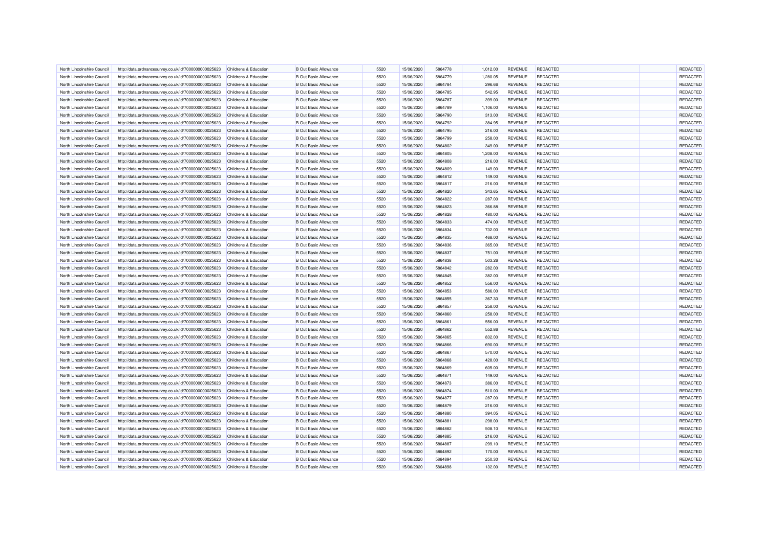| North Lincolnshire Council | http://data.ordnancesurvey.co.uk/id/7000000000025623 | Childrens & Education | B Out Basic Allowance | 5520 | 15/06/2020 | 5864778 | 1,012.00 | REVENUE | REDACTED | | REDACTED |
|---|---|---|---|---|---|---|---|---|---|---|---|
| North Lincolnshire Council | http://data.ordnancesurvey.co.uk/id/7000000000025623 | Childrens & Education | B Out Basic Allowance | 5520 | 15/06/2020 | 5864779 | 1,280.05 | REVENUE | REDACTED | | REDACTED |
| North Lincolnshire Council | http://data.ordnancesurvey.co.uk/id/7000000000025623 | Childrens & Education | B Out Basic Allowance | 5520 | 15/06/2020 | 5864784 | 296.66 | REVENUE | REDACTED | | REDACTED |
| North Lincolnshire Council | http://data.ordnancesurvey.co.uk/id/7000000000025623 | Childrens & Education | B Out Basic Allowance | 5520 | 15/06/2020 | 5864785 | 542.95 | REVENUE | REDACTED | | REDACTED |
| North Lincolnshire Council | http://data.ordnancesurvey.co.uk/id/7000000000025623 | Childrens & Education | B Out Basic Allowance | 5520 | 15/06/2020 | 5864787 | 399.00 | REVENUE | REDACTED | | REDACTED |
| North Lincolnshire Council | http://data.ordnancesurvey.co.uk/id/7000000000025623 | Childrens & Education | B Out Basic Allowance | 5520 | 15/06/2020 | 5864789 | 1,106.00 | REVENUE | REDACTED | | REDACTED |
| North Lincolnshire Council | http://data.ordnancesurvey.co.uk/id/7000000000025623 | Childrens & Education | B Out Basic Allowance | 5520 | 15/06/2020 | 5864790 | 313.00 | REVENUE | REDACTED | | REDACTED |
| North Lincolnshire Council | http://data.ordnancesurvey.co.uk/id/7000000000025623 | Childrens & Education | B Out Basic Allowance | 5520 | 15/06/2020 | 5864792 | 384.95 | REVENUE | REDACTED | | REDACTED |
| North Lincolnshire Council | http://data.ordnancesurvey.co.uk/id/7000000000025623 | Childrens & Education | B Out Basic Allowance | 5520 | 15/06/2020 | 5864795 | 216.00 | REVENUE | REDACTED | | REDACTED |
| North Lincolnshire Council | http://data.ordnancesurvey.co.uk/id/7000000000025623 | Childrens & Education | B Out Basic Allowance | 5520 | 15/06/2020 | 5864799 | 258.00 | REVENUE | REDACTED | | REDACTED |
| North Lincolnshire Council | http://data.ordnancesurvey.co.uk/id/7000000000025623 | Childrens & Education | B Out Basic Allowance | 5520 | 15/06/2020 | 5864802 | 349.00 | REVENUE | REDACTED | | REDACTED |
| North Lincolnshire Council | http://data.ordnancesurvey.co.uk/id/7000000000025623 | Childrens & Education | B Out Basic Allowance | 5520 | 15/06/2020 | 5864805 | 1,208.00 | REVENUE | REDACTED | | REDACTED |
| North Lincolnshire Council | http://data.ordnancesurvey.co.uk/id/7000000000025623 | Childrens & Education | B Out Basic Allowance | 5520 | 15/06/2020 | 5864808 | 216.00 | REVENUE | REDACTED | | REDACTED |
| North Lincolnshire Council | http://data.ordnancesurvey.co.uk/id/7000000000025623 | Childrens & Education | B Out Basic Allowance | 5520 | 15/06/2020 | 5864809 | 149.00 | REVENUE | REDACTED | | REDACTED |
| North Lincolnshire Council | http://data.ordnancesurvey.co.uk/id/7000000000025623 | Childrens & Education | B Out Basic Allowance | 5520 | 15/06/2020 | 5864812 | 149.00 | REVENUE | REDACTED | | REDACTED |
| North Lincolnshire Council | http://data.ordnancesurvey.co.uk/id/7000000000025623 | Childrens & Education | B Out Basic Allowance | 5520 | 15/06/2020 | 5864817 | 216.00 | REVENUE | REDACTED | | REDACTED |
| North Lincolnshire Council | http://data.ordnancesurvey.co.uk/id/7000000000025623 | Childrens & Education | B Out Basic Allowance | 5520 | 15/06/2020 | 5864820 | 343.65 | REVENUE | REDACTED | | REDACTED |
| North Lincolnshire Council | http://data.ordnancesurvey.co.uk/id/7000000000025623 | Childrens & Education | B Out Basic Allowance | 5520 | 15/06/2020 | 5864822 | 287.00 | REVENUE | REDACTED | | REDACTED |
| North Lincolnshire Council | http://data.ordnancesurvey.co.uk/id/7000000000025623 | Childrens & Education | B Out Basic Allowance | 5520 | 15/06/2020 | 5864823 | 366.88 | REVENUE | REDACTED | | REDACTED |
| North Lincolnshire Council | http://data.ordnancesurvey.co.uk/id/7000000000025623 | Childrens & Education | B Out Basic Allowance | 5520 | 15/06/2020 | 5864828 | 480.00 | REVENUE | REDACTED | | REDACTED |
| North Lincolnshire Council | http://data.ordnancesurvey.co.uk/id/7000000000025623 | Childrens & Education | B Out Basic Allowance | 5520 | 15/06/2020 | 5864833 | 474.00 | REVENUE | REDACTED | | REDACTED |
| North Lincolnshire Council | http://data.ordnancesurvey.co.uk/id/7000000000025623 | Childrens & Education | B Out Basic Allowance | 5520 | 15/06/2020 | 5864834 | 732.00 | REVENUE | REDACTED | | REDACTED |
| North Lincolnshire Council | http://data.ordnancesurvey.co.uk/id/7000000000025623 | Childrens & Education | B Out Basic Allowance | 5520 | 15/06/2020 | 5864835 | 468.00 | REVENUE | REDACTED | | REDACTED |
| North Lincolnshire Council | http://data.ordnancesurvey.co.uk/id/7000000000025623 | Childrens & Education | B Out Basic Allowance | 5520 | 15/06/2020 | 5864836 | 365.00 | REVENUE | REDACTED | | REDACTED |
| North Lincolnshire Council | http://data.ordnancesurvey.co.uk/id/7000000000025623 | Childrens & Education | B Out Basic Allowance | 5520 | 15/06/2020 | 5864837 | 751.00 | REVENUE | REDACTED | | REDACTED |
| North Lincolnshire Council | http://data.ordnancesurvey.co.uk/id/7000000000025623 | Childrens & Education | B Out Basic Allowance | 5520 | 15/06/2020 | 5864838 | 503.26 | REVENUE | REDACTED | | REDACTED |
| North Lincolnshire Council | http://data.ordnancesurvey.co.uk/id/7000000000025623 | Childrens & Education | B Out Basic Allowance | 5520 | 15/06/2020 | 5864842 | 282.00 | REVENUE | REDACTED | | REDACTED |
| North Lincolnshire Council | http://data.ordnancesurvey.co.uk/id/7000000000025623 | Childrens & Education | B Out Basic Allowance | 5520 | 15/06/2020 | 5864845 | 382.00 | REVENUE | REDACTED | | REDACTED |
| North Lincolnshire Council | http://data.ordnancesurvey.co.uk/id/7000000000025623 | Childrens & Education | B Out Basic Allowance | 5520 | 15/06/2020 | 5864852 | 556.00 | REVENUE | REDACTED | | REDACTED |
| North Lincolnshire Council | http://data.ordnancesurvey.co.uk/id/7000000000025623 | Childrens & Education | B Out Basic Allowance | 5520 | 15/06/2020 | 5864853 | 586.00 | REVENUE | REDACTED | | REDACTED |
| North Lincolnshire Council | http://data.ordnancesurvey.co.uk/id/7000000000025623 | Childrens & Education | B Out Basic Allowance | 5520 | 15/06/2020 | 5864855 | 367.30 | REVENUE | REDACTED | | REDACTED |
| North Lincolnshire Council | http://data.ordnancesurvey.co.uk/id/7000000000025623 | Childrens & Education | B Out Basic Allowance | 5520 | 15/06/2020 | 5864857 | 258.00 | REVENUE | REDACTED | | REDACTED |
| North Lincolnshire Council | http://data.ordnancesurvey.co.uk/id/7000000000025623 | Childrens & Education | B Out Basic Allowance | 5520 | 15/06/2020 | 5864860 | 258.00 | REVENUE | REDACTED | | REDACTED |
| North Lincolnshire Council | http://data.ordnancesurvey.co.uk/id/7000000000025623 | Childrens & Education | B Out Basic Allowance | 5520 | 15/06/2020 | 5864861 | 556.00 | REVENUE | REDACTED | | REDACTED |
| North Lincolnshire Council | http://data.ordnancesurvey.co.uk/id/7000000000025623 | Childrens & Education | B Out Basic Allowance | 5520 | 15/06/2020 | 5864862 | 552.86 | REVENUE | REDACTED | | REDACTED |
| North Lincolnshire Council | http://data.ordnancesurvey.co.uk/id/7000000000025623 | Childrens & Education | B Out Basic Allowance | 5520 | 15/06/2020 | 5864865 | 832.00 | REVENUE | REDACTED | | REDACTED |
| North Lincolnshire Council | http://data.ordnancesurvey.co.uk/id/7000000000025623 | Childrens & Education | B Out Basic Allowance | 5520 | 15/06/2020 | 5864866 | 690.00 | REVENUE | REDACTED | | REDACTED |
| North Lincolnshire Council | http://data.ordnancesurvey.co.uk/id/7000000000025623 | Childrens & Education | B Out Basic Allowance | 5520 | 15/06/2020 | 5864867 | 570.00 | REVENUE | REDACTED | | REDACTED |
| North Lincolnshire Council | http://data.ordnancesurvey.co.uk/id/7000000000025623 | Childrens & Education | B Out Basic Allowance | 5520 | 15/06/2020 | 5864868 | 428.00 | REVENUE | REDACTED | | REDACTED |
| North Lincolnshire Council | http://data.ordnancesurvey.co.uk/id/7000000000025623 | Childrens & Education | B Out Basic Allowance | 5520 | 15/06/2020 | 5864869 | 605.00 | REVENUE | REDACTED | | REDACTED |
| North Lincolnshire Council | http://data.ordnancesurvey.co.uk/id/7000000000025623 | Childrens & Education | B Out Basic Allowance | 5520 | 15/06/2020 | 5864871 | 149.00 | REVENUE | REDACTED | | REDACTED |
| North Lincolnshire Council | http://data.ordnancesurvey.co.uk/id/7000000000025623 | Childrens & Education | B Out Basic Allowance | 5520 | 15/06/2020 | 5864873 | 386.00 | REVENUE | REDACTED | | REDACTED |
| North Lincolnshire Council | http://data.ordnancesurvey.co.uk/id/7000000000025623 | Childrens & Education | B Out Basic Allowance | 5520 | 15/06/2020 | 5864874 | 510.00 | REVENUE | REDACTED | | REDACTED |
| North Lincolnshire Council | http://data.ordnancesurvey.co.uk/id/7000000000025623 | Childrens & Education | B Out Basic Allowance | 5520 | 15/06/2020 | 5864877 | 287.00 | REVENUE | REDACTED | | REDACTED |
| North Lincolnshire Council | http://data.ordnancesurvey.co.uk/id/7000000000025623 | Childrens & Education | B Out Basic Allowance | 5520 | 15/06/2020 | 5864879 | 216.00 | REVENUE | REDACTED | | REDACTED |
| North Lincolnshire Council | http://data.ordnancesurvey.co.uk/id/7000000000025623 | Childrens & Education | B Out Basic Allowance | 5520 | 15/06/2020 | 5864880 | 394.05 | REVENUE | REDACTED | | REDACTED |
| North Lincolnshire Council | http://data.ordnancesurvey.co.uk/id/7000000000025623 | Childrens & Education | B Out Basic Allowance | 5520 | 15/06/2020 | 5864881 | 298.00 | REVENUE | REDACTED | | REDACTED |
| North Lincolnshire Council | http://data.ordnancesurvey.co.uk/id/7000000000025623 | Childrens & Education | B Out Basic Allowance | 5520 | 15/06/2020 | 5864882 | 508.10 | REVENUE | REDACTED | | REDACTED |
| North Lincolnshire Council | http://data.ordnancesurvey.co.uk/id/7000000000025623 | Childrens & Education | B Out Basic Allowance | 5520 | 15/06/2020 | 5864885 | 216.00 | REVENUE | REDACTED | | REDACTED |
| North Lincolnshire Council | http://data.ordnancesurvey.co.uk/id/7000000000025623 | Childrens & Education | B Out Basic Allowance | 5520 | 15/06/2020 | 5864887 | 299.10 | REVENUE | REDACTED | | REDACTED |
| North Lincolnshire Council | http://data.ordnancesurvey.co.uk/id/7000000000025623 | Childrens & Education | B Out Basic Allowance | 5520 | 15/06/2020 | 5864892 | 170.00 | REVENUE | REDACTED | | REDACTED |
| North Lincolnshire Council | http://data.ordnancesurvey.co.uk/id/7000000000025623 | Childrens & Education | B Out Basic Allowance | 5520 | 15/06/2020 | 5864894 | 250.30 | REVENUE | REDACTED | | REDACTED |
| North Lincolnshire Council | http://data.ordnancesurvey.co.uk/id/7000000000025623 | Childrens & Education | B Out Basic Allowance | 5520 | 15/06/2020 | 5864898 | 132.00 | REVENUE | REDACTED | | REDACTED |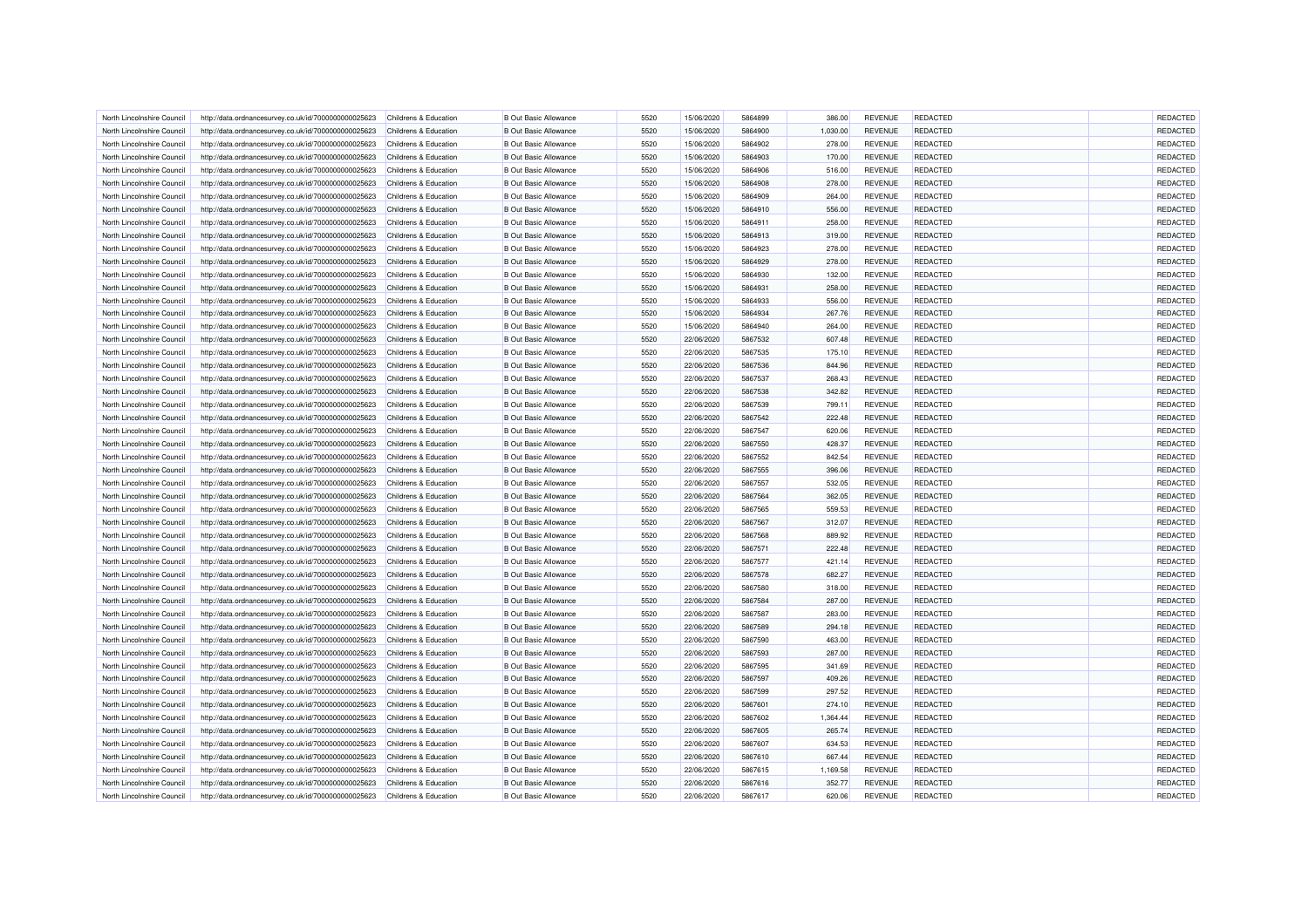| | | | | | | | | | | | | |
|---|---|---|---|---|---|---|---|---|---|---|---|---|
| North Lincolnshire Council | http://data.ordnancesurvey.co.uk/id/7000000000025623 | Childrens & Education | B Out Basic Allowance | 5520 | 15/06/2020 | 5864899 | 386.00 | REVENUE | REDACTED | | REDACTED |
| North Lincolnshire Council | http://data.ordnancesurvey.co.uk/id/7000000000025623 | Childrens & Education | B Out Basic Allowance | 5520 | 15/06/2020 | 5864900 | 1,030.00 | REVENUE | REDACTED | | REDACTED |
| North Lincolnshire Council | http://data.ordnancesurvey.co.uk/id/7000000000025623 | Childrens & Education | B Out Basic Allowance | 5520 | 15/06/2020 | 5864902 | 278.00 | REVENUE | REDACTED | | REDACTED |
| North Lincolnshire Council | http://data.ordnancesurvey.co.uk/id/7000000000025623 | Childrens & Education | B Out Basic Allowance | 5520 | 15/06/2020 | 5864903 | 170.00 | REVENUE | REDACTED | | REDACTED |
| North Lincolnshire Council | http://data.ordnancesurvey.co.uk/id/7000000000025623 | Childrens & Education | B Out Basic Allowance | 5520 | 15/06/2020 | 5864906 | 516.00 | REVENUE | REDACTED | | REDACTED |
| North Lincolnshire Council | http://data.ordnancesurvey.co.uk/id/7000000000025623 | Childrens & Education | B Out Basic Allowance | 5520 | 15/06/2020 | 5864908 | 278.00 | REVENUE | REDACTED | | REDACTED |
| North Lincolnshire Council | http://data.ordnancesurvey.co.uk/id/7000000000025623 | Childrens & Education | B Out Basic Allowance | 5520 | 15/06/2020 | 5864909 | 264.00 | REVENUE | REDACTED | | REDACTED |
| North Lincolnshire Council | http://data.ordnancesurvey.co.uk/id/7000000000025623 | Childrens & Education | B Out Basic Allowance | 5520 | 15/06/2020 | 5864910 | 556.00 | REVENUE | REDACTED | | REDACTED |
| North Lincolnshire Council | http://data.ordnancesurvey.co.uk/id/7000000000025623 | Childrens & Education | B Out Basic Allowance | 5520 | 15/06/2020 | 5864911 | 258.00 | REVENUE | REDACTED | | REDACTED |
| North Lincolnshire Council | http://data.ordnancesurvey.co.uk/id/7000000000025623 | Childrens & Education | B Out Basic Allowance | 5520 | 15/06/2020 | 5864913 | 319.00 | REVENUE | REDACTED | | REDACTED |
| North Lincolnshire Council | http://data.ordnancesurvey.co.uk/id/7000000000025623 | Childrens & Education | B Out Basic Allowance | 5520 | 15/06/2020 | 5864923 | 278.00 | REVENUE | REDACTED | | REDACTED |
| North Lincolnshire Council | http://data.ordnancesurvey.co.uk/id/7000000000025623 | Childrens & Education | B Out Basic Allowance | 5520 | 15/06/2020 | 5864929 | 278.00 | REVENUE | REDACTED | | REDACTED |
| North Lincolnshire Council | http://data.ordnancesurvey.co.uk/id/7000000000025623 | Childrens & Education | B Out Basic Allowance | 5520 | 15/06/2020 | 5864930 | 132.00 | REVENUE | REDACTED | | REDACTED |
| North Lincolnshire Council | http://data.ordnancesurvey.co.uk/id/7000000000025623 | Childrens & Education | B Out Basic Allowance | 5520 | 15/06/2020 | 5864931 | 258.00 | REVENUE | REDACTED | | REDACTED |
| North Lincolnshire Council | http://data.ordnancesurvey.co.uk/id/7000000000025623 | Childrens & Education | B Out Basic Allowance | 5520 | 15/06/2020 | 5864933 | 556.00 | REVENUE | REDACTED | | REDACTED |
| North Lincolnshire Council | http://data.ordnancesurvey.co.uk/id/7000000000025623 | Childrens & Education | B Out Basic Allowance | 5520 | 15/06/2020 | 5864934 | 267.76 | REVENUE | REDACTED | | REDACTED |
| North Lincolnshire Council | http://data.ordnancesurvey.co.uk/id/7000000000025623 | Childrens & Education | B Out Basic Allowance | 5520 | 15/06/2020 | 5864940 | 264.00 | REVENUE | REDACTED | | REDACTED |
| North Lincolnshire Council | http://data.ordnancesurvey.co.uk/id/7000000000025623 | Childrens & Education | B Out Basic Allowance | 5520 | 22/06/2020 | 5867532 | 607.48 | REVENUE | REDACTED | | REDACTED |
| North Lincolnshire Council | http://data.ordnancesurvey.co.uk/id/7000000000025623 | Childrens & Education | B Out Basic Allowance | 5520 | 22/06/2020 | 5867535 | 175.10 | REVENUE | REDACTED | | REDACTED |
| North Lincolnshire Council | http://data.ordnancesurvey.co.uk/id/7000000000025623 | Childrens & Education | B Out Basic Allowance | 5520 | 22/06/2020 | 5867536 | 844.96 | REVENUE | REDACTED | | REDACTED |
| North Lincolnshire Council | http://data.ordnancesurvey.co.uk/id/7000000000025623 | Childrens & Education | B Out Basic Allowance | 5520 | 22/06/2020 | 5867537 | 268.43 | REVENUE | REDACTED | | REDACTED |
| North Lincolnshire Council | http://data.ordnancesurvey.co.uk/id/7000000000025623 | Childrens & Education | B Out Basic Allowance | 5520 | 22/06/2020 | 5867538 | 342.82 | REVENUE | REDACTED | | REDACTED |
| North Lincolnshire Council | http://data.ordnancesurvey.co.uk/id/7000000000025623 | Childrens & Education | B Out Basic Allowance | 5520 | 22/06/2020 | 5867539 | 799.11 | REVENUE | REDACTED | | REDACTED |
| North Lincolnshire Council | http://data.ordnancesurvey.co.uk/id/7000000000025623 | Childrens & Education | B Out Basic Allowance | 5520 | 22/06/2020 | 5867542 | 222.48 | REVENUE | REDACTED | | REDACTED |
| North Lincolnshire Council | http://data.ordnancesurvey.co.uk/id/7000000000025623 | Childrens & Education | B Out Basic Allowance | 5520 | 22/06/2020 | 5867547 | 620.06 | REVENUE | REDACTED | | REDACTED |
| North Lincolnshire Council | http://data.ordnancesurvey.co.uk/id/7000000000025623 | Childrens & Education | B Out Basic Allowance | 5520 | 22/06/2020 | 5867550 | 428.37 | REVENUE | REDACTED | | REDACTED |
| North Lincolnshire Council | http://data.ordnancesurvey.co.uk/id/7000000000025623 | Childrens & Education | B Out Basic Allowance | 5520 | 22/06/2020 | 5867552 | 842.54 | REVENUE | REDACTED | | REDACTED |
| North Lincolnshire Council | http://data.ordnancesurvey.co.uk/id/7000000000025623 | Childrens & Education | B Out Basic Allowance | 5520 | 22/06/2020 | 5867555 | 396.06 | REVENUE | REDACTED | | REDACTED |
| North Lincolnshire Council | http://data.ordnancesurvey.co.uk/id/7000000000025623 | Childrens & Education | B Out Basic Allowance | 5520 | 22/06/2020 | 5867557 | 532.05 | REVENUE | REDACTED | | REDACTED |
| North Lincolnshire Council | http://data.ordnancesurvey.co.uk/id/7000000000025623 | Childrens & Education | B Out Basic Allowance | 5520 | 22/06/2020 | 5867564 | 362.05 | REVENUE | REDACTED | | REDACTED |
| North Lincolnshire Council | http://data.ordnancesurvey.co.uk/id/7000000000025623 | Childrens & Education | B Out Basic Allowance | 5520 | 22/06/2020 | 5867565 | 559.53 | REVENUE | REDACTED | | REDACTED |
| North Lincolnshire Council | http://data.ordnancesurvey.co.uk/id/7000000000025623 | Childrens & Education | B Out Basic Allowance | 5520 | 22/06/2020 | 5867567 | 312.07 | REVENUE | REDACTED | | REDACTED |
| North Lincolnshire Council | http://data.ordnancesurvey.co.uk/id/7000000000025623 | Childrens & Education | B Out Basic Allowance | 5520 | 22/06/2020 | 5867568 | 889.92 | REVENUE | REDACTED | | REDACTED |
| North Lincolnshire Council | http://data.ordnancesurvey.co.uk/id/7000000000025623 | Childrens & Education | B Out Basic Allowance | 5520 | 22/06/2020 | 5867571 | 222.48 | REVENUE | REDACTED | | REDACTED |
| North Lincolnshire Council | http://data.ordnancesurvey.co.uk/id/7000000000025623 | Childrens & Education | B Out Basic Allowance | 5520 | 22/06/2020 | 5867577 | 421.14 | REVENUE | REDACTED | | REDACTED |
| North Lincolnshire Council | http://data.ordnancesurvey.co.uk/id/7000000000025623 | Childrens & Education | B Out Basic Allowance | 5520 | 22/06/2020 | 5867578 | 682.27 | REVENUE | REDACTED | | REDACTED |
| North Lincolnshire Council | http://data.ordnancesurvey.co.uk/id/7000000000025623 | Childrens & Education | B Out Basic Allowance | 5520 | 22/06/2020 | 5867580 | 318.00 | REVENUE | REDACTED | | REDACTED |
| North Lincolnshire Council | http://data.ordnancesurvey.co.uk/id/7000000000025623 | Childrens & Education | B Out Basic Allowance | 5520 | 22/06/2020 | 5867584 | 287.00 | REVENUE | REDACTED | | REDACTED |
| North Lincolnshire Council | http://data.ordnancesurvey.co.uk/id/7000000000025623 | Childrens & Education | B Out Basic Allowance | 5520 | 22/06/2020 | 5867587 | 283.00 | REVENUE | REDACTED | | REDACTED |
| North Lincolnshire Council | http://data.ordnancesurvey.co.uk/id/7000000000025623 | Childrens & Education | B Out Basic Allowance | 5520 | 22/06/2020 | 5867589 | 294.18 | REVENUE | REDACTED | | REDACTED |
| North Lincolnshire Council | http://data.ordnancesurvey.co.uk/id/7000000000025623 | Childrens & Education | B Out Basic Allowance | 5520 | 22/06/2020 | 5867590 | 463.00 | REVENUE | REDACTED | | REDACTED |
| North Lincolnshire Council | http://data.ordnancesurvey.co.uk/id/7000000000025623 | Childrens & Education | B Out Basic Allowance | 5520 | 22/06/2020 | 5867593 | 287.00 | REVENUE | REDACTED | | REDACTED |
| North Lincolnshire Council | http://data.ordnancesurvey.co.uk/id/7000000000025623 | Childrens & Education | B Out Basic Allowance | 5520 | 22/06/2020 | 5867595 | 341.69 | REVENUE | REDACTED | | REDACTED |
| North Lincolnshire Council | http://data.ordnancesurvey.co.uk/id/7000000000025623 | Childrens & Education | B Out Basic Allowance | 5520 | 22/06/2020 | 5867597 | 409.26 | REVENUE | REDACTED | | REDACTED |
| North Lincolnshire Council | http://data.ordnancesurvey.co.uk/id/7000000000025623 | Childrens & Education | B Out Basic Allowance | 5520 | 22/06/2020 | 5867599 | 297.52 | REVENUE | REDACTED | | REDACTED |
| North Lincolnshire Council | http://data.ordnancesurvey.co.uk/id/7000000000025623 | Childrens & Education | B Out Basic Allowance | 5520 | 22/06/2020 | 5867601 | 274.10 | REVENUE | REDACTED | | REDACTED |
| North Lincolnshire Council | http://data.ordnancesurvey.co.uk/id/7000000000025623 | Childrens & Education | B Out Basic Allowance | 5520 | 22/06/2020 | 5867602 | 1,364.44 | REVENUE | REDACTED | | REDACTED |
| North Lincolnshire Council | http://data.ordnancesurvey.co.uk/id/7000000000025623 | Childrens & Education | B Out Basic Allowance | 5520 | 22/06/2020 | 5867605 | 265.74 | REVENUE | REDACTED | | REDACTED |
| North Lincolnshire Council | http://data.ordnancesurvey.co.uk/id/7000000000025623 | Childrens & Education | B Out Basic Allowance | 5520 | 22/06/2020 | 5867607 | 634.53 | REVENUE | REDACTED | | REDACTED |
| North Lincolnshire Council | http://data.ordnancesurvey.co.uk/id/7000000000025623 | Childrens & Education | B Out Basic Allowance | 5520 | 22/06/2020 | 5867610 | 667.44 | REVENUE | REDACTED | | REDACTED |
| North Lincolnshire Council | http://data.ordnancesurvey.co.uk/id/7000000000025623 | Childrens & Education | B Out Basic Allowance | 5520 | 22/06/2020 | 5867615 | 1,169.58 | REVENUE | REDACTED | | REDACTED |
| North Lincolnshire Council | http://data.ordnancesurvey.co.uk/id/7000000000025623 | Childrens & Education | B Out Basic Allowance | 5520 | 22/06/2020 | 5867616 | 352.77 | REVENUE | REDACTED | | REDACTED |
| North Lincolnshire Council | http://data.ordnancesurvey.co.uk/id/7000000000025623 | Childrens & Education | B Out Basic Allowance | 5520 | 22/06/2020 | 5867617 | 620.06 | REVENUE | REDACTED | | REDACTED |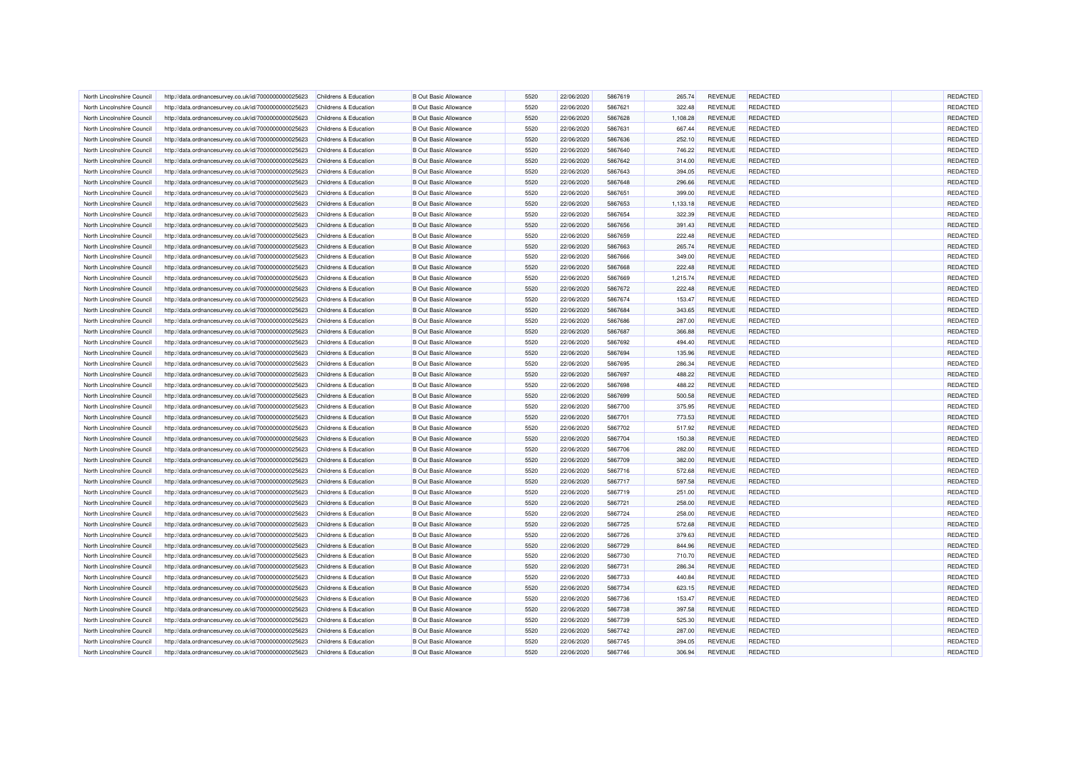| North Lincolnshire Council | http://data.ordnancesurvey.co.uk/id/7000000000025623 | Childrens & Education | B Out Basic Allowance | 5520 | 22/06/2020 | 5867619 | 265.74 | REVENUE | REDACTED | | REDACTED |
|---|---|---|---|---|---|---|---|---|---|---|---|
| North Lincolnshire Council | http://data.ordnancesurvey.co.uk/id/7000000000025623 | Childrens & Education | B Out Basic Allowance | 5520 | 22/06/2020 | 5867621 | 322.48 | REVENUE | REDACTED | | REDACTED |
| North Lincolnshire Council | http://data.ordnancesurvey.co.uk/id/7000000000025623 | Childrens & Education | B Out Basic Allowance | 5520 | 22/06/2020 | 5867628 | 1,108.28 | REVENUE | REDACTED | | REDACTED |
| North Lincolnshire Council | http://data.ordnancesurvey.co.uk/id/7000000000025623 | Childrens & Education | B Out Basic Allowance | 5520 | 22/06/2020 | 5867631 | 667.44 | REVENUE | REDACTED | | REDACTED |
| North Lincolnshire Council | http://data.ordnancesurvey.co.uk/id/7000000000025623 | Childrens & Education | B Out Basic Allowance | 5520 | 22/06/2020 | 5867636 | 252.10 | REVENUE | REDACTED | | REDACTED |
| North Lincolnshire Council | http://data.ordnancesurvey.co.uk/id/7000000000025623 | Childrens & Education | B Out Basic Allowance | 5520 | 22/06/2020 | 5867640 | 746.22 | REVENUE | REDACTED | | REDACTED |
| North Lincolnshire Council | http://data.ordnancesurvey.co.uk/id/7000000000025623 | Childrens & Education | B Out Basic Allowance | 5520 | 22/06/2020 | 5867642 | 314.00 | REVENUE | REDACTED | | REDACTED |
| North Lincolnshire Council | http://data.ordnancesurvey.co.uk/id/7000000000025623 | Childrens & Education | B Out Basic Allowance | 5520 | 22/06/2020 | 5867643 | 394.05 | REVENUE | REDACTED | | REDACTED |
| North Lincolnshire Council | http://data.ordnancesurvey.co.uk/id/7000000000025623 | Childrens & Education | B Out Basic Allowance | 5520 | 22/06/2020 | 5867648 | 296.66 | REVENUE | REDACTED | | REDACTED |
| North Lincolnshire Council | http://data.ordnancesurvey.co.uk/id/7000000000025623 | Childrens & Education | B Out Basic Allowance | 5520 | 22/06/2020 | 5867651 | 399.00 | REVENUE | REDACTED | | REDACTED |
| North Lincolnshire Council | http://data.ordnancesurvey.co.uk/id/7000000000025623 | Childrens & Education | B Out Basic Allowance | 5520 | 22/06/2020 | 5867653 | 1,133.18 | REVENUE | REDACTED | | REDACTED |
| North Lincolnshire Council | http://data.ordnancesurvey.co.uk/id/7000000000025623 | Childrens & Education | B Out Basic Allowance | 5520 | 22/06/2020 | 5867654 | 322.39 | REVENUE | REDACTED | | REDACTED |
| North Lincolnshire Council | http://data.ordnancesurvey.co.uk/id/7000000000025623 | Childrens & Education | B Out Basic Allowance | 5520 | 22/06/2020 | 5867656 | 391.43 | REVENUE | REDACTED | | REDACTED |
| North Lincolnshire Council | http://data.ordnancesurvey.co.uk/id/7000000000025623 | Childrens & Education | B Out Basic Allowance | 5520 | 22/06/2020 | 5867659 | 222.48 | REVENUE | REDACTED | | REDACTED |
| North Lincolnshire Council | http://data.ordnancesurvey.co.uk/id/7000000000025623 | Childrens & Education | B Out Basic Allowance | 5520 | 22/06/2020 | 5867663 | 265.74 | REVENUE | REDACTED | | REDACTED |
| North Lincolnshire Council | http://data.ordnancesurvey.co.uk/id/7000000000025623 | Childrens & Education | B Out Basic Allowance | 5520 | 22/06/2020 | 5867666 | 349.00 | REVENUE | REDACTED | | REDACTED |
| North Lincolnshire Council | http://data.ordnancesurvey.co.uk/id/7000000000025623 | Childrens & Education | B Out Basic Allowance | 5520 | 22/06/2020 | 5867668 | 222.48 | REVENUE | REDACTED | | REDACTED |
| North Lincolnshire Council | http://data.ordnancesurvey.co.uk/id/7000000000025623 | Childrens & Education | B Out Basic Allowance | 5520 | 22/06/2020 | 5867669 | 1,215.74 | REVENUE | REDACTED | | REDACTED |
| North Lincolnshire Council | http://data.ordnancesurvey.co.uk/id/7000000000025623 | Childrens & Education | B Out Basic Allowance | 5520 | 22/06/2020 | 5867672 | 222.48 | REVENUE | REDACTED | | REDACTED |
| North Lincolnshire Council | http://data.ordnancesurvey.co.uk/id/7000000000025623 | Childrens & Education | B Out Basic Allowance | 5520 | 22/06/2020 | 5867674 | 153.47 | REVENUE | REDACTED | | REDACTED |
| North Lincolnshire Council | http://data.ordnancesurvey.co.uk/id/7000000000025623 | Childrens & Education | B Out Basic Allowance | 5520 | 22/06/2020 | 5867684 | 343.65 | REVENUE | REDACTED | | REDACTED |
| North Lincolnshire Council | http://data.ordnancesurvey.co.uk/id/7000000000025623 | Childrens & Education | B Out Basic Allowance | 5520 | 22/06/2020 | 5867686 | 287.00 | REVENUE | REDACTED | | REDACTED |
| North Lincolnshire Council | http://data.ordnancesurvey.co.uk/id/7000000000025623 | Childrens & Education | B Out Basic Allowance | 5520 | 22/06/2020 | 5867687 | 366.88 | REVENUE | REDACTED | | REDACTED |
| North Lincolnshire Council | http://data.ordnancesurvey.co.uk/id/7000000000025623 | Childrens & Education | B Out Basic Allowance | 5520 | 22/06/2020 | 5867692 | 494.40 | REVENUE | REDACTED | | REDACTED |
| North Lincolnshire Council | http://data.ordnancesurvey.co.uk/id/7000000000025623 | Childrens & Education | B Out Basic Allowance | 5520 | 22/06/2020 | 5867694 | 135.96 | REVENUE | REDACTED | | REDACTED |
| North Lincolnshire Council | http://data.ordnancesurvey.co.uk/id/7000000000025623 | Childrens & Education | B Out Basic Allowance | 5520 | 22/06/2020 | 5867695 | 286.34 | REVENUE | REDACTED | | REDACTED |
| North Lincolnshire Council | http://data.ordnancesurvey.co.uk/id/7000000000025623 | Childrens & Education | B Out Basic Allowance | 5520 | 22/06/2020 | 5867697 | 488.22 | REVENUE | REDACTED | | REDACTED |
| North Lincolnshire Council | http://data.ordnancesurvey.co.uk/id/7000000000025623 | Childrens & Education | B Out Basic Allowance | 5520 | 22/06/2020 | 5867698 | 488.22 | REVENUE | REDACTED | | REDACTED |
| North Lincolnshire Council | http://data.ordnancesurvey.co.uk/id/7000000000025623 | Childrens & Education | B Out Basic Allowance | 5520 | 22/06/2020 | 5867699 | 500.58 | REVENUE | REDACTED | | REDACTED |
| North Lincolnshire Council | http://data.ordnancesurvey.co.uk/id/7000000000025623 | Childrens & Education | B Out Basic Allowance | 5520 | 22/06/2020 | 5867700 | 375.95 | REVENUE | REDACTED | | REDACTED |
| North Lincolnshire Council | http://data.ordnancesurvey.co.uk/id/7000000000025623 | Childrens & Education | B Out Basic Allowance | 5520 | 22/06/2020 | 5867701 | 773.53 | REVENUE | REDACTED | | REDACTED |
| North Lincolnshire Council | http://data.ordnancesurvey.co.uk/id/7000000000025623 | Childrens & Education | B Out Basic Allowance | 5520 | 22/06/2020 | 5867702 | 517.92 | REVENUE | REDACTED | | REDACTED |
| North Lincolnshire Council | http://data.ordnancesurvey.co.uk/id/7000000000025623 | Childrens & Education | B Out Basic Allowance | 5520 | 22/06/2020 | 5867704 | 150.38 | REVENUE | REDACTED | | REDACTED |
| North Lincolnshire Council | http://data.ordnancesurvey.co.uk/id/7000000000025623 | Childrens & Education | B Out Basic Allowance | 5520 | 22/06/2020 | 5867706 | 282.00 | REVENUE | REDACTED | | REDACTED |
| North Lincolnshire Council | http://data.ordnancesurvey.co.uk/id/7000000000025623 | Childrens & Education | B Out Basic Allowance | 5520 | 22/06/2020 | 5867709 | 382.00 | REVENUE | REDACTED | | REDACTED |
| North Lincolnshire Council | http://data.ordnancesurvey.co.uk/id/7000000000025623 | Childrens & Education | B Out Basic Allowance | 5520 | 22/06/2020 | 5867716 | 572.68 | REVENUE | REDACTED | | REDACTED |
| North Lincolnshire Council | http://data.ordnancesurvey.co.uk/id/7000000000025623 | Childrens & Education | B Out Basic Allowance | 5520 | 22/06/2020 | 5867717 | 597.58 | REVENUE | REDACTED | | REDACTED |
| North Lincolnshire Council | http://data.ordnancesurvey.co.uk/id/7000000000025623 | Childrens & Education | B Out Basic Allowance | 5520 | 22/06/2020 | 5867719 | 251.00 | REVENUE | REDACTED | | REDACTED |
| North Lincolnshire Council | http://data.ordnancesurvey.co.uk/id/7000000000025623 | Childrens & Education | B Out Basic Allowance | 5520 | 22/06/2020 | 5867721 | 258.00 | REVENUE | REDACTED | | REDACTED |
| North Lincolnshire Council | http://data.ordnancesurvey.co.uk/id/7000000000025623 | Childrens & Education | B Out Basic Allowance | 5520 | 22/06/2020 | 5867724 | 258.00 | REVENUE | REDACTED | | REDACTED |
| North Lincolnshire Council | http://data.ordnancesurvey.co.uk/id/7000000000025623 | Childrens & Education | B Out Basic Allowance | 5520 | 22/06/2020 | 5867725 | 572.68 | REVENUE | REDACTED | | REDACTED |
| North Lincolnshire Council | http://data.ordnancesurvey.co.uk/id/7000000000025623 | Childrens & Education | B Out Basic Allowance | 5520 | 22/06/2020 | 5867726 | 379.63 | REVENUE | REDACTED | | REDACTED |
| North Lincolnshire Council | http://data.ordnancesurvey.co.uk/id/7000000000025623 | Childrens & Education | B Out Basic Allowance | 5520 | 22/06/2020 | 5867729 | 844.96 | REVENUE | REDACTED | | REDACTED |
| North Lincolnshire Council | http://data.ordnancesurvey.co.uk/id/7000000000025623 | Childrens & Education | B Out Basic Allowance | 5520 | 22/06/2020 | 5867730 | 710.70 | REVENUE | REDACTED | | REDACTED |
| North Lincolnshire Council | http://data.ordnancesurvey.co.uk/id/7000000000025623 | Childrens & Education | B Out Basic Allowance | 5520 | 22/06/2020 | 5867731 | 286.34 | REVENUE | REDACTED | | REDACTED |
| North Lincolnshire Council | http://data.ordnancesurvey.co.uk/id/7000000000025623 | Childrens & Education | B Out Basic Allowance | 5520 | 22/06/2020 | 5867733 | 440.84 | REVENUE | REDACTED | | REDACTED |
| North Lincolnshire Council | http://data.ordnancesurvey.co.uk/id/7000000000025623 | Childrens & Education | B Out Basic Allowance | 5520 | 22/06/2020 | 5867734 | 623.15 | REVENUE | REDACTED | | REDACTED |
| North Lincolnshire Council | http://data.ordnancesurvey.co.uk/id/7000000000025623 | Childrens & Education | B Out Basic Allowance | 5520 | 22/06/2020 | 5867736 | 153.47 | REVENUE | REDACTED | | REDACTED |
| North Lincolnshire Council | http://data.ordnancesurvey.co.uk/id/7000000000025623 | Childrens & Education | B Out Basic Allowance | 5520 | 22/06/2020 | 5867738 | 397.58 | REVENUE | REDACTED | | REDACTED |
| North Lincolnshire Council | http://data.ordnancesurvey.co.uk/id/7000000000025623 | Childrens & Education | B Out Basic Allowance | 5520 | 22/06/2020 | 5867739 | 525.30 | REVENUE | REDACTED | | REDACTED |
| North Lincolnshire Council | http://data.ordnancesurvey.co.uk/id/7000000000025623 | Childrens & Education | B Out Basic Allowance | 5520 | 22/06/2020 | 5867742 | 287.00 | REVENUE | REDACTED | | REDACTED |
| North Lincolnshire Council | http://data.ordnancesurvey.co.uk/id/7000000000025623 | Childrens & Education | B Out Basic Allowance | 5520 | 22/06/2020 | 5867745 | 394.05 | REVENUE | REDACTED | | REDACTED |
| North Lincolnshire Council | http://data.ordnancesurvey.co.uk/id/7000000000025623 | Childrens & Education | B Out Basic Allowance | 5520 | 22/06/2020 | 5867746 | 306.94 | REVENUE | REDACTED | | REDACTED |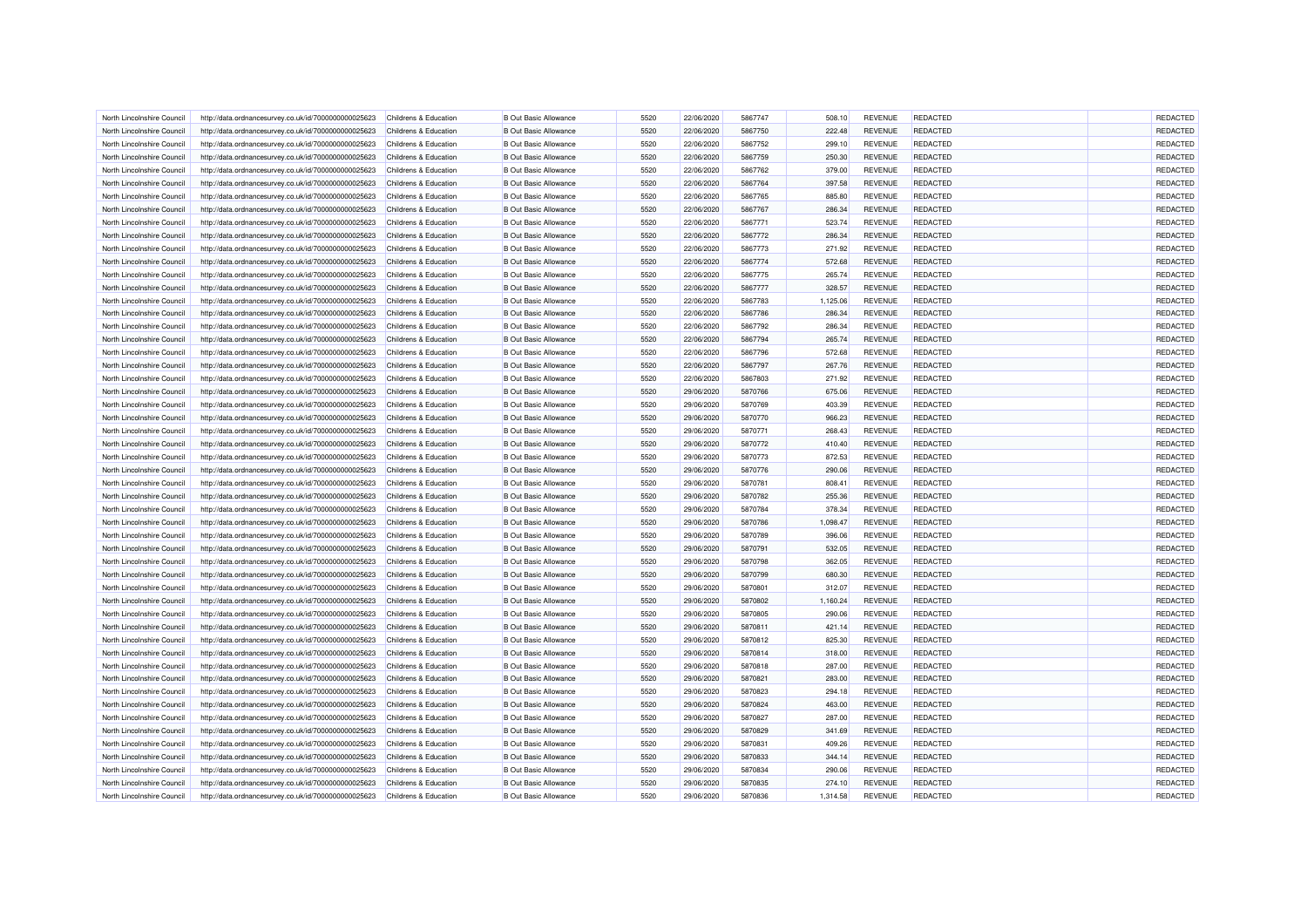| | | | | | | | | | | | |
|---|---|---|---|---|---|---|---|---|---|---|---|
| North Lincolnshire Council | http://data.ordnancesurvey.co.uk/id/7000000000025623 | Childrens & Education | B Out Basic Allowance | 5520 | 22/06/2020 | 5867747 | 508.10 | REVENUE | REDACTED | | REDACTED |
| North Lincolnshire Council | http://data.ordnancesurvey.co.uk/id/7000000000025623 | Childrens & Education | B Out Basic Allowance | 5520 | 22/06/2020 | 5867750 | 222.48 | REVENUE | REDACTED | | REDACTED |
| North Lincolnshire Council | http://data.ordnancesurvey.co.uk/id/7000000000025623 | Childrens & Education | B Out Basic Allowance | 5520 | 22/06/2020 | 5867752 | 299.10 | REVENUE | REDACTED | | REDACTED |
| North Lincolnshire Council | http://data.ordnancesurvey.co.uk/id/7000000000025623 | Childrens & Education | B Out Basic Allowance | 5520 | 22/06/2020 | 5867759 | 250.30 | REVENUE | REDACTED | | REDACTED |
| North Lincolnshire Council | http://data.ordnancesurvey.co.uk/id/7000000000025623 | Childrens & Education | B Out Basic Allowance | 5520 | 22/06/2020 | 5867762 | 379.00 | REVENUE | REDACTED | | REDACTED |
| North Lincolnshire Council | http://data.ordnancesurvey.co.uk/id/7000000000025623 | Childrens & Education | B Out Basic Allowance | 5520 | 22/06/2020 | 5867764 | 397.58 | REVENUE | REDACTED | | REDACTED |
| North Lincolnshire Council | http://data.ordnancesurvey.co.uk/id/7000000000025623 | Childrens & Education | B Out Basic Allowance | 5520 | 22/06/2020 | 5867765 | 885.80 | REVENUE | REDACTED | | REDACTED |
| North Lincolnshire Council | http://data.ordnancesurvey.co.uk/id/7000000000025623 | Childrens & Education | B Out Basic Allowance | 5520 | 22/06/2020 | 5867767 | 286.34 | REVENUE | REDACTED | | REDACTED |
| North Lincolnshire Council | http://data.ordnancesurvey.co.uk/id/7000000000025623 | Childrens & Education | B Out Basic Allowance | 5520 | 22/06/2020 | 5867771 | 523.74 | REVENUE | REDACTED | | REDACTED |
| North Lincolnshire Council | http://data.ordnancesurvey.co.uk/id/7000000000025623 | Childrens & Education | B Out Basic Allowance | 5520 | 22/06/2020 | 5867772 | 286.34 | REVENUE | REDACTED | | REDACTED |
| North Lincolnshire Council | http://data.ordnancesurvey.co.uk/id/7000000000025623 | Childrens & Education | B Out Basic Allowance | 5520 | 22/06/2020 | 5867773 | 271.92 | REVENUE | REDACTED | | REDACTED |
| North Lincolnshire Council | http://data.ordnancesurvey.co.uk/id/7000000000025623 | Childrens & Education | B Out Basic Allowance | 5520 | 22/06/2020 | 5867774 | 572.68 | REVENUE | REDACTED | | REDACTED |
| North Lincolnshire Council | http://data.ordnancesurvey.co.uk/id/7000000000025623 | Childrens & Education | B Out Basic Allowance | 5520 | 22/06/2020 | 5867775 | 265.74 | REVENUE | REDACTED | | REDACTED |
| North Lincolnshire Council | http://data.ordnancesurvey.co.uk/id/7000000000025623 | Childrens & Education | B Out Basic Allowance | 5520 | 22/06/2020 | 5867777 | 328.57 | REVENUE | REDACTED | | REDACTED |
| North Lincolnshire Council | http://data.ordnancesurvey.co.uk/id/7000000000025623 | Childrens & Education | B Out Basic Allowance | 5520 | 22/06/2020 | 5867783 | 1,125.06 | REVENUE | REDACTED | | REDACTED |
| North Lincolnshire Council | http://data.ordnancesurvey.co.uk/id/7000000000025623 | Childrens & Education | B Out Basic Allowance | 5520 | 22/06/2020 | 5867786 | 286.34 | REVENUE | REDACTED | | REDACTED |
| North Lincolnshire Council | http://data.ordnancesurvey.co.uk/id/7000000000025623 | Childrens & Education | B Out Basic Allowance | 5520 | 22/06/2020 | 5867792 | 286.34 | REVENUE | REDACTED | | REDACTED |
| North Lincolnshire Council | http://data.ordnancesurvey.co.uk/id/7000000000025623 | Childrens & Education | B Out Basic Allowance | 5520 | 22/06/2020 | 5867794 | 265.74 | REVENUE | REDACTED | | REDACTED |
| North Lincolnshire Council | http://data.ordnancesurvey.co.uk/id/7000000000025623 | Childrens & Education | B Out Basic Allowance | 5520 | 22/06/2020 | 5867796 | 572.68 | REVENUE | REDACTED | | REDACTED |
| North Lincolnshire Council | http://data.ordnancesurvey.co.uk/id/7000000000025623 | Childrens & Education | B Out Basic Allowance | 5520 | 22/06/2020 | 5867797 | 267.76 | REVENUE | REDACTED | | REDACTED |
| North Lincolnshire Council | http://data.ordnancesurvey.co.uk/id/7000000000025623 | Childrens & Education | B Out Basic Allowance | 5520 | 22/06/2020 | 5867803 | 271.92 | REVENUE | REDACTED | | REDACTED |
| North Lincolnshire Council | http://data.ordnancesurvey.co.uk/id/7000000000025623 | Childrens & Education | B Out Basic Allowance | 5520 | 29/06/2020 | 5870766 | 675.06 | REVENUE | REDACTED | | REDACTED |
| North Lincolnshire Council | http://data.ordnancesurvey.co.uk/id/7000000000025623 | Childrens & Education | B Out Basic Allowance | 5520 | 29/06/2020 | 5870769 | 403.39 | REVENUE | REDACTED | | REDACTED |
| North Lincolnshire Council | http://data.ordnancesurvey.co.uk/id/7000000000025623 | Childrens & Education | B Out Basic Allowance | 5520 | 29/06/2020 | 5870770 | 966.23 | REVENUE | REDACTED | | REDACTED |
| North Lincolnshire Council | http://data.ordnancesurvey.co.uk/id/7000000000025623 | Childrens & Education | B Out Basic Allowance | 5520 | 29/06/2020 | 5870771 | 268.43 | REVENUE | REDACTED | | REDACTED |
| North Lincolnshire Council | http://data.ordnancesurvey.co.uk/id/7000000000025623 | Childrens & Education | B Out Basic Allowance | 5520 | 29/06/2020 | 5870772 | 410.40 | REVENUE | REDACTED | | REDACTED |
| North Lincolnshire Council | http://data.ordnancesurvey.co.uk/id/7000000000025623 | Childrens & Education | B Out Basic Allowance | 5520 | 29/06/2020 | 5870773 | 872.53 | REVENUE | REDACTED | | REDACTED |
| North Lincolnshire Council | http://data.ordnancesurvey.co.uk/id/7000000000025623 | Childrens & Education | B Out Basic Allowance | 5520 | 29/06/2020 | 5870776 | 290.06 | REVENUE | REDACTED | | REDACTED |
| North Lincolnshire Council | http://data.ordnancesurvey.co.uk/id/7000000000025623 | Childrens & Education | B Out Basic Allowance | 5520 | 29/06/2020 | 5870781 | 808.41 | REVENUE | REDACTED | | REDACTED |
| North Lincolnshire Council | http://data.ordnancesurvey.co.uk/id/7000000000025623 | Childrens & Education | B Out Basic Allowance | 5520 | 29/06/2020 | 5870782 | 255.36 | REVENUE | REDACTED | | REDACTED |
| North Lincolnshire Council | http://data.ordnancesurvey.co.uk/id/7000000000025623 | Childrens & Education | B Out Basic Allowance | 5520 | 29/06/2020 | 5870784 | 378.34 | REVENUE | REDACTED | | REDACTED |
| North Lincolnshire Council | http://data.ordnancesurvey.co.uk/id/7000000000025623 | Childrens & Education | B Out Basic Allowance | 5520 | 29/06/2020 | 5870786 | 1,098.47 | REVENUE | REDACTED | | REDACTED |
| North Lincolnshire Council | http://data.ordnancesurvey.co.uk/id/7000000000025623 | Childrens & Education | B Out Basic Allowance | 5520 | 29/06/2020 | 5870789 | 396.06 | REVENUE | REDACTED | | REDACTED |
| North Lincolnshire Council | http://data.ordnancesurvey.co.uk/id/7000000000025623 | Childrens & Education | B Out Basic Allowance | 5520 | 29/06/2020 | 5870791 | 532.05 | REVENUE | REDACTED | | REDACTED |
| North Lincolnshire Council | http://data.ordnancesurvey.co.uk/id/7000000000025623 | Childrens & Education | B Out Basic Allowance | 5520 | 29/06/2020 | 5870798 | 362.05 | REVENUE | REDACTED | | REDACTED |
| North Lincolnshire Council | http://data.ordnancesurvey.co.uk/id/7000000000025623 | Childrens & Education | B Out Basic Allowance | 5520 | 29/06/2020 | 5870799 | 680.30 | REVENUE | REDACTED | | REDACTED |
| North Lincolnshire Council | http://data.ordnancesurvey.co.uk/id/7000000000025623 | Childrens & Education | B Out Basic Allowance | 5520 | 29/06/2020 | 5870801 | 312.07 | REVENUE | REDACTED | | REDACTED |
| North Lincolnshire Council | http://data.ordnancesurvey.co.uk/id/7000000000025623 | Childrens & Education | B Out Basic Allowance | 5520 | 29/06/2020 | 5870802 | 1,160.24 | REVENUE | REDACTED | | REDACTED |
| North Lincolnshire Council | http://data.ordnancesurvey.co.uk/id/7000000000025623 | Childrens & Education | B Out Basic Allowance | 5520 | 29/06/2020 | 5870805 | 290.06 | REVENUE | REDACTED | | REDACTED |
| North Lincolnshire Council | http://data.ordnancesurvey.co.uk/id/7000000000025623 | Childrens & Education | B Out Basic Allowance | 5520 | 29/06/2020 | 5870811 | 421.14 | REVENUE | REDACTED | | REDACTED |
| North Lincolnshire Council | http://data.ordnancesurvey.co.uk/id/7000000000025623 | Childrens & Education | B Out Basic Allowance | 5520 | 29/06/2020 | 5870812 | 825.30 | REVENUE | REDACTED | | REDACTED |
| North Lincolnshire Council | http://data.ordnancesurvey.co.uk/id/7000000000025623 | Childrens & Education | B Out Basic Allowance | 5520 | 29/06/2020 | 5870814 | 318.00 | REVENUE | REDACTED | | REDACTED |
| North Lincolnshire Council | http://data.ordnancesurvey.co.uk/id/7000000000025623 | Childrens & Education | B Out Basic Allowance | 5520 | 29/06/2020 | 5870818 | 287.00 | REVENUE | REDACTED | | REDACTED |
| North Lincolnshire Council | http://data.ordnancesurvey.co.uk/id/7000000000025623 | Childrens & Education | B Out Basic Allowance | 5520 | 29/06/2020 | 5870821 | 283.00 | REVENUE | REDACTED | | REDACTED |
| North Lincolnshire Council | http://data.ordnancesurvey.co.uk/id/7000000000025623 | Childrens & Education | B Out Basic Allowance | 5520 | 29/06/2020 | 5870823 | 294.18 | REVENUE | REDACTED | | REDACTED |
| North Lincolnshire Council | http://data.ordnancesurvey.co.uk/id/7000000000025623 | Childrens & Education | B Out Basic Allowance | 5520 | 29/06/2020 | 5870824 | 463.00 | REVENUE | REDACTED | | REDACTED |
| North Lincolnshire Council | http://data.ordnancesurvey.co.uk/id/7000000000025623 | Childrens & Education | B Out Basic Allowance | 5520 | 29/06/2020 | 5870827 | 287.00 | REVENUE | REDACTED | | REDACTED |
| North Lincolnshire Council | http://data.ordnancesurvey.co.uk/id/7000000000025623 | Childrens & Education | B Out Basic Allowance | 5520 | 29/06/2020 | 5870829 | 341.69 | REVENUE | REDACTED | | REDACTED |
| North Lincolnshire Council | http://data.ordnancesurvey.co.uk/id/7000000000025623 | Childrens & Education | B Out Basic Allowance | 5520 | 29/06/2020 | 5870831 | 409.26 | REVENUE | REDACTED | | REDACTED |
| North Lincolnshire Council | http://data.ordnancesurvey.co.uk/id/7000000000025623 | Childrens & Education | B Out Basic Allowance | 5520 | 29/06/2020 | 5870833 | 344.14 | REVENUE | REDACTED | | REDACTED |
| North Lincolnshire Council | http://data.ordnancesurvey.co.uk/id/7000000000025623 | Childrens & Education | B Out Basic Allowance | 5520 | 29/06/2020 | 5870834 | 290.06 | REVENUE | REDACTED | | REDACTED |
| North Lincolnshire Council | http://data.ordnancesurvey.co.uk/id/7000000000025623 | Childrens & Education | B Out Basic Allowance | 5520 | 29/06/2020 | 5870835 | 274.10 | REVENUE | REDACTED | | REDACTED |
| North Lincolnshire Council | http://data.ordnancesurvey.co.uk/id/7000000000025623 | Childrens & Education | B Out Basic Allowance | 5520 | 29/06/2020 | 5870836 | 1,314.58 | REVENUE | REDACTED | | REDACTED |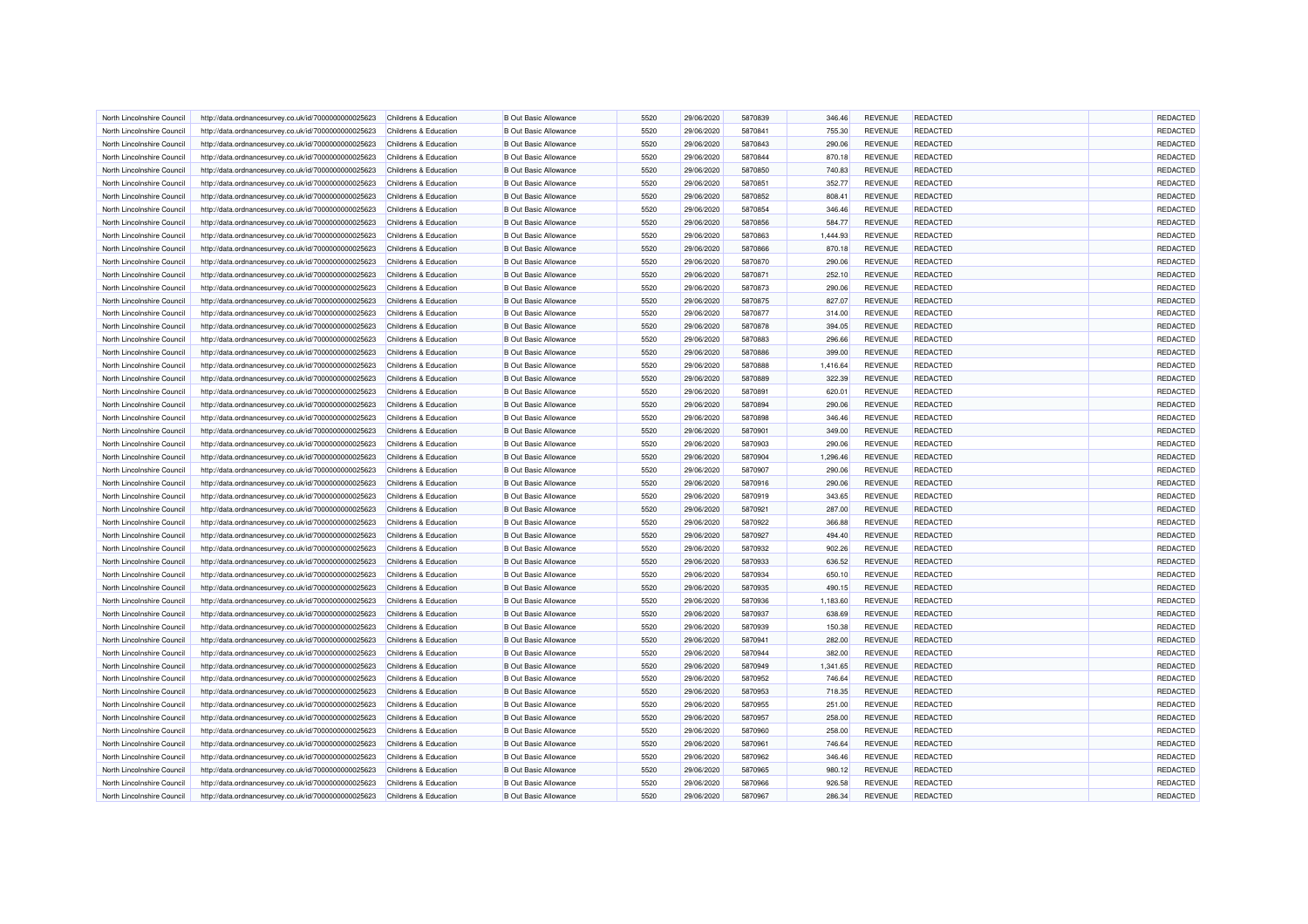| | | | | | | | | | | | |
|---|---|---|---|---|---|---|---|---|---|---|---|
| North Lincolnshire Council | http://data.ordnancesurvey.co.uk/id/7000000000025623 | Childrens & Education | B Out Basic Allowance | 5520 | 29/06/2020 | 5870839 | 346.46 | REVENUE | REDACTED | | REDACTED |
| North Lincolnshire Council | http://data.ordnancesurvey.co.uk/id/7000000000025623 | Childrens & Education | B Out Basic Allowance | 5520 | 29/06/2020 | 5870841 | 755.30 | REVENUE | REDACTED | | REDACTED |
| North Lincolnshire Council | http://data.ordnancesurvey.co.uk/id/7000000000025623 | Childrens & Education | B Out Basic Allowance | 5520 | 29/06/2020 | 5870843 | 290.06 | REVENUE | REDACTED | | REDACTED |
| North Lincolnshire Council | http://data.ordnancesurvey.co.uk/id/7000000000025623 | Childrens & Education | B Out Basic Allowance | 5520 | 29/06/2020 | 5870844 | 870.18 | REVENUE | REDACTED | | REDACTED |
| North Lincolnshire Council | http://data.ordnancesurvey.co.uk/id/7000000000025623 | Childrens & Education | B Out Basic Allowance | 5520 | 29/06/2020 | 5870850 | 740.83 | REVENUE | REDACTED | | REDACTED |
| North Lincolnshire Council | http://data.ordnancesurvey.co.uk/id/7000000000025623 | Childrens & Education | B Out Basic Allowance | 5520 | 29/06/2020 | 5870851 | 352.77 | REVENUE | REDACTED | | REDACTED |
| North Lincolnshire Council | http://data.ordnancesurvey.co.uk/id/7000000000025623 | Childrens & Education | B Out Basic Allowance | 5520 | 29/06/2020 | 5870852 | 808.41 | REVENUE | REDACTED | | REDACTED |
| North Lincolnshire Council | http://data.ordnancesurvey.co.uk/id/7000000000025623 | Childrens & Education | B Out Basic Allowance | 5520 | 29/06/2020 | 5870854 | 346.46 | REVENUE | REDACTED | | REDACTED |
| North Lincolnshire Council | http://data.ordnancesurvey.co.uk/id/7000000000025623 | Childrens & Education | B Out Basic Allowance | 5520 | 29/06/2020 | 5870856 | 584.77 | REVENUE | REDACTED | | REDACTED |
| North Lincolnshire Council | http://data.ordnancesurvey.co.uk/id/7000000000025623 | Childrens & Education | B Out Basic Allowance | 5520 | 29/06/2020 | 5870863 | 1,444.93 | REVENUE | REDACTED | | REDACTED |
| North Lincolnshire Council | http://data.ordnancesurvey.co.uk/id/7000000000025623 | Childrens & Education | B Out Basic Allowance | 5520 | 29/06/2020 | 5870866 | 870.18 | REVENUE | REDACTED | | REDACTED |
| North Lincolnshire Council | http://data.ordnancesurvey.co.uk/id/7000000000025623 | Childrens & Education | B Out Basic Allowance | 5520 | 29/06/2020 | 5870870 | 290.06 | REVENUE | REDACTED | | REDACTED |
| North Lincolnshire Council | http://data.ordnancesurvey.co.uk/id/7000000000025623 | Childrens & Education | B Out Basic Allowance | 5520 | 29/06/2020 | 5870871 | 252.10 | REVENUE | REDACTED | | REDACTED |
| North Lincolnshire Council | http://data.ordnancesurvey.co.uk/id/7000000000025623 | Childrens & Education | B Out Basic Allowance | 5520 | 29/06/2020 | 5870873 | 290.06 | REVENUE | REDACTED | | REDACTED |
| North Lincolnshire Council | http://data.ordnancesurvey.co.uk/id/7000000000025623 | Childrens & Education | B Out Basic Allowance | 5520 | 29/06/2020 | 5870875 | 827.07 | REVENUE | REDACTED | | REDACTED |
| North Lincolnshire Council | http://data.ordnancesurvey.co.uk/id/7000000000025623 | Childrens & Education | B Out Basic Allowance | 5520 | 29/06/2020 | 5870877 | 314.00 | REVENUE | REDACTED | | REDACTED |
| North Lincolnshire Council | http://data.ordnancesurvey.co.uk/id/7000000000025623 | Childrens & Education | B Out Basic Allowance | 5520 | 29/06/2020 | 5870878 | 394.05 | REVENUE | REDACTED | | REDACTED |
| North Lincolnshire Council | http://data.ordnancesurvey.co.uk/id/7000000000025623 | Childrens & Education | B Out Basic Allowance | 5520 | 29/06/2020 | 5870883 | 296.66 | REVENUE | REDACTED | | REDACTED |
| North Lincolnshire Council | http://data.ordnancesurvey.co.uk/id/7000000000025623 | Childrens & Education | B Out Basic Allowance | 5520 | 29/06/2020 | 5870886 | 399.00 | REVENUE | REDACTED | | REDACTED |
| North Lincolnshire Council | http://data.ordnancesurvey.co.uk/id/7000000000025623 | Childrens & Education | B Out Basic Allowance | 5520 | 29/06/2020 | 5870888 | 1,416.64 | REVENUE | REDACTED | | REDACTED |
| North Lincolnshire Council | http://data.ordnancesurvey.co.uk/id/7000000000025623 | Childrens & Education | B Out Basic Allowance | 5520 | 29/06/2020 | 5870889 | 322.39 | REVENUE | REDACTED | | REDACTED |
| North Lincolnshire Council | http://data.ordnancesurvey.co.uk/id/7000000000025623 | Childrens & Education | B Out Basic Allowance | 5520 | 29/06/2020 | 5870891 | 620.01 | REVENUE | REDACTED | | REDACTED |
| North Lincolnshire Council | http://data.ordnancesurvey.co.uk/id/7000000000025623 | Childrens & Education | B Out Basic Allowance | 5520 | 29/06/2020 | 5870894 | 290.06 | REVENUE | REDACTED | | REDACTED |
| North Lincolnshire Council | http://data.ordnancesurvey.co.uk/id/7000000000025623 | Childrens & Education | B Out Basic Allowance | 5520 | 29/06/2020 | 5870898 | 346.46 | REVENUE | REDACTED | | REDACTED |
| North Lincolnshire Council | http://data.ordnancesurvey.co.uk/id/7000000000025623 | Childrens & Education | B Out Basic Allowance | 5520 | 29/06/2020 | 5870901 | 349.00 | REVENUE | REDACTED | | REDACTED |
| North Lincolnshire Council | http://data.ordnancesurvey.co.uk/id/7000000000025623 | Childrens & Education | B Out Basic Allowance | 5520 | 29/06/2020 | 5870903 | 290.06 | REVENUE | REDACTED | | REDACTED |
| North Lincolnshire Council | http://data.ordnancesurvey.co.uk/id/7000000000025623 | Childrens & Education | B Out Basic Allowance | 5520 | 29/06/2020 | 5870904 | 1,296.46 | REVENUE | REDACTED | | REDACTED |
| North Lincolnshire Council | http://data.ordnancesurvey.co.uk/id/7000000000025623 | Childrens & Education | B Out Basic Allowance | 5520 | 29/06/2020 | 5870907 | 290.06 | REVENUE | REDACTED | | REDACTED |
| North Lincolnshire Council | http://data.ordnancesurvey.co.uk/id/7000000000025623 | Childrens & Education | B Out Basic Allowance | 5520 | 29/06/2020 | 5870916 | 290.06 | REVENUE | REDACTED | | REDACTED |
| North Lincolnshire Council | http://data.ordnancesurvey.co.uk/id/7000000000025623 | Childrens & Education | B Out Basic Allowance | 5520 | 29/06/2020 | 5870919 | 343.65 | REVENUE | REDACTED | | REDACTED |
| North Lincolnshire Council | http://data.ordnancesurvey.co.uk/id/7000000000025623 | Childrens & Education | B Out Basic Allowance | 5520 | 29/06/2020 | 5870921 | 287.00 | REVENUE | REDACTED | | REDACTED |
| North Lincolnshire Council | http://data.ordnancesurvey.co.uk/id/7000000000025623 | Childrens & Education | B Out Basic Allowance | 5520 | 29/06/2020 | 5870922 | 366.88 | REVENUE | REDACTED | | REDACTED |
| North Lincolnshire Council | http://data.ordnancesurvey.co.uk/id/7000000000025623 | Childrens & Education | B Out Basic Allowance | 5520 | 29/06/2020 | 5870927 | 494.40 | REVENUE | REDACTED | | REDACTED |
| North Lincolnshire Council | http://data.ordnancesurvey.co.uk/id/7000000000025623 | Childrens & Education | B Out Basic Allowance | 5520 | 29/06/2020 | 5870932 | 902.26 | REVENUE | REDACTED | | REDACTED |
| North Lincolnshire Council | http://data.ordnancesurvey.co.uk/id/7000000000025623 | Childrens & Education | B Out Basic Allowance | 5520 | 29/06/2020 | 5870933 | 636.52 | REVENUE | REDACTED | | REDACTED |
| North Lincolnshire Council | http://data.ordnancesurvey.co.uk/id/7000000000025623 | Childrens & Education | B Out Basic Allowance | 5520 | 29/06/2020 | 5870934 | 650.10 | REVENUE | REDACTED | | REDACTED |
| North Lincolnshire Council | http://data.ordnancesurvey.co.uk/id/7000000000025623 | Childrens & Education | B Out Basic Allowance | 5520 | 29/06/2020 | 5870935 | 490.15 | REVENUE | REDACTED | | REDACTED |
| North Lincolnshire Council | http://data.ordnancesurvey.co.uk/id/7000000000025623 | Childrens & Education | B Out Basic Allowance | 5520 | 29/06/2020 | 5870936 | 1,183.60 | REVENUE | REDACTED | | REDACTED |
| North Lincolnshire Council | http://data.ordnancesurvey.co.uk/id/7000000000025623 | Childrens & Education | B Out Basic Allowance | 5520 | 29/06/2020 | 5870937 | 638.69 | REVENUE | REDACTED | | REDACTED |
| North Lincolnshire Council | http://data.ordnancesurvey.co.uk/id/7000000000025623 | Childrens & Education | B Out Basic Allowance | 5520 | 29/06/2020 | 5870939 | 150.38 | REVENUE | REDACTED | | REDACTED |
| North Lincolnshire Council | http://data.ordnancesurvey.co.uk/id/7000000000025623 | Childrens & Education | B Out Basic Allowance | 5520 | 29/06/2020 | 5870941 | 282.00 | REVENUE | REDACTED | | REDACTED |
| North Lincolnshire Council | http://data.ordnancesurvey.co.uk/id/7000000000025623 | Childrens & Education | B Out Basic Allowance | 5520 | 29/06/2020 | 5870944 | 382.00 | REVENUE | REDACTED | | REDACTED |
| North Lincolnshire Council | http://data.ordnancesurvey.co.uk/id/7000000000025623 | Childrens & Education | B Out Basic Allowance | 5520 | 29/06/2020 | 5870949 | 1,341.65 | REVENUE | REDACTED | | REDACTED |
| North Lincolnshire Council | http://data.ordnancesurvey.co.uk/id/7000000000025623 | Childrens & Education | B Out Basic Allowance | 5520 | 29/06/2020 | 5870952 | 746.64 | REVENUE | REDACTED | | REDACTED |
| North Lincolnshire Council | http://data.ordnancesurvey.co.uk/id/7000000000025623 | Childrens & Education | B Out Basic Allowance | 5520 | 29/06/2020 | 5870953 | 718.35 | REVENUE | REDACTED | | REDACTED |
| North Lincolnshire Council | http://data.ordnancesurvey.co.uk/id/7000000000025623 | Childrens & Education | B Out Basic Allowance | 5520 | 29/06/2020 | 5870955 | 251.00 | REVENUE | REDACTED | | REDACTED |
| North Lincolnshire Council | http://data.ordnancesurvey.co.uk/id/7000000000025623 | Childrens & Education | B Out Basic Allowance | 5520 | 29/06/2020 | 5870957 | 258.00 | REVENUE | REDACTED | | REDACTED |
| North Lincolnshire Council | http://data.ordnancesurvey.co.uk/id/7000000000025623 | Childrens & Education | B Out Basic Allowance | 5520 | 29/06/2020 | 5870960 | 258.00 | REVENUE | REDACTED | | REDACTED |
| North Lincolnshire Council | http://data.ordnancesurvey.co.uk/id/7000000000025623 | Childrens & Education | B Out Basic Allowance | 5520 | 29/06/2020 | 5870961 | 746.64 | REVENUE | REDACTED | | REDACTED |
| North Lincolnshire Council | http://data.ordnancesurvey.co.uk/id/7000000000025623 | Childrens & Education | B Out Basic Allowance | 5520 | 29/06/2020 | 5870962 | 346.46 | REVENUE | REDACTED | | REDACTED |
| North Lincolnshire Council | http://data.ordnancesurvey.co.uk/id/7000000000025623 | Childrens & Education | B Out Basic Allowance | 5520 | 29/06/2020 | 5870965 | 980.12 | REVENUE | REDACTED | | REDACTED |
| North Lincolnshire Council | http://data.ordnancesurvey.co.uk/id/7000000000025623 | Childrens & Education | B Out Basic Allowance | 5520 | 29/06/2020 | 5870966 | 926.58 | REVENUE | REDACTED | | REDACTED |
| North Lincolnshire Council | http://data.ordnancesurvey.co.uk/id/7000000000025623 | Childrens & Education | B Out Basic Allowance | 5520 | 29/06/2020 | 5870967 | 286.34 | REVENUE | REDACTED | | REDACTED |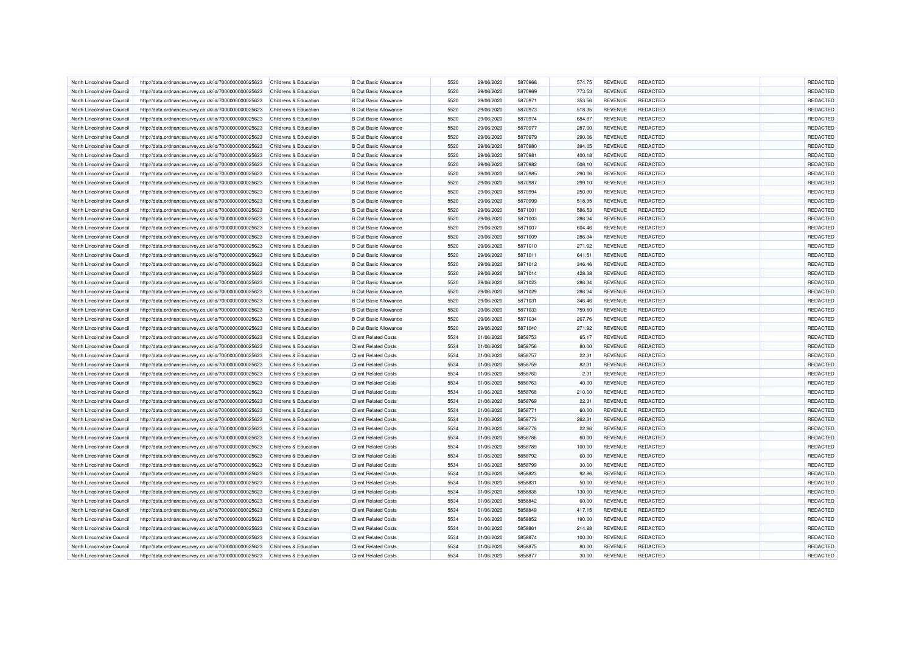| | | | | | | | | | | | |
|---|---|---|---|---|---|---|---|---|---|---|---|
| North Lincolnshire Council | http://data.ordnancesurvey.co.uk/id/7000000000025623 | Childrens & Education | B Out Basic Allowance | 5520 | 29/06/2020 | 5870968 | 574.75 | REVENUE | REDACTED | | REDACTED |
| North Lincolnshire Council | http://data.ordnancesurvey.co.uk/id/7000000000025623 | Childrens & Education | B Out Basic Allowance | 5520 | 29/06/2020 | 5870969 | 773.53 | REVENUE | REDACTED | | REDACTED |
| North Lincolnshire Council | http://data.ordnancesurvey.co.uk/id/7000000000025623 | Childrens & Education | B Out Basic Allowance | 5520 | 29/06/2020 | 5870971 | 353.56 | REVENUE | REDACTED | | REDACTED |
| North Lincolnshire Council | http://data.ordnancesurvey.co.uk/id/7000000000025623 | Childrens & Education | B Out Basic Allowance | 5520 | 29/06/2020 | 5870973 | 518.35 | REVENUE | REDACTED | | REDACTED |
| North Lincolnshire Council | http://data.ordnancesurvey.co.uk/id/7000000000025623 | Childrens & Education | B Out Basic Allowance | 5520 | 29/06/2020 | 5870974 | 684.87 | REVENUE | REDACTED | | REDACTED |
| North Lincolnshire Council | http://data.ordnancesurvey.co.uk/id/7000000000025623 | Childrens & Education | B Out Basic Allowance | 5520 | 29/06/2020 | 5870977 | 287.00 | REVENUE | REDACTED | | REDACTED |
| North Lincolnshire Council | http://data.ordnancesurvey.co.uk/id/7000000000025623 | Childrens & Education | B Out Basic Allowance | 5520 | 29/06/2020 | 5870979 | 290.06 | REVENUE | REDACTED | | REDACTED |
| North Lincolnshire Council | http://data.ordnancesurvey.co.uk/id/7000000000025623 | Childrens & Education | B Out Basic Allowance | 5520 | 29/06/2020 | 5870980 | 394.05 | REVENUE | REDACTED | | REDACTED |
| North Lincolnshire Council | http://data.ordnancesurvey.co.uk/id/7000000000025623 | Childrens & Education | B Out Basic Allowance | 5520 | 29/06/2020 | 5870981 | 400.18 | REVENUE | REDACTED | | REDACTED |
| North Lincolnshire Council | http://data.ordnancesurvey.co.uk/id/7000000000025623 | Childrens & Education | B Out Basic Allowance | 5520 | 29/06/2020 | 5870982 | 508.10 | REVENUE | REDACTED | | REDACTED |
| North Lincolnshire Council | http://data.ordnancesurvey.co.uk/id/7000000000025623 | Childrens & Education | B Out Basic Allowance | 5520 | 29/06/2020 | 5870985 | 290.06 | REVENUE | REDACTED | | REDACTED |
| North Lincolnshire Council | http://data.ordnancesurvey.co.uk/id/7000000000025623 | Childrens & Education | B Out Basic Allowance | 5520 | 29/06/2020 | 5870987 | 299.10 | REVENUE | REDACTED | | REDACTED |
| North Lincolnshire Council | http://data.ordnancesurvey.co.uk/id/7000000000025623 | Childrens & Education | B Out Basic Allowance | 5520 | 29/06/2020 | 5870994 | 250.30 | REVENUE | REDACTED | | REDACTED |
| North Lincolnshire Council | http://data.ordnancesurvey.co.uk/id/7000000000025623 | Childrens & Education | B Out Basic Allowance | 5520 | 29/06/2020 | 5870999 | 518.35 | REVENUE | REDACTED | | REDACTED |
| North Lincolnshire Council | http://data.ordnancesurvey.co.uk/id/7000000000025623 | Childrens & Education | B Out Basic Allowance | 5520 | 29/06/2020 | 5871001 | 586.53 | REVENUE | REDACTED | | REDACTED |
| North Lincolnshire Council | http://data.ordnancesurvey.co.uk/id/7000000000025623 | Childrens & Education | B Out Basic Allowance | 5520 | 29/06/2020 | 5871003 | 286.34 | REVENUE | REDACTED | | REDACTED |
| North Lincolnshire Council | http://data.ordnancesurvey.co.uk/id/7000000000025623 | Childrens & Education | B Out Basic Allowance | 5520 | 29/06/2020 | 5871007 | 604.46 | REVENUE | REDACTED | | REDACTED |
| North Lincolnshire Council | http://data.ordnancesurvey.co.uk/id/7000000000025623 | Childrens & Education | B Out Basic Allowance | 5520 | 29/06/2020 | 5871009 | 286.34 | REVENUE | REDACTED | | REDACTED |
| North Lincolnshire Council | http://data.ordnancesurvey.co.uk/id/7000000000025623 | Childrens & Education | B Out Basic Allowance | 5520 | 29/06/2020 | 5871010 | 271.92 | REVENUE | REDACTED | | REDACTED |
| North Lincolnshire Council | http://data.ordnancesurvey.co.uk/id/7000000000025623 | Childrens & Education | B Out Basic Allowance | 5520 | 29/06/2020 | 5871011 | 641.51 | REVENUE | REDACTED | | REDACTED |
| North Lincolnshire Council | http://data.ordnancesurvey.co.uk/id/7000000000025623 | Childrens & Education | B Out Basic Allowance | 5520 | 29/06/2020 | 5871012 | 346.46 | REVENUE | REDACTED | | REDACTED |
| North Lincolnshire Council | http://data.ordnancesurvey.co.uk/id/7000000000025623 | Childrens & Education | B Out Basic Allowance | 5520 | 29/06/2020 | 5871014 | 428.38 | REVENUE | REDACTED | | REDACTED |
| North Lincolnshire Council | http://data.ordnancesurvey.co.uk/id/7000000000025623 | Childrens & Education | B Out Basic Allowance | 5520 | 29/06/2020 | 5871023 | 286.34 | REVENUE | REDACTED | | REDACTED |
| North Lincolnshire Council | http://data.ordnancesurvey.co.uk/id/7000000000025623 | Childrens & Education | B Out Basic Allowance | 5520 | 29/06/2020 | 5871029 | 286.34 | REVENUE | REDACTED | | REDACTED |
| North Lincolnshire Council | http://data.ordnancesurvey.co.uk/id/7000000000025623 | Childrens & Education | B Out Basic Allowance | 5520 | 29/06/2020 | 5871031 | 346.46 | REVENUE | REDACTED | | REDACTED |
| North Lincolnshire Council | http://data.ordnancesurvey.co.uk/id/7000000000025623 | Childrens & Education | B Out Basic Allowance | 5520 | 29/06/2020 | 5871033 | 759.60 | REVENUE | REDACTED | | REDACTED |
| North Lincolnshire Council | http://data.ordnancesurvey.co.uk/id/7000000000025623 | Childrens & Education | B Out Basic Allowance | 5520 | 29/06/2020 | 5871034 | 267.76 | REVENUE | REDACTED | | REDACTED |
| North Lincolnshire Council | http://data.ordnancesurvey.co.uk/id/7000000000025623 | Childrens & Education | B Out Basic Allowance | 5520 | 29/06/2020 | 5871040 | 271.92 | REVENUE | REDACTED | | REDACTED |
| North Lincolnshire Council | http://data.ordnancesurvey.co.uk/id/7000000000025623 | Childrens & Education | Client Related Costs | 5534 | 01/06/2020 | 5858753 | 65.17 | REVENUE | REDACTED | | REDACTED |
| North Lincolnshire Council | http://data.ordnancesurvey.co.uk/id/7000000000025623 | Childrens & Education | Client Related Costs | 5534 | 01/06/2020 | 5858756 | 80.00 | REVENUE | REDACTED | | REDACTED |
| North Lincolnshire Council | http://data.ordnancesurvey.co.uk/id/7000000000025623 | Childrens & Education | Client Related Costs | 5534 | 01/06/2020 | 5858757 | 22.31 | REVENUE | REDACTED | | REDACTED |
| North Lincolnshire Council | http://data.ordnancesurvey.co.uk/id/7000000000025623 | Childrens & Education | Client Related Costs | 5534 | 01/06/2020 | 5858759 | 82.31 | REVENUE | REDACTED | | REDACTED |
| North Lincolnshire Council | http://data.ordnancesurvey.co.uk/id/7000000000025623 | Childrens & Education | Client Related Costs | 5534 | 01/06/2020 | 5858760 | 2.31 | REVENUE | REDACTED | | REDACTED |
| North Lincolnshire Council | http://data.ordnancesurvey.co.uk/id/7000000000025623 | Childrens & Education | Client Related Costs | 5534 | 01/06/2020 | 5858763 | 40.00 | REVENUE | REDACTED | | REDACTED |
| North Lincolnshire Council | http://data.ordnancesurvey.co.uk/id/7000000000025623 | Childrens & Education | Client Related Costs | 5534 | 01/06/2020 | 5858768 | 210.00 | REVENUE | REDACTED | | REDACTED |
| North Lincolnshire Council | http://data.ordnancesurvey.co.uk/id/7000000000025623 | Childrens & Education | Client Related Costs | 5534 | 01/06/2020 | 5858769 | 22.31 | REVENUE | REDACTED | | REDACTED |
| North Lincolnshire Council | http://data.ordnancesurvey.co.uk/id/7000000000025623 | Childrens & Education | Client Related Costs | 5534 | 01/06/2020 | 5858771 | 60.00 | REVENUE | REDACTED | | REDACTED |
| North Lincolnshire Council | http://data.ordnancesurvey.co.uk/id/7000000000025623 | Childrens & Education | Client Related Costs | 5534 | 01/06/2020 | 5858773 | 262.31 | REVENUE | REDACTED | | REDACTED |
| North Lincolnshire Council | http://data.ordnancesurvey.co.uk/id/7000000000025623 | Childrens & Education | Client Related Costs | 5534 | 01/06/2020 | 5858778 | 22.86 | REVENUE | REDACTED | | REDACTED |
| North Lincolnshire Council | http://data.ordnancesurvey.co.uk/id/7000000000025623 | Childrens & Education | Client Related Costs | 5534 | 01/06/2020 | 5858786 | 60.00 | REVENUE | REDACTED | | REDACTED |
| North Lincolnshire Council | http://data.ordnancesurvey.co.uk/id/7000000000025623 | Childrens & Education | Client Related Costs | 5534 | 01/06/2020 | 5858789 | 100.00 | REVENUE | REDACTED | | REDACTED |
| North Lincolnshire Council | http://data.ordnancesurvey.co.uk/id/7000000000025623 | Childrens & Education | Client Related Costs | 5534 | 01/06/2020 | 5858792 | 60.00 | REVENUE | REDACTED | | REDACTED |
| North Lincolnshire Council | http://data.ordnancesurvey.co.uk/id/7000000000025623 | Childrens & Education | Client Related Costs | 5534 | 01/06/2020 | 5858799 | 30.00 | REVENUE | REDACTED | | REDACTED |
| North Lincolnshire Council | http://data.ordnancesurvey.co.uk/id/7000000000025623 | Childrens & Education | Client Related Costs | 5534 | 01/06/2020 | 5858823 | 92.86 | REVENUE | REDACTED | | REDACTED |
| North Lincolnshire Council | http://data.ordnancesurvey.co.uk/id/7000000000025623 | Childrens & Education | Client Related Costs | 5534 | 01/06/2020 | 5858831 | 50.00 | REVENUE | REDACTED | | REDACTED |
| North Lincolnshire Council | http://data.ordnancesurvey.co.uk/id/7000000000025623 | Childrens & Education | Client Related Costs | 5534 | 01/06/2020 | 5858838 | 130.00 | REVENUE | REDACTED | | REDACTED |
| North Lincolnshire Council | http://data.ordnancesurvey.co.uk/id/7000000000025623 | Childrens & Education | Client Related Costs | 5534 | 01/06/2020 | 5858842 | 60.00 | REVENUE | REDACTED | | REDACTED |
| North Lincolnshire Council | http://data.ordnancesurvey.co.uk/id/7000000000025623 | Childrens & Education | Client Related Costs | 5534 | 01/06/2020 | 5858849 | 417.15 | REVENUE | REDACTED | | REDACTED |
| North Lincolnshire Council | http://data.ordnancesurvey.co.uk/id/7000000000025623 | Childrens & Education | Client Related Costs | 5534 | 01/06/2020 | 5858852 | 190.00 | REVENUE | REDACTED | | REDACTED |
| North Lincolnshire Council | http://data.ordnancesurvey.co.uk/id/7000000000025623 | Childrens & Education | Client Related Costs | 5534 | 01/06/2020 | 5858861 | 214.28 | REVENUE | REDACTED | | REDACTED |
| North Lincolnshire Council | http://data.ordnancesurvey.co.uk/id/7000000000025623 | Childrens & Education | Client Related Costs | 5534 | 01/06/2020 | 5858874 | 100.00 | REVENUE | REDACTED | | REDACTED |
| North Lincolnshire Council | http://data.ordnancesurvey.co.uk/id/7000000000025623 | Childrens & Education | Client Related Costs | 5534 | 01/06/2020 | 5858875 | 80.00 | REVENUE | REDACTED | | REDACTED |
| North Lincolnshire Council | http://data.ordnancesurvey.co.uk/id/7000000000025623 | Childrens & Education | Client Related Costs | 5534 | 01/06/2020 | 5858877 | 30.00 | REVENUE | REDACTED | | REDACTED |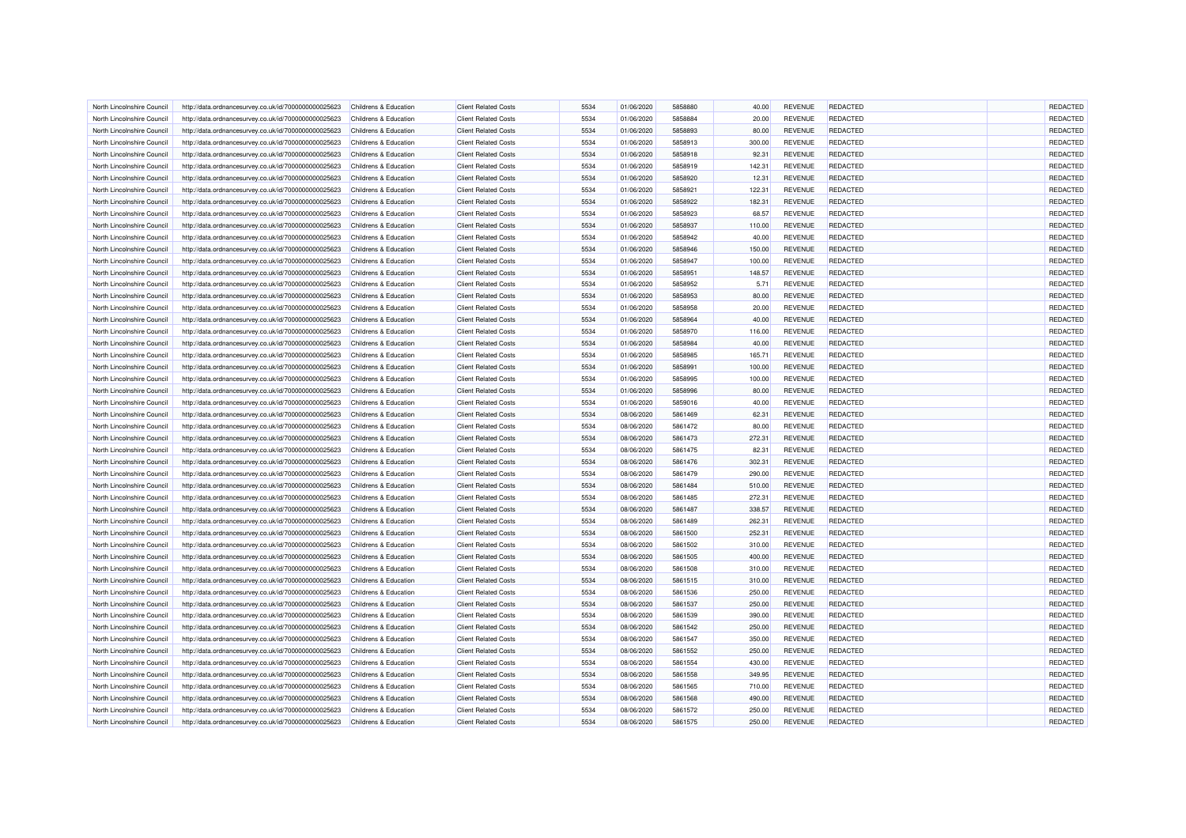| | | | | | | | | | | | |
|---|---|---|---|---|---|---|---|---|---|---|---|
| North Lincolnshire Council | http://data.ordnancesurvey.co.uk/id/7000000000025623 | Childrens & Education | Client Related Costs | 5534 | 01/06/2020 | 5858880 | 40.00 | REVENUE | REDACTED | | REDACTED |
| North Lincolnshire Council | http://data.ordnancesurvey.co.uk/id/7000000000025623 | Childrens & Education | Client Related Costs | 5534 | 01/06/2020 | 5858884 | 20.00 | REVENUE | REDACTED | | REDACTED |
| North Lincolnshire Council | http://data.ordnancesurvey.co.uk/id/7000000000025623 | Childrens & Education | Client Related Costs | 5534 | 01/06/2020 | 5858893 | 80.00 | REVENUE | REDACTED | | REDACTED |
| North Lincolnshire Council | http://data.ordnancesurvey.co.uk/id/7000000000025623 | Childrens & Education | Client Related Costs | 5534 | 01/06/2020 | 5858913 | 300.00 | REVENUE | REDACTED | | REDACTED |
| North Lincolnshire Council | http://data.ordnancesurvey.co.uk/id/7000000000025623 | Childrens & Education | Client Related Costs | 5534 | 01/06/2020 | 5858918 | 92.31 | REVENUE | REDACTED | | REDACTED |
| North Lincolnshire Council | http://data.ordnancesurvey.co.uk/id/7000000000025623 | Childrens & Education | Client Related Costs | 5534 | 01/06/2020 | 5858919 | 142.31 | REVENUE | REDACTED | | REDACTED |
| North Lincolnshire Council | http://data.ordnancesurvey.co.uk/id/7000000000025623 | Childrens & Education | Client Related Costs | 5534 | 01/06/2020 | 5858920 | 12.31 | REVENUE | REDACTED | | REDACTED |
| North Lincolnshire Council | http://data.ordnancesurvey.co.uk/id/7000000000025623 | Childrens & Education | Client Related Costs | 5534 | 01/06/2020 | 5858921 | 122.31 | REVENUE | REDACTED | | REDACTED |
| North Lincolnshire Council | http://data.ordnancesurvey.co.uk/id/7000000000025623 | Childrens & Education | Client Related Costs | 5534 | 01/06/2020 | 5858922 | 182.31 | REVENUE | REDACTED | | REDACTED |
| North Lincolnshire Council | http://data.ordnancesurvey.co.uk/id/7000000000025623 | Childrens & Education | Client Related Costs | 5534 | 01/06/2020 | 5858923 | 68.57 | REVENUE | REDACTED | | REDACTED |
| North Lincolnshire Council | http://data.ordnancesurvey.co.uk/id/7000000000025623 | Childrens & Education | Client Related Costs | 5534 | 01/06/2020 | 5858937 | 110.00 | REVENUE | REDACTED | | REDACTED |
| North Lincolnshire Council | http://data.ordnancesurvey.co.uk/id/7000000000025623 | Childrens & Education | Client Related Costs | 5534 | 01/06/2020 | 5858942 | 40.00 | REVENUE | REDACTED | | REDACTED |
| North Lincolnshire Council | http://data.ordnancesurvey.co.uk/id/7000000000025623 | Childrens & Education | Client Related Costs | 5534 | 01/06/2020 | 5858946 | 150.00 | REVENUE | REDACTED | | REDACTED |
| North Lincolnshire Council | http://data.ordnancesurvey.co.uk/id/7000000000025623 | Childrens & Education | Client Related Costs | 5534 | 01/06/2020 | 5858947 | 100.00 | REVENUE | REDACTED | | REDACTED |
| North Lincolnshire Council | http://data.ordnancesurvey.co.uk/id/7000000000025623 | Childrens & Education | Client Related Costs | 5534 | 01/06/2020 | 5858951 | 148.57 | REVENUE | REDACTED | | REDACTED |
| North Lincolnshire Council | http://data.ordnancesurvey.co.uk/id/7000000000025623 | Childrens & Education | Client Related Costs | 5534 | 01/06/2020 | 5858952 | 5.71 | REVENUE | REDACTED | | REDACTED |
| North Lincolnshire Council | http://data.ordnancesurvey.co.uk/id/7000000000025623 | Childrens & Education | Client Related Costs | 5534 | 01/06/2020 | 5858953 | 80.00 | REVENUE | REDACTED | | REDACTED |
| North Lincolnshire Council | http://data.ordnancesurvey.co.uk/id/7000000000025623 | Childrens & Education | Client Related Costs | 5534 | 01/06/2020 | 5858958 | 20.00 | REVENUE | REDACTED | | REDACTED |
| North Lincolnshire Council | http://data.ordnancesurvey.co.uk/id/7000000000025623 | Childrens & Education | Client Related Costs | 5534 | 01/06/2020 | 5858964 | 40.00 | REVENUE | REDACTED | | REDACTED |
| North Lincolnshire Council | http://data.ordnancesurvey.co.uk/id/7000000000025623 | Childrens & Education | Client Related Costs | 5534 | 01/06/2020 | 5858970 | 116.00 | REVENUE | REDACTED | | REDACTED |
| North Lincolnshire Council | http://data.ordnancesurvey.co.uk/id/7000000000025623 | Childrens & Education | Client Related Costs | 5534 | 01/06/2020 | 5858984 | 40.00 | REVENUE | REDACTED | | REDACTED |
| North Lincolnshire Council | http://data.ordnancesurvey.co.uk/id/7000000000025623 | Childrens & Education | Client Related Costs | 5534 | 01/06/2020 | 5858985 | 165.71 | REVENUE | REDACTED | | REDACTED |
| North Lincolnshire Council | http://data.ordnancesurvey.co.uk/id/7000000000025623 | Childrens & Education | Client Related Costs | 5534 | 01/06/2020 | 5858991 | 100.00 | REVENUE | REDACTED | | REDACTED |
| North Lincolnshire Council | http://data.ordnancesurvey.co.uk/id/7000000000025623 | Childrens & Education | Client Related Costs | 5534 | 01/06/2020 | 5858995 | 100.00 | REVENUE | REDACTED | | REDACTED |
| North Lincolnshire Council | http://data.ordnancesurvey.co.uk/id/7000000000025623 | Childrens & Education | Client Related Costs | 5534 | 01/06/2020 | 5858996 | 80.00 | REVENUE | REDACTED | | REDACTED |
| North Lincolnshire Council | http://data.ordnancesurvey.co.uk/id/7000000000025623 | Childrens & Education | Client Related Costs | 5534 | 01/06/2020 | 5859016 | 40.00 | REVENUE | REDACTED | | REDACTED |
| North Lincolnshire Council | http://data.ordnancesurvey.co.uk/id/7000000000025623 | Childrens & Education | Client Related Costs | 5534 | 08/06/2020 | 5861469 | 62.31 | REVENUE | REDACTED | | REDACTED |
| North Lincolnshire Council | http://data.ordnancesurvey.co.uk/id/7000000000025623 | Childrens & Education | Client Related Costs | 5534 | 08/06/2020 | 5861472 | 80.00 | REVENUE | REDACTED | | REDACTED |
| North Lincolnshire Council | http://data.ordnancesurvey.co.uk/id/7000000000025623 | Childrens & Education | Client Related Costs | 5534 | 08/06/2020 | 5861473 | 272.31 | REVENUE | REDACTED | | REDACTED |
| North Lincolnshire Council | http://data.ordnancesurvey.co.uk/id/7000000000025623 | Childrens & Education | Client Related Costs | 5534 | 08/06/2020 | 5861475 | 82.31 | REVENUE | REDACTED | | REDACTED |
| North Lincolnshire Council | http://data.ordnancesurvey.co.uk/id/7000000000025623 | Childrens & Education | Client Related Costs | 5534 | 08/06/2020 | 5861476 | 302.31 | REVENUE | REDACTED | | REDACTED |
| North Lincolnshire Council | http://data.ordnancesurvey.co.uk/id/7000000000025623 | Childrens & Education | Client Related Costs | 5534 | 08/06/2020 | 5861479 | 290.00 | REVENUE | REDACTED | | REDACTED |
| North Lincolnshire Council | http://data.ordnancesurvey.co.uk/id/7000000000025623 | Childrens & Education | Client Related Costs | 5534 | 08/06/2020 | 5861484 | 510.00 | REVENUE | REDACTED | | REDACTED |
| North Lincolnshire Council | http://data.ordnancesurvey.co.uk/id/7000000000025623 | Childrens & Education | Client Related Costs | 5534 | 08/06/2020 | 5861485 | 272.31 | REVENUE | REDACTED | | REDACTED |
| North Lincolnshire Council | http://data.ordnancesurvey.co.uk/id/7000000000025623 | Childrens & Education | Client Related Costs | 5534 | 08/06/2020 | 5861487 | 338.57 | REVENUE | REDACTED | | REDACTED |
| North Lincolnshire Council | http://data.ordnancesurvey.co.uk/id/7000000000025623 | Childrens & Education | Client Related Costs | 5534 | 08/06/2020 | 5861489 | 262.31 | REVENUE | REDACTED | | REDACTED |
| North Lincolnshire Council | http://data.ordnancesurvey.co.uk/id/7000000000025623 | Childrens & Education | Client Related Costs | 5534 | 08/06/2020 | 5861500 | 252.31 | REVENUE | REDACTED | | REDACTED |
| North Lincolnshire Council | http://data.ordnancesurvey.co.uk/id/7000000000025623 | Childrens & Education | Client Related Costs | 5534 | 08/06/2020 | 5861502 | 310.00 | REVENUE | REDACTED | | REDACTED |
| North Lincolnshire Council | http://data.ordnancesurvey.co.uk/id/7000000000025623 | Childrens & Education | Client Related Costs | 5534 | 08/06/2020 | 5861505 | 400.00 | REVENUE | REDACTED | | REDACTED |
| North Lincolnshire Council | http://data.ordnancesurvey.co.uk/id/7000000000025623 | Childrens & Education | Client Related Costs | 5534 | 08/06/2020 | 5861508 | 310.00 | REVENUE | REDACTED | | REDACTED |
| North Lincolnshire Council | http://data.ordnancesurvey.co.uk/id/7000000000025623 | Childrens & Education | Client Related Costs | 5534 | 08/06/2020 | 5861515 | 310.00 | REVENUE | REDACTED | | REDACTED |
| North Lincolnshire Council | http://data.ordnancesurvey.co.uk/id/7000000000025623 | Childrens & Education | Client Related Costs | 5534 | 08/06/2020 | 5861536 | 250.00 | REVENUE | REDACTED | | REDACTED |
| North Lincolnshire Council | http://data.ordnancesurvey.co.uk/id/7000000000025623 | Childrens & Education | Client Related Costs | 5534 | 08/06/2020 | 5861537 | 250.00 | REVENUE | REDACTED | | REDACTED |
| North Lincolnshire Council | http://data.ordnancesurvey.co.uk/id/7000000000025623 | Childrens & Education | Client Related Costs | 5534 | 08/06/2020 | 5861539 | 390.00 | REVENUE | REDACTED | | REDACTED |
| North Lincolnshire Council | http://data.ordnancesurvey.co.uk/id/7000000000025623 | Childrens & Education | Client Related Costs | 5534 | 08/06/2020 | 5861542 | 250.00 | REVENUE | REDACTED | | REDACTED |
| North Lincolnshire Council | http://data.ordnancesurvey.co.uk/id/7000000000025623 | Childrens & Education | Client Related Costs | 5534 | 08/06/2020 | 5861547 | 350.00 | REVENUE | REDACTED | | REDACTED |
| North Lincolnshire Council | http://data.ordnancesurvey.co.uk/id/7000000000025623 | Childrens & Education | Client Related Costs | 5534 | 08/06/2020 | 5861552 | 250.00 | REVENUE | REDACTED | | REDACTED |
| North Lincolnshire Council | http://data.ordnancesurvey.co.uk/id/7000000000025623 | Childrens & Education | Client Related Costs | 5534 | 08/06/2020 | 5861554 | 430.00 | REVENUE | REDACTED | | REDACTED |
| North Lincolnshire Council | http://data.ordnancesurvey.co.uk/id/7000000000025623 | Childrens & Education | Client Related Costs | 5534 | 08/06/2020 | 5861558 | 349.95 | REVENUE | REDACTED | | REDACTED |
| North Lincolnshire Council | http://data.ordnancesurvey.co.uk/id/7000000000025623 | Childrens & Education | Client Related Costs | 5534 | 08/06/2020 | 5861565 | 710.00 | REVENUE | REDACTED | | REDACTED |
| North Lincolnshire Council | http://data.ordnancesurvey.co.uk/id/7000000000025623 | Childrens & Education | Client Related Costs | 5534 | 08/06/2020 | 5861568 | 490.00 | REVENUE | REDACTED | | REDACTED |
| North Lincolnshire Council | http://data.ordnancesurvey.co.uk/id/7000000000025623 | Childrens & Education | Client Related Costs | 5534 | 08/06/2020 | 5861572 | 250.00 | REVENUE | REDACTED | | REDACTED |
| North Lincolnshire Council | http://data.ordnancesurvey.co.uk/id/7000000000025623 | Childrens & Education | Client Related Costs | 5534 | 08/06/2020 | 5861575 | 250.00 | REVENUE | REDACTED | | REDACTED |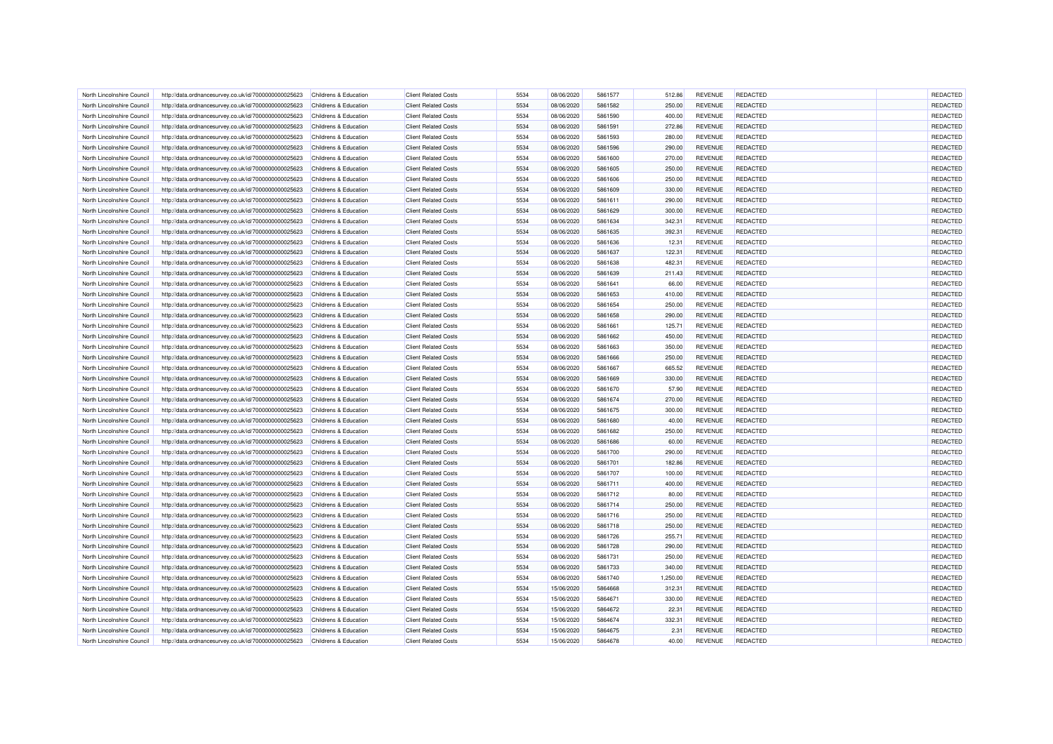| | | | | | | | | | | | |
|---|---|---|---|---|---|---|---|---|---|---|---|
| North Lincolnshire Council | http://data.ordnancesurvey.co.uk/id/7000000000025623 | Childrens & Education | Client Related Costs | 5534 | 08/06/2020 | 5861577 | 512.86 | REVENUE | REDACTED | | REDACTED |
| North Lincolnshire Council | http://data.ordnancesurvey.co.uk/id/7000000000025623 | Childrens & Education | Client Related Costs | 5534 | 08/06/2020 | 5861582 | 250.00 | REVENUE | REDACTED | | REDACTED |
| North Lincolnshire Council | http://data.ordnancesurvey.co.uk/id/7000000000025623 | Childrens & Education | Client Related Costs | 5534 | 08/06/2020 | 5861590 | 400.00 | REVENUE | REDACTED | | REDACTED |
| North Lincolnshire Council | http://data.ordnancesurvey.co.uk/id/7000000000025623 | Childrens & Education | Client Related Costs | 5534 | 08/06/2020 | 5861591 | 272.86 | REVENUE | REDACTED | | REDACTED |
| North Lincolnshire Council | http://data.ordnancesurvey.co.uk/id/7000000000025623 | Childrens & Education | Client Related Costs | 5534 | 08/06/2020 | 5861593 | 280.00 | REVENUE | REDACTED | | REDACTED |
| North Lincolnshire Council | http://data.ordnancesurvey.co.uk/id/7000000000025623 | Childrens & Education | Client Related Costs | 5534 | 08/06/2020 | 5861596 | 290.00 | REVENUE | REDACTED | | REDACTED |
| North Lincolnshire Council | http://data.ordnancesurvey.co.uk/id/7000000000025623 | Childrens & Education | Client Related Costs | 5534 | 08/06/2020 | 5861600 | 270.00 | REVENUE | REDACTED | | REDACTED |
| North Lincolnshire Council | http://data.ordnancesurvey.co.uk/id/7000000000025623 | Childrens & Education | Client Related Costs | 5534 | 08/06/2020 | 5861605 | 250.00 | REVENUE | REDACTED | | REDACTED |
| North Lincolnshire Council | http://data.ordnancesurvey.co.uk/id/7000000000025623 | Childrens & Education | Client Related Costs | 5534 | 08/06/2020 | 5861606 | 250.00 | REVENUE | REDACTED | | REDACTED |
| North Lincolnshire Council | http://data.ordnancesurvey.co.uk/id/7000000000025623 | Childrens & Education | Client Related Costs | 5534 | 08/06/2020 | 5861609 | 330.00 | REVENUE | REDACTED | | REDACTED |
| North Lincolnshire Council | http://data.ordnancesurvey.co.uk/id/7000000000025623 | Childrens & Education | Client Related Costs | 5534 | 08/06/2020 | 5861611 | 290.00 | REVENUE | REDACTED | | REDACTED |
| North Lincolnshire Council | http://data.ordnancesurvey.co.uk/id/7000000000025623 | Childrens & Education | Client Related Costs | 5534 | 08/06/2020 | 5861629 | 300.00 | REVENUE | REDACTED | | REDACTED |
| North Lincolnshire Council | http://data.ordnancesurvey.co.uk/id/7000000000025623 | Childrens & Education | Client Related Costs | 5534 | 08/06/2020 | 5861634 | 342.31 | REVENUE | REDACTED | | REDACTED |
| North Lincolnshire Council | http://data.ordnancesurvey.co.uk/id/7000000000025623 | Childrens & Education | Client Related Costs | 5534 | 08/06/2020 | 5861635 | 392.31 | REVENUE | REDACTED | | REDACTED |
| North Lincolnshire Council | http://data.ordnancesurvey.co.uk/id/7000000000025623 | Childrens & Education | Client Related Costs | 5534 | 08/06/2020 | 5861636 | 12.31 | REVENUE | REDACTED | | REDACTED |
| North Lincolnshire Council | http://data.ordnancesurvey.co.uk/id/7000000000025623 | Childrens & Education | Client Related Costs | 5534 | 08/06/2020 | 5861637 | 122.31 | REVENUE | REDACTED | | REDACTED |
| North Lincolnshire Council | http://data.ordnancesurvey.co.uk/id/7000000000025623 | Childrens & Education | Client Related Costs | 5534 | 08/06/2020 | 5861638 | 482.31 | REVENUE | REDACTED | | REDACTED |
| North Lincolnshire Council | http://data.ordnancesurvey.co.uk/id/7000000000025623 | Childrens & Education | Client Related Costs | 5534 | 08/06/2020 | 5861639 | 211.43 | REVENUE | REDACTED | | REDACTED |
| North Lincolnshire Council | http://data.ordnancesurvey.co.uk/id/7000000000025623 | Childrens & Education | Client Related Costs | 5534 | 08/06/2020 | 5861641 | 66.00 | REVENUE | REDACTED | | REDACTED |
| North Lincolnshire Council | http://data.ordnancesurvey.co.uk/id/7000000000025623 | Childrens & Education | Client Related Costs | 5534 | 08/06/2020 | 5861653 | 410.00 | REVENUE | REDACTED | | REDACTED |
| North Lincolnshire Council | http://data.ordnancesurvey.co.uk/id/7000000000025623 | Childrens & Education | Client Related Costs | 5534 | 08/06/2020 | 5861654 | 250.00 | REVENUE | REDACTED | | REDACTED |
| North Lincolnshire Council | http://data.ordnancesurvey.co.uk/id/7000000000025623 | Childrens & Education | Client Related Costs | 5534 | 08/06/2020 | 5861658 | 290.00 | REVENUE | REDACTED | | REDACTED |
| North Lincolnshire Council | http://data.ordnancesurvey.co.uk/id/7000000000025623 | Childrens & Education | Client Related Costs | 5534 | 08/06/2020 | 5861661 | 125.71 | REVENUE | REDACTED | | REDACTED |
| North Lincolnshire Council | http://data.ordnancesurvey.co.uk/id/7000000000025623 | Childrens & Education | Client Related Costs | 5534 | 08/06/2020 | 5861662 | 450.00 | REVENUE | REDACTED | | REDACTED |
| North Lincolnshire Council | http://data.ordnancesurvey.co.uk/id/7000000000025623 | Childrens & Education | Client Related Costs | 5534 | 08/06/2020 | 5861663 | 350.00 | REVENUE | REDACTED | | REDACTED |
| North Lincolnshire Council | http://data.ordnancesurvey.co.uk/id/7000000000025623 | Childrens & Education | Client Related Costs | 5534 | 08/06/2020 | 5861666 | 250.00 | REVENUE | REDACTED | | REDACTED |
| North Lincolnshire Council | http://data.ordnancesurvey.co.uk/id/7000000000025623 | Childrens & Education | Client Related Costs | 5534 | 08/06/2020 | 5861667 | 665.52 | REVENUE | REDACTED | | REDACTED |
| North Lincolnshire Council | http://data.ordnancesurvey.co.uk/id/7000000000025623 | Childrens & Education | Client Related Costs | 5534 | 08/06/2020 | 5861669 | 330.00 | REVENUE | REDACTED | | REDACTED |
| North Lincolnshire Council | http://data.ordnancesurvey.co.uk/id/7000000000025623 | Childrens & Education | Client Related Costs | 5534 | 08/06/2020 | 5861670 | 57.90 | REVENUE | REDACTED | | REDACTED |
| North Lincolnshire Council | http://data.ordnancesurvey.co.uk/id/7000000000025623 | Childrens & Education | Client Related Costs | 5534 | 08/06/2020 | 5861674 | 270.00 | REVENUE | REDACTED | | REDACTED |
| North Lincolnshire Council | http://data.ordnancesurvey.co.uk/id/7000000000025623 | Childrens & Education | Client Related Costs | 5534 | 08/06/2020 | 5861675 | 300.00 | REVENUE | REDACTED | | REDACTED |
| North Lincolnshire Council | http://data.ordnancesurvey.co.uk/id/7000000000025623 | Childrens & Education | Client Related Costs | 5534 | 08/06/2020 | 5861680 | 40.00 | REVENUE | REDACTED | | REDACTED |
| North Lincolnshire Council | http://data.ordnancesurvey.co.uk/id/7000000000025623 | Childrens & Education | Client Related Costs | 5534 | 08/06/2020 | 5861682 | 250.00 | REVENUE | REDACTED | | REDACTED |
| North Lincolnshire Council | http://data.ordnancesurvey.co.uk/id/7000000000025623 | Childrens & Education | Client Related Costs | 5534 | 08/06/2020 | 5861686 | 60.00 | REVENUE | REDACTED | | REDACTED |
| North Lincolnshire Council | http://data.ordnancesurvey.co.uk/id/7000000000025623 | Childrens & Education | Client Related Costs | 5534 | 08/06/2020 | 5861700 | 290.00 | REVENUE | REDACTED | | REDACTED |
| North Lincolnshire Council | http://data.ordnancesurvey.co.uk/id/7000000000025623 | Childrens & Education | Client Related Costs | 5534 | 08/06/2020 | 5861701 | 182.86 | REVENUE | REDACTED | | REDACTED |
| North Lincolnshire Council | http://data.ordnancesurvey.co.uk/id/7000000000025623 | Childrens & Education | Client Related Costs | 5534 | 08/06/2020 | 5861707 | 100.00 | REVENUE | REDACTED | | REDACTED |
| North Lincolnshire Council | http://data.ordnancesurvey.co.uk/id/7000000000025623 | Childrens & Education | Client Related Costs | 5534 | 08/06/2020 | 5861711 | 400.00 | REVENUE | REDACTED | | REDACTED |
| North Lincolnshire Council | http://data.ordnancesurvey.co.uk/id/7000000000025623 | Childrens & Education | Client Related Costs | 5534 | 08/06/2020 | 5861712 | 80.00 | REVENUE | REDACTED | | REDACTED |
| North Lincolnshire Council | http://data.ordnancesurvey.co.uk/id/7000000000025623 | Childrens & Education | Client Related Costs | 5534 | 08/06/2020 | 5861714 | 250.00 | REVENUE | REDACTED | | REDACTED |
| North Lincolnshire Council | http://data.ordnancesurvey.co.uk/id/7000000000025623 | Childrens & Education | Client Related Costs | 5534 | 08/06/2020 | 5861716 | 250.00 | REVENUE | REDACTED | | REDACTED |
| North Lincolnshire Council | http://data.ordnancesurvey.co.uk/id/7000000000025623 | Childrens & Education | Client Related Costs | 5534 | 08/06/2020 | 5861718 | 250.00 | REVENUE | REDACTED | | REDACTED |
| North Lincolnshire Council | http://data.ordnancesurvey.co.uk/id/7000000000025623 | Childrens & Education | Client Related Costs | 5534 | 08/06/2020 | 5861726 | 255.71 | REVENUE | REDACTED | | REDACTED |
| North Lincolnshire Council | http://data.ordnancesurvey.co.uk/id/7000000000025623 | Childrens & Education | Client Related Costs | 5534 | 08/06/2020 | 5861728 | 290.00 | REVENUE | REDACTED | | REDACTED |
| North Lincolnshire Council | http://data.ordnancesurvey.co.uk/id/7000000000025623 | Childrens & Education | Client Related Costs | 5534 | 08/06/2020 | 5861731 | 250.00 | REVENUE | REDACTED | | REDACTED |
| North Lincolnshire Council | http://data.ordnancesurvey.co.uk/id/7000000000025623 | Childrens & Education | Client Related Costs | 5534 | 08/06/2020 | 5861733 | 340.00 | REVENUE | REDACTED | | REDACTED |
| North Lincolnshire Council | http://data.ordnancesurvey.co.uk/id/7000000000025623 | Childrens & Education | Client Related Costs | 5534 | 08/06/2020 | 5861740 | 1,250.00 | REVENUE | REDACTED | | REDACTED |
| North Lincolnshire Council | http://data.ordnancesurvey.co.uk/id/7000000000025623 | Childrens & Education | Client Related Costs | 5534 | 15/06/2020 | 5864668 | 312.31 | REVENUE | REDACTED | | REDACTED |
| North Lincolnshire Council | http://data.ordnancesurvey.co.uk/id/7000000000025623 | Childrens & Education | Client Related Costs | 5534 | 15/06/2020 | 5864671 | 330.00 | REVENUE | REDACTED | | REDACTED |
| North Lincolnshire Council | http://data.ordnancesurvey.co.uk/id/7000000000025623 | Childrens & Education | Client Related Costs | 5534 | 15/06/2020 | 5864672 | 22.31 | REVENUE | REDACTED | | REDACTED |
| North Lincolnshire Council | http://data.ordnancesurvey.co.uk/id/7000000000025623 | Childrens & Education | Client Related Costs | 5534 | 15/06/2020 | 5864674 | 332.31 | REVENUE | REDACTED | | REDACTED |
| North Lincolnshire Council | http://data.ordnancesurvey.co.uk/id/7000000000025623 | Childrens & Education | Client Related Costs | 5534 | 15/06/2020 | 5864675 | 2.31 | REVENUE | REDACTED | | REDACTED |
| North Lincolnshire Council | http://data.ordnancesurvey.co.uk/id/7000000000025623 | Childrens & Education | Client Related Costs | 5534 | 15/06/2020 | 5864678 | 40.00 | REVENUE | REDACTED | | REDACTED |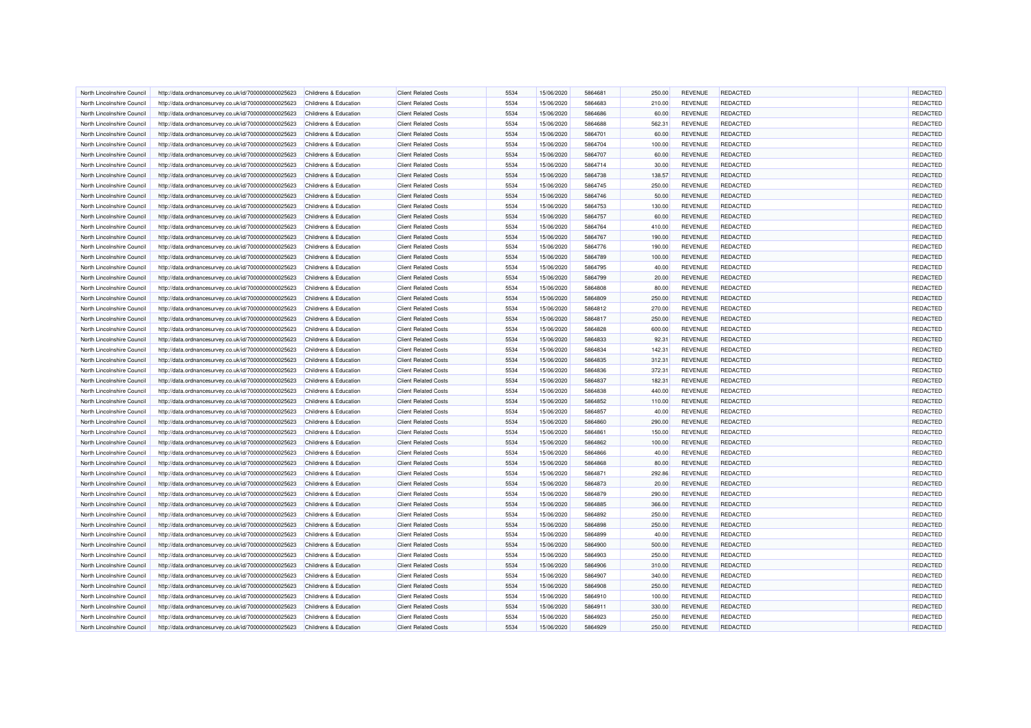| North Lincolnshire Council | http://data.ordnancesurvey.co.uk/id/7000000000025623 | Childrens & Education | Client Related Costs | 5534 | 15/06/2020 | 5864681 | 250.00 | REVENUE | REDACTED | | REDACTED |
|---|---|---|---|---|---|---|---|---|---|---|---|
| North Lincolnshire Council | http://data.ordnancesurvey.co.uk/id/7000000000025623 | Childrens & Education | Client Related Costs | 5534 | 15/06/2020 | 5864683 | 210.00 | REVENUE | REDACTED | | REDACTED |
| North Lincolnshire Council | http://data.ordnancesurvey.co.uk/id/7000000000025623 | Childrens & Education | Client Related Costs | 5534 | 15/06/2020 | 5864686 | 60.00 | REVENUE | REDACTED | | REDACTED |
| North Lincolnshire Council | http://data.ordnancesurvey.co.uk/id/7000000000025623 | Childrens & Education | Client Related Costs | 5534 | 15/06/2020 | 5864688 | 562.31 | REVENUE | REDACTED | | REDACTED |
| North Lincolnshire Council | http://data.ordnancesurvey.co.uk/id/7000000000025623 | Childrens & Education | Client Related Costs | 5534 | 15/06/2020 | 5864701 | 60.00 | REVENUE | REDACTED | | REDACTED |
| North Lincolnshire Council | http://data.ordnancesurvey.co.uk/id/7000000000025623 | Childrens & Education | Client Related Costs | 5534 | 15/06/2020 | 5864704 | 100.00 | REVENUE | REDACTED | | REDACTED |
| North Lincolnshire Council | http://data.ordnancesurvey.co.uk/id/7000000000025623 | Childrens & Education | Client Related Costs | 5534 | 15/06/2020 | 5864707 | 60.00 | REVENUE | REDACTED | | REDACTED |
| North Lincolnshire Council | http://data.ordnancesurvey.co.uk/id/7000000000025623 | Childrens & Education | Client Related Costs | 5534 | 15/06/2020 | 5864714 | 30.00 | REVENUE | REDACTED | | REDACTED |
| North Lincolnshire Council | http://data.ordnancesurvey.co.uk/id/7000000000025623 | Childrens & Education | Client Related Costs | 5534 | 15/06/2020 | 5864738 | 138.57 | REVENUE | REDACTED | | REDACTED |
| North Lincolnshire Council | http://data.ordnancesurvey.co.uk/id/7000000000025623 | Childrens & Education | Client Related Costs | 5534 | 15/06/2020 | 5864745 | 250.00 | REVENUE | REDACTED | | REDACTED |
| North Lincolnshire Council | http://data.ordnancesurvey.co.uk/id/7000000000025623 | Childrens & Education | Client Related Costs | 5534 | 15/06/2020 | 5864746 | 50.00 | REVENUE | REDACTED | | REDACTED |
| North Lincolnshire Council | http://data.ordnancesurvey.co.uk/id/7000000000025623 | Childrens & Education | Client Related Costs | 5534 | 15/06/2020 | 5864753 | 130.00 | REVENUE | REDACTED | | REDACTED |
| North Lincolnshire Council | http://data.ordnancesurvey.co.uk/id/7000000000025623 | Childrens & Education | Client Related Costs | 5534 | 15/06/2020 | 5864757 | 60.00 | REVENUE | REDACTED | | REDACTED |
| North Lincolnshire Council | http://data.ordnancesurvey.co.uk/id/7000000000025623 | Childrens & Education | Client Related Costs | 5534 | 15/06/2020 | 5864764 | 410.00 | REVENUE | REDACTED | | REDACTED |
| North Lincolnshire Council | http://data.ordnancesurvey.co.uk/id/7000000000025623 | Childrens & Education | Client Related Costs | 5534 | 15/06/2020 | 5864767 | 190.00 | REVENUE | REDACTED | | REDACTED |
| North Lincolnshire Council | http://data.ordnancesurvey.co.uk/id/7000000000025623 | Childrens & Education | Client Related Costs | 5534 | 15/06/2020 | 5864776 | 190.00 | REVENUE | REDACTED | | REDACTED |
| North Lincolnshire Council | http://data.ordnancesurvey.co.uk/id/7000000000025623 | Childrens & Education | Client Related Costs | 5534 | 15/06/2020 | 5864789 | 100.00 | REVENUE | REDACTED | | REDACTED |
| North Lincolnshire Council | http://data.ordnancesurvey.co.uk/id/7000000000025623 | Childrens & Education | Client Related Costs | 5534 | 15/06/2020 | 5864795 | 40.00 | REVENUE | REDACTED | | REDACTED |
| North Lincolnshire Council | http://data.ordnancesurvey.co.uk/id/7000000000025623 | Childrens & Education | Client Related Costs | 5534 | 15/06/2020 | 5864799 | 20.00 | REVENUE | REDACTED | | REDACTED |
| North Lincolnshire Council | http://data.ordnancesurvey.co.uk/id/7000000000025623 | Childrens & Education | Client Related Costs | 5534 | 15/06/2020 | 5864808 | 80.00 | REVENUE | REDACTED | | REDACTED |
| North Lincolnshire Council | http://data.ordnancesurvey.co.uk/id/7000000000025623 | Childrens & Education | Client Related Costs | 5534 | 15/06/2020 | 5864809 | 250.00 | REVENUE | REDACTED | | REDACTED |
| North Lincolnshire Council | http://data.ordnancesurvey.co.uk/id/7000000000025623 | Childrens & Education | Client Related Costs | 5534 | 15/06/2020 | 5864812 | 270.00 | REVENUE | REDACTED | | REDACTED |
| North Lincolnshire Council | http://data.ordnancesurvey.co.uk/id/7000000000025623 | Childrens & Education | Client Related Costs | 5534 | 15/06/2020 | 5864817 | 250.00 | REVENUE | REDACTED | | REDACTED |
| North Lincolnshire Council | http://data.ordnancesurvey.co.uk/id/7000000000025623 | Childrens & Education | Client Related Costs | 5534 | 15/06/2020 | 5864828 | 600.00 | REVENUE | REDACTED | | REDACTED |
| North Lincolnshire Council | http://data.ordnancesurvey.co.uk/id/7000000000025623 | Childrens & Education | Client Related Costs | 5534 | 15/06/2020 | 5864833 | 92.31 | REVENUE | REDACTED | | REDACTED |
| North Lincolnshire Council | http://data.ordnancesurvey.co.uk/id/7000000000025623 | Childrens & Education | Client Related Costs | 5534 | 15/06/2020 | 5864834 | 142.31 | REVENUE | REDACTED | | REDACTED |
| North Lincolnshire Council | http://data.ordnancesurvey.co.uk/id/7000000000025623 | Childrens & Education | Client Related Costs | 5534 | 15/06/2020 | 5864835 | 312.31 | REVENUE | REDACTED | | REDACTED |
| North Lincolnshire Council | http://data.ordnancesurvey.co.uk/id/7000000000025623 | Childrens & Education | Client Related Costs | 5534 | 15/06/2020 | 5864836 | 372.31 | REVENUE | REDACTED | | REDACTED |
| North Lincolnshire Council | http://data.ordnancesurvey.co.uk/id/7000000000025623 | Childrens & Education | Client Related Costs | 5534 | 15/06/2020 | 5864837 | 182.31 | REVENUE | REDACTED | | REDACTED |
| North Lincolnshire Council | http://data.ordnancesurvey.co.uk/id/7000000000025623 | Childrens & Education | Client Related Costs | 5534 | 15/06/2020 | 5864838 | 440.00 | REVENUE | REDACTED | | REDACTED |
| North Lincolnshire Council | http://data.ordnancesurvey.co.uk/id/7000000000025623 | Childrens & Education | Client Related Costs | 5534 | 15/06/2020 | 5864852 | 110.00 | REVENUE | REDACTED | | REDACTED |
| North Lincolnshire Council | http://data.ordnancesurvey.co.uk/id/7000000000025623 | Childrens & Education | Client Related Costs | 5534 | 15/06/2020 | 5864857 | 40.00 | REVENUE | REDACTED | | REDACTED |
| North Lincolnshire Council | http://data.ordnancesurvey.co.uk/id/7000000000025623 | Childrens & Education | Client Related Costs | 5534 | 15/06/2020 | 5864860 | 290.00 | REVENUE | REDACTED | | REDACTED |
| North Lincolnshire Council | http://data.ordnancesurvey.co.uk/id/7000000000025623 | Childrens & Education | Client Related Costs | 5534 | 15/06/2020 | 5864861 | 150.00 | REVENUE | REDACTED | | REDACTED |
| North Lincolnshire Council | http://data.ordnancesurvey.co.uk/id/7000000000025623 | Childrens & Education | Client Related Costs | 5534 | 15/06/2020 | 5864862 | 100.00 | REVENUE | REDACTED | | REDACTED |
| North Lincolnshire Council | http://data.ordnancesurvey.co.uk/id/7000000000025623 | Childrens & Education | Client Related Costs | 5534 | 15/06/2020 | 5864866 | 40.00 | REVENUE | REDACTED | | REDACTED |
| North Lincolnshire Council | http://data.ordnancesurvey.co.uk/id/7000000000025623 | Childrens & Education | Client Related Costs | 5534 | 15/06/2020 | 5864868 | 80.00 | REVENUE | REDACTED | | REDACTED |
| North Lincolnshire Council | http://data.ordnancesurvey.co.uk/id/7000000000025623 | Childrens & Education | Client Related Costs | 5534 | 15/06/2020 | 5864871 | 292.86 | REVENUE | REDACTED | | REDACTED |
| North Lincolnshire Council | http://data.ordnancesurvey.co.uk/id/7000000000025623 | Childrens & Education | Client Related Costs | 5534 | 15/06/2020 | 5864873 | 20.00 | REVENUE | REDACTED | | REDACTED |
| North Lincolnshire Council | http://data.ordnancesurvey.co.uk/id/7000000000025623 | Childrens & Education | Client Related Costs | 5534 | 15/06/2020 | 5864879 | 290.00 | REVENUE | REDACTED | | REDACTED |
| North Lincolnshire Council | http://data.ordnancesurvey.co.uk/id/7000000000025623 | Childrens & Education | Client Related Costs | 5534 | 15/06/2020 | 5864885 | 366.00 | REVENUE | REDACTED | | REDACTED |
| North Lincolnshire Council | http://data.ordnancesurvey.co.uk/id/7000000000025623 | Childrens & Education | Client Related Costs | 5534 | 15/06/2020 | 5864892 | 250.00 | REVENUE | REDACTED | | REDACTED |
| North Lincolnshire Council | http://data.ordnancesurvey.co.uk/id/7000000000025623 | Childrens & Education | Client Related Costs | 5534 | 15/06/2020 | 5864898 | 250.00 | REVENUE | REDACTED | | REDACTED |
| North Lincolnshire Council | http://data.ordnancesurvey.co.uk/id/7000000000025623 | Childrens & Education | Client Related Costs | 5534 | 15/06/2020 | 5864899 | 40.00 | REVENUE | REDACTED | | REDACTED |
| North Lincolnshire Council | http://data.ordnancesurvey.co.uk/id/7000000000025623 | Childrens & Education | Client Related Costs | 5534 | 15/06/2020 | 5864900 | 500.00 | REVENUE | REDACTED | | REDACTED |
| North Lincolnshire Council | http://data.ordnancesurvey.co.uk/id/7000000000025623 | Childrens & Education | Client Related Costs | 5534 | 15/06/2020 | 5864903 | 250.00 | REVENUE | REDACTED | | REDACTED |
| North Lincolnshire Council | http://data.ordnancesurvey.co.uk/id/7000000000025623 | Childrens & Education | Client Related Costs | 5534 | 15/06/2020 | 5864906 | 310.00 | REVENUE | REDACTED | | REDACTED |
| North Lincolnshire Council | http://data.ordnancesurvey.co.uk/id/7000000000025623 | Childrens & Education | Client Related Costs | 5534 | 15/06/2020 | 5864907 | 340.00 | REVENUE | REDACTED | | REDACTED |
| North Lincolnshire Council | http://data.ordnancesurvey.co.uk/id/7000000000025623 | Childrens & Education | Client Related Costs | 5534 | 15/06/2020 | 5864908 | 250.00 | REVENUE | REDACTED | | REDACTED |
| North Lincolnshire Council | http://data.ordnancesurvey.co.uk/id/7000000000025623 | Childrens & Education | Client Related Costs | 5534 | 15/06/2020 | 5864910 | 100.00 | REVENUE | REDACTED | | REDACTED |
| North Lincolnshire Council | http://data.ordnancesurvey.co.uk/id/7000000000025623 | Childrens & Education | Client Related Costs | 5534 | 15/06/2020 | 5864911 | 330.00 | REVENUE | REDACTED | | REDACTED |
| North Lincolnshire Council | http://data.ordnancesurvey.co.uk/id/7000000000025623 | Childrens & Education | Client Related Costs | 5534 | 15/06/2020 | 5864923 | 250.00 | REVENUE | REDACTED | | REDACTED |
| North Lincolnshire Council | http://data.ordnancesurvey.co.uk/id/7000000000025623 | Childrens & Education | Client Related Costs | 5534 | 15/06/2020 | 5864929 | 250.00 | REVENUE | REDACTED | | REDACTED |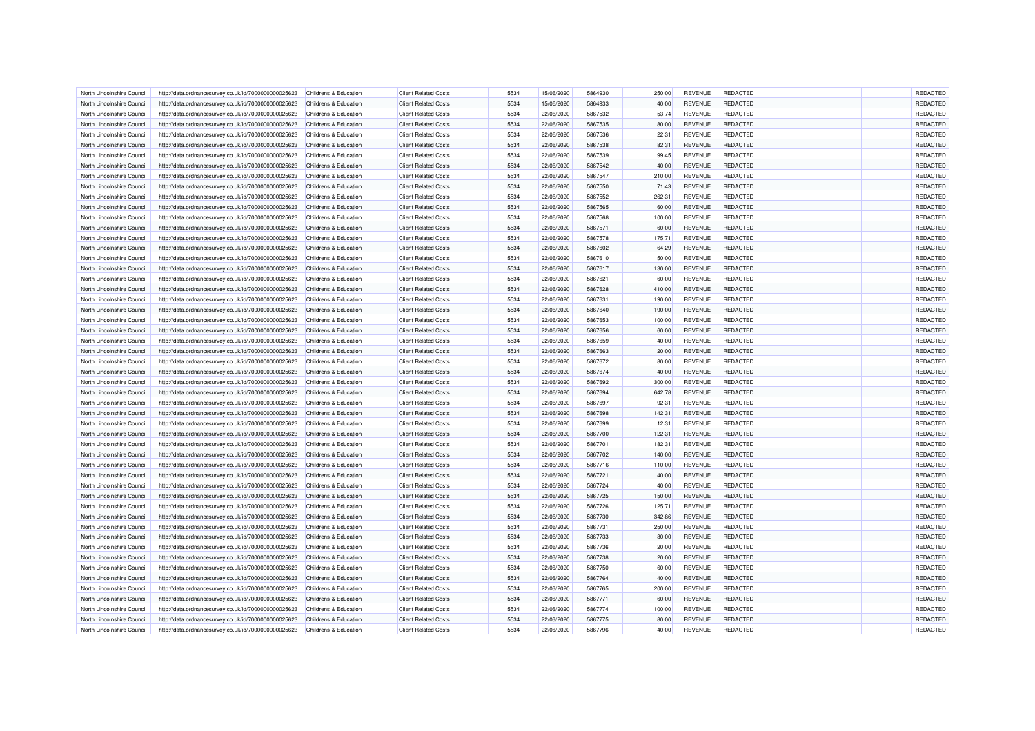| North Lincolnshire Council | http://data.ordnancesurvey.co.uk/id/7000000000025623 | Childrens & Education | Client Related Costs | 5534 | 15/06/2020 | 5864930 | 250.00 | REVENUE | REDACTED | | REDACTED |
|---|---|---|---|---|---|---|---|---|---|---|---|
| North Lincolnshire Council | http://data.ordnancesurvey.co.uk/id/7000000000025623 | Childrens & Education | Client Related Costs | 5534 | 15/06/2020 | 5864933 | 40.00 | REVENUE | REDACTED | | REDACTED |
| North Lincolnshire Council | http://data.ordnancesurvey.co.uk/id/7000000000025623 | Childrens & Education | Client Related Costs | 5534 | 22/06/2020 | 5867532 | 53.74 | REVENUE | REDACTED | | REDACTED |
| North Lincolnshire Council | http://data.ordnancesurvey.co.uk/id/7000000000025623 | Childrens & Education | Client Related Costs | 5534 | 22/06/2020 | 5867535 | 80.00 | REVENUE | REDACTED | | REDACTED |
| North Lincolnshire Council | http://data.ordnancesurvey.co.uk/id/7000000000025623 | Childrens & Education | Client Related Costs | 5534 | 22/06/2020 | 5867536 | 22.31 | REVENUE | REDACTED | | REDACTED |
| North Lincolnshire Council | http://data.ordnancesurvey.co.uk/id/7000000000025623 | Childrens & Education | Client Related Costs | 5534 | 22/06/2020 | 5867538 | 82.31 | REVENUE | REDACTED | | REDACTED |
| North Lincolnshire Council | http://data.ordnancesurvey.co.uk/id/7000000000025623 | Childrens & Education | Client Related Costs | 5534 | 22/06/2020 | 5867539 | 99.45 | REVENUE | REDACTED | | REDACTED |
| North Lincolnshire Council | http://data.ordnancesurvey.co.uk/id/7000000000025623 | Childrens & Education | Client Related Costs | 5534 | 22/06/2020 | 5867542 | 40.00 | REVENUE | REDACTED | | REDACTED |
| North Lincolnshire Council | http://data.ordnancesurvey.co.uk/id/7000000000025623 | Childrens & Education | Client Related Costs | 5534 | 22/06/2020 | 5867547 | 210.00 | REVENUE | REDACTED | | REDACTED |
| North Lincolnshire Council | http://data.ordnancesurvey.co.uk/id/7000000000025623 | Childrens & Education | Client Related Costs | 5534 | 22/06/2020 | 5867550 | 71.43 | REVENUE | REDACTED | | REDACTED |
| North Lincolnshire Council | http://data.ordnancesurvey.co.uk/id/7000000000025623 | Childrens & Education | Client Related Costs | 5534 | 22/06/2020 | 5867552 | 262.31 | REVENUE | REDACTED | | REDACTED |
| North Lincolnshire Council | http://data.ordnancesurvey.co.uk/id/7000000000025623 | Childrens & Education | Client Related Costs | 5534 | 22/06/2020 | 5867565 | 60.00 | REVENUE | REDACTED | | REDACTED |
| North Lincolnshire Council | http://data.ordnancesurvey.co.uk/id/7000000000025623 | Childrens & Education | Client Related Costs | 5534 | 22/06/2020 | 5867568 | 100.00 | REVENUE | REDACTED | | REDACTED |
| North Lincolnshire Council | http://data.ordnancesurvey.co.uk/id/7000000000025623 | Childrens & Education | Client Related Costs | 5534 | 22/06/2020 | 5867571 | 60.00 | REVENUE | REDACTED | | REDACTED |
| North Lincolnshire Council | http://data.ordnancesurvey.co.uk/id/7000000000025623 | Childrens & Education | Client Related Costs | 5534 | 22/06/2020 | 5867578 | 175.71 | REVENUE | REDACTED | | REDACTED |
| North Lincolnshire Council | http://data.ordnancesurvey.co.uk/id/7000000000025623 | Childrens & Education | Client Related Costs | 5534 | 22/06/2020 | 5867602 | 64.29 | REVENUE | REDACTED | | REDACTED |
| North Lincolnshire Council | http://data.ordnancesurvey.co.uk/id/7000000000025623 | Childrens & Education | Client Related Costs | 5534 | 22/06/2020 | 5867610 | 50.00 | REVENUE | REDACTED | | REDACTED |
| North Lincolnshire Council | http://data.ordnancesurvey.co.uk/id/7000000000025623 | Childrens & Education | Client Related Costs | 5534 | 22/06/2020 | 5867617 | 130.00 | REVENUE | REDACTED | | REDACTED |
| North Lincolnshire Council | http://data.ordnancesurvey.co.uk/id/7000000000025623 | Childrens & Education | Client Related Costs | 5534 | 22/06/2020 | 5867621 | 60.00 | REVENUE | REDACTED | | REDACTED |
| North Lincolnshire Council | http://data.ordnancesurvey.co.uk/id/7000000000025623 | Childrens & Education | Client Related Costs | 5534 | 22/06/2020 | 5867628 | 410.00 | REVENUE | REDACTED | | REDACTED |
| North Lincolnshire Council | http://data.ordnancesurvey.co.uk/id/7000000000025623 | Childrens & Education | Client Related Costs | 5534 | 22/06/2020 | 5867631 | 190.00 | REVENUE | REDACTED | | REDACTED |
| North Lincolnshire Council | http://data.ordnancesurvey.co.uk/id/7000000000025623 | Childrens & Education | Client Related Costs | 5534 | 22/06/2020 | 5867640 | 190.00 | REVENUE | REDACTED | | REDACTED |
| North Lincolnshire Council | http://data.ordnancesurvey.co.uk/id/7000000000025623 | Childrens & Education | Client Related Costs | 5534 | 22/06/2020 | 5867653 | 100.00 | REVENUE | REDACTED | | REDACTED |
| North Lincolnshire Council | http://data.ordnancesurvey.co.uk/id/7000000000025623 | Childrens & Education | Client Related Costs | 5534 | 22/06/2020 | 5867656 | 60.00 | REVENUE | REDACTED | | REDACTED |
| North Lincolnshire Council | http://data.ordnancesurvey.co.uk/id/7000000000025623 | Childrens & Education | Client Related Costs | 5534 | 22/06/2020 | 5867659 | 40.00 | REVENUE | REDACTED | | REDACTED |
| North Lincolnshire Council | http://data.ordnancesurvey.co.uk/id/7000000000025623 | Childrens & Education | Client Related Costs | 5534 | 22/06/2020 | 5867663 | 20.00 | REVENUE | REDACTED | | REDACTED |
| North Lincolnshire Council | http://data.ordnancesurvey.co.uk/id/7000000000025623 | Childrens & Education | Client Related Costs | 5534 | 22/06/2020 | 5867672 | 80.00 | REVENUE | REDACTED | | REDACTED |
| North Lincolnshire Council | http://data.ordnancesurvey.co.uk/id/7000000000025623 | Childrens & Education | Client Related Costs | 5534 | 22/06/2020 | 5867674 | 40.00 | REVENUE | REDACTED | | REDACTED |
| North Lincolnshire Council | http://data.ordnancesurvey.co.uk/id/7000000000025623 | Childrens & Education | Client Related Costs | 5534 | 22/06/2020 | 5867692 | 300.00 | REVENUE | REDACTED | | REDACTED |
| North Lincolnshire Council | http://data.ordnancesurvey.co.uk/id/7000000000025623 | Childrens & Education | Client Related Costs | 5534 | 22/06/2020 | 5867694 | 642.78 | REVENUE | REDACTED | | REDACTED |
| North Lincolnshire Council | http://data.ordnancesurvey.co.uk/id/7000000000025623 | Childrens & Education | Client Related Costs | 5534 | 22/06/2020 | 5867697 | 92.31 | REVENUE | REDACTED | | REDACTED |
| North Lincolnshire Council | http://data.ordnancesurvey.co.uk/id/7000000000025623 | Childrens & Education | Client Related Costs | 5534 | 22/06/2020 | 5867698 | 142.31 | REVENUE | REDACTED | | REDACTED |
| North Lincolnshire Council | http://data.ordnancesurvey.co.uk/id/7000000000025623 | Childrens & Education | Client Related Costs | 5534 | 22/06/2020 | 5867699 | 12.31 | REVENUE | REDACTED | | REDACTED |
| North Lincolnshire Council | http://data.ordnancesurvey.co.uk/id/7000000000025623 | Childrens & Education | Client Related Costs | 5534 | 22/06/2020 | 5867700 | 122.31 | REVENUE | REDACTED | | REDACTED |
| North Lincolnshire Council | http://data.ordnancesurvey.co.uk/id/7000000000025623 | Childrens & Education | Client Related Costs | 5534 | 22/06/2020 | 5867701 | 182.31 | REVENUE | REDACTED | | REDACTED |
| North Lincolnshire Council | http://data.ordnancesurvey.co.uk/id/7000000000025623 | Childrens & Education | Client Related Costs | 5534 | 22/06/2020 | 5867702 | 140.00 | REVENUE | REDACTED | | REDACTED |
| North Lincolnshire Council | http://data.ordnancesurvey.co.uk/id/7000000000025623 | Childrens & Education | Client Related Costs | 5534 | 22/06/2020 | 5867716 | 110.00 | REVENUE | REDACTED | | REDACTED |
| North Lincolnshire Council | http://data.ordnancesurvey.co.uk/id/7000000000025623 | Childrens & Education | Client Related Costs | 5534 | 22/06/2020 | 5867721 | 40.00 | REVENUE | REDACTED | | REDACTED |
| North Lincolnshire Council | http://data.ordnancesurvey.co.uk/id/7000000000025623 | Childrens & Education | Client Related Costs | 5534 | 22/06/2020 | 5867724 | 40.00 | REVENUE | REDACTED | | REDACTED |
| North Lincolnshire Council | http://data.ordnancesurvey.co.uk/id/7000000000025623 | Childrens & Education | Client Related Costs | 5534 | 22/06/2020 | 5867725 | 150.00 | REVENUE | REDACTED | | REDACTED |
| North Lincolnshire Council | http://data.ordnancesurvey.co.uk/id/7000000000025623 | Childrens & Education | Client Related Costs | 5534 | 22/06/2020 | 5867726 | 125.71 | REVENUE | REDACTED | | REDACTED |
| North Lincolnshire Council | http://data.ordnancesurvey.co.uk/id/7000000000025623 | Childrens & Education | Client Related Costs | 5534 | 22/06/2020 | 5867730 | 342.86 | REVENUE | REDACTED | | REDACTED |
| North Lincolnshire Council | http://data.ordnancesurvey.co.uk/id/7000000000025623 | Childrens & Education | Client Related Costs | 5534 | 22/06/2020 | 5867731 | 250.00 | REVENUE | REDACTED | | REDACTED |
| North Lincolnshire Council | http://data.ordnancesurvey.co.uk/id/7000000000025623 | Childrens & Education | Client Related Costs | 5534 | 22/06/2020 | 5867733 | 80.00 | REVENUE | REDACTED | | REDACTED |
| North Lincolnshire Council | http://data.ordnancesurvey.co.uk/id/7000000000025623 | Childrens & Education | Client Related Costs | 5534 | 22/06/2020 | 5867736 | 20.00 | REVENUE | REDACTED | | REDACTED |
| North Lincolnshire Council | http://data.ordnancesurvey.co.uk/id/7000000000025623 | Childrens & Education | Client Related Costs | 5534 | 22/06/2020 | 5867738 | 20.00 | REVENUE | REDACTED | | REDACTED |
| North Lincolnshire Council | http://data.ordnancesurvey.co.uk/id/7000000000025623 | Childrens & Education | Client Related Costs | 5534 | 22/06/2020 | 5867750 | 60.00 | REVENUE | REDACTED | | REDACTED |
| North Lincolnshire Council | http://data.ordnancesurvey.co.uk/id/7000000000025623 | Childrens & Education | Client Related Costs | 5534 | 22/06/2020 | 5867764 | 40.00 | REVENUE | REDACTED | | REDACTED |
| North Lincolnshire Council | http://data.ordnancesurvey.co.uk/id/7000000000025623 | Childrens & Education | Client Related Costs | 5534 | 22/06/2020 | 5867765 | 200.00 | REVENUE | REDACTED | | REDACTED |
| North Lincolnshire Council | http://data.ordnancesurvey.co.uk/id/7000000000025623 | Childrens & Education | Client Related Costs | 5534 | 22/06/2020 | 5867771 | 60.00 | REVENUE | REDACTED | | REDACTED |
| North Lincolnshire Council | http://data.ordnancesurvey.co.uk/id/7000000000025623 | Childrens & Education | Client Related Costs | 5534 | 22/06/2020 | 5867774 | 100.00 | REVENUE | REDACTED | | REDACTED |
| North Lincolnshire Council | http://data.ordnancesurvey.co.uk/id/7000000000025623 | Childrens & Education | Client Related Costs | 5534 | 22/06/2020 | 5867775 | 80.00 | REVENUE | REDACTED | | REDACTED |
| North Lincolnshire Council | http://data.ordnancesurvey.co.uk/id/7000000000025623 | Childrens & Education | Client Related Costs | 5534 | 22/06/2020 | 5867796 | 40.00 | REVENUE | REDACTED | | REDACTED |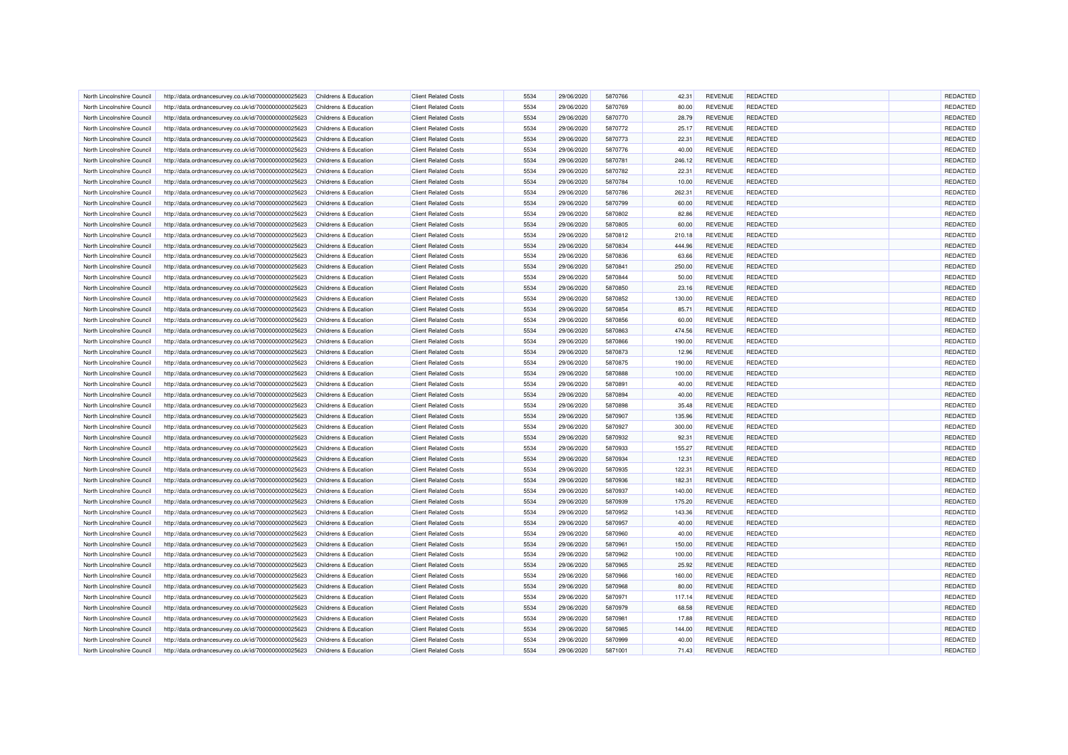| | | | | | | | | | | | |
|---|---|---|---|---|---|---|---|---|---|---|---|
| North Lincolnshire Council | http://data.ordnancesurvey.co.uk/id/7000000000025623 | Childrens & Education | Client Related Costs | 5534 | 29/06/2020 | 5870766 | 42.31 | REVENUE | REDACTED | | REDACTED |
| North Lincolnshire Council | http://data.ordnancesurvey.co.uk/id/7000000000025623 | Childrens & Education | Client Related Costs | 5534 | 29/06/2020 | 5870769 | 80.00 | REVENUE | REDACTED | | REDACTED |
| North Lincolnshire Council | http://data.ordnancesurvey.co.uk/id/7000000000025623 | Childrens & Education | Client Related Costs | 5534 | 29/06/2020 | 5870770 | 28.79 | REVENUE | REDACTED | | REDACTED |
| North Lincolnshire Council | http://data.ordnancesurvey.co.uk/id/7000000000025623 | Childrens & Education | Client Related Costs | 5534 | 29/06/2020 | 5870772 | 25.17 | REVENUE | REDACTED | | REDACTED |
| North Lincolnshire Council | http://data.ordnancesurvey.co.uk/id/7000000000025623 | Childrens & Education | Client Related Costs | 5534 | 29/06/2020 | 5870773 | 22.31 | REVENUE | REDACTED | | REDACTED |
| North Lincolnshire Council | http://data.ordnancesurvey.co.uk/id/7000000000025623 | Childrens & Education | Client Related Costs | 5534 | 29/06/2020 | 5870776 | 40.00 | REVENUE | REDACTED | | REDACTED |
| North Lincolnshire Council | http://data.ordnancesurvey.co.uk/id/7000000000025623 | Childrens & Education | Client Related Costs | 5534 | 29/06/2020 | 5870781 | 246.12 | REVENUE | REDACTED | | REDACTED |
| North Lincolnshire Council | http://data.ordnancesurvey.co.uk/id/7000000000025623 | Childrens & Education | Client Related Costs | 5534 | 29/06/2020 | 5870782 | 22.31 | REVENUE | REDACTED | | REDACTED |
| North Lincolnshire Council | http://data.ordnancesurvey.co.uk/id/7000000000025623 | Childrens & Education | Client Related Costs | 5534 | 29/06/2020 | 5870784 | 10.00 | REVENUE | REDACTED | | REDACTED |
| North Lincolnshire Council | http://data.ordnancesurvey.co.uk/id/7000000000025623 | Childrens & Education | Client Related Costs | 5534 | 29/06/2020 | 5870786 | 262.31 | REVENUE | REDACTED | | REDACTED |
| North Lincolnshire Council | http://data.ordnancesurvey.co.uk/id/7000000000025623 | Childrens & Education | Client Related Costs | 5534 | 29/06/2020 | 5870799 | 60.00 | REVENUE | REDACTED | | REDACTED |
| North Lincolnshire Council | http://data.ordnancesurvey.co.uk/id/7000000000025623 | Childrens & Education | Client Related Costs | 5534 | 29/06/2020 | 5870802 | 82.86 | REVENUE | REDACTED | | REDACTED |
| North Lincolnshire Council | http://data.ordnancesurvey.co.uk/id/7000000000025623 | Childrens & Education | Client Related Costs | 5534 | 29/06/2020 | 5870805 | 60.00 | REVENUE | REDACTED | | REDACTED |
| North Lincolnshire Council | http://data.ordnancesurvey.co.uk/id/7000000000025623 | Childrens & Education | Client Related Costs | 5534 | 29/06/2020 | 5870812 | 210.18 | REVENUE | REDACTED | | REDACTED |
| North Lincolnshire Council | http://data.ordnancesurvey.co.uk/id/7000000000025623 | Childrens & Education | Client Related Costs | 5534 | 29/06/2020 | 5870834 | 444.96 | REVENUE | REDACTED | | REDACTED |
| North Lincolnshire Council | http://data.ordnancesurvey.co.uk/id/7000000000025623 | Childrens & Education | Client Related Costs | 5534 | 29/06/2020 | 5870836 | 63.66 | REVENUE | REDACTED | | REDACTED |
| North Lincolnshire Council | http://data.ordnancesurvey.co.uk/id/7000000000025623 | Childrens & Education | Client Related Costs | 5534 | 29/06/2020 | 5870841 | 250.00 | REVENUE | REDACTED | | REDACTED |
| North Lincolnshire Council | http://data.ordnancesurvey.co.uk/id/7000000000025623 | Childrens & Education | Client Related Costs | 5534 | 29/06/2020 | 5870844 | 50.00 | REVENUE | REDACTED | | REDACTED |
| North Lincolnshire Council | http://data.ordnancesurvey.co.uk/id/7000000000025623 | Childrens & Education | Client Related Costs | 5534 | 29/06/2020 | 5870850 | 23.16 | REVENUE | REDACTED | | REDACTED |
| North Lincolnshire Council | http://data.ordnancesurvey.co.uk/id/7000000000025623 | Childrens & Education | Client Related Costs | 5534 | 29/06/2020 | 5870852 | 130.00 | REVENUE | REDACTED | | REDACTED |
| North Lincolnshire Council | http://data.ordnancesurvey.co.uk/id/7000000000025623 | Childrens & Education | Client Related Costs | 5534 | 29/06/2020 | 5870854 | 85.71 | REVENUE | REDACTED | | REDACTED |
| North Lincolnshire Council | http://data.ordnancesurvey.co.uk/id/7000000000025623 | Childrens & Education | Client Related Costs | 5534 | 29/06/2020 | 5870856 | 60.00 | REVENUE | REDACTED | | REDACTED |
| North Lincolnshire Council | http://data.ordnancesurvey.co.uk/id/7000000000025623 | Childrens & Education | Client Related Costs | 5534 | 29/06/2020 | 5870863 | 474.56 | REVENUE | REDACTED | | REDACTED |
| North Lincolnshire Council | http://data.ordnancesurvey.co.uk/id/7000000000025623 | Childrens & Education | Client Related Costs | 5534 | 29/06/2020 | 5870866 | 190.00 | REVENUE | REDACTED | | REDACTED |
| North Lincolnshire Council | http://data.ordnancesurvey.co.uk/id/7000000000025623 | Childrens & Education | Client Related Costs | 5534 | 29/06/2020 | 5870873 | 12.96 | REVENUE | REDACTED | | REDACTED |
| North Lincolnshire Council | http://data.ordnancesurvey.co.uk/id/7000000000025623 | Childrens & Education | Client Related Costs | 5534 | 29/06/2020 | 5870875 | 190.00 | REVENUE | REDACTED | | REDACTED |
| North Lincolnshire Council | http://data.ordnancesurvey.co.uk/id/7000000000025623 | Childrens & Education | Client Related Costs | 5534 | 29/06/2020 | 5870888 | 100.00 | REVENUE | REDACTED | | REDACTED |
| North Lincolnshire Council | http://data.ordnancesurvey.co.uk/id/7000000000025623 | Childrens & Education | Client Related Costs | 5534 | 29/06/2020 | 5870891 | 40.00 | REVENUE | REDACTED | | REDACTED |
| North Lincolnshire Council | http://data.ordnancesurvey.co.uk/id/7000000000025623 | Childrens & Education | Client Related Costs | 5534 | 29/06/2020 | 5870894 | 40.00 | REVENUE | REDACTED | | REDACTED |
| North Lincolnshire Council | http://data.ordnancesurvey.co.uk/id/7000000000025623 | Childrens & Education | Client Related Costs | 5534 | 29/06/2020 | 5870898 | 35.48 | REVENUE | REDACTED | | REDACTED |
| North Lincolnshire Council | http://data.ordnancesurvey.co.uk/id/7000000000025623 | Childrens & Education | Client Related Costs | 5534 | 29/06/2020 | 5870907 | 135.96 | REVENUE | REDACTED | | REDACTED |
| North Lincolnshire Council | http://data.ordnancesurvey.co.uk/id/7000000000025623 | Childrens & Education | Client Related Costs | 5534 | 29/06/2020 | 5870927 | 300.00 | REVENUE | REDACTED | | REDACTED |
| North Lincolnshire Council | http://data.ordnancesurvey.co.uk/id/7000000000025623 | Childrens & Education | Client Related Costs | 5534 | 29/06/2020 | 5870932 | 92.31 | REVENUE | REDACTED | | REDACTED |
| North Lincolnshire Council | http://data.ordnancesurvey.co.uk/id/7000000000025623 | Childrens & Education | Client Related Costs | 5534 | 29/06/2020 | 5870933 | 155.27 | REVENUE | REDACTED | | REDACTED |
| North Lincolnshire Council | http://data.ordnancesurvey.co.uk/id/7000000000025623 | Childrens & Education | Client Related Costs | 5534 | 29/06/2020 | 5870934 | 12.31 | REVENUE | REDACTED | | REDACTED |
| North Lincolnshire Council | http://data.ordnancesurvey.co.uk/id/7000000000025623 | Childrens & Education | Client Related Costs | 5534 | 29/06/2020 | 5870935 | 122.31 | REVENUE | REDACTED | | REDACTED |
| North Lincolnshire Council | http://data.ordnancesurvey.co.uk/id/7000000000025623 | Childrens & Education | Client Related Costs | 5534 | 29/06/2020 | 5870936 | 182.31 | REVENUE | REDACTED | | REDACTED |
| North Lincolnshire Council | http://data.ordnancesurvey.co.uk/id/7000000000025623 | Childrens & Education | Client Related Costs | 5534 | 29/06/2020 | 5870937 | 140.00 | REVENUE | REDACTED | | REDACTED |
| North Lincolnshire Council | http://data.ordnancesurvey.co.uk/id/7000000000025623 | Childrens & Education | Client Related Costs | 5534 | 29/06/2020 | 5870939 | 175.20 | REVENUE | REDACTED | | REDACTED |
| North Lincolnshire Council | http://data.ordnancesurvey.co.uk/id/7000000000025623 | Childrens & Education | Client Related Costs | 5534 | 29/06/2020 | 5870952 | 143.36 | REVENUE | REDACTED | | REDACTED |
| North Lincolnshire Council | http://data.ordnancesurvey.co.uk/id/7000000000025623 | Childrens & Education | Client Related Costs | 5534 | 29/06/2020 | 5870957 | 40.00 | REVENUE | REDACTED | | REDACTED |
| North Lincolnshire Council | http://data.ordnancesurvey.co.uk/id/7000000000025623 | Childrens & Education | Client Related Costs | 5534 | 29/06/2020 | 5870960 | 40.00 | REVENUE | REDACTED | | REDACTED |
| North Lincolnshire Council | http://data.ordnancesurvey.co.uk/id/7000000000025623 | Childrens & Education | Client Related Costs | 5534 | 29/06/2020 | 5870961 | 150.00 | REVENUE | REDACTED | | REDACTED |
| North Lincolnshire Council | http://data.ordnancesurvey.co.uk/id/7000000000025623 | Childrens & Education | Client Related Costs | 5534 | 29/06/2020 | 5870962 | 100.00 | REVENUE | REDACTED | | REDACTED |
| North Lincolnshire Council | http://data.ordnancesurvey.co.uk/id/7000000000025623 | Childrens & Education | Client Related Costs | 5534 | 29/06/2020 | 5870965 | 25.92 | REVENUE | REDACTED | | REDACTED |
| North Lincolnshire Council | http://data.ordnancesurvey.co.uk/id/7000000000025623 | Childrens & Education | Client Related Costs | 5534 | 29/06/2020 | 5870966 | 160.00 | REVENUE | REDACTED | | REDACTED |
| North Lincolnshire Council | http://data.ordnancesurvey.co.uk/id/7000000000025623 | Childrens & Education | Client Related Costs | 5534 | 29/06/2020 | 5870968 | 80.00 | REVENUE | REDACTED | | REDACTED |
| North Lincolnshire Council | http://data.ordnancesurvey.co.uk/id/7000000000025623 | Childrens & Education | Client Related Costs | 5534 | 29/06/2020 | 5870971 | 117.14 | REVENUE | REDACTED | | REDACTED |
| North Lincolnshire Council | http://data.ordnancesurvey.co.uk/id/7000000000025623 | Childrens & Education | Client Related Costs | 5534 | 29/06/2020 | 5870979 | 68.58 | REVENUE | REDACTED | | REDACTED |
| North Lincolnshire Council | http://data.ordnancesurvey.co.uk/id/7000000000025623 | Childrens & Education | Client Related Costs | 5534 | 29/06/2020 | 5870981 | 17.88 | REVENUE | REDACTED | | REDACTED |
| North Lincolnshire Council | http://data.ordnancesurvey.co.uk/id/7000000000025623 | Childrens & Education | Client Related Costs | 5534 | 29/06/2020 | 5870985 | 144.00 | REVENUE | REDACTED | | REDACTED |
| North Lincolnshire Council | http://data.ordnancesurvey.co.uk/id/7000000000025623 | Childrens & Education | Client Related Costs | 5534 | 29/06/2020 | 5870999 | 40.00 | REVENUE | REDACTED | | REDACTED |
| North Lincolnshire Council | http://data.ordnancesurvey.co.uk/id/7000000000025623 | Childrens & Education | Client Related Costs | 5534 | 29/06/2020 | 5871001 | 71.43 | REVENUE | REDACTED | | REDACTED |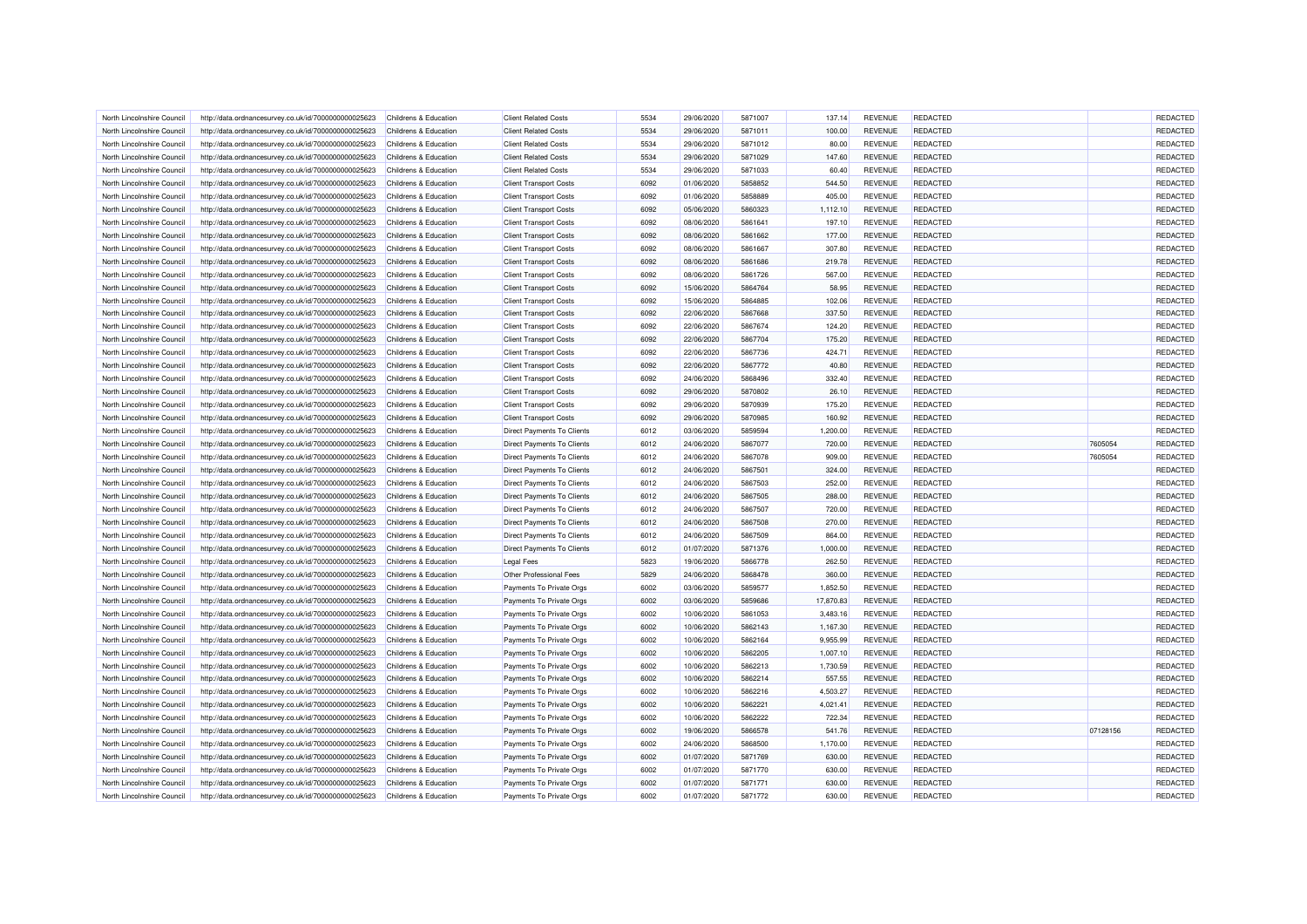| | | | | | | | | | | | | |
|---|---|---|---|---|---|---|---|---|---|---|---|---|
| North Lincolnshire Council | http://data.ordnancesurvey.co.uk/id/7000000000025623 | Childrens & Education | Client Related Costs | 5534 | 29/06/2020 | 5871007 | 137.14 | REVENUE | REDACTED | | REDACTED |
| North Lincolnshire Council | http://data.ordnancesurvey.co.uk/id/7000000000025623 | Childrens & Education | Client Related Costs | 5534 | 29/06/2020 | 5871011 | 100.00 | REVENUE | REDACTED | | REDACTED |
| North Lincolnshire Council | http://data.ordnancesurvey.co.uk/id/7000000000025623 | Childrens & Education | Client Related Costs | 5534 | 29/06/2020 | 5871012 | 80.00 | REVENUE | REDACTED | | REDACTED |
| North Lincolnshire Council | http://data.ordnancesurvey.co.uk/id/7000000000025623 | Childrens & Education | Client Related Costs | 5534 | 29/06/2020 | 5871029 | 147.60 | REVENUE | REDACTED | | REDACTED |
| North Lincolnshire Council | http://data.ordnancesurvey.co.uk/id/7000000000025623 | Childrens & Education | Client Related Costs | 5534 | 29/06/2020 | 5871033 | 60.40 | REVENUE | REDACTED | | REDACTED |
| North Lincolnshire Council | http://data.ordnancesurvey.co.uk/id/7000000000025623 | Childrens & Education | Client Transport Costs | 6092 | 01/06/2020 | 5858852 | 544.50 | REVENUE | REDACTED | | REDACTED |
| North Lincolnshire Council | http://data.ordnancesurvey.co.uk/id/7000000000025623 | Childrens & Education | Client Transport Costs | 6092 | 01/06/2020 | 5858889 | 405.00 | REVENUE | REDACTED | | REDACTED |
| North Lincolnshire Council | http://data.ordnancesurvey.co.uk/id/7000000000025623 | Childrens & Education | Client Transport Costs | 6092 | 05/06/2020 | 5860323 | 1,112.10 | REVENUE | REDACTED | | REDACTED |
| North Lincolnshire Council | http://data.ordnancesurvey.co.uk/id/7000000000025623 | Childrens & Education | Client Transport Costs | 6092 | 08/06/2020 | 5861641 | 197.10 | REVENUE | REDACTED | | REDACTED |
| North Lincolnshire Council | http://data.ordnancesurvey.co.uk/id/7000000000025623 | Childrens & Education | Client Transport Costs | 6092 | 08/06/2020 | 5861662 | 177.00 | REVENUE | REDACTED | | REDACTED |
| North Lincolnshire Council | http://data.ordnancesurvey.co.uk/id/7000000000025623 | Childrens & Education | Client Transport Costs | 6092 | 08/06/2020 | 5861667 | 307.80 | REVENUE | REDACTED | | REDACTED |
| North Lincolnshire Council | http://data.ordnancesurvey.co.uk/id/7000000000025623 | Childrens & Education | Client Transport Costs | 6092 | 08/06/2020 | 5861686 | 219.78 | REVENUE | REDACTED | | REDACTED |
| North Lincolnshire Council | http://data.ordnancesurvey.co.uk/id/7000000000025623 | Childrens & Education | Client Transport Costs | 6092 | 08/06/2020 | 5861726 | 567.00 | REVENUE | REDACTED | | REDACTED |
| North Lincolnshire Council | http://data.ordnancesurvey.co.uk/id/7000000000025623 | Childrens & Education | Client Transport Costs | 6092 | 15/06/2020 | 5864764 | 58.95 | REVENUE | REDACTED | | REDACTED |
| North Lincolnshire Council | http://data.ordnancesurvey.co.uk/id/7000000000025623 | Childrens & Education | Client Transport Costs | 6092 | 15/06/2020 | 5864885 | 102.06 | REVENUE | REDACTED | | REDACTED |
| North Lincolnshire Council | http://data.ordnancesurvey.co.uk/id/7000000000025623 | Childrens & Education | Client Transport Costs | 6092 | 22/06/2020 | 5867668 | 337.50 | REVENUE | REDACTED | | REDACTED |
| North Lincolnshire Council | http://data.ordnancesurvey.co.uk/id/7000000000025623 | Childrens & Education | Client Transport Costs | 6092 | 22/06/2020 | 5867674 | 124.20 | REVENUE | REDACTED | | REDACTED |
| North Lincolnshire Council | http://data.ordnancesurvey.co.uk/id/7000000000025623 | Childrens & Education | Client Transport Costs | 6092 | 22/06/2020 | 5867704 | 175.20 | REVENUE | REDACTED | | REDACTED |
| North Lincolnshire Council | http://data.ordnancesurvey.co.uk/id/7000000000025623 | Childrens & Education | Client Transport Costs | 6092 | 22/06/2020 | 5867736 | 424.71 | REVENUE | REDACTED | | REDACTED |
| North Lincolnshire Council | http://data.ordnancesurvey.co.uk/id/7000000000025623 | Childrens & Education | Client Transport Costs | 6092 | 22/06/2020 | 5867772 | 40.80 | REVENUE | REDACTED | | REDACTED |
| North Lincolnshire Council | http://data.ordnancesurvey.co.uk/id/7000000000025623 | Childrens & Education | Client Transport Costs | 6092 | 24/06/2020 | 5868496 | 332.40 | REVENUE | REDACTED | | REDACTED |
| North Lincolnshire Council | http://data.ordnancesurvey.co.uk/id/7000000000025623 | Childrens & Education | Client Transport Costs | 6092 | 29/06/2020 | 5870802 | 26.10 | REVENUE | REDACTED | | REDACTED |
| North Lincolnshire Council | http://data.ordnancesurvey.co.uk/id/7000000000025623 | Childrens & Education | Client Transport Costs | 6092 | 29/06/2020 | 5870939 | 175.20 | REVENUE | REDACTED | | REDACTED |
| North Lincolnshire Council | http://data.ordnancesurvey.co.uk/id/7000000000025623 | Childrens & Education | Client Transport Costs | 6092 | 29/06/2020 | 5870985 | 160.92 | REVENUE | REDACTED | | REDACTED |
| North Lincolnshire Council | http://data.ordnancesurvey.co.uk/id/7000000000025623 | Childrens & Education | Direct Payments To Clients | 6012 | 03/06/2020 | 5859594 | 1,200.00 | REVENUE | REDACTED | | REDACTED |
| North Lincolnshire Council | http://data.ordnancesurvey.co.uk/id/7000000000025623 | Childrens & Education | Direct Payments To Clients | 6012 | 24/06/2020 | 5867077 | 720.00 | REVENUE | REDACTED | 7605054 | REDACTED |
| North Lincolnshire Council | http://data.ordnancesurvey.co.uk/id/7000000000025623 | Childrens & Education | Direct Payments To Clients | 6012 | 24/06/2020 | 5867078 | 909.00 | REVENUE | REDACTED | 7605054 | REDACTED |
| North Lincolnshire Council | http://data.ordnancesurvey.co.uk/id/7000000000025623 | Childrens & Education | Direct Payments To Clients | 6012 | 24/06/2020 | 5867501 | 324.00 | REVENUE | REDACTED | | REDACTED |
| North Lincolnshire Council | http://data.ordnancesurvey.co.uk/id/7000000000025623 | Childrens & Education | Direct Payments To Clients | 6012 | 24/06/2020 | 5867503 | 252.00 | REVENUE | REDACTED | | REDACTED |
| North Lincolnshire Council | http://data.ordnancesurvey.co.uk/id/7000000000025623 | Childrens & Education | Direct Payments To Clients | 6012 | 24/06/2020 | 5867505 | 288.00 | REVENUE | REDACTED | | REDACTED |
| North Lincolnshire Council | http://data.ordnancesurvey.co.uk/id/7000000000025623 | Childrens & Education | Direct Payments To Clients | 6012 | 24/06/2020 | 5867507 | 720.00 | REVENUE | REDACTED | | REDACTED |
| North Lincolnshire Council | http://data.ordnancesurvey.co.uk/id/7000000000025623 | Childrens & Education | Direct Payments To Clients | 6012 | 24/06/2020 | 5867508 | 270.00 | REVENUE | REDACTED | | REDACTED |
| North Lincolnshire Council | http://data.ordnancesurvey.co.uk/id/7000000000025623 | Childrens & Education | Direct Payments To Clients | 6012 | 24/06/2020 | 5867509 | 864.00 | REVENUE | REDACTED | | REDACTED |
| North Lincolnshire Council | http://data.ordnancesurvey.co.uk/id/7000000000025623 | Childrens & Education | Direct Payments To Clients | 6012 | 01/07/2020 | 5871376 | 1,000.00 | REVENUE | REDACTED | | REDACTED |
| North Lincolnshire Council | http://data.ordnancesurvey.co.uk/id/7000000000025623 | Childrens & Education | Legal Fees | 5823 | 19/06/2020 | 5866778 | 262.50 | REVENUE | REDACTED | | REDACTED |
| North Lincolnshire Council | http://data.ordnancesurvey.co.uk/id/7000000000025623 | Childrens & Education | Other Professional Fees | 5829 | 24/06/2020 | 5868478 | 360.00 | REVENUE | REDACTED | | REDACTED |
| North Lincolnshire Council | http://data.ordnancesurvey.co.uk/id/7000000000025623 | Childrens & Education | Payments To Private Orgs | 6002 | 03/06/2020 | 5859577 | 1,852.50 | REVENUE | REDACTED | | REDACTED |
| North Lincolnshire Council | http://data.ordnancesurvey.co.uk/id/7000000000025623 | Childrens & Education | Payments To Private Orgs | 6002 | 03/06/2020 | 5859686 | 17,870.83 | REVENUE | REDACTED | | REDACTED |
| North Lincolnshire Council | http://data.ordnancesurvey.co.uk/id/7000000000025623 | Childrens & Education | Payments To Private Orgs | 6002 | 10/06/2020 | 5861053 | 3,483.16 | REVENUE | REDACTED | | REDACTED |
| North Lincolnshire Council | http://data.ordnancesurvey.co.uk/id/7000000000025623 | Childrens & Education | Payments To Private Orgs | 6002 | 10/06/2020 | 5862143 | 1,167.30 | REVENUE | REDACTED | | REDACTED |
| North Lincolnshire Council | http://data.ordnancesurvey.co.uk/id/7000000000025623 | Childrens & Education | Payments To Private Orgs | 6002 | 10/06/2020 | 5862164 | 9,955.99 | REVENUE | REDACTED | | REDACTED |
| North Lincolnshire Council | http://data.ordnancesurvey.co.uk/id/7000000000025623 | Childrens & Education | Payments To Private Orgs | 6002 | 10/06/2020 | 5862205 | 1,007.10 | REVENUE | REDACTED | | REDACTED |
| North Lincolnshire Council | http://data.ordnancesurvey.co.uk/id/7000000000025623 | Childrens & Education | Payments To Private Orgs | 6002 | 10/06/2020 | 5862213 | 1,730.59 | REVENUE | REDACTED | | REDACTED |
| North Lincolnshire Council | http://data.ordnancesurvey.co.uk/id/7000000000025623 | Childrens & Education | Payments To Private Orgs | 6002 | 10/06/2020 | 5862214 | 557.55 | REVENUE | REDACTED | | REDACTED |
| North Lincolnshire Council | http://data.ordnancesurvey.co.uk/id/7000000000025623 | Childrens & Education | Payments To Private Orgs | 6002 | 10/06/2020 | 5862216 | 4,503.27 | REVENUE | REDACTED | | REDACTED |
| North Lincolnshire Council | http://data.ordnancesurvey.co.uk/id/7000000000025623 | Childrens & Education | Payments To Private Orgs | 6002 | 10/06/2020 | 5862221 | 4,021.41 | REVENUE | REDACTED | | REDACTED |
| North Lincolnshire Council | http://data.ordnancesurvey.co.uk/id/7000000000025623 | Childrens & Education | Payments To Private Orgs | 6002 | 10/06/2020 | 5862222 | 722.34 | REVENUE | REDACTED | | REDACTED |
| North Lincolnshire Council | http://data.ordnancesurvey.co.uk/id/7000000000025623 | Childrens & Education | Payments To Private Orgs | 6002 | 19/06/2020 | 5866578 | 541.76 | REVENUE | REDACTED | 07128156 | REDACTED |
| North Lincolnshire Council | http://data.ordnancesurvey.co.uk/id/7000000000025623 | Childrens & Education | Payments To Private Orgs | 6002 | 24/06/2020 | 5868500 | 1,170.00 | REVENUE | REDACTED | | REDACTED |
| North Lincolnshire Council | http://data.ordnancesurvey.co.uk/id/7000000000025623 | Childrens & Education | Payments To Private Orgs | 6002 | 01/07/2020 | 5871769 | 630.00 | REVENUE | REDACTED | | REDACTED |
| North Lincolnshire Council | http://data.ordnancesurvey.co.uk/id/7000000000025623 | Childrens & Education | Payments To Private Orgs | 6002 | 01/07/2020 | 5871770 | 630.00 | REVENUE | REDACTED | | REDACTED |
| North Lincolnshire Council | http://data.ordnancesurvey.co.uk/id/7000000000025623 | Childrens & Education | Payments To Private Orgs | 6002 | 01/07/2020 | 5871771 | 630.00 | REVENUE | REDACTED | | REDACTED |
| North Lincolnshire Council | http://data.ordnancesurvey.co.uk/id/7000000000025623 | Childrens & Education | Payments To Private Orgs | 6002 | 01/07/2020 | 5871772 | 630.00 | REVENUE | REDACTED | | REDACTED |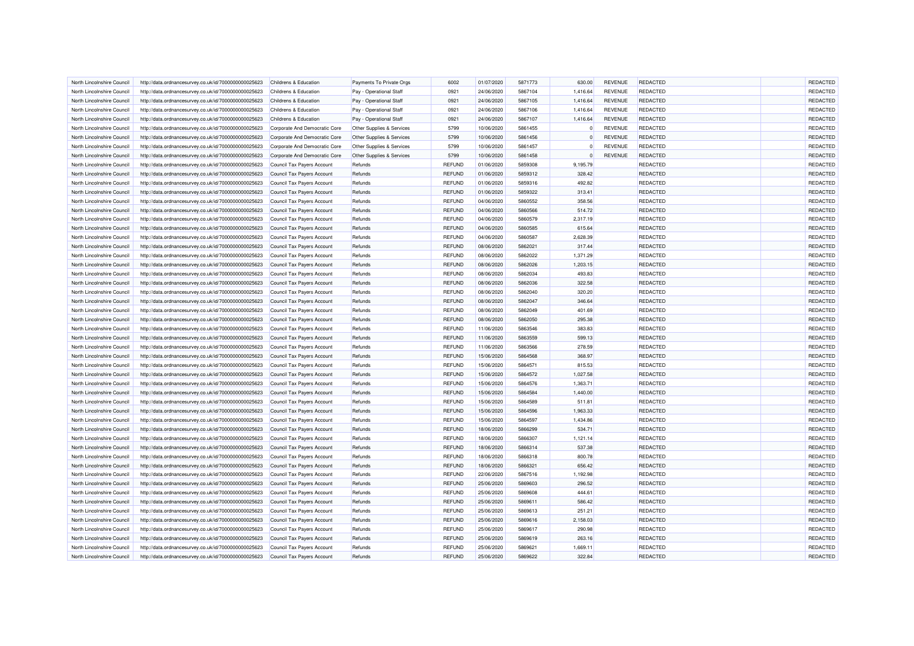| | | | | | | | | | | | |
|---|---|---|---|---|---|---|---|---|---|---|---|
| North Lincolnshire Council | http://data.ordnancesurvey.co.uk/id/7000000000025623 | Childrens & Education | Payments To Private Orgs | 6002 | 01/07/2020 | 5871773 | 630.00 | REVENUE | REDACTED | | REDACTED |
| North Lincolnshire Council | http://data.ordnancesurvey.co.uk/id/7000000000025623 | Childrens & Education | Pay - Operational Staff | 0921 | 24/06/2020 | 5867104 | 1,416.64 | REVENUE | REDACTED | | REDACTED |
| North Lincolnshire Council | http://data.ordnancesurvey.co.uk/id/7000000000025623 | Childrens & Education | Pay - Operational Staff | 0921 | 24/06/2020 | 5867105 | 1,416.64 | REVENUE | REDACTED | | REDACTED |
| North Lincolnshire Council | http://data.ordnancesurvey.co.uk/id/7000000000025623 | Childrens & Education | Pay - Operational Staff | 0921 | 24/06/2020 | 5867106 | 1,416.64 | REVENUE | REDACTED | | REDACTED |
| North Lincolnshire Council | http://data.ordnancesurvey.co.uk/id/7000000000025623 | Childrens & Education | Pay - Operational Staff | 0921 | 24/06/2020 | 5867107 | 1,416.64 | REVENUE | REDACTED | | REDACTED |
| North Lincolnshire Council | http://data.ordnancesurvey.co.uk/id/7000000000025623 | Corporate And Democratic Core | Other Supplies & Services | 5799 | 10/06/2020 | 5861455 | 0 | REVENUE | REDACTED | | REDACTED |
| North Lincolnshire Council | http://data.ordnancesurvey.co.uk/id/7000000000025623 | Corporate And Democratic Core | Other Supplies & Services | 5799 | 10/06/2020 | 5861456 | 0 | REVENUE | REDACTED | | REDACTED |
| North Lincolnshire Council | http://data.ordnancesurvey.co.uk/id/7000000000025623 | Corporate And Democratic Core | Other Supplies & Services | 5799 | 10/06/2020 | 5861457 | 0 | REVENUE | REDACTED | | REDACTED |
| North Lincolnshire Council | http://data.ordnancesurvey.co.uk/id/7000000000025623 | Corporate And Democratic Core | Other Supplies & Services | 5799 | 10/06/2020 | 5861458 | 0 | REVENUE | REDACTED | | REDACTED |
| North Lincolnshire Council | http://data.ordnancesurvey.co.uk/id/7000000000025623 | Council Tax Payers Account | Refunds | REFUND | 01/06/2020 | 5859308 | 9,195.79 | | REDACTED | | REDACTED |
| North Lincolnshire Council | http://data.ordnancesurvey.co.uk/id/7000000000025623 | Council Tax Payers Account | Refunds | REFUND | 01/06/2020 | 5859312 | 328.42 | | REDACTED | | REDACTED |
| North Lincolnshire Council | http://data.ordnancesurvey.co.uk/id/7000000000025623 | Council Tax Payers Account | Refunds | REFUND | 01/06/2020 | 5859316 | 492.82 | | REDACTED | | REDACTED |
| North Lincolnshire Council | http://data.ordnancesurvey.co.uk/id/7000000000025623 | Council Tax Payers Account | Refunds | REFUND | 01/06/2020 | 5859322 | 313.41 | | REDACTED | | REDACTED |
| North Lincolnshire Council | http://data.ordnancesurvey.co.uk/id/7000000000025623 | Council Tax Payers Account | Refunds | REFUND | 04/06/2020 | 5860552 | 358.56 | | REDACTED | | REDACTED |
| North Lincolnshire Council | http://data.ordnancesurvey.co.uk/id/7000000000025623 | Council Tax Payers Account | Refunds | REFUND | 04/06/2020 | 5860566 | 514.72 | | REDACTED | | REDACTED |
| North Lincolnshire Council | http://data.ordnancesurvey.co.uk/id/7000000000025623 | Council Tax Payers Account | Refunds | REFUND | 04/06/2020 | 5860579 | 2,317.19 | | REDACTED | | REDACTED |
| North Lincolnshire Council | http://data.ordnancesurvey.co.uk/id/7000000000025623 | Council Tax Payers Account | Refunds | REFUND | 04/06/2020 | 5860585 | 615.64 | | REDACTED | | REDACTED |
| North Lincolnshire Council | http://data.ordnancesurvey.co.uk/id/7000000000025623 | Council Tax Payers Account | Refunds | REFUND | 04/06/2020 | 5860587 | 2,628.39 | | REDACTED | | REDACTED |
| North Lincolnshire Council | http://data.ordnancesurvey.co.uk/id/7000000000025623 | Council Tax Payers Account | Refunds | REFUND | 08/06/2020 | 5862021 | 317.44 | | REDACTED | | REDACTED |
| North Lincolnshire Council | http://data.ordnancesurvey.co.uk/id/7000000000025623 | Council Tax Payers Account | Refunds | REFUND | 08/06/2020 | 5862022 | 1,371.29 | | REDACTED | | REDACTED |
| North Lincolnshire Council | http://data.ordnancesurvey.co.uk/id/7000000000025623 | Council Tax Payers Account | Refunds | REFUND | 08/06/2020 | 5862026 | 1,203.15 | | REDACTED | | REDACTED |
| North Lincolnshire Council | http://data.ordnancesurvey.co.uk/id/7000000000025623 | Council Tax Payers Account | Refunds | REFUND | 08/06/2020 | 5862034 | 493.83 | | REDACTED | | REDACTED |
| North Lincolnshire Council | http://data.ordnancesurvey.co.uk/id/7000000000025623 | Council Tax Payers Account | Refunds | REFUND | 08/06/2020 | 5862036 | 322.58 | | REDACTED | | REDACTED |
| North Lincolnshire Council | http://data.ordnancesurvey.co.uk/id/7000000000025623 | Council Tax Payers Account | Refunds | REFUND | 08/06/2020 | 5862040 | 320.20 | | REDACTED | | REDACTED |
| North Lincolnshire Council | http://data.ordnancesurvey.co.uk/id/7000000000025623 | Council Tax Payers Account | Refunds | REFUND | 08/06/2020 | 5862047 | 346.64 | | REDACTED | | REDACTED |
| North Lincolnshire Council | http://data.ordnancesurvey.co.uk/id/7000000000025623 | Council Tax Payers Account | Refunds | REFUND | 08/06/2020 | 5862049 | 401.69 | | REDACTED | | REDACTED |
| North Lincolnshire Council | http://data.ordnancesurvey.co.uk/id/7000000000025623 | Council Tax Payers Account | Refunds | REFUND | 08/06/2020 | 5862050 | 295.38 | | REDACTED | | REDACTED |
| North Lincolnshire Council | http://data.ordnancesurvey.co.uk/id/7000000000025623 | Council Tax Payers Account | Refunds | REFUND | 11/06/2020 | 5863546 | 383.83 | | REDACTED | | REDACTED |
| North Lincolnshire Council | http://data.ordnancesurvey.co.uk/id/7000000000025623 | Council Tax Payers Account | Refunds | REFUND | 11/06/2020 | 5863559 | 599.13 | | REDACTED | | REDACTED |
| North Lincolnshire Council | http://data.ordnancesurvey.co.uk/id/7000000000025623 | Council Tax Payers Account | Refunds | REFUND | 11/06/2020 | 5863566 | 278.59 | | REDACTED | | REDACTED |
| North Lincolnshire Council | http://data.ordnancesurvey.co.uk/id/7000000000025623 | Council Tax Payers Account | Refunds | REFUND | 15/06/2020 | 5864568 | 368.97 | | REDACTED | | REDACTED |
| North Lincolnshire Council | http://data.ordnancesurvey.co.uk/id/7000000000025623 | Council Tax Payers Account | Refunds | REFUND | 15/06/2020 | 5864571 | 815.53 | | REDACTED | | REDACTED |
| North Lincolnshire Council | http://data.ordnancesurvey.co.uk/id/7000000000025623 | Council Tax Payers Account | Refunds | REFUND | 15/06/2020 | 5864572 | 1,027.58 | | REDACTED | | REDACTED |
| North Lincolnshire Council | http://data.ordnancesurvey.co.uk/id/7000000000025623 | Council Tax Payers Account | Refunds | REFUND | 15/06/2020 | 5864576 | 1,363.71 | | REDACTED | | REDACTED |
| North Lincolnshire Council | http://data.ordnancesurvey.co.uk/id/7000000000025623 | Council Tax Payers Account | Refunds | REFUND | 15/06/2020 | 5864584 | 1,440.00 | | REDACTED | | REDACTED |
| North Lincolnshire Council | http://data.ordnancesurvey.co.uk/id/7000000000025623 | Council Tax Payers Account | Refunds | REFUND | 15/06/2020 | 5864589 | 511.81 | | REDACTED | | REDACTED |
| North Lincolnshire Council | http://data.ordnancesurvey.co.uk/id/7000000000025623 | Council Tax Payers Account | Refunds | REFUND | 15/06/2020 | 5864596 | 1,963.33 | | REDACTED | | REDACTED |
| North Lincolnshire Council | http://data.ordnancesurvey.co.uk/id/7000000000025623 | Council Tax Payers Account | Refunds | REFUND | 15/06/2020 | 5864597 | 1,434.86 | | REDACTED | | REDACTED |
| North Lincolnshire Council | http://data.ordnancesurvey.co.uk/id/7000000000025623 | Council Tax Payers Account | Refunds | REFUND | 18/06/2020 | 5866299 | 534.71 | | REDACTED | | REDACTED |
| North Lincolnshire Council | http://data.ordnancesurvey.co.uk/id/7000000000025623 | Council Tax Payers Account | Refunds | REFUND | 18/06/2020 | 5866307 | 1,121.14 | | REDACTED | | REDACTED |
| North Lincolnshire Council | http://data.ordnancesurvey.co.uk/id/7000000000025623 | Council Tax Payers Account | Refunds | REFUND | 18/06/2020 | 5866314 | 537.38 | | REDACTED | | REDACTED |
| North Lincolnshire Council | http://data.ordnancesurvey.co.uk/id/7000000000025623 | Council Tax Payers Account | Refunds | REFUND | 18/06/2020 | 5866318 | 800.78 | | REDACTED | | REDACTED |
| North Lincolnshire Council | http://data.ordnancesurvey.co.uk/id/7000000000025623 | Council Tax Payers Account | Refunds | REFUND | 18/06/2020 | 5866321 | 656.42 | | REDACTED | | REDACTED |
| North Lincolnshire Council | http://data.ordnancesurvey.co.uk/id/7000000000025623 | Council Tax Payers Account | Refunds | REFUND | 22/06/2020 | 5867516 | 1,192.98 | | REDACTED | | REDACTED |
| North Lincolnshire Council | http://data.ordnancesurvey.co.uk/id/7000000000025623 | Council Tax Payers Account | Refunds | REFUND | 25/06/2020 | 5869603 | 296.52 | | REDACTED | | REDACTED |
| North Lincolnshire Council | http://data.ordnancesurvey.co.uk/id/7000000000025623 | Council Tax Payers Account | Refunds | REFUND | 25/06/2020 | 5869608 | 444.61 | | REDACTED | | REDACTED |
| North Lincolnshire Council | http://data.ordnancesurvey.co.uk/id/7000000000025623 | Council Tax Payers Account | Refunds | REFUND | 25/06/2020 | 5869611 | 586.42 | | REDACTED | | REDACTED |
| North Lincolnshire Council | http://data.ordnancesurvey.co.uk/id/7000000000025623 | Council Tax Payers Account | Refunds | REFUND | 25/06/2020 | 5869613 | 251.21 | | REDACTED | | REDACTED |
| North Lincolnshire Council | http://data.ordnancesurvey.co.uk/id/7000000000025623 | Council Tax Payers Account | Refunds | REFUND | 25/06/2020 | 5869616 | 2,158.03 | | REDACTED | | REDACTED |
| North Lincolnshire Council | http://data.ordnancesurvey.co.uk/id/7000000000025623 | Council Tax Payers Account | Refunds | REFUND | 25/06/2020 | 5869617 | 290.98 | | REDACTED | | REDACTED |
| North Lincolnshire Council | http://data.ordnancesurvey.co.uk/id/7000000000025623 | Council Tax Payers Account | Refunds | REFUND | 25/06/2020 | 5869619 | 263.16 | | REDACTED | | REDACTED |
| North Lincolnshire Council | http://data.ordnancesurvey.co.uk/id/7000000000025623 | Council Tax Payers Account | Refunds | REFUND | 25/06/2020 | 5869621 | 1,669.11 | | REDACTED | | REDACTED |
| North Lincolnshire Council | http://data.ordnancesurvey.co.uk/id/7000000000025623 | Council Tax Payers Account | Refunds | REFUND | 25/06/2020 | 5869622 | 322.84 | | REDACTED | | REDACTED |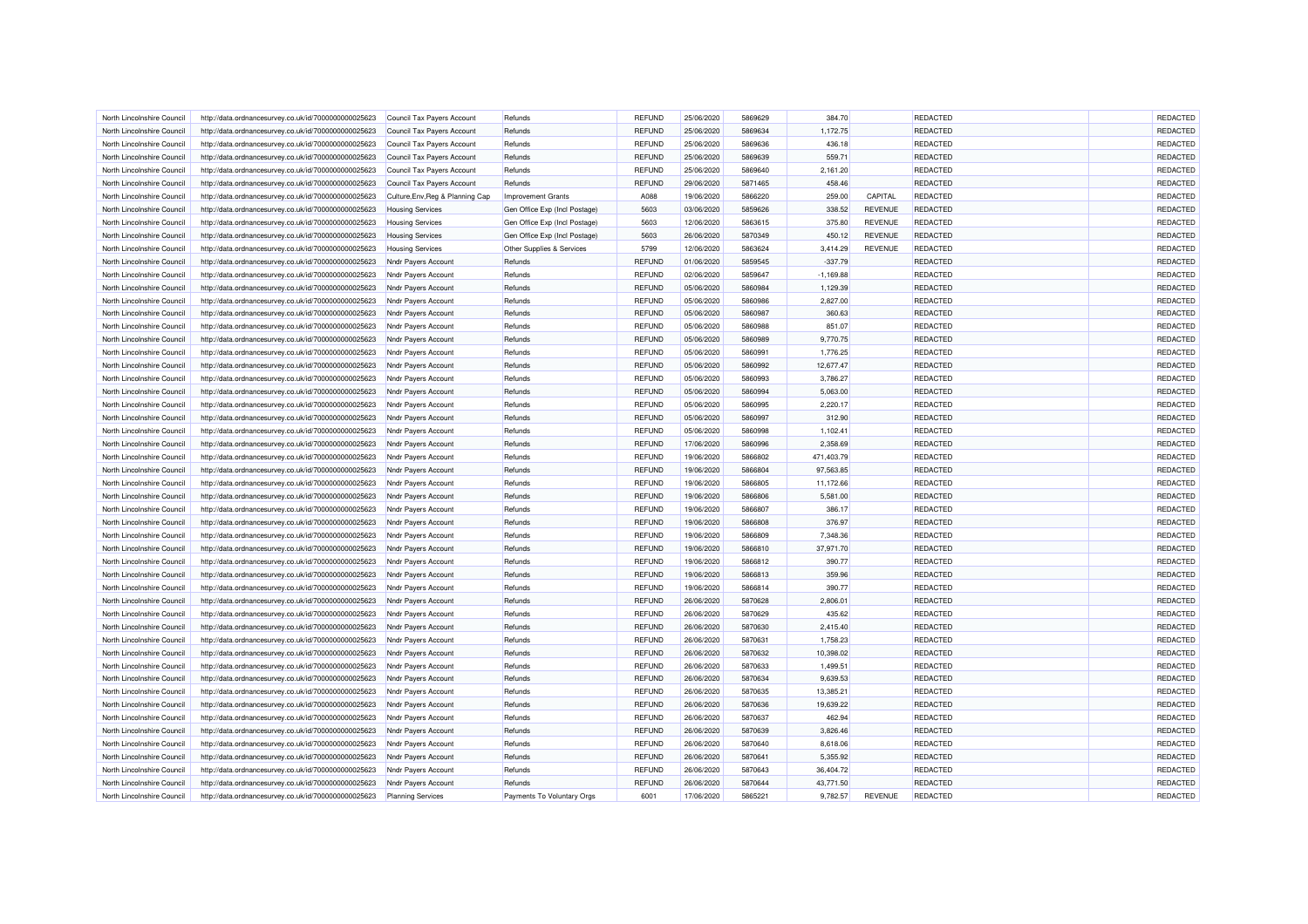| North Lincolnshire Council | http://data.ordnancesurvey.co.uk/id/7000000000025623 | Council Tax Payers Account | Refunds | REFUND | 25/06/2020 | 5869629 | 384.70 | | REDACTED | | REDACTED |
|---|---|---|---|---|---|---|---|---|---|---|---|
| North Lincolnshire Council | http://data.ordnancesurvey.co.uk/id/7000000000025623 | Council Tax Payers Account | Refunds | REFUND | 25/06/2020 | 5869634 | 1,172.75 | | REDACTED | | REDACTED |
| North Lincolnshire Council | http://data.ordnancesurvey.co.uk/id/7000000000025623 | Council Tax Payers Account | Refunds | REFUND | 25/06/2020 | 5869636 | 436.18 | | REDACTED | | REDACTED |
| North Lincolnshire Council | http://data.ordnancesurvey.co.uk/id/7000000000025623 | Council Tax Payers Account | Refunds | REFUND | 25/06/2020 | 5869639 | 559.71 | | REDACTED | | REDACTED |
| North Lincolnshire Council | http://data.ordnancesurvey.co.uk/id/7000000000025623 | Council Tax Payers Account | Refunds | REFUND | 25/06/2020 | 5869640 | 2,161.20 | | REDACTED | | REDACTED |
| North Lincolnshire Council | http://data.ordnancesurvey.co.uk/id/7000000000025623 | Council Tax Payers Account | Refunds | REFUND | 29/06/2020 | 5871465 | 458.46 | | REDACTED | | REDACTED |
| North Lincolnshire Council | http://data.ordnancesurvey.co.uk/id/7000000000025623 | Culture,Env,Reg & Planning Cap | Improvement Grants | A088 | 19/06/2020 | 5866220 | 259.00 | CAPITAL | REDACTED | | REDACTED |
| North Lincolnshire Council | http://data.ordnancesurvey.co.uk/id/7000000000025623 | Housing Services | Gen Office Exp (Incl Postage) | 5603 | 03/06/2020 | 5859626 | 338.52 | REVENUE | REDACTED | | REDACTED |
| North Lincolnshire Council | http://data.ordnancesurvey.co.uk/id/7000000000025623 | Housing Services | Gen Office Exp (Incl Postage) | 5603 | 12/06/2020 | 5863615 | 375.80 | REVENUE | REDACTED | | REDACTED |
| North Lincolnshire Council | http://data.ordnancesurvey.co.uk/id/7000000000025623 | Housing Services | Gen Office Exp (Incl Postage) | 5603 | 26/06/2020 | 5870349 | 450.12 | REVENUE | REDACTED | | REDACTED |
| North Lincolnshire Council | http://data.ordnancesurvey.co.uk/id/7000000000025623 | Housing Services | Other Supplies & Services | 5799 | 12/06/2020 | 5863624 | 3,414.29 | REVENUE | REDACTED | | REDACTED |
| North Lincolnshire Council | http://data.ordnancesurvey.co.uk/id/7000000000025623 | Nndr Payers Account | Refunds | REFUND | 01/06/2020 | 5859545 | -337.79 | | REDACTED | | REDACTED |
| North Lincolnshire Council | http://data.ordnancesurvey.co.uk/id/7000000000025623 | Nndr Payers Account | Refunds | REFUND | 02/06/2020 | 5859647 | -1,169.88 | | REDACTED | | REDACTED |
| North Lincolnshire Council | http://data.ordnancesurvey.co.uk/id/7000000000025623 | Nndr Payers Account | Refunds | REFUND | 05/06/2020 | 5860984 | 1,129.39 | | REDACTED | | REDACTED |
| North Lincolnshire Council | http://data.ordnancesurvey.co.uk/id/7000000000025623 | Nndr Payers Account | Refunds | REFUND | 05/06/2020 | 5860986 | 2,827.00 | | REDACTED | | REDACTED |
| North Lincolnshire Council | http://data.ordnancesurvey.co.uk/id/7000000000025623 | Nndr Payers Account | Refunds | REFUND | 05/06/2020 | 5860987 | 360.63 | | REDACTED | | REDACTED |
| North Lincolnshire Council | http://data.ordnancesurvey.co.uk/id/7000000000025623 | Nndr Payers Account | Refunds | REFUND | 05/06/2020 | 5860988 | 851.07 | | REDACTED | | REDACTED |
| North Lincolnshire Council | http://data.ordnancesurvey.co.uk/id/7000000000025623 | Nndr Payers Account | Refunds | REFUND | 05/06/2020 | 5860989 | 9,770.75 | | REDACTED | | REDACTED |
| North Lincolnshire Council | http://data.ordnancesurvey.co.uk/id/7000000000025623 | Nndr Payers Account | Refunds | REFUND | 05/06/2020 | 5860991 | 1,776.25 | | REDACTED | | REDACTED |
| North Lincolnshire Council | http://data.ordnancesurvey.co.uk/id/7000000000025623 | Nndr Payers Account | Refunds | REFUND | 05/06/2020 | 5860992 | 12,677.47 | | REDACTED | | REDACTED |
| North Lincolnshire Council | http://data.ordnancesurvey.co.uk/id/7000000000025623 | Nndr Payers Account | Refunds | REFUND | 05/06/2020 | 5860993 | 3,786.27 | | REDACTED | | REDACTED |
| North Lincolnshire Council | http://data.ordnancesurvey.co.uk/id/7000000000025623 | Nndr Payers Account | Refunds | REFUND | 05/06/2020 | 5860994 | 5,063.00 | | REDACTED | | REDACTED |
| North Lincolnshire Council | http://data.ordnancesurvey.co.uk/id/7000000000025623 | Nndr Payers Account | Refunds | REFUND | 05/06/2020 | 5860995 | 2,220.17 | | REDACTED | | REDACTED |
| North Lincolnshire Council | http://data.ordnancesurvey.co.uk/id/7000000000025623 | Nndr Payers Account | Refunds | REFUND | 05/06/2020 | 5860997 | 312.90 | | REDACTED | | REDACTED |
| North Lincolnshire Council | http://data.ordnancesurvey.co.uk/id/7000000000025623 | Nndr Payers Account | Refunds | REFUND | 05/06/2020 | 5860998 | 1,102.41 | | REDACTED | | REDACTED |
| North Lincolnshire Council | http://data.ordnancesurvey.co.uk/id/7000000000025623 | Nndr Payers Account | Refunds | REFUND | 17/06/2020 | 5860996 | 2,358.69 | | REDACTED | | REDACTED |
| North Lincolnshire Council | http://data.ordnancesurvey.co.uk/id/7000000000025623 | Nndr Payers Account | Refunds | REFUND | 19/06/2020 | 5866802 | 471,403.79 | | REDACTED | | REDACTED |
| North Lincolnshire Council | http://data.ordnancesurvey.co.uk/id/7000000000025623 | Nndr Payers Account | Refunds | REFUND | 19/06/2020 | 5866804 | 97,563.85 | | REDACTED | | REDACTED |
| North Lincolnshire Council | http://data.ordnancesurvey.co.uk/id/7000000000025623 | Nndr Payers Account | Refunds | REFUND | 19/06/2020 | 5866805 | 11,172.66 | | REDACTED | | REDACTED |
| North Lincolnshire Council | http://data.ordnancesurvey.co.uk/id/7000000000025623 | Nndr Payers Account | Refunds | REFUND | 19/06/2020 | 5866806 | 5,581.00 | | REDACTED | | REDACTED |
| North Lincolnshire Council | http://data.ordnancesurvey.co.uk/id/7000000000025623 | Nndr Payers Account | Refunds | REFUND | 19/06/2020 | 5866807 | 386.17 | | REDACTED | | REDACTED |
| North Lincolnshire Council | http://data.ordnancesurvey.co.uk/id/7000000000025623 | Nndr Payers Account | Refunds | REFUND | 19/06/2020 | 5866808 | 376.97 | | REDACTED | | REDACTED |
| North Lincolnshire Council | http://data.ordnancesurvey.co.uk/id/7000000000025623 | Nndr Payers Account | Refunds | REFUND | 19/06/2020 | 5866809 | 7,348.36 | | REDACTED | | REDACTED |
| North Lincolnshire Council | http://data.ordnancesurvey.co.uk/id/7000000000025623 | Nndr Payers Account | Refunds | REFUND | 19/06/2020 | 5866810 | 37,971.70 | | REDACTED | | REDACTED |
| North Lincolnshire Council | http://data.ordnancesurvey.co.uk/id/7000000000025623 | Nndr Payers Account | Refunds | REFUND | 19/06/2020 | 5866812 | 390.77 | | REDACTED | | REDACTED |
| North Lincolnshire Council | http://data.ordnancesurvey.co.uk/id/7000000000025623 | Nndr Payers Account | Refunds | REFUND | 19/06/2020 | 5866813 | 359.96 | | REDACTED | | REDACTED |
| North Lincolnshire Council | http://data.ordnancesurvey.co.uk/id/7000000000025623 | Nndr Payers Account | Refunds | REFUND | 19/06/2020 | 5866814 | 390.77 | | REDACTED | | REDACTED |
| North Lincolnshire Council | http://data.ordnancesurvey.co.uk/id/7000000000025623 | Nndr Payers Account | Refunds | REFUND | 26/06/2020 | 5870628 | 2,806.01 | | REDACTED | | REDACTED |
| North Lincolnshire Council | http://data.ordnancesurvey.co.uk/id/7000000000025623 | Nndr Payers Account | Refunds | REFUND | 26/06/2020 | 5870629 | 435.62 | | REDACTED | | REDACTED |
| North Lincolnshire Council | http://data.ordnancesurvey.co.uk/id/7000000000025623 | Nndr Payers Account | Refunds | REFUND | 26/06/2020 | 5870630 | 2,415.40 | | REDACTED | | REDACTED |
| North Lincolnshire Council | http://data.ordnancesurvey.co.uk/id/7000000000025623 | Nndr Payers Account | Refunds | REFUND | 26/06/2020 | 5870631 | 1,758.23 | | REDACTED | | REDACTED |
| North Lincolnshire Council | http://data.ordnancesurvey.co.uk/id/7000000000025623 | Nndr Payers Account | Refunds | REFUND | 26/06/2020 | 5870632 | 10,398.02 | | REDACTED | | REDACTED |
| North Lincolnshire Council | http://data.ordnancesurvey.co.uk/id/7000000000025623 | Nndr Payers Account | Refunds | REFUND | 26/06/2020 | 5870633 | 1,499.51 | | REDACTED | | REDACTED |
| North Lincolnshire Council | http://data.ordnancesurvey.co.uk/id/7000000000025623 | Nndr Payers Account | Refunds | REFUND | 26/06/2020 | 5870634 | 9,639.53 | | REDACTED | | REDACTED |
| North Lincolnshire Council | http://data.ordnancesurvey.co.uk/id/7000000000025623 | Nndr Payers Account | Refunds | REFUND | 26/06/2020 | 5870635 | 13,385.21 | | REDACTED | | REDACTED |
| North Lincolnshire Council | http://data.ordnancesurvey.co.uk/id/7000000000025623 | Nndr Payers Account | Refunds | REFUND | 26/06/2020 | 5870636 | 19,639.22 | | REDACTED | | REDACTED |
| North Lincolnshire Council | http://data.ordnancesurvey.co.uk/id/7000000000025623 | Nndr Payers Account | Refunds | REFUND | 26/06/2020 | 5870637 | 462.94 | | REDACTED | | REDACTED |
| North Lincolnshire Council | http://data.ordnancesurvey.co.uk/id/7000000000025623 | Nndr Payers Account | Refunds | REFUND | 26/06/2020 | 5870639 | 3,826.46 | | REDACTED | | REDACTED |
| North Lincolnshire Council | http://data.ordnancesurvey.co.uk/id/7000000000025623 | Nndr Payers Account | Refunds | REFUND | 26/06/2020 | 5870640 | 8,618.06 | | REDACTED | | REDACTED |
| North Lincolnshire Council | http://data.ordnancesurvey.co.uk/id/7000000000025623 | Nndr Payers Account | Refunds | REFUND | 26/06/2020 | 5870641 | 5,355.92 | | REDACTED | | REDACTED |
| North Lincolnshire Council | http://data.ordnancesurvey.co.uk/id/7000000000025623 | Nndr Payers Account | Refunds | REFUND | 26/06/2020 | 5870643 | 36,404.72 | | REDACTED | | REDACTED |
| North Lincolnshire Council | http://data.ordnancesurvey.co.uk/id/7000000000025623 | Nndr Payers Account | Refunds | REFUND | 26/06/2020 | 5870644 | 43,771.50 | | REDACTED | | REDACTED |
| North Lincolnshire Council | http://data.ordnancesurvey.co.uk/id/7000000000025623 | Planning Services | Payments To Voluntary Orgs | 6001 | 17/06/2020 | 5865221 | 9,782.57 | REVENUE | REDACTED | | REDACTED |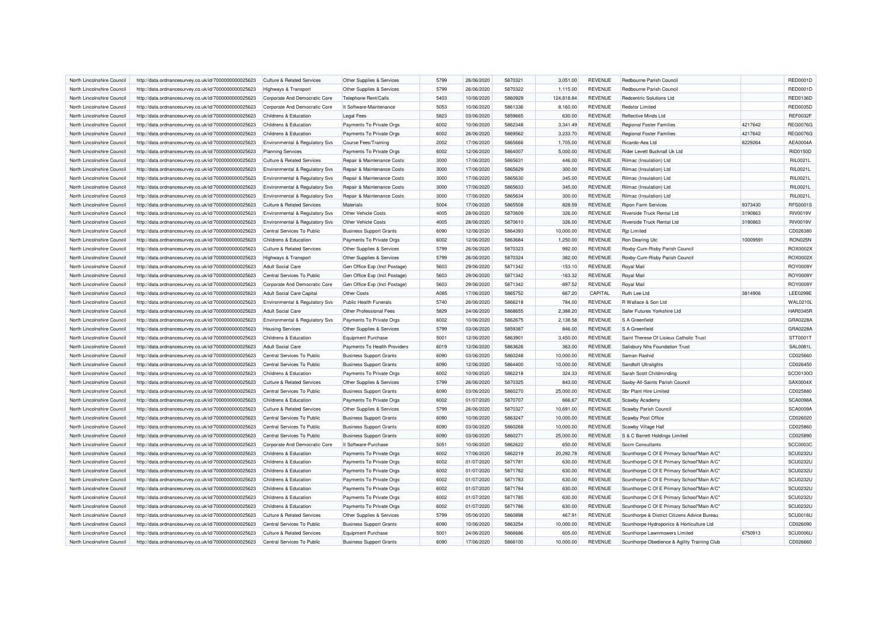| North Lincolnshire Council | http://data.ordnancesurvey.co.uk/id/7000000000025623 | Culture & Related Services | Other Supplies & Services | 5799 | 26/06/2020 | 5870321 | 3,051.00 | REVENUE | Redbourne Parish Council | | RED0001D |
|---|---|---|---|---|---|---|---|---|---|---|---|
| North Lincolnshire Council | http://data.ordnancesurvey.co.uk/id/7000000000025623 | Highways & Transport | Other Supplies & Services | 5799 | 26/06/2020 | 5870322 | 1,115.00 | REVENUE | Redbourne Parish Council | | RED0001D |
| North Lincolnshire Council | http://data.ordnancesurvey.co.uk/id/7000000000025623 | Corporate And Democratic Core | Telephone Rent/Calls | 5403 | 10/06/2020 | 5860929 | 124,818.84 | REVENUE | Redcentric Solutions Ltd | | RED0136D |
| North Lincolnshire Council | http://data.ordnancesurvey.co.uk/id/7000000000025623 | Corporate And Democratic Core | It Software-Maintenance | 5053 | 10/06/2020 | 5861336 | 8,160.00 | REVENUE | Redstor Limited | | RED0035D |
| North Lincolnshire Council | http://data.ordnancesurvey.co.uk/id/7000000000025623 | Childrens & Education | Legal Fees | 5823 | 03/06/2020 | 5859665 | 630.00 | REVENUE | Reflective Minds Ltd | | REF0032F |
| North Lincolnshire Council | http://data.ordnancesurvey.co.uk/id/7000000000025623 | Childrens & Education | Payments To Private Orgs | 6002 | 10/06/2020 | 5862348 | 3,341.49 | REVENUE | Regional Foster Families | 4217642 | REG0076G |
| North Lincolnshire Council | http://data.ordnancesurvey.co.uk/id/7000000000025623 | Childrens & Education | Payments To Private Orgs | 6002 | 26/06/2020 | 5869562 | 3,233.70 | REVENUE | Regional Foster Families | 4217642 | REG0076G |
| North Lincolnshire Council | http://data.ordnancesurvey.co.uk/id/7000000000025623 | Environmental & Regulatory Svs | Course Fees/Training | 2002 | 17/06/2020 | 5865666 | 1,705.00 | REVENUE | Ricardo-Aea Ltd | 8229264 | AEA0004A |
| North Lincolnshire Council | http://data.ordnancesurvey.co.uk/id/7000000000025623 | Planning Services | Payments To Private Orgs | 6002 | 12/06/2020 | 5864007 | 5,000.00 | REVENUE | Rider Levett Bucknall Uk Ltd | | RID0150D |
| North Lincolnshire Council | http://data.ordnancesurvey.co.uk/id/7000000000025623 | Culture & Related Services | Repair & Maintenance Costs | 3000 | 17/06/2020 | 5865631 | 446.00 | REVENUE | Rilmac (Insulation) Ltd | | RIL0021L |
| North Lincolnshire Council | http://data.ordnancesurvey.co.uk/id/7000000000025623 | Environmental & Regulatory Svs | Repair & Maintenance Costs | 3000 | 17/06/2020 | 5865629 | 300.00 | REVENUE | Rilmac (Insulation) Ltd | | RIL0021L |
| North Lincolnshire Council | http://data.ordnancesurvey.co.uk/id/7000000000025623 | Environmental & Regulatory Svs | Repair & Maintenance Costs | 3000 | 17/06/2020 | 5865630 | 345.00 | REVENUE | Rilmac (Insulation) Ltd | | RIL0021L |
| North Lincolnshire Council | http://data.ordnancesurvey.co.uk/id/7000000000025623 | Environmental & Regulatory Svs | Repair & Maintenance Costs | 3000 | 17/06/2020 | 5865633 | 345.00 | REVENUE | Rilmac (Insulation) Ltd | | RIL0021L |
| North Lincolnshire Council | http://data.ordnancesurvey.co.uk/id/7000000000025623 | Environmental & Regulatory Svs | Repair & Maintenance Costs | 3000 | 17/06/2020 | 5865634 | 300.00 | REVENUE | Rilmac (Insulation) Ltd | | RIL0021L |
| North Lincolnshire Council | http://data.ordnancesurvey.co.uk/id/7000000000025623 | Culture & Related Services | Materials | 5004 | 17/06/2020 | 5865508 | 828.59 | REVENUE | Ripon Farm Services | 9373430 | RFS0001S |
| North Lincolnshire Council | http://data.ordnancesurvey.co.uk/id/7000000000025623 | Environmental & Regulatory Svs | Other Vehicle Costs | 4005 | 28/06/2020 | 5870609 | 326.00 | REVENUE | Riverside Truck Rental Ltd | 3190863 | RIV0019V |
| North Lincolnshire Council | http://data.ordnancesurvey.co.uk/id/7000000000025623 | Environmental & Regulatory Svs | Other Vehicle Costs | 4005 | 28/06/2020 | 5870610 | 326.00 | REVENUE | Riverside Truck Rental Ltd | 3190863 | RIV0019V |
| North Lincolnshire Council | http://data.ordnancesurvey.co.uk/id/7000000000025623 | Central Services To Public | Business Support Grants | 6090 | 12/06/2020 | 5864393 | 10,000.00 | REVENUE | Rjp Limited | | CD026380 |
| North Lincolnshire Council | http://data.ordnancesurvey.co.uk/id/7000000000025623 | Childrens & Education | Payments To Private Orgs | 6002 | 12/06/2020 | 5863684 | 1,250.00 | REVENUE | Ron Dearing Utc | 10009591 | RON025N |
| North Lincolnshire Council | http://data.ordnancesurvey.co.uk/id/7000000000025623 | Culture & Related Services | Other Supplies & Services | 5799 | 26/06/2020 | 5870323 | 992.00 | REVENUE | Roxby-Cum-Risby Parish Council | | ROX0002X |
| North Lincolnshire Council | http://data.ordnancesurvey.co.uk/id/7000000000025623 | Highways & Transport | Other Supplies & Services | 5799 | 26/06/2020 | 5870324 | 382.00 | REVENUE | Roxby-Cum-Risby Parish Council | | ROX0002X |
| North Lincolnshire Council | http://data.ordnancesurvey.co.uk/id/7000000000025623 | Adult Social Care | Gen Office Exp (Incl Postage) | 5603 | 29/06/2020 | 5871342 | -153.10 | REVENUE | Royal Mail | | ROY0009Y |
| North Lincolnshire Council | http://data.ordnancesurvey.co.uk/id/7000000000025623 | Central Services To Public | Gen Office Exp (Incl Postage) | 5603 | 29/06/2020 | 5871342 | -163.32 | REVENUE | Royal Mail | | ROY0009Y |
| North Lincolnshire Council | http://data.ordnancesurvey.co.uk/id/7000000000025623 | Corporate And Democratic Core | Gen Office Exp (Incl Postage) | 5603 | 29/06/2020 | 5871342 | -897.52 | REVENUE | Royal Mail | | ROY0009Y |
| North Lincolnshire Council | http://data.ordnancesurvey.co.uk/id/7000000000025623 | Adult Social Care Capital | Other Costs | A085 | 17/06/2020 | 5865752 | 667.20 | CAPITAL | Ruth Lee Ltd | 3814906 | LEE0299E |
| North Lincolnshire Council | http://data.ordnancesurvey.co.uk/id/7000000000025623 | Environmental & Regulatory Svs | Public Health Funerals | 5740 | 26/06/2020 | 5866218 | 784.00 | REVENUE | R Wallace & Son Ltd | | WAL0210L |
| North Lincolnshire Council | http://data.ordnancesurvey.co.uk/id/7000000000025623 | Adult Social Care | Other Professional Fees | 5829 | 24/06/2020 | 5868655 | 2,388.20 | REVENUE | Safer Futures Yorkshire Ltd | | HAR0345R |
| North Lincolnshire Council | http://data.ordnancesurvey.co.uk/id/7000000000025623 | Environmental & Regulatory Svs | Payments To Private Orgs | 6002 | 10/06/2020 | 5862675 | 2,138.58 | REVENUE | S A Greenfield | | GRA0228A |
| North Lincolnshire Council | http://data.ordnancesurvey.co.uk/id/7000000000025623 | Housing Services | Other Supplies & Services | 5799 | 03/06/2020 | 5859387 | 846.00 | REVENUE | S A Greenfield | | GRA0228A |
| North Lincolnshire Council | http://data.ordnancesurvey.co.uk/id/7000000000025623 | Childrens & Education | Equipment Purchase | 5001 | 12/06/2020 | 5863901 | 3,450.00 | REVENUE | Saint Therese Of Lisieux Catholic Trust | | STT0001T |
| North Lincolnshire Council | http://data.ordnancesurvey.co.uk/id/7000000000025623 | Adult Social Care | Payments To Health Providers | 6019 | 12/06/2020 | 5863626 | 363.00 | REVENUE | Salisbury Nhs Foundation Trust | | SAL0081L |
| North Lincolnshire Council | http://data.ordnancesurvey.co.uk/id/7000000000025623 | Central Services To Public | Business Support Grants | 6090 | 03/06/2020 | 5860248 | 10,000.00 | REVENUE | Saman Rashid | | CD025660 |
| North Lincolnshire Council | http://data.ordnancesurvey.co.uk/id/7000000000025623 | Central Services To Public | Business Support Grants | 6090 | 12/06/2020 | 5864400 | 10,000.00 | REVENUE | Sandtoft Ultralights | | CD026450 |
| North Lincolnshire Council | http://data.ordnancesurvey.co.uk/id/7000000000025623 | Childrens & Education | Payments To Private Orgs | 6002 | 10/06/2020 | 5862218 | 324.33 | REVENUE | Sarah Scott Childminding | | SCO0130O |
| North Lincolnshire Council | http://data.ordnancesurvey.co.uk/id/7000000000025623 | Culture & Related Services | Other Supplies & Services | 5799 | 26/06/2020 | 5870325 | 843.00 | REVENUE | Saxby-All-Saints Parish Council | | SAX0004X |
| North Lincolnshire Council | http://data.ordnancesurvey.co.uk/id/7000000000025623 | Central Services To Public | Business Support Grants | 6090 | 03/06/2020 | 5860270 | 25,000.00 | REVENUE | Sbr Plant Hire Limited | | CD025880 |
| North Lincolnshire Council | http://data.ordnancesurvey.co.uk/id/7000000000025623 | Childrens & Education | Payments To Private Orgs | 6002 | 01/07/2020 | 5870707 | 666.67 | REVENUE | Scawby Academy | | SCA0098A |
| North Lincolnshire Council | http://data.ordnancesurvey.co.uk/id/7000000000025623 | Culture & Related Services | Other Supplies & Services | 5799 | 26/06/2020 | 5870327 | 10,691.00 | REVENUE | Scawby Parish Council | | SCA0009A |
| North Lincolnshire Council | http://data.ordnancesurvey.co.uk/id/7000000000025623 | Central Services To Public | Business Support Grants | 6090 | 10/06/2020 | 5863247 | 10,000.00 | REVENUE | Scawby Post Office | | CD026020 |
| North Lincolnshire Council | http://data.ordnancesurvey.co.uk/id/7000000000025623 | Central Services To Public | Business Support Grants | 6090 | 03/06/2020 | 5860268 | 10,000.00 | REVENUE | Scawby Village Hall | | CD025860 |
| North Lincolnshire Council | http://data.ordnancesurvey.co.uk/id/7000000000025623 | Central Services To Public | Business Support Grants | 6090 | 03/06/2020 | 5860271 | 25,000.00 | REVENUE | S & C Barrett Holdings Limited | | CD025890 |
| North Lincolnshire Council | http://data.ordnancesurvey.co.uk/id/7000000000025623 | Corporate And Democratic Core | It Software-Purchase | 5051 | 10/06/2020 | 5862622 | 650.00 | REVENUE | Sccm Consultants | | SCC0003C |
| North Lincolnshire Council | http://data.ordnancesurvey.co.uk/id/7000000000025623 | Childrens & Education | Payments To Private Orgs | 6002 | 17/06/2020 | 5862219 | 20,292.78 | REVENUE | Scunthorpe C Of E Primary School"Main A/C" | | SCU0232U |
| North Lincolnshire Council | http://data.ordnancesurvey.co.uk/id/7000000000025623 | Childrens & Education | Payments To Private Orgs | 6002 | 01/07/2020 | 5871781 | 630.00 | REVENUE | Scunthorpe C Of E Primary School"Main A/C" | | SCU0232U |
| North Lincolnshire Council | http://data.ordnancesurvey.co.uk/id/7000000000025623 | Childrens & Education | Payments To Private Orgs | 6002 | 01/07/2020 | 5871782 | 630.00 | REVENUE | Scunthorpe C Of E Primary School"Main A/C" | | SCU0232U |
| North Lincolnshire Council | http://data.ordnancesurvey.co.uk/id/7000000000025623 | Childrens & Education | Payments To Private Orgs | 6002 | 01/07/2020 | 5871783 | 630.00 | REVENUE | Scunthorpe C Of E Primary School"Main A/C" | | SCU0232U |
| North Lincolnshire Council | http://data.ordnancesurvey.co.uk/id/7000000000025623 | Childrens & Education | Payments To Private Orgs | 6002 | 01/07/2020 | 5871784 | 630.00 | REVENUE | Scunthorpe C Of E Primary School"Main A/C" | | SCU0232U |
| North Lincolnshire Council | http://data.ordnancesurvey.co.uk/id/7000000000025623 | Childrens & Education | Payments To Private Orgs | 6002 | 01/07/2020 | 5871785 | 630.00 | REVENUE | Scunthorpe C Of E Primary School"Main A/C" | | SCU0232U |
| North Lincolnshire Council | http://data.ordnancesurvey.co.uk/id/7000000000025623 | Childrens & Education | Payments To Private Orgs | 6002 | 01/07/2020 | 5871786 | 630.00 | REVENUE | Scunthorpe C Of E Primary School"Main A/C" | | SCU0232U |
| North Lincolnshire Council | http://data.ordnancesurvey.co.uk/id/7000000000025623 | Culture & Related Services | Other Supplies & Services | 5799 | 05/06/2020 | 5860898 | 467.91 | REVENUE | Scunthorpe & District Citizens Advice Bureau | | SCU0018U |
| North Lincolnshire Council | http://data.ordnancesurvey.co.uk/id/7000000000025623 | Central Services To Public | Business Support Grants | 6090 | 10/06/2020 | 5863254 | 10,000.00 | REVENUE | Scunthorpe Hydroponics & Horticulture Ltd | | CD026090 |
| North Lincolnshire Council | http://data.ordnancesurvey.co.uk/id/7000000000025623 | Culture & Related Services | Equipment Purchase | 5001 | 24/06/2020 | 5866686 | 605.00 | REVENUE | Scunthorpe Lawnmowers Limited | 6750913 | SCU0006U |
| North Lincolnshire Council | http://data.ordnancesurvey.co.uk/id/7000000000025623 | Central Services To Public | Business Support Grants | 6090 | 17/06/2020 | 5866100 | 10,000.00 | REVENUE | Scunthorpe Obedience & Agility Training Club | | CD026660 |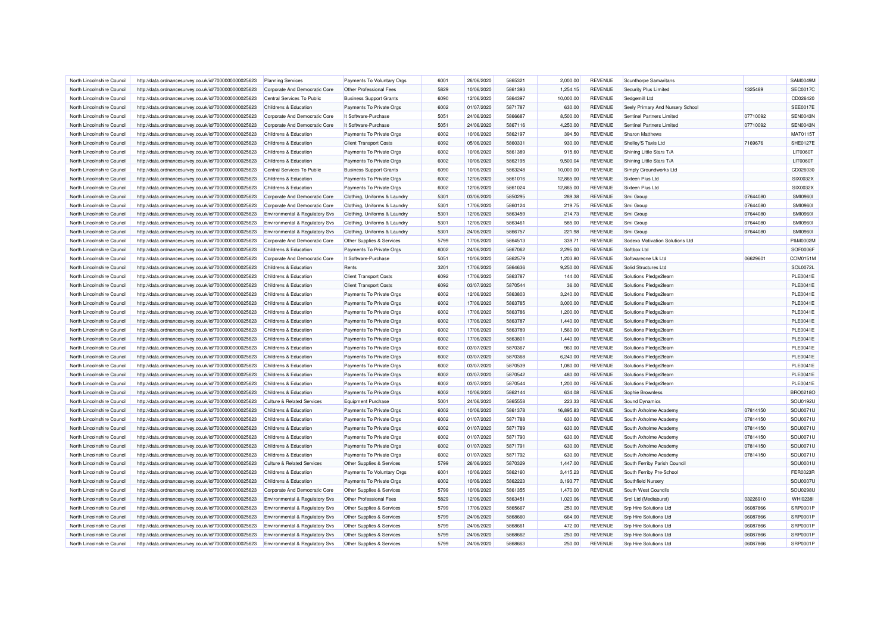| North Lincolnshire Council | http://data.ordnancesurvey.co.uk/id/7000000000025623 | Planning Services | Payments To Voluntary Orgs | 6001 | 26/06/2020 | 5865321 | 2,000.00 | REVENUE | Scunthorpe Samaritans | | SAM0049M |
|---|---|---|---|---|---|---|---|---|---|---|---|
| North Lincolnshire Council | http://data.ordnancesurvey.co.uk/id/7000000000025623 | Corporate And Democratic Core | Other Professional Fees | 5829 | 10/06/2020 | 5861393 | 1,254.15 | REVENUE | Security Plus Limited | 1325489 | SEC0017C |
| North Lincolnshire Council | http://data.ordnancesurvey.co.uk/id/7000000000025623 | Central Services To Public | Business Support Grants | 6090 | 12/06/2020 | 5864397 | 10,000.00 | REVENUE | Sedgemill Ltd | | CD026420 |
| North Lincolnshire Council | http://data.ordnancesurvey.co.uk/id/7000000000025623 | Childrens & Education | Payments To Private Orgs | 6002 | 01/07/2020 | 5871787 | 630.00 | REVENUE | Seely Primary And Nursery School | | SEE0017E |
| North Lincolnshire Council | http://data.ordnancesurvey.co.uk/id/7000000000025623 | Corporate And Democratic Core | It Software-Purchase | 5051 | 24/06/2020 | 5866687 | 8,500.00 | REVENUE | Sentinel Partners Limited | 07710092 | SEN0043N |
| North Lincolnshire Council | http://data.ordnancesurvey.co.uk/id/7000000000025623 | Corporate And Democratic Core | It Software-Purchase | 5051 | 24/06/2020 | 5867116 | 4,250.00 | REVENUE | Sentinel Partners Limited | 07710092 | SEN0043N |
| North Lincolnshire Council | http://data.ordnancesurvey.co.uk/id/7000000000025623 | Childrens & Education | Payments To Private Orgs | 6002 | 10/06/2020 | 5862197 | 394.50 | REVENUE | Sharon Matthews | | MAT0115T |
| North Lincolnshire Council | http://data.ordnancesurvey.co.uk/id/7000000000025623 | Childrens & Education | Client Transport Costs | 6092 | 05/06/2020 | 5860331 | 930.00 | REVENUE | Shelley'S Taxis Ltd | 7169676 | SHE0127E |
| North Lincolnshire Council | http://data.ordnancesurvey.co.uk/id/7000000000025623 | Childrens & Education | Payments To Private Orgs | 6002 | 10/06/2020 | 5861389 | 915.60 | REVENUE | Shining Little Stars T/A | | LIT0060T |
| North Lincolnshire Council | http://data.ordnancesurvey.co.uk/id/7000000000025623 | Childrens & Education | Payments To Private Orgs | 6002 | 10/06/2020 | 5862195 | 9,500.04 | REVENUE | Shining Little Stars T/A | | LIT0060T |
| North Lincolnshire Council | http://data.ordnancesurvey.co.uk/id/7000000000025623 | Central Services To Public | Business Support Grants | 6090 | 10/06/2020 | 5863248 | 10,000.00 | REVENUE | Simply Groundworks Ltd | | CD026030 |
| North Lincolnshire Council | http://data.ordnancesurvey.co.uk/id/7000000000025623 | Childrens & Education | Payments To Private Orgs | 6002 | 12/06/2020 | 5861016 | 12,865.00 | REVENUE | Sixteen Plus Ltd | | SIX0032X |
| North Lincolnshire Council | http://data.ordnancesurvey.co.uk/id/7000000000025623 | Childrens & Education | Payments To Private Orgs | 6002 | 12/06/2020 | 5861024 | 12,865.00 | REVENUE | Sixteen Plus Ltd | | SIX0032X |
| North Lincolnshire Council | http://data.ordnancesurvey.co.uk/id/7000000000025623 | Corporate And Democratic Core | Clothing, Uniforms & Laundry | 5301 | 03/06/2020 | 5850295 | 289.38 | REVENUE | Smi Group | 07644080 | SMI0960I |
| North Lincolnshire Council | http://data.ordnancesurvey.co.uk/id/7000000000025623 | Corporate And Democratic Core | Clothing, Uniforms & Laundry | 5301 | 17/06/2020 | 5860124 | 219.75 | REVENUE | Smi Group | 07644080 | SMI0960I |
| North Lincolnshire Council | http://data.ordnancesurvey.co.uk/id/7000000000025623 | Environmental & Regulatory Svs | Clothing, Uniforms & Laundry | 5301 | 12/06/2020 | 5863459 | 214.73 | REVENUE | Smi Group | 07644080 | SMI0960I |
| North Lincolnshire Council | http://data.ordnancesurvey.co.uk/id/7000000000025623 | Environmental & Regulatory Svs | Clothing, Uniforms & Laundry | 5301 | 12/06/2020 | 5863461 | 585.00 | REVENUE | Smi Group | 07644080 | SMI0960I |
| North Lincolnshire Council | http://data.ordnancesurvey.co.uk/id/7000000000025623 | Environmental & Regulatory Svs | Clothing, Uniforms & Laundry | 5301 | 24/06/2020 | 5866757 | 221.98 | REVENUE | Smi Group | 07644080 | SMI0960I |
| North Lincolnshire Council | http://data.ordnancesurvey.co.uk/id/7000000000025623 | Corporate And Democratic Core | Other Supplies & Services | 5799 | 17/06/2020 | 5864513 | 339.71 | REVENUE | Sodexo Motivation Solutions Ltd | | P&M0002M |
| North Lincolnshire Council | http://data.ordnancesurvey.co.uk/id/7000000000025623 | Childrens & Education | Payments To Private Orgs | 6002 | 24/06/2020 | 5867062 | 2,295.00 | REVENUE | Softbox Ltd | | SOF0006F |
| North Lincolnshire Council | http://data.ordnancesurvey.co.uk/id/7000000000025623 | Corporate And Democratic Core | It Software-Purchase | 5051 | 10/06/2020 | 5862579 | 1,203.80 | REVENUE | Softwareone Uk Ltd | 06629601 | COM0151M |
| North Lincolnshire Council | http://data.ordnancesurvey.co.uk/id/7000000000025623 | Childrens & Education | Rents | 3201 | 17/06/2020 | 5864636 | 9,250.00 | REVENUE | Solid Structures Ltd | | SOL0072L |
| North Lincolnshire Council | http://data.ordnancesurvey.co.uk/id/7000000000025623 | Childrens & Education | Client Transport Costs | 6092 | 17/06/2020 | 5863787 | 144.00 | REVENUE | Solutions Pledge2learn | | PLE0041E |
| North Lincolnshire Council | http://data.ordnancesurvey.co.uk/id/7000000000025623 | Childrens & Education | Client Transport Costs | 6092 | 03/07/2020 | 5870544 | 36.00 | REVENUE | Solutions Pledge2learn | | PLE0041E |
| North Lincolnshire Council | http://data.ordnancesurvey.co.uk/id/7000000000025623 | Childrens & Education | Payments To Private Orgs | 6002 | 12/06/2020 | 5863803 | 3,240.00 | REVENUE | Solutions Pledge2learn | | PLE0041E |
| North Lincolnshire Council | http://data.ordnancesurvey.co.uk/id/7000000000025623 | Childrens & Education | Payments To Private Orgs | 6002 | 17/06/2020 | 5863785 | 3,000.00 | REVENUE | Solutions Pledge2learn | | PLE0041E |
| North Lincolnshire Council | http://data.ordnancesurvey.co.uk/id/7000000000025623 | Childrens & Education | Payments To Private Orgs | 6002 | 17/06/2020 | 5863786 | 1,200.00 | REVENUE | Solutions Pledge2learn | | PLE0041E |
| North Lincolnshire Council | http://data.ordnancesurvey.co.uk/id/7000000000025623 | Childrens & Education | Payments To Private Orgs | 6002 | 17/06/2020 | 5863787 | 1,440.00 | REVENUE | Solutions Pledge2learn | | PLE0041E |
| North Lincolnshire Council | http://data.ordnancesurvey.co.uk/id/7000000000025623 | Childrens & Education | Payments To Private Orgs | 6002 | 17/06/2020 | 5863789 | 1,560.00 | REVENUE | Solutions Pledge2learn | | PLE0041E |
| North Lincolnshire Council | http://data.ordnancesurvey.co.uk/id/7000000000025623 | Childrens & Education | Payments To Private Orgs | 6002 | 17/06/2020 | 5863801 | 1,440.00 | REVENUE | Solutions Pledge2learn | | PLE0041E |
| North Lincolnshire Council | http://data.ordnancesurvey.co.uk/id/7000000000025623 | Childrens & Education | Payments To Private Orgs | 6002 | 03/07/2020 | 5870367 | 960.00 | REVENUE | Solutions Pledge2learn | | PLE0041E |
| North Lincolnshire Council | http://data.ordnancesurvey.co.uk/id/7000000000025623 | Childrens & Education | Payments To Private Orgs | 6002 | 03/07/2020 | 5870368 | 6,240.00 | REVENUE | Solutions Pledge2learn | | PLE0041E |
| North Lincolnshire Council | http://data.ordnancesurvey.co.uk/id/7000000000025623 | Childrens & Education | Payments To Private Orgs | 6002 | 03/07/2020 | 5870539 | 1,080.00 | REVENUE | Solutions Pledge2learn | | PLE0041E |
| North Lincolnshire Council | http://data.ordnancesurvey.co.uk/id/7000000000025623 | Childrens & Education | Payments To Private Orgs | 6002 | 03/07/2020 | 5870542 | 480.00 | REVENUE | Solutions Pledge2learn | | PLE0041E |
| North Lincolnshire Council | http://data.ordnancesurvey.co.uk/id/7000000000025623 | Childrens & Education | Payments To Private Orgs | 6002 | 03/07/2020 | 5870544 | 1,200.00 | REVENUE | Solutions Pledge2learn | | PLE0041E |
| North Lincolnshire Council | http://data.ordnancesurvey.co.uk/id/7000000000025623 | Childrens & Education | Payments To Private Orgs | 6002 | 10/06/2020 | 5862144 | 634.08 | REVENUE | Sophie Brownless | | BRO0218O |
| North Lincolnshire Council | http://data.ordnancesurvey.co.uk/id/7000000000025623 | Culture & Related Services | Equipment Purchase | 5001 | 24/06/2020 | 5865558 | 223.33 | REVENUE | Sound Dynamics | | SOU0192U |
| North Lincolnshire Council | http://data.ordnancesurvey.co.uk/id/7000000000025623 | Childrens & Education | Payments To Private Orgs | 6002 | 10/06/2020 | 5861378 | 16,895.83 | REVENUE | South Axholme Academy | 07814150 | SOU0071U |
| North Lincolnshire Council | http://data.ordnancesurvey.co.uk/id/7000000000025623 | Childrens & Education | Payments To Private Orgs | 6002 | 01/07/2020 | 5871788 | 630.00 | REVENUE | South Axholme Academy | 07814150 | SOU0071U |
| North Lincolnshire Council | http://data.ordnancesurvey.co.uk/id/7000000000025623 | Childrens & Education | Payments To Private Orgs | 6002 | 01/07/2020 | 5871789 | 630.00 | REVENUE | South Axholme Academy | 07814150 | SOU0071U |
| North Lincolnshire Council | http://data.ordnancesurvey.co.uk/id/7000000000025623 | Childrens & Education | Payments To Private Orgs | 6002 | 01/07/2020 | 5871790 | 630.00 | REVENUE | South Axholme Academy | 07814150 | SOU0071U |
| North Lincolnshire Council | http://data.ordnancesurvey.co.uk/id/7000000000025623 | Childrens & Education | Payments To Private Orgs | 6002 | 01/07/2020 | 5871791 | 630.00 | REVENUE | South Axholme Academy | 07814150 | SOU0071U |
| North Lincolnshire Council | http://data.ordnancesurvey.co.uk/id/7000000000025623 | Childrens & Education | Payments To Private Orgs | 6002 | 01/07/2020 | 5871792 | 630.00 | REVENUE | South Axholme Academy | 07814150 | SOU0071U |
| North Lincolnshire Council | http://data.ordnancesurvey.co.uk/id/7000000000025623 | Culture & Related Services | Other Supplies & Services | 5799 | 26/06/2020 | 5870329 | 1,447.00 | REVENUE | South Ferriby Parish Council | | SOU0001U |
| North Lincolnshire Council | http://data.ordnancesurvey.co.uk/id/7000000000025623 | Childrens & Education | Payments To Voluntary Orgs | 6001 | 10/06/2020 | 5862160 | 3,415.23 | REVENUE | South Ferriby Pre-School | | FER0023R |
| North Lincolnshire Council | http://data.ordnancesurvey.co.uk/id/7000000000025623 | Childrens & Education | Payments To Private Orgs | 6002 | 10/06/2020 | 5862223 | 3,193.77 | REVENUE | Southfield Nursery | | SOU0007U |
| North Lincolnshire Council | http://data.ordnancesurvey.co.uk/id/7000000000025623 | Corporate And Democratic Core | Other Supplies & Services | 5799 | 10/06/2020 | 5861355 | 1,470.00 | REVENUE | South West Councils | | SOU0298U |
| North Lincolnshire Council | http://data.ordnancesurvey.co.uk/id/7000000000025623 | Environmental & Regulatory Svs | Other Professional Fees | 5829 | 12/06/2020 | 5863451 | 1,020.06 | REVENUE | Srcl Ltd (Mediaburst) | 03226910 | WHI0238I |
| North Lincolnshire Council | http://data.ordnancesurvey.co.uk/id/7000000000025623 | Environmental & Regulatory Svs | Other Supplies & Services | 5799 | 17/06/2020 | 5865667 | 250.00 | REVENUE | Srp Hire Solutions Ltd | 06087866 | SRP0001P |
| North Lincolnshire Council | http://data.ordnancesurvey.co.uk/id/7000000000025623 | Environmental & Regulatory Svs | Other Supplies & Services | 5799 | 24/06/2020 | 5868660 | 664.00 | REVENUE | Srp Hire Solutions Ltd | 06087866 | SRP0001P |
| North Lincolnshire Council | http://data.ordnancesurvey.co.uk/id/7000000000025623 | Environmental & Regulatory Svs | Other Supplies & Services | 5799 | 24/06/2020 | 5868661 | 472.00 | REVENUE | Srp Hire Solutions Ltd | 06087866 | SRP0001P |
| North Lincolnshire Council | http://data.ordnancesurvey.co.uk/id/7000000000025623 | Environmental & Regulatory Svs | Other Supplies & Services | 5799 | 24/06/2020 | 5868662 | 250.00 | REVENUE | Srp Hire Solutions Ltd | 06087866 | SRP0001P |
| North Lincolnshire Council | http://data.ordnancesurvey.co.uk/id/7000000000025623 | Environmental & Regulatory Svs | Other Supplies & Services | 5799 | 24/06/2020 | 5868663 | 250.00 | REVENUE | Srp Hire Solutions Ltd | 06087866 | SRP0001P |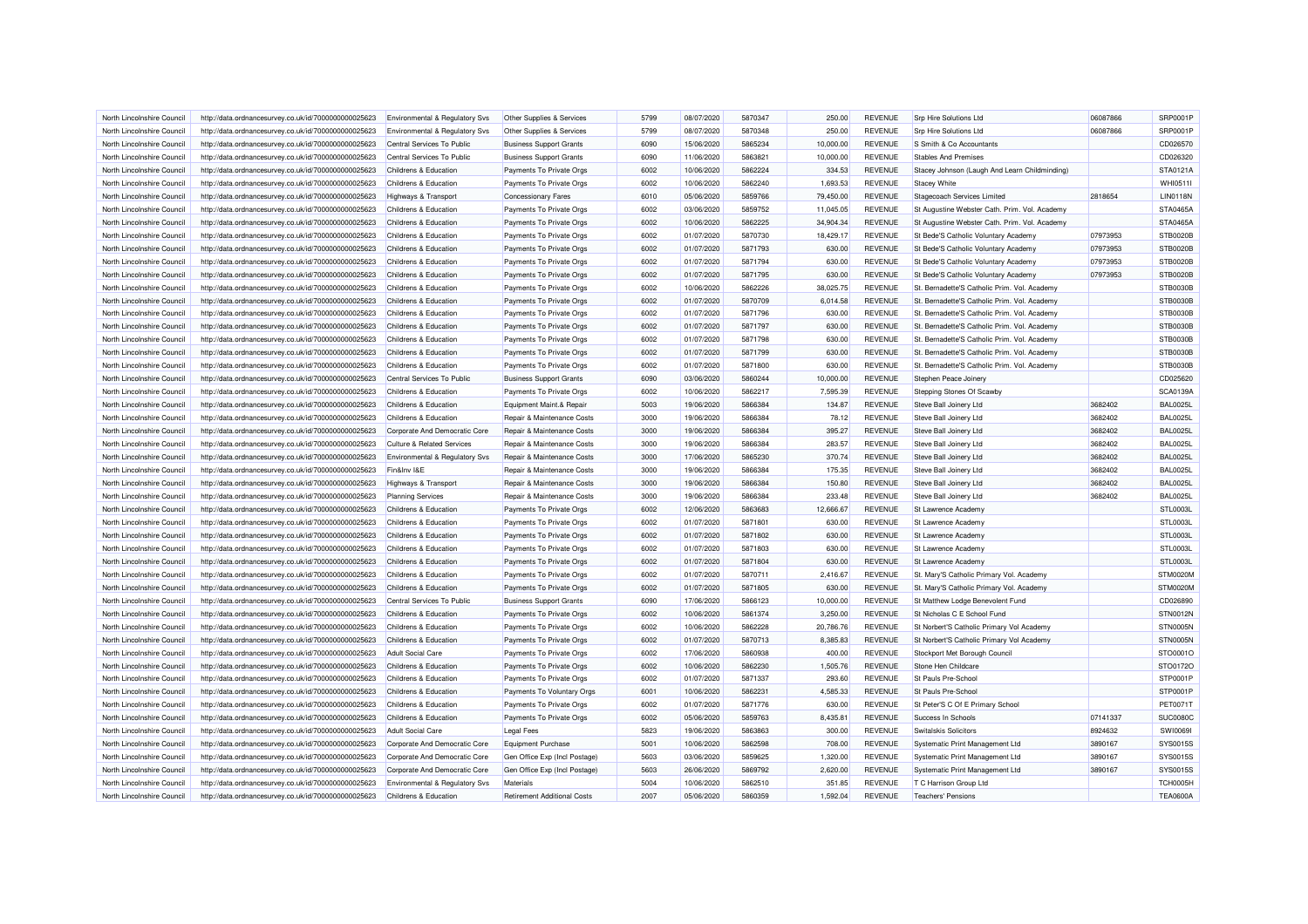| North Lincolnshire Council | http://data.ordnancesurvey.co.uk/id/7000000000025623 | Environmental & Regulatory Svs | Other Supplies & Services | 5799 | 08/07/2020 | 5870347 | 250.00 | REVENUE | Srp Hire Solutions Ltd | 06087866 | SRP0001P |
|---|---|---|---|---|---|---|---|---|---|---|---|
| North Lincolnshire Council | http://data.ordnancesurvey.co.uk/id/7000000000025623 | Environmental & Regulatory Svs | Other Supplies & Services | 5799 | 08/07/2020 | 5870348 | 250.00 | REVENUE | Srp Hire Solutions Ltd | 06087866 | SRP0001P |
| North Lincolnshire Council | http://data.ordnancesurvey.co.uk/id/7000000000025623 | Central Services To Public | Business Support Grants | 6090 | 15/06/2020 | 5865234 | 10,000.00 | REVENUE | S Smith & Co Accountants | | CD026570 |
| North Lincolnshire Council | http://data.ordnancesurvey.co.uk/id/7000000000025623 | Central Services To Public | Business Support Grants | 6090 | 11/06/2020 | 5863821 | 10,000.00 | REVENUE | Stables And Premises | | CD026320 |
| North Lincolnshire Council | http://data.ordnancesurvey.co.uk/id/7000000000025623 | Childrens & Education | Payments To Private Orgs | 6002 | 10/06/2020 | 5862224 | 334.53 | REVENUE | Stacey Johnson (Laugh And Learn Childminding) | | STA0121A |
| North Lincolnshire Council | http://data.ordnancesurvey.co.uk/id/7000000000025623 | Childrens & Education | Payments To Private Orgs | 6002 | 10/06/2020 | 5862240 | 1,693.53 | REVENUE | Stacey White | | WHI0511I |
| North Lincolnshire Council | http://data.ordnancesurvey.co.uk/id/7000000000025623 | Highways & Transport | Concessionary Fares | 6010 | 05/06/2020 | 5859766 | 79,450.00 | REVENUE | Stagecoach Services Limited | 2818654 | LIN0118N |
| North Lincolnshire Council | http://data.ordnancesurvey.co.uk/id/7000000000025623 | Childrens & Education | Payments To Private Orgs | 6002 | 03/06/2020 | 5859752 | 11,045.05 | REVENUE | St Augustine Webster Cath. Prim. Vol. Academy | | STA0465A |
| North Lincolnshire Council | http://data.ordnancesurvey.co.uk/id/7000000000025623 | Childrens & Education | Payments To Private Orgs | 6002 | 10/06/2020 | 5862225 | 34,904.34 | REVENUE | St Augustine Webster Cath. Prim. Vol. Academy | | STA0465A |
| North Lincolnshire Council | http://data.ordnancesurvey.co.uk/id/7000000000025623 | Childrens & Education | Payments To Private Orgs | 6002 | 01/07/2020 | 5870730 | 18,429.17 | REVENUE | St Bede'S Catholic Voluntary Academy | 07973953 | STB0020B |
| North Lincolnshire Council | http://data.ordnancesurvey.co.uk/id/7000000000025623 | Childrens & Education | Payments To Private Orgs | 6002 | 01/07/2020 | 5871793 | 630.00 | REVENUE | St Bede'S Catholic Voluntary Academy | 07973953 | STB0020B |
| North Lincolnshire Council | http://data.ordnancesurvey.co.uk/id/7000000000025623 | Childrens & Education | Payments To Private Orgs | 6002 | 01/07/2020 | 5871794 | 630.00 | REVENUE | St Bede'S Catholic Voluntary Academy | 07973953 | STB0020B |
| North Lincolnshire Council | http://data.ordnancesurvey.co.uk/id/7000000000025623 | Childrens & Education | Payments To Private Orgs | 6002 | 01/07/2020 | 5871795 | 630.00 | REVENUE | St Bede'S Catholic Voluntary Academy | 07973953 | STB0020B |
| North Lincolnshire Council | http://data.ordnancesurvey.co.uk/id/7000000000025623 | Childrens & Education | Payments To Private Orgs | 6002 | 10/06/2020 | 5862226 | 38,025.75 | REVENUE | St. Bernadette'S Catholic Prim. Vol. Academy | | STB0030B |
| North Lincolnshire Council | http://data.ordnancesurvey.co.uk/id/7000000000025623 | Childrens & Education | Payments To Private Orgs | 6002 | 01/07/2020 | 5870709 | 6,014.58 | REVENUE | St. Bernadette'S Catholic Prim. Vol. Academy | | STB0030B |
| North Lincolnshire Council | http://data.ordnancesurvey.co.uk/id/7000000000025623 | Childrens & Education | Payments To Private Orgs | 6002 | 01/07/2020 | 5871796 | 630.00 | REVENUE | St. Bernadette'S Catholic Prim. Vol. Academy | | STB0030B |
| North Lincolnshire Council | http://data.ordnancesurvey.co.uk/id/7000000000025623 | Childrens & Education | Payments To Private Orgs | 6002 | 01/07/2020 | 5871797 | 630.00 | REVENUE | St. Bernadette'S Catholic Prim. Vol. Academy | | STB0030B |
| North Lincolnshire Council | http://data.ordnancesurvey.co.uk/id/7000000000025623 | Childrens & Education | Payments To Private Orgs | 6002 | 01/07/2020 | 5871798 | 630.00 | REVENUE | St. Bernadette'S Catholic Prim. Vol. Academy | | STB0030B |
| North Lincolnshire Council | http://data.ordnancesurvey.co.uk/id/7000000000025623 | Childrens & Education | Payments To Private Orgs | 6002 | 01/07/2020 | 5871799 | 630.00 | REVENUE | St. Bernadette'S Catholic Prim. Vol. Academy | | STB0030B |
| North Lincolnshire Council | http://data.ordnancesurvey.co.uk/id/7000000000025623 | Childrens & Education | Payments To Private Orgs | 6002 | 01/07/2020 | 5871800 | 630.00 | REVENUE | St. Bernadette'S Catholic Prim. Vol. Academy | | STB0030B |
| North Lincolnshire Council | http://data.ordnancesurvey.co.uk/id/7000000000025623 | Central Services To Public | Business Support Grants | 6090 | 03/06/2020 | 5860244 | 10,000.00 | REVENUE | Stephen Peace Joinery | | CD025620 |
| North Lincolnshire Council | http://data.ordnancesurvey.co.uk/id/7000000000025623 | Childrens & Education | Payments To Private Orgs | 6002 | 10/06/2020 | 5862217 | 7,595.39 | REVENUE | Stepping Stones Of Scawby | | SCA0139A |
| North Lincolnshire Council | http://data.ordnancesurvey.co.uk/id/7000000000025623 | Childrens & Education | Equipment Maint.& Repair | 5003 | 19/06/2020 | 5866384 | 134.87 | REVENUE | Steve Ball Joinery Ltd | 3682402 | BAL0025L |
| North Lincolnshire Council | http://data.ordnancesurvey.co.uk/id/7000000000025623 | Childrens & Education | Repair & Maintenance Costs | 3000 | 19/06/2020 | 5866384 | 78.12 | REVENUE | Steve Ball Joinery Ltd | 3682402 | BAL0025L |
| North Lincolnshire Council | http://data.ordnancesurvey.co.uk/id/7000000000025623 | Corporate And Democratic Core | Repair & Maintenance Costs | 3000 | 19/06/2020 | 5866384 | 395.27 | REVENUE | Steve Ball Joinery Ltd | 3682402 | BAL0025L |
| North Lincolnshire Council | http://data.ordnancesurvey.co.uk/id/7000000000025623 | Culture & Related Services | Repair & Maintenance Costs | 3000 | 19/06/2020 | 5866384 | 283.57 | REVENUE | Steve Ball Joinery Ltd | 3682402 | BAL0025L |
| North Lincolnshire Council | http://data.ordnancesurvey.co.uk/id/7000000000025623 | Environmental & Regulatory Svs | Repair & Maintenance Costs | 3000 | 17/06/2020 | 5865230 | 370.74 | REVENUE | Steve Ball Joinery Ltd | 3682402 | BAL0025L |
| North Lincolnshire Council | http://data.ordnancesurvey.co.uk/id/7000000000025623 | Fin&Inv I&E | Repair & Maintenance Costs | 3000 | 19/06/2020 | 5866384 | 175.35 | REVENUE | Steve Ball Joinery Ltd | 3682402 | BAL0025L |
| North Lincolnshire Council | http://data.ordnancesurvey.co.uk/id/7000000000025623 | Highways & Transport | Repair & Maintenance Costs | 3000 | 19/06/2020 | 5866384 | 150.80 | REVENUE | Steve Ball Joinery Ltd | 3682402 | BAL0025L |
| North Lincolnshire Council | http://data.ordnancesurvey.co.uk/id/7000000000025623 | Planning Services | Repair & Maintenance Costs | 3000 | 19/06/2020 | 5866384 | 233.48 | REVENUE | Steve Ball Joinery Ltd | 3682402 | BAL0025L |
| North Lincolnshire Council | http://data.ordnancesurvey.co.uk/id/7000000000025623 | Childrens & Education | Payments To Private Orgs | 6002 | 12/06/2020 | 5863683 | 12,666.67 | REVENUE | St Lawrence Academy | | STL0003L |
| North Lincolnshire Council | http://data.ordnancesurvey.co.uk/id/7000000000025623 | Childrens & Education | Payments To Private Orgs | 6002 | 01/07/2020 | 5871801 | 630.00 | REVENUE | St Lawrence Academy | | STL0003L |
| North Lincolnshire Council | http://data.ordnancesurvey.co.uk/id/7000000000025623 | Childrens & Education | Payments To Private Orgs | 6002 | 01/07/2020 | 5871802 | 630.00 | REVENUE | St Lawrence Academy | | STL0003L |
| North Lincolnshire Council | http://data.ordnancesurvey.co.uk/id/7000000000025623 | Childrens & Education | Payments To Private Orgs | 6002 | 01/07/2020 | 5871803 | 630.00 | REVENUE | St Lawrence Academy | | STL0003L |
| North Lincolnshire Council | http://data.ordnancesurvey.co.uk/id/7000000000025623 | Childrens & Education | Payments To Private Orgs | 6002 | 01/07/2020 | 5871804 | 630.00 | REVENUE | St Lawrence Academy | | STL0003L |
| North Lincolnshire Council | http://data.ordnancesurvey.co.uk/id/7000000000025623 | Childrens & Education | Payments To Private Orgs | 6002 | 01/07/2020 | 5870711 | 2,416.67 | REVENUE | St. Mary'S Catholic Primary Vol. Academy | | STM0020M |
| North Lincolnshire Council | http://data.ordnancesurvey.co.uk/id/7000000000025623 | Childrens & Education | Payments To Private Orgs | 6002 | 01/07/2020 | 5871805 | 630.00 | REVENUE | St. Mary'S Catholic Primary Vol. Academy | | STM0020M |
| North Lincolnshire Council | http://data.ordnancesurvey.co.uk/id/7000000000025623 | Central Services To Public | Business Support Grants | 6090 | 17/06/2020 | 5866123 | 10,000.00 | REVENUE | St Matthew Lodge Benevolent Fund | | CD026890 |
| North Lincolnshire Council | http://data.ordnancesurvey.co.uk/id/7000000000025623 | Childrens & Education | Payments To Private Orgs | 6002 | 10/06/2020 | 5861374 | 3,250.00 | REVENUE | St Nicholas C E School Fund | | STN0012N |
| North Lincolnshire Council | http://data.ordnancesurvey.co.uk/id/7000000000025623 | Childrens & Education | Payments To Private Orgs | 6002 | 10/06/2020 | 5862228 | 20,786.76 | REVENUE | St Norbert'S Catholic Primary Vol Academy | | STN0005N |
| North Lincolnshire Council | http://data.ordnancesurvey.co.uk/id/7000000000025623 | Childrens & Education | Payments To Private Orgs | 6002 | 01/07/2020 | 5870713 | 8,385.83 | REVENUE | St Norbert'S Catholic Primary Vol Academy | | STN0005N |
| North Lincolnshire Council | http://data.ordnancesurvey.co.uk/id/7000000000025623 | Adult Social Care | Payments To Private Orgs | 6002 | 17/06/2020 | 5860938 | 400.00 | REVENUE | Stockport Met Borough Council | | STO0001O |
| North Lincolnshire Council | http://data.ordnancesurvey.co.uk/id/7000000000025623 | Childrens & Education | Payments To Private Orgs | 6002 | 10/06/2020 | 5862230 | 1,505.76 | REVENUE | Stone Hen Childcare | | STO0172O |
| North Lincolnshire Council | http://data.ordnancesurvey.co.uk/id/7000000000025623 | Childrens & Education | Payments To Private Orgs | 6002 | 01/07/2020 | 5871337 | 293.60 | REVENUE | St Pauls Pre-School | | STP0001P |
| North Lincolnshire Council | http://data.ordnancesurvey.co.uk/id/7000000000025623 | Childrens & Education | Payments To Voluntary Orgs | 6001 | 10/06/2020 | 5862231 | 4,585.33 | REVENUE | St Pauls Pre-School | | STP0001P |
| North Lincolnshire Council | http://data.ordnancesurvey.co.uk/id/7000000000025623 | Childrens & Education | Payments To Private Orgs | 6002 | 01/07/2020 | 5871776 | 630.00 | REVENUE | St Peter'S C Of E Primary School | | PET0071T |
| North Lincolnshire Council | http://data.ordnancesurvey.co.uk/id/7000000000025623 | Childrens & Education | Payments To Private Orgs | 6002 | 05/06/2020 | 5859763 | 8,435.81 | REVENUE | Success In Schools | 07141337 | SUC0080C |
| North Lincolnshire Council | http://data.ordnancesurvey.co.uk/id/7000000000025623 | Adult Social Care | Legal Fees | 5823 | 19/06/2020 | 5863863 | 300.00 | REVENUE | Switalskis Solicitors | 8924632 | SWI0069I |
| North Lincolnshire Council | http://data.ordnancesurvey.co.uk/id/7000000000025623 | Corporate And Democratic Core | Equipment Purchase | 5001 | 10/06/2020 | 5862598 | 708.00 | REVENUE | Systematic Print Management Ltd | 3890167 | SYS0015S |
| North Lincolnshire Council | http://data.ordnancesurvey.co.uk/id/7000000000025623 | Corporate And Democratic Core | Gen Office Exp (Incl Postage) | 5603 | 03/06/2020 | 5859625 | 1,320.00 | REVENUE | Systematic Print Management Ltd | 3890167 | SYS0015S |
| North Lincolnshire Council | http://data.ordnancesurvey.co.uk/id/7000000000025623 | Corporate And Democratic Core | Gen Office Exp (Incl Postage) | 5603 | 26/06/2020 | 5869792 | 2,620.00 | REVENUE | Systematic Print Management Ltd | 3890167 | SYS0015S |
| North Lincolnshire Council | http://data.ordnancesurvey.co.uk/id/7000000000025623 | Environmental & Regulatory Svs | Materials | 5004 | 10/06/2020 | 5862510 | 351.85 | REVENUE | T C Harrison Group Ltd | | TCH0005H |
| North Lincolnshire Council | http://data.ordnancesurvey.co.uk/id/7000000000025623 | Childrens & Education | Retirement Additional Costs | 2007 | 05/06/2020 | 5860359 | 1,592.04 | REVENUE | Teachers' Pensions | | TEA0600A |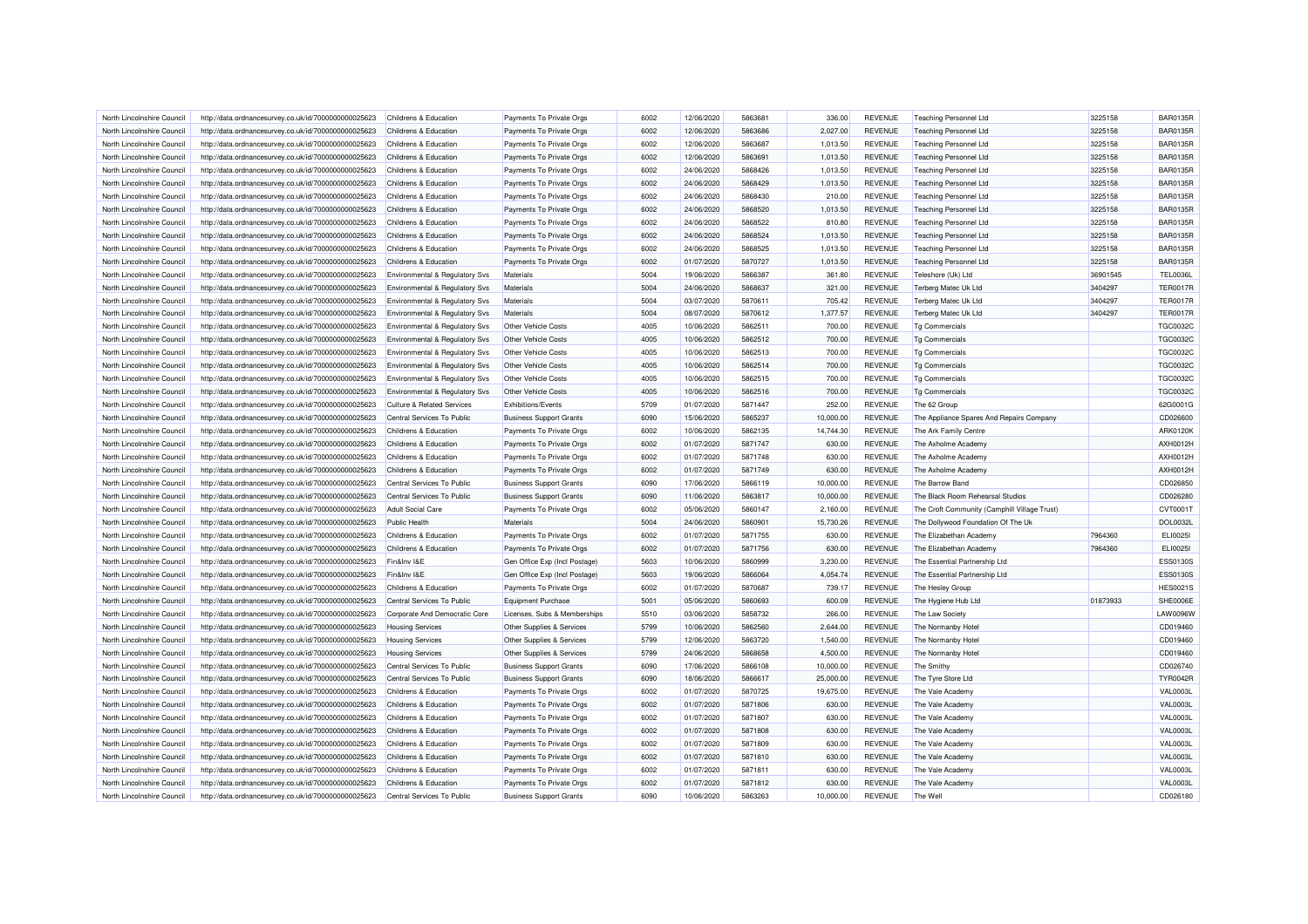| | | | | | | | | | | | | |
|---|---|---|---|---|---|---|---|---|---|---|---|---|
| North Lincolnshire Council | http://data.ordnancesurvey.co.uk/id/7000000000025623 | Childrens & Education | Payments To Private Orgs | 6002 | 12/06/2020 | 5863681 | 336.00 | REVENUE | Teaching Personnel Ltd | 3225158 | BAR0135R |
| North Lincolnshire Council | http://data.ordnancesurvey.co.uk/id/7000000000025623 | Childrens & Education | Payments To Private Orgs | 6002 | 12/06/2020 | 5863686 | 2,027.00 | REVENUE | Teaching Personnel Ltd | 3225158 | BAR0135R |
| North Lincolnshire Council | http://data.ordnancesurvey.co.uk/id/7000000000025623 | Childrens & Education | Payments To Private Orgs | 6002 | 12/06/2020 | 5863687 | 1,013.50 | REVENUE | Teaching Personnel Ltd | 3225158 | BAR0135R |
| North Lincolnshire Council | http://data.ordnancesurvey.co.uk/id/7000000000025623 | Childrens & Education | Payments To Private Orgs | 6002 | 12/06/2020 | 5863691 | 1,013.50 | REVENUE | Teaching Personnel Ltd | 3225158 | BAR0135R |
| North Lincolnshire Council | http://data.ordnancesurvey.co.uk/id/7000000000025623 | Childrens & Education | Payments To Private Orgs | 6002 | 24/06/2020 | 5868426 | 1,013.50 | REVENUE | Teaching Personnel Ltd | 3225158 | BAR0135R |
| North Lincolnshire Council | http://data.ordnancesurvey.co.uk/id/7000000000025623 | Childrens & Education | Payments To Private Orgs | 6002 | 24/06/2020 | 5868429 | 1,013.50 | REVENUE | Teaching Personnel Ltd | 3225158 | BAR0135R |
| North Lincolnshire Council | http://data.ordnancesurvey.co.uk/id/7000000000025623 | Childrens & Education | Payments To Private Orgs | 6002 | 24/06/2020 | 5868430 | 210.00 | REVENUE | Teaching Personnel Ltd | 3225158 | BAR0135R |
| North Lincolnshire Council | http://data.ordnancesurvey.co.uk/id/7000000000025623 | Childrens & Education | Payments To Private Orgs | 6002 | 24/06/2020 | 5868520 | 1,013.50 | REVENUE | Teaching Personnel Ltd | 3225158 | BAR0135R |
| North Lincolnshire Council | http://data.ordnancesurvey.co.uk/id/7000000000025623 | Childrens & Education | Payments To Private Orgs | 6002 | 24/06/2020 | 5868522 | 810.80 | REVENUE | Teaching Personnel Ltd | 3225158 | BAR0135R |
| North Lincolnshire Council | http://data.ordnancesurvey.co.uk/id/7000000000025623 | Childrens & Education | Payments To Private Orgs | 6002 | 24/06/2020 | 5868524 | 1,013.50 | REVENUE | Teaching Personnel Ltd | 3225158 | BAR0135R |
| North Lincolnshire Council | http://data.ordnancesurvey.co.uk/id/7000000000025623 | Childrens & Education | Payments To Private Orgs | 6002 | 24/06/2020 | 5868525 | 1,013.50 | REVENUE | Teaching Personnel Ltd | 3225158 | BAR0135R |
| North Lincolnshire Council | http://data.ordnancesurvey.co.uk/id/7000000000025623 | Childrens & Education | Payments To Private Orgs | 6002 | 01/07/2020 | 5870727 | 1,013.50 | REVENUE | Teaching Personnel Ltd | 3225158 | BAR0135R |
| North Lincolnshire Council | http://data.ordnancesurvey.co.uk/id/7000000000025623 | Environmental & Regulatory Svs | Materials | 5004 | 19/06/2020 | 5866387 | 361.80 | REVENUE | Teleshore (Uk) Ltd | 36901545 | TEL0036L |
| North Lincolnshire Council | http://data.ordnancesurvey.co.uk/id/7000000000025623 | Environmental & Regulatory Svs | Materials | 5004 | 24/06/2020 | 5868637 | 321.00 | REVENUE | Terberg Matec Uk Ltd | 3404297 | TER0017R |
| North Lincolnshire Council | http://data.ordnancesurvey.co.uk/id/7000000000025623 | Environmental & Regulatory Svs | Materials | 5004 | 03/07/2020 | 5870611 | 705.42 | REVENUE | Terberg Matec Uk Ltd | 3404297 | TER0017R |
| North Lincolnshire Council | http://data.ordnancesurvey.co.uk/id/7000000000025623 | Environmental & Regulatory Svs | Materials | 5004 | 08/07/2020 | 5870612 | 1,377.57 | REVENUE | Terberg Matec Uk Ltd | 3404297 | TER0017R |
| North Lincolnshire Council | http://data.ordnancesurvey.co.uk/id/7000000000025623 | Environmental & Regulatory Svs | Other Vehicle Costs | 4005 | 10/06/2020 | 5862511 | 700.00 | REVENUE | Tg Commercials | | TGC0032C |
| North Lincolnshire Council | http://data.ordnancesurvey.co.uk/id/7000000000025623 | Environmental & Regulatory Svs | Other Vehicle Costs | 4005 | 10/06/2020 | 5862512 | 700.00 | REVENUE | Tg Commercials | | TGC0032C |
| North Lincolnshire Council | http://data.ordnancesurvey.co.uk/id/7000000000025623 | Environmental & Regulatory Svs | Other Vehicle Costs | 4005 | 10/06/2020 | 5862513 | 700.00 | REVENUE | Tg Commercials | | TGC0032C |
| North Lincolnshire Council | http://data.ordnancesurvey.co.uk/id/7000000000025623 | Environmental & Regulatory Svs | Other Vehicle Costs | 4005 | 10/06/2020 | 5862514 | 700.00 | REVENUE | Tg Commercials | | TGC0032C |
| North Lincolnshire Council | http://data.ordnancesurvey.co.uk/id/7000000000025623 | Environmental & Regulatory Svs | Other Vehicle Costs | 4005 | 10/06/2020 | 5862515 | 700.00 | REVENUE | Tg Commercials | | TGC0032C |
| North Lincolnshire Council | http://data.ordnancesurvey.co.uk/id/7000000000025623 | Environmental & Regulatory Svs | Other Vehicle Costs | 4005 | 10/06/2020 | 5862516 | 700.00 | REVENUE | Tg Commercials | | TGC0032C |
| North Lincolnshire Council | http://data.ordnancesurvey.co.uk/id/7000000000025623 | Culture & Related Services | Exhibitions/Events | 5709 | 01/07/2020 | 5871447 | 252.00 | REVENUE | The 62 Group | | 62G0001G |
| North Lincolnshire Council | http://data.ordnancesurvey.co.uk/id/7000000000025623 | Central Services To Public | Business Support Grants | 6090 | 15/06/2020 | 5865237 | 10,000.00 | REVENUE | The Appliance Spares And Repairs Company | | CD026600 |
| North Lincolnshire Council | http://data.ordnancesurvey.co.uk/id/7000000000025623 | Childrens & Education | Payments To Private Orgs | 6002 | 10/06/2020 | 5862135 | 14,744.30 | REVENUE | The Ark Family Centre | | ARK0120K |
| North Lincolnshire Council | http://data.ordnancesurvey.co.uk/id/7000000000025623 | Childrens & Education | Payments To Private Orgs | 6002 | 01/07/2020 | 5871747 | 630.00 | REVENUE | The Axholme Academy | | AXH0012H |
| North Lincolnshire Council | http://data.ordnancesurvey.co.uk/id/7000000000025623 | Childrens & Education | Payments To Private Orgs | 6002 | 01/07/2020 | 5871748 | 630.00 | REVENUE | The Axholme Academy | | AXH0012H |
| North Lincolnshire Council | http://data.ordnancesurvey.co.uk/id/7000000000025623 | Childrens & Education | Payments To Private Orgs | 6002 | 01/07/2020 | 5871749 | 630.00 | REVENUE | The Axholme Academy | | AXH0012H |
| North Lincolnshire Council | http://data.ordnancesurvey.co.uk/id/7000000000025623 | Central Services To Public | Business Support Grants | 6090 | 17/06/2020 | 5866119 | 10,000.00 | REVENUE | The Barrow Band | | CD026850 |
| North Lincolnshire Council | http://data.ordnancesurvey.co.uk/id/7000000000025623 | Central Services To Public | Business Support Grants | 6090 | 11/06/2020 | 5863817 | 10,000.00 | REVENUE | The Black Room Rehearsal Studios | | CD026280 |
| North Lincolnshire Council | http://data.ordnancesurvey.co.uk/id/7000000000025623 | Adult Social Care | Payments To Private Orgs | 6002 | 05/06/2020 | 5860147 | 2,160.00 | REVENUE | The Croft Community (Camphill Village Trust) | | CVT0001T |
| North Lincolnshire Council | http://data.ordnancesurvey.co.uk/id/7000000000025623 | Public Health | Materials | 5004 | 24/06/2020 | 5860901 | 15,730.26 | REVENUE | The Dollywood Foundation Of The Uk | | DOL0032L |
| North Lincolnshire Council | http://data.ordnancesurvey.co.uk/id/7000000000025623 | Childrens & Education | Payments To Private Orgs | 6002 | 01/07/2020 | 5871755 | 630.00 | REVENUE | The Elizabethan Academy | 7964360 | ELI0025I |
| North Lincolnshire Council | http://data.ordnancesurvey.co.uk/id/7000000000025623 | Childrens & Education | Payments To Private Orgs | 6002 | 01/07/2020 | 5871756 | 630.00 | REVENUE | The Elizabethan Academy | 7964360 | ELI0025I |
| North Lincolnshire Council | http://data.ordnancesurvey.co.uk/id/7000000000025623 | Fin&Inv I&E | Gen Office Exp (Incl Postage) | 5603 | 10/06/2020 | 5860999 | 3,230.00 | REVENUE | The Essential Partnership Ltd | | ESS0130S |
| North Lincolnshire Council | http://data.ordnancesurvey.co.uk/id/7000000000025623 | Fin&Inv I&E | Gen Office Exp (Incl Postage) | 5603 | 19/06/2020 | 5866064 | 4,054.74 | REVENUE | The Essential Partnership Ltd | | ESS0130S |
| North Lincolnshire Council | http://data.ordnancesurvey.co.uk/id/7000000000025623 | Childrens & Education | Payments To Private Orgs | 6002 | 01/07/2020 | 5870687 | 739.17 | REVENUE | The Hesley Group | | HES0021S |
| North Lincolnshire Council | http://data.ordnancesurvey.co.uk/id/7000000000025623 | Central Services To Public | Equipment Purchase | 5001 | 05/06/2020 | 5860693 | 600.09 | REVENUE | The Hygiene Hub Ltd | 01873933 | SHE0006E |
| North Lincolnshire Council | http://data.ordnancesurvey.co.uk/id/7000000000025623 | Corporate And Democratic Core | Licenses, Subs & Memberships | 5510 | 03/06/2020 | 5858732 | 266.00 | REVENUE | The Law Society | | LAW0096W |
| North Lincolnshire Council | http://data.ordnancesurvey.co.uk/id/7000000000025623 | Housing Services | Other Supplies & Services | 5799 | 10/06/2020 | 5862560 | 2,644.00 | REVENUE | The Normanby Hotel | | CD019460 |
| North Lincolnshire Council | http://data.ordnancesurvey.co.uk/id/7000000000025623 | Housing Services | Other Supplies & Services | 5799 | 12/06/2020 | 5863720 | 1,540.00 | REVENUE | The Normanby Hotel | | CD019460 |
| North Lincolnshire Council | http://data.ordnancesurvey.co.uk/id/7000000000025623 | Housing Services | Other Supplies & Services | 5799 | 24/06/2020 | 5868658 | 4,500.00 | REVENUE | The Normanby Hotel | | CD019460 |
| North Lincolnshire Council | http://data.ordnancesurvey.co.uk/id/7000000000025623 | Central Services To Public | Business Support Grants | 6090 | 17/06/2020 | 5866108 | 10,000.00 | REVENUE | The Smithy | | CD026740 |
| North Lincolnshire Council | http://data.ordnancesurvey.co.uk/id/7000000000025623 | Central Services To Public | Business Support Grants | 6090 | 18/06/2020 | 5866617 | 25,000.00 | REVENUE | The Tyre Store Ltd | | TYR0042R |
| North Lincolnshire Council | http://data.ordnancesurvey.co.uk/id/7000000000025623 | Childrens & Education | Payments To Private Orgs | 6002 | 01/07/2020 | 5870725 | 19,675.00 | REVENUE | The Vale Academy | | VAL0003L |
| North Lincolnshire Council | http://data.ordnancesurvey.co.uk/id/7000000000025623 | Childrens & Education | Payments To Private Orgs | 6002 | 01/07/2020 | 5871806 | 630.00 | REVENUE | The Vale Academy | | VAL0003L |
| North Lincolnshire Council | http://data.ordnancesurvey.co.uk/id/7000000000025623 | Childrens & Education | Payments To Private Orgs | 6002 | 01/07/2020 | 5871807 | 630.00 | REVENUE | The Vale Academy | | VAL0003L |
| North Lincolnshire Council | http://data.ordnancesurvey.co.uk/id/7000000000025623 | Childrens & Education | Payments To Private Orgs | 6002 | 01/07/2020 | 5871808 | 630.00 | REVENUE | The Vale Academy | | VAL0003L |
| North Lincolnshire Council | http://data.ordnancesurvey.co.uk/id/7000000000025623 | Childrens & Education | Payments To Private Orgs | 6002 | 01/07/2020 | 5871809 | 630.00 | REVENUE | The Vale Academy | | VAL0003L |
| North Lincolnshire Council | http://data.ordnancesurvey.co.uk/id/7000000000025623 | Childrens & Education | Payments To Private Orgs | 6002 | 01/07/2020 | 5871810 | 630.00 | REVENUE | The Vale Academy | | VAL0003L |
| North Lincolnshire Council | http://data.ordnancesurvey.co.uk/id/7000000000025623 | Childrens & Education | Payments To Private Orgs | 6002 | 01/07/2020 | 5871811 | 630.00 | REVENUE | The Vale Academy | | VAL0003L |
| North Lincolnshire Council | http://data.ordnancesurvey.co.uk/id/7000000000025623 | Childrens & Education | Payments To Private Orgs | 6002 | 01/07/2020 | 5871812 | 630.00 | REVENUE | The Vale Academy | | VAL0003L |
| North Lincolnshire Council | http://data.ordnancesurvey.co.uk/id/7000000000025623 | Central Services To Public | Business Support Grants | 6090 | 10/06/2020 | 5863263 | 10,000.00 | REVENUE | The Well | | CD026180 |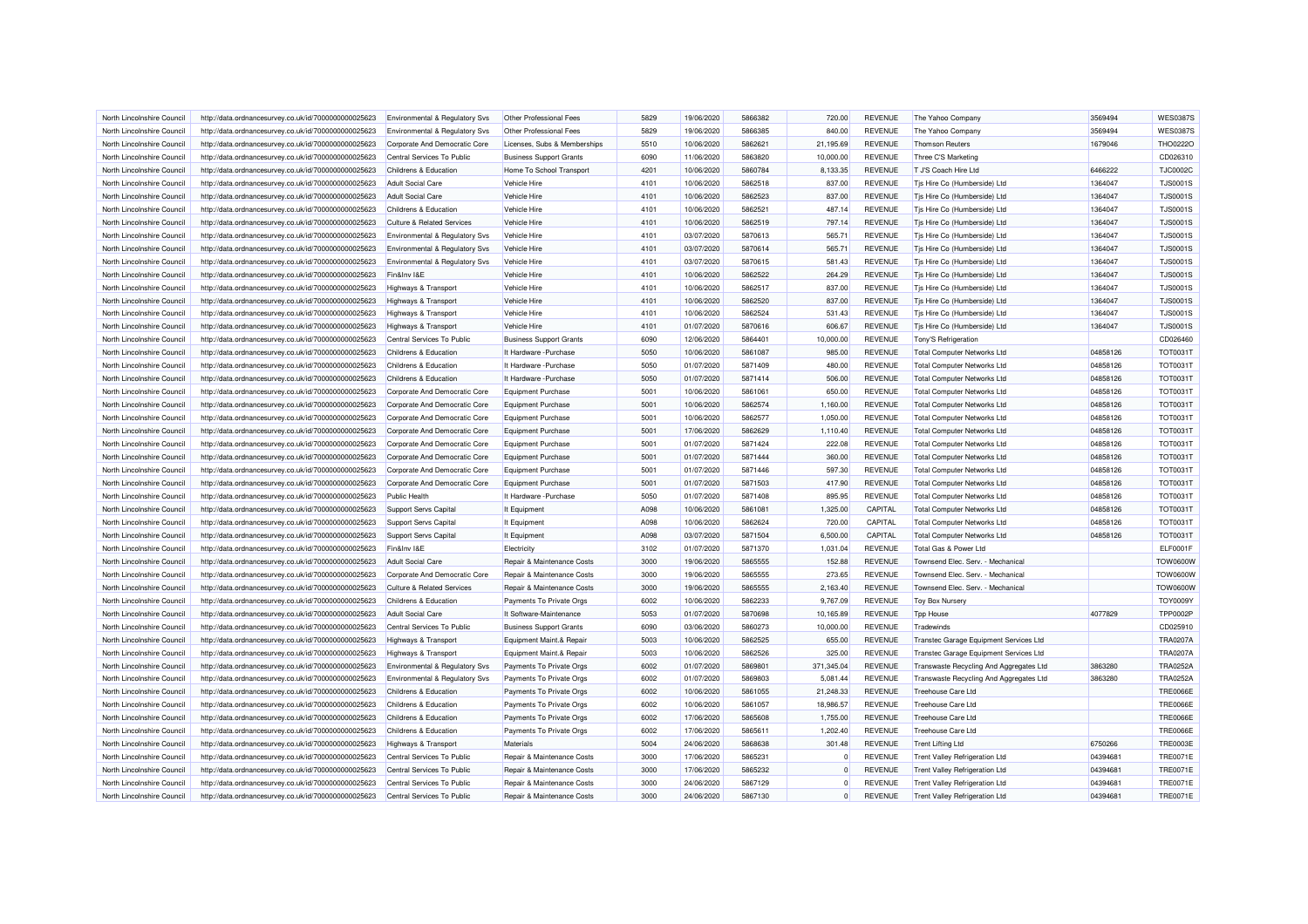| | | | | | | | | | | | |
|---|---|---|---|---|---|---|---|---|---|---|---|
| North Lincolnshire Council | http://data.ordnancesurvey.co.uk/id/7000000000025623 | Environmental & Regulatory Svs | Other Professional Fees | 5829 | 19/06/2020 | 5866382 | 720.00 | REVENUE | The Yahoo Company | 3569494 | WES0387S |
| North Lincolnshire Council | http://data.ordnancesurvey.co.uk/id/7000000000025623 | Environmental & Regulatory Svs | Other Professional Fees | 5829 | 19/06/2020 | 5866385 | 840.00 | REVENUE | The Yahoo Company | 3569494 | WES0387S |
| North Lincolnshire Council | http://data.ordnancesurvey.co.uk/id/7000000000025623 | Corporate And Democratic Core | Licenses, Subs & Memberships | 5510 | 10/06/2020 | 5862621 | 21,195.69 | REVENUE | Thomson Reuters | 1679046 | THO0222O |
| North Lincolnshire Council | http://data.ordnancesurvey.co.uk/id/7000000000025623 | Central Services To Public | Business Support Grants | 6090 | 11/06/2020 | 5863820 | 10,000.00 | REVENUE | Three C'S Marketing | | CD026310 |
| North Lincolnshire Council | http://data.ordnancesurvey.co.uk/id/7000000000025623 | Childrens & Education | Home To School Transport | 4201 | 10/06/2020 | 5860784 | 8,133.35 | REVENUE | T J'S Coach Hire Ltd | 6466222 | TJC0002C |
| North Lincolnshire Council | http://data.ordnancesurvey.co.uk/id/7000000000025623 | Adult Social Care | Vehicle Hire | 4101 | 10/06/2020 | 5862518 | 837.00 | REVENUE | Tjs Hire Co (Humberside) Ltd | 1364047 | TJS0001S |
| North Lincolnshire Council | http://data.ordnancesurvey.co.uk/id/7000000000025623 | Adult Social Care | Vehicle Hire | 4101 | 10/06/2020 | 5862523 | 837.00 | REVENUE | Tjs Hire Co (Humberside) Ltd | 1364047 | TJS0001S |
| North Lincolnshire Council | http://data.ordnancesurvey.co.uk/id/7000000000025623 | Childrens & Education | Vehicle Hire | 4101 | 10/06/2020 | 5862521 | 487.14 | REVENUE | Tjs Hire Co (Humberside) Ltd | 1364047 | TJS0001S |
| North Lincolnshire Council | http://data.ordnancesurvey.co.uk/id/7000000000025623 | Culture & Related Services | Vehicle Hire | 4101 | 10/06/2020 | 5862519 | 797.14 | REVENUE | Tjs Hire Co (Humberside) Ltd | 1364047 | TJS0001S |
| North Lincolnshire Council | http://data.ordnancesurvey.co.uk/id/7000000000025623 | Environmental & Regulatory Svs | Vehicle Hire | 4101 | 03/07/2020 | 5870613 | 565.71 | REVENUE | Tjs Hire Co (Humberside) Ltd | 1364047 | TJS0001S |
| North Lincolnshire Council | http://data.ordnancesurvey.co.uk/id/7000000000025623 | Environmental & Regulatory Svs | Vehicle Hire | 4101 | 03/07/2020 | 5870614 | 565.71 | REVENUE | Tjs Hire Co (Humberside) Ltd | 1364047 | TJS0001S |
| North Lincolnshire Council | http://data.ordnancesurvey.co.uk/id/7000000000025623 | Environmental & Regulatory Svs | Vehicle Hire | 4101 | 03/07/2020 | 5870615 | 581.43 | REVENUE | Tjs Hire Co (Humberside) Ltd | 1364047 | TJS0001S |
| North Lincolnshire Council | http://data.ordnancesurvey.co.uk/id/7000000000025623 | Fin&Inv I&E | Vehicle Hire | 4101 | 10/06/2020 | 5862522 | 264.29 | REVENUE | Tjs Hire Co (Humberside) Ltd | 1364047 | TJS0001S |
| North Lincolnshire Council | http://data.ordnancesurvey.co.uk/id/7000000000025623 | Highways & Transport | Vehicle Hire | 4101 | 10/06/2020 | 5862517 | 837.00 | REVENUE | Tjs Hire Co (Humberside) Ltd | 1364047 | TJS0001S |
| North Lincolnshire Council | http://data.ordnancesurvey.co.uk/id/7000000000025623 | Highways & Transport | Vehicle Hire | 4101 | 10/06/2020 | 5862520 | 837.00 | REVENUE | Tjs Hire Co (Humberside) Ltd | 1364047 | TJS0001S |
| North Lincolnshire Council | http://data.ordnancesurvey.co.uk/id/7000000000025623 | Highways & Transport | Vehicle Hire | 4101 | 10/06/2020 | 5862524 | 531.43 | REVENUE | Tjs Hire Co (Humberside) Ltd | 1364047 | TJS0001S |
| North Lincolnshire Council | http://data.ordnancesurvey.co.uk/id/7000000000025623 | Highways & Transport | Vehicle Hire | 4101 | 01/07/2020 | 5870616 | 606.67 | REVENUE | Tjs Hire Co (Humberside) Ltd | 1364047 | TJS0001S |
| North Lincolnshire Council | http://data.ordnancesurvey.co.uk/id/7000000000025623 | Central Services To Public | Business Support Grants | 6090 | 12/06/2020 | 5864401 | 10,000.00 | REVENUE | Tony'S Refrigeration | | CD026460 |
| North Lincolnshire Council | http://data.ordnancesurvey.co.uk/id/7000000000025623 | Childrens & Education | It Hardware -Purchase | 5050 | 10/06/2020 | 5861087 | 985.00 | REVENUE | Total Computer Networks Ltd | 04858126 | TOT0031T |
| North Lincolnshire Council | http://data.ordnancesurvey.co.uk/id/7000000000025623 | Childrens & Education | It Hardware -Purchase | 5050 | 01/07/2020 | 5871409 | 480.00 | REVENUE | Total Computer Networks Ltd | 04858126 | TOT0031T |
| North Lincolnshire Council | http://data.ordnancesurvey.co.uk/id/7000000000025623 | Childrens & Education | It Hardware -Purchase | 5050 | 01/07/2020 | 5871414 | 506.00 | REVENUE | Total Computer Networks Ltd | 04858126 | TOT0031T |
| North Lincolnshire Council | http://data.ordnancesurvey.co.uk/id/7000000000025623 | Corporate And Democratic Core | Equipment Purchase | 5001 | 10/06/2020 | 5861061 | 650.00 | REVENUE | Total Computer Networks Ltd | 04858126 | TOT0031T |
| North Lincolnshire Council | http://data.ordnancesurvey.co.uk/id/7000000000025623 | Corporate And Democratic Core | Equipment Purchase | 5001 | 10/06/2020 | 5862574 | 1,160.00 | REVENUE | Total Computer Networks Ltd | 04858126 | TOT0031T |
| North Lincolnshire Council | http://data.ordnancesurvey.co.uk/id/7000000000025623 | Corporate And Democratic Core | Equipment Purchase | 5001 | 10/06/2020 | 5862577 | 1,050.00 | REVENUE | Total Computer Networks Ltd | 04858126 | TOT0031T |
| North Lincolnshire Council | http://data.ordnancesurvey.co.uk/id/7000000000025623 | Corporate And Democratic Core | Equipment Purchase | 5001 | 17/06/2020 | 5862629 | 1,110.40 | REVENUE | Total Computer Networks Ltd | 04858126 | TOT0031T |
| North Lincolnshire Council | http://data.ordnancesurvey.co.uk/id/7000000000025623 | Corporate And Democratic Core | Equipment Purchase | 5001 | 01/07/2020 | 5871424 | 222.08 | REVENUE | Total Computer Networks Ltd | 04858126 | TOT0031T |
| North Lincolnshire Council | http://data.ordnancesurvey.co.uk/id/7000000000025623 | Corporate And Democratic Core | Equipment Purchase | 5001 | 01/07/2020 | 5871444 | 360.00 | REVENUE | Total Computer Networks Ltd | 04858126 | TOT0031T |
| North Lincolnshire Council | http://data.ordnancesurvey.co.uk/id/7000000000025623 | Corporate And Democratic Core | Equipment Purchase | 5001 | 01/07/2020 | 5871446 | 597.30 | REVENUE | Total Computer Networks Ltd | 04858126 | TOT0031T |
| North Lincolnshire Council | http://data.ordnancesurvey.co.uk/id/7000000000025623 | Corporate And Democratic Core | Equipment Purchase | 5001 | 01/07/2020 | 5871503 | 417.90 | REVENUE | Total Computer Networks Ltd | 04858126 | TOT0031T |
| North Lincolnshire Council | http://data.ordnancesurvey.co.uk/id/7000000000025623 | Public Health | It Hardware -Purchase | 5050 | 01/07/2020 | 5871408 | 895.95 | REVENUE | Total Computer Networks Ltd | 04858126 | TOT0031T |
| North Lincolnshire Council | http://data.ordnancesurvey.co.uk/id/7000000000025623 | Support Servs Capital | It Equipment | A098 | 10/06/2020 | 5861081 | 1,325.00 | CAPITAL | Total Computer Networks Ltd | 04858126 | TOT0031T |
| North Lincolnshire Council | http://data.ordnancesurvey.co.uk/id/7000000000025623 | Support Servs Capital | It Equipment | A098 | 10/06/2020 | 5862624 | 720.00 | CAPITAL | Total Computer Networks Ltd | 04858126 | TOT0031T |
| North Lincolnshire Council | http://data.ordnancesurvey.co.uk/id/7000000000025623 | Support Servs Capital | It Equipment | A098 | 03/07/2020 | 5871504 | 6,500.00 | CAPITAL | Total Computer Networks Ltd | 04858126 | TOT0031T |
| North Lincolnshire Council | http://data.ordnancesurvey.co.uk/id/7000000000025623 | Fin&Inv I&E | Electricity | 3102 | 01/07/2020 | 5871370 | 1,031.04 | REVENUE | Total Gas & Power Ltd | | ELF0001F |
| North Lincolnshire Council | http://data.ordnancesurvey.co.uk/id/7000000000025623 | Adult Social Care | Repair & Maintenance Costs | 3000 | 19/06/2020 | 5865555 | 152.88 | REVENUE | Townsend Elec. Serv. - Mechanical | | TOW0600W |
| North Lincolnshire Council | http://data.ordnancesurvey.co.uk/id/7000000000025623 | Corporate And Democratic Core | Repair & Maintenance Costs | 3000 | 19/06/2020 | 5865555 | 273.65 | REVENUE | Townsend Elec. Serv. - Mechanical | | TOW0600W |
| North Lincolnshire Council | http://data.ordnancesurvey.co.uk/id/7000000000025623 | Culture & Related Services | Repair & Maintenance Costs | 3000 | 19/06/2020 | 5865555 | 2,163.40 | REVENUE | Townsend Elec. Serv. - Mechanical | | TOW0600W |
| North Lincolnshire Council | http://data.ordnancesurvey.co.uk/id/7000000000025623 | Childrens & Education | Payments To Private Orgs | 6002 | 10/06/2020 | 5862233 | 9,767.09 | REVENUE | Toy Box Nursery | | TOY0009Y |
| North Lincolnshire Council | http://data.ordnancesurvey.co.uk/id/7000000000025623 | Adult Social Care | It Software-Maintenance | 5053 | 01/07/2020 | 5870698 | 10,165.89 | REVENUE | Tpp House | 4077829 | TPP0002P |
| North Lincolnshire Council | http://data.ordnancesurvey.co.uk/id/7000000000025623 | Central Services To Public | Business Support Grants | 6090 | 03/06/2020 | 5860273 | 10,000.00 | REVENUE | Tradewinds | | CD025910 |
| North Lincolnshire Council | http://data.ordnancesurvey.co.uk/id/7000000000025623 | Highways & Transport | Equipment Maint.& Repair | 5003 | 10/06/2020 | 5862525 | 655.00 | REVENUE | Transtec Garage Equipment Services Ltd | | TRA0207A |
| North Lincolnshire Council | http://data.ordnancesurvey.co.uk/id/7000000000025623 | Highways & Transport | Equipment Maint.& Repair | 5003 | 10/06/2020 | 5862526 | 325.00 | REVENUE | Transtec Garage Equipment Services Ltd | | TRA0207A |
| North Lincolnshire Council | http://data.ordnancesurvey.co.uk/id/7000000000025623 | Environmental & Regulatory Svs | Payments To Private Orgs | 6002 | 01/07/2020 | 5869801 | 371,345.04 | REVENUE | Transwaste Recycling And Aggregates Ltd | 3863280 | TRA0252A |
| North Lincolnshire Council | http://data.ordnancesurvey.co.uk/id/7000000000025623 | Environmental & Regulatory Svs | Payments To Private Orgs | 6002 | 01/07/2020 | 5869803 | 5,081.44 | REVENUE | Transwaste Recycling And Aggregates Ltd | 3863280 | TRA0252A |
| North Lincolnshire Council | http://data.ordnancesurvey.co.uk/id/7000000000025623 | Childrens & Education | Payments To Private Orgs | 6002 | 10/06/2020 | 5861055 | 21,248.33 | REVENUE | Treehouse Care Ltd | | TRE0066E |
| North Lincolnshire Council | http://data.ordnancesurvey.co.uk/id/7000000000025623 | Childrens & Education | Payments To Private Orgs | 6002 | 10/06/2020 | 5861057 | 18,986.57 | REVENUE | Treehouse Care Ltd | | TRE0066E |
| North Lincolnshire Council | http://data.ordnancesurvey.co.uk/id/7000000000025623 | Childrens & Education | Payments To Private Orgs | 6002 | 17/06/2020 | 5865608 | 1,755.00 | REVENUE | Treehouse Care Ltd | | TRE0066E |
| North Lincolnshire Council | http://data.ordnancesurvey.co.uk/id/7000000000025623 | Childrens & Education | Payments To Private Orgs | 6002 | 17/06/2020 | 5865611 | 1,202.40 | REVENUE | Treehouse Care Ltd | | TRE0066E |
| North Lincolnshire Council | http://data.ordnancesurvey.co.uk/id/7000000000025623 | Highways & Transport | Materials | 5004 | 24/06/2020 | 5868638 | 301.48 | REVENUE | Trent Lifting Ltd | 6750266 | TRE0003E |
| North Lincolnshire Council | http://data.ordnancesurvey.co.uk/id/7000000000025623 | Central Services To Public | Repair & Maintenance Costs | 3000 | 17/06/2020 | 5865231 | 0 | REVENUE | Trent Valley Refrigeration Ltd | 04394681 | TRE0071E |
| North Lincolnshire Council | http://data.ordnancesurvey.co.uk/id/7000000000025623 | Central Services To Public | Repair & Maintenance Costs | 3000 | 17/06/2020 | 5865232 | 0 | REVENUE | Trent Valley Refrigeration Ltd | 04394681 | TRE0071E |
| North Lincolnshire Council | http://data.ordnancesurvey.co.uk/id/7000000000025623 | Central Services To Public | Repair & Maintenance Costs | 3000 | 24/06/2020 | 5867129 | 0 | REVENUE | Trent Valley Refrigeration Ltd | 04394681 | TRE0071E |
| North Lincolnshire Council | http://data.ordnancesurvey.co.uk/id/7000000000025623 | Central Services To Public | Repair & Maintenance Costs | 3000 | 24/06/2020 | 5867130 | 0 | REVENUE | Trent Valley Refrigeration Ltd | 04394681 | TRE0071E |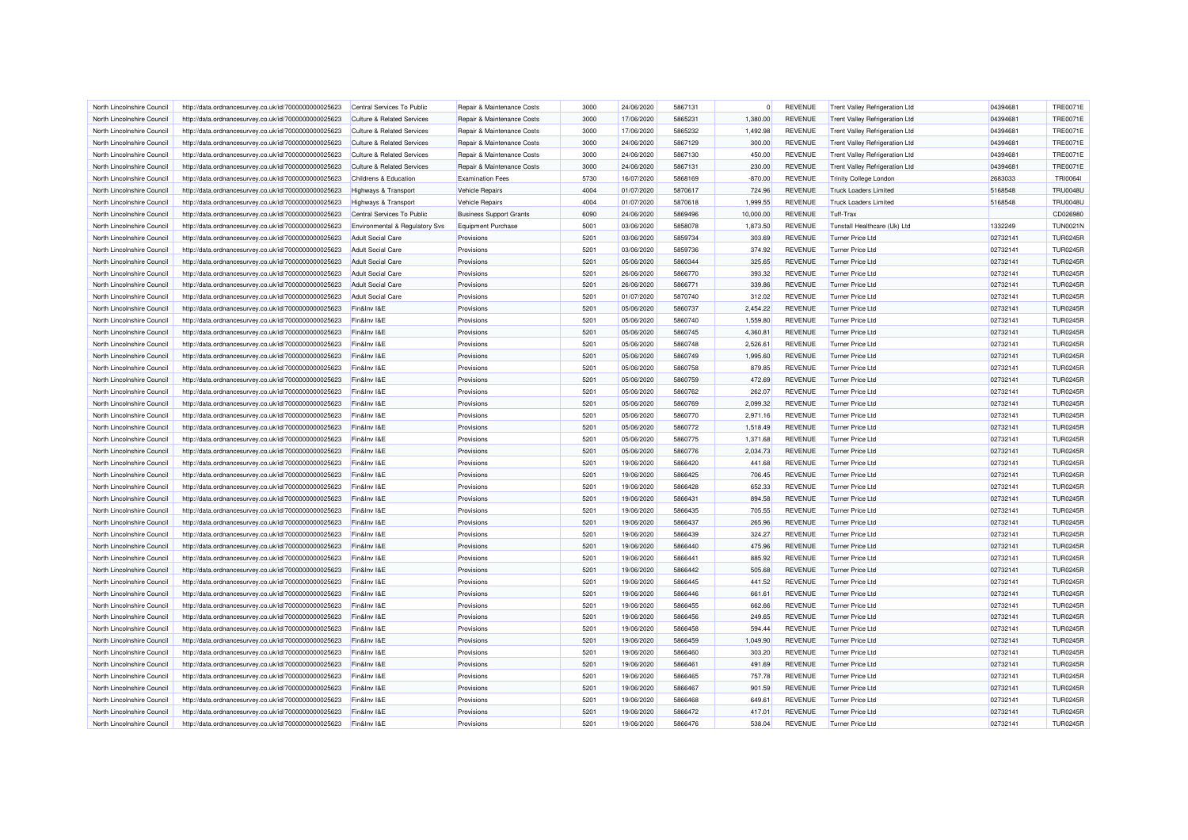| | | | | | | | | | | | |
|---|---|---|---|---|---|---|---|---|---|---|---|
| North Lincolnshire Council | http://data.ordnancesurvey.co.uk/id/7000000000025623 | Central Services To Public | Repair & Maintenance Costs | 3000 | 24/06/2020 | 5867131 | 0 | REVENUE | Trent Valley Refrigeration Ltd | 04394681 | TRE0071E |
| North Lincolnshire Council | http://data.ordnancesurvey.co.uk/id/7000000000025623 | Culture & Related Services | Repair & Maintenance Costs | 3000 | 17/06/2020 | 5865231 | 1,380.00 | REVENUE | Trent Valley Refrigeration Ltd | 04394681 | TRE0071E |
| North Lincolnshire Council | http://data.ordnancesurvey.co.uk/id/7000000000025623 | Culture & Related Services | Repair & Maintenance Costs | 3000 | 17/06/2020 | 5865232 | 1,492.98 | REVENUE | Trent Valley Refrigeration Ltd | 04394681 | TRE0071E |
| North Lincolnshire Council | http://data.ordnancesurvey.co.uk/id/7000000000025623 | Culture & Related Services | Repair & Maintenance Costs | 3000 | 24/06/2020 | 5867129 | 300.00 | REVENUE | Trent Valley Refrigeration Ltd | 04394681 | TRE0071E |
| North Lincolnshire Council | http://data.ordnancesurvey.co.uk/id/7000000000025623 | Culture & Related Services | Repair & Maintenance Costs | 3000 | 24/06/2020 | 5867130 | 450.00 | REVENUE | Trent Valley Refrigeration Ltd | 04394681 | TRE0071E |
| North Lincolnshire Council | http://data.ordnancesurvey.co.uk/id/7000000000025623 | Culture & Related Services | Repair & Maintenance Costs | 3000 | 24/06/2020 | 5867131 | 230.00 | REVENUE | Trent Valley Refrigeration Ltd | 04394681 | TRE0071E |
| North Lincolnshire Council | http://data.ordnancesurvey.co.uk/id/7000000000025623 | Childrens & Education | Examination Fees | 5730 | 16/07/2020 | 5868169 | -870.00 | REVENUE | Trinity College London | 2683033 | TRI0064I |
| North Lincolnshire Council | http://data.ordnancesurvey.co.uk/id/7000000000025623 | Highways & Transport | Vehicle Repairs | 4004 | 01/07/2020 | 5870617 | 724.96 | REVENUE | Truck Loaders Limited | 5168548 | TRU0048U |
| North Lincolnshire Council | http://data.ordnancesurvey.co.uk/id/7000000000025623 | Highways & Transport | Vehicle Repairs | 4004 | 01/07/2020 | 5870618 | 1,999.55 | REVENUE | Truck Loaders Limited | 5168548 | TRU0048U |
| North Lincolnshire Council | http://data.ordnancesurvey.co.uk/id/7000000000025623 | Central Services To Public | Business Support Grants | 6090 | 24/06/2020 | 5869496 | 10,000.00 | REVENUE | Tuff-Trax | | CD026980 |
| North Lincolnshire Council | http://data.ordnancesurvey.co.uk/id/7000000000025623 | Environmental & Regulatory Svs | Equipment Purchase | 5001 | 03/06/2020 | 5858078 | 1,873.50 | REVENUE | Tunstall Healthcare (Uk) Ltd | 1332249 | TUN0021N |
| North Lincolnshire Council | http://data.ordnancesurvey.co.uk/id/7000000000025623 | Adult Social Care | Provisions | 5201 | 03/06/2020 | 5859734 | 303.69 | REVENUE | Turner Price Ltd | 02732141 | TUR0245R |
| North Lincolnshire Council | http://data.ordnancesurvey.co.uk/id/7000000000025623 | Adult Social Care | Provisions | 5201 | 03/06/2020 | 5859736 | 374.92 | REVENUE | Turner Price Ltd | 02732141 | TUR0245R |
| North Lincolnshire Council | http://data.ordnancesurvey.co.uk/id/7000000000025623 | Adult Social Care | Provisions | 5201 | 05/06/2020 | 5860344 | 325.65 | REVENUE | Turner Price Ltd | 02732141 | TUR0245R |
| North Lincolnshire Council | http://data.ordnancesurvey.co.uk/id/7000000000025623 | Adult Social Care | Provisions | 5201 | 26/06/2020 | 5866770 | 393.32 | REVENUE | Turner Price Ltd | 02732141 | TUR0245R |
| North Lincolnshire Council | http://data.ordnancesurvey.co.uk/id/7000000000025623 | Adult Social Care | Provisions | 5201 | 26/06/2020 | 5866771 | 339.86 | REVENUE | Turner Price Ltd | 02732141 | TUR0245R |
| North Lincolnshire Council | http://data.ordnancesurvey.co.uk/id/7000000000025623 | Adult Social Care | Provisions | 5201 | 01/07/2020 | 5870740 | 312.02 | REVENUE | Turner Price Ltd | 02732141 | TUR0245R |
| North Lincolnshire Council | http://data.ordnancesurvey.co.uk/id/7000000000025623 | Fin&Inv I&E | Provisions | 5201 | 05/06/2020 | 5860737 | 2,454.22 | REVENUE | Turner Price Ltd | 02732141 | TUR0245R |
| North Lincolnshire Council | http://data.ordnancesurvey.co.uk/id/7000000000025623 | Fin&Inv I&E | Provisions | 5201 | 05/06/2020 | 5860740 | 1,559.80 | REVENUE | Turner Price Ltd | 02732141 | TUR0245R |
| North Lincolnshire Council | http://data.ordnancesurvey.co.uk/id/7000000000025623 | Fin&Inv I&E | Provisions | 5201 | 05/06/2020 | 5860745 | 4,360.81 | REVENUE | Turner Price Ltd | 02732141 | TUR0245R |
| North Lincolnshire Council | http://data.ordnancesurvey.co.uk/id/7000000000025623 | Fin&Inv I&E | Provisions | 5201 | 05/06/2020 | 5860748 | 2,526.61 | REVENUE | Turner Price Ltd | 02732141 | TUR0245R |
| North Lincolnshire Council | http://data.ordnancesurvey.co.uk/id/7000000000025623 | Fin&Inv I&E | Provisions | 5201 | 05/06/2020 | 5860749 | 1,995.60 | REVENUE | Turner Price Ltd | 02732141 | TUR0245R |
| North Lincolnshire Council | http://data.ordnancesurvey.co.uk/id/7000000000025623 | Fin&Inv I&E | Provisions | 5201 | 05/06/2020 | 5860758 | 879.85 | REVENUE | Turner Price Ltd | 02732141 | TUR0245R |
| North Lincolnshire Council | http://data.ordnancesurvey.co.uk/id/7000000000025623 | Fin&Inv I&E | Provisions | 5201 | 05/06/2020 | 5860759 | 472.69 | REVENUE | Turner Price Ltd | 02732141 | TUR0245R |
| North Lincolnshire Council | http://data.ordnancesurvey.co.uk/id/7000000000025623 | Fin&Inv I&E | Provisions | 5201 | 05/06/2020 | 5860762 | 262.07 | REVENUE | Turner Price Ltd | 02732141 | TUR0245R |
| North Lincolnshire Council | http://data.ordnancesurvey.co.uk/id/7000000000025623 | Fin&Inv I&E | Provisions | 5201 | 05/06/2020 | 5860769 | 2,099.32 | REVENUE | Turner Price Ltd | 02732141 | TUR0245R |
| North Lincolnshire Council | http://data.ordnancesurvey.co.uk/id/7000000000025623 | Fin&Inv I&E | Provisions | 5201 | 05/06/2020 | 5860770 | 2,971.16 | REVENUE | Turner Price Ltd | 02732141 | TUR0245R |
| North Lincolnshire Council | http://data.ordnancesurvey.co.uk/id/7000000000025623 | Fin&Inv I&E | Provisions | 5201 | 05/06/2020 | 5860772 | 1,518.49 | REVENUE | Turner Price Ltd | 02732141 | TUR0245R |
| North Lincolnshire Council | http://data.ordnancesurvey.co.uk/id/7000000000025623 | Fin&Inv I&E | Provisions | 5201 | 05/06/2020 | 5860775 | 1,371.68 | REVENUE | Turner Price Ltd | 02732141 | TUR0245R |
| North Lincolnshire Council | http://data.ordnancesurvey.co.uk/id/7000000000025623 | Fin&Inv I&E | Provisions | 5201 | 05/06/2020 | 5860776 | 2,034.73 | REVENUE | Turner Price Ltd | 02732141 | TUR0245R |
| North Lincolnshire Council | http://data.ordnancesurvey.co.uk/id/7000000000025623 | Fin&Inv I&E | Provisions | 5201 | 19/06/2020 | 5866420 | 441.68 | REVENUE | Turner Price Ltd | 02732141 | TUR0245R |
| North Lincolnshire Council | http://data.ordnancesurvey.co.uk/id/7000000000025623 | Fin&Inv I&E | Provisions | 5201 | 19/06/2020 | 5866425 | 706.45 | REVENUE | Turner Price Ltd | 02732141 | TUR0245R |
| North Lincolnshire Council | http://data.ordnancesurvey.co.uk/id/7000000000025623 | Fin&Inv I&E | Provisions | 5201 | 19/06/2020 | 5866428 | 652.33 | REVENUE | Turner Price Ltd | 02732141 | TUR0245R |
| North Lincolnshire Council | http://data.ordnancesurvey.co.uk/id/7000000000025623 | Fin&Inv I&E | Provisions | 5201 | 19/06/2020 | 5866431 | 894.58 | REVENUE | Turner Price Ltd | 02732141 | TUR0245R |
| North Lincolnshire Council | http://data.ordnancesurvey.co.uk/id/7000000000025623 | Fin&Inv I&E | Provisions | 5201 | 19/06/2020 | 5866435 | 705.55 | REVENUE | Turner Price Ltd | 02732141 | TUR0245R |
| North Lincolnshire Council | http://data.ordnancesurvey.co.uk/id/7000000000025623 | Fin&Inv I&E | Provisions | 5201 | 19/06/2020 | 5866437 | 265.96 | REVENUE | Turner Price Ltd | 02732141 | TUR0245R |
| North Lincolnshire Council | http://data.ordnancesurvey.co.uk/id/7000000000025623 | Fin&Inv I&E | Provisions | 5201 | 19/06/2020 | 5866439 | 324.27 | REVENUE | Turner Price Ltd | 02732141 | TUR0245R |
| North Lincolnshire Council | http://data.ordnancesurvey.co.uk/id/7000000000025623 | Fin&Inv I&E | Provisions | 5201 | 19/06/2020 | 5866440 | 475.96 | REVENUE | Turner Price Ltd | 02732141 | TUR0245R |
| North Lincolnshire Council | http://data.ordnancesurvey.co.uk/id/7000000000025623 | Fin&Inv I&E | Provisions | 5201 | 19/06/2020 | 5866441 | 885.92 | REVENUE | Turner Price Ltd | 02732141 | TUR0245R |
| North Lincolnshire Council | http://data.ordnancesurvey.co.uk/id/7000000000025623 | Fin&Inv I&E | Provisions | 5201 | 19/06/2020 | 5866442 | 505.68 | REVENUE | Turner Price Ltd | 02732141 | TUR0245R |
| North Lincolnshire Council | http://data.ordnancesurvey.co.uk/id/7000000000025623 | Fin&Inv I&E | Provisions | 5201 | 19/06/2020 | 5866445 | 441.52 | REVENUE | Turner Price Ltd | 02732141 | TUR0245R |
| North Lincolnshire Council | http://data.ordnancesurvey.co.uk/id/7000000000025623 | Fin&Inv I&E | Provisions | 5201 | 19/06/2020 | 5866446 | 661.61 | REVENUE | Turner Price Ltd | 02732141 | TUR0245R |
| North Lincolnshire Council | http://data.ordnancesurvey.co.uk/id/7000000000025623 | Fin&Inv I&E | Provisions | 5201 | 19/06/2020 | 5866455 | 662.66 | REVENUE | Turner Price Ltd | 02732141 | TUR0245R |
| North Lincolnshire Council | http://data.ordnancesurvey.co.uk/id/7000000000025623 | Fin&Inv I&E | Provisions | 5201 | 19/06/2020 | 5866456 | 249.65 | REVENUE | Turner Price Ltd | 02732141 | TUR0245R |
| North Lincolnshire Council | http://data.ordnancesurvey.co.uk/id/7000000000025623 | Fin&Inv I&E | Provisions | 5201 | 19/06/2020 | 5866458 | 594.44 | REVENUE | Turner Price Ltd | 02732141 | TUR0245R |
| North Lincolnshire Council | http://data.ordnancesurvey.co.uk/id/7000000000025623 | Fin&Inv I&E | Provisions | 5201 | 19/06/2020 | 5866459 | 1,049.90 | REVENUE | Turner Price Ltd | 02732141 | TUR0245R |
| North Lincolnshire Council | http://data.ordnancesurvey.co.uk/id/7000000000025623 | Fin&Inv I&E | Provisions | 5201 | 19/06/2020 | 5866460 | 303.20 | REVENUE | Turner Price Ltd | 02732141 | TUR0245R |
| North Lincolnshire Council | http://data.ordnancesurvey.co.uk/id/7000000000025623 | Fin&Inv I&E | Provisions | 5201 | 19/06/2020 | 5866461 | 491.69 | REVENUE | Turner Price Ltd | 02732141 | TUR0245R |
| North Lincolnshire Council | http://data.ordnancesurvey.co.uk/id/7000000000025623 | Fin&Inv I&E | Provisions | 5201 | 19/06/2020 | 5866465 | 757.78 | REVENUE | Turner Price Ltd | 02732141 | TUR0245R |
| North Lincolnshire Council | http://data.ordnancesurvey.co.uk/id/7000000000025623 | Fin&Inv I&E | Provisions | 5201 | 19/06/2020 | 5866467 | 901.59 | REVENUE | Turner Price Ltd | 02732141 | TUR0245R |
| North Lincolnshire Council | http://data.ordnancesurvey.co.uk/id/7000000000025623 | Fin&Inv I&E | Provisions | 5201 | 19/06/2020 | 5866468 | 649.61 | REVENUE | Turner Price Ltd | 02732141 | TUR0245R |
| North Lincolnshire Council | http://data.ordnancesurvey.co.uk/id/7000000000025623 | Fin&Inv I&E | Provisions | 5201 | 19/06/2020 | 5866472 | 417.01 | REVENUE | Turner Price Ltd | 02732141 | TUR0245R |
| North Lincolnshire Council | http://data.ordnancesurvey.co.uk/id/7000000000025623 | Fin&Inv I&E | Provisions | 5201 | 19/06/2020 | 5866476 | 538.04 | REVENUE | Turner Price Ltd | 02732141 | TUR0245R |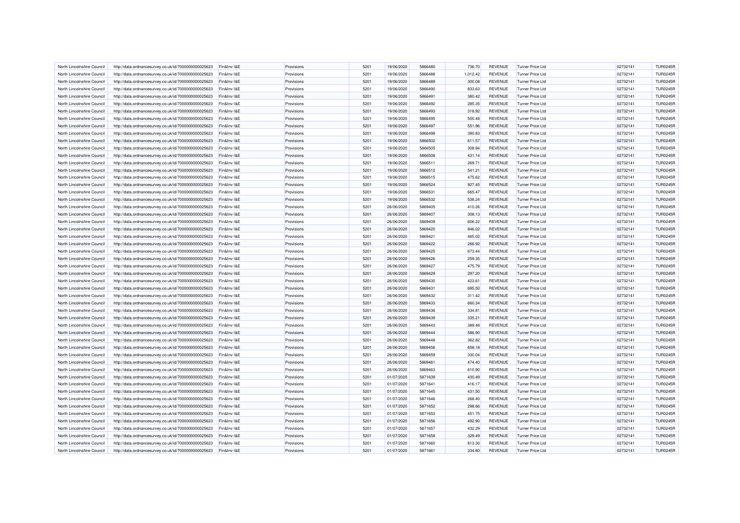| | | | | | | | | | | | |
|---|---|---|---|---|---|---|---|---|---|---|---|
| North Lincolnshire Council | http://data.ordnancesurvey.co.uk/id/7000000000025623 | Fin&Inv I&E | Provisions | 5201 | 19/06/2020 | 5866480 | 736.70 | REVENUE | Turner Price Ltd | 02732141 | TUR0245R |
| North Lincolnshire Council | http://data.ordnancesurvey.co.uk/id/7000000000025623 | Fin&Inv I&E | Provisions | 5201 | 19/06/2020 | 5866488 | 1,012.42 | REVENUE | Turner Price Ltd | 02732141 | TUR0245R |
| North Lincolnshire Council | http://data.ordnancesurvey.co.uk/id/7000000000025623 | Fin&Inv I&E | Provisions | 5201 | 19/06/2020 | 5866489 | 300.08 | REVENUE | Turner Price Ltd | 02732141 | TUR0245R |
| North Lincolnshire Council | http://data.ordnancesurvey.co.uk/id/7000000000025623 | Fin&Inv I&E | Provisions | 5201 | 19/06/2020 | 5866490 | 833.63 | REVENUE | Turner Price Ltd | 02732141 | TUR0245R |
| North Lincolnshire Council | http://data.ordnancesurvey.co.uk/id/7000000000025623 | Fin&Inv I&E | Provisions | 5201 | 19/06/2020 | 5866491 | 380.42 | REVENUE | Turner Price Ltd | 02732141 | TUR0245R |
| North Lincolnshire Council | http://data.ordnancesurvey.co.uk/id/7000000000025623 | Fin&Inv I&E | Provisions | 5201 | 19/06/2020 | 5866492 | 285.35 | REVENUE | Turner Price Ltd | 02732141 | TUR0245R |
| North Lincolnshire Council | http://data.ordnancesurvey.co.uk/id/7000000000025623 | Fin&Inv I&E | Provisions | 5201 | 19/06/2020 | 5866493 | 318.92 | REVENUE | Turner Price Ltd | 02732141 | TUR0245R |
| North Lincolnshire Council | http://data.ordnancesurvey.co.uk/id/7000000000025623 | Fin&Inv I&E | Provisions | 5201 | 19/06/2020 | 5866495 | 500.48 | REVENUE | Turner Price Ltd | 02732141 | TUR0245R |
| North Lincolnshire Council | http://data.ordnancesurvey.co.uk/id/7000000000025623 | Fin&Inv I&E | Provisions | 5201 | 19/06/2020 | 5866497 | 551.96 | REVENUE | Turner Price Ltd | 02732141 | TUR0245R |
| North Lincolnshire Council | http://data.ordnancesurvey.co.uk/id/7000000000025623 | Fin&Inv I&E | Provisions | 5201 | 19/06/2020 | 5866498 | 390.83 | REVENUE | Turner Price Ltd | 02732141 | TUR0245R |
| North Lincolnshire Council | http://data.ordnancesurvey.co.uk/id/7000000000025623 | Fin&Inv I&E | Provisions | 5201 | 19/06/2020 | 5866502 | 611.57 | REVENUE | Turner Price Ltd | 02732141 | TUR0245R |
| North Lincolnshire Council | http://data.ordnancesurvey.co.uk/id/7000000000025623 | Fin&Inv I&E | Provisions | 5201 | 19/06/2020 | 5866505 | 308.94 | REVENUE | Turner Price Ltd | 02732141 | TUR0245R |
| North Lincolnshire Council | http://data.ordnancesurvey.co.uk/id/7000000000025623 | Fin&Inv I&E | Provisions | 5201 | 19/06/2020 | 5866508 | 431.14 | REVENUE | Turner Price Ltd | 02732141 | TUR0245R |
| North Lincolnshire Council | http://data.ordnancesurvey.co.uk/id/7000000000025623 | Fin&Inv I&E | Provisions | 5201 | 19/06/2020 | 5866511 | 269.71 | REVENUE | Turner Price Ltd | 02732141 | TUR0245R |
| North Lincolnshire Council | http://data.ordnancesurvey.co.uk/id/7000000000025623 | Fin&Inv I&E | Provisions | 5201 | 19/06/2020 | 5866512 | 541.21 | REVENUE | Turner Price Ltd | 02732141 | TUR0245R |
| North Lincolnshire Council | http://data.ordnancesurvey.co.uk/id/7000000000025623 | Fin&Inv I&E | Provisions | 5201 | 19/06/2020 | 5866515 | 475.62 | REVENUE | Turner Price Ltd | 02732141 | TUR0245R |
| North Lincolnshire Council | http://data.ordnancesurvey.co.uk/id/7000000000025623 | Fin&Inv I&E | Provisions | 5201 | 19/06/2020 | 5866524 | 927.45 | REVENUE | Turner Price Ltd | 02732141 | TUR0245R |
| North Lincolnshire Council | http://data.ordnancesurvey.co.uk/id/7000000000025623 | Fin&Inv I&E | Provisions | 5201 | 19/06/2020 | 5866531 | 665.47 | REVENUE | Turner Price Ltd | 02732141 | TUR0245R |
| North Lincolnshire Council | http://data.ordnancesurvey.co.uk/id/7000000000025623 | Fin&Inv I&E | Provisions | 5201 | 19/06/2020 | 5866532 | 538.24 | REVENUE | Turner Price Ltd | 02732141 | TUR0245R |
| North Lincolnshire Council | http://data.ordnancesurvey.co.uk/id/7000000000025623 | Fin&Inv I&E | Provisions | 5201 | 26/06/2020 | 5869405 | 410.26 | REVENUE | Turner Price Ltd | 02732141 | TUR0245R |
| North Lincolnshire Council | http://data.ordnancesurvey.co.uk/id/7000000000025623 | Fin&Inv I&E | Provisions | 5201 | 26/06/2020 | 5869407 | 308.13 | REVENUE | Turner Price Ltd | 02732141 | TUR0245R |
| North Lincolnshire Council | http://data.ordnancesurvey.co.uk/id/7000000000025623 | Fin&Inv I&E | Provisions | 5201 | 26/06/2020 | 5869409 | 606.22 | REVENUE | Turner Price Ltd | 02732141 | TUR0245R |
| North Lincolnshire Council | http://data.ordnancesurvey.co.uk/id/7000000000025623 | Fin&Inv I&E | Provisions | 5201 | 26/06/2020 | 5869420 | 846.02 | REVENUE | Turner Price Ltd | 02732141 | TUR0245R |
| North Lincolnshire Council | http://data.ordnancesurvey.co.uk/id/7000000000025623 | Fin&Inv I&E | Provisions | 5201 | 26/06/2020 | 5869421 | 465.02 | REVENUE | Turner Price Ltd | 02732141 | TUR0245R |
| North Lincolnshire Council | http://data.ordnancesurvey.co.uk/id/7000000000025623 | Fin&Inv I&E | Provisions | 5201 | 26/06/2020 | 5869422 | 266.92 | REVENUE | Turner Price Ltd | 02732141 | TUR0245R |
| North Lincolnshire Council | http://data.ordnancesurvey.co.uk/id/7000000000025623 | Fin&Inv I&E | Provisions | 5201 | 26/06/2020 | 5869425 | 673.44 | REVENUE | Turner Price Ltd | 02732141 | TUR0245R |
| North Lincolnshire Council | http://data.ordnancesurvey.co.uk/id/7000000000025623 | Fin&Inv I&E | Provisions | 5201 | 26/06/2020 | 5869426 | 259.35 | REVENUE | Turner Price Ltd | 02732141 | TUR0245R |
| North Lincolnshire Council | http://data.ordnancesurvey.co.uk/id/7000000000025623 | Fin&Inv I&E | Provisions | 5201 | 26/06/2020 | 5869427 | 475.79 | REVENUE | Turner Price Ltd | 02732141 | TUR0245R |
| North Lincolnshire Council | http://data.ordnancesurvey.co.uk/id/7000000000025623 | Fin&Inv I&E | Provisions | 5201 | 26/06/2020 | 5869429 | 297.20 | REVENUE | Turner Price Ltd | 02732141 | TUR0245R |
| North Lincolnshire Council | http://data.ordnancesurvey.co.uk/id/7000000000025623 | Fin&Inv I&E | Provisions | 5201 | 26/06/2020 | 5869430 | 423.61 | REVENUE | Turner Price Ltd | 02732141 | TUR0245R |
| North Lincolnshire Council | http://data.ordnancesurvey.co.uk/id/7000000000025623 | Fin&Inv I&E | Provisions | 5201 | 26/06/2020 | 5869431 | 695.50 | REVENUE | Turner Price Ltd | 02732141 | TUR0245R |
| North Lincolnshire Council | http://data.ordnancesurvey.co.uk/id/7000000000025623 | Fin&Inv I&E | Provisions | 5201 | 26/06/2020 | 5869432 | 311.42 | REVENUE | Turner Price Ltd | 02732141 | TUR0245R |
| North Lincolnshire Council | http://data.ordnancesurvey.co.uk/id/7000000000025623 | Fin&Inv I&E | Provisions | 5201 | 26/06/2020 | 5869433 | 660.34 | REVENUE | Turner Price Ltd | 02732141 | TUR0245R |
| North Lincolnshire Council | http://data.ordnancesurvey.co.uk/id/7000000000025623 | Fin&Inv I&E | Provisions | 5201 | 26/06/2020 | 5869436 | 334.81 | REVENUE | Turner Price Ltd | 02732141 | TUR0245R |
| North Lincolnshire Council | http://data.ordnancesurvey.co.uk/id/7000000000025623 | Fin&Inv I&E | Provisions | 5201 | 26/06/2020 | 5869439 | 335.21 | REVENUE | Turner Price Ltd | 02732141 | TUR0245R |
| North Lincolnshire Council | http://data.ordnancesurvey.co.uk/id/7000000000025623 | Fin&Inv I&E | Provisions | 5201 | 26/06/2020 | 5869443 | 389.48 | REVENUE | Turner Price Ltd | 02732141 | TUR0245R |
| North Lincolnshire Council | http://data.ordnancesurvey.co.uk/id/7000000000025623 | Fin&Inv I&E | Provisions | 5201 | 26/06/2020 | 5869444 | 586.90 | REVENUE | Turner Price Ltd | 02732141 | TUR0245R |
| North Lincolnshire Council | http://data.ordnancesurvey.co.uk/id/7000000000025623 | Fin&Inv I&E | Provisions | 5201 | 26/06/2020 | 5869448 | 362.82 | REVENUE | Turner Price Ltd | 02732141 | TUR0245R |
| North Lincolnshire Council | http://data.ordnancesurvey.co.uk/id/7000000000025623 | Fin&Inv I&E | Provisions | 5201 | 26/06/2020 | 5869456 | 658.18 | REVENUE | Turner Price Ltd | 02732141 | TUR0245R |
| North Lincolnshire Council | http://data.ordnancesurvey.co.uk/id/7000000000025623 | Fin&Inv I&E | Provisions | 5201 | 26/06/2020 | 5869459 | 330.04 | REVENUE | Turner Price Ltd | 02732141 | TUR0245R |
| North Lincolnshire Council | http://data.ordnancesurvey.co.uk/id/7000000000025623 | Fin&Inv I&E | Provisions | 5201 | 26/06/2020 | 5869461 | 474.40 | REVENUE | Turner Price Ltd | 02732141 | TUR0245R |
| North Lincolnshire Council | http://data.ordnancesurvey.co.uk/id/7000000000025623 | Fin&Inv I&E | Provisions | 5201 | 26/06/2020 | 5869463 | 610.90 | REVENUE | Turner Price Ltd | 02732141 | TUR0245R |
| North Lincolnshire Council | http://data.ordnancesurvey.co.uk/id/7000000000025623 | Fin&Inv I&E | Provisions | 5201 | 01/07/2020 | 5871639 | 430.49 | REVENUE | Turner Price Ltd | 02732141 | TUR0245R |
| North Lincolnshire Council | http://data.ordnancesurvey.co.uk/id/7000000000025623 | Fin&Inv I&E | Provisions | 5201 | 01/07/2020 | 5871641 | 416.17 | REVENUE | Turner Price Ltd | 02732141 | TUR0245R |
| North Lincolnshire Council | http://data.ordnancesurvey.co.uk/id/7000000000025623 | Fin&Inv I&E | Provisions | 5201 | 01/07/2020 | 5871645 | 431.50 | REVENUE | Turner Price Ltd | 02732141 | TUR0245R |
| North Lincolnshire Council | http://data.ordnancesurvey.co.uk/id/7000000000025623 | Fin&Inv I&E | Provisions | 5201 | 01/07/2020 | 5871646 | 268.40 | REVENUE | Turner Price Ltd | 02732141 | TUR0245R |
| North Lincolnshire Council | http://data.ordnancesurvey.co.uk/id/7000000000025623 | Fin&Inv I&E | Provisions | 5201 | 01/07/2020 | 5871652 | 298.66 | REVENUE | Turner Price Ltd | 02732141 | TUR0245R |
| North Lincolnshire Council | http://data.ordnancesurvey.co.uk/id/7000000000025623 | Fin&Inv I&E | Provisions | 5201 | 01/07/2020 | 5871653 | 451.75 | REVENUE | Turner Price Ltd | 02732141 | TUR0245R |
| North Lincolnshire Council | http://data.ordnancesurvey.co.uk/id/7000000000025623 | Fin&Inv I&E | Provisions | 5201 | 01/07/2020 | 5871656 | 492.90 | REVENUE | Turner Price Ltd | 02732141 | TUR0245R |
| North Lincolnshire Council | http://data.ordnancesurvey.co.uk/id/7000000000025623 | Fin&Inv I&E | Provisions | 5201 | 01/07/2020 | 5871657 | 432.29 | REVENUE | Turner Price Ltd | 02732141 | TUR0245R |
| North Lincolnshire Council | http://data.ordnancesurvey.co.uk/id/7000000000025623 | Fin&Inv I&E | Provisions | 5201 | 01/07/2020 | 5871658 | 329.49 | REVENUE | Turner Price Ltd | 02732141 | TUR0245R |
| North Lincolnshire Council | http://data.ordnancesurvey.co.uk/id/7000000000025623 | Fin&Inv I&E | Provisions | 5201 | 01/07/2020 | 5871660 | 813.30 | REVENUE | Turner Price Ltd | 02732141 | TUR0245R |
| North Lincolnshire Council | http://data.ordnancesurvey.co.uk/id/7000000000025623 | Fin&Inv I&E | Provisions | 5201 | 01/07/2020 | 5871661 | 334.80 | REVENUE | Turner Price Ltd | 02732141 | TUR0245R |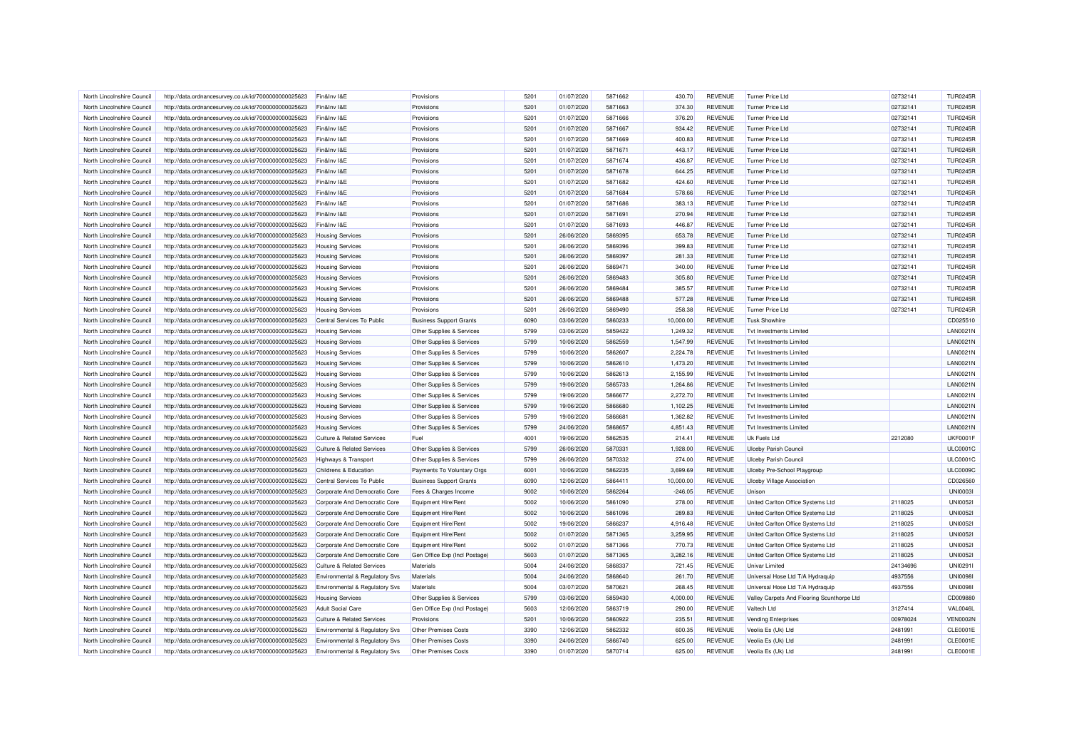| North Lincolnshire Council | http://data.ordnancesurvey.co.uk/id/7000000000025623 | Fin&Inv I&E | Provisions | 5201 | 01/07/2020 | 5871662 | 430.70 | REVENUE | Turner Price Ltd | 02732141 | TUR0245R |
|---|---|---|---|---|---|---|---|---|---|---|---|
| North Lincolnshire Council | http://data.ordnancesurvey.co.uk/id/7000000000025623 | Fin&Inv I&E | Provisions | 5201 | 01/07/2020 | 5871663 | 374.30 | REVENUE | Turner Price Ltd | 02732141 | TUR0245R |
| North Lincolnshire Council | http://data.ordnancesurvey.co.uk/id/7000000000025623 | Fin&Inv I&E | Provisions | 5201 | 01/07/2020 | 5871666 | 376.20 | REVENUE | Turner Price Ltd | 02732141 | TUR0245R |
| North Lincolnshire Council | http://data.ordnancesurvey.co.uk/id/7000000000025623 | Fin&Inv I&E | Provisions | 5201 | 01/07/2020 | 5871667 | 934.42 | REVENUE | Turner Price Ltd | 02732141 | TUR0245R |
| North Lincolnshire Council | http://data.ordnancesurvey.co.uk/id/7000000000025623 | Fin&Inv I&E | Provisions | 5201 | 01/07/2020 | 5871669 | 400.83 | REVENUE | Turner Price Ltd | 02732141 | TUR0245R |
| North Lincolnshire Council | http://data.ordnancesurvey.co.uk/id/7000000000025623 | Fin&Inv I&E | Provisions | 5201 | 01/07/2020 | 5871671 | 443.17 | REVENUE | Turner Price Ltd | 02732141 | TUR0245R |
| North Lincolnshire Council | http://data.ordnancesurvey.co.uk/id/7000000000025623 | Fin&Inv I&E | Provisions | 5201 | 01/07/2020 | 5871674 | 436.87 | REVENUE | Turner Price Ltd | 02732141 | TUR0245R |
| North Lincolnshire Council | http://data.ordnancesurvey.co.uk/id/7000000000025623 | Fin&Inv I&E | Provisions | 5201 | 01/07/2020 | 5871678 | 644.25 | REVENUE | Turner Price Ltd | 02732141 | TUR0245R |
| North Lincolnshire Council | http://data.ordnancesurvey.co.uk/id/7000000000025623 | Fin&Inv I&E | Provisions | 5201 | 01/07/2020 | 5871682 | 424.60 | REVENUE | Turner Price Ltd | 02732141 | TUR0245R |
| North Lincolnshire Council | http://data.ordnancesurvey.co.uk/id/7000000000025623 | Fin&Inv I&E | Provisions | 5201 | 01/07/2020 | 5871684 | 578.66 | REVENUE | Turner Price Ltd | 02732141 | TUR0245R |
| North Lincolnshire Council | http://data.ordnancesurvey.co.uk/id/7000000000025623 | Fin&Inv I&E | Provisions | 5201 | 01/07/2020 | 5871686 | 383.13 | REVENUE | Turner Price Ltd | 02732141 | TUR0245R |
| North Lincolnshire Council | http://data.ordnancesurvey.co.uk/id/7000000000025623 | Fin&Inv I&E | Provisions | 5201 | 01/07/2020 | 5871691 | 270.94 | REVENUE | Turner Price Ltd | 02732141 | TUR0245R |
| North Lincolnshire Council | http://data.ordnancesurvey.co.uk/id/7000000000025623 | Fin&Inv I&E | Provisions | 5201 | 01/07/2020 | 5871693 | 446.87 | REVENUE | Turner Price Ltd | 02732141 | TUR0245R |
| North Lincolnshire Council | http://data.ordnancesurvey.co.uk/id/7000000000025623 | Housing Services | Provisions | 5201 | 26/06/2020 | 5869395 | 653.78 | REVENUE | Turner Price Ltd | 02732141 | TUR0245R |
| North Lincolnshire Council | http://data.ordnancesurvey.co.uk/id/7000000000025623 | Housing Services | Provisions | 5201 | 26/06/2020 | 5869396 | 399.83 | REVENUE | Turner Price Ltd | 02732141 | TUR0245R |
| North Lincolnshire Council | http://data.ordnancesurvey.co.uk/id/7000000000025623 | Housing Services | Provisions | 5201 | 26/06/2020 | 5869397 | 281.33 | REVENUE | Turner Price Ltd | 02732141 | TUR0245R |
| North Lincolnshire Council | http://data.ordnancesurvey.co.uk/id/7000000000025623 | Housing Services | Provisions | 5201 | 26/06/2020 | 5869471 | 340.00 | REVENUE | Turner Price Ltd | 02732141 | TUR0245R |
| North Lincolnshire Council | http://data.ordnancesurvey.co.uk/id/7000000000025623 | Housing Services | Provisions | 5201 | 26/06/2020 | 5869483 | 305.80 | REVENUE | Turner Price Ltd | 02732141 | TUR0245R |
| North Lincolnshire Council | http://data.ordnancesurvey.co.uk/id/7000000000025623 | Housing Services | Provisions | 5201 | 26/06/2020 | 5869484 | 385.57 | REVENUE | Turner Price Ltd | 02732141 | TUR0245R |
| North Lincolnshire Council | http://data.ordnancesurvey.co.uk/id/7000000000025623 | Housing Services | Provisions | 5201 | 26/06/2020 | 5869488 | 577.28 | REVENUE | Turner Price Ltd | 02732141 | TUR0245R |
| North Lincolnshire Council | http://data.ordnancesurvey.co.uk/id/7000000000025623 | Housing Services | Provisions | 5201 | 26/06/2020 | 5869490 | 258.38 | REVENUE | Turner Price Ltd | 02732141 | TUR0245R |
| North Lincolnshire Council | http://data.ordnancesurvey.co.uk/id/7000000000025623 | Central Services To Public | Business Support Grants | 6090 | 03/06/2020 | 5860233 | 10,000.00 | REVENUE | Tusk Showhire | | CD025510 |
| North Lincolnshire Council | http://data.ordnancesurvey.co.uk/id/7000000000025623 | Housing Services | Other Supplies & Services | 5799 | 03/06/2020 | 5859422 | 1,249.32 | REVENUE | Tvt Investments Limited | | LAN0021N |
| North Lincolnshire Council | http://data.ordnancesurvey.co.uk/id/7000000000025623 | Housing Services | Other Supplies & Services | 5799 | 10/06/2020 | 5862559 | 1,547.99 | REVENUE | Tvt Investments Limited | | LAN0021N |
| North Lincolnshire Council | http://data.ordnancesurvey.co.uk/id/7000000000025623 | Housing Services | Other Supplies & Services | 5799 | 10/06/2020 | 5862607 | 2,224.78 | REVENUE | Tvt Investments Limited | | LAN0021N |
| North Lincolnshire Council | http://data.ordnancesurvey.co.uk/id/7000000000025623 | Housing Services | Other Supplies & Services | 5799 | 10/06/2020 | 5862610 | 1,473.20 | REVENUE | Tvt Investments Limited | | LAN0021N |
| North Lincolnshire Council | http://data.ordnancesurvey.co.uk/id/7000000000025623 | Housing Services | Other Supplies & Services | 5799 | 10/06/2020 | 5862613 | 2,155.99 | REVENUE | Tvt Investments Limited | | LAN0021N |
| North Lincolnshire Council | http://data.ordnancesurvey.co.uk/id/7000000000025623 | Housing Services | Other Supplies & Services | 5799 | 19/06/2020 | 5865733 | 1,264.86 | REVENUE | Tvt Investments Limited | | LAN0021N |
| North Lincolnshire Council | http://data.ordnancesurvey.co.uk/id/7000000000025623 | Housing Services | Other Supplies & Services | 5799 | 19/06/2020 | 5866677 | 2,272.70 | REVENUE | Tvt Investments Limited | | LAN0021N |
| North Lincolnshire Council | http://data.ordnancesurvey.co.uk/id/7000000000025623 | Housing Services | Other Supplies & Services | 5799 | 19/06/2020 | 5866680 | 1,102.25 | REVENUE | Tvt Investments Limited | | LAN0021N |
| North Lincolnshire Council | http://data.ordnancesurvey.co.uk/id/7000000000025623 | Housing Services | Other Supplies & Services | 5799 | 19/06/2020 | 5866681 | 1,362.82 | REVENUE | Tvt Investments Limited | | LAN0021N |
| North Lincolnshire Council | http://data.ordnancesurvey.co.uk/id/7000000000025623 | Housing Services | Other Supplies & Services | 5799 | 24/06/2020 | 5868657 | 4,851.43 | REVENUE | Tvt Investments Limited | | LAN0021N |
| North Lincolnshire Council | http://data.ordnancesurvey.co.uk/id/7000000000025623 | Culture & Related Services | Fuel | 4001 | 19/06/2020 | 5862535 | 214.41 | REVENUE | Uk Fuels Ltd | 2212080 | UKF0001F |
| North Lincolnshire Council | http://data.ordnancesurvey.co.uk/id/7000000000025623 | Culture & Related Services | Other Supplies & Services | 5799 | 26/06/2020 | 5870331 | 1,928.00 | REVENUE | Ulceby Parish Council | | ULC0001C |
| North Lincolnshire Council | http://data.ordnancesurvey.co.uk/id/7000000000025623 | Highways & Transport | Other Supplies & Services | 5799 | 26/06/2020 | 5870332 | 274.00 | REVENUE | Ulceby Parish Council | | ULC0001C |
| North Lincolnshire Council | http://data.ordnancesurvey.co.uk/id/7000000000025623 | Childrens & Education | Payments To Voluntary Orgs | 6001 | 10/06/2020 | 5862235 | 3,699.69 | REVENUE | Ulceby Pre-School Playgroup | | ULC0009C |
| North Lincolnshire Council | http://data.ordnancesurvey.co.uk/id/7000000000025623 | Central Services To Public | Business Support Grants | 6090 | 12/06/2020 | 5864411 | 10,000.00 | REVENUE | Ulceby Village Association | | CD026560 |
| North Lincolnshire Council | http://data.ordnancesurvey.co.uk/id/7000000000025623 | Corporate And Democratic Core | Fees & Charges Income | 9002 | 10/06/2020 | 5862264 | -246.05 | REVENUE | Unison | | UNI0003I |
| North Lincolnshire Council | http://data.ordnancesurvey.co.uk/id/7000000000025623 | Corporate And Democratic Core | Equipment Hire/Rent | 5002 | 10/06/2020 | 5861090 | 278.00 | REVENUE | United Carlton Office Systems Ltd | 2118025 | UNI0052I |
| North Lincolnshire Council | http://data.ordnancesurvey.co.uk/id/7000000000025623 | Corporate And Democratic Core | Equipment Hire/Rent | 5002 | 10/06/2020 | 5861096 | 289.83 | REVENUE | United Carlton Office Systems Ltd | 2118025 | UNI0052I |
| North Lincolnshire Council | http://data.ordnancesurvey.co.uk/id/7000000000025623 | Corporate And Democratic Core | Equipment Hire/Rent | 5002 | 19/06/2020 | 5866237 | 4,916.48 | REVENUE | United Carlton Office Systems Ltd | 2118025 | UNI0052I |
| North Lincolnshire Council | http://data.ordnancesurvey.co.uk/id/7000000000025623 | Corporate And Democratic Core | Equipment Hire/Rent | 5002 | 01/07/2020 | 5871365 | 3,259.95 | REVENUE | United Carlton Office Systems Ltd | 2118025 | UNI0052I |
| North Lincolnshire Council | http://data.ordnancesurvey.co.uk/id/7000000000025623 | Corporate And Democratic Core | Equipment Hire/Rent | 5002 | 01/07/2020 | 5871366 | 770.73 | REVENUE | United Carlton Office Systems Ltd | 2118025 | UNI0052I |
| North Lincolnshire Council | http://data.ordnancesurvey.co.uk/id/7000000000025623 | Corporate And Democratic Core | Gen Office Exp (Incl Postage) | 5603 | 01/07/2020 | 5871365 | 3,282.16 | REVENUE | United Carlton Office Systems Ltd | 2118025 | UNI0052I |
| North Lincolnshire Council | http://data.ordnancesurvey.co.uk/id/7000000000025623 | Culture & Related Services | Materials | 5004 | 24/06/2020 | 5868337 | 721.45 | REVENUE | Univar Limited | 24134696 | UNI0291I |
| North Lincolnshire Council | http://data.ordnancesurvey.co.uk/id/7000000000025623 | Environmental & Regulatory Svs | Materials | 5004 | 24/06/2020 | 5868640 | 261.70 | REVENUE | Universal Hose Ltd T/A Hydraquip | 4937556 | UNI0098I |
| North Lincolnshire Council | http://data.ordnancesurvey.co.uk/id/7000000000025623 | Environmental & Regulatory Svs | Materials | 5004 | 03/07/2020 | 5870621 | 268.45 | REVENUE | Universal Hose Ltd T/A Hydraquip | 4937556 | UNI0098I |
| North Lincolnshire Council | http://data.ordnancesurvey.co.uk/id/7000000000025623 | Housing Services | Other Supplies & Services | 5799 | 03/06/2020 | 5859430 | 4,000.00 | REVENUE | Valley Carpets And Flooring Scunthorpe Ltd | | CD009880 |
| North Lincolnshire Council | http://data.ordnancesurvey.co.uk/id/7000000000025623 | Adult Social Care | Gen Office Exp (Incl Postage) | 5603 | 12/06/2020 | 5863719 | 290.00 | REVENUE | Valtech Ltd | 3127414 | VAL0046L |
| North Lincolnshire Council | http://data.ordnancesurvey.co.uk/id/7000000000025623 | Culture & Related Services | Provisions | 5201 | 10/06/2020 | 5860922 | 235.51 | REVENUE | Vending Enterprises | 00978024 | VEN0002N |
| North Lincolnshire Council | http://data.ordnancesurvey.co.uk/id/7000000000025623 | Environmental & Regulatory Svs | Other Premises Costs | 3390 | 12/06/2020 | 5862332 | 600.35 | REVENUE | Veolia Es (Uk) Ltd | 2481991 | CLE0001E |
| North Lincolnshire Council | http://data.ordnancesurvey.co.uk/id/7000000000025623 | Environmental & Regulatory Svs | Other Premises Costs | 3390 | 24/06/2020 | 5866740 | 625.00 | REVENUE | Veolia Es (Uk) Ltd | 2481991 | CLE0001E |
| North Lincolnshire Council | http://data.ordnancesurvey.co.uk/id/7000000000025623 | Environmental & Regulatory Svs | Other Premises Costs | 3390 | 01/07/2020 | 5870714 | 625.00 | REVENUE | Veolia Es (Uk) Ltd | 2481991 | CLE0001E |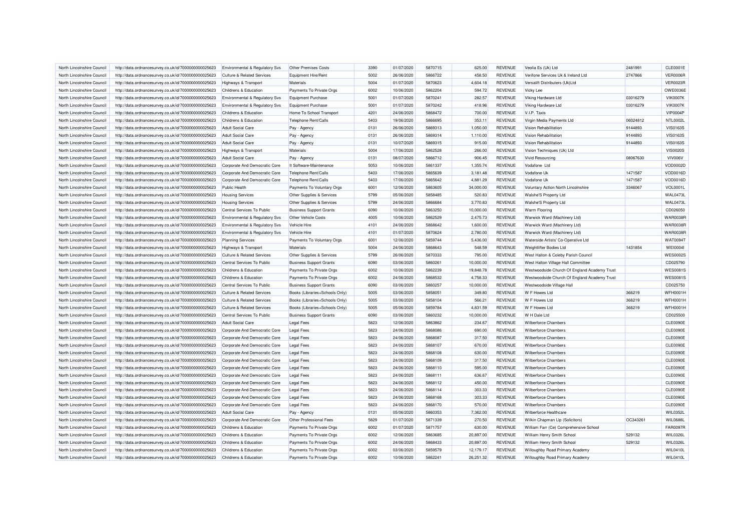| | | | | | | | | | | | | |
|---|---|---|---|---|---|---|---|---|---|---|---|---|
| North Lincolnshire Council | http://data.ordnancesurvey.co.uk/id/7000000000025623 | Environmental & Regulatory Svs | Other Premises Costs | 3390 | 01/07/2020 | 5870715 | 625.00 | REVENUE | Veolia Es (Uk) Ltd | 2481991 | CLE0001E |
| North Lincolnshire Council | http://data.ordnancesurvey.co.uk/id/7000000000025623 | Culture & Related Services | Equipment Hire/Rent | 5002 | 26/06/2020 | 5866722 | 458.50 | REVENUE | Verifone Services Uk & Ireland Ltd | 2747866 | VER0006R |
| North Lincolnshire Council | http://data.ordnancesurvey.co.uk/id/7000000000025623 | Highways & Transport | Materials | 5004 | 01/07/2020 | 5870623 | 4,604.18 | REVENUE | Versalift Distributers (Uk)Ltd | | VER0023R |
| North Lincolnshire Council | http://data.ordnancesurvey.co.uk/id/7000000000025623 | Childrens & Education | Payments To Private Orgs | 6002 | 10/06/2020 | 5862204 | 594.72 | REVENUE | Vicky Lee | | OWE0036E |
| North Lincolnshire Council | http://data.ordnancesurvey.co.uk/id/7000000000025623 | Environmental & Regulatory Svs | Equipment Purchase | 5001 | 01/07/2020 | 5870241 | 282.57 | REVENUE | Viking Hardware Ltd | 03016279 | VIK0007K |
| North Lincolnshire Council | http://data.ordnancesurvey.co.uk/id/7000000000025623 | Environmental & Regulatory Svs | Equipment Purchase | 5001 | 01/07/2020 | 5870242 | 418.96 | REVENUE | Viking Hardware Ltd | 03016279 | VIK0007K |
| North Lincolnshire Council | http://data.ordnancesurvey.co.uk/id/7000000000025623 | Childrens & Education | Home To School Transport | 4201 | 24/06/2020 | 5868472 | 700.00 | REVENUE | V.I.P. Taxis | | VIP0004P |
| North Lincolnshire Council | http://data.ordnancesurvey.co.uk/id/7000000000025623 | Childrens & Education | Telephone Rent/Calls | 5403 | 19/06/2020 | 5866695 | 353.11 | REVENUE | Virgin Media Payments Ltd | 06024812 | NTL0002L |
| North Lincolnshire Council | http://data.ordnancesurvey.co.uk/id/7000000000025623 | Adult Social Care | Pay - Agency | 0131 | 26/06/2020 | 5869313 | 1,050.00 | REVENUE | Vision Rehabilitation | 9144893 | VIS0163S |
| North Lincolnshire Council | http://data.ordnancesurvey.co.uk/id/7000000000025623 | Adult Social Care | Pay - Agency | 0131 | 26/06/2020 | 5869314 | 1,110.00 | REVENUE | Vision Rehabilitation | 9144893 | VIS0163S |
| North Lincolnshire Council | http://data.ordnancesurvey.co.uk/id/7000000000025623 | Adult Social Care | Pay - Agency | 0131 | 10/07/2020 | 5869315 | 915.00 | REVENUE | Vision Rehabilitation | 9144893 | VIS0163S |
| North Lincolnshire Council | http://data.ordnancesurvey.co.uk/id/7000000000025623 | Highways & Transport | Materials | 5004 | 17/06/2020 | 5862528 | 266.00 | REVENUE | Vision Techniques (Uk) Ltd | | VIS0020S |
| North Lincolnshire Council | http://data.ordnancesurvey.co.uk/id/7000000000025623 | Adult Social Care | Pay - Agency | 0131 | 08/07/2020 | 5866712 | 906.45 | REVENUE | Vivid Resourcing | 08067630 | VIV006V |
| North Lincolnshire Council | http://data.ordnancesurvey.co.uk/id/7000000000025623 | Corporate And Democratic Core | It Software-Maintenance | 5053 | 10/06/2020 | 5861337 | 1,355.74 | REVENUE | Vodafone Ltd | | VOD0002D |
| North Lincolnshire Council | http://data.ordnancesurvey.co.uk/id/7000000000025623 | Corporate And Democratic Core | Telephone Rent/Calls | 5403 | 17/06/2020 | 5865639 | 3,181.48 | REVENUE | Vodafone Uk | 1471587 | VOD0016D |
| North Lincolnshire Council | http://data.ordnancesurvey.co.uk/id/7000000000025623 | Corporate And Democratic Core | Telephone Rent/Calls | 5403 | 17/06/2020 | 5865642 | 4,881.29 | REVENUE | Vodafone Uk | 1471587 | VOD0016D |
| North Lincolnshire Council | http://data.ordnancesurvey.co.uk/id/7000000000025623 | Public Health | Payments To Voluntary Orgs | 6001 | 12/06/2020 | 5863605 | 34,000.00 | REVENUE | Voluntary Action North Lincolnshire | 3346067 | VOL0001L |
| North Lincolnshire Council | http://data.ordnancesurvey.co.uk/id/7000000000025623 | Housing Services | Other Supplies & Services | 5799 | 05/06/2020 | 5858485 | 520.83 | REVENUE | Walshe'S Property Ltd | | WAL0473L |
| North Lincolnshire Council | http://data.ordnancesurvey.co.uk/id/7000000000025623 | Housing Services | Other Supplies & Services | 5799 | 24/06/2020 | 5866684 | 3,770.83 | REVENUE | Walshe'S Property Ltd | | WAL0473L |
| North Lincolnshire Council | http://data.ordnancesurvey.co.uk/id/7000000000025623 | Central Services To Public | Business Support Grants | 6090 | 10/06/2020 | 5863250 | 10,000.00 | REVENUE | Warm Flooring | | CD026050 |
| North Lincolnshire Council | http://data.ordnancesurvey.co.uk/id/7000000000025623 | Environmental & Regulatory Svs | Other Vehicle Costs | 4005 | 10/06/2020 | 5862529 | 2,475.73 | REVENUE | Warwick Ward (Machinery Ltd) | | WAR0038R |
| North Lincolnshire Council | http://data.ordnancesurvey.co.uk/id/7000000000025623 | Environmental & Regulatory Svs | Vehicle Hire | 4101 | 24/06/2020 | 5868642 | 1,600.00 | REVENUE | Warwick Ward (Machinery Ltd) | | WAR0038R |
| North Lincolnshire Council | http://data.ordnancesurvey.co.uk/id/7000000000025623 | Environmental & Regulatory Svs | Vehicle Hire | 4101 | 01/07/2020 | 5870624 | 2,780.00 | REVENUE | Warwick Ward (Machinery Ltd) | | WAR0038R |
| North Lincolnshire Council | http://data.ordnancesurvey.co.uk/id/7000000000025623 | Planning Services | Payments To Voluntary Orgs | 6001 | 12/06/2020 | 5859744 | 5,436.00 | REVENUE | Waterside Artists' Co-Operative Ltd | | WAT0094T |
| North Lincolnshire Council | http://data.ordnancesurvey.co.uk/id/7000000000025623 | Highways & Transport | Materials | 5004 | 24/06/2020 | 5868643 | 548.59 | REVENUE | Weightlifter Bodies Ltd | 1431854 | WEI0004I |
| North Lincolnshire Council | http://data.ordnancesurvey.co.uk/id/7000000000025623 | Culture & Related Services | Other Supplies & Services | 5799 | 26/06/2020 | 5870333 | 795.00 | REVENUE | West Halton & Coleby Parish Council | | WES0002S |
| North Lincolnshire Council | http://data.ordnancesurvey.co.uk/id/7000000000025623 | Central Services To Public | Business Support Grants | 6090 | 03/06/2020 | 5860261 | 10,000.00 | REVENUE | West Halton Village Hall Committee | | CD025790 |
| North Lincolnshire Council | http://data.ordnancesurvey.co.uk/id/7000000000025623 | Childrens & Education | Payments To Private Orgs | 6002 | 10/06/2020 | 5862239 | 19,848.78 | REVENUE | Westwoodside Church Of England Academy Trust | | WES0081S |
| North Lincolnshire Council | http://data.ordnancesurvey.co.uk/id/7000000000025623 | Childrens & Education | Payments To Private Orgs | 6002 | 24/06/2020 | 5868532 | 4,758.33 | REVENUE | Westwoodside Church Of England Academy Trust | | WES0081S |
| North Lincolnshire Council | http://data.ordnancesurvey.co.uk/id/7000000000025623 | Central Services To Public | Business Support Grants | 6090 | 03/06/2020 | 5860257 | 10,000.00 | REVENUE | Westwoodside Village Hall | | CD025750 |
| North Lincolnshire Council | http://data.ordnancesurvey.co.uk/id/7000000000025623 | Culture & Related Services | Books (Libraries+Schools Only) | 5005 | 03/06/2020 | 5858051 | 349.80 | REVENUE | W F Howes Ltd | 366219 | WFH0001H |
| North Lincolnshire Council | http://data.ordnancesurvey.co.uk/id/7000000000025623 | Culture & Related Services | Books (Libraries+Schools Only) | 5005 | 03/06/2020 | 5858104 | 566.21 | REVENUE | W F Howes Ltd | 366219 | WFH0001H |
| North Lincolnshire Council | http://data.ordnancesurvey.co.uk/id/7000000000025623 | Culture & Related Services | Books (Libraries+Schools Only) | 5005 | 05/06/2020 | 5859784 | 4,831.59 | REVENUE | W F Howes Ltd | 366219 | WFH0001H |
| North Lincolnshire Council | http://data.ordnancesurvey.co.uk/id/7000000000025623 | Central Services To Public | Business Support Grants | 6090 | 03/06/2020 | 5860232 | 10,000.00 | REVENUE | W H Dale Ltd | | CD025500 |
| North Lincolnshire Council | http://data.ordnancesurvey.co.uk/id/7000000000025623 | Adult Social Care | Legal Fees | 5823 | 12/06/2020 | 5863862 | 234.67 | REVENUE | Wilberforce Chambers | | CLE0090E |
| North Lincolnshire Council | http://data.ordnancesurvey.co.uk/id/7000000000025623 | Corporate And Democratic Core | Legal Fees | 5823 | 24/06/2020 | 5868086 | 690.00 | REVENUE | Wilberforce Chambers | | CLE0090E |
| North Lincolnshire Council | http://data.ordnancesurvey.co.uk/id/7000000000025623 | Corporate And Democratic Core | Legal Fees | 5823 | 24/06/2020 | 5868087 | 317.50 | REVENUE | Wilberforce Chambers | | CLE0090E |
| North Lincolnshire Council | http://data.ordnancesurvey.co.uk/id/7000000000025623 | Corporate And Democratic Core | Legal Fees | 5823 | 24/06/2020 | 5868107 | 670.00 | REVENUE | Wilberforce Chambers | | CLE0090E |
| North Lincolnshire Council | http://data.ordnancesurvey.co.uk/id/7000000000025623 | Corporate And Democratic Core | Legal Fees | 5823 | 24/06/2020 | 5868108 | 630.00 | REVENUE | Wilberforce Chambers | | CLE0090E |
| North Lincolnshire Council | http://data.ordnancesurvey.co.uk/id/7000000000025623 | Corporate And Democratic Core | Legal Fees | 5823 | 24/06/2020 | 5868109 | 317.50 | REVENUE | Wilberforce Chambers | | CLE0090E |
| North Lincolnshire Council | http://data.ordnancesurvey.co.uk/id/7000000000025623 | Corporate And Democratic Core | Legal Fees | 5823 | 24/06/2020 | 5868110 | 595.00 | REVENUE | Wilberforce Chambers | | CLE0090E |
| North Lincolnshire Council | http://data.ordnancesurvey.co.uk/id/7000000000025623 | Corporate And Democratic Core | Legal Fees | 5823 | 24/06/2020 | 5868111 | 636.67 | REVENUE | Wilberforce Chambers | | CLE0090E |
| North Lincolnshire Council | http://data.ordnancesurvey.co.uk/id/7000000000025623 | Corporate And Democratic Core | Legal Fees | 5823 | 24/06/2020 | 5868112 | 450.00 | REVENUE | Wilberforce Chambers | | CLE0090E |
| North Lincolnshire Council | http://data.ordnancesurvey.co.uk/id/7000000000025623 | Corporate And Democratic Core | Legal Fees | 5823 | 24/06/2020 | 5868114 | 303.33 | REVENUE | Wilberforce Chambers | | CLE0090E |
| North Lincolnshire Council | http://data.ordnancesurvey.co.uk/id/7000000000025623 | Corporate And Democratic Core | Legal Fees | 5823 | 24/06/2020 | 5868168 | 303.33 | REVENUE | Wilberforce Chambers | | CLE0090E |
| North Lincolnshire Council | http://data.ordnancesurvey.co.uk/id/7000000000025623 | Corporate And Democratic Core | Legal Fees | 5823 | 24/06/2020 | 5868170 | 570.00 | REVENUE | Wilberforce Chambers | | CLE0090E |
| North Lincolnshire Council | http://data.ordnancesurvey.co.uk/id/7000000000025623 | Adult Social Care | Pay - Agency | 0131 | 05/06/2020 | 5860353 | 7,362.00 | REVENUE | Wilberforce Healthcare | | WIL0352L |
| North Lincolnshire Council | http://data.ordnancesurvey.co.uk/id/7000000000025623 | Corporate And Democratic Core | Other Professional Fees | 5829 | 01/07/2020 | 5871339 | 270.50 | REVENUE | Wilkin Chapman Llp (Solicitors) | OC343261 | WIL0688L |
| North Lincolnshire Council | http://data.ordnancesurvey.co.uk/id/7000000000025623 | Childrens & Education | Payments To Private Orgs | 6002 | 01/07/2020 | 5871757 | 630.00 | REVENUE | William Farr (Ce) Comprehensive School | | FAR0097R |
| North Lincolnshire Council | http://data.ordnancesurvey.co.uk/id/7000000000025623 | Childrens & Education | Payments To Private Orgs | 6002 | 12/06/2020 | 5863685 | 20,897.00 | REVENUE | William Henry Smith School | 529132 | WIL0326L |
| North Lincolnshire Council | http://data.ordnancesurvey.co.uk/id/7000000000025623 | Childrens & Education | Payments To Private Orgs | 6002 | 24/06/2020 | 5868433 | 20,897.00 | REVENUE | William Henry Smith School | 529132 | WIL0326L |
| North Lincolnshire Council | http://data.ordnancesurvey.co.uk/id/7000000000025623 | Childrens & Education | Payments To Private Orgs | 6002 | 03/06/2020 | 5859579 | 12,179.17 | REVENUE | Willoughby Road Primary Academy | | WIL0410L |
| North Lincolnshire Council | http://data.ordnancesurvey.co.uk/id/7000000000025623 | Childrens & Education | Payments To Private Orgs | 6002 | 10/06/2020 | 5862241 | 26,251.32 | REVENUE | Willoughby Road Primary Academy | | WIL0410L |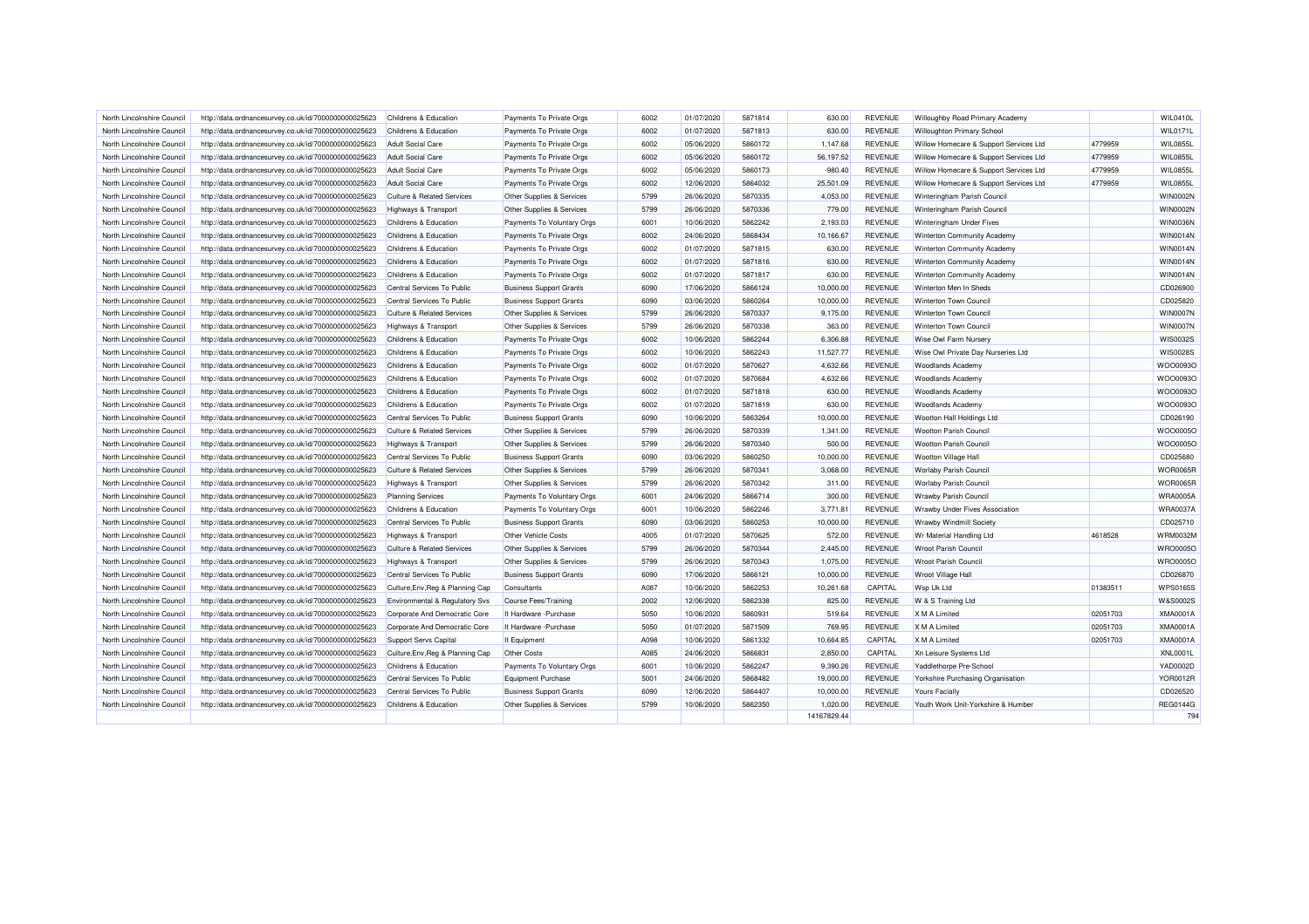| | | | | | | | | | | | | |
|---|---|---|---|---|---|---|---|---|---|---|---|---|
| North Lincolnshire Council | http://data.ordnancesurvey.co.uk/id/7000000000025623 | Childrens & Education | Payments To Private Orgs | 6002 | 01/07/2020 | 5871814 | 630.00 | REVENUE | Willoughby Road Primary Academy | | WIL0410L |
| North Lincolnshire Council | http://data.ordnancesurvey.co.uk/id/7000000000025623 | Childrens & Education | Payments To Private Orgs | 6002 | 01/07/2020 | 5871813 | 630.00 | REVENUE | Willoughton Primary School | | WIL0171L |
| North Lincolnshire Council | http://data.ordnancesurvey.co.uk/id/7000000000025623 | Adult Social Care | Payments To Private Orgs | 6002 | 05/06/2020 | 5860172 | 1,147.68 | REVENUE | Willow Homecare & Support Services Ltd | 4779959 | WIL0855L |
| North Lincolnshire Council | http://data.ordnancesurvey.co.uk/id/7000000000025623 | Adult Social Care | Payments To Private Orgs | 6002 | 05/06/2020 | 5860172 | 56,197.52 | REVENUE | Willow Homecare & Support Services Ltd | 4779959 | WIL0855L |
| North Lincolnshire Council | http://data.ordnancesurvey.co.uk/id/7000000000025623 | Adult Social Care | Payments To Private Orgs | 6002 | 05/06/2020 | 5860173 | -980.40 | REVENUE | Willow Homecare & Support Services Ltd | 4779959 | WIL0855L |
| North Lincolnshire Council | http://data.ordnancesurvey.co.uk/id/7000000000025623 | Adult Social Care | Payments To Private Orgs | 6002 | 12/06/2020 | 5864032 | 25,501.09 | REVENUE | Willow Homecare & Support Services Ltd | 4779959 | WIL0855L |
| North Lincolnshire Council | http://data.ordnancesurvey.co.uk/id/7000000000025623 | Culture & Related Services | Other Supplies & Services | 5799 | 26/06/2020 | 5870335 | 4,053.00 | REVENUE | Winteringham Parish Council | | WIN0002N |
| North Lincolnshire Council | http://data.ordnancesurvey.co.uk/id/7000000000025623 | Highways & Transport | Other Supplies & Services | 5799 | 26/06/2020 | 5870336 | 779.00 | REVENUE | Winteringham Parish Council | | WIN0002N |
| North Lincolnshire Council | http://data.ordnancesurvey.co.uk/id/7000000000025623 | Childrens & Education | Payments To Voluntary Orgs | 6001 | 10/06/2020 | 5862242 | 2,193.03 | REVENUE | Winteringham Under Fives | | WIN0036N |
| North Lincolnshire Council | http://data.ordnancesurvey.co.uk/id/7000000000025623 | Childrens & Education | Payments To Private Orgs | 6002 | 24/06/2020 | 5868434 | 10,166.67 | REVENUE | Winterton Community Academy | | WIN0014N |
| North Lincolnshire Council | http://data.ordnancesurvey.co.uk/id/7000000000025623 | Childrens & Education | Payments To Private Orgs | 6002 | 01/07/2020 | 5871815 | 630.00 | REVENUE | Winterton Community Academy | | WIN0014N |
| North Lincolnshire Council | http://data.ordnancesurvey.co.uk/id/7000000000025623 | Childrens & Education | Payments To Private Orgs | 6002 | 01/07/2020 | 5871816 | 630.00 | REVENUE | Winterton Community Academy | | WIN0014N |
| North Lincolnshire Council | http://data.ordnancesurvey.co.uk/id/7000000000025623 | Childrens & Education | Payments To Private Orgs | 6002 | 01/07/2020 | 5871817 | 630.00 | REVENUE | Winterton Community Academy | | WIN0014N |
| North Lincolnshire Council | http://data.ordnancesurvey.co.uk/id/7000000000025623 | Central Services To Public | Business Support Grants | 6090 | 17/06/2020 | 5866124 | 10,000.00 | REVENUE | Winterton Men In Sheds | | CD026900 |
| North Lincolnshire Council | http://data.ordnancesurvey.co.uk/id/7000000000025623 | Central Services To Public | Business Support Grants | 6090 | 03/06/2020 | 5860264 | 10,000.00 | REVENUE | Winterton Town Council | | CD025820 |
| North Lincolnshire Council | http://data.ordnancesurvey.co.uk/id/7000000000025623 | Culture & Related Services | Other Supplies & Services | 5799 | 26/06/2020 | 5870337 | 9,175.00 | REVENUE | Winterton Town Council | | WIN0007N |
| North Lincolnshire Council | http://data.ordnancesurvey.co.uk/id/7000000000025623 | Highways & Transport | Other Supplies & Services | 5799 | 26/06/2020 | 5870338 | 363.00 | REVENUE | Winterton Town Council | | WIN0007N |
| North Lincolnshire Council | http://data.ordnancesurvey.co.uk/id/7000000000025623 | Childrens & Education | Payments To Private Orgs | 6002 | 10/06/2020 | 5862244 | 6,306.88 | REVENUE | Wise Owl Farm Nursery | | WIS0032S |
| North Lincolnshire Council | http://data.ordnancesurvey.co.uk/id/7000000000025623 | Childrens & Education | Payments To Private Orgs | 6002 | 10/06/2020 | 5862243 | 11,527.77 | REVENUE | Wise Owl Private Day Nurseries Ltd | | WIS0028S |
| North Lincolnshire Council | http://data.ordnancesurvey.co.uk/id/7000000000025623 | Childrens & Education | Payments To Private Orgs | 6002 | 01/07/2020 | 5870627 | 4,632.66 | REVENUE | Woodlands Academy | | WOO0093O |
| North Lincolnshire Council | http://data.ordnancesurvey.co.uk/id/7000000000025623 | Childrens & Education | Payments To Private Orgs | 6002 | 01/07/2020 | 5870684 | 4,632.66 | REVENUE | Woodlands Academy | | WOO0093O |
| North Lincolnshire Council | http://data.ordnancesurvey.co.uk/id/7000000000025623 | Childrens & Education | Payments To Private Orgs | 6002 | 01/07/2020 | 5871818 | 630.00 | REVENUE | Woodlands Academy | | WOO0093O |
| North Lincolnshire Council | http://data.ordnancesurvey.co.uk/id/7000000000025623 | Childrens & Education | Payments To Private Orgs | 6002 | 01/07/2020 | 5871819 | 630.00 | REVENUE | Woodlands Academy | | WOO0093O |
| North Lincolnshire Council | http://data.ordnancesurvey.co.uk/id/7000000000025623 | Central Services To Public | Business Support Grants | 6090 | 10/06/2020 | 5863264 | 10,000.00 | REVENUE | Wootton Hall Holdings Ltd | | CD026190 |
| North Lincolnshire Council | http://data.ordnancesurvey.co.uk/id/7000000000025623 | Culture & Related Services | Other Supplies & Services | 5799 | 26/06/2020 | 5870339 | 1,341.00 | REVENUE | Wootton Parish Council | | WOO0005O |
| North Lincolnshire Council | http://data.ordnancesurvey.co.uk/id/7000000000025623 | Highways & Transport | Other Supplies & Services | 5799 | 26/06/2020 | 5870340 | 500.00 | REVENUE | Wootton Parish Council | | WOO0005O |
| North Lincolnshire Council | http://data.ordnancesurvey.co.uk/id/7000000000025623 | Central Services To Public | Business Support Grants | 6090 | 03/06/2020 | 5860250 | 10,000.00 | REVENUE | Wootton Village Hall | | CD025680 |
| North Lincolnshire Council | http://data.ordnancesurvey.co.uk/id/7000000000025623 | Culture & Related Services | Other Supplies & Services | 5799 | 26/06/2020 | 5870341 | 3,068.00 | REVENUE | Worlaby Parish Council | | WOR0065R |
| North Lincolnshire Council | http://data.ordnancesurvey.co.uk/id/7000000000025623 | Highways & Transport | Other Supplies & Services | 5799 | 26/06/2020 | 5870342 | 311.00 | REVENUE | Worlaby Parish Council | | WOR0065R |
| North Lincolnshire Council | http://data.ordnancesurvey.co.uk/id/7000000000025623 | Planning Services | Payments To Voluntary Orgs | 6001 | 24/06/2020 | 5866714 | 300.00 | REVENUE | Wrawby Parish Council | | WRA0005A |
| North Lincolnshire Council | http://data.ordnancesurvey.co.uk/id/7000000000025623 | Childrens & Education | Payments To Voluntary Orgs | 6001 | 10/06/2020 | 5862246 | 3,771.81 | REVENUE | Wrawby Under Fives Association | | WRA0037A |
| North Lincolnshire Council | http://data.ordnancesurvey.co.uk/id/7000000000025623 | Central Services To Public | Business Support Grants | 6090 | 03/06/2020 | 5860253 | 10,000.00 | REVENUE | Wrawby Windmill Society | | CD025710 |
| North Lincolnshire Council | http://data.ordnancesurvey.co.uk/id/7000000000025623 | Highways & Transport | Other Vehicle Costs | 4005 | 01/07/2020 | 5870625 | 572.00 | REVENUE | Wr Material Handling Ltd | 4618528 | WRM0032M |
| North Lincolnshire Council | http://data.ordnancesurvey.co.uk/id/7000000000025623 | Culture & Related Services | Other Supplies & Services | 5799 | 26/06/2020 | 5870344 | 2,445.00 | REVENUE | Wroot Parish Council | | WRO0005O |
| North Lincolnshire Council | http://data.ordnancesurvey.co.uk/id/7000000000025623 | Highways & Transport | Other Supplies & Services | 5799 | 26/06/2020 | 5870343 | 1,075.00 | REVENUE | Wroot Parish Council | | WRO0005O |
| North Lincolnshire Council | http://data.ordnancesurvey.co.uk/id/7000000000025623 | Central Services To Public | Business Support Grants | 6090 | 17/06/2020 | 5866121 | 10,000.00 | REVENUE | Wroot Village Hall | | CD026870 |
| North Lincolnshire Council | http://data.ordnancesurvey.co.uk/id/7000000000025623 | Culture,Env,Reg & Planning Cap | Consultants | A087 | 10/06/2020 | 5862253 | 10,261.68 | CAPITAL | Wsp Uk Ltd | 01383511 | WPS0165S |
| North Lincolnshire Council | http://data.ordnancesurvey.co.uk/id/7000000000025623 | Environmental & Regulatory Svs | Course Fees/Training | 2002 | 12/06/2020 | 5862338 | 825.00 | REVENUE | W & S Training Ltd | | W&S0002S |
| North Lincolnshire Council | http://data.ordnancesurvey.co.uk/id/7000000000025623 | Corporate And Democratic Core | It Hardware -Purchase | 5050 | 10/06/2020 | 5860931 | 519.64 | REVENUE | X M A Limited | 02051703 | XMA0001A |
| North Lincolnshire Council | http://data.ordnancesurvey.co.uk/id/7000000000025623 | Corporate And Democratic Core | It Hardware -Purchase | 5050 | 01/07/2020 | 5871509 | 769.95 | REVENUE | X M A Limited | 02051703 | XMA0001A |
| North Lincolnshire Council | http://data.ordnancesurvey.co.uk/id/7000000000025623 | Support Servs Capital | It Equipment | A098 | 10/06/2020 | 5861332 | 10,664.85 | CAPITAL | X M A Limited | 02051703 | XMA0001A |
| North Lincolnshire Council | http://data.ordnancesurvey.co.uk/id/7000000000025623 | Culture,Env,Reg & Planning Cap | Other Costs | A085 | 24/06/2020 | 5866831 | 2,850.00 | CAPITAL | Xn Leisure Systems Ltd | | XNL0001L |
| North Lincolnshire Council | http://data.ordnancesurvey.co.uk/id/7000000000025623 | Childrens & Education | Payments To Voluntary Orgs | 6001 | 10/06/2020 | 5862247 | 9,390.26 | REVENUE | Yaddlethorpe Pre-School | | YAD0002D |
| North Lincolnshire Council | http://data.ordnancesurvey.co.uk/id/7000000000025623 | Central Services To Public | Equipment Purchase | 5001 | 24/06/2020 | 5868482 | 19,000.00 | REVENUE | Yorkshire Purchasing Organisation | | YOR0012R |
| North Lincolnshire Council | http://data.ordnancesurvey.co.uk/id/7000000000025623 | Central Services To Public | Business Support Grants | 6090 | 12/06/2020 | 5864407 | 10,000.00 | REVENUE | Yours Facially | | CD026520 |
| North Lincolnshire Council | http://data.ordnancesurvey.co.uk/id/7000000000025623 | Childrens & Education | Other Supplies & Services | 5799 | 10/06/2020 | 5862350 | 1,020.00 | REVENUE | Youth Work Unit-Yorkshire & Humber | | REG0144G |
| | | | | | | | 14167829.44 | | | | 794 |